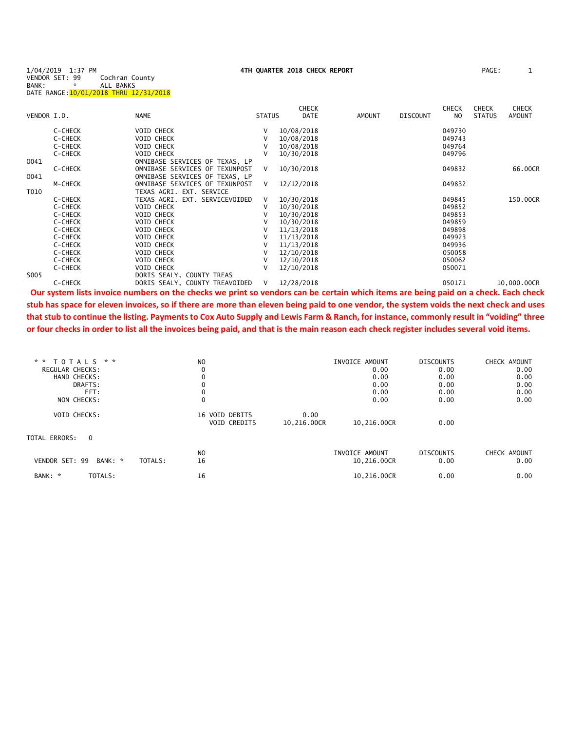1/04/2019 1:37 PM **4TH QUARTER 2018 CHECK REPORT** PAGE: 1

VENDOR SET: 99 Cochran County
BANK: * ALL BANKS
DATE RANGE: 10/01/2018 THRU 12/31/2018

| VENDOR I.D. | | NAME | STATUS | CHECK DATE | AMOUNT | DISCOUNT | CHECK NO | CHECK STATUS | CHECK AMOUNT |
|---|---|---|---|---|---|---|---|---|---|
| | C-CHECK | VOID CHECK | V | 10/08/2018 | | | 049730 | | |
| | C-CHECK | VOID CHECK | V | 10/08/2018 | | | 049743 | | |
| | C-CHECK | VOID CHECK | V | 10/08/2018 | | | 049764 | | |
| | C-CHECK | VOID CHECK | V | 10/30/2018 | | | 049796 | | |
| 0041 | | OMNIBASE SERVICES OF TEXAS, LP | | | | | | | |
| | C-CHECK | OMNIBASE SERVICES OF TEXUNPOST | V | 10/30/2018 | | | 049832 | | 66.00CR |
| 0041 | | OMNIBASE SERVICES OF TEXAS, LP | | | | | | | |
| | M-CHECK | OMNIBASE SERVICES OF TEXUNPOST | V | 12/12/2018 | | | 049832 | | |
| T010 | | TEXAS AGRI. EXT. SERVICE | | | | | | | |
| | C-CHECK | TEXAS AGRI. EXT. SERVICEVOIDED | V | 10/30/2018 | | | 049845 | | 150.00CR |
| | C-CHECK | VOID CHECK | V | 10/30/2018 | | | 049852 | | |
| | C-CHECK | VOID CHECK | V | 10/30/2018 | | | 049853 | | |
| | C-CHECK | VOID CHECK | V | 10/30/2018 | | | 049859 | | |
| | C-CHECK | VOID CHECK | V | 11/13/2018 | | | 049898 | | |
| | C-CHECK | VOID CHECK | V | 11/13/2018 | | | 049923 | | |
| | C-CHECK | VOID CHECK | V | 11/13/2018 | | | 049936 | | |
| | C-CHECK | VOID CHECK | V | 12/10/2018 | | | 050058 | | |
| | C-CHECK | VOID CHECK | V | 12/10/2018 | | | 050062 | | |
| | C-CHECK | VOID CHECK | V | 12/10/2018 | | | 050071 | | |
| S005 | | DORIS SEALY, COUNTY TREAS | | | | | | | |
| | C-CHECK | DORIS SEALY, COUNTY TREAVOIDED | V | 12/28/2018 | | | 050171 | | 10,000.00CR |

**Our system lists invoice numbers on the checks we print so vendors can be certain which items are being paid on a check. Each check stub has space for eleven invoices, so if there are more than eleven being paid to one vendor, the system voids the next check and uses that stub to continue the listing. Payments to Cox Auto Supply and Lewis Farm & Ranch, for instance, commonly result in "voiding" three or four checks in order to list all the invoices being paid, and that is the main reason each check register includes several void items.**

| ** TOTALS ** | NO | | INVOICE AMOUNT | DISCOUNTS | CHECK AMOUNT |
|---|---|---|---|---|---|
| REGULAR CHECKS: | 0 | | 0.00 | 0.00 | 0.00 |
| HAND CHECKS: | 0 | | 0.00 | 0.00 | 0.00 |
| DRAFTS: | 0 | | 0.00 | 0.00 | 0.00 |
| EFT: | 0 | | 0.00 | 0.00 | 0.00 |
| NON CHECKS: | 0 | | 0.00 | 0.00 | 0.00 |
| VOID CHECKS: | 16 VOID DEBITS | 0.00 | | | |
| | VOID CREDITS | 10,216.00CR | 10,216.00CR | 0.00 | |

TOTAL ERRORS: 0

| | | NO | INVOICE AMOUNT | DISCOUNTS | CHECK AMOUNT |
|---|---|---|---|---|---|
| VENDOR SET: 99 BANK: * | TOTALS: | 16 | 10,216.00CR | 0.00 | 0.00 |
| BANK: * | TOTALS: | 16 | 10,216.00CR | 0.00 | 0.00 |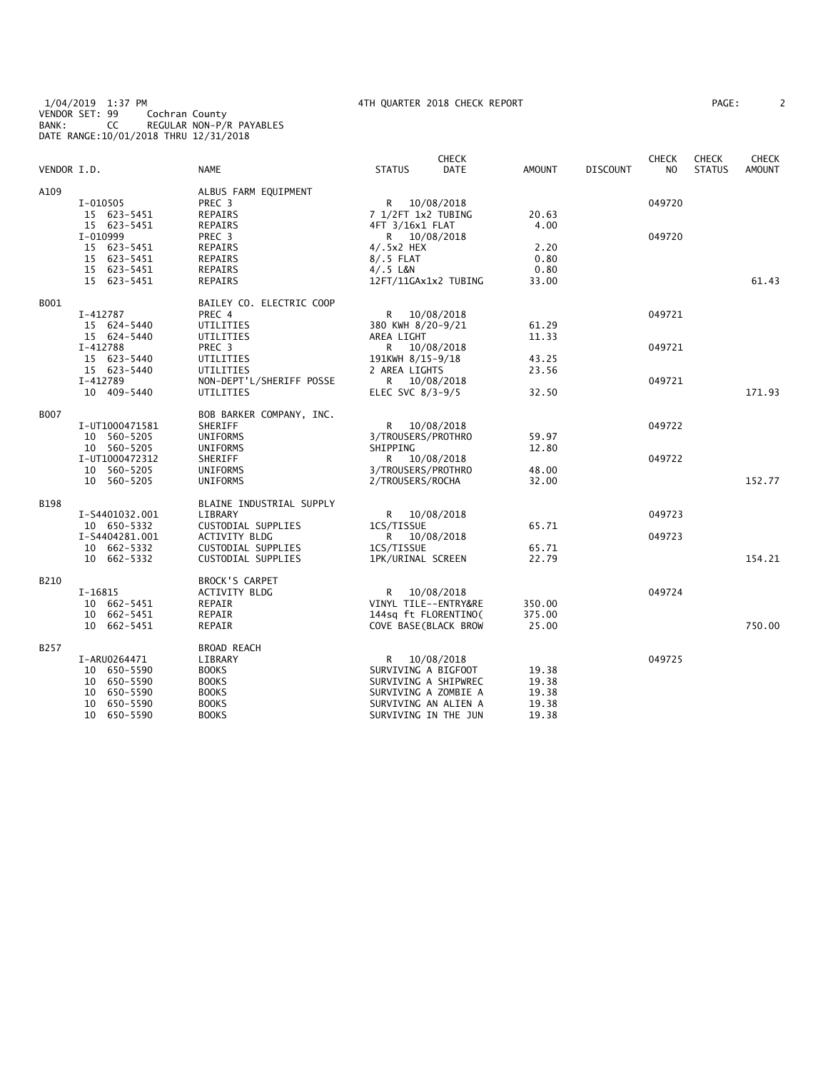1/04/2019 1:37 PM
VENDOR SET: 99 Cochran County
BANK: CC REGULAR NON-P/R PAYABLES
DATE RANGE:10/01/2018 THRU 12/31/2018

4TH QUARTER 2018 CHECK REPORT

| VENDOR I.D. | NAME | STATUS | CHECK DATE | AMOUNT | DISCOUNT | CHECK NO | CHECK STATUS | CHECK AMOUNT |
|---|---|---|---|---|---|---|---|---|
| A109 | ALBUS FARM EQUIPMENT | | | | | | | |
| I-010505 | PREC 3 | R | 10/08/2018 | | | 049720 | | |
| 15 623-5451 | REPAIRS | 7 1/2FT 1x2 TUBING | | 20.63 | | | | |
| 15 623-5451 | REPAIRS | 4FT 3/16x1 FLAT | | 4.00 | | | | |
| I-010999 | PREC 3 | R | 10/08/2018 | | | 049720 | | |
| 15 623-5451 | REPAIRS | 4/.5x2 HEX | | 2.20 | | | | |
| 15 623-5451 | REPAIRS | 8/.5 FLAT | | 0.80 | | | | |
| 15 623-5451 | REPAIRS | 4/.5 L&N | | 0.80 | | | | |
| 15 623-5451 | REPAIRS | 12FT/11GAx1x2 TUBING | | 33.00 | | | | 61.43 |
| B001 | BAILEY CO. ELECTRIC COOP | | | | | | | |
| I-412787 | PREC 4 | R | 10/08/2018 | | | 049721 | | |
| 15 624-5440 | UTILITIES | 380 KWH 8/20-9/21 | | 61.29 | | | | |
| 15 624-5440 | UTILITIES | AREA LIGHT | | 11.33 | | | | |
| I-412788 | PREC 3 | R | 10/08/2018 | | | 049721 | | |
| 15 623-5440 | UTILITIES | 191KWH 8/15-9/18 | | 43.25 | | | | |
| 15 623-5440 | UTILITIES | 2 AREA LIGHTS | | 23.56 | | | | |
| I-412789 | NON-DEPT'L/SHERIFF POSSE | R | 10/08/2018 | | | 049721 | | |
| 10 409-5440 | UTILITIES | ELEC SVC 8/3-9/5 | | 32.50 | | | | 171.93 |
| B007 | BOB BARKER COMPANY, INC. | | | | | | | |
| I-UT1000471581 | SHERIFF | R | 10/08/2018 | | | 049722 | | |
| 10 560-5205 | UNIFORMS | 3/TROUSERS/PROTHRO | | 59.97 | | | | |
| 10 560-5205 | UNIFORMS | SHIPPING | | 12.80 | | | | |
| I-UT1000472312 | SHERIFF | R | 10/08/2018 | | | 049722 | | |
| 10 560-5205 | UNIFORMS | 3/TROUSERS/PROTHRO | | 48.00 | | | | |
| 10 560-5205 | UNIFORMS | 2/TROUSERS/ROCHA | | 32.00 | | | | 152.77 |
| B198 | BLAINE INDUSTRIAL SUPPLY | | | | | | | |
| I-S4401032.001 | LIBRARY | R | 10/08/2018 | | | 049723 | | |
| 10 650-5332 | CUSTODIAL SUPPLIES | 1CS/TISSUE | | 65.71 | | | | |
| I-S4404281.001 | ACTIVITY BLDG | R | 10/08/2018 | | | 049723 | | |
| 10 662-5332 | CUSTODIAL SUPPLIES | 1CS/TISSUE | | 65.71 | | | | |
| 10 662-5332 | CUSTODIAL SUPPLIES | 1PK/URINAL SCREEN | | 22.79 | | | | 154.21 |
| B210 | BROCK'S CARPET | | | | | | | |
| I-16815 | ACTIVITY BLDG | R | 10/08/2018 | | | 049724 | | |
| 10 662-5451 | REPAIR | VINYL TILE--ENTRY&RE | | 350.00 | | | | |
| 10 662-5451 | REPAIR | 144sq ft FLORENTINO( | | 375.00 | | | | |
| 10 662-5451 | REPAIR | COVE BASE(BLACK BROW | | 25.00 | | | | 750.00 |
| B257 | BROAD REACH | | | | | | | |
| I-ARU0264471 | LIBRARY | R | 10/08/2018 | | | 049725 | | |
| 10 650-5590 | BOOKS | SURVIVING A BIGFOOT | | 19.38 | | | | |
| 10 650-5590 | BOOKS | SURVIVING A SHIPWREC | | 19.38 | | | | |
| 10 650-5590 | BOOKS | SURVIVING A ZOMBIE A | | 19.38 | | | | |
| 10 650-5590 | BOOKS | SURVIVING AN ALIEN A | | 19.38 | | | | |
| 10 650-5590 | BOOKS | SURVIVING IN THE JUN | | 19.38 | | | | |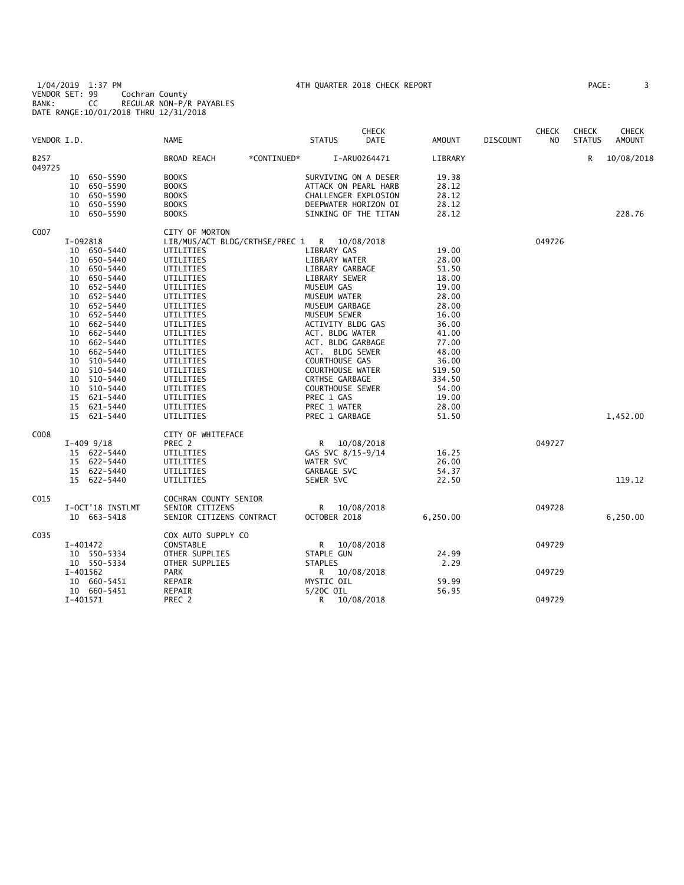1/04/2019 1:37 PM 4TH QUARTER 2018 CHECK REPORT
VENDOR SET: 99 Cochran County
BANK: CC REGULAR NON-P/R PAYABLES
DATE RANGE:10/01/2018 THRU 12/31/2018

| VENDOR I.D. | NAME | STATUS | CHECK DATE | AMOUNT | DISCOUNT | CHECK NO | CHECK STATUS | CHECK AMOUNT |
|---|---|---|---|---|---|---|---|---|
| B257 | BROAD REACH *CONTINUED* | | I-ARU0264471 | LIBRARY | | | R | 10/08/2018 |
| 049725 | | | | | | | | |
| 10 650-5590 | BOOKS | SURVIVING ON A DESER | | 19.38 | | | | |
| 10 650-5590 | BOOKS | ATTACK ON PEARL HARB | | 28.12 | | | | |
| 10 650-5590 | BOOKS | CHALLENGER EXPLOSION | | 28.12 | | | | |
| 10 650-5590 | BOOKS | DEEPWATER HORIZON OI | | 28.12 | | | | |
| 10 650-5590 | BOOKS | SINKING OF THE TITAN | | 28.12 | | | | 228.76 |
| C007 | CITY OF MORTON | | | | | | | |
| I-092818 | LIB/MUS/ACT BLDG/CRTHSE/PREC 1 | R | 10/08/2018 | | | 049726 | | |
| 10 650-5440 | UTILITIES | LIBRARY GAS | | 19.00 | | | | |
| 10 650-5440 | UTILITIES | LIBRARY WATER | | 28.00 | | | | |
| 10 650-5440 | UTILITIES | LIBRARY GARBAGE | | 51.50 | | | | |
| 10 650-5440 | UTILITIES | LIBRARY SEWER | | 18.00 | | | | |
| 10 652-5440 | UTILITIES | MUSEUM GAS | | 19.00 | | | | |
| 10 652-5440 | UTILITIES | MUSEUM WATER | | 28.00 | | | | |
| 10 652-5440 | UTILITIES | MUSEUM GARBAGE | | 28.00 | | | | |
| 10 652-5440 | UTILITIES | MUSEUM SEWER | | 16.00 | | | | |
| 10 662-5440 | UTILITIES | ACTIVITY BLDG GAS | | 36.00 | | | | |
| 10 662-5440 | UTILITIES | ACT. BLDG WATER | | 41.00 | | | | |
| 10 662-5440 | UTILITIES | ACT. BLDG GARBAGE | | 77.00 | | | | |
| 10 662-5440 | UTILITIES | ACT. BLDG SEWER | | 48.00 | | | | |
| 10 510-5440 | UTILITIES | COURTHOUSE GAS | | 36.00 | | | | |
| 10 510-5440 | UTILITIES | COURTHOUSE WATER | | 519.50 | | | | |
| 10 510-5440 | UTILITIES | CRTHSE GARBAGE | | 334.50 | | | | |
| 10 510-5440 | UTILITIES | COURTHOUSE SEWER | | 54.00 | | | | |
| 15 621-5440 | UTILITIES | PREC 1 GAS | | 19.00 | | | | |
| 15 621-5440 | UTILITIES | PREC 1 WATER | | 28.00 | | | | |
| 15 621-5440 | UTILITIES | PREC 1 GARBAGE | | 51.50 | | | | 1,452.00 |
| C008 | CITY OF WHITEFACE | | | | | | | |
| I-409 9/18 | PREC 2 | R | 10/08/2018 | | | 049727 | | |
| 15 622-5440 | UTILITIES | GAS SVC 8/15-9/14 | | 16.25 | | | | |
| 15 622-5440 | UTILITIES | WATER SVC | | 26.00 | | | | |
| 15 622-5440 | UTILITIES | GARBAGE SVC | | 54.37 | | | | |
| 15 622-5440 | UTILITIES | SEWER SVC | | 22.50 | | | | 119.12 |
| C015 | COCHRAN COUNTY SENIOR | | | | | | | |
| I-OCT'18 INSTLMT | SENIOR CITIZENS | R | 10/08/2018 | | | 049728 | | |
| 10 663-5418 | SENIOR CITIZENS CONTRACT | OCTOBER 2018 | | 6,250.00 | | | | 6,250.00 |
| C035 | COX AUTO SUPPLY CO | | | | | | | |
| I-401472 | CONSTABLE | R | 10/08/2018 | | | 049729 | | |
| 10 550-5334 | OTHER SUPPLIES | STAPLE GUN | | 24.99 | | | | |
| 10 550-5334 | OTHER SUPPLIES | STAPLES | | 2.29 | | | | |
| I-401562 | PARK | R | 10/08/2018 | | | 049729 | | |
| 10 660-5451 | REPAIR | MYSTIC OIL | | 59.99 | | | | |
| 10 660-5451 | REPAIR | 5/20C OIL | | 56.95 | | | | |
| I-401571 | PREC 2 | R | 10/08/2018 | | | 049729 | | |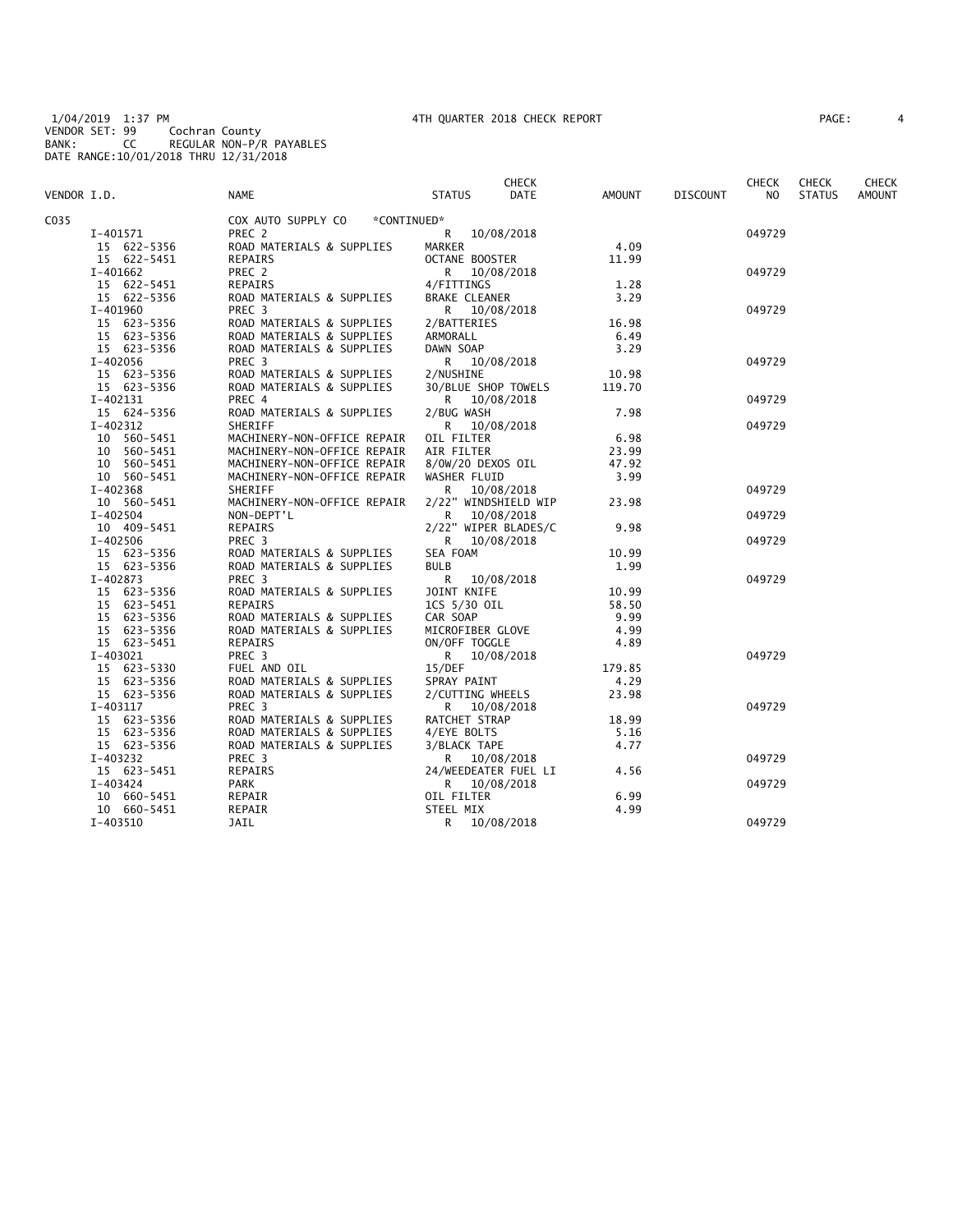1/04/2019 1:37 PM 4TH QUARTER 2018 CHECK REPORT
VENDOR SET: 99 Cochran County
BANK: CC REGULAR NON-P/R PAYABLES
DATE RANGE:10/01/2018 THRU 12/31/2018

| VENDOR I.D. | NAME | STATUS | CHECK DATE | AMOUNT | DISCOUNT | CHECK NO | CHECK STATUS | CHECK AMOUNT |
|---|---|---|---|---|---|---|---|---|
| C035 | COX AUTO SUPPLY CO *CONTINUED* | | | | | | | |
| I-401571 | PREC 2 | R | 10/08/2018 | | | 049729 | | |
| 15 622-5356 | ROAD MATERIALS & SUPPLIES | MARKER | | 4.09 | | | | |
| 15 622-5451 | REPAIRS | OCTANE BOOSTER | | 11.99 | | | | |
| I-401662 | PREC 2 | R | 10/08/2018 | | | 049729 | | |
| 15 622-5451 | REPAIRS | 4/FITTINGS | | 1.28 | | | | |
| 15 622-5356 | ROAD MATERIALS & SUPPLIES | BRAKE CLEANER | | 3.29 | | | | |
| I-401960 | PREC 3 | R | 10/08/2018 | | | 049729 | | |
| 15 623-5356 | ROAD MATERIALS & SUPPLIES | 2/BATTERIES | | 16.98 | | | | |
| 15 623-5356 | ROAD MATERIALS & SUPPLIES | ARMORALL | | 6.49 | | | | |
| 15 623-5356 | ROAD MATERIALS & SUPPLIES | DAWN SOAP | | 3.29 | | | | |
| I-402056 | PREC 3 | R | 10/08/2018 | | | 049729 | | |
| 15 623-5356 | ROAD MATERIALS & SUPPLIES | 2/NUSHINE | | 10.98 | | | | |
| 15 623-5356 | ROAD MATERIALS & SUPPLIES | 30/BLUE SHOP TOWELS | | 119.70 | | | | |
| I-402131 | PREC 4 | R | 10/08/2018 | | | 049729 | | |
| 15 624-5356 | ROAD MATERIALS & SUPPLIES | 2/BUG WASH | | 7.98 | | | | |
| I-402312 | SHERIFF | R | 10/08/2018 | | | 049729 | | |
| 10 560-5451 | MACHINERY-NON-OFFICE REPAIR | OIL FILTER | | 6.98 | | | | |
| 10 560-5451 | MACHINERY-NON-OFFICE REPAIR | AIR FILTER | | 23.99 | | | | |
| 10 560-5451 | MACHINERY-NON-OFFICE REPAIR | 8/0W/20 DEXOS OIL | | 47.92 | | | | |
| 10 560-5451 | MACHINERY-NON-OFFICE REPAIR | WASHER FLUID | | 3.99 | | | | |
| I-402368 | SHERIFF | R | 10/08/2018 | | | 049729 | | |
| 10 560-5451 | MACHINERY-NON-OFFICE REPAIR | 2/22" WINDSHIELD WIP | | 23.98 | | | | |
| I-402504 | NON-DEPT'L | R | 10/08/2018 | | | 049729 | | |
| 10 409-5451 | REPAIRS | 2/22" WIPER BLADES/C | | 9.98 | | | | |
| I-402506 | PREC 3 | R | 10/08/2018 | | | 049729 | | |
| 15 623-5356 | ROAD MATERIALS & SUPPLIES | SEA FOAM | | 10.99 | | | | |
| 15 623-5356 | ROAD MATERIALS & SUPPLIES | BULB | | 1.99 | | | | |
| I-402873 | PREC 3 | R | 10/08/2018 | | | 049729 | | |
| 15 623-5356 | ROAD MATERIALS & SUPPLIES | JOINT KNIFE | | 10.99 | | | | |
| 15 623-5451 | REPAIRS | 1CS 5/30 OIL | | 58.50 | | | | |
| 15 623-5356 | ROAD MATERIALS & SUPPLIES | CAR SOAP | | 9.99 | | | | |
| 15 623-5356 | ROAD MATERIALS & SUPPLIES | MICROFIBER GLOVE | | 4.99 | | | | |
| 15 623-5451 | REPAIRS | ON/OFF TOGGLE | | 4.89 | | | | |
| I-403021 | PREC 3 | R | 10/08/2018 | | | 049729 | | |
| 15 623-5330 | FUEL AND OIL | 15/DEF | | 179.85 | | | | |
| 15 623-5356 | ROAD MATERIALS & SUPPLIES | SPRAY PAINT | | 4.29 | | | | |
| 15 623-5356 | ROAD MATERIALS & SUPPLIES | 2/CUTTING WHEELS | | 23.98 | | | | |
| I-403117 | PREC 3 | R | 10/08/2018 | | | 049729 | | |
| 15 623-5356 | ROAD MATERIALS & SUPPLIES | RATCHET STRAP | | 18.99 | | | | |
| 15 623-5356 | ROAD MATERIALS & SUPPLIES | 4/EYE BOLTS | | 5.16 | | | | |
| 15 623-5356 | ROAD MATERIALS & SUPPLIES | 3/BLACK TAPE | | 4.77 | | | | |
| I-403232 | PREC 3 | R | 10/08/2018 | | | 049729 | | |
| 15 623-5451 | REPAIRS | 24/WEEDEATER FUEL LI | | 4.56 | | | | |
| I-403424 | PARK | R | 10/08/2018 | | | 049729 | | |
| 10 660-5451 | REPAIR | OIL FILTER | | 6.99 | | | | |
| 10 660-5451 | REPAIR | STEEL MIX | | 4.99 | | | | |
| I-403510 | JAIL | R | 10/08/2018 | | | 049729 | | |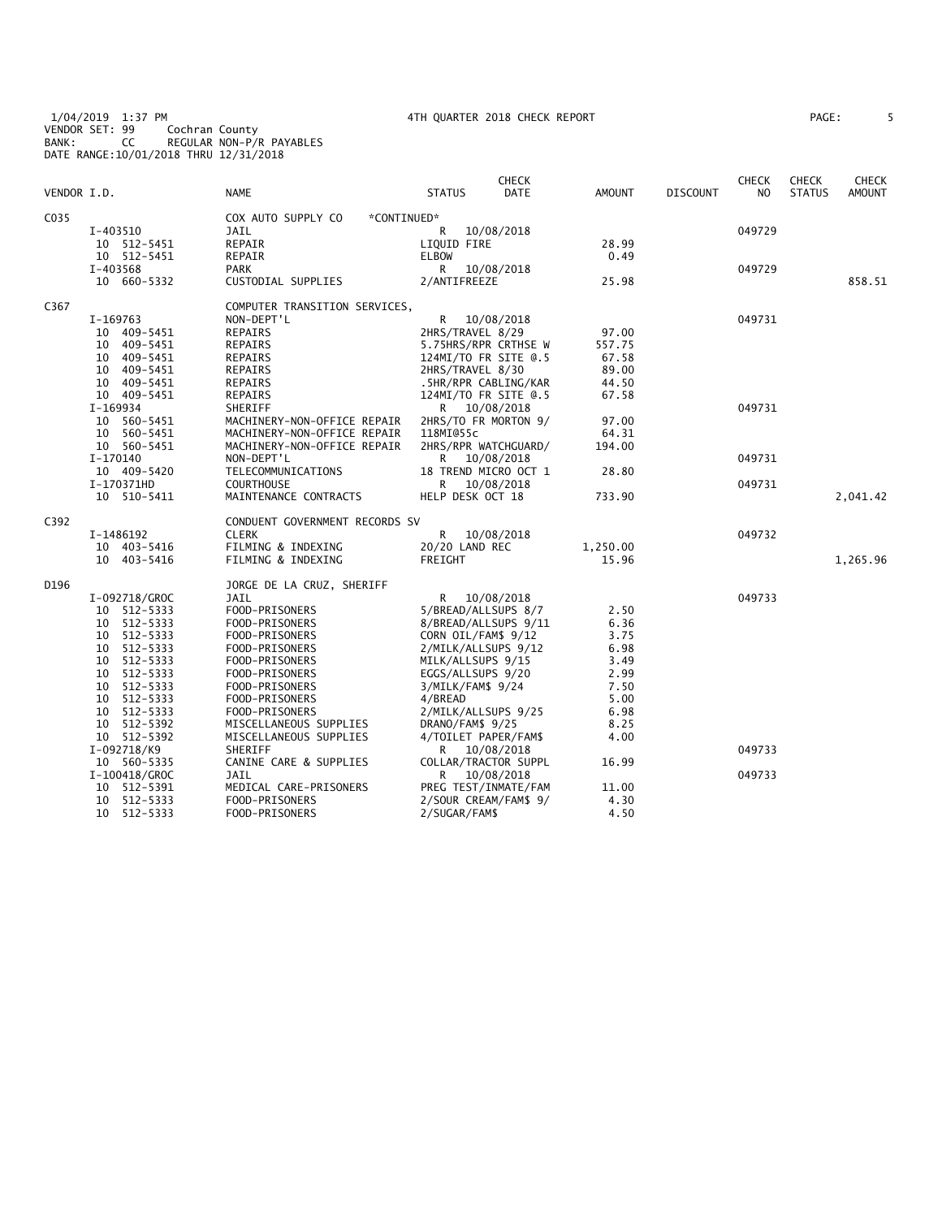1/04/2019 1:37 PM 4TH QUARTER 2018 CHECK REPORT
VENDOR SET: 99 Cochran County
BANK: CC REGULAR NON-P/R PAYABLES
DATE RANGE:10/01/2018 THRU 12/31/2018

| VENDOR I.D. | NAME | STATUS | CHECK DATE | AMOUNT | DISCOUNT | CHECK NO | CHECK STATUS | CHECK AMOUNT |
|---|---|---|---|---|---|---|---|---|
| C035 | COX AUTO SUPPLY CO *CONTINUED* | | | | | | | |
| I-403510 | JAIL | R | 10/08/2018 | | | 049729 | | |
| 10 512-5451 | REPAIR | LIQUID FIRE | | 28.99 | | | | |
| 10 512-5451 | REPAIR | ELBOW | | 0.49 | | | | |
| I-403568 | PARK | R | 10/08/2018 | | | 049729 | | |
| 10 660-5332 | CUSTODIAL SUPPLIES | 2/ANTIFREEZE | | 25.98 | | | | 858.51 |
| C367 | COMPUTER TRANSITION SERVICES, | | | | | | | |
| I-169763 | NON-DEPT'L | R | 10/08/2018 | | | 049731 | | |
| 10 409-5451 | REPAIRS | 2HRS/TRAVEL 8/29 | | 97.00 | | | | |
| 10 409-5451 | REPAIRS | 5.75HRS/RPR CRTHSE W | | 557.75 | | | | |
| 10 409-5451 | REPAIRS | 124MI/TO FR SITE @.5 | | 67.58 | | | | |
| 10 409-5451 | REPAIRS | 2HRS/TRAVEL 8/30 | | 89.00 | | | | |
| 10 409-5451 | REPAIRS | .5HR/RPR CABLING/KAR | | 44.50 | | | | |
| 10 409-5451 | REPAIRS | 124MI/TO FR SITE @.5 | | 67.58 | | | | |
| I-169934 | SHERIFF | R | 10/08/2018 | | | 049731 | | |
| 10 560-5451 | MACHINERY-NON-OFFICE REPAIR | 2HRS/TO FR MORTON 9/ | | 97.00 | | | | |
| 10 560-5451 | MACHINERY-NON-OFFICE REPAIR | 118MI@55c | | 64.31 | | | | |
| 10 560-5451 | MACHINERY-NON-OFFICE REPAIR | 2HRS/RPR WATCHGUARD/ | | 194.00 | | | | |
| I-170140 | NON-DEPT'L | R | 10/08/2018 | | | 049731 | | |
| 10 409-5420 | TELECOMMUNICATIONS | 18 TREND MICRO OCT 1 | | 28.80 | | | | |
| I-170371HD | COURTHOUSE | R | 10/08/2018 | | | 049731 | | |
| 10 510-5411 | MAINTENANCE CONTRACTS | HELP DESK OCT 18 | | 733.90 | | | | 2,041.42 |
| C392 | CONDUENT GOVERNMENT RECORDS SV | | | | | | | |
| I-1486192 | CLERK | R | 10/08/2018 | | | 049732 | | |
| 10 403-5416 | FILMING & INDEXING | 20/20 LAND REC | | 1,250.00 | | | | |
| 10 403-5416 | FILMING & INDEXING | FREIGHT | | 15.96 | | | | 1,265.96 |
| D196 | JORGE DE LA CRUZ, SHERIFF | | | | | | | |
| I-092718/GROC | JAIL | R | 10/08/2018 | | | 049733 | | |
| 10 512-5333 | FOOD-PRISONERS | 5/BREAD/ALLSUPS 8/7 | | 2.50 | | | | |
| 10 512-5333 | FOOD-PRISONERS | 8/BREAD/ALLSUPS 9/11 | | 6.36 | | | | |
| 10 512-5333 | FOOD-PRISONERS | CORN OIL/FAM$ 9/12 | | 3.75 | | | | |
| 10 512-5333 | FOOD-PRISONERS | 2/MILK/ALLSUPS 9/12 | | 6.98 | | | | |
| 10 512-5333 | FOOD-PRISONERS | MILK/ALLSUPS 9/15 | | 3.49 | | | | |
| 10 512-5333 | FOOD-PRISONERS | EGGS/ALLSUPS 9/20 | | 2.99 | | | | |
| 10 512-5333 | FOOD-PRISONERS | 3/MILK/FAM$ 9/24 | | 7.50 | | | | |
| 10 512-5333 | FOOD-PRISONERS | 4/BREAD | | 5.00 | | | | |
| 10 512-5333 | FOOD-PRISONERS | 2/MILK/ALLSUPS 9/25 | | 6.98 | | | | |
| 10 512-5392 | MISCELLANEOUS SUPPLIES | DRANO/FAM$ 9/25 | | 8.25 | | | | |
| 10 512-5392 | MISCELLANEOUS SUPPLIES | 4/TOILET PAPER/FAM$ | | 4.00 | | | | |
| I-092718/K9 | SHERIFF | R | 10/08/2018 | | | 049733 | | |
| 10 560-5335 | CANINE CARE & SUPPLIES | COLLAR/TRACTOR SUPPL | | 16.99 | | | | |
| I-100418/GROC | JAIL | R | 10/08/2018 | | | 049733 | | |
| 10 512-5391 | MEDICAL CARE-PRISONERS | PREG TEST/INMATE/FAM | | 11.00 | | | | |
| 10 512-5333 | FOOD-PRISONERS | 2/SOUR CREAM/FAM$ 9/ | | 4.30 | | | | |
| 10 512-5333 | FOOD-PRISONERS | 2/SUGAR/FAM$ | | 4.50 | | | | |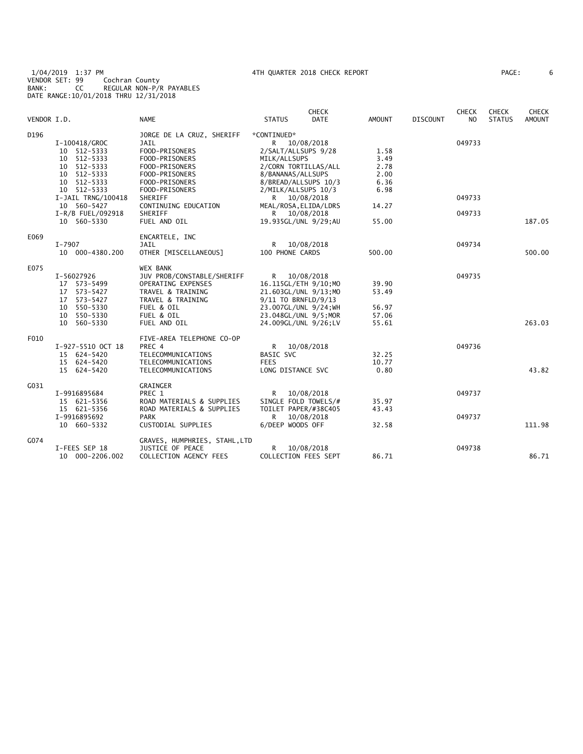1/04/2019 1:37 PM 4TH QUARTER 2018 CHECK REPORT
VENDOR SET: 99 Cochran County
BANK: CC REGULAR NON-P/R PAYABLES
DATE RANGE:10/01/2018 THRU 12/31/2018

| VENDOR I.D. | | NAME | STATUS | CHECK DATE | AMOUNT | DISCOUNT | CHECK NO | CHECK STATUS | CHECK AMOUNT |
|---|---|---|---|---|---|---|---|---|---|
| D196 | | JORGE DE LA CRUZ, SHERIFF | *CONTINUED* | | | | | | |
| | I-100418/GROC | JAIL | R | 10/08/2018 | | | 049733 | | |
| | 10 512-5333 | FOOD-PRISONERS | 2/SALT/ALLSUPS 9/28 | | 1.58 | | | | |
| | 10 512-5333 | FOOD-PRISONERS | MILK/ALLSUPS | | 3.49 | | | | |
| | 10 512-5333 | FOOD-PRISONERS | 2/CORN TORTILLAS/ALL | | 2.78 | | | | |
| | 10 512-5333 | FOOD-PRISONERS | 8/BANANAS/ALLSUPS | | 2.00 | | | | |
| | 10 512-5333 | FOOD-PRISONERS | 8/BREAD/ALLSUPS 10/3 | | 6.36 | | | | |
| | 10 512-5333 | FOOD-PRISONERS | 2/MILK/ALLSUPS 10/3 | | 6.98 | | | | |
| | I-JAIL TRNG/100418 | SHERIFF | R | 10/08/2018 | | | 049733 | | |
| | 10 560-5427 | CONTINUING EDUCATION | MEAL/ROSA,ELIDA/LDRS | | 14.27 | | | | |
| | I-R/B FUEL/092918 | SHERIFF | R | 10/08/2018 | | | 049733 | | |
| | 10 560-5330 | FUEL AND OIL | 19.935GL/UNL 9/29;AU | | 55.00 | | | | 187.05 |
| E069 | | ENCARTELE, INC | | | | | | | |
| | I-7907 | JAIL | R | 10/08/2018 | | | 049734 | | |
| | 10 000-4380.200 | OTHER [MISCELLANEOUS] | 100 PHONE CARDS | | 500.00 | | | | 500.00 |
| E075 | | WEX BANK | | | | | | | |
| | I-56027926 | JUV PROB/CONSTABLE/SHERIFF | R | 10/08/2018 | | | 049735 | | |
| | 17 573-5499 | OPERATING EXPENSES | 16.115GL/ETH 9/10;MO | | 39.90 | | | | |
| | 17 573-5427 | TRAVEL & TRAINING | 21.603GL/UNL 9/13;MO | | 53.49 | | | | |
| | 17 573-5427 | TRAVEL & TRAINING | 9/11 TO BRNFLD/9/13 | | | | | | |
| | 10 550-5330 | FUEL & OIL | 23.007GL/UNL 9/24;WH | | 56.97 | | | | |
| | 10 550-5330 | FUEL & OIL | 23.048GL/UNL 9/5;MOR | | 57.06 | | | | |
| | 10 560-5330 | FUEL AND OIL | 24.009GL/UNL 9/26;LV | | 55.61 | | | | 263.03 |
| F010 | | FIVE-AREA TELEPHONE CO-OP | | | | | | | |
| | I-927-5510 OCT 18 | PREC 4 | R | 10/08/2018 | | | 049736 | | |
| | 15 624-5420 | TELECOMMUNICATIONS | BASIC SVC | | 32.25 | | | | |
| | 15 624-5420 | TELECOMMUNICATIONS | FEES | | 10.77 | | | | |
| | 15 624-5420 | TELECOMMUNICATIONS | LONG DISTANCE SVC | | 0.80 | | | | 43.82 |
| G031 | | GRAINGER | | | | | | | |
| | I-9916895684 | PREC 1 | R | 10/08/2018 | | | 049737 | | |
| | 15 621-5356 | ROAD MATERIALS & SUPPLIES | SINGLE FOLD TOWELS/# | | 35.97 | | | | |
| | 15 621-5356 | ROAD MATERIALS & SUPPLIES | TOILET PAPER/#38C405 | | 43.43 | | | | |
| | I-9916895692 | PARK | R | 10/08/2018 | | | 049737 | | |
| | 10 660-5332 | CUSTODIAL SUPPLIES | 6/DEEP WOODS OFF | | 32.58 | | | | 111.98 |
| G074 | | GRAVES, HUMPHRIES, STAHL,LTD | | | | | | | |
| | I-FEES SEP 18 | JUSTICE OF PEACE | R | 10/08/2018 | | | 049738 | | |
| | 10 000-2206.002 | COLLECTION AGENCY FEES | COLLECTION FEES SEPT | | 86.71 | | | | 86.71 |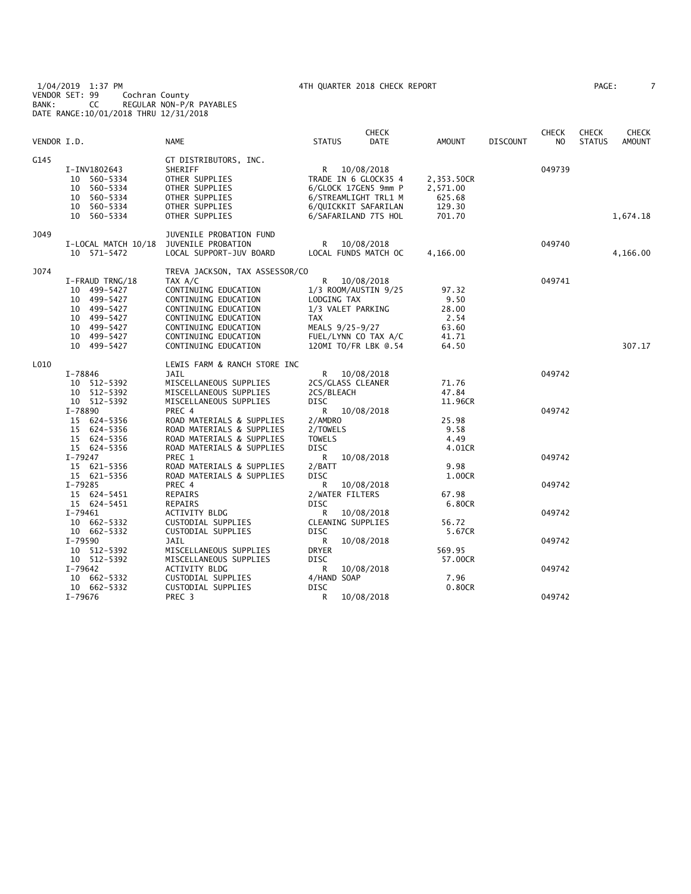1/04/2019 1:37 PM
VENDOR SET: 99 Cochran County
BANK: CC REGULAR NON-P/R PAYABLES
DATE RANGE:10/01/2018 THRU 12/31/2018

4TH QUARTER 2018 CHECK REPORT

| VENDOR I.D. | NAME | STATUS | CHECK DATE | AMOUNT | DISCOUNT | CHECK NO | CHECK STATUS | CHECK AMOUNT |
|---|---|---|---|---|---|---|---|---|
| G145 | GT DISTRIBUTORS, INC. | | | | | | | |
| I-INV1802643 | SHERIFF | R | 10/08/2018 | | | 049739 | | |
| 10 560-5334 | OTHER SUPPLIES | TRADE IN 6 GLOCK35 4 | | 2,353.50CR | | | | |
| 10 560-5334 | OTHER SUPPLIES | 6/GLOCK 17GEN5 9mm P | | 2,571.00 | | | | |
| 10 560-5334 | OTHER SUPPLIES | 6/STREAMLIGHT TRL1 M | | 625.68 | | | | |
| 10 560-5334 | OTHER SUPPLIES | 6/QUICKKIT SAFARILAN | | 129.30 | | | | |
| 10 560-5334 | OTHER SUPPLIES | 6/SAFARILAND 7TS HOL | | 701.70 | | | | 1,674.18 |
| J049 | JUVENILE PROBATION FUND | | | | | | | |
| I-LOCAL MATCH 10/18 | JUVENILE PROBATION | R | 10/08/2018 | | | 049740 | | |
| 10 571-5472 | LOCAL SUPPORT-JUV BOARD | LOCAL FUNDS MATCH OC | | 4,166.00 | | | | 4,166.00 |
| J074 | TREVA JACKSON, TAX ASSESSOR/CO | | | | | | | |
| I-FRAUD TRNG/18 | TAX A/C | R | 10/08/2018 | | | 049741 | | |
| 10 499-5427 | CONTINUING EDUCATION | 1/3 ROOM/AUSTIN 9/25 | | 97.32 | | | | |
| 10 499-5427 | CONTINUING EDUCATION | LODGING TAX | | 9.50 | | | | |
| 10 499-5427 | CONTINUING EDUCATION | 1/3 VALET PARKING | | 28.00 | | | | |
| 10 499-5427 | CONTINUING EDUCATION | TAX | | 2.54 | | | | |
| 10 499-5427 | CONTINUING EDUCATION | MEALS 9/25-9/27 | | 63.60 | | | | |
| 10 499-5427 | CONTINUING EDUCATION | FUEL/LYNN CO TAX A/C | | 41.71 | | | | |
| 10 499-5427 | CONTINUING EDUCATION | 120MI TO/FR LBK @.54 | | 64.50 | | | | 307.17 |
| L010 | LEWIS FARM & RANCH STORE INC | | | | | | | |
| I-78846 | JAIL | R | 10/08/2018 | | | 049742 | | |
| 10 512-5392 | MISCELLANEOUS SUPPLIES | 2CS/GLASS CLEANER | | 71.76 | | | | |
| 10 512-5392 | MISCELLANEOUS SUPPLIES | 2CS/BLEACH | | 47.84 | | | | |
| 10 512-5392 | MISCELLANEOUS SUPPLIES | DISC | | 11.96CR | | | | |
| I-78890 | PREC 4 | R | 10/08/2018 | | | 049742 | | |
| 15 624-5356 | ROAD MATERIALS & SUPPLIES | 2/AMDRO | | 25.98 | | | | |
| 15 624-5356 | ROAD MATERIALS & SUPPLIES | 2/TOWELS | | 9.58 | | | | |
| 15 624-5356 | ROAD MATERIALS & SUPPLIES | TOWELS | | 4.49 | | | | |
| 15 624-5356 | ROAD MATERIALS & SUPPLIES | DISC | | 4.01CR | | | | |
| I-79247 | PREC 1 | R | 10/08/2018 | | | 049742 | | |
| 15 621-5356 | ROAD MATERIALS & SUPPLIES | 2/BATT | | 9.98 | | | | |
| 15 621-5356 | ROAD MATERIALS & SUPPLIES | DISC | | 1.00CR | | | | |
| I-79285 | PREC 4 | R | 10/08/2018 | | | 049742 | | |
| 15 624-5451 | REPAIRS | 2/WATER FILTERS | | 67.98 | | | | |
| 15 624-5451 | REPAIRS | DISC | | 6.80CR | | | | |
| I-79461 | ACTIVITY BLDG | R | 10/08/2018 | | | 049742 | | |
| 10 662-5332 | CUSTODIAL SUPPLIES | CLEANING SUPPLIES | | 56.72 | | | | |
| 10 662-5332 | CUSTODIAL SUPPLIES | DISC | | 5.67CR | | | | |
| I-79590 | JAIL | R | 10/08/2018 | | | 049742 | | |
| 10 512-5392 | MISCELLANEOUS SUPPLIES | DRYER | | 569.95 | | | | |
| 10 512-5392 | MISCELLANEOUS SUPPLIES | DISC | | 57.00CR | | | | |
| I-79642 | ACTIVITY BLDG | R | 10/08/2018 | | | 049742 | | |
| 10 662-5332 | CUSTODIAL SUPPLIES | 4/HAND SOAP | | 7.96 | | | | |
| 10 662-5332 | CUSTODIAL SUPPLIES | DISC | | 0.80CR | | | | |
| I-79676 | PREC 3 | R | 10/08/2018 | | | 049742 | | |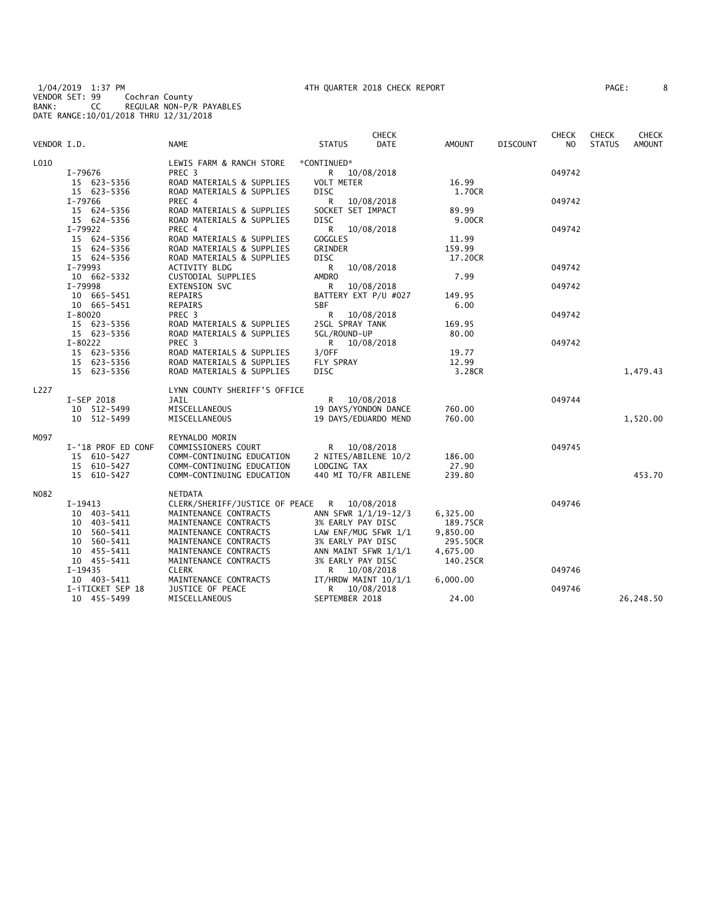1/04/2019 1:37 PM 4TH QUARTER 2018 CHECK REPORT
VENDOR SET: 99 Cochran County
BANK: CC REGULAR NON-P/R PAYABLES
DATE RANGE:10/01/2018 THRU 12/31/2018

| VENDOR I.D. | NAME | STATUS | CHECK DATE | AMOUNT | DISCOUNT | CHECK NO | CHECK STATUS | CHECK AMOUNT |
|---|---|---|---|---|---|---|---|---|
| L010 | LEWIS FARM & RANCH STORE | *CONTINUED* | | | | | | |
| I-79676 | PREC 3 | R | 10/08/2018 | | | 049742 | | |
| 15 623-5356 | ROAD MATERIALS & SUPPLIES | VOLT METER | | 16.99 | | | | |
| 15 623-5356 | ROAD MATERIALS & SUPPLIES | DISC | | 1.70CR | | | | |
| I-79766 | PREC 4 | R | 10/08/2018 | | | 049742 | | |
| 15 624-5356 | ROAD MATERIALS & SUPPLIES | SOCKET SET IMPACT | | 89.99 | | | | |
| 15 624-5356 | ROAD MATERIALS & SUPPLIES | DISC | | 9.00CR | | | | |
| I-79922 | PREC 4 | R | 10/08/2018 | | | 049742 | | |
| 15 624-5356 | ROAD MATERIALS & SUPPLIES | GOGGLES | | 11.99 | | | | |
| 15 624-5356 | ROAD MATERIALS & SUPPLIES | GRINDER | | 159.99 | | | | |
| 15 624-5356 | ROAD MATERIALS & SUPPLIES | DISC | | 17.20CR | | | | |
| I-79993 | ACTIVITY BLDG | R | 10/08/2018 | | | 049742 | | |
| 10 662-5332 | CUSTODIAL SUPPLIES | AMDRO | | 7.99 | | | | |
| I-79998 | EXTENSION SVC | R | 10/08/2018 | | | 049742 | | |
| 10 665-5451 | REPAIRS | BATTERY EXT P/U #027 | | 149.95 | | | | |
| 10 665-5451 | REPAIRS | SBF | | 6.00 | | | | |
| I-80020 | PREC 3 | R | 10/08/2018 | | | 049742 | | |
| 15 623-5356 | ROAD MATERIALS & SUPPLIES | 25GL SPRAY TANK | | 169.95 | | | | |
| 15 623-5356 | ROAD MATERIALS & SUPPLIES | 5GL/ROUND-UP | | 80.00 | | | | |
| I-80222 | PREC 3 | R | 10/08/2018 | | | 049742 | | |
| 15 623-5356 | ROAD MATERIALS & SUPPLIES | 3/OFF | | 19.77 | | | | |
| 15 623-5356 | ROAD MATERIALS & SUPPLIES | FLY SPRAY | | 12.99 | | | | |
| 15 623-5356 | ROAD MATERIALS & SUPPLIES | DISC | | 3.28CR | | | | 1,479.43 |
| L227 | LYNN COUNTY SHERIFF'S OFFICE | | | | | | | |
| I-SEP 2018 | JAIL | R | 10/08/2018 | | | 049744 | | |
| 10 512-5499 | MISCELLANEOUS | 19 DAYS/YONDON DANCE | | 760.00 | | | | |
| 10 512-5499 | MISCELLANEOUS | 19 DAYS/EDUARDO MEND | | 760.00 | | | | 1,520.00 |
| M097 | REYNALDO MORIN | | | | | | | |
| I-'18 PROF ED CONF | COMMISSIONERS COURT | R | 10/08/2018 | | | 049745 | | |
| 15 610-5427 | COMM-CONTINUING EDUCATION | 2 NITES/ABILENE 10/2 | | 186.00 | | | | |
| 15 610-5427 | COMM-CONTINUING EDUCATION | LODGING TAX | | 27.90 | | | | |
| 15 610-5427 | COMM-CONTINUING EDUCATION | 440 MI TO/FR ABILENE | | 239.80 | | | | 453.70 |
| N082 | NETDATA | | | | | | | |
| I-19413 | CLERK/SHERIFF/JUSTICE OF PEACE | R | 10/08/2018 | | | 049746 | | |
| 10 403-5411 | MAINTENANCE CONTRACTS | ANN SFWR 1/1/19-12/3 | | 6,325.00 | | | | |
| 10 403-5411 | MAINTENANCE CONTRACTS | 3% EARLY PAY DISC | | 189.75CR | | | | |
| 10 560-5411 | MAINTENANCE CONTRACTS | LAW ENF/MUG SFWR 1/1 | | 9,850.00 | | | | |
| 10 560-5411 | MAINTENANCE CONTRACTS | 3% EARLY PAY DISC | | 295.50CR | | | | |
| 10 455-5411 | MAINTENANCE CONTRACTS | ANN MAINT SFWR 1/1/1 | | 4,675.00 | | | | |
| 10 455-5411 | MAINTENANCE CONTRACTS | 3% EARLY PAY DISC | | 140.25CR | | | | |
| I-19435 | CLERK | R | 10/08/2018 | | | 049746 | | |
| 10 403-5411 | MAINTENANCE CONTRACTS | IT/HRDW MAINT 10/1/1 | | 6,000.00 | | | | |
| I-iTICKET SEP 18 | JUSTICE OF PEACE | R | 10/08/2018 | | | 049746 | | |
| 10 455-5499 | MISCELLANEOUS | SEPTEMBER 2018 | | 24.00 | | | | 26,248.50 |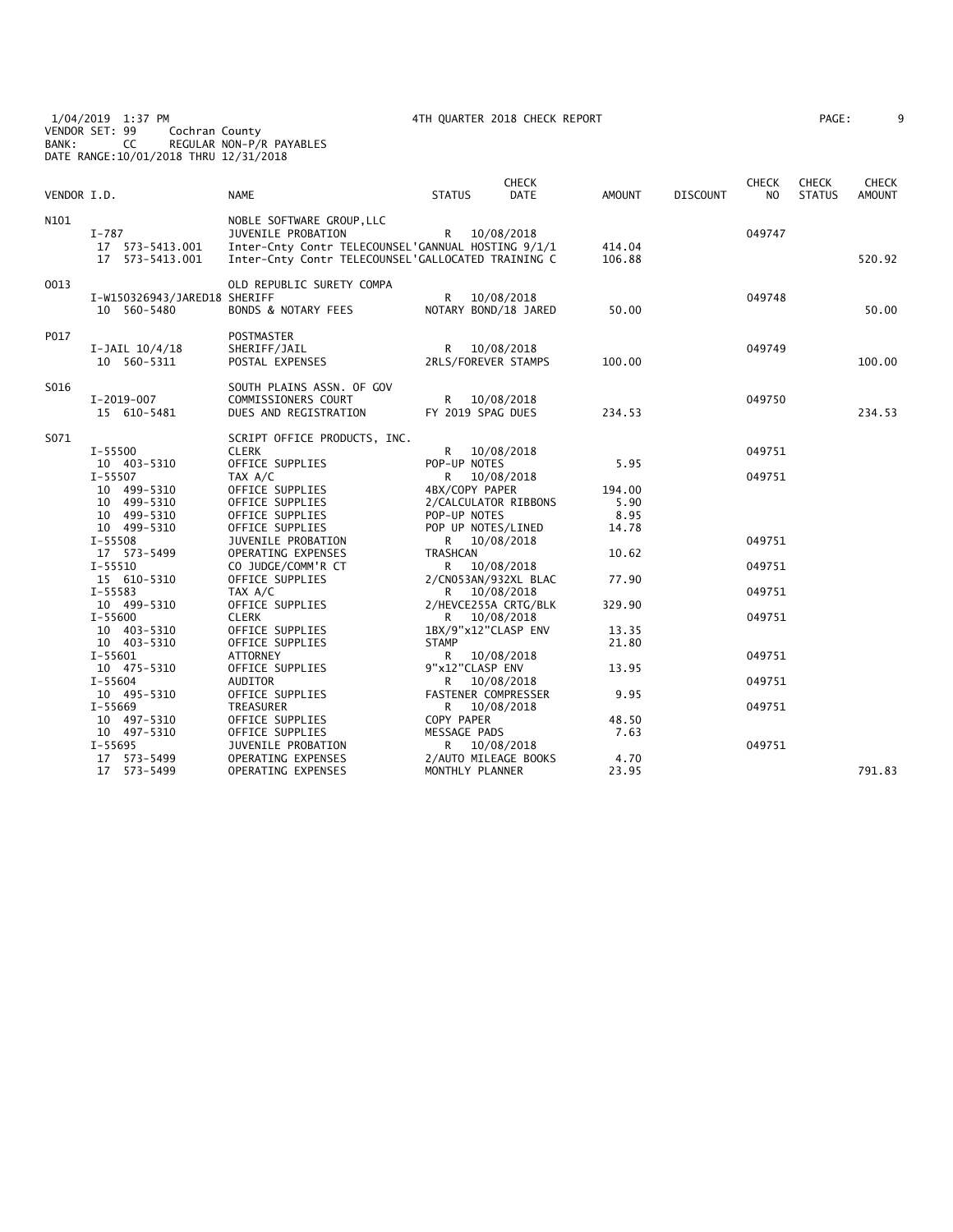1/04/2019 1:37 PM
VENDOR SET: 99 Cochran County
BANK: CC REGULAR NON-P/R PAYABLES
DATE RANGE:10/01/2018 THRU 12/31/2018

4TH QUARTER 2018 CHECK REPORT

| VENDOR I.D. | | NAME | STATUS | CHECK DATE | AMOUNT | DISCOUNT | CHECK NO | CHECK STATUS | CHECK AMOUNT |
|---|---|---|---|---|---|---|---|---|---|
| N101 | | NOBLE SOFTWARE GROUP,LLC | | | | | | | |
| | I-787 | JUVENILE PROBATION | R | 10/08/2018 | | | 049747 | | |
| | 17 573-5413.001 | Inter-Cnty Contr TELECOUNSEL'GANNUAL HOSTING 9/1/1 | | | 414.04 | | | | |
| | 17 573-5413.001 | Inter-Cnty Contr TELECOUNSEL'GALLOCATED TRAINING C | | | 106.88 | | | | 520.92 |
| O013 | | OLD REPUBLIC SURETY COMPA | | | | | | | |
| | I-W150326943/JARED18 | SHERIFF | R | 10/08/2018 | | | 049748 | | |
| | 10 560-5480 | BONDS & NOTARY FEES | NOTARY BOND/18 JARED | | 50.00 | | | | 50.00 |
| P017 | | POSTMASTER | | | | | | | |
| | I-JAIL 10/4/18 | SHERIFF/JAIL | R | 10/08/2018 | | | 049749 | | |
| | 10 560-5311 | POSTAL EXPENSES | 2RLS/FOREVER STAMPS | | 100.00 | | | | 100.00 |
| S016 | | SOUTH PLAINS ASSN. OF GOV | | | | | | | |
| | I-2019-007 | COMMISSIONERS COURT | R | 10/08/2018 | | | 049750 | | |
| | 15 610-5481 | DUES AND REGISTRATION | FY 2019 SPAG DUES | | 234.53 | | | | 234.53 |
| S071 | | SCRIPT OFFICE PRODUCTS, INC. | | | | | | | |
| | I-55500 | CLERK | R | 10/08/2018 | | | 049751 | | |
| | 10 403-5310 | OFFICE SUPPLIES | POP-UP NOTES | | 5.95 | | | | |
| | I-55507 | TAX A/C | R | 10/08/2018 | | | 049751 | | |
| | 10 499-5310 | OFFICE SUPPLIES | 4BX/COPY PAPER | | 194.00 | | | | |
| | 10 499-5310 | OFFICE SUPPLIES | 2/CALCULATOR RIBBONS | | 5.90 | | | | |
| | 10 499-5310 | OFFICE SUPPLIES | POP-UP NOTES | | 8.95 | | | | |
| | 10 499-5310 | OFFICE SUPPLIES | POP UP NOTES/LINED | | 14.78 | | | | |
| | I-55508 | JUVENILE PROBATION | R | 10/08/2018 | | | 049751 | | |
| | 17 573-5499 | OPERATING EXPENSES | TRASHCAN | | 10.62 | | | | |
| | I-55510 | CO JUDGE/COMM'R CT | R | 10/08/2018 | | | 049751 | | |
| | 15 610-5310 | OFFICE SUPPLIES | 2/CN053AN/932XL BLAC | | 77.90 | | | | |
| | I-55583 | TAX A/C | R | 10/08/2018 | | | 049751 | | |
| | 10 499-5310 | OFFICE SUPPLIES | 2/HEVCE255A CRTG/BLK | | 329.90 | | | | |
| | I-55600 | CLERK | R | 10/08/2018 | | | 049751 | | |
| | 10 403-5310 | OFFICE SUPPLIES | 1BX/9"x12"CLASP ENV | | 13.35 | | | | |
| | 10 403-5310 | OFFICE SUPPLIES | STAMP | | 21.80 | | | | |
| | I-55601 | ATTORNEY | R | 10/08/2018 | | | 049751 | | |
| | 10 475-5310 | OFFICE SUPPLIES | 9"x12"CLASP ENV | | 13.95 | | | | |
| | I-55604 | AUDITOR | R | 10/08/2018 | | | 049751 | | |
| | 10 495-5310 | OFFICE SUPPLIES | FASTENER COMPRESSER | | 9.95 | | | | |
| | I-55669 | TREASURER | R | 10/08/2018 | | | 049751 | | |
| | 10 497-5310 | OFFICE SUPPLIES | COPY PAPER | | 48.50 | | | | |
| | 10 497-5310 | OFFICE SUPPLIES | MESSAGE PADS | | 7.63 | | | | |
| | I-55695 | JUVENILE PROBATION | R | 10/08/2018 | | | 049751 | | |
| | 17 573-5499 | OPERATING EXPENSES | 2/AUTO MILEAGE BOOKS | | 4.70 | | | | |
| | 17 573-5499 | OPERATING EXPENSES | MONTHLY PLANNER | | 23.95 | | | | 791.83 |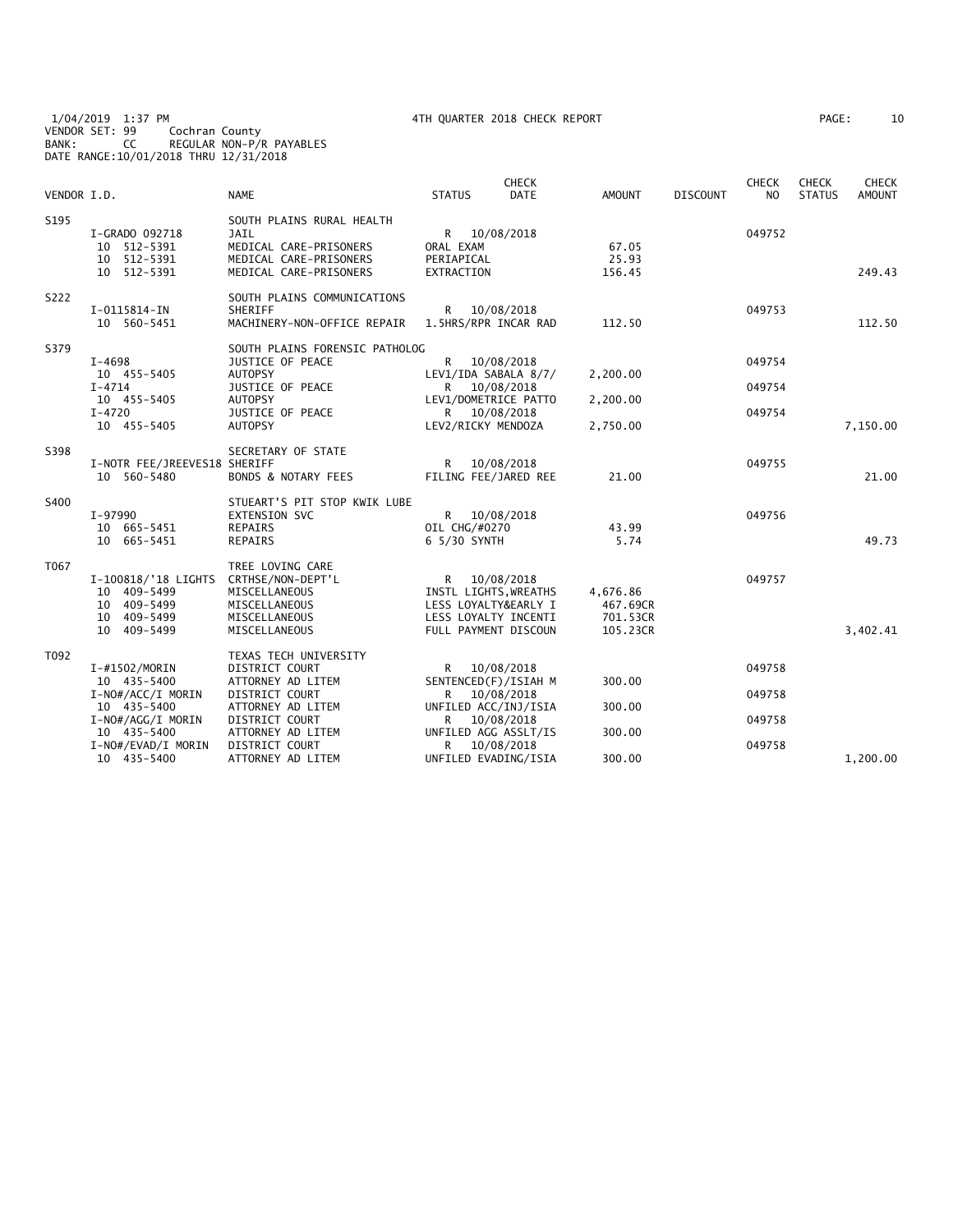1/04/2019 1:37 PM 4TH QUARTER 2018 CHECK REPORT
VENDOR SET: 99 Cochran County
BANK: CC REGULAR NON-P/R PAYABLES
DATE RANGE:10/01/2018 THRU 12/31/2018

| VENDOR I.D. | | NAME | STATUS | CHECK DATE | AMOUNT | DISCOUNT | CHECK NO | CHECK STATUS | CHECK AMOUNT |
|---|---|---|---|---|---|---|---|---|---|
| S195 | | SOUTH PLAINS RURAL HEALTH | | | | | | | |
| | I-GRADO 092718 | JAIL | R | 10/08/2018 | | | 049752 | | |
| | 10 512-5391 | MEDICAL CARE-PRISONERS | ORAL EXAM | | 67.05 | | | | |
| | 10 512-5391 | MEDICAL CARE-PRISONERS | PERIAPICAL | | 25.93 | | | | |
| | 10 512-5391 | MEDICAL CARE-PRISONERS | EXTRACTION | | 156.45 | | | | 249.43 |
| S222 | | SOUTH PLAINS COMMUNICATIONS | | | | | | | |
| | I-0115814-IN | SHERIFF | R | 10/08/2018 | | | 049753 | | |
| | 10 560-5451 | MACHINERY-NON-OFFICE REPAIR | 1.5HRS/RPR INCAR RAD | | 112.50 | | | | 112.50 |
| S379 | | SOUTH PLAINS FORENSIC PATHOLOG | | | | | | | |
| | I-4698 | JUSTICE OF PEACE | R | 10/08/2018 | | | 049754 | | |
| | 10 455-5405 | AUTOPSY | LEV1/IDA SABALA 8/7/ | | 2,200.00 | | | | |
| | I-4714 | JUSTICE OF PEACE | R | 10/08/2018 | | | 049754 | | |
| | 10 455-5405 | AUTOPSY | LEV1/DOMETRICE PATTO | | 2,200.00 | | | | |
| | I-4720 | JUSTICE OF PEACE | R | 10/08/2018 | | | 049754 | | |
| | 10 455-5405 | AUTOPSY | LEV2/RICKY MENDOZA | | 2,750.00 | | | | 7,150.00 |
| S398 | | SECRETARY OF STATE | | | | | | | |
| | I-NOTR FEE/JREEVES18 | SHERIFF | R | 10/08/2018 | | | 049755 | | |
| | 10 560-5480 | BONDS & NOTARY FEES | FILING FEE/JARED REE | | 21.00 | | | | 21.00 |
| S400 | | STUEART'S PIT STOP KWIK LUBE | | | | | | | |
| | I-97990 | EXTENSION SVC | R | 10/08/2018 | | | 049756 | | |
| | 10 665-5451 | REPAIRS | OIL CHG/#0270 | | 43.99 | | | | |
| | 10 665-5451 | REPAIRS | 6 5/30 SYNTH | | 5.74 | | | | 49.73 |
| T067 | | TREE LOVING CARE | | | | | | | |
| | I-100818/'18 LIGHTS | CRTHSE/NON-DEPT'L | R | 10/08/2018 | | | 049757 | | |
| | 10 409-5499 | MISCELLANEOUS | INSTL LIGHTS,WREATHS | | 4,676.86 | | | | |
| | 10 409-5499 | MISCELLANEOUS | LESS LOYALTY&EARLY I | | 467.69CR | | | | |
| | 10 409-5499 | MISCELLANEOUS | LESS LOYALTY INCENTI | | 701.53CR | | | | |
| | 10 409-5499 | MISCELLANEOUS | FULL PAYMENT DISCOUN | | 105.23CR | | | | 3,402.41 |
| T092 | | TEXAS TECH UNIVERSITY | | | | | | | |
| | I-#1502/MORIN | DISTRICT COURT | R | 10/08/2018 | | | 049758 | | |
| | 10 435-5400 | ATTORNEY AD LITEM | SENTENCED(F)/ISIAH M | | 300.00 | | | | |
| | I-NO#/ACC/I MORIN | DISTRICT COURT | R | 10/08/2018 | | | 049758 | | |
| | 10 435-5400 | ATTORNEY AD LITEM | UNFILED ACC/INJ/ISIA | | 300.00 | | | | |
| | I-NO#/AGG/I MORIN | DISTRICT COURT | R | 10/08/2018 | | | 049758 | | |
| | 10 435-5400 | ATTORNEY AD LITEM | UNFILED AGG ASSLT/IS | | 300.00 | | | | |
| | I-NO#/EVAD/I MORIN | DISTRICT COURT | R | 10/08/2018 | | | 049758 | | |
| | 10 435-5400 | ATTORNEY AD LITEM | UNFILED EVADING/ISIA | | 300.00 | | | | 1,200.00 |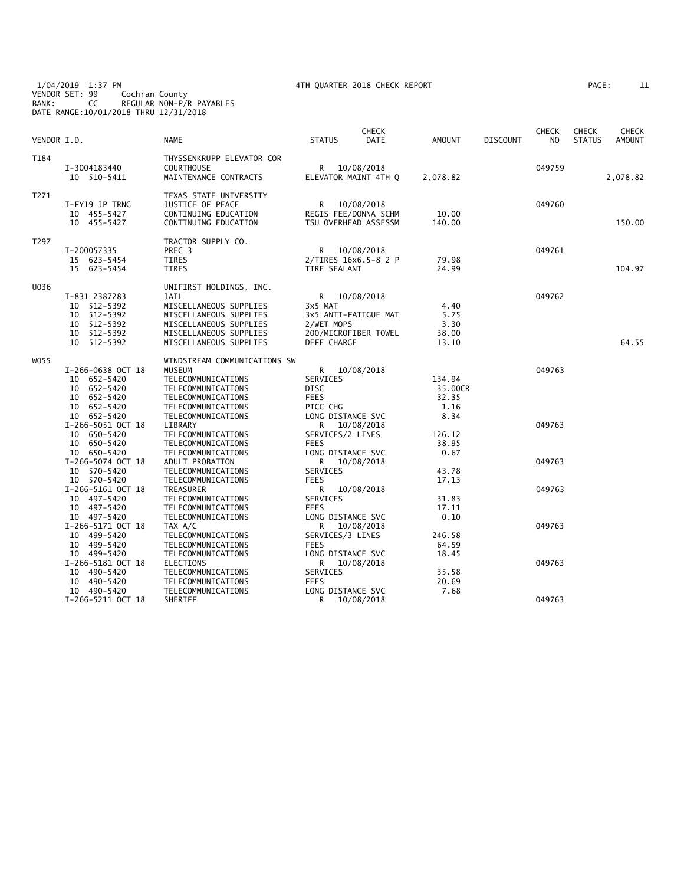1/04/2019 1:37 PM 4TH QUARTER 2018 CHECK REPORT
VENDOR SET: 99 Cochran County
BANK: CC REGULAR NON-P/R PAYABLES
DATE RANGE:10/01/2018 THRU 12/31/2018

| VENDOR I.D. | | NAME | STATUS | CHECK DATE | AMOUNT | DISCOUNT | CHECK NO | CHECK STATUS | CHECK AMOUNT |
|---|---|---|---|---|---|---|---|---|---|
| T184 | | THYSSENKRUPP ELEVATOR COR | | | | | | | |
| | I-3004183440 | COURTHOUSE | R | 10/08/2018 | | | 049759 | | |
| | 10 510-5411 | MAINTENANCE CONTRACTS | ELEVATOR MAINT 4TH Q | | 2,078.82 | | | | 2,078.82 |
| T271 | | TEXAS STATE UNIVERSITY | | | | | | | |
| | I-FY19 JP TRNG | JUSTICE OF PEACE | R | 10/08/2018 | | | 049760 | | |
| | 10 455-5427 | CONTINUING EDUCATION | REGIS FEE/DONNA SCHM | | 10.00 | | | | |
| | 10 455-5427 | CONTINUING EDUCATION | TSU OVERHEAD ASSESSM | | 140.00 | | | | 150.00 |
| T297 | | TRACTOR SUPPLY CO. | | | | | | | |
| | I-200057335 | PREC 3 | R | 10/08/2018 | | | 049761 | | |
| | 15 623-5454 | TIRES | 2/TIRES 16x6.5-8 2 P | | 79.98 | | | | |
| | 15 623-5454 | TIRES | TIRE SEALANT | | 24.99 | | | | 104.97 |
| U036 | | UNIFIRST HOLDINGS, INC. | | | | | | | |
| | I-831 2387283 | JAIL | R | 10/08/2018 | | | 049762 | | |
| | 10 512-5392 | MISCELLANEOUS SUPPLIES | 3x5 MAT | | 4.40 | | | | |
| | 10 512-5392 | MISCELLANEOUS SUPPLIES | 3x5 ANTI-FATIGUE MAT | | 5.75 | | | | |
| | 10 512-5392 | MISCELLANEOUS SUPPLIES | 2/WET MOPS | | 3.30 | | | | |
| | 10 512-5392 | MISCELLANEOUS SUPPLIES | 200/MICROFIBER TOWEL | | 38.00 | | | | |
| | 10 512-5392 | MISCELLANEOUS SUPPLIES | DEFE CHARGE | | 13.10 | | | | 64.55 |
| W055 | | WINDSTREAM COMMUNICATIONS SW | | | | | | | |
| | I-266-0638 OCT 18 | MUSEUM | R | 10/08/2018 | | | 049763 | | |
| | 10 652-5420 | TELECOMMUNICATIONS | SERVICES | | 134.94 | | | | |
| | 10 652-5420 | TELECOMMUNICATIONS | DISC | | 35.00CR | | | | |
| | 10 652-5420 | TELECOMMUNICATIONS | FEES | | 32.35 | | | | |
| | 10 652-5420 | TELECOMMUNICATIONS | PICC CHG | | 1.16 | | | | |
| | 10 652-5420 | TELECOMMUNICATIONS | LONG DISTANCE SVC | | 8.34 | | | | |
| | I-266-5051 OCT 18 | LIBRARY | R | 10/08/2018 | | | 049763 | | |
| | 10 650-5420 | TELECOMMUNICATIONS | SERVICES/2 LINES | | 126.12 | | | | |
| | 10 650-5420 | TELECOMMUNICATIONS | FEES | | 38.95 | | | | |
| | 10 650-5420 | TELECOMMUNICATIONS | LONG DISTANCE SVC | | 0.67 | | | | |
| | I-266-5074 OCT 18 | ADULT PROBATION | R | 10/08/2018 | | | 049763 | | |
| | 10 570-5420 | TELECOMMUNICATIONS | SERVICES | | 43.78 | | | | |
| | 10 570-5420 | TELECOMMUNICATIONS | FEES | | 17.13 | | | | |
| | I-266-5161 OCT 18 | TREASURER | R | 10/08/2018 | | | 049763 | | |
| | 10 497-5420 | TELECOMMUNICATIONS | SERVICES | | 31.83 | | | | |
| | 10 497-5420 | TELECOMMUNICATIONS | FEES | | 17.11 | | | | |
| | 10 497-5420 | TELECOMMUNICATIONS | LONG DISTANCE SVC | | 0.10 | | | | |
| | I-266-5171 OCT 18 | TAX A/C | R | 10/08/2018 | | | 049763 | | |
| | 10 499-5420 | TELECOMMUNICATIONS | SERVICES/3 LINES | | 246.58 | | | | |
| | 10 499-5420 | TELECOMMUNICATIONS | FEES | | 64.59 | | | | |
| | 10 499-5420 | TELECOMMUNICATIONS | LONG DISTANCE SVC | | 18.45 | | | | |
| | I-266-5181 OCT 18 | ELECTIONS | R | 10/08/2018 | | | 049763 | | |
| | 10 490-5420 | TELECOMMUNICATIONS | SERVICES | | 35.58 | | | | |
| | 10 490-5420 | TELECOMMUNICATIONS | FEES | | 20.69 | | | | |
| | 10 490-5420 | TELECOMMUNICATIONS | LONG DISTANCE SVC | | 7.68 | | | | |
| | I-266-5211 OCT 18 | SHERIFF | R | 10/08/2018 | | | 049763 | | |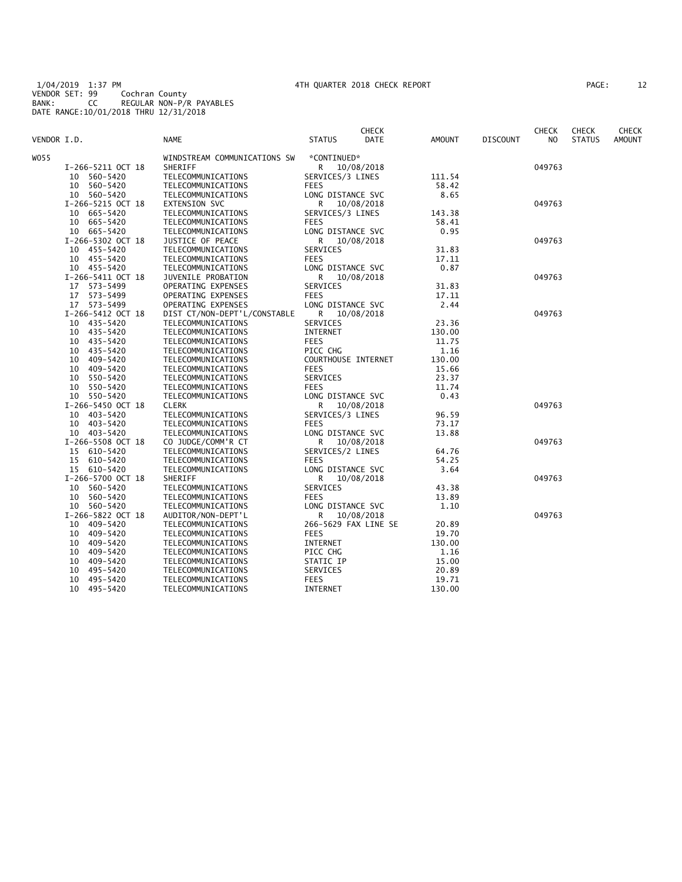1/04/2019 1:37 PM 4TH QUARTER 2018 CHECK REPORT
VENDOR SET: 99 Cochran County
BANK: CC REGULAR NON-P/R PAYABLES
DATE RANGE:10/01/2018 THRU 12/31/2018

| VENDOR I.D. | NAME | STATUS | CHECK DATE | AMOUNT | DISCOUNT | CHECK NO | CHECK STATUS | CHECK AMOUNT |
|---|---|---|---|---|---|---|---|---|
| W055 | WINDSTREAM COMMUNICATIONS SW | *CONTINUED* | | | | | | |
| I-266-5211 OCT 18 | SHERIFF | R | 10/08/2018 | | | 049763 | | |
| 10 560-5420 | TELECOMMUNICATIONS | SERVICES/3 LINES | | 111.54 | | | | |
| 10 560-5420 | TELECOMMUNICATIONS | FEES | | 58.42 | | | | |
| 10 560-5420 | TELECOMMUNICATIONS | LONG DISTANCE SVC | | 8.65 | | | | |
| I-266-5215 OCT 18 | EXTENSION SVC | R | 10/08/2018 | | | 049763 | | |
| 10 665-5420 | TELECOMMUNICATIONS | SERVICES/3 LINES | | 143.38 | | | | |
| 10 665-5420 | TELECOMMUNICATIONS | FEES | | 58.41 | | | | |
| 10 665-5420 | TELECOMMUNICATIONS | LONG DISTANCE SVC | | 0.95 | | | | |
| I-266-5302 OCT 18 | JUSTICE OF PEACE | R | 10/08/2018 | | | 049763 | | |
| 10 455-5420 | TELECOMMUNICATIONS | SERVICES | | 31.83 | | | | |
| 10 455-5420 | TELECOMMUNICATIONS | FEES | | 17.11 | | | | |
| 10 455-5420 | TELECOMMUNICATIONS | LONG DISTANCE SVC | | 0.87 | | | | |
| I-266-5411 OCT 18 | JUVENILE PROBATION | R | 10/08/2018 | | | 049763 | | |
| 17 573-5499 | OPERATING EXPENSES | SERVICES | | 31.83 | | | | |
| 17 573-5499 | OPERATING EXPENSES | FEES | | 17.11 | | | | |
| 17 573-5499 | OPERATING EXPENSES | LONG DISTANCE SVC | | 2.44 | | | | |
| I-266-5412 OCT 18 | DIST CT/NON-DEPT'L/CONSTABLE | R | 10/08/2018 | | | 049763 | | |
| 10 435-5420 | TELECOMMUNICATIONS | SERVICES | | 23.36 | | | | |
| 10 435-5420 | TELECOMMUNICATIONS | INTERNET | | 130.00 | | | | |
| 10 435-5420 | TELECOMMUNICATIONS | FEES | | 11.75 | | | | |
| 10 435-5420 | TELECOMMUNICATIONS | PICC CHG | | 1.16 | | | | |
| 10 409-5420 | TELECOMMUNICATIONS | COURTHOUSE INTERNET | | 130.00 | | | | |
| 10 409-5420 | TELECOMMUNICATIONS | FEES | | 15.66 | | | | |
| 10 550-5420 | TELECOMMUNICATIONS | SERVICES | | 23.37 | | | | |
| 10 550-5420 | TELECOMMUNICATIONS | FEES | | 11.74 | | | | |
| 10 550-5420 | TELECOMMUNICATIONS | LONG DISTANCE SVC | | 0.43 | | | | |
| I-266-5450 OCT 18 | CLERK | R | 10/08/2018 | | | 049763 | | |
| 10 403-5420 | TELECOMMUNICATIONS | SERVICES/3 LINES | | 96.59 | | | | |
| 10 403-5420 | TELECOMMUNICATIONS | FEES | | 73.17 | | | | |
| 10 403-5420 | TELECOMMUNICATIONS | LONG DISTANCE SVC | | 13.88 | | | | |
| I-266-5508 OCT 18 | CO JUDGE/COMM'R CT | R | 10/08/2018 | | | 049763 | | |
| 15 610-5420 | TELECOMMUNICATIONS | SERVICES/2 LINES | | 64.76 | | | | |
| 15 610-5420 | TELECOMMUNICATIONS | FEES | | 54.25 | | | | |
| 15 610-5420 | TELECOMMUNICATIONS | LONG DISTANCE SVC | | 3.64 | | | | |
| I-266-5700 OCT 18 | SHERIFF | R | 10/08/2018 | | | 049763 | | |
| 10 560-5420 | TELECOMMUNICATIONS | SERVICES | | 43.38 | | | | |
| 10 560-5420 | TELECOMMUNICATIONS | FEES | | 13.89 | | | | |
| 10 560-5420 | TELECOMMUNICATIONS | LONG DISTANCE SVC | | 1.10 | | | | |
| I-266-5822 OCT 18 | AUDITOR/NON-DEPT'L | R | 10/08/2018 | | | 049763 | | |
| 10 409-5420 | TELECOMMUNICATIONS | 266-5629 FAX LINE SE | | 20.89 | | | | |
| 10 409-5420 | TELECOMMUNICATIONS | FEES | | 19.70 | | | | |
| 10 409-5420 | TELECOMMUNICATIONS | INTERNET | | 130.00 | | | | |
| 10 409-5420 | TELECOMMUNICATIONS | PICC CHG | | 1.16 | | | | |
| 10 409-5420 | TELECOMMUNICATIONS | STATIC IP | | 15.00 | | | | |
| 10 495-5420 | TELECOMMUNICATIONS | SERVICES | | 20.89 | | | | |
| 10 495-5420 | TELECOMMUNICATIONS | FEES | | 19.71 | | | | |
| 10 495-5420 | TELECOMMUNICATIONS | INTERNET | | 130.00 | | | | |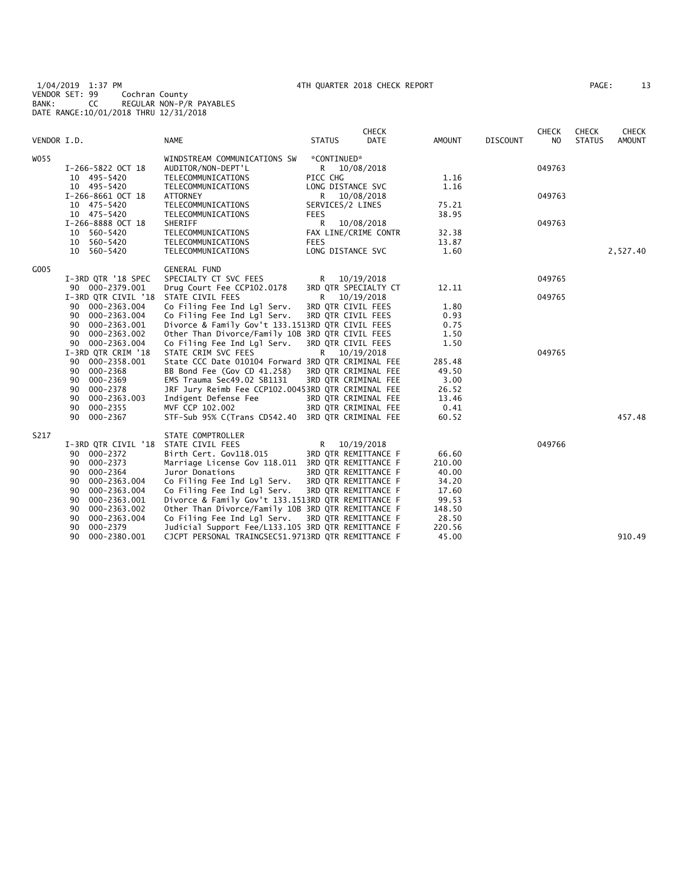1/04/2019 1:37 PM 4TH QUARTER 2018 CHECK REPORT
VENDOR SET: 99 Cochran County
BANK: CC REGULAR NON-P/R PAYABLES
DATE RANGE:10/01/2018 THRU 12/31/2018

| VENDOR I.D. | | NAME | STATUS | CHECK DATE | AMOUNT | DISCOUNT | CHECK NO | CHECK STATUS | CHECK AMOUNT |
|---|---|---|---|---|---|---|---|---|---|
| W055 | | WINDSTREAM COMMUNICATIONS SW | *CONTINUED* | | | | | | |
| | I-266-5822 OCT 18 | AUDITOR/NON-DEPT'L | R | 10/08/2018 | | | 049763 | | |
| | 10 495-5420 | TELECOMMUNICATIONS | PICC CHG | | 1.16 | | | | |
| | 10 495-5420 | TELECOMMUNICATIONS | LONG DISTANCE SVC | | 1.16 | | | | |
| | I-266-8661 OCT 18 | ATTORNEY | R | 10/08/2018 | | | 049763 | | |
| | 10 475-5420 | TELECOMMUNICATIONS | SERVICES/2 LINES | | 75.21 | | | | |
| | 10 475-5420 | TELECOMMUNICATIONS | FEES | | 38.95 | | | | |
| | I-266-8888 OCT 18 | SHERIFF | R | 10/08/2018 | | | 049763 | | |
| | 10 560-5420 | TELECOMMUNICATIONS | FAX LINE/CRIME CONTR | | 32.38 | | | | |
| | 10 560-5420 | TELECOMMUNICATIONS | FEES | | 13.87 | | | | |
| | 10 560-5420 | TELECOMMUNICATIONS | LONG DISTANCE SVC | | 1.60 | | | | 2,527.40 |
| G005 | | GENERAL FUND | | | | | | | |
| | I-3RD QTR '18 SPEC | SPECIALTY CT SVC FEES | R | 10/19/2018 | | | 049765 | | |
| | 90 000-2379.001 | Drug Court Fee CCP102.0178 | 3RD QTR SPECIALTY CT | | 12.11 | | | | |
| | I-3RD QTR CIVIL '18 | STATE CIVIL FEES | R | 10/19/2018 | | | 049765 | | |
| | 90 000-2363.004 | Co Filing Fee Ind Lgl Serv. | 3RD QTR CIVIL FEES | | 1.80 | | | | |
| | 90 000-2363.004 | Co Filing Fee Ind Lgl Serv. | 3RD QTR CIVIL FEES | | 0.93 | | | | |
| | 90 000-2363.001 | Divorce & Family Gov't 133.151 | 3RD QTR CIVIL FEES | | 0.75 | | | | |
| | 90 000-2363.002 | Other Than Divorce/Family 10B | 3RD QTR CIVIL FEES | | 1.50 | | | | |
| | 90 000-2363.004 | Co Filing Fee Ind Lgl Serv. | 3RD QTR CIVIL FEES | | 1.50 | | | | |
| | I-3RD QTR CRIM '18 | STATE CRIM SVC FEES | R | 10/19/2018 | | | 049765 | | |
| | 90 000-2358.001 | State CCC Date 010104 Forward | 3RD QTR CRIMINAL FEE | | 285.48 | | | | |
| | 90 000-2368 | BB Bond Fee (Gov CD 41.258) | 3RD QTR CRIMINAL FEE | | 49.50 | | | | |
| | 90 000-2369 | EMS Trauma Sec49.02 SB1131 | 3RD QTR CRIMINAL FEE | | 3.00 | | | | |
| | 90 000-2378 | JRF Jury Reimb Fee CCP102.0045 | 3RD QTR CRIMINAL FEE | | 26.52 | | | | |
| | 90 000-2363.003 | Indigent Defense Fee | 3RD QTR CRIMINAL FEE | | 13.46 | | | | |
| | 90 000-2355 | MVF CCP 102.002 | 3RD QTR CRIMINAL FEE | | 0.41 | | | | |
| | 90 000-2367 | STF-Sub 95% C(Trans CD542.40 | 3RD QTR CRIMINAL FEE | | 60.52 | | | | 457.48 |
| S217 | | STATE COMPTROLLER | | | | | | | |
| | I-3RD QTR CIVIL '18 | STATE CIVIL FEES | R | 10/19/2018 | | | 049766 | | |
| | 90 000-2372 | Birth Cert. Gov118.015 | 3RD QTR REMITTANCE F | | 66.60 | | | | |
| | 90 000-2373 | Marriage License Gov 118.011 | 3RD QTR REMITTANCE F | | 210.00 | | | | |
| | 90 000-2364 | Juror Donations | 3RD QTR REMITTANCE F | | 40.00 | | | | |
| | 90 000-2363.004 | Co Filing Fee Ind Lgl Serv. | 3RD QTR REMITTANCE F | | 34.20 | | | | |
| | 90 000-2363.004 | Co Filing Fee Ind Lgl Serv. | 3RD QTR REMITTANCE F | | 17.60 | | | | |
| | 90 000-2363.001 | Divorce & Family Gov't 133.151 | 3RD QTR REMITTANCE F | | 99.53 | | | | |
| | 90 000-2363.002 | Other Than Divorce/Family 10B | 3RD QTR REMITTANCE F | | 148.50 | | | | |
| | 90 000-2363.004 | Co Filing Fee Ind Lgl Serv. | 3RD QTR REMITTANCE F | | 28.50 | | | | |
| | 90 000-2379 | Judicial Support Fee/L133.105 | 3RD QTR REMITTANCE F | | 220.56 | | | | |
| | 90 000-2380.001 | CJCPT PERSONAL TRAINGSEC51.971 | 3RD QTR REMITTANCE F | | 45.00 | | | | 910.49 |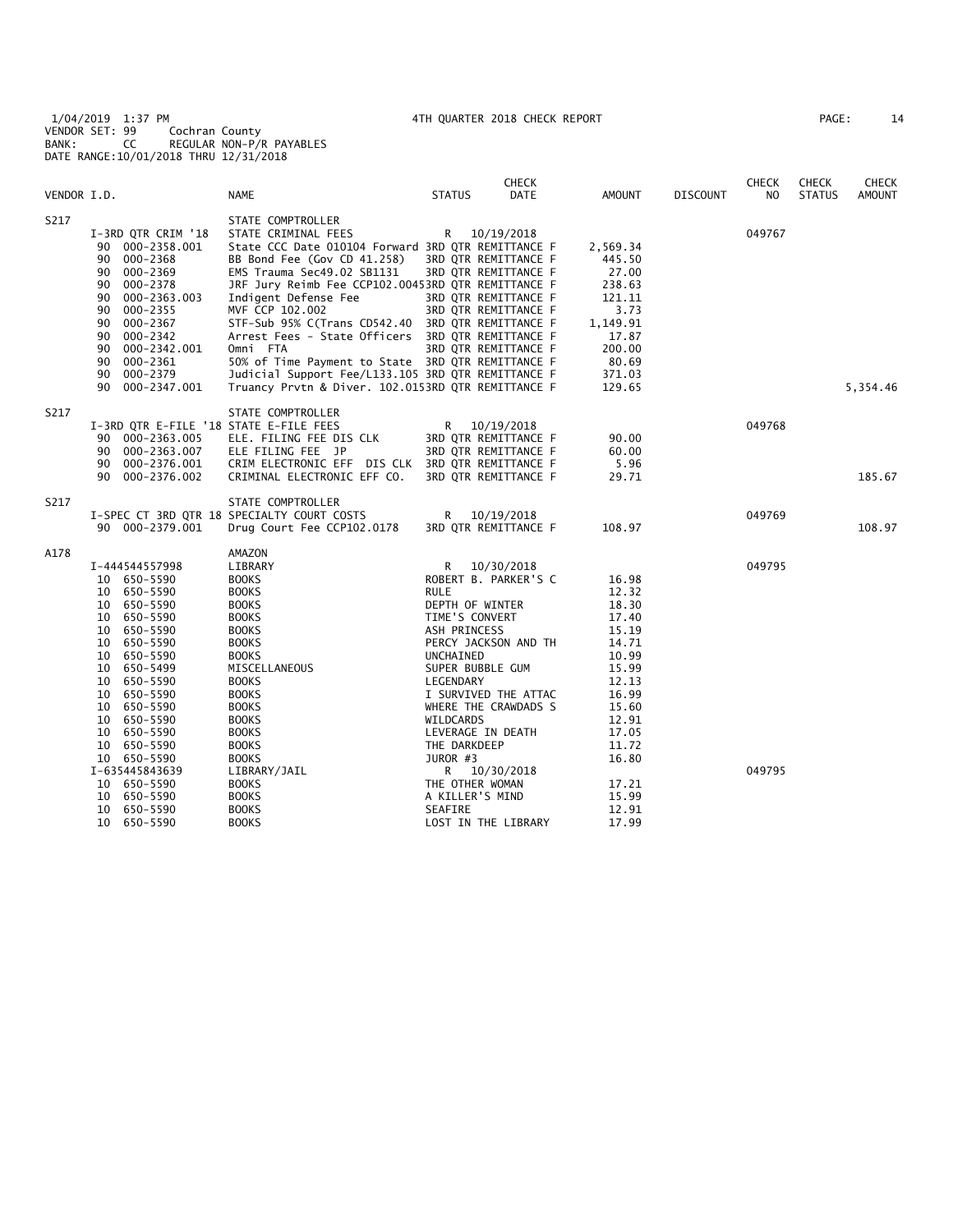1/04/2019 1:37 PM
VENDOR SET: 99 Cochran County
BANK: CC REGULAR NON-P/R PAYABLES
DATE RANGE:10/01/2018 THRU 12/31/2018

4TH QUARTER 2018 CHECK REPORT

| VENDOR I.D. | NAME | STATUS | CHECK DATE | AMOUNT | DISCOUNT | CHECK NO | CHECK STATUS | CHECK AMOUNT |
|---|---|---|---|---|---|---|---|---|
| S217 | STATE COMPTROLLER | | | | | | | |
| I-3RD QTR CRIM '18 | STATE CRIMINAL FEES | R | 10/19/2018 | | | 049767 | | |
| 90 000-2358.001 | State CCC Date 010104 Forward | 3RD QTR REMITTANCE F | | 2,569.34 | | | | |
| 90 000-2368 | BB Bond Fee (Gov CD 41.258) | 3RD QTR REMITTANCE F | | 445.50 | | | | |
| 90 000-2369 | EMS Trauma Sec49.02 SB1131 | 3RD QTR REMITTANCE F | | 27.00 | | | | |
| 90 000-2378 | JRF Jury Reimb Fee CCP102.0045 | 3RD QTR REMITTANCE F | | 238.63 | | | | |
| 90 000-2363.003 | Indigent Defense Fee | 3RD QTR REMITTANCE F | | 121.11 | | | | |
| 90 000-2355 | MVF CCP 102.002 | 3RD QTR REMITTANCE F | | 3.73 | | | | |
| 90 000-2367 | STF-Sub 95% C(Trans CD542.40 | 3RD QTR REMITTANCE F | | 1,149.91 | | | | |
| 90 000-2342 | Arrest Fees - State Officers | 3RD QTR REMITTANCE F | | 17.87 | | | | |
| 90 000-2342.001 | Omni FTA | 3RD QTR REMITTANCE F | | 200.00 | | | | |
| 90 000-2361 | 50% of Time Payment to State | 3RD QTR REMITTANCE F | | 80.69 | | | | |
| 90 000-2379 | Judicial Support Fee/L133.105 | 3RD QTR REMITTANCE F | | 371.03 | | | | |
| 90 000-2347.001 | Truancy Prvtn & Diver. 102.015 | 3RD QTR REMITTANCE F | | 129.65 | | | | 5,354.46 |
| S217 | STATE COMPTROLLER | | | | | | | |
| I-3RD QTR E-FILE '18 | STATE E-FILE FEES | R | 10/19/2018 | | | 049768 | | |
| 90 000-2363.005 | ELE. FILING FEE DIS CLK | 3RD QTR REMITTANCE F | | 90.00 | | | | |
| 90 000-2363.007 | ELE FILING FEE JP | 3RD QTR REMITTANCE F | | 60.00 | | | | |
| 90 000-2376.001 | CRIM ELECTRONIC EFF DIS CLK | 3RD QTR REMITTANCE F | | 5.96 | | | | |
| 90 000-2376.002 | CRIMINAL ELECTRONIC EFF CO. | 3RD QTR REMITTANCE F | | 29.71 | | | | 185.67 |
| S217 | STATE COMPTROLLER | | | | | | | |
| I-SPEC CT 3RD QTR 18 | SPECIALTY COURT COSTS | R | 10/19/2018 | | | 049769 | | |
| 90 000-2379.001 | Drug Court Fee CCP102.0178 | 3RD QTR REMITTANCE F | | 108.97 | | | | 108.97 |
| A178 | AMAZON | | | | | | | |
| I-444544557998 | LIBRARY | R | 10/30/2018 | | | 049795 | | |
| 10 650-5590 | BOOKS | ROBERT B. PARKER'S C | | 16.98 | | | | |
| 10 650-5590 | BOOKS | RULE | | 12.32 | | | | |
| 10 650-5590 | BOOKS | DEPTH OF WINTER | | 18.30 | | | | |
| 10 650-5590 | BOOKS | TIME'S CONVERT | | 17.40 | | | | |
| 10 650-5590 | BOOKS | ASH PRINCESS | | 15.19 | | | | |
| 10 650-5590 | BOOKS | PERCY JACKSON AND TH | | 14.71 | | | | |
| 10 650-5590 | BOOKS | UNCHAINED | | 10.99 | | | | |
| 10 650-5499 | MISCELLANEOUS | SUPER BUBBLE GUM | | 15.99 | | | | |
| 10 650-5590 | BOOKS | LEGENDARY | | 12.13 | | | | |
| 10 650-5590 | BOOKS | I SURVIVED THE ATTAC | | 16.99 | | | | |
| 10 650-5590 | BOOKS | WHERE THE CRAWDADS S | | 15.60 | | | | |
| 10 650-5590 | BOOKS | WILDCARDS | | 12.91 | | | | |
| 10 650-5590 | BOOKS | LEVERAGE IN DEATH | | 17.05 | | | | |
| 10 650-5590 | BOOKS | THE DARKDEEP | | 11.72 | | | | |
| 10 650-5590 | BOOKS | JUROR #3 | | 16.80 | | | | |
| I-635445843639 | LIBRARY/JAIL | R | 10/30/2018 | | | 049795 | | |
| 10 650-5590 | BOOKS | THE OTHER WOMAN | | 17.21 | | | | |
| 10 650-5590 | BOOKS | A KILLER'S MIND | | 15.99 | | | | |
| 10 650-5590 | BOOKS | SEAFIRE | | 12.91 | | | | |
| 10 650-5590 | BOOKS | LOST IN THE LIBRARY | | 17.99 | | | | |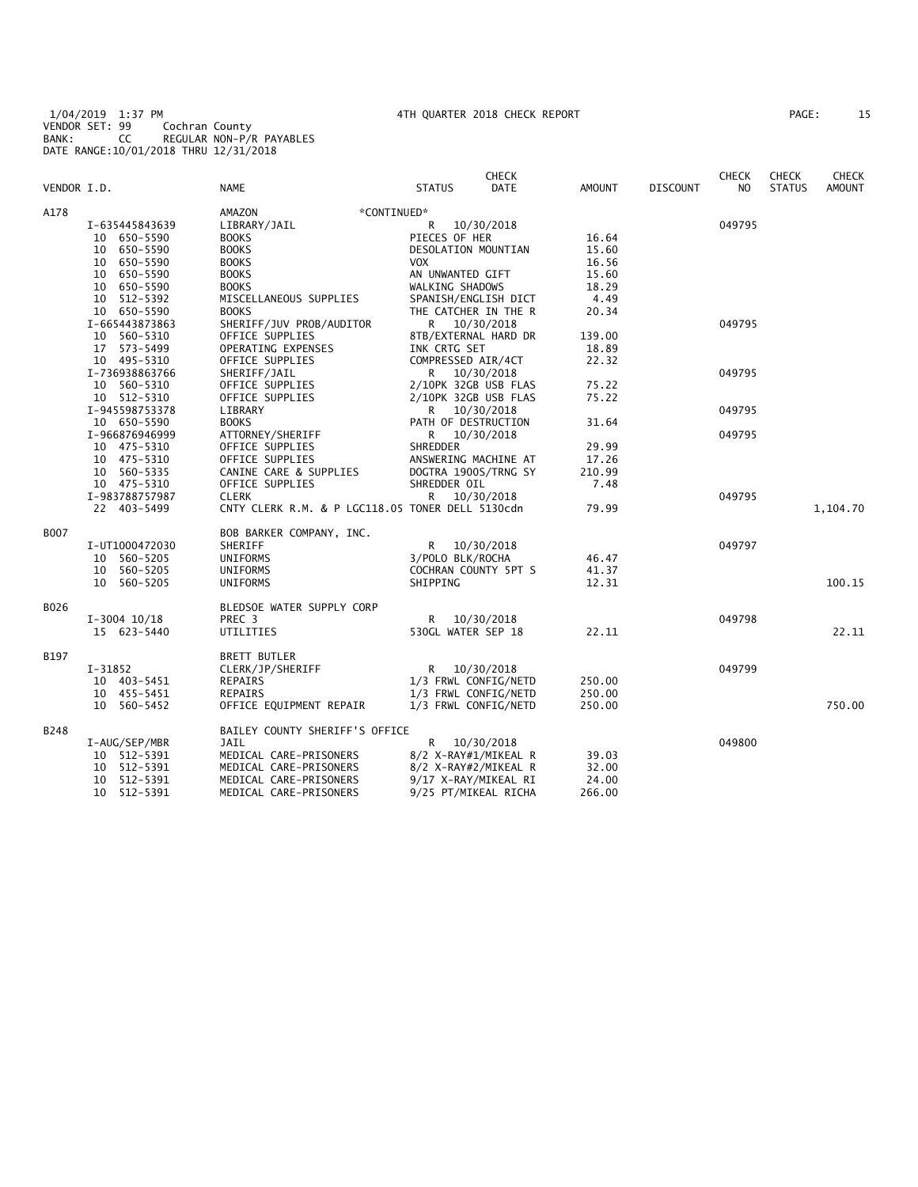1/04/2019 1:37 PM 4TH QUARTER 2018 CHECK REPORT
VENDOR SET: 99 Cochran County
BANK: CC REGULAR NON-P/R PAYABLES
DATE RANGE:10/01/2018 THRU 12/31/2018

| VENDOR I.D. | | NAME | STATUS | CHECK DATE | AMOUNT | DISCOUNT | CHECK NO | CHECK STATUS | CHECK AMOUNT |
|---|---|---|---|---|---|---|---|---|---|
| A178 | | AMAZON *CONTINUED* | | | | | | | |
| | I-635445843639 | LIBRARY/JAIL | R | 10/30/2018 | | | 049795 | | |
| | 10 650-5590 | BOOKS | PIECES OF HER | | 16.64 | | | | |
| | 10 650-5590 | BOOKS | DESOLATION MOUNTIAN | | 15.60 | | | | |
| | 10 650-5590 | BOOKS | VOX | | 16.56 | | | | |
| | 10 650-5590 | BOOKS | AN UNWANTED GIFT | | 15.60 | | | | |
| | 10 650-5590 | BOOKS | WALKING SHADOWS | | 18.29 | | | | |
| | 10 512-5392 | MISCELLANEOUS SUPPLIES | SPANISH/ENGLISH DICT | | 4.49 | | | | |
| | 10 650-5590 | BOOKS | THE CATCHER IN THE R | | 20.34 | | | | |
| | I-665443873863 | SHERIFF/JUV PROB/AUDITOR | R | 10/30/2018 | | | 049795 | | |
| | 10 560-5310 | OFFICE SUPPLIES | 8TB/EXTERNAL HARD DR | | 139.00 | | | | |
| | 17 573-5499 | OPERATING EXPENSES | INK CRTG SET | | 18.89 | | | | |
| | 10 495-5310 | OFFICE SUPPLIES | COMPRESSED AIR/4CT | | 22.32 | | | | |
| | I-736938863766 | SHERIFF/JAIL | R | 10/30/2018 | | | 049795 | | |
| | 10 560-5310 | OFFICE SUPPLIES | 2/10PK 32GB USB FLAS | | 75.22 | | | | |
| | 10 512-5310 | OFFICE SUPPLIES | 2/10PK 32GB USB FLAS | | 75.22 | | | | |
| | I-945598753378 | LIBRARY | R | 10/30/2018 | | | 049795 | | |
| | 10 650-5590 | BOOKS | PATH OF DESTRUCTION | | 31.64 | | | | |
| | I-966876946999 | ATTORNEY/SHERIFF | R | 10/30/2018 | | | 049795 | | |
| | 10 475-5310 | OFFICE SUPPLIES | SHREDDER | | 29.99 | | | | |
| | 10 475-5310 | OFFICE SUPPLIES | ANSWERING MACHINE AT | | 17.26 | | | | |
| | 10 560-5335 | CANINE CARE & SUPPLIES | DOGTRA 1900S/TRNG SY | | 210.99 | | | | |
| | 10 475-5310 | OFFICE SUPPLIES | SHREDDER OIL | | 7.48 | | | | |
| | I-983788757987 | CLERK | R | 10/30/2018 | | | 049795 | | |
| | 22 403-5499 | CNTY CLERK R.M. & P LGC118.05 | TONER DELL 5130cdn | | 79.99 | | | | 1,104.70 |
| B007 | | BOB BARKER COMPANY, INC. | | | | | | | |
| | I-UT1000472030 | SHERIFF | R | 10/30/2018 | | | 049797 | | |
| | 10 560-5205 | UNIFORMS | 3/POLO BLK/ROCHA | | 46.47 | | | | |
| | 10 560-5205 | UNIFORMS | COCHRAN COUNTY 5PT S | | 41.37 | | | | |
| | 10 560-5205 | UNIFORMS | SHIPPING | | 12.31 | | | | 100.15 |
| B026 | | BLEDSOE WATER SUPPLY CORP | | | | | | | |
| | I-3004 10/18 | PREC 3 | R | 10/30/2018 | | | 049798 | | |
| | 15 623-5440 | UTILITIES | 530GL WATER SEP 18 | | 22.11 | | | | 22.11 |
| B197 | | BRETT BUTLER | | | | | | | |
| | I-31852 | CLERK/JP/SHERIFF | R | 10/30/2018 | | | 049799 | | |
| | 10 403-5451 | REPAIRS | 1/3 FRWL CONFIG/NETD | | 250.00 | | | | |
| | 10 455-5451 | REPAIRS | 1/3 FRWL CONFIG/NETD | | 250.00 | | | | |
| | 10 560-5452 | OFFICE EQUIPMENT REPAIR | 1/3 FRWL CONFIG/NETD | | 250.00 | | | | 750.00 |
| B248 | | BAILEY COUNTY SHERIFF'S OFFICE | | | | | | | |
| | I-AUG/SEP/MBR | JAIL | R | 10/30/2018 | | | 049800 | | |
| | 10 512-5391 | MEDICAL CARE-PRISONERS | 8/2 X-RAY#1/MIKEAL R | | 39.03 | | | | |
| | 10 512-5391 | MEDICAL CARE-PRISONERS | 8/2 X-RAY#2/MIKEAL R | | 32.00 | | | | |
| | 10 512-5391 | MEDICAL CARE-PRISONERS | 9/17 X-RAY/MIKEAL RI | | 24.00 | | | | |
| | 10 512-5391 | MEDICAL CARE-PRISONERS | 9/25 PT/MIKEAL RICHA | | 266.00 | | | | |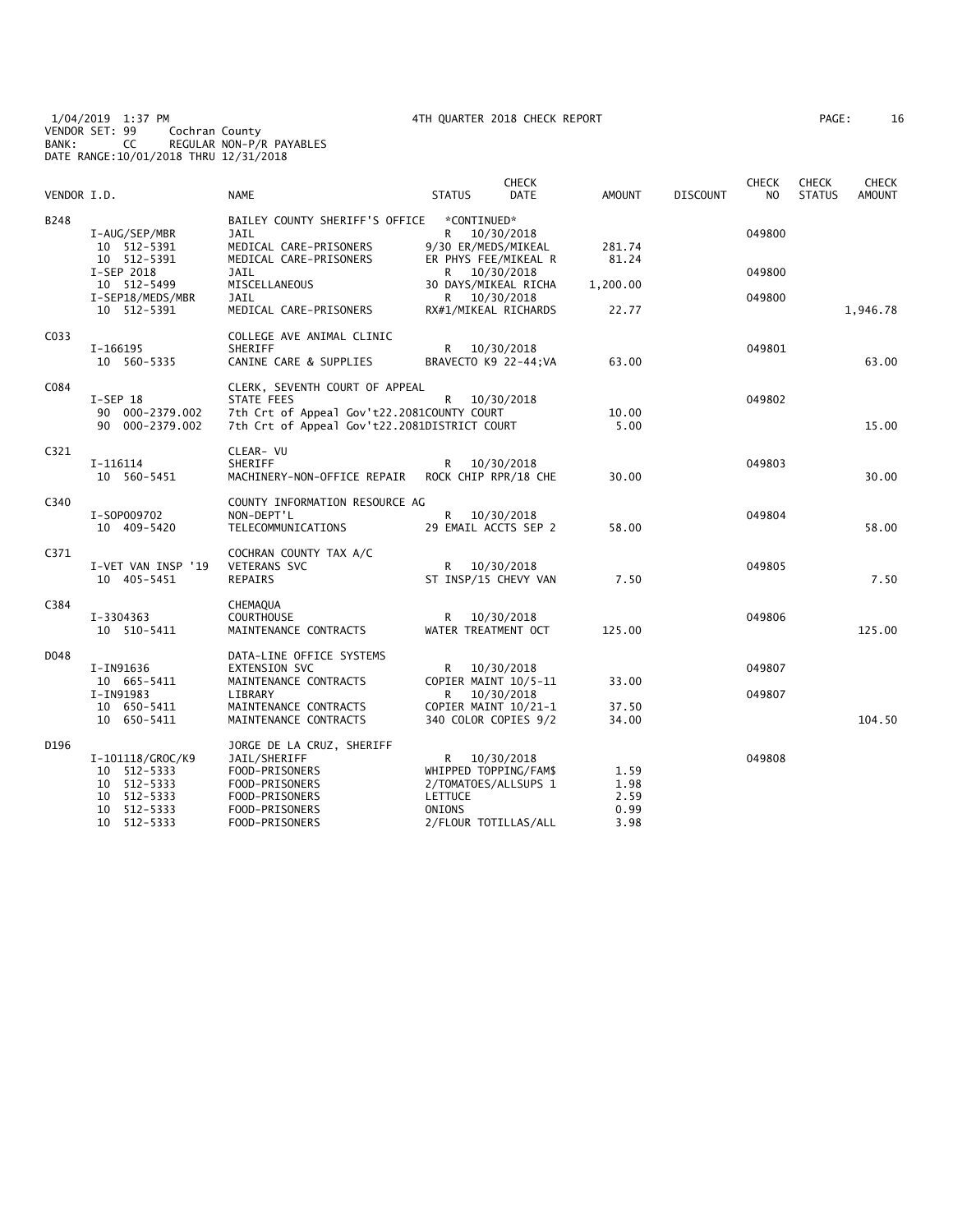1/04/2019 1:37 PM 4TH QUARTER 2018 CHECK REPORT
VENDOR SET: 99 Cochran County
BANK: CC REGULAR NON-P/R PAYABLES
DATE RANGE:10/01/2018 THRU 12/31/2018

| VENDOR I.D. | | NAME | STATUS | CHECK DATE | AMOUNT | DISCOUNT | CHECK NO | CHECK STATUS | CHECK AMOUNT |
|---|---|---|---|---|---|---|---|---|---|
| B248 | | BAILEY COUNTY SHERIFF'S OFFICE | *CONTINUED* | | | | | | |
| | I-AUG/SEP/MBR | JAIL | R | 10/30/2018 | | | 049800 | | |
| | 10 512-5391 | MEDICAL CARE-PRISONERS | 9/30 ER/MEDS/MIKEAL | | 281.74 | | | | |
| | 10 512-5391 | MEDICAL CARE-PRISONERS | ER PHYS FEE/MIKEAL R | | 81.24 | | | | |
| | I-SEP 2018 | JAIL | R | 10/30/2018 | | | 049800 | | |
| | 10 512-5499 | MISCELLANEOUS | 30 DAYS/MIKEAL RICHA | | 1,200.00 | | | | |
| | I-SEP18/MEDS/MBR | JAIL | R | 10/30/2018 | | | 049800 | | |
| | 10 512-5391 | MEDICAL CARE-PRISONERS | RX#1/MIKEAL RICHARDS | | 22.77 | | | | 1,946.78 |
| C033 | | COLLEGE AVE ANIMAL CLINIC | | | | | | | |
| | I-166195 | SHERIFF | R | 10/30/2018 | | | 049801 | | |
| | 10 560-5335 | CANINE CARE & SUPPLIES | BRAVECTO K9 22-44;VA | | 63.00 | | | | 63.00 |
| C084 | | CLERK, SEVENTH COURT OF APPEAL | | | | | | | |
| | I-SEP 18 | STATE FEES | R | 10/30/2018 | | | 049802 | | |
| | 90 000-2379.002 | 7th Crt of Appeal Gov't22.2081 | COUNTY COURT | | 10.00 | | | | |
| | 90 000-2379.002 | 7th Crt of Appeal Gov't22.2081 | DISTRICT COURT | | 5.00 | | | | 15.00 |
| C321 | | CLEAR- VU | | | | | | | |
| | I-116114 | SHERIFF | R | 10/30/2018 | | | 049803 | | |
| | 10 560-5451 | MACHINERY-NON-OFFICE REPAIR | ROCK CHIP RPR/18 CHE | | 30.00 | | | | 30.00 |
| C340 | | COUNTY INFORMATION RESOURCE AG | | | | | | | |
| | I-SOP009702 | NON-DEPT'L | R | 10/30/2018 | | | 049804 | | |
| | 10 409-5420 | TELECOMMUNICATIONS | 29 EMAIL ACCTS SEP 2 | | 58.00 | | | | 58.00 |
| C371 | | COCHRAN COUNTY TAX A/C | | | | | | | |
| | I-VET VAN INSP '19 | VETERANS SVC | R | 10/30/2018 | | | 049805 | | |
| | 10 405-5451 | REPAIRS | ST INSP/15 CHEVY VAN | | 7.50 | | | | 7.50 |
| C384 | | CHEMAQUA | | | | | | | |
| | I-3304363 | COURTHOUSE | R | 10/30/2018 | | | 049806 | | |
| | 10 510-5411 | MAINTENANCE CONTRACTS | WATER TREATMENT OCT | | 125.00 | | | | 125.00 |
| D048 | | DATA-LINE OFFICE SYSTEMS | | | | | | | |
| | I-IN91636 | EXTENSION SVC | R | 10/30/2018 | | | 049807 | | |
| | 10 665-5411 | MAINTENANCE CONTRACTS | COPIER MAINT 10/5-11 | | 33.00 | | | | |
| | I-IN91983 | LIBRARY | R | 10/30/2018 | | | 049807 | | |
| | 10 650-5411 | MAINTENANCE CONTRACTS | COPIER MAINT 10/21-1 | | 37.50 | | | | |
| | 10 650-5411 | MAINTENANCE CONTRACTS | 340 COLOR COPIES 9/2 | | 34.00 | | | | 104.50 |
| D196 | | JORGE DE LA CRUZ, SHERIFF | | | | | | | |
| | I-101118/GROC/K9 | JAIL/SHERIFF | R | 10/30/2018 | | | 049808 | | |
| | 10 512-5333 | FOOD-PRISONERS | WHIPPED TOPPING/FAM$ | | 1.59 | | | | |
| | 10 512-5333 | FOOD-PRISONERS | 2/TOMATOES/ALLSUPS 1 | | 1.98 | | | | |
| | 10 512-5333 | FOOD-PRISONERS | LETTUCE | | 2.59 | | | | |
| | 10 512-5333 | FOOD-PRISONERS | ONIONS | | 0.99 | | | | |
| | 10 512-5333 | FOOD-PRISONERS | 2/FLOUR TOTILLAS/ALL | | 3.98 | | | | |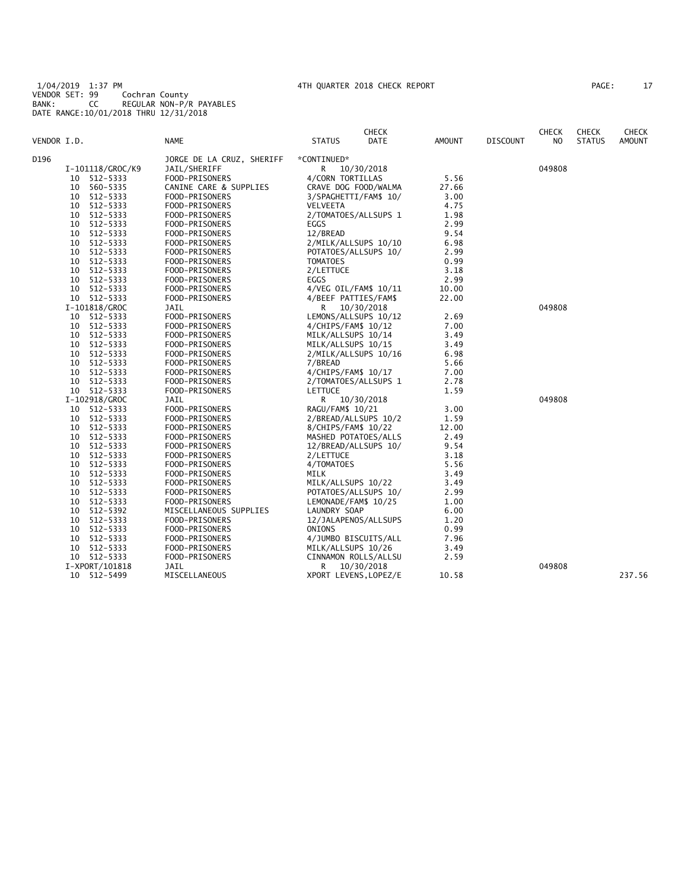1/04/2019 1:37 PM 4TH QUARTER 2018 CHECK REPORT
VENDOR SET: 99 Cochran County
BANK: CC REGULAR NON-P/R PAYABLES
DATE RANGE:10/01/2018 THRU 12/31/2018

| VENDOR I.D. | NAME | STATUS | CHECK DATE | AMOUNT | DISCOUNT | CHECK NO | CHECK STATUS | CHECK AMOUNT |
|---|---|---|---|---|---|---|---|---|
| D196 | JORGE DE LA CRUZ, SHERIFF | *CONTINUED* | | | | | | |
| I-101118/GROC/K9 | JAIL/SHERIFF | R | 10/30/2018 | | | 049808 | | |
| 10 512-5333 | FOOD-PRISONERS | 4/CORN TORTILLAS | | 5.56 | | | | |
| 10 560-5335 | CANINE CARE & SUPPLIES | CRAVE DOG FOOD/WALMA | | 27.66 | | | | |
| 10 512-5333 | FOOD-PRISONERS | 3/SPAGHETTI/FAM$ 10/ | | 3.00 | | | | |
| 10 512-5333 | FOOD-PRISONERS | VELVEETA | | 4.75 | | | | |
| 10 512-5333 | FOOD-PRISONERS | 2/TOMATOES/ALLSUPS 1 | | 1.98 | | | | |
| 10 512-5333 | FOOD-PRISONERS | EGGS | | 2.99 | | | | |
| 10 512-5333 | FOOD-PRISONERS | 12/BREAD | | 9.54 | | | | |
| 10 512-5333 | FOOD-PRISONERS | 2/MILK/ALLSUPS 10/10 | | 6.98 | | | | |
| 10 512-5333 | FOOD-PRISONERS | POTATOES/ALLSUPS 10/ | | 2.99 | | | | |
| 10 512-5333 | FOOD-PRISONERS | TOMATOES | | 0.99 | | | | |
| 10 512-5333 | FOOD-PRISONERS | 2/LETTUCE | | 3.18 | | | | |
| 10 512-5333 | FOOD-PRISONERS | EGGS | | 2.99 | | | | |
| 10 512-5333 | FOOD-PRISONERS | 4/VEG OIL/FAM$ 10/11 | | 10.00 | | | | |
| 10 512-5333 | FOOD-PRISONERS | 4/BEEF PATTIES/FAM$ | | 22.00 | | | | |
| I-101818/GROC | JAIL | R | 10/30/2018 | | | 049808 | | |
| 10 512-5333 | FOOD-PRISONERS | LEMONS/ALLSUPS 10/12 | | 2.69 | | | | |
| 10 512-5333 | FOOD-PRISONERS | 4/CHIPS/FAM$ 10/12 | | 7.00 | | | | |
| 10 512-5333 | FOOD-PRISONERS | MILK/ALLSUPS 10/14 | | 3.49 | | | | |
| 10 512-5333 | FOOD-PRISONERS | MILK/ALLSUPS 10/15 | | 3.49 | | | | |
| 10 512-5333 | FOOD-PRISONERS | 2/MILK/ALLSUPS 10/16 | | 6.98 | | | | |
| 10 512-5333 | FOOD-PRISONERS | 7/BREAD | | 5.66 | | | | |
| 10 512-5333 | FOOD-PRISONERS | 4/CHIPS/FAM$ 10/17 | | 7.00 | | | | |
| 10 512-5333 | FOOD-PRISONERS | 2/TOMATOES/ALLSUPS 1 | | 2.78 | | | | |
| 10 512-5333 | FOOD-PRISONERS | LETTUCE | | 1.59 | | | | |
| I-102918/GROC | JAIL | R | 10/30/2018 | | | 049808 | | |
| 10 512-5333 | FOOD-PRISONERS | RAGU/FAM$ 10/21 | | 3.00 | | | | |
| 10 512-5333 | FOOD-PRISONERS | 2/BREAD/ALLSUPS 10/2 | | 1.59 | | | | |
| 10 512-5333 | FOOD-PRISONERS | 8/CHIPS/FAM$ 10/22 | | 12.00 | | | | |
| 10 512-5333 | FOOD-PRISONERS | MASHED POTATOES/ALLS | | 2.49 | | | | |
| 10 512-5333 | FOOD-PRISONERS | 12/BREAD/ALLSUPS 10/ | | 9.54 | | | | |
| 10 512-5333 | FOOD-PRISONERS | 2/LETTUCE | | 3.18 | | | | |
| 10 512-5333 | FOOD-PRISONERS | 4/TOMATOES | | 5.56 | | | | |
| 10 512-5333 | FOOD-PRISONERS | MILK | | 3.49 | | | | |
| 10 512-5333 | FOOD-PRISONERS | MILK/ALLSUPS 10/22 | | 3.49 | | | | |
| 10 512-5333 | FOOD-PRISONERS | POTATOES/ALLSUPS 10/ | | 2.99 | | | | |
| 10 512-5333 | FOOD-PRISONERS | LEMONADE/FAM$ 10/25 | | 1.00 | | | | |
| 10 512-5392 | MISCELLANEOUS SUPPLIES | LAUNDRY SOAP | | 6.00 | | | | |
| 10 512-5333 | FOOD-PRISONERS | 12/JALAPENOS/ALLSUPS | | 1.20 | | | | |
| 10 512-5333 | FOOD-PRISONERS | ONIONS | | 0.99 | | | | |
| 10 512-5333 | FOOD-PRISONERS | 4/JUMBO BISCUITS/ALL | | 7.96 | | | | |
| 10 512-5333 | FOOD-PRISONERS | MILK/ALLSUPS 10/26 | | 3.49 | | | | |
| 10 512-5333 | FOOD-PRISONERS | CINNAMON ROLLS/ALLSU | | 2.59 | | | | |
| I-XPORT/101818 | JAIL | R | 10/30/2018 | | | 049808 | | |
| 10 512-5499 | MISCELLANEOUS | XPORT LEVENS,LOPEZ/E | | 10.58 | | | | 237.56 |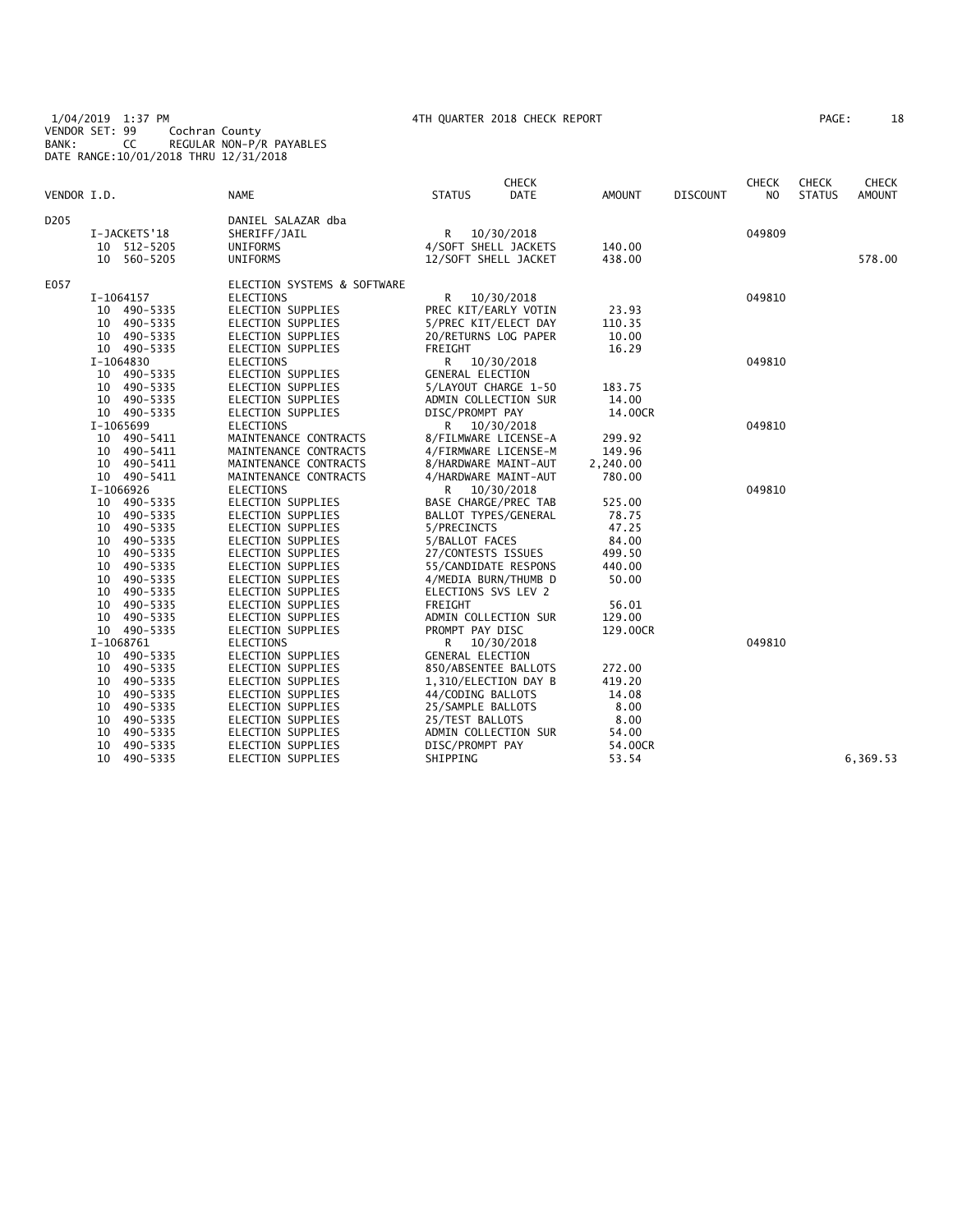1/04/2019 1:37 PM 4TH QUARTER 2018 CHECK REPORT
VENDOR SET: 99 Cochran County
BANK: CC REGULAR NON-P/R PAYABLES
DATE RANGE:10/01/2018 THRU 12/31/2018

| VENDOR I.D. | NAME | STATUS | CHECK DATE | AMOUNT | DISCOUNT | CHECK NO | CHECK STATUS | CHECK AMOUNT |
|---|---|---|---|---|---|---|---|---|
| D205 | DANIEL SALAZAR dba | | | | | | | |
| I-JACKETS'18 | SHERIFF/JAIL | R | 10/30/2018 | | | 049809 | | |
| 10 512-5205 | UNIFORMS | 4/SOFT SHELL JACKETS | | 140.00 | | | | |
| 10 560-5205 | UNIFORMS | 12/SOFT SHELL JACKET | | 438.00 | | | | 578.00 |
| E057 | ELECTION SYSTEMS & SOFTWARE | | | | | | | |
| I-1064157 | ELECTIONS | R | 10/30/2018 | | | 049810 | | |
| 10 490-5335 | ELECTION SUPPLIES | PREC KIT/EARLY VOTIN | | 23.93 | | | | |
| 10 490-5335 | ELECTION SUPPLIES | 5/PREC KIT/ELECT DAY | | 110.35 | | | | |
| 10 490-5335 | ELECTION SUPPLIES | 20/RETURNS LOG PAPER | | 10.00 | | | | |
| 10 490-5335 | ELECTION SUPPLIES | FREIGHT | | 16.29 | | | | |
| I-1064830 | ELECTIONS | R | 10/30/2018 | | | 049810 | | |
| 10 490-5335 | ELECTION SUPPLIES | GENERAL ELECTION | | | | | | |
| 10 490-5335 | ELECTION SUPPLIES | 5/LAYOUT CHARGE 1-50 | | 183.75 | | | | |
| 10 490-5335 | ELECTION SUPPLIES | ADMIN COLLECTION SUR | | 14.00 | | | | |
| 10 490-5335 | ELECTION SUPPLIES | DISC/PROMPT PAY | | 14.00CR | | | | |
| I-1065699 | ELECTIONS | R | 10/30/2018 | | | 049810 | | |
| 10 490-5411 | MAINTENANCE CONTRACTS | 8/FILMWARE LICENSE-A | | 299.92 | | | | |
| 10 490-5411 | MAINTENANCE CONTRACTS | 4/FIRMWARE LICENSE-M | | 149.96 | | | | |
| 10 490-5411 | MAINTENANCE CONTRACTS | 8/HARDWARE MAINT-AUT | | 2,240.00 | | | | |
| 10 490-5411 | MAINTENANCE CONTRACTS | 4/HARDWARE MAINT-AUT | | 780.00 | | | | |
| I-1066926 | ELECTIONS | R | 10/30/2018 | | | 049810 | | |
| 10 490-5335 | ELECTION SUPPLIES | BASE CHARGE/PREC TAB | | 525.00 | | | | |
| 10 490-5335 | ELECTION SUPPLIES | BALLOT TYPES/GENERAL | | 78.75 | | | | |
| 10 490-5335 | ELECTION SUPPLIES | 5/PRECINCTS | | 47.25 | | | | |
| 10 490-5335 | ELECTION SUPPLIES | 5/BALLOT FACES | | 84.00 | | | | |
| 10 490-5335 | ELECTION SUPPLIES | 27/CONTESTS ISSUES | | 499.50 | | | | |
| 10 490-5335 | ELECTION SUPPLIES | 55/CANDIDATE RESPONS | | 440.00 | | | | |
| 10 490-5335 | ELECTION SUPPLIES | 4/MEDIA BURN/THUMB D | | 50.00 | | | | |
| 10 490-5335 | ELECTION SUPPLIES | ELECTIONS SVS LEV 2 | | | | | | |
| 10 490-5335 | ELECTION SUPPLIES | FREIGHT | | 56.01 | | | | |
| 10 490-5335 | ELECTION SUPPLIES | ADMIN COLLECTION SUR | | 129.00 | | | | |
| 10 490-5335 | ELECTION SUPPLIES | PROMPT PAY DISC | | 129.00CR | | | | |
| I-1068761 | ELECTIONS | R | 10/30/2018 | | | 049810 | | |
| 10 490-5335 | ELECTION SUPPLIES | GENERAL ELECTION | | | | | | |
| 10 490-5335 | ELECTION SUPPLIES | 850/ABSENTEE BALLOTS | | 272.00 | | | | |
| 10 490-5335 | ELECTION SUPPLIES | 1,310/ELECTION DAY B | | 419.20 | | | | |
| 10 490-5335 | ELECTION SUPPLIES | 44/CODING BALLOTS | | 14.08 | | | | |
| 10 490-5335 | ELECTION SUPPLIES | 25/SAMPLE BALLOTS | | 8.00 | | | | |
| 10 490-5335 | ELECTION SUPPLIES | 25/TEST BALLOTS | | 8.00 | | | | |
| 10 490-5335 | ELECTION SUPPLIES | ADMIN COLLECTION SUR | | 54.00 | | | | |
| 10 490-5335 | ELECTION SUPPLIES | DISC/PROMPT PAY | | 54.00CR | | | | |
| 10 490-5335 | ELECTION SUPPLIES | SHIPPING | | 53.54 | | | | 6,369.53 |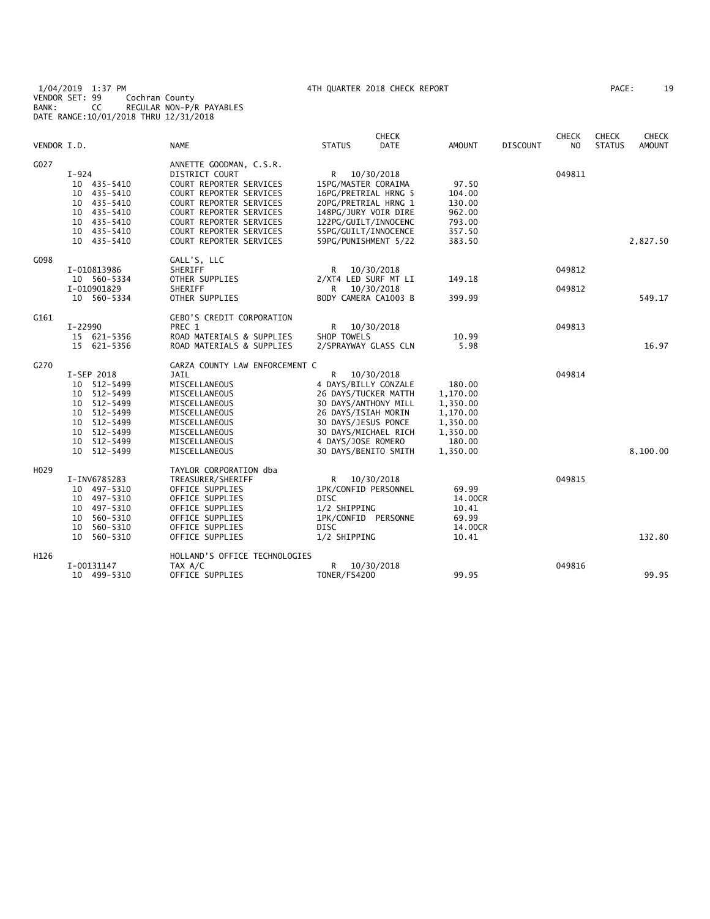1/04/2019 1:37 PM 4TH QUARTER 2018 CHECK REPORT
VENDOR SET: 99 Cochran County
BANK: CC REGULAR NON-P/R PAYABLES
DATE RANGE:10/01/2018 THRU 12/31/2018

| VENDOR I.D. | NAME | STATUS | CHECK DATE | AMOUNT | DISCOUNT | CHECK NO | CHECK STATUS | CHECK AMOUNT |
|---|---|---|---|---|---|---|---|---|
| G027 | ANNETTE GOODMAN, C.S.R. | | | | | | | |
| I-924 | DISTRICT COURT | R | 10/30/2018 | | | 049811 | | |
| 10 435-5410 | COURT REPORTER SERVICES | 15PG/MASTER CORAIMA | | 97.50 | | | | |
| 10 435-5410 | COURT REPORTER SERVICES | 16PG/PRETRIAL HRNG 5 | | 104.00 | | | | |
| 10 435-5410 | COURT REPORTER SERVICES | 20PG/PRETRIAL HRNG 1 | | 130.00 | | | | |
| 10 435-5410 | COURT REPORTER SERVICES | 148PG/JURY VOIR DIRE | | 962.00 | | | | |
| 10 435-5410 | COURT REPORTER SERVICES | 122PG/GUILT/INNOCENC | | 793.00 | | | | |
| 10 435-5410 | COURT REPORTER SERVICES | 55PG/GUILT/INNOCENCE | | 357.50 | | | | |
| 10 435-5410 | COURT REPORTER SERVICES | 59PG/PUNISHMENT 5/22 | | 383.50 | | | | 2,827.50 |
| G098 | GALL'S, LLC | | | | | | | |
| I-010813986 | SHERIFF | R | 10/30/2018 | | | 049812 | | |
| 10 560-5334 | OTHER SUPPLIES | 2/XT4 LED SURF MT LI | | 149.18 | | | | |
| I-010901829 | SHERIFF | R | 10/30/2018 | | | 049812 | | |
| 10 560-5334 | OTHER SUPPLIES | BODY CAMERA CA1003 B | | 399.99 | | | | 549.17 |
| G161 | GEBO'S CREDIT CORPORATION | | | | | | | |
| I-22990 | PREC 1 | R | 10/30/2018 | | | 049813 | | |
| 15 621-5356 | ROAD MATERIALS & SUPPLIES | SHOP TOWELS | | 10.99 | | | | |
| 15 621-5356 | ROAD MATERIALS & SUPPLIES | 2/SPRAYWAY GLASS CLN | | 5.98 | | | | 16.97 |
| G270 | GARZA COUNTY LAW ENFORCEMENT C | | | | | | | |
| I-SEP 2018 | JAIL | R | 10/30/2018 | | | 049814 | | |
| 10 512-5499 | MISCELLANEOUS | 4 DAYS/BILLY GONZALE | | 180.00 | | | | |
| 10 512-5499 | MISCELLANEOUS | 26 DAYS/TUCKER MATTH | | 1,170.00 | | | | |
| 10 512-5499 | MISCELLANEOUS | 30 DAYS/ANTHONY MILL | | 1,350.00 | | | | |
| 10 512-5499 | MISCELLANEOUS | 26 DAYS/ISIAH MORIN | | 1,170.00 | | | | |
| 10 512-5499 | MISCELLANEOUS | 30 DAYS/JESUS PONCE | | 1,350.00 | | | | |
| 10 512-5499 | MISCELLANEOUS | 30 DAYS/MICHAEL RICH | | 1,350.00 | | | | |
| 10 512-5499 | MISCELLANEOUS | 4 DAYS/JOSE ROMERO | | 180.00 | | | | |
| 10 512-5499 | MISCELLANEOUS | 30 DAYS/BENITO SMITH | | 1,350.00 | | | | 8,100.00 |
| H029 | TAYLOR CORPORATION dba | | | | | | | |
| I-INV6785283 | TREASURER/SHERIFF | R | 10/30/2018 | | | 049815 | | |
| 10 497-5310 | OFFICE SUPPLIES | 1PK/CONFID PERSONNEL | | 69.99 | | | | |
| 10 497-5310 | OFFICE SUPPLIES | DISC | | 14.00CR | | | | |
| 10 497-5310 | OFFICE SUPPLIES | 1/2 SHIPPING | | 10.41 | | | | |
| 10 560-5310 | OFFICE SUPPLIES | 1PK/CONFID PERSONNE | | 69.99 | | | | |
| 10 560-5310 | OFFICE SUPPLIES | DISC | | 14.00CR | | | | |
| 10 560-5310 | OFFICE SUPPLIES | 1/2 SHIPPING | | 10.41 | | | | 132.80 |
| H126 | HOLLAND'S OFFICE TECHNOLOGIES | | | | | | | |
| I-00131147 | TAX A/C | R | 10/30/2018 | | | 049816 | | |
| 10 499-5310 | OFFICE SUPPLIES | TONER/FS4200 | | 99.95 | | | | 99.95 |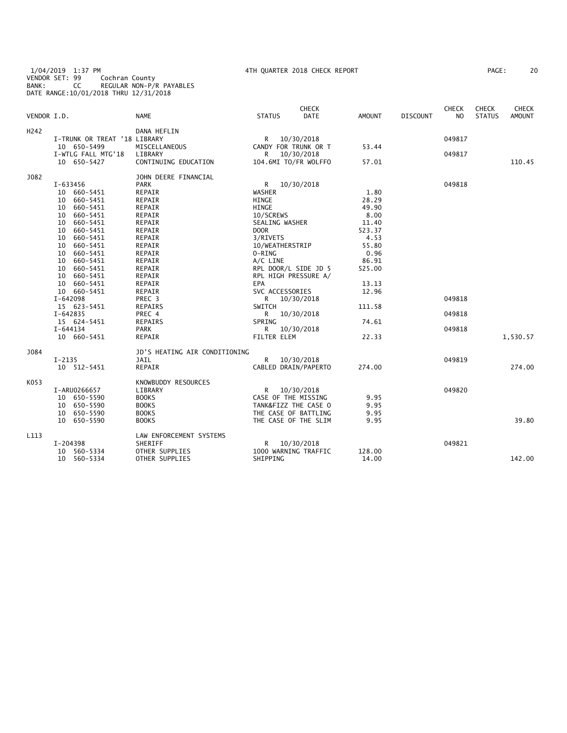1/04/2019 1:37 PM — 4TH QUARTER 2018 CHECK REPORT
VENDOR SET: 99 Cochran County
BANK: CC REGULAR NON-P/R PAYABLES
DATE RANGE:10/01/2018 THRU 12/31/2018

| VENDOR I.D. | | NAME | STATUS | CHECK DATE | AMOUNT | DISCOUNT | CHECK NO | CHECK STATUS | CHECK AMOUNT |
|---|---|---|---|---|---|---|---|---|---|
| H242 | | DANA HEFLIN | | | | | | | |
| | I-TRUNK OR TREAT '18 | LIBRARY | R | 10/30/2018 | | | 049817 | | |
| | 10 650-5499 | MISCELLANEOUS | CANDY FOR TRUNK OR T | | 53.44 | | | | |
| | I-WTLG FALL MTG'18 | LIBRARY | R | 10/30/2018 | | | 049817 | | |
| | 10 650-5427 | CONTINUING EDUCATION | 104.6MI TO/FR WOLFFO | | 57.01 | | | | 110.45 |
| J082 | | JOHN DEERE FINANCIAL | | | | | | | |
| | I-633456 | PARK | R | 10/30/2018 | | | 049818 | | |
| | 10 660-5451 | REPAIR | WASHER | | 1.80 | | | | |
| | 10 660-5451 | REPAIR | HINGE | | 28.29 | | | | |
| | 10 660-5451 | REPAIR | HINGE | | 49.90 | | | | |
| | 10 660-5451 | REPAIR | 10/SCREWS | | 8.00 | | | | |
| | 10 660-5451 | REPAIR | SEALING WASHER | | 11.40 | | | | |
| | 10 660-5451 | REPAIR | DOOR | | 523.37 | | | | |
| | 10 660-5451 | REPAIR | 3/RIVETS | | 4.53 | | | | |
| | 10 660-5451 | REPAIR | 10/WEATHERSTRIP | | 55.80 | | | | |
| | 10 660-5451 | REPAIR | O-RING | | 0.96 | | | | |
| | 10 660-5451 | REPAIR | A/C LINE | | 86.91 | | | | |
| | 10 660-5451 | REPAIR | RPL DOOR/L SIDE JD 5 | | 525.00 | | | | |
| | 10 660-5451 | REPAIR | RPL HIGH PRESSURE A/ | | | | | | |
| | 10 660-5451 | REPAIR | EPA | | 13.13 | | | | |
| | 10 660-5451 | REPAIR | SVC ACCESSORIES | | 12.96 | | | | |
| | I-642098 | PREC 3 | R | 10/30/2018 | | | 049818 | | |
| | 15 623-5451 | REPAIRS | SWITCH | | 111.58 | | | | |
| | I-642835 | PREC 4 | R | 10/30/2018 | | | 049818 | | |
| | 15 624-5451 | REPAIRS | SPRING | | 74.61 | | | | |
| | I-644134 | PARK | R | 10/30/2018 | | | 049818 | | |
| | 10 660-5451 | REPAIR | FILTER ELEM | | 22.33 | | | | 1,530.57 |
| J084 | | JD'S HEATING AIR CONDITIONING | | | | | | | |
| | I-2135 | JAIL | R | 10/30/2018 | | | 049819 | | |
| | 10 512-5451 | REPAIR | CABLED DRAIN/PAPERTO | | 274.00 | | | | 274.00 |
| K053 | | KNOWBUDDY RESOURCES | | | | | | | |
| | I-ARU0266657 | LIBRARY | R | 10/30/2018 | | | 049820 | | |
| | 10 650-5590 | BOOKS | CASE OF THE MISSING | | 9.95 | | | | |
| | 10 650-5590 | BOOKS | TANK&FIZZ THE CASE O | | 9.95 | | | | |
| | 10 650-5590 | BOOKS | THE CASE OF BATTLING | | 9.95 | | | | |
| | 10 650-5590 | BOOKS | THE CASE OF THE SLIM | | 9.95 | | | | 39.80 |
| L113 | | LAW ENFORCEMENT SYSTEMS | | | | | | | |
| | I-204398 | SHERIFF | R | 10/30/2018 | | | 049821 | | |
| | 10 560-5334 | OTHER SUPPLIES | 1000 WARNING TRAFFIC | | 128.00 | | | | |
| | 10 560-5334 | OTHER SUPPLIES | SHIPPING | | 14.00 | | | | 142.00 |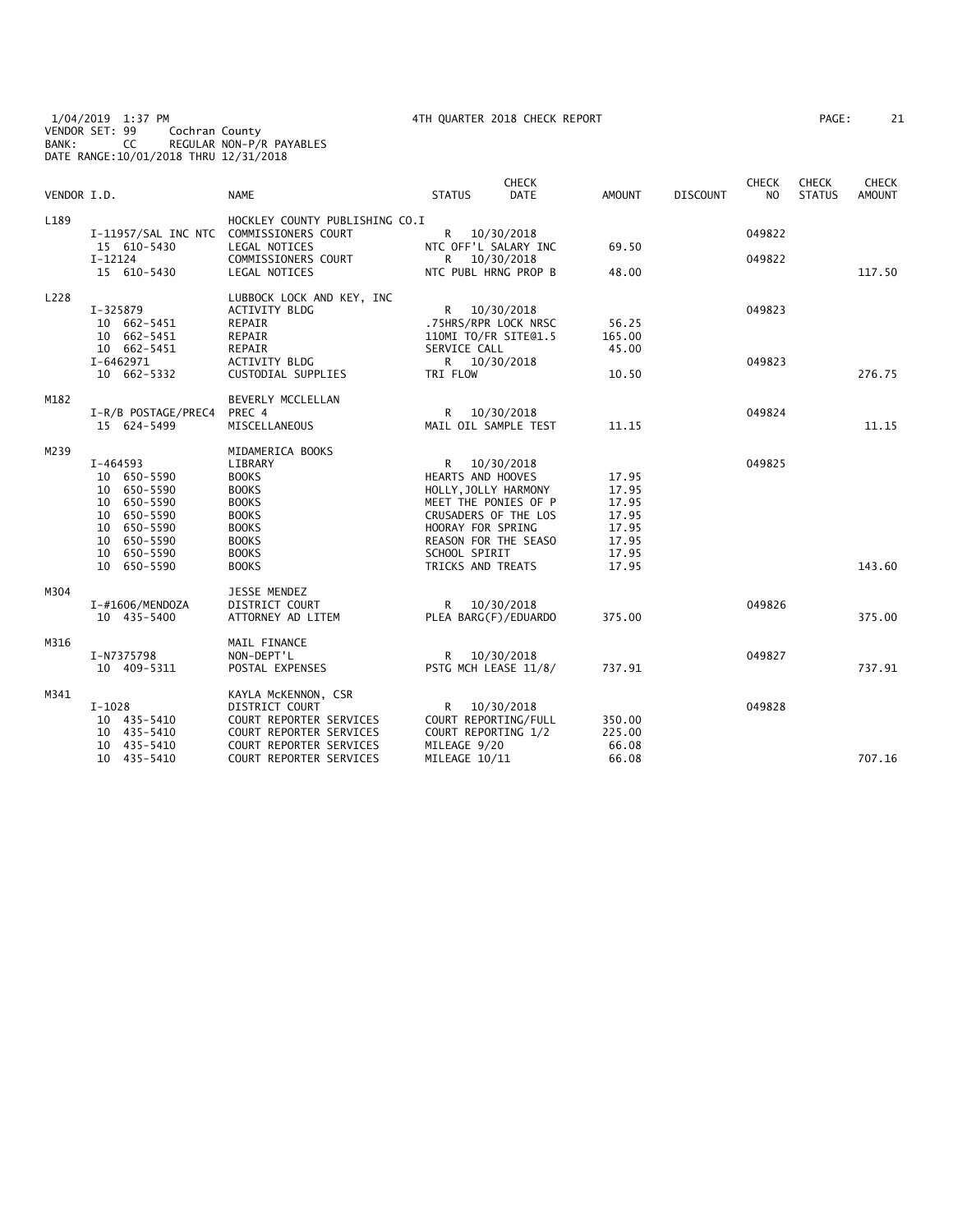1/04/2019 1:37 PM 4TH QUARTER 2018 CHECK REPORT
VENDOR SET: 99 Cochran County
BANK: CC REGULAR NON-P/R PAYABLES
DATE RANGE:10/01/2018 THRU 12/31/2018

| VENDOR I.D. | | NAME | STATUS | CHECK DATE | AMOUNT | DISCOUNT | CHECK NO | CHECK STATUS | CHECK AMOUNT |
|---|---|---|---|---|---|---|---|---|---|
| L189 | | HOCKLEY COUNTY PUBLISHING CO.I | | | | | | | |
| | I-11957/SAL INC NTC | COMMISSIONERS COURT | R | 10/30/2018 | | | 049822 | | |
| | 15 610-5430 | LEGAL NOTICES | NTC OFF'L SALARY INC | | 69.50 | | | | |
| | I-12124 | COMMISSIONERS COURT | R | 10/30/2018 | | | 049822 | | |
| | 15 610-5430 | LEGAL NOTICES | NTC PUBL HRNG PROP B | | 48.00 | | | | 117.50 |
| L228 | | LUBBOCK LOCK AND KEY, INC | | | | | | | |
| | I-325879 | ACTIVITY BLDG | R | 10/30/2018 | | | 049823 | | |
| | 10 662-5451 | REPAIR | .75HRS/RPR LOCK NRSC | | 56.25 | | | | |
| | 10 662-5451 | REPAIR | 110MI TO/FR SITE@1.5 | | 165.00 | | | | |
| | 10 662-5451 | REPAIR | SERVICE CALL | | 45.00 | | | | |
| | I-6462971 | ACTIVITY BLDG | R | 10/30/2018 | | | 049823 | | |
| | 10 662-5332 | CUSTODIAL SUPPLIES | TRI FLOW | | 10.50 | | | | 276.75 |
| M182 | | BEVERLY MCCLELLAN | | | | | | | |
| | I-R/B POSTAGE/PREC4 | PREC 4 | R | 10/30/2018 | | | 049824 | | |
| | 15 624-5499 | MISCELLANEOUS | MAIL OIL SAMPLE TEST | | 11.15 | | | | 11.15 |
| M239 | | MIDAMERICA BOOKS | | | | | | | |
| | I-464593 | LIBRARY | R | 10/30/2018 | | | 049825 | | |
| | 10 650-5590 | BOOKS | HEARTS AND HOOVES | | 17.95 | | | | |
| | 10 650-5590 | BOOKS | HOLLY,JOLLY HARMONY | | 17.95 | | | | |
| | 10 650-5590 | BOOKS | MEET THE PONIES OF P | | 17.95 | | | | |
| | 10 650-5590 | BOOKS | CRUSADERS OF THE LOS | | 17.95 | | | | |
| | 10 650-5590 | BOOKS | HOORAY FOR SPRING | | 17.95 | | | | |
| | 10 650-5590 | BOOKS | REASON FOR THE SEASO | | 17.95 | | | | |
| | 10 650-5590 | BOOKS | SCHOOL SPIRIT | | 17.95 | | | | |
| | 10 650-5590 | BOOKS | TRICKS AND TREATS | | 17.95 | | | | 143.60 |
| M304 | | JESSE MENDEZ | | | | | | | |
| | I-#1606/MENDOZA | DISTRICT COURT | R | 10/30/2018 | | | 049826 | | |
| | 10 435-5400 | ATTORNEY AD LITEM | PLEA BARG(F)/EDUARDO | | 375.00 | | | | 375.00 |
| M316 | | MAIL FINANCE | | | | | | | |
| | I-N7375798 | NON-DEPT'L | R | 10/30/2018 | | | 049827 | | |
| | 10 409-5311 | POSTAL EXPENSES | PSTG MCH LEASE 11/8/ | | 737.91 | | | | 737.91 |
| M341 | | KAYLA McKENNON, CSR | | | | | | | |
| | I-1028 | DISTRICT COURT | R | 10/30/2018 | | | 049828 | | |
| | 10 435-5410 | COURT REPORTER SERVICES | COURT REPORTING/FULL | | 350.00 | | | | |
| | 10 435-5410 | COURT REPORTER SERVICES | COURT REPORTING 1/2 | | 225.00 | | | | |
| | 10 435-5410 | COURT REPORTER SERVICES | MILEAGE 9/20 | | 66.08 | | | | |
| | 10 435-5410 | COURT REPORTER SERVICES | MILEAGE 10/11 | | 66.08 | | | | 707.16 |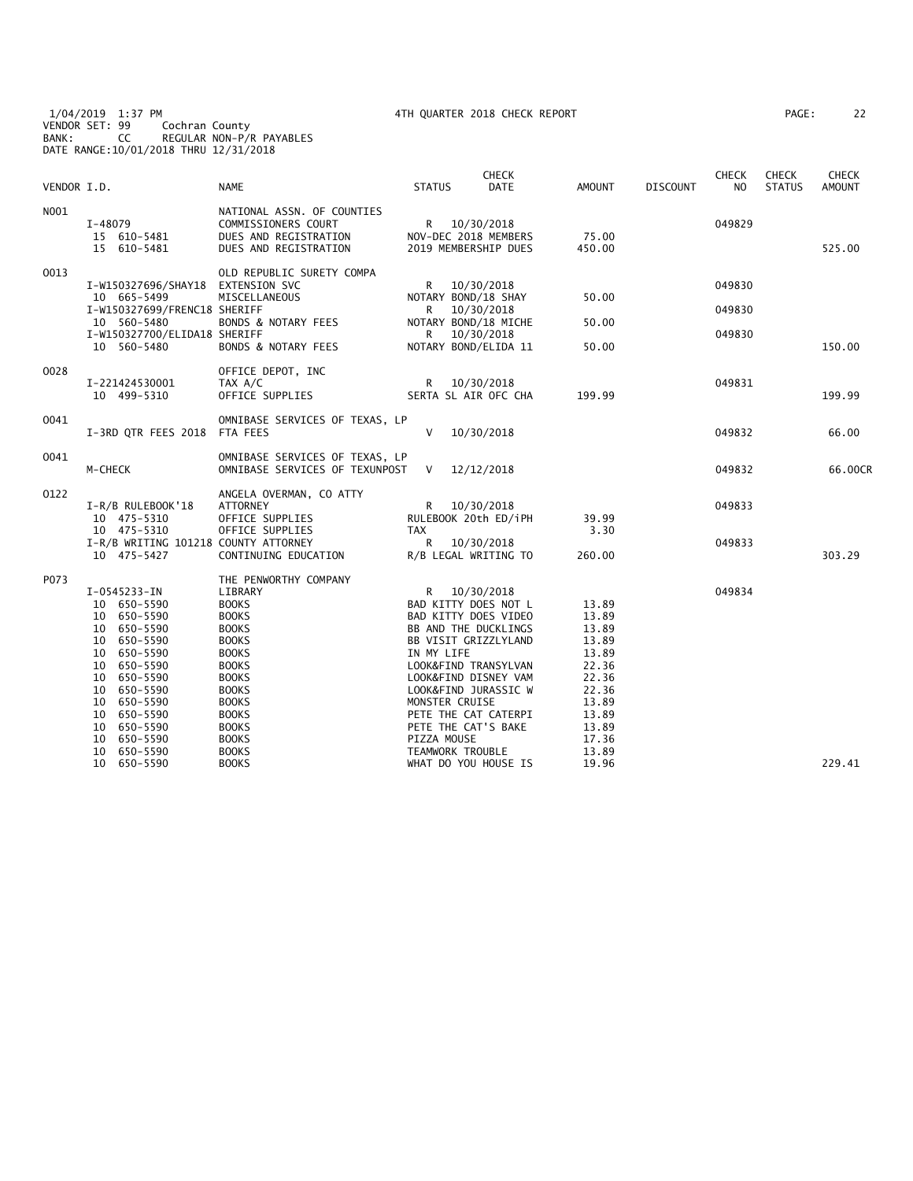1/04/2019 1:37 PM　　　　4TH QUARTER 2018 CHECK REPORT

VENDOR SET: 99　Cochran County
BANK: CC　REGULAR NON-P/R PAYABLES
DATE RANGE:10/01/2018 THRU 12/31/2018

| VENDOR I.D. | NAME | STATUS | CHECK DATE | AMOUNT | DISCOUNT | CHECK NO | CHECK STATUS | CHECK AMOUNT |
|---|---|---|---|---|---|---|---|---|
| N001 | NATIONAL ASSN. OF COUNTIES | | | | | | | |
| I-48079 | COMMISSIONERS COURT | R | 10/30/2018 | | | 049829 | | |
| 15 610-5481 | DUES AND REGISTRATION | | NOV-DEC 2018 MEMBERS | 75.00 | | | | |
| 15 610-5481 | DUES AND REGISTRATION | | 2019 MEMBERSHIP DUES | 450.00 | | | | 525.00 |
| O013 | OLD REPUBLIC SURETY COMPA | | | | | | | |
| I-W150327696/SHAY18 | EXTENSION SVC | R | 10/30/2018 | | | 049830 | | |
| 10 665-5499 | MISCELLANEOUS | | NOTARY BOND/18 SHAY | 50.00 | | | | |
| I-W150327699/FRENC18 | SHERIFF | R | 10/30/2018 | | | 049830 | | |
| 10 560-5480 | BONDS & NOTARY FEES | | NOTARY BOND/18 MICHE | 50.00 | | | | |
| I-W150327700/ELIDA18 | SHERIFF | R | 10/30/2018 | | | 049830 | | |
| 10 560-5480 | BONDS & NOTARY FEES | | NOTARY BOND/ELIDA 11 | 50.00 | | | | 150.00 |
| O028 | OFFICE DEPOT, INC | | | | | | | |
| I-221424530001 | TAX A/C | R | 10/30/2018 | | | 049831 | | |
| 10 499-5310 | OFFICE SUPPLIES | | SERTA SL AIR OFC CHA | 199.99 | | | | 199.99 |
| O041 | OMNIBASE SERVICES OF TEXAS, LP | | | | | | | |
| I-3RD QTR FEES 2018 | FTA FEES | V | 10/30/2018 | | | 049832 | | 66.00 |
| O041 | OMNIBASE SERVICES OF TEXAS, LP | | | | | | | |
| M-CHECK | OMNIBASE SERVICES OF TEXUNPOST | V | 12/12/2018 | | | 049832 | | 66.00CR |
| O122 | ANGELA OVERMAN, CO ATTY | | | | | | | |
| I-R/B RULEBOOK'18 | ATTORNEY | R | 10/30/2018 | | | 049833 | | |
| 10 475-5310 | OFFICE SUPPLIES | | RULEBOOK 20th ED/iPH | 39.99 | | | | |
| 10 475-5310 | OFFICE SUPPLIES | | TAX | 3.30 | | | | |
| I-R/B WRITING 101218 | COUNTY ATTORNEY | R | 10/30/2018 | | | 049833 | | |
| 10 475-5427 | CONTINUING EDUCATION | | R/B LEGAL WRITING TO | 260.00 | | | | 303.29 |
| P073 | THE PENWORTHY COMPANY | | | | | | | |
| I-0545233-IN | LIBRARY | R | 10/30/2018 | | | 049834 | | |
| 10 650-5590 | BOOKS | | BAD KITTY DOES NOT L | 13.89 | | | | |
| 10 650-5590 | BOOKS | | BAD KITTY DOES VIDEO | 13.89 | | | | |
| 10 650-5590 | BOOKS | | BB AND THE DUCKLINGS | 13.89 | | | | |
| 10 650-5590 | BOOKS | | BB VISIT GRIZZLYLAND | 13.89 | | | | |
| 10 650-5590 | BOOKS | | IN MY LIFE | 13.89 | | | | |
| 10 650-5590 | BOOKS | | LOOK&FIND TRANSYLVAN | 22.36 | | | | |
| 10 650-5590 | BOOKS | | LOOK&FIND DISNEY VAM | 22.36 | | | | |
| 10 650-5590 | BOOKS | | LOOK&FIND JURASSIC W | 22.36 | | | | |
| 10 650-5590 | BOOKS | | MONSTER CRUISE | 13.89 | | | | |
| 10 650-5590 | BOOKS | | PETE THE CAT CATERPI | 13.89 | | | | |
| 10 650-5590 | BOOKS | | PETE THE CAT'S BAKE | 13.89 | | | | |
| 10 650-5590 | BOOKS | | PIZZA MOUSE | 17.36 | | | | |
| 10 650-5590 | BOOKS | | TEAMWORK TROUBLE | 13.89 | | | | |
| 10 650-5590 | BOOKS | | WHAT DO YOU HOUSE IS | 19.96 | | | | 229.41 |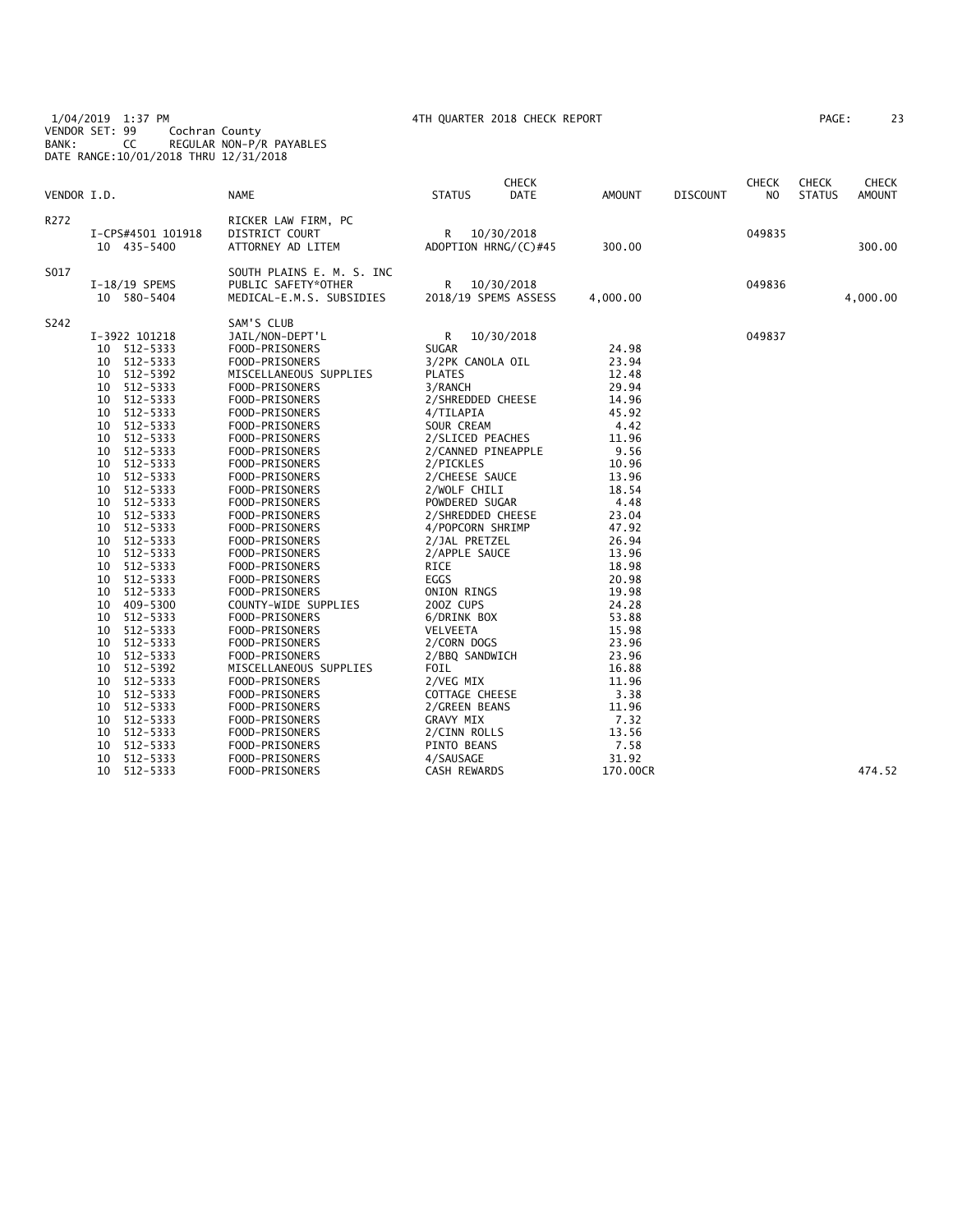1/04/2019 1:37 PM    4TH QUARTER 2018 CHECK REPORT
VENDOR SET: 99    Cochran County
BANK: CC    REGULAR NON-P/R PAYABLES
DATE RANGE:10/01/2018 THRU 12/31/2018

| VENDOR I.D. | NAME | STATUS | CHECK DATE | AMOUNT | DISCOUNT | CHECK NO | CHECK STATUS | CHECK AMOUNT |
|---|---|---|---|---|---|---|---|---|
| R272 | RICKER LAW FIRM, PC | | | | | | | |
| I-CPS#4501 101918 | DISTRICT COURT | R | 10/30/2018 | | | 049835 | | |
| 10 435-5400 | ATTORNEY AD LITEM | ADOPTION HRNG/(C)#45 | | 300.00 | | | | 300.00 |
| S017 | SOUTH PLAINS E. M. S. INC | | | | | | | |
| I-18/19 SPEMS | PUBLIC SAFETY*OTHER | R | 10/30/2018 | | | 049836 | | |
| 10 580-5404 | MEDICAL-E.M.S. SUBSIDIES | 2018/19 SPEMS ASSESS | | 4,000.00 | | | | 4,000.00 |
| S242 | SAM'S CLUB | | | | | | | |
| I-3922 101218 | JAIL/NON-DEPT'L | R | 10/30/2018 | | | 049837 | | |
| 10 512-5333 | FOOD-PRISONERS | SUGAR | | 24.98 | | | | |
| 10 512-5333 | FOOD-PRISONERS | 3/2PK CANOLA OIL | | 23.94 | | | | |
| 10 512-5392 | MISCELLANEOUS SUPPLIES | PLATES | | 12.48 | | | | |
| 10 512-5333 | FOOD-PRISONERS | 3/RANCH | | 29.94 | | | | |
| 10 512-5333 | FOOD-PRISONERS | 2/SHREDDED CHEESE | | 14.96 | | | | |
| 10 512-5333 | FOOD-PRISONERS | 4/TILAPIA | | 45.92 | | | | |
| 10 512-5333 | FOOD-PRISONERS | SOUR CREAM | | 4.42 | | | | |
| 10 512-5333 | FOOD-PRISONERS | 2/SLICED PEACHES | | 11.96 | | | | |
| 10 512-5333 | FOOD-PRISONERS | 2/CANNED PINEAPPLE | | 9.56 | | | | |
| 10 512-5333 | FOOD-PRISONERS | 2/PICKLES | | 10.96 | | | | |
| 10 512-5333 | FOOD-PRISONERS | 2/CHEESE SAUCE | | 13.96 | | | | |
| 10 512-5333 | FOOD-PRISONERS | 2/WOLF CHILI | | 18.54 | | | | |
| 10 512-5333 | FOOD-PRISONERS | POWDERED SUGAR | | 4.48 | | | | |
| 10 512-5333 | FOOD-PRISONERS | 2/SHREDDED CHEESE | | 23.04 | | | | |
| 10 512-5333 | FOOD-PRISONERS | 4/POPCORN SHRIMP | | 47.92 | | | | |
| 10 512-5333 | FOOD-PRISONERS | 2/JAL PRETZEL | | 26.94 | | | | |
| 10 512-5333 | FOOD-PRISONERS | 2/APPLE SAUCE | | 13.96 | | | | |
| 10 512-5333 | FOOD-PRISONERS | RICE | | 18.98 | | | | |
| 10 512-5333 | FOOD-PRISONERS | EGGS | | 20.98 | | | | |
| 10 512-5333 | FOOD-PRISONERS | ONION RINGS | | 19.98 | | | | |
| 10 409-5300 | COUNTY-WIDE SUPPLIES | 20OZ CUPS | | 24.28 | | | | |
| 10 512-5333 | FOOD-PRISONERS | 6/DRINK BOX | | 53.88 | | | | |
| 10 512-5333 | FOOD-PRISONERS | VELVEETA | | 15.98 | | | | |
| 10 512-5333 | FOOD-PRISONERS | 2/CORN DOGS | | 23.96 | | | | |
| 10 512-5333 | FOOD-PRISONERS | 2/BBQ SANDWICH | | 23.96 | | | | |
| 10 512-5392 | MISCELLANEOUS SUPPLIES | FOIL | | 16.88 | | | | |
| 10 512-5333 | FOOD-PRISONERS | 2/VEG MIX | | 11.96 | | | | |
| 10 512-5333 | FOOD-PRISONERS | COTTAGE CHEESE | | 3.38 | | | | |
| 10 512-5333 | FOOD-PRISONERS | 2/GREEN BEANS | | 11.96 | | | | |
| 10 512-5333 | FOOD-PRISONERS | GRAVY MIX | | 7.32 | | | | |
| 10 512-5333 | FOOD-PRISONERS | 2/CINN ROLLS | | 13.56 | | | | |
| 10 512-5333 | FOOD-PRISONERS | PINTO BEANS | | 7.58 | | | | |
| 10 512-5333 | FOOD-PRISONERS | 4/SAUSAGE | | 31.92 | | | | |
| 10 512-5333 | FOOD-PRISONERS | CASH REWARDS | | 170.00CR | | | | 474.52 |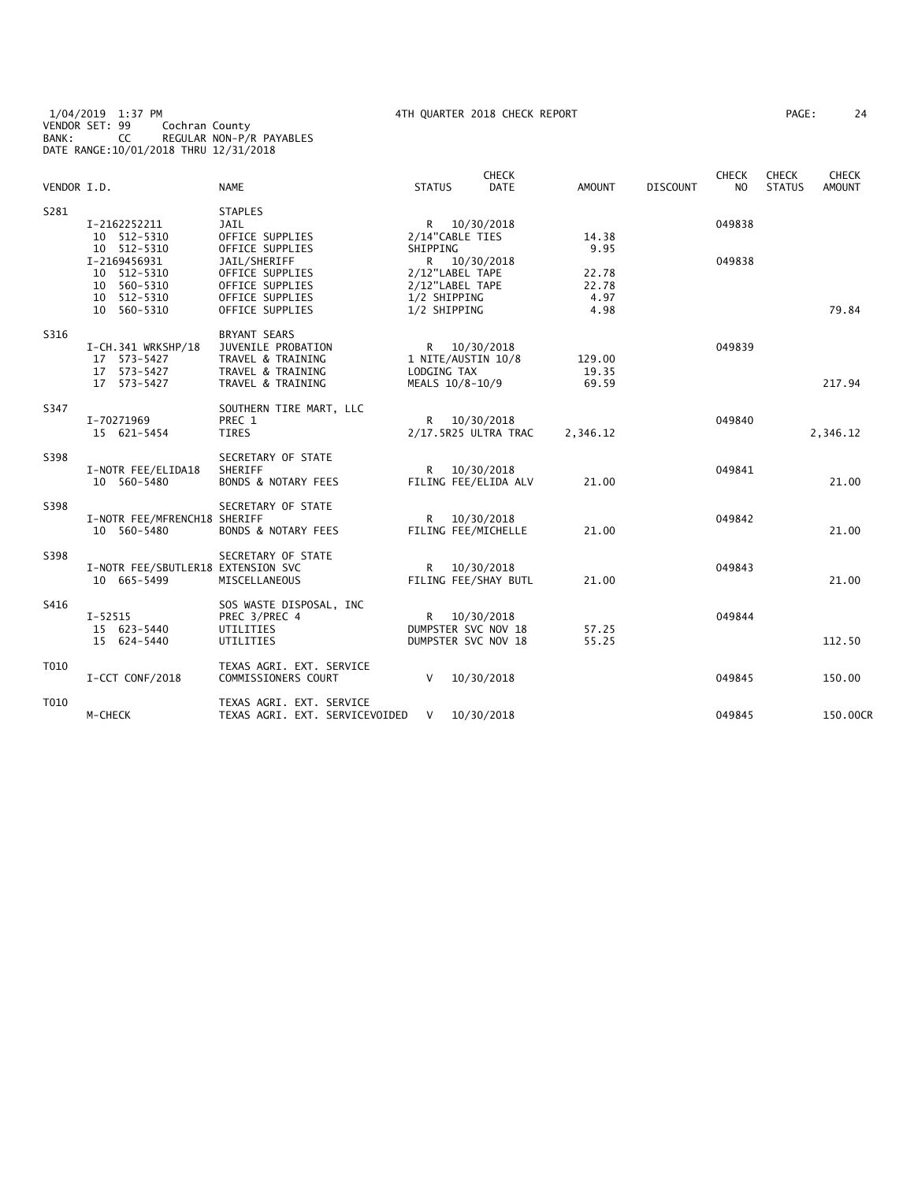1/04/2019 1:37 PM 4TH QUARTER 2018 CHECK REPORT PAGE: 24
VENDOR SET: 99 Cochran County
BANK: CC REGULAR NON-P/R PAYABLES
DATE RANGE:10/01/2018 THRU 12/31/2018

| VENDOR I.D. | | NAME | STATUS | CHECK DATE | AMOUNT | DISCOUNT | CHECK NO | CHECK STATUS | CHECK AMOUNT |
|---|---|---|---|---|---|---|---|---|---|
| S281 | | STAPLES | | | | | | | |
| | I-2162252211 | JAIL | R | 10/30/2018 | | | 049838 | | |
| | 10 512-5310 | OFFICE SUPPLIES | 2/14"CABLE TIES | | 14.38 | | | | |
| | 10 512-5310 | OFFICE SUPPLIES | SHIPPING | | 9.95 | | | | |
| | I-2169456931 | JAIL/SHERIFF | R | 10/30/2018 | | | 049838 | | |
| | 10 512-5310 | OFFICE SUPPLIES | 2/12"LABEL TAPE | | 22.78 | | | | |
| | 10 560-5310 | OFFICE SUPPLIES | 2/12"LABEL TAPE | | 22.78 | | | | |
| | 10 512-5310 | OFFICE SUPPLIES | 1/2 SHIPPING | | 4.97 | | | | |
| | 10 560-5310 | OFFICE SUPPLIES | 1/2 SHIPPING | | 4.98 | | | | 79.84 |
| S316 | | BRYANT SEARS | | | | | | | |
| | I-CH.341 WRKSHP/18 | JUVENILE PROBATION | R | 10/30/2018 | | | 049839 | | |
| | 17 573-5427 | TRAVEL & TRAINING | 1 NITE/AUSTIN 10/8 | | 129.00 | | | | |
| | 17 573-5427 | TRAVEL & TRAINING | LODGING TAX | | 19.35 | | | | |
| | 17 573-5427 | TRAVEL & TRAINING | MEALS 10/8-10/9 | | 69.59 | | | | 217.94 |
| S347 | | SOUTHERN TIRE MART, LLC | | | | | | | |
| | I-70271969 | PREC 1 | R | 10/30/2018 | | | 049840 | | |
| | 15 621-5454 | TIRES | 2/17.5R25 ULTRA TRAC | | 2,346.12 | | | | 2,346.12 |
| S398 | | SECRETARY OF STATE | | | | | | | |
| | I-NOTR FEE/ELIDA18 | SHERIFF | R | 10/30/2018 | | | 049841 | | |
| | 10 560-5480 | BONDS & NOTARY FEES | FILING FEE/ELIDA ALV | | 21.00 | | | | 21.00 |
| S398 | | SECRETARY OF STATE | | | | | | | |
| | I-NOTR FEE/MFRENCH18 | SHERIFF | R | 10/30/2018 | | | 049842 | | |
| | 10 560-5480 | BONDS & NOTARY FEES | FILING FEE/MICHELLE | | 21.00 | | | | 21.00 |
| S398 | | SECRETARY OF STATE | | | | | | | |
| | I-NOTR FEE/SBUTLER18 | EXTENSION SVC | R | 10/30/2018 | | | 049843 | | |
| | 10 665-5499 | MISCELLANEOUS | FILING FEE/SHAY BUTL | | 21.00 | | | | 21.00 |
| S416 | | SOS WASTE DISPOSAL, INC | | | | | | | |
| | I-52515 | PREC 3/PREC 4 | R | 10/30/2018 | | | 049844 | | |
| | 15 623-5440 | UTILITIES | DUMPSTER SVC NOV 18 | | 57.25 | | | | |
| | 15 624-5440 | UTILITIES | DUMPSTER SVC NOV 18 | | 55.25 | | | | 112.50 |
| T010 | | TEXAS AGRI. EXT. SERVICE | | | | | | | |
| | I-CCT CONF/2018 | COMMISSIONERS COURT | V | 10/30/2018 | | | 049845 | | 150.00 |
| T010 | | TEXAS AGRI. EXT. SERVICE | | | | | | | |
| | M-CHECK | TEXAS AGRI. EXT. SERVICEVOIDED | V | 10/30/2018 | | | 049845 | | 150.00CR |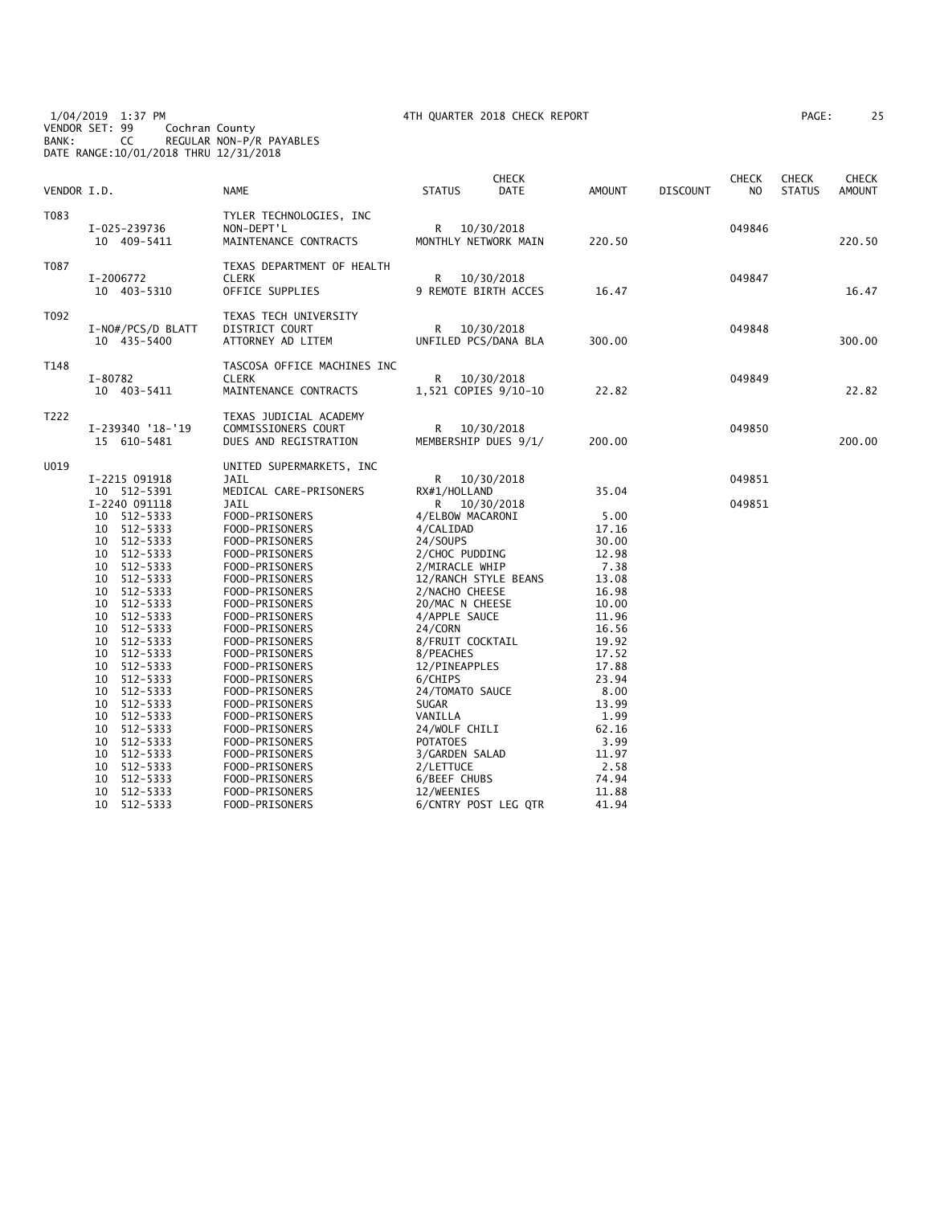1/04/2019 1:37 PM
VENDOR SET: 99 Cochran County
BANK: CC REGULAR NON-P/R PAYABLES
DATE RANGE:10/01/2018 THRU 12/31/2018

4TH QUARTER 2018 CHECK REPORT

| VENDOR I.D. | NAME | STATUS | CHECK DATE | AMOUNT | DISCOUNT | CHECK NO | CHECK STATUS | CHECK AMOUNT |
|---|---|---|---|---|---|---|---|---|
| T083 | TYLER TECHNOLOGIES, INC | | | | | | | |
| I-025-239736 | NON-DEPT'L | R | 10/30/2018 | | | 049846 | | |
| 10 409-5411 | MAINTENANCE CONTRACTS | MONTHLY NETWORK MAIN | | 220.50 | | | | 220.50 |
| T087 | TEXAS DEPARTMENT OF HEALTH | | | | | | | |
| I-2006772 | CLERK | R | 10/30/2018 | | | 049847 | | |
| 10 403-5310 | OFFICE SUPPLIES | 9 REMOTE BIRTH ACCES | | 16.47 | | | | 16.47 |
| T092 | TEXAS TECH UNIVERSITY | | | | | | | |
| I-NO#/PCS/D BLATT | DISTRICT COURT | R | 10/30/2018 | | | 049848 | | |
| 10 435-5400 | ATTORNEY AD LITEM | UNFILED PCS/DANA BLA | | 300.00 | | | | 300.00 |
| T148 | TASCOSA OFFICE MACHINES INC | | | | | | | |
| I-80782 | CLERK | R | 10/30/2018 | | | 049849 | | |
| 10 403-5411 | MAINTENANCE CONTRACTS | 1,521 COPIES 9/10-10 | | 22.82 | | | | 22.82 |
| T222 | TEXAS JUDICIAL ACADEMY | | | | | | | |
| I-239340 '18-'19 | COMMISSIONERS COURT | R | 10/30/2018 | | | 049850 | | |
| 15 610-5481 | DUES AND REGISTRATION | MEMBERSHIP DUES 9/1/ | | 200.00 | | | | 200.00 |
| U019 | UNITED SUPERMARKETS, INC | | | | | | | |
| I-2215 091918 | JAIL | R | 10/30/2018 | | | 049851 | | |
| 10 512-5391 | MEDICAL CARE-PRISONERS | RX#1/HOLLAND | | 35.04 | | | | |
| I-2240 091118 | JAIL | R | 10/30/2018 | | | 049851 | | |
| 10 512-5333 | FOOD-PRISONERS | 4/ELBOW MACARONI | | 5.00 | | | | |
| 10 512-5333 | FOOD-PRISONERS | 4/CALIDAD | | 17.16 | | | | |
| 10 512-5333 | FOOD-PRISONERS | 24/SOUPS | | 30.00 | | | | |
| 10 512-5333 | FOOD-PRISONERS | 2/CHOC PUDDING | | 12.98 | | | | |
| 10 512-5333 | FOOD-PRISONERS | 2/MIRACLE WHIP | | 7.38 | | | | |
| 10 512-5333 | FOOD-PRISONERS | 12/RANCH STYLE BEANS | | 13.08 | | | | |
| 10 512-5333 | FOOD-PRISONERS | 2/NACHO CHEESE | | 16.98 | | | | |
| 10 512-5333 | FOOD-PRISONERS | 20/MAC N CHEESE | | 10.00 | | | | |
| 10 512-5333 | FOOD-PRISONERS | 4/APPLE SAUCE | | 11.96 | | | | |
| 10 512-5333 | FOOD-PRISONERS | 24/CORN | | 16.56 | | | | |
| 10 512-5333 | FOOD-PRISONERS | 8/FRUIT COCKTAIL | | 19.92 | | | | |
| 10 512-5333 | FOOD-PRISONERS | 8/PEACHES | | 17.52 | | | | |
| 10 512-5333 | FOOD-PRISONERS | 12/PINEAPPLES | | 17.88 | | | | |
| 10 512-5333 | FOOD-PRISONERS | 6/CHIPS | | 23.94 | | | | |
| 10 512-5333 | FOOD-PRISONERS | 24/TOMATO SAUCE | | 8.00 | | | | |
| 10 512-5333 | FOOD-PRISONERS | SUGAR | | 13.99 | | | | |
| 10 512-5333 | FOOD-PRISONERS | VANILLA | | 1.99 | | | | |
| 10 512-5333 | FOOD-PRISONERS | 24/WOLF CHILI | | 62.16 | | | | |
| 10 512-5333 | FOOD-PRISONERS | POTATOES | | 3.99 | | | | |
| 10 512-5333 | FOOD-PRISONERS | 3/GARDEN SALAD | | 11.97 | | | | |
| 10 512-5333 | FOOD-PRISONERS | 2/LETTUCE | | 2.58 | | | | |
| 10 512-5333 | FOOD-PRISONERS | 6/BEEF CHUBS | | 74.94 | | | | |
| 10 512-5333 | FOOD-PRISONERS | 12/WEENIES | | 11.88 | | | | |
| 10 512-5333 | FOOD-PRISONERS | 6/CNTRY POST LEG QTR | | 41.94 | | | | |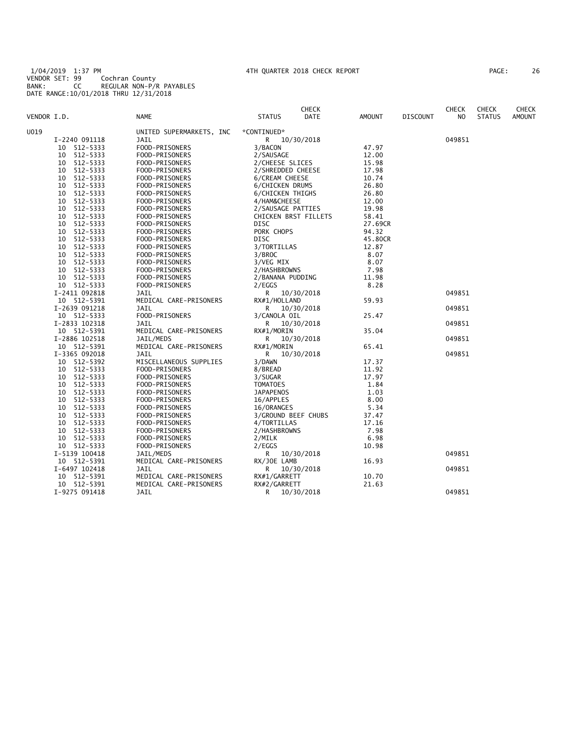1/04/2019 1:37 PM 4TH QUARTER 2018 CHECK REPORT
VENDOR SET: 99 Cochran County
BANK: CC REGULAR NON-P/R PAYABLES
DATE RANGE:10/01/2018 THRU 12/31/2018

| VENDOR I.D. | NAME | STATUS | CHECK DATE | AMOUNT | DISCOUNT | CHECK NO | CHECK STATUS | CHECK AMOUNT |
|---|---|---|---|---|---|---|---|---|
| U019 | UNITED SUPERMARKETS, INC | *CONTINUED* | | | | | | |
| I-2240 091118 | JAIL | R | 10/30/2018 | | | 049851 | | |
| 10 512-5333 | FOOD-PRISONERS | 3/BACON | | 47.97 | | | | |
| 10 512-5333 | FOOD-PRISONERS | 2/SAUSAGE | | 12.00 | | | | |
| 10 512-5333 | FOOD-PRISONERS | 2/CHEESE SLICES | | 15.98 | | | | |
| 10 512-5333 | FOOD-PRISONERS | 2/SHREDDED CHEESE | | 17.98 | | | | |
| 10 512-5333 | FOOD-PRISONERS | 6/CREAM CHEESE | | 10.74 | | | | |
| 10 512-5333 | FOOD-PRISONERS | 6/CHICKEN DRUMS | | 26.80 | | | | |
| 10 512-5333 | FOOD-PRISONERS | 6/CHICKEN THIGHS | | 26.80 | | | | |
| 10 512-5333 | FOOD-PRISONERS | 4/HAM&CHEESE | | 12.00 | | | | |
| 10 512-5333 | FOOD-PRISONERS | 2/SAUSAGE PATTIES | | 19.98 | | | | |
| 10 512-5333 | FOOD-PRISONERS | CHICKEN BRST FILLETS | | 58.41 | | | | |
| 10 512-5333 | FOOD-PRISONERS | DISC | | 27.69CR | | | | |
| 10 512-5333 | FOOD-PRISONERS | PORK CHOPS | | 94.32 | | | | |
| 10 512-5333 | FOOD-PRISONERS | DISC | | 45.80CR | | | | |
| 10 512-5333 | FOOD-PRISONERS | 3/TORTILLAS | | 12.87 | | | | |
| 10 512-5333 | FOOD-PRISONERS | 3/BROC | | 8.07 | | | | |
| 10 512-5333 | FOOD-PRISONERS | 3/VEG MIX | | 8.07 | | | | |
| 10 512-5333 | FOOD-PRISONERS | 2/HASHBROWNS | | 7.98 | | | | |
| 10 512-5333 | FOOD-PRISONERS | 2/BANANA PUDDING | | 11.98 | | | | |
| 10 512-5333 | FOOD-PRISONERS | 2/EGGS | | 8.28 | | | | |
| I-2411 092818 | JAIL | R | 10/30/2018 | | | 049851 | | |
| 10 512-5391 | MEDICAL CARE-PRISONERS | RX#1/HOLLAND | | 59.93 | | | | |
| I-2639 091218 | JAIL | R | 10/30/2018 | | | 049851 | | |
| 10 512-5333 | FOOD-PRISONERS | 3/CANOLA OIL | | 25.47 | | | | |
| I-2833 102318 | JAIL | R | 10/30/2018 | | | 049851 | | |
| 10 512-5391 | MEDICAL CARE-PRISONERS | RX#1/MORIN | | 35.04 | | | | |
| I-2886 102518 | JAIL/MEDS | R | 10/30/2018 | | | 049851 | | |
| 10 512-5391 | MEDICAL CARE-PRISONERS | RX#1/MORIN | | 65.41 | | | | |
| I-3365 092018 | JAIL | R | 10/30/2018 | | | 049851 | | |
| 10 512-5392 | MISCELLANEOUS SUPPLIES | 3/DAWN | | 17.37 | | | | |
| 10 512-5333 | FOOD-PRISONERS | 8/BREAD | | 11.92 | | | | |
| 10 512-5333 | FOOD-PRISONERS | 3/SUGAR | | 17.97 | | | | |
| 10 512-5333 | FOOD-PRISONERS | TOMATOES | | 1.84 | | | | |
| 10 512-5333 | FOOD-PRISONERS | JAPAPENOS | | 1.03 | | | | |
| 10 512-5333 | FOOD-PRISONERS | 16/APPLES | | 8.00 | | | | |
| 10 512-5333 | FOOD-PRISONERS | 16/ORANGES | | 5.34 | | | | |
| 10 512-5333 | FOOD-PRISONERS | 3/GROUND BEEF CHUBS | | 37.47 | | | | |
| 10 512-5333 | FOOD-PRISONERS | 4/TORTILLAS | | 17.16 | | | | |
| 10 512-5333 | FOOD-PRISONERS | 2/HASHBROWNS | | 7.98 | | | | |
| 10 512-5333 | FOOD-PRISONERS | 2/MILK | | 6.98 | | | | |
| 10 512-5333 | FOOD-PRISONERS | 2/EGGS | | 10.98 | | | | |
| I-5139 100418 | JAIL/MEDS | R | 10/30/2018 | | | 049851 | | |
| 10 512-5391 | MEDICAL CARE-PRISONERS | RX/JOE LAMB | | 16.93 | | | | |
| I-6497 102418 | JAIL | R | 10/30/2018 | | | 049851 | | |
| 10 512-5391 | MEDICAL CARE-PRISONERS | RX#1/GARRETT | | 10.70 | | | | |
| 10 512-5391 | MEDICAL CARE-PRISONERS | RX#2/GARRETT | | 21.63 | | | | |
| I-9275 091418 | JAIL | R | 10/30/2018 | | | 049851 | | |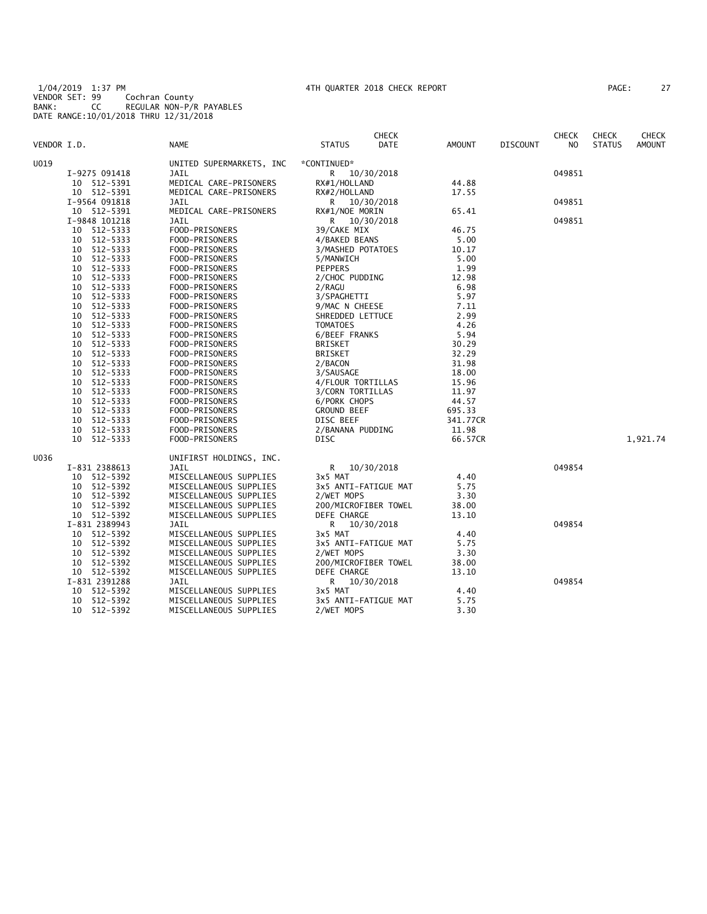1/04/2019 1:37 PM 4TH QUARTER 2018 CHECK REPORT
VENDOR SET: 99 Cochran County
BANK: CC REGULAR NON-P/R PAYABLES
DATE RANGE:10/01/2018 THRU 12/31/2018

| VENDOR I.D. | NAME | STATUS | CHECK DATE | AMOUNT | DISCOUNT | CHECK NO | CHECK STATUS | CHECK AMOUNT |
|---|---|---|---|---|---|---|---|---|
| U019 | UNITED SUPERMARKETS, INC | *CONTINUED* | | | | | | |
| I-9275 091418 | JAIL | R | 10/30/2018 | | | 049851 | | |
| 10 512-5391 | MEDICAL CARE-PRISONERS | RX#1/HOLLAND | | 44.88 | | | | |
| 10 512-5391 | MEDICAL CARE-PRISONERS | RX#2/HOLLAND | | 17.55 | | | | |
| I-9564 091818 | JAIL | R | 10/30/2018 | | | 049851 | | |
| 10 512-5391 | MEDICAL CARE-PRISONERS | RX#1/NOE MORIN | | 65.41 | | | | |
| I-9848 101218 | JAIL | R | 10/30/2018 | | | 049851 | | |
| 10 512-5333 | FOOD-PRISONERS | 39/CAKE MIX | | 46.75 | | | | |
| 10 512-5333 | FOOD-PRISONERS | 4/BAKED BEANS | | 5.00 | | | | |
| 10 512-5333 | FOOD-PRISONERS | 3/MASHED POTATOES | | 10.17 | | | | |
| 10 512-5333 | FOOD-PRISONERS | 5/MANWICH | | 5.00 | | | | |
| 10 512-5333 | FOOD-PRISONERS | PEPPERS | | 1.99 | | | | |
| 10 512-5333 | FOOD-PRISONERS | 2/CHOC PUDDING | | 12.98 | | | | |
| 10 512-5333 | FOOD-PRISONERS | 2/RAGU | | 6.98 | | | | |
| 10 512-5333 | FOOD-PRISONERS | 3/SPAGHETTI | | 5.97 | | | | |
| 10 512-5333 | FOOD-PRISONERS | 9/MAC N CHEESE | | 7.11 | | | | |
| 10 512-5333 | FOOD-PRISONERS | SHREDDED LETTUCE | | 2.99 | | | | |
| 10 512-5333 | FOOD-PRISONERS | TOMATOES | | 4.26 | | | | |
| 10 512-5333 | FOOD-PRISONERS | 6/BEEF FRANKS | | 5.94 | | | | |
| 10 512-5333 | FOOD-PRISONERS | BRISKET | | 30.29 | | | | |
| 10 512-5333 | FOOD-PRISONERS | BRISKET | | 32.29 | | | | |
| 10 512-5333 | FOOD-PRISONERS | 2/BACON | | 31.98 | | | | |
| 10 512-5333 | FOOD-PRISONERS | 3/SAUSAGE | | 18.00 | | | | |
| 10 512-5333 | FOOD-PRISONERS | 4/FLOUR TORTILLAS | | 15.96 | | | | |
| 10 512-5333 | FOOD-PRISONERS | 3/CORN TORTILLAS | | 11.97 | | | | |
| 10 512-5333 | FOOD-PRISONERS | 6/PORK CHOPS | | 44.57 | | | | |
| 10 512-5333 | FOOD-PRISONERS | GROUND BEEF | | 695.33 | | | | |
| 10 512-5333 | FOOD-PRISONERS | DISC BEEF | | 341.77CR | | | | |
| 10 512-5333 | FOOD-PRISONERS | 2/BANANA PUDDING | | 11.98 | | | | |
| 10 512-5333 | FOOD-PRISONERS | DISC | | 66.57CR | | | | 1,921.74 |
| U036 | UNIFIRST HOLDINGS, INC. | | | | | | | |
| I-831 2388613 | JAIL | R | 10/30/2018 | | | 049854 | | |
| 10 512-5392 | MISCELLANEOUS SUPPLIES | 3x5 MAT | | 4.40 | | | | |
| 10 512-5392 | MISCELLANEOUS SUPPLIES | 3x5 ANTI-FATIGUE MAT | | 5.75 | | | | |
| 10 512-5392 | MISCELLANEOUS SUPPLIES | 2/WET MOPS | | 3.30 | | | | |
| 10 512-5392 | MISCELLANEOUS SUPPLIES | 200/MICROFIBER TOWEL | | 38.00 | | | | |
| 10 512-5392 | MISCELLANEOUS SUPPLIES | DEFE CHARGE | | 13.10 | | | | |
| I-831 2389943 | JAIL | R | 10/30/2018 | | | 049854 | | |
| 10 512-5392 | MISCELLANEOUS SUPPLIES | 3x5 MAT | | 4.40 | | | | |
| 10 512-5392 | MISCELLANEOUS SUPPLIES | 3x5 ANTI-FATIGUE MAT | | 5.75 | | | | |
| 10 512-5392 | MISCELLANEOUS SUPPLIES | 2/WET MOPS | | 3.30 | | | | |
| 10 512-5392 | MISCELLANEOUS SUPPLIES | 200/MICROFIBER TOWEL | | 38.00 | | | | |
| 10 512-5392 | MISCELLANEOUS SUPPLIES | DEFE CHARGE | | 13.10 | | | | |
| I-831 2391288 | JAIL | R | 10/30/2018 | | | 049854 | | |
| 10 512-5392 | MISCELLANEOUS SUPPLIES | 3x5 MAT | | 4.40 | | | | |
| 10 512-5392 | MISCELLANEOUS SUPPLIES | 3x5 ANTI-FATIGUE MAT | | 5.75 | | | | |
| 10 512-5392 | MISCELLANEOUS SUPPLIES | 2/WET MOPS | | 3.30 | | | | |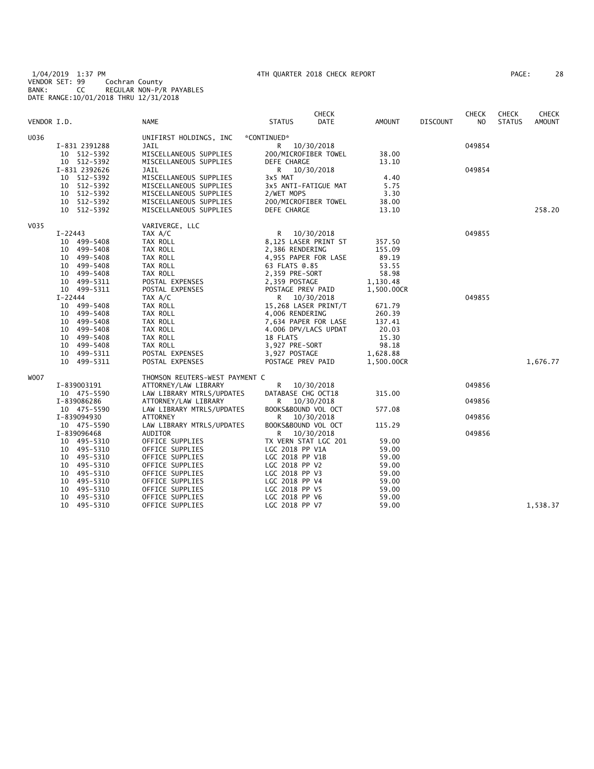1/04/2019 1:37 PM 4TH QUARTER 2018 CHECK REPORT PAGE: 28
VENDOR SET: 99 Cochran County
BANK: CC REGULAR NON-P/R PAYABLES
DATE RANGE:10/01/2018 THRU 12/31/2018

| VENDOR I.D. | NAME | STATUS | CHECK DATE | AMOUNT | DISCOUNT | CHECK NO | CHECK STATUS | CHECK AMOUNT |
|---|---|---|---|---|---|---|---|---|
| U036 | UNIFIRST HOLDINGS, INC | *CONTINUED* | | | | | | |
| I-831 2391288 | JAIL | R | 10/30/2018 | | | 049854 | | |
| 10 512-5392 | MISCELLANEOUS SUPPLIES | 200/MICROFIBER TOWEL | | 38.00 | | | | |
| 10 512-5392 | MISCELLANEOUS SUPPLIES | DEFE CHARGE | | 13.10 | | | | |
| I-831 2392626 | JAIL | R | 10/30/2018 | | | 049854 | | |
| 10 512-5392 | MISCELLANEOUS SUPPLIES | 3x5 MAT | | 4.40 | | | | |
| 10 512-5392 | MISCELLANEOUS SUPPLIES | 3x5 ANTI-FATIGUE MAT | | 5.75 | | | | |
| 10 512-5392 | MISCELLANEOUS SUPPLIES | 2/WET MOPS | | 3.30 | | | | |
| 10 512-5392 | MISCELLANEOUS SUPPLIES | 200/MICROFIBER TOWEL | | 38.00 | | | | |
| 10 512-5392 | MISCELLANEOUS SUPPLIES | DEFE CHARGE | | 13.10 | | | | 258.20 |
| V035 | VARIVERGE, LLC | | | | | | | |
| I-22443 | TAX A/C | R | 10/30/2018 | | | 049855 | | |
| 10 499-5408 | TAX ROLL | 8,125 LASER PRINT ST | | 357.50 | | | | |
| 10 499-5408 | TAX ROLL | 2,386 RENDERING | | 155.09 | | | | |
| 10 499-5408 | TAX ROLL | 4,955 PAPER FOR LASE | | 89.19 | | | | |
| 10 499-5408 | TAX ROLL | 63 FLATS @.85 | | 53.55 | | | | |
| 10 499-5408 | TAX ROLL | 2,359 PRE-SORT | | 58.98 | | | | |
| 10 499-5311 | POSTAL EXPENSES | 2,359 POSTAGE | | 1,130.48 | | | | |
| 10 499-5311 | POSTAL EXPENSES | POSTAGE PREV PAID | | 1,500.00CR | | | | |
| I-22444 | TAX A/C | R | 10/30/2018 | | | 049855 | | |
| 10 499-5408 | TAX ROLL | 15,268 LASER PRINT/T | | 671.79 | | | | |
| 10 499-5408 | TAX ROLL | 4,006 RENDERING | | 260.39 | | | | |
| 10 499-5408 | TAX ROLL | 7,634 PAPER FOR LASE | | 137.41 | | | | |
| 10 499-5408 | TAX ROLL | 4.006 DPV/LACS UPDAT | | 20.03 | | | | |
| 10 499-5408 | TAX ROLL | 18 FLATS | | 15.30 | | | | |
| 10 499-5408 | TAX ROLL | 3,927 PRE-SORT | | 98.18 | | | | |
| 10 499-5311 | POSTAL EXPENSES | 3,927 POSTAGE | | 1,628.88 | | | | |
| 10 499-5311 | POSTAL EXPENSES | POSTAGE PREV PAID | | 1,500.00CR | | | | 1,676.77 |
| W007 | THOMSON REUTERS-WEST PAYMENT C | | | | | | | |
| I-839003191 | ATTORNEY/LAW LIBRARY | R | 10/30/2018 | | | 049856 | | |
| 10 475-5590 | LAW LIBRARY MTRLS/UPDATES | DATABASE CHG OCT18 | | 315.00 | | | | |
| I-839086286 | ATTORNEY/LAW LIBRARY | R | 10/30/2018 | | | 049856 | | |
| 10 475-5590 | LAW LIBRARY MTRLS/UPDATES | BOOKS&BOUND VOL OCT | | 577.08 | | | | |
| I-839094930 | ATTORNEY | R | 10/30/2018 | | | 049856 | | |
| 10 475-5590 | LAW LIBRARY MTRLS/UPDATES | BOOKS&BOUND VOL OCT | | 115.29 | | | | |
| I-839096468 | AUDITOR | R | 10/30/2018 | | | 049856 | | |
| 10 495-5310 | OFFICE SUPPLIES | TX VERN STAT LGC 201 | | 59.00 | | | | |
| 10 495-5310 | OFFICE SUPPLIES | LGC 2018 PP V1A | | 59.00 | | | | |
| 10 495-5310 | OFFICE SUPPLIES | LGC 2018 PP V1B | | 59.00 | | | | |
| 10 495-5310 | OFFICE SUPPLIES | LGC 2018 PP V2 | | 59.00 | | | | |
| 10 495-5310 | OFFICE SUPPLIES | LGC 2018 PP V3 | | 59.00 | | | | |
| 10 495-5310 | OFFICE SUPPLIES | LGC 2018 PP V4 | | 59.00 | | | | |
| 10 495-5310 | OFFICE SUPPLIES | LGC 2018 PP V5 | | 59.00 | | | | |
| 10 495-5310 | OFFICE SUPPLIES | LGC 2018 PP V6 | | 59.00 | | | | |
| 10 495-5310 | OFFICE SUPPLIES | LGC 2018 PP V7 | | 59.00 | | | | 1,538.37 |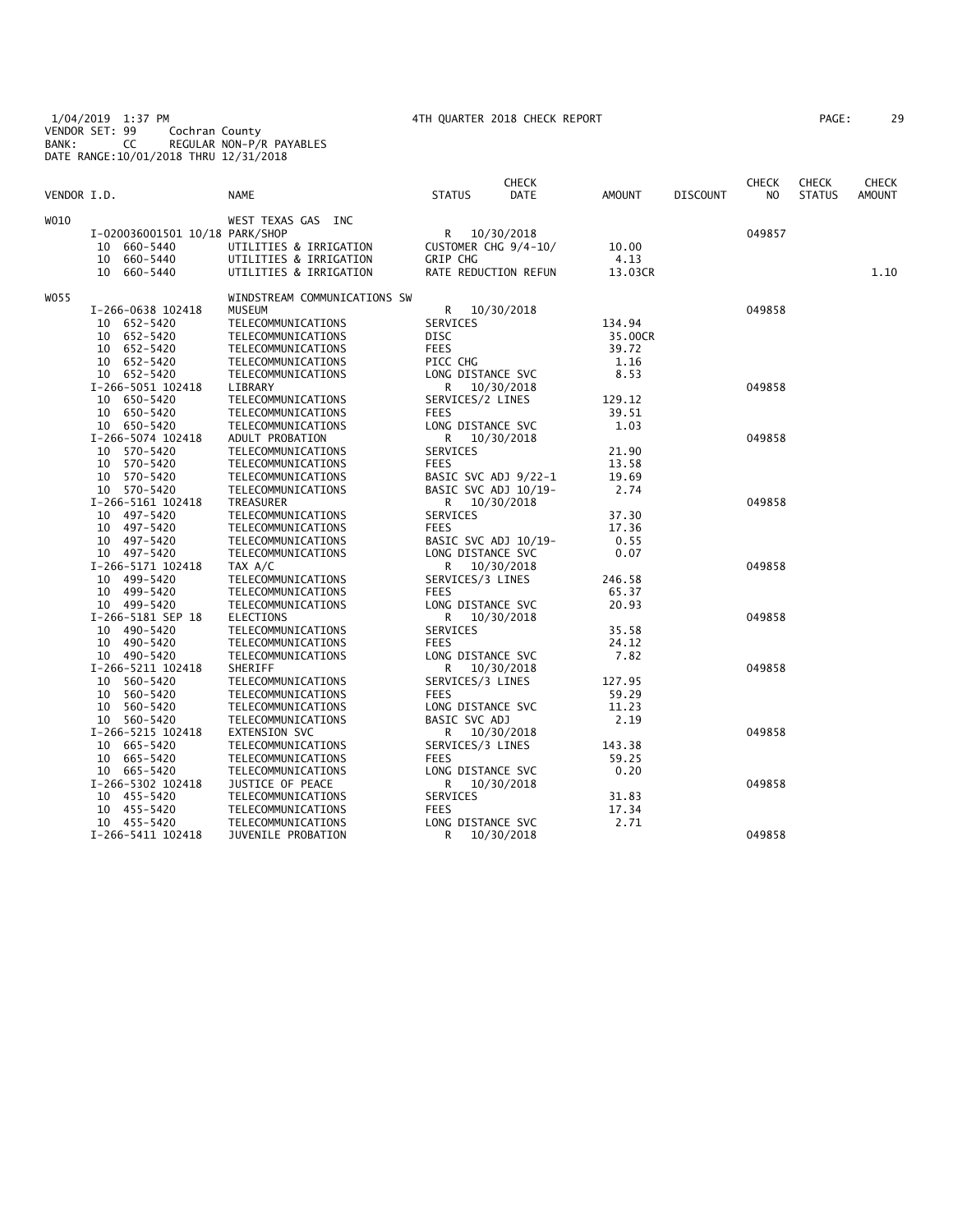1/04/2019 1:37 PM 4TH QUARTER 2018 CHECK REPORT
VENDOR SET: 99 Cochran County
BANK: CC REGULAR NON-P/R PAYABLES
DATE RANGE:10/01/2018 THRU 12/31/2018

| VENDOR I.D. | NAME | STATUS | CHECK DATE | AMOUNT | DISCOUNT | CHECK NO | CHECK STATUS | CHECK AMOUNT |
|---|---|---|---|---|---|---|---|---|
| W010 | WEST TEXAS GAS INC | | | | | | | |
| I-020036001501 10/18 | PARK/SHOP | R | 10/30/2018 | | | 049857 | | |
| 10 660-5440 | UTILITIES & IRRIGATION | CUSTOMER CHG 9/4-10/ | | 10.00 | | | | |
| 10 660-5440 | UTILITIES & IRRIGATION | GRIP CHG | | 4.13 | | | | |
| 10 660-5440 | UTILITIES & IRRIGATION | RATE REDUCTION REFUN | | 13.03CR | | | | 1.10 |
| W055 | WINDSTREAM COMMUNICATIONS SW | | | | | | | |
| I-266-0638 102418 | MUSEUM | R | 10/30/2018 | | | 049858 | | |
| 10 652-5420 | TELECOMMUNICATIONS | SERVICES | | 134.94 | | | | |
| 10 652-5420 | TELECOMMUNICATIONS | DISC | | 35.00CR | | | | |
| 10 652-5420 | TELECOMMUNICATIONS | FEES | | 39.72 | | | | |
| 10 652-5420 | TELECOMMUNICATIONS | PICC CHG | | 1.16 | | | | |
| 10 652-5420 | TELECOMMUNICATIONS | LONG DISTANCE SVC | | 8.53 | | | | |
| I-266-5051 102418 | LIBRARY | R | 10/30/2018 | | | 049858 | | |
| 10 650-5420 | TELECOMMUNICATIONS | SERVICES/2 LINES | | 129.12 | | | | |
| 10 650-5420 | TELECOMMUNICATIONS | FEES | | 39.51 | | | | |
| 10 650-5420 | TELECOMMUNICATIONS | LONG DISTANCE SVC | | 1.03 | | | | |
| I-266-5074 102418 | ADULT PROBATION | R | 10/30/2018 | | | 049858 | | |
| 10 570-5420 | TELECOMMUNICATIONS | SERVICES | | 21.90 | | | | |
| 10 570-5420 | TELECOMMUNICATIONS | FEES | | 13.58 | | | | |
| 10 570-5420 | TELECOMMUNICATIONS | BASIC SVC ADJ 9/22-1 | | 19.69 | | | | |
| 10 570-5420 | TELECOMMUNICATIONS | BASIC SVC ADJ 10/19- | | 2.74 | | | | |
| I-266-5161 102418 | TREASURER | R | 10/30/2018 | | | 049858 | | |
| 10 497-5420 | TELECOMMUNICATIONS | SERVICES | | 37.30 | | | | |
| 10 497-5420 | TELECOMMUNICATIONS | FEES | | 17.36 | | | | |
| 10 497-5420 | TELECOMMUNICATIONS | BASIC SVC ADJ 10/19- | | 0.55 | | | | |
| 10 497-5420 | TELECOMMUNICATIONS | LONG DISTANCE SVC | | 0.07 | | | | |
| I-266-5171 102418 | TAX A/C | R | 10/30/2018 | | | 049858 | | |
| 10 499-5420 | TELECOMMUNICATIONS | SERVICES/3 LINES | | 246.58 | | | | |
| 10 499-5420 | TELECOMMUNICATIONS | FEES | | 65.37 | | | | |
| 10 499-5420 | TELECOMMUNICATIONS | LONG DISTANCE SVC | | 20.93 | | | | |
| I-266-5181 SEP 18 | ELECTIONS | R | 10/30/2018 | | | 049858 | | |
| 10 490-5420 | TELECOMMUNICATIONS | SERVICES | | 35.58 | | | | |
| 10 490-5420 | TELECOMMUNICATIONS | FEES | | 24.12 | | | | |
| 10 490-5420 | TELECOMMUNICATIONS | LONG DISTANCE SVC | | 7.82 | | | | |
| I-266-5211 102418 | SHERIFF | R | 10/30/2018 | | | 049858 | | |
| 10 560-5420 | TELECOMMUNICATIONS | SERVICES/3 LINES | | 127.95 | | | | |
| 10 560-5420 | TELECOMMUNICATIONS | FEES | | 59.29 | | | | |
| 10 560-5420 | TELECOMMUNICATIONS | LONG DISTANCE SVC | | 11.23 | | | | |
| 10 560-5420 | TELECOMMUNICATIONS | BASIC SVC ADJ | | 2.19 | | | | |
| I-266-5215 102418 | EXTENSION SVC | R | 10/30/2018 | | | 049858 | | |
| 10 665-5420 | TELECOMMUNICATIONS | SERVICES/3 LINES | | 143.38 | | | | |
| 10 665-5420 | TELECOMMUNICATIONS | FEES | | 59.25 | | | | |
| 10 665-5420 | TELECOMMUNICATIONS | LONG DISTANCE SVC | | 0.20 | | | | |
| I-266-5302 102418 | JUSTICE OF PEACE | R | 10/30/2018 | | | 049858 | | |
| 10 455-5420 | TELECOMMUNICATIONS | SERVICES | | 31.83 | | | | |
| 10 455-5420 | TELECOMMUNICATIONS | FEES | | 17.34 | | | | |
| 10 455-5420 | TELECOMMUNICATIONS | LONG DISTANCE SVC | | 2.71 | | | | |
| I-266-5411 102418 | JUVENILE PROBATION | R | 10/30/2018 | | | 049858 | | |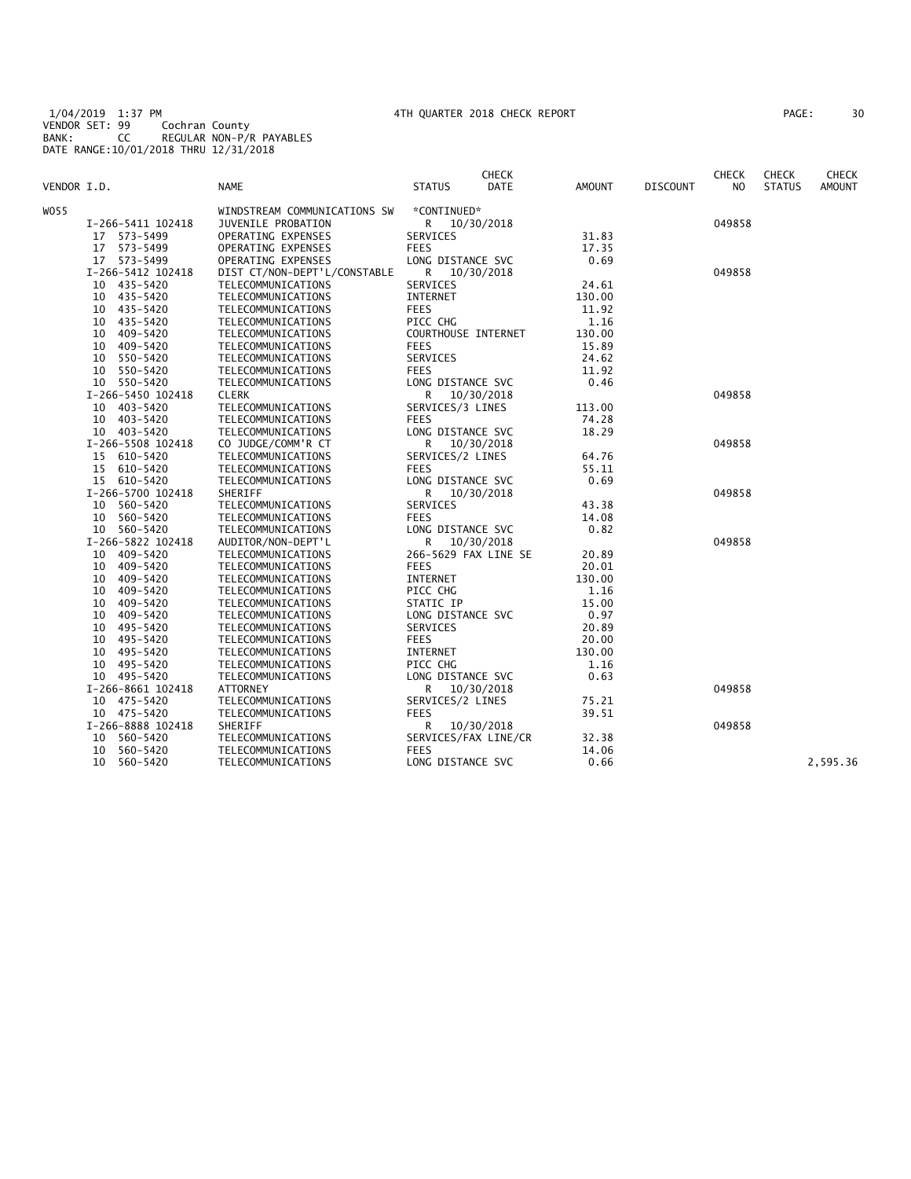1/04/2019 1:37 PM 4TH QUARTER 2018 CHECK REPORT
VENDOR SET: 99 Cochran County
BANK: CC REGULAR NON-P/R PAYABLES
DATE RANGE:10/01/2018 THRU 12/31/2018

| VENDOR I.D. | NAME | STATUS | CHECK DATE | AMOUNT | DISCOUNT | CHECK NO | CHECK STATUS | CHECK AMOUNT |
|---|---|---|---|---|---|---|---|---|
| W055 | WINDSTREAM COMMUNICATIONS SW | *CONTINUED* | | | | | | |
| I-266-5411 102418 | JUVENILE PROBATION | R | 10/30/2018 | | | 049858 | | |
| 17 573-5499 | OPERATING EXPENSES | SERVICES | | 31.83 | | | | |
| 17 573-5499 | OPERATING EXPENSES | FEES | | 17.35 | | | | |
| 17 573-5499 | OPERATING EXPENSES | LONG DISTANCE SVC | | 0.69 | | | | |
| I-266-5412 102418 | DIST CT/NON-DEPT'L/CONSTABLE | R | 10/30/2018 | | | 049858 | | |
| 10 435-5420 | TELECOMMUNICATIONS | SERVICES | | 24.61 | | | | |
| 10 435-5420 | TELECOMMUNICATIONS | INTERNET | | 130.00 | | | | |
| 10 435-5420 | TELECOMMUNICATIONS | FEES | | 11.92 | | | | |
| 10 435-5420 | TELECOMMUNICATIONS | PICC CHG | | 1.16 | | | | |
| 10 409-5420 | TELECOMMUNICATIONS | COURTHOUSE INTERNET | | 130.00 | | | | |
| 10 409-5420 | TELECOMMUNICATIONS | FEES | | 15.89 | | | | |
| 10 550-5420 | TELECOMMUNICATIONS | SERVICES | | 24.62 | | | | |
| 10 550-5420 | TELECOMMUNICATIONS | FEES | | 11.92 | | | | |
| 10 550-5420 | TELECOMMUNICATIONS | LONG DISTANCE SVC | | 0.46 | | | | |
| I-266-5450 102418 | CLERK | R | 10/30/2018 | | | 049858 | | |
| 10 403-5420 | TELECOMMUNICATIONS | SERVICES/3 LINES | | 113.00 | | | | |
| 10 403-5420 | TELECOMMUNICATIONS | FEES | | 74.28 | | | | |
| 10 403-5420 | TELECOMMUNICATIONS | LONG DISTANCE SVC | | 18.29 | | | | |
| I-266-5508 102418 | CO JUDGE/COMM'R CT | R | 10/30/2018 | | | 049858 | | |
| 15 610-5420 | TELECOMMUNICATIONS | SERVICES/2 LINES | | 64.76 | | | | |
| 15 610-5420 | TELECOMMUNICATIONS | FEES | | 55.11 | | | | |
| 15 610-5420 | TELECOMMUNICATIONS | LONG DISTANCE SVC | | 0.69 | | | | |
| I-266-5700 102418 | SHERIFF | R | 10/30/2018 | | | 049858 | | |
| 10 560-5420 | TELECOMMUNICATIONS | SERVICES | | 43.38 | | | | |
| 10 560-5420 | TELECOMMUNICATIONS | FEES | | 14.08 | | | | |
| 10 560-5420 | TELECOMMUNICATIONS | LONG DISTANCE SVC | | 0.82 | | | | |
| I-266-5822 102418 | AUDITOR/NON-DEPT'L | R | 10/30/2018 | | | 049858 | | |
| 10 409-5420 | TELECOMMUNICATIONS | 266-5629 FAX LINE SE | | 20.89 | | | | |
| 10 409-5420 | TELECOMMUNICATIONS | FEES | | 20.01 | | | | |
| 10 409-5420 | TELECOMMUNICATIONS | INTERNET | | 130.00 | | | | |
| 10 409-5420 | TELECOMMUNICATIONS | PICC CHG | | 1.16 | | | | |
| 10 409-5420 | TELECOMMUNICATIONS | STATIC IP | | 15.00 | | | | |
| 10 409-5420 | TELECOMMUNICATIONS | LONG DISTANCE SVC | | 0.97 | | | | |
| 10 495-5420 | TELECOMMUNICATIONS | SERVICES | | 20.89 | | | | |
| 10 495-5420 | TELECOMMUNICATIONS | FEES | | 20.00 | | | | |
| 10 495-5420 | TELECOMMUNICATIONS | INTERNET | | 130.00 | | | | |
| 10 495-5420 | TELECOMMUNICATIONS | PICC CHG | | 1.16 | | | | |
| 10 495-5420 | TELECOMMUNICATIONS | LONG DISTANCE SVC | | 0.63 | | | | |
| I-266-8661 102418 | ATTORNEY | R | 10/30/2018 | | | 049858 | | |
| 10 475-5420 | TELECOMMUNICATIONS | SERVICES/2 LINES | | 75.21 | | | | |
| 10 475-5420 | TELECOMMUNICATIONS | FEES | | 39.51 | | | | |
| I-266-8888 102418 | SHERIFF | R | 10/30/2018 | | | 049858 | | |
| 10 560-5420 | TELECOMMUNICATIONS | SERVICES/FAX LINE/CR | | 32.38 | | | | |
| 10 560-5420 | TELECOMMUNICATIONS | FEES | | 14.06 | | | | |
| 10 560-5420 | TELECOMMUNICATIONS | LONG DISTANCE SVC | | 0.66 | | | | 2,595.36 |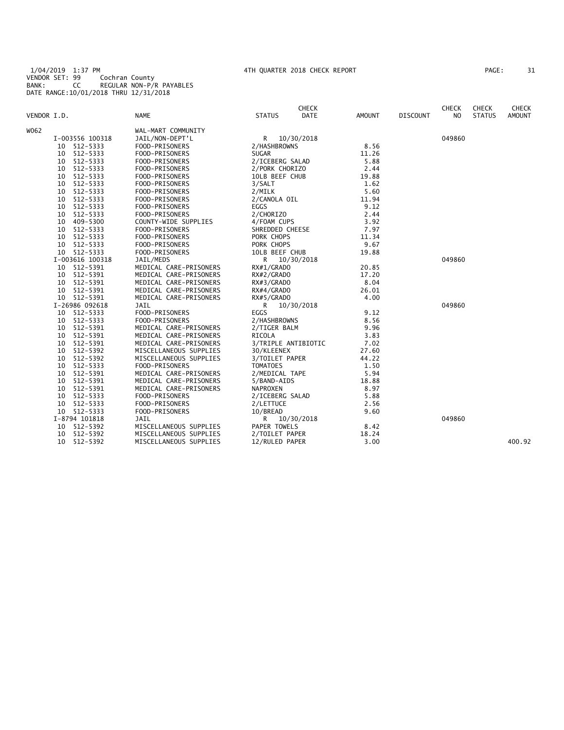1/04/2019 1:37 PM 4TH QUARTER 2018 CHECK REPORT
VENDOR SET: 99 Cochran County
BANK: CC REGULAR NON-P/R PAYABLES
DATE RANGE:10/01/2018 THRU 12/31/2018

| VENDOR I.D. | NAME | STATUS | CHECK DATE | AMOUNT | DISCOUNT | CHECK NO | CHECK STATUS | CHECK AMOUNT |
|---|---|---|---|---|---|---|---|---|
| W062 | WAL-MART COMMUNITY | | | | | | | |
| I-003556 100318 | JAIL/NON-DEPT'L | R | 10/30/2018 | | | 049860 | | |
| 10 512-5333 | FOOD-PRISONERS | 2/HASHBROWNS | | 8.56 | | | | |
| 10 512-5333 | FOOD-PRISONERS | SUGAR | | 11.26 | | | | |
| 10 512-5333 | FOOD-PRISONERS | 2/ICEBERG SALAD | | 5.88 | | | | |
| 10 512-5333 | FOOD-PRISONERS | 2/PORK CHORIZO | | 2.44 | | | | |
| 10 512-5333 | FOOD-PRISONERS | 10LB BEEF CHUB | | 19.88 | | | | |
| 10 512-5333 | FOOD-PRISONERS | 3/SALT | | 1.62 | | | | |
| 10 512-5333 | FOOD-PRISONERS | 2/MILK | | 5.60 | | | | |
| 10 512-5333 | FOOD-PRISONERS | 2/CANOLA OIL | | 11.94 | | | | |
| 10 512-5333 | FOOD-PRISONERS | EGGS | | 9.12 | | | | |
| 10 512-5333 | FOOD-PRISONERS | 2/CHORIZO | | 2.44 | | | | |
| 10 409-5300 | COUNTY-WIDE SUPPLIES | 4/FOAM CUPS | | 3.92 | | | | |
| 10 512-5333 | FOOD-PRISONERS | SHREDDED CHEESE | | 7.97 | | | | |
| 10 512-5333 | FOOD-PRISONERS | PORK CHOPS | | 11.34 | | | | |
| 10 512-5333 | FOOD-PRISONERS | PORK CHOPS | | 9.67 | | | | |
| 10 512-5333 | FOOD-PRISONERS | 10LB BEEF CHUB | | 19.88 | | | | |
| I-003616 100318 | JAIL/MEDS | R | 10/30/2018 | | | 049860 | | |
| 10 512-5391 | MEDICAL CARE-PRISONERS | RX#1/GRADO | | 20.85 | | | | |
| 10 512-5391 | MEDICAL CARE-PRISONERS | RX#2/GRADO | | 17.20 | | | | |
| 10 512-5391 | MEDICAL CARE-PRISONERS | RX#3/GRADO | | 8.04 | | | | |
| 10 512-5391 | MEDICAL CARE-PRISONERS | RX#4/GRADO | | 26.01 | | | | |
| 10 512-5391 | MEDICAL CARE-PRISONERS | RX#5/GRADO | | 4.00 | | | | |
| I-26986 092618 | JAIL | R | 10/30/2018 | | | 049860 | | |
| 10 512-5333 | FOOD-PRISONERS | EGGS | | 9.12 | | | | |
| 10 512-5333 | FOOD-PRISONERS | 2/HASHBROWNS | | 8.56 | | | | |
| 10 512-5391 | MEDICAL CARE-PRISONERS | 2/TIGER BALM | | 9.96 | | | | |
| 10 512-5391 | MEDICAL CARE-PRISONERS | RICOLA | | 3.83 | | | | |
| 10 512-5391 | MEDICAL CARE-PRISONERS | 3/TRIPLE ANTIBIOTIC | | 7.02 | | | | |
| 10 512-5392 | MISCELLANEOUS SUPPLIES | 30/KLEENEX | | 27.60 | | | | |
| 10 512-5392 | MISCELLANEOUS SUPPLIES | 3/TOILET PAPER | | 44.22 | | | | |
| 10 512-5333 | FOOD-PRISONERS | TOMATOES | | 1.50 | | | | |
| 10 512-5391 | MEDICAL CARE-PRISONERS | 2/MEDICAL TAPE | | 5.94 | | | | |
| 10 512-5391 | MEDICAL CARE-PRISONERS | 5/BAND-AIDS | | 18.88 | | | | |
| 10 512-5391 | MEDICAL CARE-PRISONERS | NAPROXEN | | 8.97 | | | | |
| 10 512-5333 | FOOD-PRISONERS | 2/ICEBERG SALAD | | 5.88 | | | | |
| 10 512-5333 | FOOD-PRISONERS | 2/LETTUCE | | 2.56 | | | | |
| 10 512-5333 | FOOD-PRISONERS | 10/BREAD | | 9.60 | | | | |
| I-8794 101818 | JAIL | R | 10/30/2018 | | | 049860 | | |
| 10 512-5392 | MISCELLANEOUS SUPPLIES | PAPER TOWELS | | 8.42 | | | | |
| 10 512-5392 | MISCELLANEOUS SUPPLIES | 2/TOILET PAPER | | 18.24 | | | | |
| 10 512-5392 | MISCELLANEOUS SUPPLIES | 12/RULED PAPER | | 3.00 | | | | 400.92 |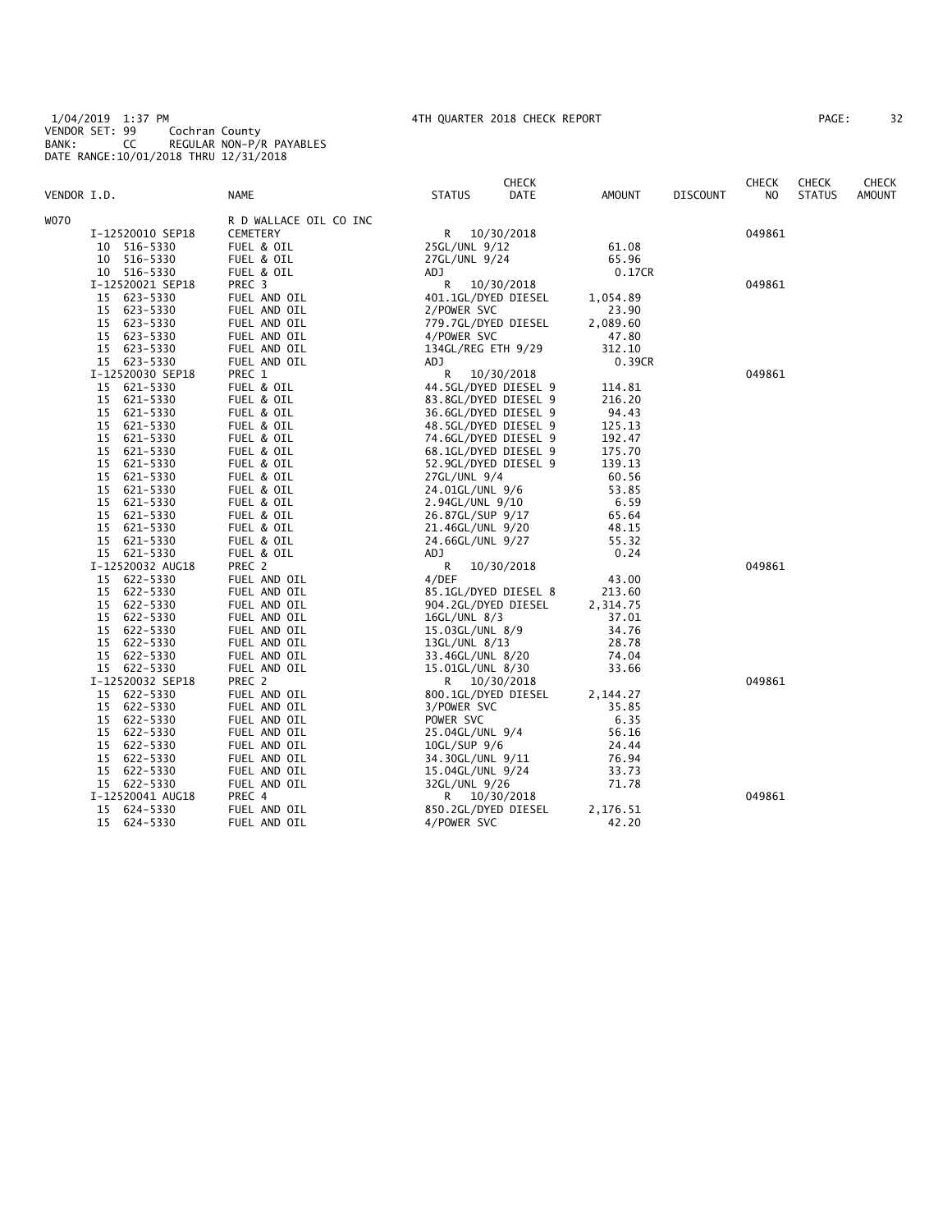1/04/2019 1:37 PM 4TH QUARTER 2018 CHECK REPORT PAGE: 32
VENDOR SET: 99 Cochran County
BANK: CC REGULAR NON-P/R PAYABLES
DATE RANGE:10/01/2018 THRU 12/31/2018

| VENDOR I.D. | NAME | STATUS | CHECK DATE | AMOUNT | DISCOUNT | CHECK NO | CHECK STATUS | CHECK AMOUNT |
|---|---|---|---|---|---|---|---|---|
| W070 | R D WALLACE OIL CO INC | | | | | | | |
| I-12520010 SEP18 | CEMETERY | R | 10/30/2018 | | | 049861 | | |
| 10 516-5330 | FUEL & OIL | 25GL/UNL 9/12 | | 61.08 | | | | |
| 10 516-5330 | FUEL & OIL | 27GL/UNL 9/24 | | 65.96 | | | | |
| 10 516-5330 | FUEL & OIL | ADJ | | 0.17CR | | | | |
| I-12520021 SEP18 | PREC 3 | R | 10/30/2018 | | | 049861 | | |
| 15 623-5330 | FUEL AND OIL | 401.1GL/DYED DIESEL | | 1,054.89 | | | | |
| 15 623-5330 | FUEL AND OIL | 2/POWER SVC | | 23.90 | | | | |
| 15 623-5330 | FUEL AND OIL | 779.7GL/DYED DIESEL | | 2,089.60 | | | | |
| 15 623-5330 | FUEL AND OIL | 4/POWER SVC | | 47.80 | | | | |
| 15 623-5330 | FUEL AND OIL | 134GL/REG ETH 9/29 | | 312.10 | | | | |
| 15 623-5330 | FUEL AND OIL | ADJ | | 0.39CR | | | | |
| I-12520030 SEP18 | PREC 1 | R | 10/30/2018 | | | 049861 | | |
| 15 621-5330 | FUEL & OIL | 44.5GL/DYED DIESEL 9 | | 114.81 | | | | |
| 15 621-5330 | FUEL & OIL | 83.8GL/DYED DIESEL 9 | | 216.20 | | | | |
| 15 621-5330 | FUEL & OIL | 36.6GL/DYED DIESEL 9 | | 94.43 | | | | |
| 15 621-5330 | FUEL & OIL | 48.5GL/DYED DIESEL 9 | | 125.13 | | | | |
| 15 621-5330 | FUEL & OIL | 74.6GL/DYED DIESEL 9 | | 192.47 | | | | |
| 15 621-5330 | FUEL & OIL | 68.1GL/DYED DIESEL 9 | | 175.70 | | | | |
| 15 621-5330 | FUEL & OIL | 52.9GL/DYED DIESEL 9 | | 139.13 | | | | |
| 15 621-5330 | FUEL & OIL | 27GL/UNL 9/4 | | 60.56 | | | | |
| 15 621-5330 | FUEL & OIL | 24.01GL/UNL 9/6 | | 53.85 | | | | |
| 15 621-5330 | FUEL & OIL | 2.94GL/UNL 9/10 | | 6.59 | | | | |
| 15 621-5330 | FUEL & OIL | 26.87GL/SUP 9/17 | | 65.64 | | | | |
| 15 621-5330 | FUEL & OIL | 21.46GL/UNL 9/20 | | 48.15 | | | | |
| 15 621-5330 | FUEL & OIL | 24.66GL/UNL 9/27 | | 55.32 | | | | |
| 15 621-5330 | FUEL & OIL | ADJ | | 0.24 | | | | |
| I-12520032 AUG18 | PREC 2 | R | 10/30/2018 | | | 049861 | | |
| 15 622-5330 | FUEL AND OIL | 4/DEF | | 43.00 | | | | |
| 15 622-5330 | FUEL AND OIL | 85.1GL/DYED DIESEL 8 | | 213.60 | | | | |
| 15 622-5330 | FUEL AND OIL | 904.2GL/DYED DIESEL | | 2,314.75 | | | | |
| 15 622-5330 | FUEL AND OIL | 16GL/UNL 8/3 | | 37.01 | | | | |
| 15 622-5330 | FUEL AND OIL | 15.03GL/UNL 8/9 | | 34.76 | | | | |
| 15 622-5330 | FUEL AND OIL | 13GL/UNL 8/13 | | 28.78 | | | | |
| 15 622-5330 | FUEL AND OIL | 33.46GL/UNL 8/20 | | 74.04 | | | | |
| 15 622-5330 | FUEL AND OIL | 15.01GL/UNL 8/30 | | 33.66 | | | | |
| I-12520032 SEP18 | PREC 2 | R | 10/30/2018 | | | 049861 | | |
| 15 622-5330 | FUEL AND OIL | 800.1GL/DYED DIESEL | | 2,144.27 | | | | |
| 15 622-5330 | FUEL AND OIL | 3/POWER SVC | | 35.85 | | | | |
| 15 622-5330 | FUEL AND OIL | POWER SVC | | 6.35 | | | | |
| 15 622-5330 | FUEL AND OIL | 25.04GL/UNL 9/4 | | 56.16 | | | | |
| 15 622-5330 | FUEL AND OIL | 10GL/SUP 9/6 | | 24.44 | | | | |
| 15 622-5330 | FUEL AND OIL | 34.30GL/UNL 9/11 | | 76.94 | | | | |
| 15 622-5330 | FUEL AND OIL | 15.04GL/UNL 9/24 | | 33.73 | | | | |
| 15 622-5330 | FUEL AND OIL | 32GL/UNL 9/26 | | 71.78 | | | | |
| I-12520041 AUG18 | PREC 4 | R | 10/30/2018 | | | 049861 | | |
| 15 624-5330 | FUEL AND OIL | 850.2GL/DYED DIESEL | | 2,176.51 | | | | |
| 15 624-5330 | FUEL AND OIL | 4/POWER SVC | | 42.20 | | | | |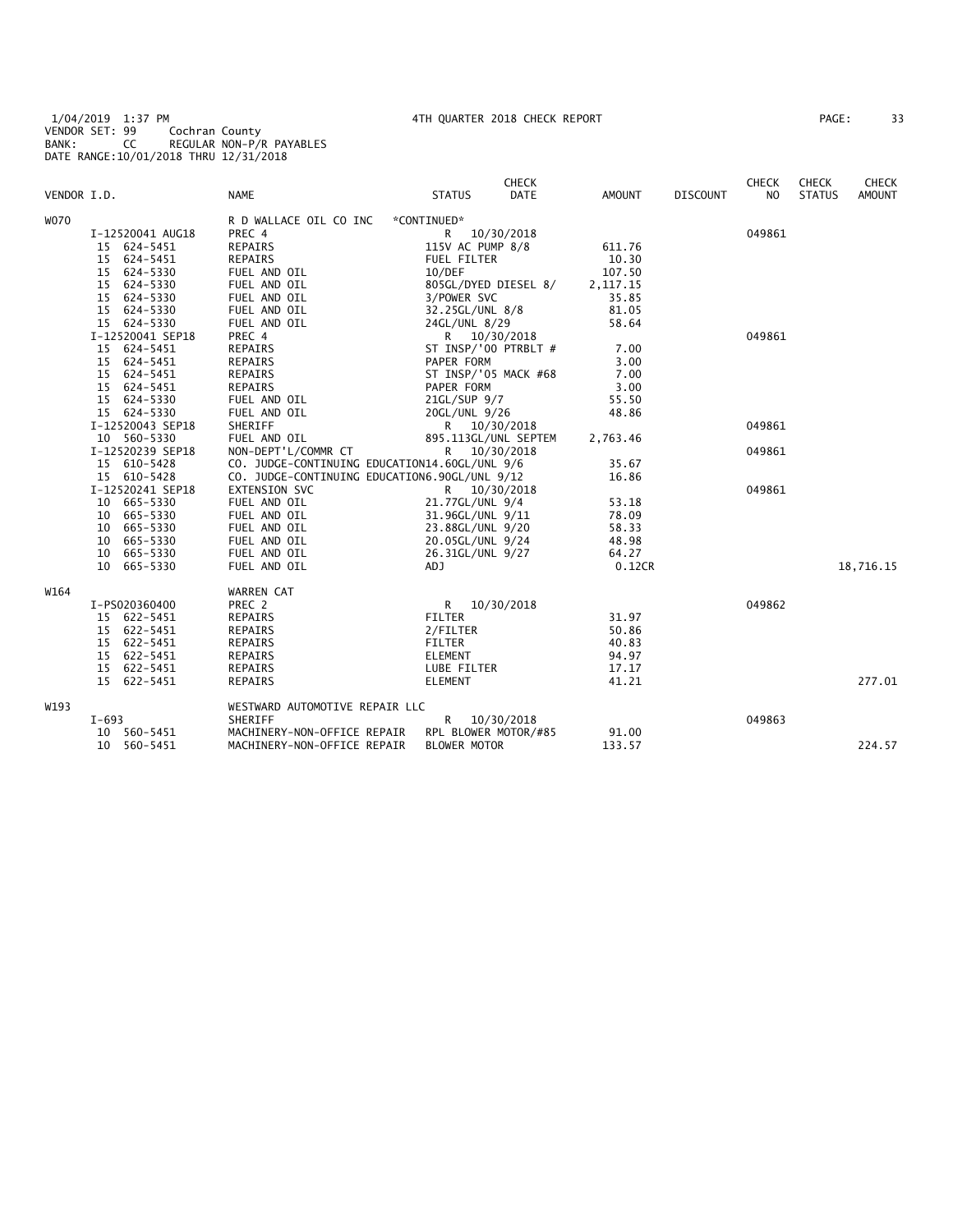1/04/2019 1:37 PM 4TH QUARTER 2018 CHECK REPORT
VENDOR SET: 99 Cochran County
BANK: CC REGULAR NON-P/R PAYABLES
DATE RANGE:10/01/2018 THRU 12/31/2018

| VENDOR I.D. | NAME | STATUS | CHECK DATE | AMOUNT | DISCOUNT | CHECK NO | CHECK STATUS | CHECK AMOUNT |
|---|---|---|---|---|---|---|---|---|
| W070 | R D WALLACE OIL CO INC | *CONTINUED* | | | | | | |
| I-12520041 AUG18 | PREC 4 | R | 10/30/2018 | | | 049861 | | |
| 15 624-5451 | REPAIRS | 115V AC PUMP 8/8 | | 611.76 | | | | |
| 15 624-5451 | REPAIRS | FUEL FILTER | | 10.30 | | | | |
| 15 624-5330 | FUEL AND OIL | 10/DEF | | 107.50 | | | | |
| 15 624-5330 | FUEL AND OIL | 805GL/DYED DIESEL 8/ | | 2,117.15 | | | | |
| 15 624-5330 | FUEL AND OIL | 3/POWER SVC | | 35.85 | | | | |
| 15 624-5330 | FUEL AND OIL | 32.25GL/UNL 8/8 | | 81.05 | | | | |
| 15 624-5330 | FUEL AND OIL | 24GL/UNL 8/29 | | 58.64 | | | | |
| I-12520041 SEP18 | PREC 4 | R | 10/30/2018 | | | 049861 | | |
| 15 624-5451 | REPAIRS | ST INSP/'00 PTRBLT # | | 7.00 | | | | |
| 15 624-5451 | REPAIRS | PAPER FORM | | 3.00 | | | | |
| 15 624-5451 | REPAIRS | ST INSP/'05 MACK #68 | | 7.00 | | | | |
| 15 624-5451 | REPAIRS | PAPER FORM | | 3.00 | | | | |
| 15 624-5330 | FUEL AND OIL | 21GL/SUP 9/7 | | 55.50 | | | | |
| 15 624-5330 | FUEL AND OIL | 20GL/UNL 9/26 | | 48.86 | | | | |
| I-12520043 SEP18 | SHERIFF | R | 10/30/2018 | | | 049861 | | |
| 10 560-5330 | FUEL AND OIL | 895.113GL/UNL SEPTEM | | 2,763.46 | | | | |
| I-12520239 SEP18 | NON-DEPT'L/COMMR CT | R | 10/30/2018 | | | 049861 | | |
| 15 610-5428 | CO. JUDGE-CONTINUING EDUCATION | 14.60GL/UNL 9/6 | | 35.67 | | | | |
| 15 610-5428 | CO. JUDGE-CONTINUING EDUCATION | 6.90GL/UNL 9/12 | | 16.86 | | | | |
| I-12520241 SEP18 | EXTENSION SVC | R | 10/30/2018 | | | 049861 | | |
| 10 665-5330 | FUEL AND OIL | 21.77GL/UNL 9/4 | | 53.18 | | | | |
| 10 665-5330 | FUEL AND OIL | 31.96GL/UNL 9/11 | | 78.09 | | | | |
| 10 665-5330 | FUEL AND OIL | 23.88GL/UNL 9/20 | | 58.33 | | | | |
| 10 665-5330 | FUEL AND OIL | 20.05GL/UNL 9/24 | | 48.98 | | | | |
| 10 665-5330 | FUEL AND OIL | 26.31GL/UNL 9/27 | | 64.27 | | | | |
| 10 665-5330 | FUEL AND OIL | ADJ | | 0.12CR | | | | 18,716.15 |
| W164 | WARREN CAT | | | | | | | |
| I-PS020360400 | PREC 2 | R | 10/30/2018 | | | 049862 | | |
| 15 622-5451 | REPAIRS | FILTER | | 31.97 | | | | |
| 15 622-5451 | REPAIRS | 2/FILTER | | 50.86 | | | | |
| 15 622-5451 | REPAIRS | FILTER | | 40.83 | | | | |
| 15 622-5451 | REPAIRS | ELEMENT | | 94.97 | | | | |
| 15 622-5451 | REPAIRS | LUBE FILTER | | 17.17 | | | | |
| 15 622-5451 | REPAIRS | ELEMENT | | 41.21 | | | | 277.01 |
| W193 | WESTWARD AUTOMOTIVE REPAIR LLC | | | | | | | |
| I-693 | SHERIFF | R | 10/30/2018 | | | 049863 | | |
| 10 560-5451 | MACHINERY-NON-OFFICE REPAIR | RPL BLOWER MOTOR/#85 | | 91.00 | | | | |
| 10 560-5451 | MACHINERY-NON-OFFICE REPAIR | BLOWER MOTOR | | 133.57 | | | | 224.57 |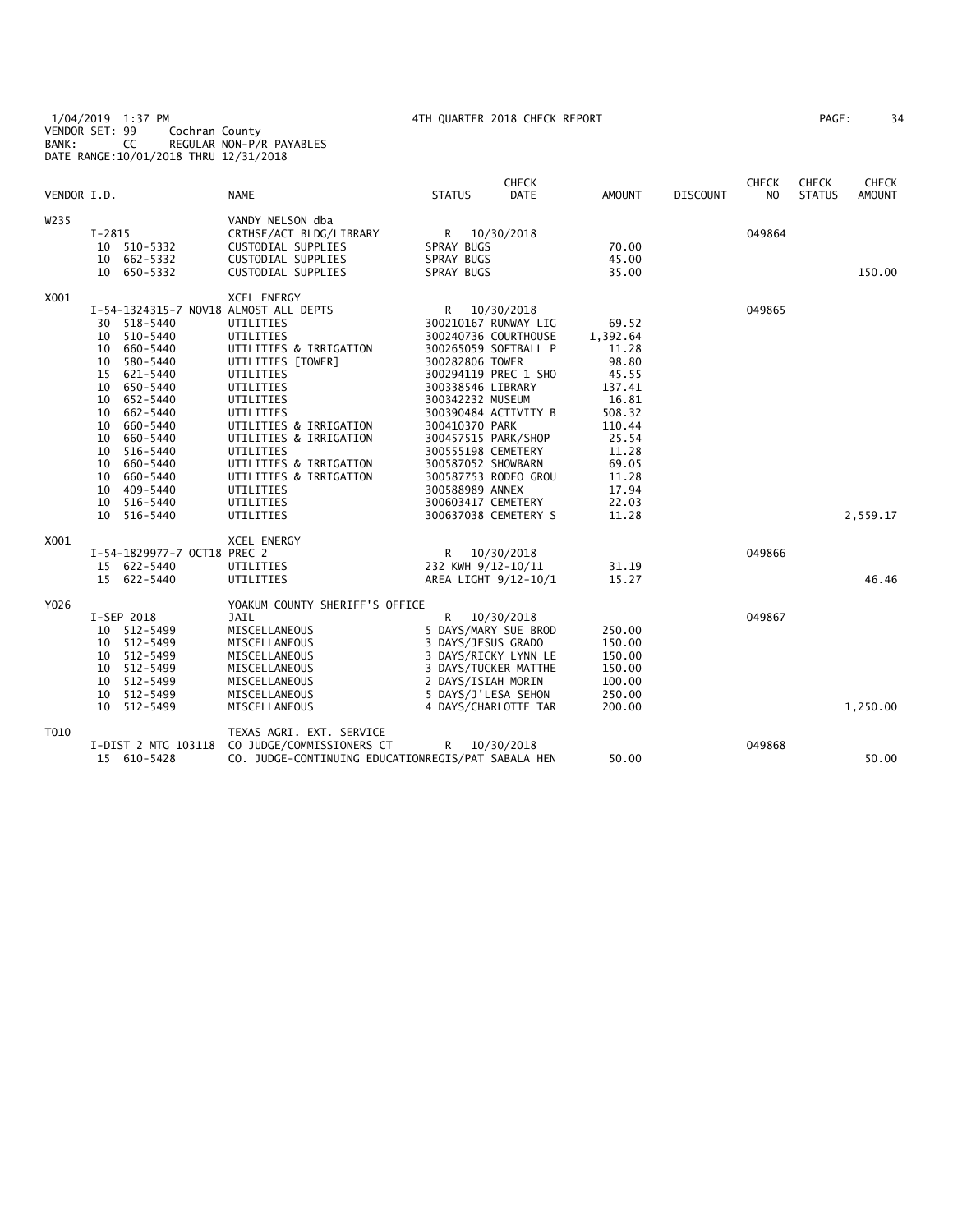1/04/2019 1:37 PM 4TH QUARTER 2018 CHECK REPORT
VENDOR SET: 99 Cochran County
BANK: CC REGULAR NON-P/R PAYABLES
DATE RANGE:10/01/2018 THRU 12/31/2018

| VENDOR I.D. | | NAME | STATUS | CHECK DATE | AMOUNT | DISCOUNT | CHECK NO | CHECK STATUS | CHECK AMOUNT |
|---|---|---|---|---|---|---|---|---|---|
| W235 | | VANDY NELSON dba | | | | | | | |
| | I-2815 | CRTHSE/ACT BLDG/LIBRARY | R | 10/30/2018 | | | 049864 | | |
| | 10 510-5332 | CUSTODIAL SUPPLIES | SPRAY BUGS | | 70.00 | | | | |
| | 10 662-5332 | CUSTODIAL SUPPLIES | SPRAY BUGS | | 45.00 | | | | |
| | 10 650-5332 | CUSTODIAL SUPPLIES | SPRAY BUGS | | 35.00 | | | | 150.00 |
| X001 | | XCEL ENERGY | | | | | | | |
| | I-54-1324315-7 NOV18 | ALMOST ALL DEPTS | R | 10/30/2018 | | | 049865 | | |
| | 30 518-5440 | UTILITIES | 300210167 RUNWAY LIG | | 69.52 | | | | |
| | 10 510-5440 | UTILITIES | 300240736 COURTHOUSE | | 1,392.64 | | | | |
| | 10 660-5440 | UTILITIES & IRRIGATION | 300265059 SOFTBALL P | | 11.28 | | | | |
| | 10 580-5440 | UTILITIES [TOWER] | 300282806 TOWER | | 98.80 | | | | |
| | 15 621-5440 | UTILITIES | 300294119 PREC 1 SHO | | 45.55 | | | | |
| | 10 650-5440 | UTILITIES | 300338546 LIBRARY | | 137.41 | | | | |
| | 10 652-5440 | UTILITIES | 300342232 MUSEUM | | 16.81 | | | | |
| | 10 662-5440 | UTILITIES | 300390484 ACTIVITY B | | 508.32 | | | | |
| | 10 660-5440 | UTILITIES & IRRIGATION | 300410370 PARK | | 110.44 | | | | |
| | 10 660-5440 | UTILITIES & IRRIGATION | 300457515 PARK/SHOP | | 25.54 | | | | |
| | 10 516-5440 | UTILITIES | 300555198 CEMETERY | | 11.28 | | | | |
| | 10 660-5440 | UTILITIES & IRRIGATION | 300587052 SHOWBARN | | 69.05 | | | | |
| | 10 660-5440 | UTILITIES & IRRIGATION | 300587753 RODEO GROU | | 11.28 | | | | |
| | 10 409-5440 | UTILITIES | 300588989 ANNEX | | 17.94 | | | | |
| | 10 516-5440 | UTILITIES | 300603417 CEMETERY | | 22.03 | | | | |
| | 10 516-5440 | UTILITIES | 300637038 CEMETERY S | | 11.28 | | | | 2,559.17 |
| X001 | | XCEL ENERGY | | | | | | | |
| | I-54-1829977-7 OCT18 | PREC 2 | R | 10/30/2018 | | | 049866 | | |
| | 15 622-5440 | UTILITIES | 232 KWH 9/12-10/11 | | 31.19 | | | | |
| | 15 622-5440 | UTILITIES | AREA LIGHT 9/12-10/1 | | 15.27 | | | | 46.46 |
| Y026 | | YOAKUM COUNTY SHERIFF'S OFFICE | | | | | | | |
| | I-SEP 2018 | JAIL | R | 10/30/2018 | | | 049867 | | |
| | 10 512-5499 | MISCELLANEOUS | 5 DAYS/MARY SUE BROD | | 250.00 | | | | |
| | 10 512-5499 | MISCELLANEOUS | 3 DAYS/JESUS GRADO | | 150.00 | | | | |
| | 10 512-5499 | MISCELLANEOUS | 3 DAYS/RICKY LYNN LE | | 150.00 | | | | |
| | 10 512-5499 | MISCELLANEOUS | 3 DAYS/TUCKER MATTHE | | 150.00 | | | | |
| | 10 512-5499 | MISCELLANEOUS | 2 DAYS/ISIAH MORIN | | 100.00 | | | | |
| | 10 512-5499 | MISCELLANEOUS | 5 DAYS/J'LESA SEHON | | 250.00 | | | | |
| | 10 512-5499 | MISCELLANEOUS | 4 DAYS/CHARLOTTE TAR | | 200.00 | | | | 1,250.00 |
| T010 | | TEXAS AGRI. EXT. SERVICE | | | | | | | |
| | I-DIST 2 MTG 103118 | CO JUDGE/COMMISSIONERS CT | R | 10/30/2018 | | | 049868 | | |
| | 15 610-5428 | CO. JUDGE-CONTINUING EDUCATION | REGIS/PAT SABALA HEN | | 50.00 | | | | 50.00 |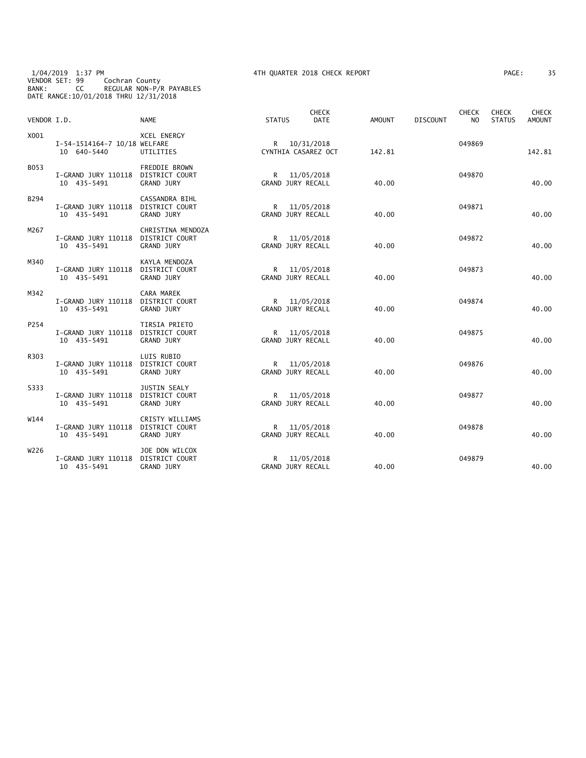1/04/2019 1:37 PM    4TH QUARTER 2018 CHECK REPORT
VENDOR SET: 99    Cochran County
BANK: CC    REGULAR NON-P/R PAYABLES
DATE RANGE:10/01/2018 THRU 12/31/2018

| VENDOR I.D. | NAME | STATUS | CHECK DATE | AMOUNT | DISCOUNT | CHECK NO | CHECK STATUS | CHECK AMOUNT |
|---|---|---|---|---|---|---|---|---|
| X001 | XCEL ENERGY | | | | | | | |
| I-54-1514164-7 10/18 WELFARE 10 640-5440 | UTILITIES | R | 10/31/2018 CYNTHIA CASAREZ OCT | 142.81 | | 049869 | | 142.81 |
| B053 | FREDDIE BROWN | | | | | | | |
| I-GRAND JURY 110118 10 435-5491 | DISTRICT COURT GRAND JURY | R | 11/05/2018 GRAND JURY RECALL | 40.00 | | 049870 | | 40.00 |
| B294 | CASSANDRA BIHL | | | | | | | |
| I-GRAND JURY 110118 10 435-5491 | DISTRICT COURT GRAND JURY | R | 11/05/2018 GRAND JURY RECALL | 40.00 | | 049871 | | 40.00 |
| M267 | CHRISTINA MENDOZA | | | | | | | |
| I-GRAND JURY 110118 10 435-5491 | DISTRICT COURT GRAND JURY | R | 11/05/2018 GRAND JURY RECALL | 40.00 | | 049872 | | 40.00 |
| M340 | KAYLA MENDOZA | | | | | | | |
| I-GRAND JURY 110118 10 435-5491 | DISTRICT COURT GRAND JURY | R | 11/05/2018 GRAND JURY RECALL | 40.00 | | 049873 | | 40.00 |
| M342 | CARA MAREK | | | | | | | |
| I-GRAND JURY 110118 10 435-5491 | DISTRICT COURT GRAND JURY | R | 11/05/2018 GRAND JURY RECALL | 40.00 | | 049874 | | 40.00 |
| P254 | TIRSIA PRIETO | | | | | | | |
| I-GRAND JURY 110118 10 435-5491 | DISTRICT COURT GRAND JURY | R | 11/05/2018 GRAND JURY RECALL | 40.00 | | 049875 | | 40.00 |
| R303 | LUIS RUBIO | | | | | | | |
| I-GRAND JURY 110118 10 435-5491 | DISTRICT COURT GRAND JURY | R | 11/05/2018 GRAND JURY RECALL | 40.00 | | 049876 | | 40.00 |
| S333 | JUSTIN SEALY | | | | | | | |
| I-GRAND JURY 110118 10 435-5491 | DISTRICT COURT GRAND JURY | R | 11/05/2018 GRAND JURY RECALL | 40.00 | | 049877 | | 40.00 |
| W144 | CRISTY WILLIAMS | | | | | | | |
| I-GRAND JURY 110118 10 435-5491 | DISTRICT COURT GRAND JURY | R | 11/05/2018 GRAND JURY RECALL | 40.00 | | 049878 | | 40.00 |
| W226 | JOE DON WILCOX | | | | | | | |
| I-GRAND JURY 110118 10 435-5491 | DISTRICT COURT GRAND JURY | R | 11/05/2018 GRAND JURY RECALL | 40.00 | | 049879 | | 40.00 |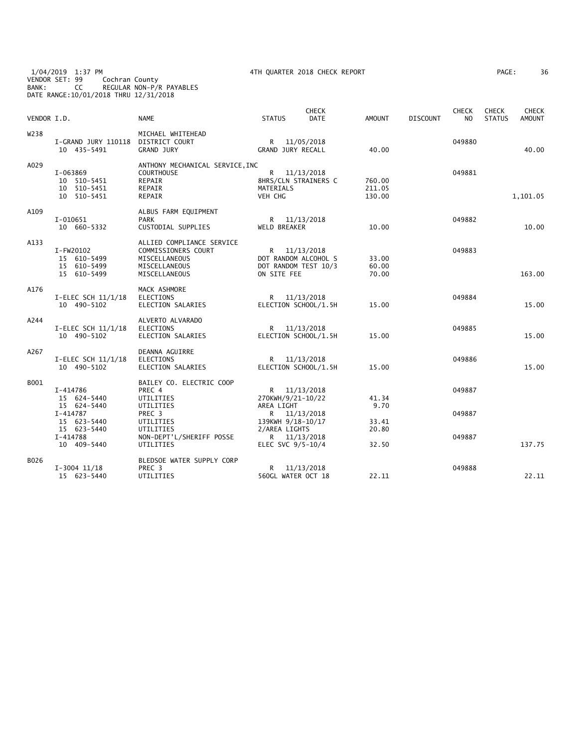1/04/2019 1:37 PM
VENDOR SET: 99 Cochran County
BANK: CC REGULAR NON-P/R PAYABLES
DATE RANGE:10/01/2018 THRU 12/31/2018

4TH QUARTER 2018 CHECK REPORT

| VENDOR I.D. | | NAME | STATUS | CHECK DATE | AMOUNT | DISCOUNT | CHECK NO | CHECK STATUS | CHECK AMOUNT |
|---|---|---|---|---|---|---|---|---|---|
| W238 | | MICHAEL WHITEHEAD | | | | | | | |
| | I-GRAND JURY 110118 | DISTRICT COURT | R | 11/05/2018 | | | 049880 | | |
| | 10 435-5491 | GRAND JURY | GRAND JURY RECALL | | 40.00 | | | | 40.00 |
| A029 | | ANTHONY MECHANICAL SERVICE,INC | | | | | | | |
| | I-063869 | COURTHOUSE | R | 11/13/2018 | | | 049881 | | |
| | 10 510-5451 | REPAIR | 8HRS/CLN STRAINERS C | | 760.00 | | | | |
| | 10 510-5451 | REPAIR | MATERIALS | | 211.05 | | | | |
| | 10 510-5451 | REPAIR | VEH CHG | | 130.00 | | | | 1,101.05 |
| A109 | | ALBUS FARM EQUIPMENT | | | | | | | |
| | I-010651 | PARK | R | 11/13/2018 | | | 049882 | | |
| | 10 660-5332 | CUSTODIAL SUPPLIES | WELD BREAKER | | 10.00 | | | | 10.00 |
| A133 | | ALLIED COMPLIANCE SERVICE | | | | | | | |
| | I-FW20102 | COMMISSIONERS COURT | R | 11/13/2018 | | | 049883 | | |
| | 15 610-5499 | MISCELLANEOUS | DOT RANDOM ALCOHOL S | | 33.00 | | | | |
| | 15 610-5499 | MISCELLANEOUS | DOT RANDOM TEST 10/3 | | 60.00 | | | | |
| | 15 610-5499 | MISCELLANEOUS | ON SITE FEE | | 70.00 | | | | 163.00 |
| A176 | | MACK ASHMORE | | | | | | | |
| | I-ELEC SCH 11/1/18 | ELECTIONS | R | 11/13/2018 | | | 049884 | | |
| | 10 490-5102 | ELECTION SALARIES | ELECTION SCHOOL/1.5H | | 15.00 | | | | 15.00 |
| A244 | | ALVERTO ALVARADO | | | | | | | |
| | I-ELEC SCH 11/1/18 | ELECTIONS | R | 11/13/2018 | | | 049885 | | |
| | 10 490-5102 | ELECTION SALARIES | ELECTION SCHOOL/1.5H | | 15.00 | | | | 15.00 |
| A267 | | DEANNA AGUIRRE | | | | | | | |
| | I-ELEC SCH 11/1/18 | ELECTIONS | R | 11/13/2018 | | | 049886 | | |
| | 10 490-5102 | ELECTION SALARIES | ELECTION SCHOOL/1.5H | | 15.00 | | | | 15.00 |
| B001 | | BAILEY CO. ELECTRIC COOP | | | | | | | |
| | I-414786 | PREC 4 | R | 11/13/2018 | | | 049887 | | |
| | 15 624-5440 | UTILITIES | 270KWH/9/21-10/22 | | 41.34 | | | | |
| | 15 624-5440 | UTILITIES | AREA LIGHT | | 9.70 | | | | |
| | I-414787 | PREC 3 | R | 11/13/2018 | | | 049887 | | |
| | 15 623-5440 | UTILITIES | 139KWH 9/18-10/17 | | 33.41 | | | | |
| | 15 623-5440 | UTILITIES | 2/AREA LIGHTS | | 20.80 | | | | |
| | I-414788 | NON-DEPT'L/SHERIFF POSSE | R | 11/13/2018 | | | 049887 | | |
| | 10 409-5440 | UTILITIES | ELEC SVC 9/5-10/4 | | 32.50 | | | | 137.75 |
| B026 | | BLEDSOE WATER SUPPLY CORP | | | | | | | |
| | I-3004 11/18 | PREC 3 | R | 11/13/2018 | | | 049888 | | |
| | 15 623-5440 | UTILITIES | 560GL WATER OCT 18 | | 22.11 | | | | 22.11 |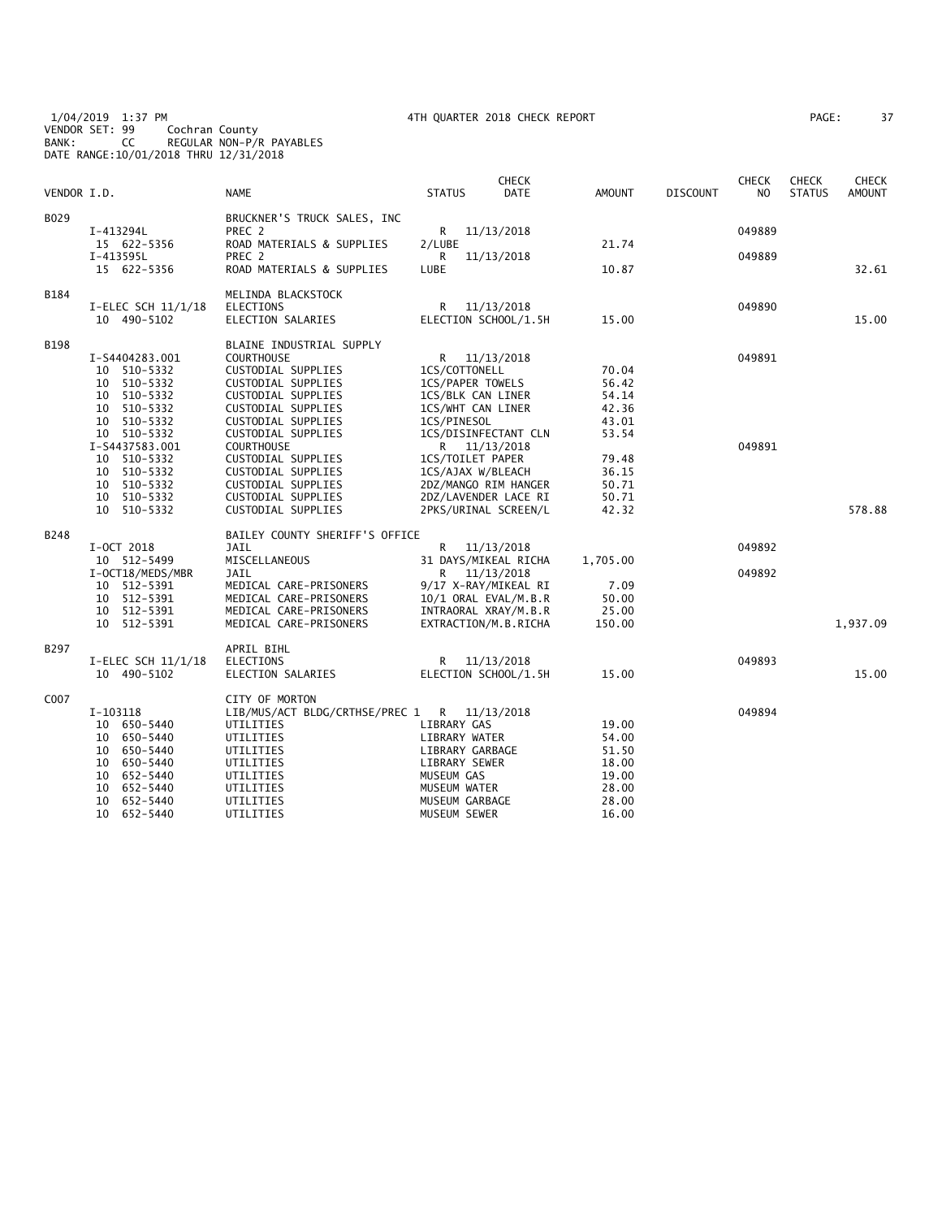1/04/2019 1:37 PM 4TH QUARTER 2018 CHECK REPORT
VENDOR SET: 99 Cochran County
BANK: CC REGULAR NON-P/R PAYABLES
DATE RANGE:10/01/2018 THRU 12/31/2018

| VENDOR I.D. | NAME | STATUS | CHECK DATE | AMOUNT | DISCOUNT | CHECK NO | CHECK STATUS | CHECK AMOUNT |
|---|---|---|---|---|---|---|---|---|
| B029 | BRUCKNER'S TRUCK SALES, INC | | | | | | | |
| I-413294L | PREC 2 | R | 11/13/2018 | | | 049889 | | |
| 15 622-5356 | ROAD MATERIALS & SUPPLIES | 2/LUBE | | 21.74 | | | | |
| I-413595L | PREC 2 | R | 11/13/2018 | | | 049889 | | |
| 15 622-5356 | ROAD MATERIALS & SUPPLIES | LUBE | | 10.87 | | | | 32.61 |
| B184 | MELINDA BLACKSTOCK | | | | | | | |
| I-ELEC SCH 11/1/18 | ELECTIONS | R | 11/13/2018 | | | 049890 | | |
| 10 490-5102 | ELECTION SALARIES | ELECTION SCHOOL/1.5H | | 15.00 | | | | 15.00 |
| B198 | BLAINE INDUSTRIAL SUPPLY | | | | | | | |
| I-S4404283.001 | COURTHOUSE | R | 11/13/2018 | | | 049891 | | |
| 10 510-5332 | CUSTODIAL SUPPLIES | 1CS/COTTONELL | | 70.04 | | | | |
| 10 510-5332 | CUSTODIAL SUPPLIES | 1CS/PAPER TOWELS | | 56.42 | | | | |
| 10 510-5332 | CUSTODIAL SUPPLIES | 1CS/BLK CAN LINER | | 54.14 | | | | |
| 10 510-5332 | CUSTODIAL SUPPLIES | 1CS/WHT CAN LINER | | 42.36 | | | | |
| 10 510-5332 | CUSTODIAL SUPPLIES | 1CS/PINESOL | | 43.01 | | | | |
| 10 510-5332 | CUSTODIAL SUPPLIES | 1CS/DISINFECTANT CLN | | 53.54 | | | | |
| I-S4437583.001 | COURTHOUSE | R | 11/13/2018 | | | 049891 | | |
| 10 510-5332 | CUSTODIAL SUPPLIES | 1CS/TOILET PAPER | | 79.48 | | | | |
| 10 510-5332 | CUSTODIAL SUPPLIES | 1CS/AJAX W/BLEACH | | 36.15 | | | | |
| 10 510-5332 | CUSTODIAL SUPPLIES | 2DZ/MANGO RIM HANGER | | 50.71 | | | | |
| 10 510-5332 | CUSTODIAL SUPPLIES | 2DZ/LAVENDER LACE RI | | 50.71 | | | | |
| 10 510-5332 | CUSTODIAL SUPPLIES | 2PKS/URINAL SCREEN/L | | 42.32 | | | | 578.88 |
| B248 | BAILEY COUNTY SHERIFF'S OFFICE | | | | | | | |
| I-OCT 2018 | JAIL | R | 11/13/2018 | | | 049892 | | |
| 10 512-5499 | MISCELLANEOUS | 31 DAYS/MIKEAL RICHA | | 1,705.00 | | | | |
| I-OCT18/MEDS/MBR | JAIL | R | 11/13/2018 | | | 049892 | | |
| 10 512-5391 | MEDICAL CARE-PRISONERS | 9/17 X-RAY/MIKEAL RI | | 7.09 | | | | |
| 10 512-5391 | MEDICAL CARE-PRISONERS | 10/1 ORAL EVAL/M.B.R | | 50.00 | | | | |
| 10 512-5391 | MEDICAL CARE-PRISONERS | INTRAORAL XRAY/M.B.R | | 25.00 | | | | |
| 10 512-5391 | MEDICAL CARE-PRISONERS | EXTRACTION/M.B.RICHA | | 150.00 | | | | 1,937.09 |
| B297 | APRIL BIHL | | | | | | | |
| I-ELEC SCH 11/1/18 | ELECTIONS | R | 11/13/2018 | | | 049893 | | |
| 10 490-5102 | ELECTION SALARIES | ELECTION SCHOOL/1.5H | | 15.00 | | | | 15.00 |
| C007 | CITY OF MORTON | | | | | | | |
| I-103118 | LIB/MUS/ACT BLDG/CRTHSE/PREC 1 | R | 11/13/2018 | | | 049894 | | |
| 10 650-5440 | UTILITIES | LIBRARY GAS | | 19.00 | | | | |
| 10 650-5440 | UTILITIES | LIBRARY WATER | | 54.00 | | | | |
| 10 650-5440 | UTILITIES | LIBRARY GARBAGE | | 51.50 | | | | |
| 10 650-5440 | UTILITIES | LIBRARY SEWER | | 18.00 | | | | |
| 10 652-5440 | UTILITIES | MUSEUM GAS | | 19.00 | | | | |
| 10 652-5440 | UTILITIES | MUSEUM WATER | | 28.00 | | | | |
| 10 652-5440 | UTILITIES | MUSEUM GARBAGE | | 28.00 | | | | |
| 10 652-5440 | UTILITIES | MUSEUM SEWER | | 16.00 | | | | |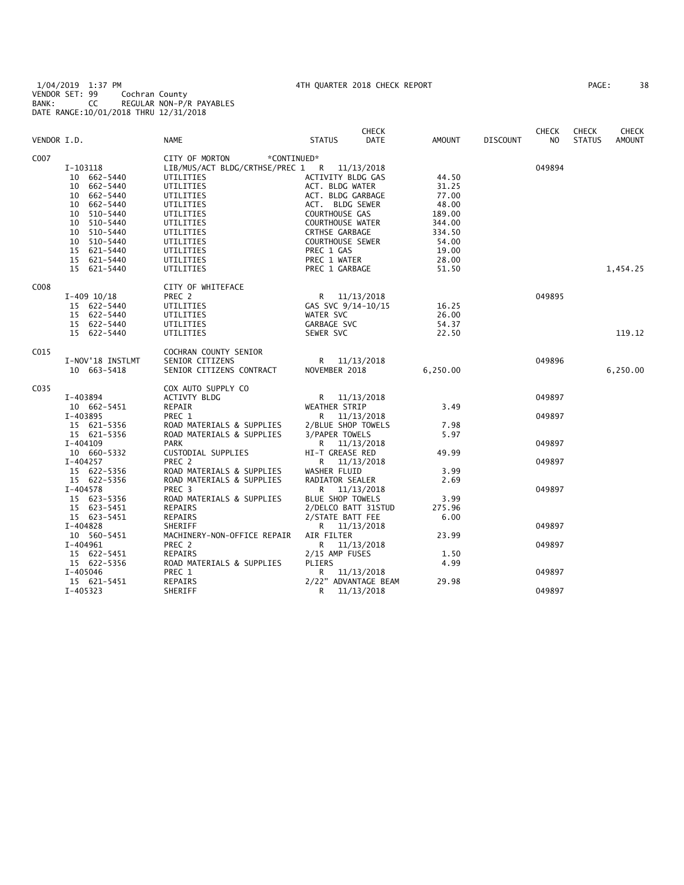1/04/2019 1:37 PM 4TH QUARTER 2018 CHECK REPORT
VENDOR SET: 99 Cochran County
BANK: CC REGULAR NON-P/R PAYABLES
DATE RANGE:10/01/2018 THRU 12/31/2018

| VENDOR I.D. | NAME | STATUS | CHECK DATE | AMOUNT | DISCOUNT | CHECK NO | CHECK STATUS | CHECK AMOUNT |
|---|---|---|---|---|---|---|---|---|
| C007 | CITY OF MORTON *CONTINUED* | | | | | | | |
| I-103118 | LIB/MUS/ACT BLDG/CRTHSE/PREC 1 | R | 11/13/2018 | | | 049894 | | |
| 10 662-5440 | UTILITIES | ACTIVITY BLDG GAS | | 44.50 | | | | |
| 10 662-5440 | UTILITIES | ACT. BLDG WATER | | 31.25 | | | | |
| 10 662-5440 | UTILITIES | ACT. BLDG GARBAGE | | 77.00 | | | | |
| 10 662-5440 | UTILITIES | ACT. BLDG SEWER | | 48.00 | | | | |
| 10 510-5440 | UTILITIES | COURTHOUSE GAS | | 189.00 | | | | |
| 10 510-5440 | UTILITIES | COURTHOUSE WATER | | 344.00 | | | | |
| 10 510-5440 | UTILITIES | CRTHSE GARBAGE | | 334.50 | | | | |
| 10 510-5440 | UTILITIES | COURTHOUSE SEWER | | 54.00 | | | | |
| 15 621-5440 | UTILITIES | PREC 1 GAS | | 19.00 | | | | |
| 15 621-5440 | UTILITIES | PREC 1 WATER | | 28.00 | | | | |
| 15 621-5440 | UTILITIES | PREC 1 GARBAGE | | 51.50 | | | | 1,454.25 |
| C008 | CITY OF WHITEFACE | | | | | | | |
| I-409 10/18 | PREC 2 | R | 11/13/2018 | | | 049895 | | |
| 15 622-5440 | UTILITIES | GAS SVC 9/14-10/15 | | 16.25 | | | | |
| 15 622-5440 | UTILITIES | WATER SVC | | 26.00 | | | | |
| 15 622-5440 | UTILITIES | GARBAGE SVC | | 54.37 | | | | |
| 15 622-5440 | UTILITIES | SEWER SVC | | 22.50 | | | | 119.12 |
| C015 | COCHRAN COUNTY SENIOR | | | | | | | |
| I-NOV'18 INSTLMT | SENIOR CITIZENS | R | 11/13/2018 | | | 049896 | | |
| 10 663-5418 | SENIOR CITIZENS CONTRACT | NOVEMBER 2018 | | 6,250.00 | | | | 6,250.00 |
| C035 | COX AUTO SUPPLY CO | | | | | | | |
| I-403894 | ACTIVTY BLDG | R | 11/13/2018 | | | 049897 | | |
| 10 662-5451 | REPAIR | WEATHER STRIP | | 3.49 | | | | |
| I-403895 | PREC 1 | R | 11/13/2018 | | | 049897 | | |
| 15 621-5356 | ROAD MATERIALS & SUPPLIES | 2/BLUE SHOP TOWELS | | 7.98 | | | | |
| 15 621-5356 | ROAD MATERIALS & SUPPLIES | 3/PAPER TOWELS | | 5.97 | | | | |
| I-404109 | PARK | R | 11/13/2018 | | | 049897 | | |
| 10 660-5332 | CUSTODIAL SUPPLIES | HI-T GREASE RED | | 49.99 | | | | |
| I-404257 | PREC 2 | R | 11/13/2018 | | | 049897 | | |
| 15 622-5356 | ROAD MATERIALS & SUPPLIES | WASHER FLUID | | 3.99 | | | | |
| 15 622-5356 | ROAD MATERIALS & SUPPLIES | RADIATOR SEALER | | 2.69 | | | | |
| I-404578 | PREC 3 | R | 11/13/2018 | | | 049897 | | |
| 15 623-5356 | ROAD MATERIALS & SUPPLIES | BLUE SHOP TOWELS | | 3.99 | | | | |
| 15 623-5451 | REPAIRS | 2/DELCO BATT 31STUD | | 275.96 | | | | |
| 15 623-5451 | REPAIRS | 2/STATE BATT FEE | | 6.00 | | | | |
| I-404828 | SHERIFF | R | 11/13/2018 | | | 049897 | | |
| 10 560-5451 | MACHINERY-NON-OFFICE REPAIR | AIR FILTER | | 23.99 | | | | |
| I-404961 | PREC 2 | R | 11/13/2018 | | | 049897 | | |
| 15 622-5451 | REPAIRS | 2/15 AMP FUSES | | 1.50 | | | | |
| 15 622-5356 | ROAD MATERIALS & SUPPLIES | PLIERS | | 4.99 | | | | |
| I-405046 | PREC 1 | R | 11/13/2018 | | | 049897 | | |
| 15 621-5451 | REPAIRS | 2/22" ADVANTAGE BEAM | | 29.98 | | | | |
| I-405323 | SHERIFF | R | 11/13/2018 | | | 049897 | | |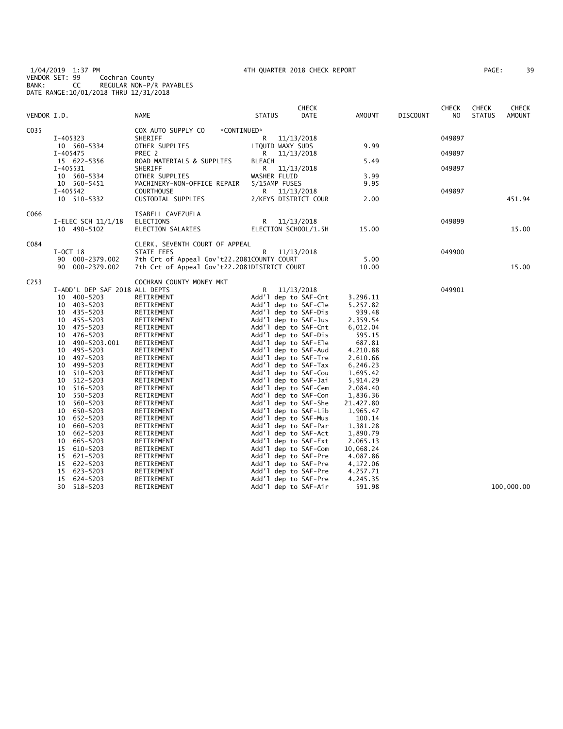1/04/2019 1:37 PM 4TH QUARTER 2018 CHECK REPORT
VENDOR SET: 99 Cochran County
BANK: CC REGULAR NON-P/R PAYABLES
DATE RANGE:10/01/2018 THRU 12/31/2018

| VENDOR I.D. | NAME | STATUS | CHECK DATE | AMOUNT | DISCOUNT | CHECK NO | CHECK STATUS | CHECK AMOUNT |
|---|---|---|---|---|---|---|---|---|
| C035 | COX AUTO SUPPLY CO *CONTINUED* | | | | | | | |
| I-405323 | SHERIFF | R | 11/13/2018 | | | 049897 | | |
| 10 560-5334 | OTHER SUPPLIES | LIQUID WAXY SUDS | | 9.99 | | | | |
| I-405475 | PREC 2 | R | 11/13/2018 | | | 049897 | | |
| 15 622-5356 | ROAD MATERIALS & SUPPLIES | BLEACH | | 5.49 | | | | |
| I-405531 | SHERIFF | R | 11/13/2018 | | | 049897 | | |
| 10 560-5334 | OTHER SUPPLIES | WASHER FLUID | | 3.99 | | | | |
| 10 560-5451 | MACHINERY-NON-OFFICE REPAIR | 5/15AMP FUSES | | 9.95 | | | | |
| I-405542 | COURTHOUSE | R | 11/13/2018 | | | 049897 | | |
| 10 510-5332 | CUSTODIAL SUPPLIES | 2/KEYS DISTRICT COUR | | 2.00 | | | | 451.94 |
| C066 | ISABELL CAVEZUELA | | | | | | | |
| I-ELEC SCH 11/1/18 | ELECTIONS | R | 11/13/2018 | | | 049899 | | |
| 10 490-5102 | ELECTION SALARIES | ELECTION SCHOOL/1.5H | | 15.00 | | | | 15.00 |
| C084 | CLERK, SEVENTH COURT OF APPEAL | | | | | | | |
| I-OCT 18 | STATE FEES | R | 11/13/2018 | | | 049900 | | |
| 90 000-2379.002 | 7th Crt of Appeal Gov't22.2081COUNTY COURT | | | 5.00 | | | | |
| 90 000-2379.002 | 7th Crt of Appeal Gov't22.2081DISTRICT COURT | | | 10.00 | | | | 15.00 |
| C253 | COCHRAN COUNTY MONEY MKT | | | | | | | |
| I-ADD'L DEP SAF 2018 ALL DEPTS | | R | 11/13/2018 | | | 049901 | | |
| 10 400-5203 | RETIREMENT | Add'l dep to SAF-Cnt | | 3,296.11 | | | | |
| 10 403-5203 | RETIREMENT | Add'l dep to SAF-Cle | | 5,257.82 | | | | |
| 10 435-5203 | RETIREMENT | Add'l dep to SAF-Dis | | 939.48 | | | | |
| 10 455-5203 | RETIREMENT | Add'l dep to SAF-Jus | | 2,359.54 | | | | |
| 10 475-5203 | RETIREMENT | Add'l dep to SAF-Cnt | | 6,012.04 | | | | |
| 10 476-5203 | RETIREMENT | Add'l dep to SAF-Dis | | 595.15 | | | | |
| 10 490-5203.001 | RETIREMENT | Add'l dep to SAF-Ele | | 687.81 | | | | |
| 10 495-5203 | RETIREMENT | Add'l dep to SAF-Aud | | 4,210.88 | | | | |
| 10 497-5203 | RETIREMENT | Add'l dep to SAF-Tre | | 2,610.66 | | | | |
| 10 499-5203 | RETIREMENT | Add'l dep to SAF-Tax | | 6,246.23 | | | | |
| 10 510-5203 | RETIREMENT | Add'l dep to SAF-Cou | | 1,695.42 | | | | |
| 10 512-5203 | RETIREMENT | Add'l dep to SAF-Jai | | 5,914.29 | | | | |
| 10 516-5203 | RETIREMENT | Add'l dep to SAF-Cem | | 2,084.40 | | | | |
| 10 550-5203 | RETIREMENT | Add'l dep to SAF-Con | | 1,836.36 | | | | |
| 10 560-5203 | RETIREMENT | Add'l dep to SAF-She | | 21,427.80 | | | | |
| 10 650-5203 | RETIREMENT | Add'l dep to SAF-Lib | | 1,965.47 | | | | |
| 10 652-5203 | RETIREMENT | Add'l dep to SAF-Mus | | 100.14 | | | | |
| 10 660-5203 | RETIREMENT | Add'l dep to SAF-Par | | 1,381.28 | | | | |
| 10 662-5203 | RETIREMENT | Add'l dep to SAF-Act | | 1,890.79 | | | | |
| 10 665-5203 | RETIREMENT | Add'l dep to SAF-Ext | | 2,065.13 | | | | |
| 15 610-5203 | RETIREMENT | Add'l dep to SAF-Com | | 10,068.24 | | | | |
| 15 621-5203 | RETIREMENT | Add'l dep to SAF-Pre | | 4,087.86 | | | | |
| 15 622-5203 | RETIREMENT | Add'l dep to SAF-Pre | | 4,172.06 | | | | |
| 15 623-5203 | RETIREMENT | Add'l dep to SAF-Pre | | 4,257.71 | | | | |
| 15 624-5203 | RETIREMENT | Add'l dep to SAF-Pre | | 4,245.35 | | | | |
| 30 518-5203 | RETIREMENT | Add'l dep to SAF-Air | | 591.98 | | | | 100,000.00 |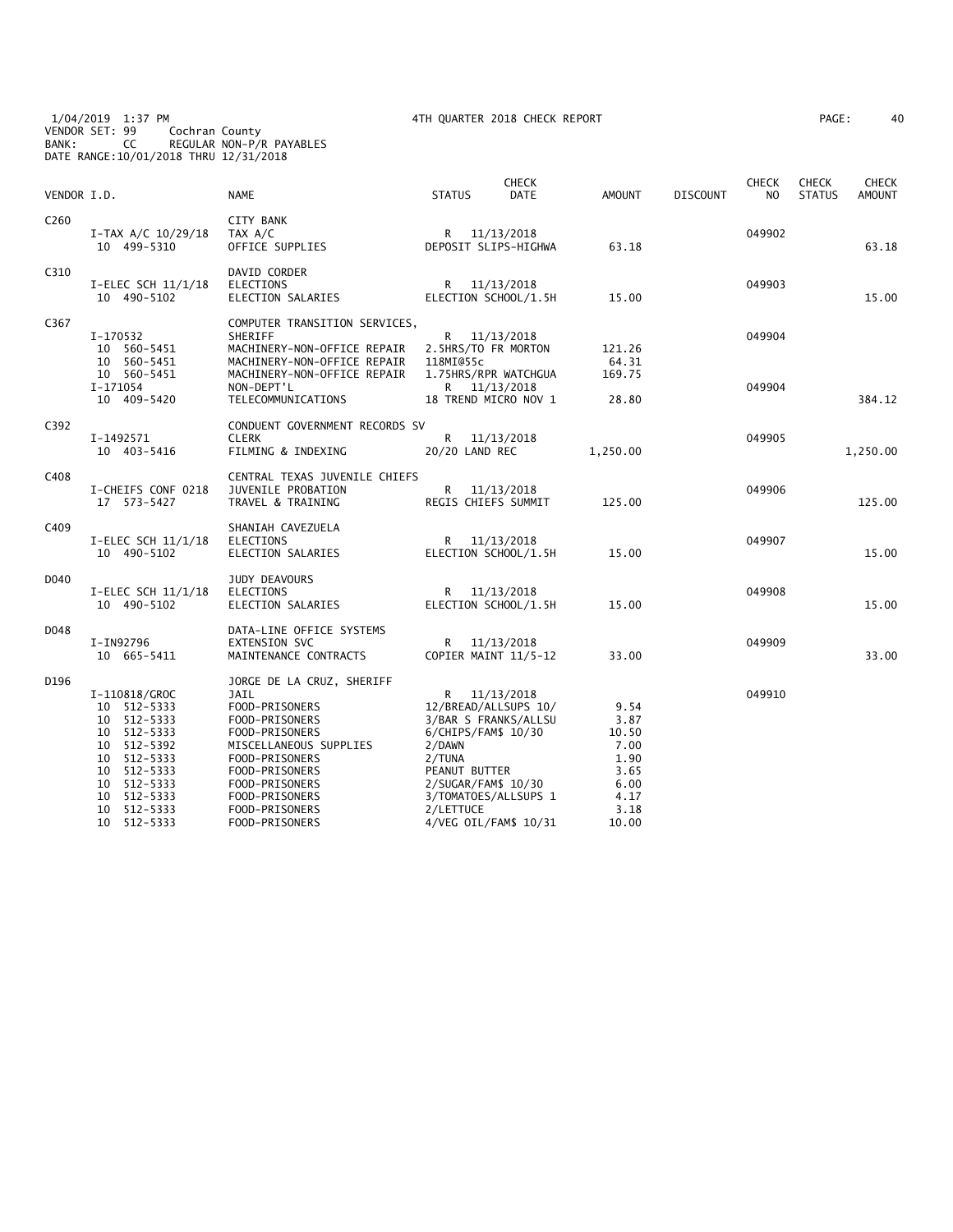1/04/2019 1:37 PM 4TH QUARTER 2018 CHECK REPORT
VENDOR SET: 99 Cochran County
BANK: CC REGULAR NON-P/R PAYABLES
DATE RANGE:10/01/2018 THRU 12/31/2018

| VENDOR I.D. | NAME | STATUS | CHECK DATE | AMOUNT | DISCOUNT | CHECK NO | CHECK STATUS | CHECK AMOUNT |
|---|---|---|---|---|---|---|---|---|
| C260 | CITY BANK | | | | | | | |
| I-TAX A/C 10/29/18 | TAX A/C | R | 11/13/2018 | | | 049902 | | |
| 10 499-5310 | OFFICE SUPPLIES | DEPOSIT SLIPS-HIGHWA | | 63.18 | | | | 63.18 |
| C310 | DAVID CORDER | | | | | | | |
| I-ELEC SCH 11/1/18 | ELECTIONS | R | 11/13/2018 | | | 049903 | | |
| 10 490-5102 | ELECTION SALARIES | ELECTION SCHOOL/1.5H | | 15.00 | | | | 15.00 |
| C367 | COMPUTER TRANSITION SERVICES, | | | | | | | |
| I-170532 | SHERIFF | R | 11/13/2018 | | | 049904 | | |
| 10 560-5451 | MACHINERY-NON-OFFICE REPAIR | 2.5HRS/TO FR MORTON | | 121.26 | | | | |
| 10 560-5451 | MACHINERY-NON-OFFICE REPAIR | 118MI@55c | | 64.31 | | | | |
| 10 560-5451 | MACHINERY-NON-OFFICE REPAIR | 1.75HRS/RPR WATCHGUA | | 169.75 | | | | |
| I-171054 | NON-DEPT'L | R | 11/13/2018 | | | 049904 | | |
| 10 409-5420 | TELECOMMUNICATIONS | 18 TREND MICRO NOV 1 | | 28.80 | | | | 384.12 |
| C392 | CONDUENT GOVERNMENT RECORDS SV | | | | | | | |
| I-1492571 | CLERK | R | 11/13/2018 | | | 049905 | | |
| 10 403-5416 | FILMING & INDEXING | 20/20 LAND REC | | 1,250.00 | | | | 1,250.00 |
| C408 | CENTRAL TEXAS JUVENILE CHIEFS | | | | | | | |
| I-CHEIFS CONF 0218 | JUVENILE PROBATION | R | 11/13/2018 | | | 049906 | | |
| 17 573-5427 | TRAVEL & TRAINING | REGIS CHIEFS SUMMIT | | 125.00 | | | | 125.00 |
| C409 | SHANIAH CAVEZUELA | | | | | | | |
| I-ELEC SCH 11/1/18 | ELECTIONS | R | 11/13/2018 | | | 049907 | | |
| 10 490-5102 | ELECTION SALARIES | ELECTION SCHOOL/1.5H | | 15.00 | | | | 15.00 |
| D040 | JUDY DEAVOURS | | | | | | | |
| I-ELEC SCH 11/1/18 | ELECTIONS | R | 11/13/2018 | | | 049908 | | |
| 10 490-5102 | ELECTION SALARIES | ELECTION SCHOOL/1.5H | | 15.00 | | | | 15.00 |
| D048 | DATA-LINE OFFICE SYSTEMS | | | | | | | |
| I-IN92796 | EXTENSION SVC | R | 11/13/2018 | | | 049909 | | |
| 10 665-5411 | MAINTENANCE CONTRACTS | COPIER MAINT 11/5-12 | | 33.00 | | | | 33.00 |
| D196 | JORGE DE LA CRUZ, SHERIFF | | | | | | | |
| I-110818/GROC | JAIL | R | 11/13/2018 | | | 049910 | | |
| 10 512-5333 | FOOD-PRISONERS | 12/BREAD/ALLSUPS 10/ | | 9.54 | | | | |
| 10 512-5333 | FOOD-PRISONERS | 3/BAR S FRANKS/ALLSU | | 3.87 | | | | |
| 10 512-5333 | FOOD-PRISONERS | 6/CHIPS/FAM$ 10/30 | | 10.50 | | | | |
| 10 512-5392 | MISCELLANEOUS SUPPLIES | 2/DAWN | | 7.00 | | | | |
| 10 512-5333 | FOOD-PRISONERS | 2/TUNA | | 1.90 | | | | |
| 10 512-5333 | FOOD-PRISONERS | PEANUT BUTTER | | 3.65 | | | | |
| 10 512-5333 | FOOD-PRISONERS | 2/SUGAR/FAM$ 10/30 | | 6.00 | | | | |
| 10 512-5333 | FOOD-PRISONERS | 3/TOMATOES/ALLSUPS 1 | | 4.17 | | | | |
| 10 512-5333 | FOOD-PRISONERS | 2/LETTUCE | | 3.18 | | | | |
| 10 512-5333 | FOOD-PRISONERS | 4/VEG OIL/FAM$ 10/31 | | 10.00 | | | | |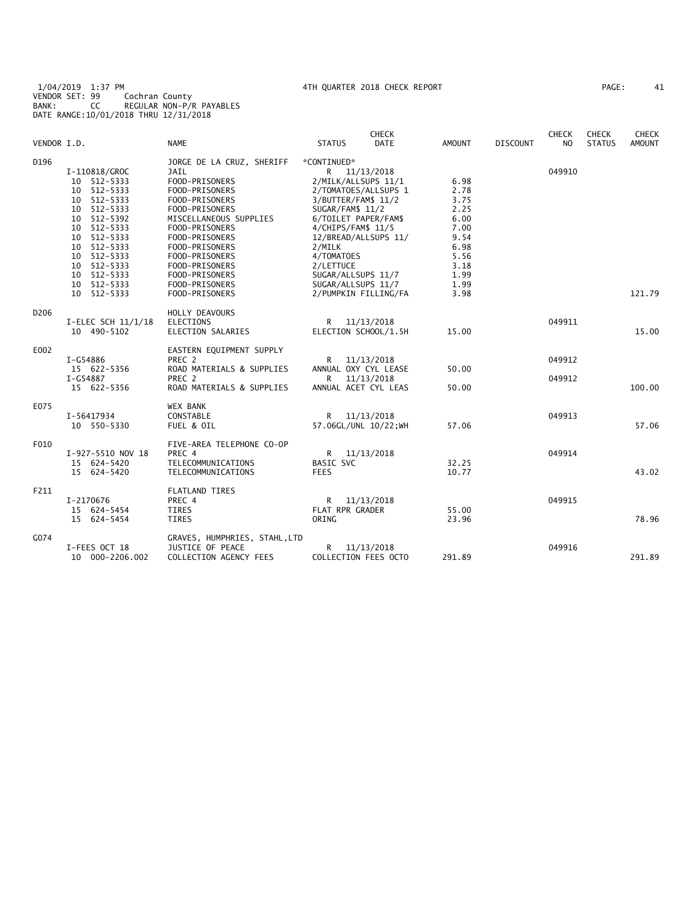1/04/2019 1:37 PM 4TH QUARTER 2018 CHECK REPORT PAGE: 41
VENDOR SET: 99 Cochran County
BANK: CC REGULAR NON-P/R PAYABLES
DATE RANGE:10/01/2018 THRU 12/31/2018

| VENDOR I.D. | | NAME | STATUS | CHECK DATE | AMOUNT | DISCOUNT | CHECK NO | CHECK STATUS | CHECK AMOUNT |
|---|---|---|---|---|---|---|---|---|---|
| D196 | | JORGE DE LA CRUZ, SHERIFF | *CONTINUED* | | | | | | |
| | I-110818/GROC | JAIL | R | 11/13/2018 | | | 049910 | | |
| | 10 512-5333 | FOOD-PRISONERS | 2/MILK/ALLSUPS 11/1 | | 6.98 | | | | |
| | 10 512-5333 | FOOD-PRISONERS | 2/TOMATOES/ALLSUPS 1 | | 2.78 | | | | |
| | 10 512-5333 | FOOD-PRISONERS | 3/BUTTER/FAM$ 11/2 | | 3.75 | | | | |
| | 10 512-5333 | FOOD-PRISONERS | SUGAR/FAM$ 11/2 | | 2.25 | | | | |
| | 10 512-5392 | MISCELLANEOUS SUPPLIES | 6/TOILET PAPER/FAM$ | | 6.00 | | | | |
| | 10 512-5333 | FOOD-PRISONERS | 4/CHIPS/FAM$ 11/5 | | 7.00 | | | | |
| | 10 512-5333 | FOOD-PRISONERS | 12/BREAD/ALLSUPS 11/ | | 9.54 | | | | |
| | 10 512-5333 | FOOD-PRISONERS | 2/MILK | | 6.98 | | | | |
| | 10 512-5333 | FOOD-PRISONERS | 4/TOMATOES | | 5.56 | | | | |
| | 10 512-5333 | FOOD-PRISONERS | 2/LETTUCE | | 3.18 | | | | |
| | 10 512-5333 | FOOD-PRISONERS | SUGAR/ALLSUPS 11/7 | | 1.99 | | | | |
| | 10 512-5333 | FOOD-PRISONERS | SUGAR/ALLSUPS 11/7 | | 1.99 | | | | |
| | 10 512-5333 | FOOD-PRISONERS | 2/PUMPKIN FILLING/FA | | 3.98 | | | | 121.79 |
| D206 | | HOLLY DEAVOURS | | | | | | | |
| | I-ELEC SCH 11/1/18 | ELECTIONS | R | 11/13/2018 | | | 049911 | | |
| | 10 490-5102 | ELECTION SALARIES | ELECTION SCHOOL/1.5H | | 15.00 | | | | 15.00 |
| E002 | | EASTERN EQUIPMENT SUPPLY | | | | | | | |
| | I-G54886 | PREC 2 | R | 11/13/2018 | | | 049912 | | |
| | 15 622-5356 | ROAD MATERIALS & SUPPLIES | ANNUAL OXY CYL LEASE | | 50.00 | | | | |
| | I-G54887 | PREC 2 | R | 11/13/2018 | | | 049912 | | |
| | 15 622-5356 | ROAD MATERIALS & SUPPLIES | ANNUAL ACET CYL LEAS | | 50.00 | | | | 100.00 |
| E075 | | WEX BANK | | | | | | | |
| | I-56417934 | CONSTABLE | R | 11/13/2018 | | | 049913 | | |
| | 10 550-5330 | FUEL & OIL | 57.06GL/UNL 10/22;WH | | 57.06 | | | | 57.06 |
| F010 | | FIVE-AREA TELEPHONE CO-OP | | | | | | | |
| | I-927-5510 NOV 18 | PREC 4 | R | 11/13/2018 | | | 049914 | | |
| | 15 624-5420 | TELECOMMUNICATIONS | BASIC SVC | | 32.25 | | | | |
| | 15 624-5420 | TELECOMMUNICATIONS | FEES | | 10.77 | | | | 43.02 |
| F211 | | FLATLAND TIRES | | | | | | | |
| | I-2170676 | PREC 4 | R | 11/13/2018 | | | 049915 | | |
| | 15 624-5454 | TIRES | FLAT RPR GRADER | | 55.00 | | | | |
| | 15 624-5454 | TIRES | ORING | | 23.96 | | | | 78.96 |
| G074 | | GRAVES, HUMPHRIES, STAHL,LTD | | | | | | | |
| | I-FEES OCT 18 | JUSTICE OF PEACE | R | 11/13/2018 | | | 049916 | | |
| | 10 000-2206.002 | COLLECTION AGENCY FEES | COLLECTION FEES OCTO | | 291.89 | | | | 291.89 |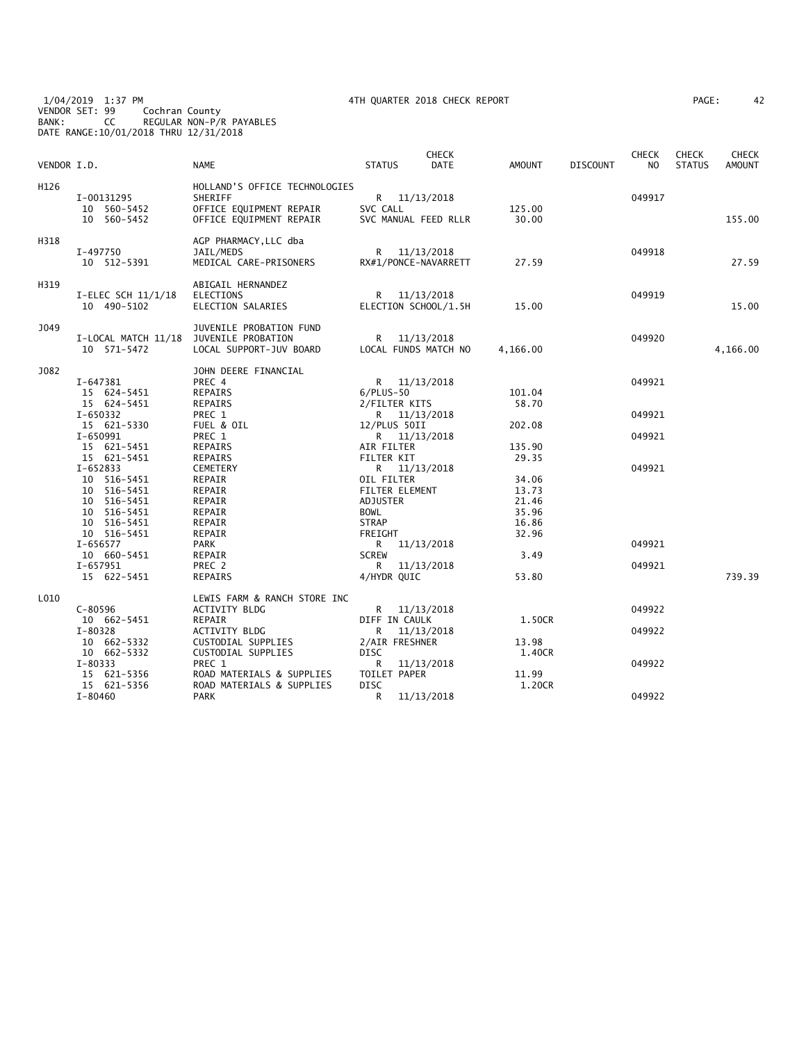1/04/2019 1:37 PM
VENDOR SET: 99 Cochran County
BANK: CC REGULAR NON-P/R PAYABLES
DATE RANGE:10/01/2018 THRU 12/31/2018

4TH QUARTER 2018 CHECK REPORT

| VENDOR I.D. | | NAME | STATUS | CHECK DATE | AMOUNT | DISCOUNT | CHECK NO | CHECK STATUS | CHECK AMOUNT |
|---|---|---|---|---|---|---|---|---|---|
| H126 | | HOLLAND'S OFFICE TECHNOLOGIES | | | | | | | |
| | I-00131295 | SHERIFF | R | 11/13/2018 | | | 049917 | | |
| | 10 560-5452 | OFFICE EQUIPMENT REPAIR | SVC CALL | | 125.00 | | | | |
| | 10 560-5452 | OFFICE EQUIPMENT REPAIR | SVC MANUAL FEED RLLR | | 30.00 | | | | 155.00 |
| H318 | | AGP PHARMACY,LLC dba | | | | | | | |
| | I-497750 | JAIL/MEDS | R | 11/13/2018 | | | 049918 | | |
| | 10 512-5391 | MEDICAL CARE-PRISONERS | RX#1/PONCE-NAVARRETT | | 27.59 | | | | 27.59 |
| H319 | | ABIGAIL HERNANDEZ | | | | | | | |
| | I-ELEC SCH 11/1/18 | ELECTIONS | R | 11/13/2018 | | | 049919 | | |
| | 10 490-5102 | ELECTION SALARIES | ELECTION SCHOOL/1.5H | | 15.00 | | | | 15.00 |
| J049 | | JUVENILE PROBATION FUND | | | | | | | |
| | I-LOCAL MATCH 11/18 | JUVENILE PROBATION | R | 11/13/2018 | | | 049920 | | |
| | 10 571-5472 | LOCAL SUPPORT-JUV BOARD | LOCAL FUNDS MATCH NO | | 4,166.00 | | | | 4,166.00 |
| J082 | | JOHN DEERE FINANCIAL | | | | | | | |
| | I-647381 | PREC 4 | R | 11/13/2018 | | | 049921 | | |
| | 15 624-5451 | REPAIRS | 6/PLUS-50 | | 101.04 | | | | |
| | 15 624-5451 | REPAIRS | 2/FILTER KITS | | 58.70 | | | | |
| | I-650332 | PREC 1 | R | 11/13/2018 | | | 049921 | | |
| | 15 621-5330 | FUEL & OIL | 12/PLUS 50II | | 202.08 | | | | |
| | I-650991 | PREC 1 | R | 11/13/2018 | | | 049921 | | |
| | 15 621-5451 | REPAIRS | AIR FILTER | | 135.90 | | | | |
| | 15 621-5451 | REPAIRS | FILTER KIT | | 29.35 | | | | |
| | I-652833 | CEMETERY | R | 11/13/2018 | | | 049921 | | |
| | 10 516-5451 | REPAIR | OIL FILTER | | 34.06 | | | | |
| | 10 516-5451 | REPAIR | FILTER ELEMENT | | 13.73 | | | | |
| | 10 516-5451 | REPAIR | ADJUSTER | | 21.46 | | | | |
| | 10 516-5451 | REPAIR | BOWL | | 35.96 | | | | |
| | 10 516-5451 | REPAIR | STRAP | | 16.86 | | | | |
| | 10 516-5451 | REPAIR | FREIGHT | | 32.96 | | | | |
| | I-656577 | PARK | R | 11/13/2018 | | | 049921 | | |
| | 10 660-5451 | REPAIR | SCREW | | 3.49 | | | | |
| | I-657951 | PREC 2 | R | 11/13/2018 | | | 049921 | | |
| | 15 622-5451 | REPAIRS | 4/HYDR QUIC | | 53.80 | | | | 739.39 |
| L010 | | LEWIS FARM & RANCH STORE INC | | | | | | | |
| | C-80596 | ACTIVITY BLDG | R | 11/13/2018 | | | 049922 | | |
| | 10 662-5451 | REPAIR | DIFF IN CAULK | | 1.50CR | | | | |
| | I-80328 | ACTIVITY BLDG | R | 11/13/2018 | | | 049922 | | |
| | 10 662-5332 | CUSTODIAL SUPPLIES | 2/AIR FRESHNER | | 13.98 | | | | |
| | 10 662-5332 | CUSTODIAL SUPPLIES | DISC | | 1.40CR | | | | |
| | I-80333 | PREC 1 | R | 11/13/2018 | | | 049922 | | |
| | 15 621-5356 | ROAD MATERIALS & SUPPLIES | TOILET PAPER | | 11.99 | | | | |
| | 15 621-5356 | ROAD MATERIALS & SUPPLIES | DISC | | 1.20CR | | | | |
| | I-80460 | PARK | R | 11/13/2018 | | | 049922 | | |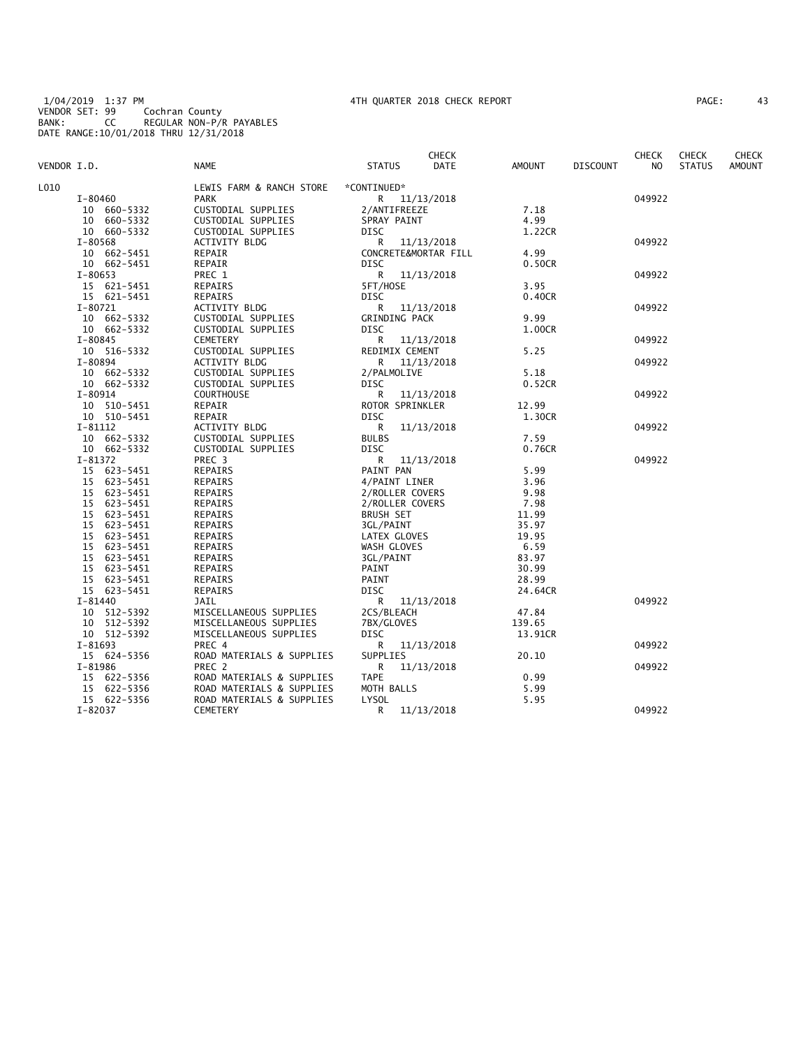1/04/2019 1:37 PM 4TH QUARTER 2018 CHECK REPORT
VENDOR SET: 99 Cochran County
BANK: CC REGULAR NON-P/R PAYABLES
DATE RANGE:10/01/2018 THRU 12/31/2018

| VENDOR I.D. | NAME | STATUS | CHECK DATE | AMOUNT | DISCOUNT | CHECK NO | CHECK STATUS | CHECK AMOUNT |
|---|---|---|---|---|---|---|---|---|
| L010 | LEWIS FARM & RANCH STORE | *CONTINUED* | | | | | | |
| I-80460 | PARK | R | 11/13/2018 | | | 049922 | | |
| 10 660-5332 | CUSTODIAL SUPPLIES | 2/ANTIFREEZE | | 7.18 | | | | |
| 10 660-5332 | CUSTODIAL SUPPLIES | SPRAY PAINT | | 4.99 | | | | |
| 10 660-5332 | CUSTODIAL SUPPLIES | DISC | | 1.22CR | | | | |
| I-80568 | ACTIVITY BLDG | R | 11/13/2018 | | | 049922 | | |
| 10 662-5451 | REPAIR | CONCRETE&MORTAR FILL | | 4.99 | | | | |
| 10 662-5451 | REPAIR | DISC | | 0.50CR | | | | |
| I-80653 | PREC 1 | R | 11/13/2018 | | | 049922 | | |
| 15 621-5451 | REPAIRS | 5FT/HOSE | | 3.95 | | | | |
| 15 621-5451 | REPAIRS | DISC | | 0.40CR | | | | |
| I-80721 | ACTIVITY BLDG | R | 11/13/2018 | | | 049922 | | |
| 10 662-5332 | CUSTODIAL SUPPLIES | GRINDING PACK | | 9.99 | | | | |
| 10 662-5332 | CUSTODIAL SUPPLIES | DISC | | 1.00CR | | | | |
| I-80845 | CEMETERY | R | 11/13/2018 | | | 049922 | | |
| 10 516-5332 | CUSTODIAL SUPPLIES | REDIMIX CEMENT | | 5.25 | | | | |
| I-80894 | ACTIVITY BLDG | R | 11/13/2018 | | | 049922 | | |
| 10 662-5332 | CUSTODIAL SUPPLIES | 2/PALMOLIVE | | 5.18 | | | | |
| 10 662-5332 | CUSTODIAL SUPPLIES | DISC | | 0.52CR | | | | |
| I-80914 | COURTHOUSE | R | 11/13/2018 | | | 049922 | | |
| 10 510-5451 | REPAIR | ROTOR SPRINKLER | | 12.99 | | | | |
| 10 510-5451 | REPAIR | DISC | | 1.30CR | | | | |
| I-81112 | ACTIVITY BLDG | R | 11/13/2018 | | | 049922 | | |
| 10 662-5332 | CUSTODIAL SUPPLIES | BULBS | | 7.59 | | | | |
| 10 662-5332 | CUSTODIAL SUPPLIES | DISC | | 0.76CR | | | | |
| I-81372 | PREC 3 | R | 11/13/2018 | | | 049922 | | |
| 15 623-5451 | REPAIRS | PAINT PAN | | 5.99 | | | | |
| 15 623-5451 | REPAIRS | 4/PAINT LINER | | 3.96 | | | | |
| 15 623-5451 | REPAIRS | 2/ROLLER COVERS | | 9.98 | | | | |
| 15 623-5451 | REPAIRS | 2/ROLLER COVERS | | 7.98 | | | | |
| 15 623-5451 | REPAIRS | BRUSH SET | | 11.99 | | | | |
| 15 623-5451 | REPAIRS | 3GL/PAINT | | 35.97 | | | | |
| 15 623-5451 | REPAIRS | LATEX GLOVES | | 19.95 | | | | |
| 15 623-5451 | REPAIRS | WASH GLOVES | | 6.59 | | | | |
| 15 623-5451 | REPAIRS | 3GL/PAINT | | 83.97 | | | | |
| 15 623-5451 | REPAIRS | PAINT | | 30.99 | | | | |
| 15 623-5451 | REPAIRS | PAINT | | 28.99 | | | | |
| 15 623-5451 | REPAIRS | DISC | | 24.64CR | | | | |
| I-81440 | JAIL | R | 11/13/2018 | | | 049922 | | |
| 10 512-5392 | MISCELLANEOUS SUPPLIES | 2CS/BLEACH | | 47.84 | | | | |
| 10 512-5392 | MISCELLANEOUS SUPPLIES | 7BX/GLOVES | | 139.65 | | | | |
| 10 512-5392 | MISCELLANEOUS SUPPLIES | DISC | | 13.91CR | | | | |
| I-81693 | PREC 4 | R | 11/13/2018 | | | 049922 | | |
| 15 624-5356 | ROAD MATERIALS & SUPPLIES | SUPPLIES | | 20.10 | | | | |
| I-81986 | PREC 2 | R | 11/13/2018 | | | 049922 | | |
| 15 622-5356 | ROAD MATERIALS & SUPPLIES | TAPE | | 0.99 | | | | |
| 15 622-5356 | ROAD MATERIALS & SUPPLIES | MOTH BALLS | | 5.99 | | | | |
| 15 622-5356 | ROAD MATERIALS & SUPPLIES | LYSOL | | 5.95 | | | | |
| I-82037 | CEMETERY | R | 11/13/2018 | | | 049922 | | |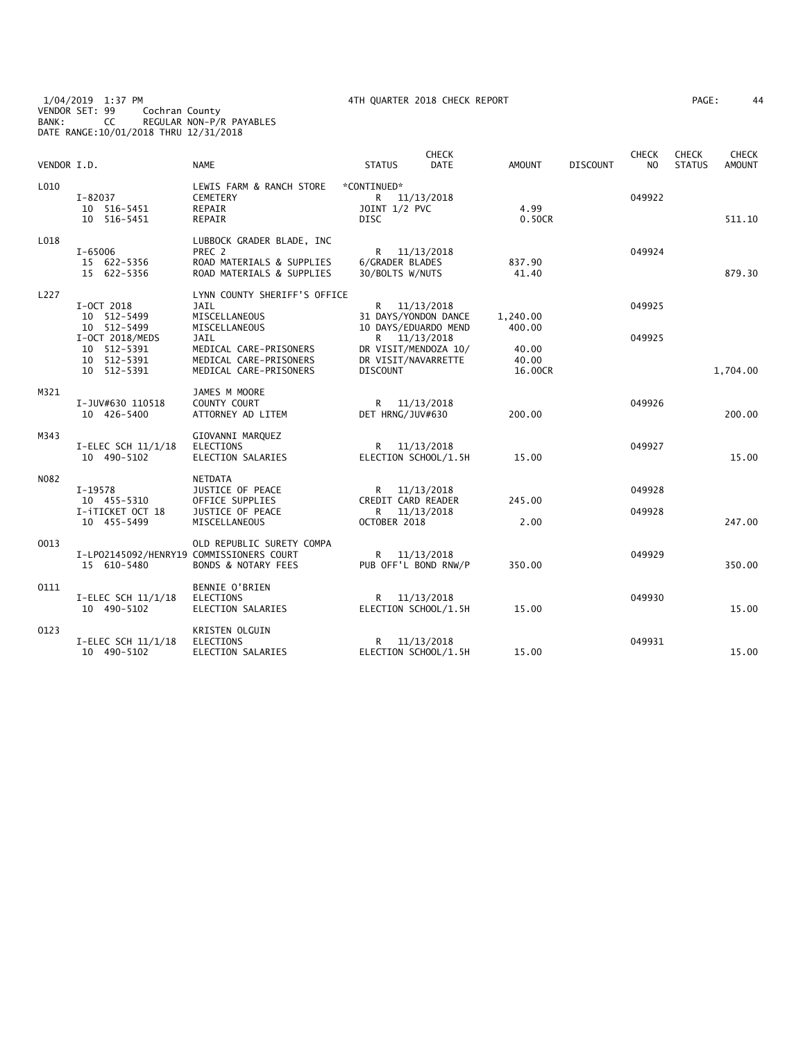1/04/2019 1:37 PM 4TH QUARTER 2018 CHECK REPORT
VENDOR SET: 99 Cochran County
BANK: CC REGULAR NON-P/R PAYABLES
DATE RANGE:10/01/2018 THRU 12/31/2018

| VENDOR I.D. | | NAME | STATUS | CHECK DATE | AMOUNT | DISCOUNT | CHECK NO | CHECK STATUS | CHECK AMOUNT |
|---|---|---|---|---|---|---|---|---|---|
| L010 | | LEWIS FARM & RANCH STORE | *CONTINUED* | | | | | | |
| | I-82037 | CEMETERY | R | 11/13/2018 | | | 049922 | | |
| | 10 516-5451 | REPAIR | JOINT 1/2 PVC | | 4.99 | | | | |
| | 10 516-5451 | REPAIR | DISC | | 0.50CR | | | | 511.10 |
| L018 | | LUBBOCK GRADER BLADE, INC | | | | | | | |
| | I-65006 | PREC 2 | R | 11/13/2018 | | | 049924 | | |
| | 15 622-5356 | ROAD MATERIALS & SUPPLIES | 6/GRADER BLADES | | 837.90 | | | | |
| | 15 622-5356 | ROAD MATERIALS & SUPPLIES | 30/BOLTS W/NUTS | | 41.40 | | | | 879.30 |
| L227 | | LYNN COUNTY SHERIFF'S OFFICE | | | | | | | |
| | I-OCT 2018 | JAIL | R | 11/13/2018 | | | 049925 | | |
| | 10 512-5499 | MISCELLANEOUS | 31 DAYS/YONDON DANCE | | 1,240.00 | | | | |
| | 10 512-5499 | MISCELLANEOUS | 10 DAYS/EDUARDO MEND | | 400.00 | | | | |
| | I-OCT 2018/MEDS | JAIL | R | 11/13/2018 | | | 049925 | | |
| | 10 512-5391 | MEDICAL CARE-PRISONERS | DR VISIT/MENDOZA 10/ | | 40.00 | | | | |
| | 10 512-5391 | MEDICAL CARE-PRISONERS | DR VISIT/NAVARRETTE | | 40.00 | | | | |
| | 10 512-5391 | MEDICAL CARE-PRISONERS | DISCOUNT | | 16.00CR | | | | 1,704.00 |
| M321 | | JAMES M MOORE | | | | | | | |
| | I-JUV#630 110518 | COUNTY COURT | R | 11/13/2018 | | | 049926 | | |
| | 10 426-5400 | ATTORNEY AD LITEM | DET HRNG/JUV#630 | | 200.00 | | | | 200.00 |
| M343 | | GIOVANNI MARQUEZ | | | | | | | |
| | I-ELEC SCH 11/1/18 | ELECTIONS | R | 11/13/2018 | | | 049927 | | |
| | 10 490-5102 | ELECTION SALARIES | ELECTION SCHOOL/1.5H | | 15.00 | | | | 15.00 |
| N082 | | NETDATA | | | | | | | |
| | I-19578 | JUSTICE OF PEACE | R | 11/13/2018 | | | 049928 | | |
| | 10 455-5310 | OFFICE SUPPLIES | CREDIT CARD READER | | 245.00 | | | | |
| | I-iTICKET OCT 18 | JUSTICE OF PEACE | R | 11/13/2018 | | | 049928 | | |
| | 10 455-5499 | MISCELLANEOUS | OCTOBER 2018 | | 2.00 | | | | 247.00 |
| O013 | | OLD REPUBLIC SURETY COMPA | | | | | | | |
| | I-LPO2145092/HENRY19 | COMMISSIONERS COURT | R | 11/13/2018 | | | 049929 | | |
| | 15 610-5480 | BONDS & NOTARY FEES | PUB OFF'L BOND RNW/P | | 350.00 | | | | 350.00 |
| O111 | | BENNIE O'BRIEN | | | | | | | |
| | I-ELEC SCH 11/1/18 | ELECTIONS | R | 11/13/2018 | | | 049930 | | |
| | 10 490-5102 | ELECTION SALARIES | ELECTION SCHOOL/1.5H | | 15.00 | | | | 15.00 |
| O123 | | KRISTEN OLGUIN | | | | | | | |
| | I-ELEC SCH 11/1/18 | ELECTIONS | R | 11/13/2018 | | | 049931 | | |
| | 10 490-5102 | ELECTION SALARIES | ELECTION SCHOOL/1.5H | | 15.00 | | | | 15.00 |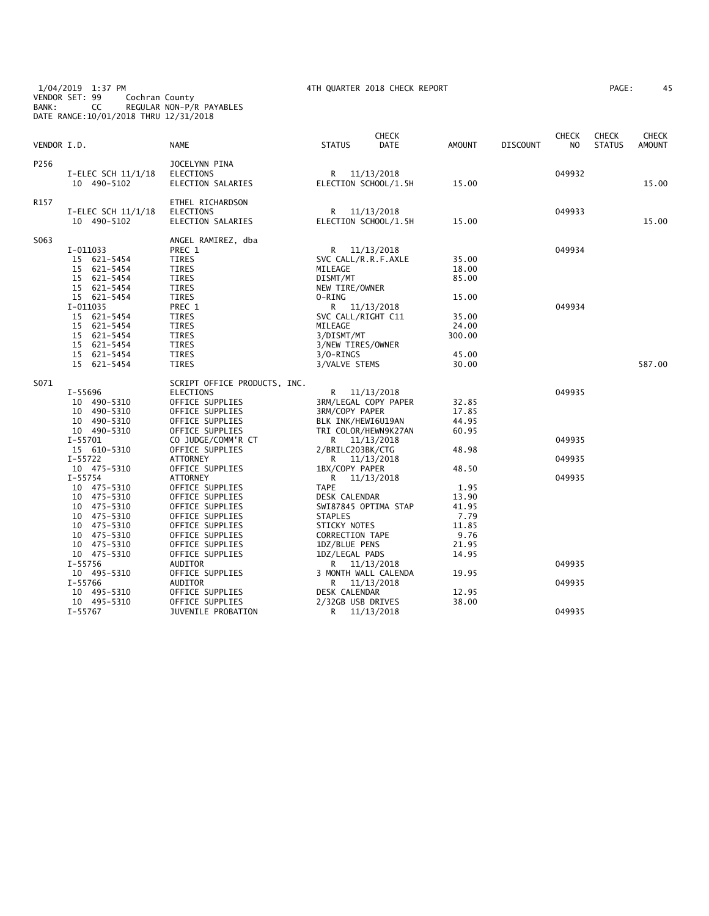1/04/2019 1:37 PM 4TH QUARTER 2018 CHECK REPORT
VENDOR SET: 99 Cochran County
BANK: CC REGULAR NON-P/R PAYABLES
DATE RANGE:10/01/2018 THRU 12/31/2018

| VENDOR I.D. | | NAME | STATUS | CHECK DATE | AMOUNT | DISCOUNT | CHECK NO | CHECK STATUS | CHECK AMOUNT |
|---|---|---|---|---|---|---|---|---|---|
| P256 | | JOCELYNN PINA | | | | | | | |
| | I-ELEC SCH 11/1/18 | ELECTIONS | R | 11/13/2018 | | | 049932 | | |
| | 10 490-5102 | ELECTION SALARIES | ELECTION SCHOOL/1.5H | | 15.00 | | | | 15.00 |
| R157 | | ETHEL RICHARDSON | | | | | | | |
| | I-ELEC SCH 11/1/18 | ELECTIONS | R | 11/13/2018 | | | 049933 | | |
| | 10 490-5102 | ELECTION SALARIES | ELECTION SCHOOL/1.5H | | 15.00 | | | | 15.00 |
| S063 | | ANGEL RAMIREZ, dba | | | | | | | |
| | I-011033 | PREC 1 | R | 11/13/2018 | | | 049934 | | |
| | 15 621-5454 | TIRES | SVC CALL/R.R.F.AXLE | | 35.00 | | | | |
| | 15 621-5454 | TIRES | MILEAGE | | 18.00 | | | | |
| | 15 621-5454 | TIRES | DISMT/MT | | 85.00 | | | | |
| | 15 621-5454 | TIRES | NEW TIRE/OWNER | | | | | | |
| | 15 621-5454 | TIRES | O-RING | | 15.00 | | | | |
| | I-011035 | PREC 1 | R | 11/13/2018 | | | 049934 | | |
| | 15 621-5454 | TIRES | SVC CALL/RIGHT C11 | | 35.00 | | | | |
| | 15 621-5454 | TIRES | MILEAGE | | 24.00 | | | | |
| | 15 621-5454 | TIRES | 3/DISMT/MT | | 300.00 | | | | |
| | 15 621-5454 | TIRES | 3/NEW TIRES/OWNER | | | | | | |
| | 15 621-5454 | TIRES | 3/O-RINGS | | 45.00 | | | | |
| | 15 621-5454 | TIRES | 3/VALVE STEMS | | 30.00 | | | | 587.00 |
| S071 | | SCRIPT OFFICE PRODUCTS, INC. | | | | | | | |
| | I-55696 | ELECTIONS | R | 11/13/2018 | | | 049935 | | |
| | 10 490-5310 | OFFICE SUPPLIES | 3RM/LEGAL COPY PAPER | | 32.85 | | | | |
| | 10 490-5310 | OFFICE SUPPLIES | 3RM/COPY PAPER | | 17.85 | | | | |
| | 10 490-5310 | OFFICE SUPPLIES | BLK INK/HEWI6U19AN | | 44.95 | | | | |
| | 10 490-5310 | OFFICE SUPPLIES | TRI COLOR/HEWN9K27AN | | 60.95 | | | | |
| | I-55701 | CO JUDGE/COMM'R CT | R | 11/13/2018 | | | 049935 | | |
| | 15 610-5310 | OFFICE SUPPLIES | 2/BRILC203BK/CTG | | 48.98 | | | | |
| | I-55722 | ATTORNEY | R | 11/13/2018 | | | 049935 | | |
| | 10 475-5310 | OFFICE SUPPLIES | 1BX/COPY PAPER | | 48.50 | | | | |
| | I-55754 | ATTORNEY | R | 11/13/2018 | | | 049935 | | |
| | 10 475-5310 | OFFICE SUPPLIES | TAPE | | 1.95 | | | | |
| | 10 475-5310 | OFFICE SUPPLIES | DESK CALENDAR | | 13.90 | | | | |
| | 10 475-5310 | OFFICE SUPPLIES | SWI87845 OPTIMA STAP | | 41.95 | | | | |
| | 10 475-5310 | OFFICE SUPPLIES | STAPLES | | 7.79 | | | | |
| | 10 475-5310 | OFFICE SUPPLIES | STICKY NOTES | | 11.85 | | | | |
| | 10 475-5310 | OFFICE SUPPLIES | CORRECTION TAPE | | 9.76 | | | | |
| | 10 475-5310 | OFFICE SUPPLIES | 1DZ/BLUE PENS | | 21.95 | | | | |
| | 10 475-5310 | OFFICE SUPPLIES | 1DZ/LEGAL PADS | | 14.95 | | | | |
| | I-55756 | AUDITOR | R | 11/13/2018 | | | 049935 | | |
| | 10 495-5310 | OFFICE SUPPLIES | 3 MONTH WALL CALENDA | | 19.95 | | | | |
| | I-55766 | AUDITOR | R | 11/13/2018 | | | 049935 | | |
| | 10 495-5310 | OFFICE SUPPLIES | DESK CALENDAR | | 12.95 | | | | |
| | 10 495-5310 | OFFICE SUPPLIES | 2/32GB USB DRIVES | | 38.00 | | | | |
| | I-55767 | JUVENILE PROBATION | R | 11/13/2018 | | | 049935 | | |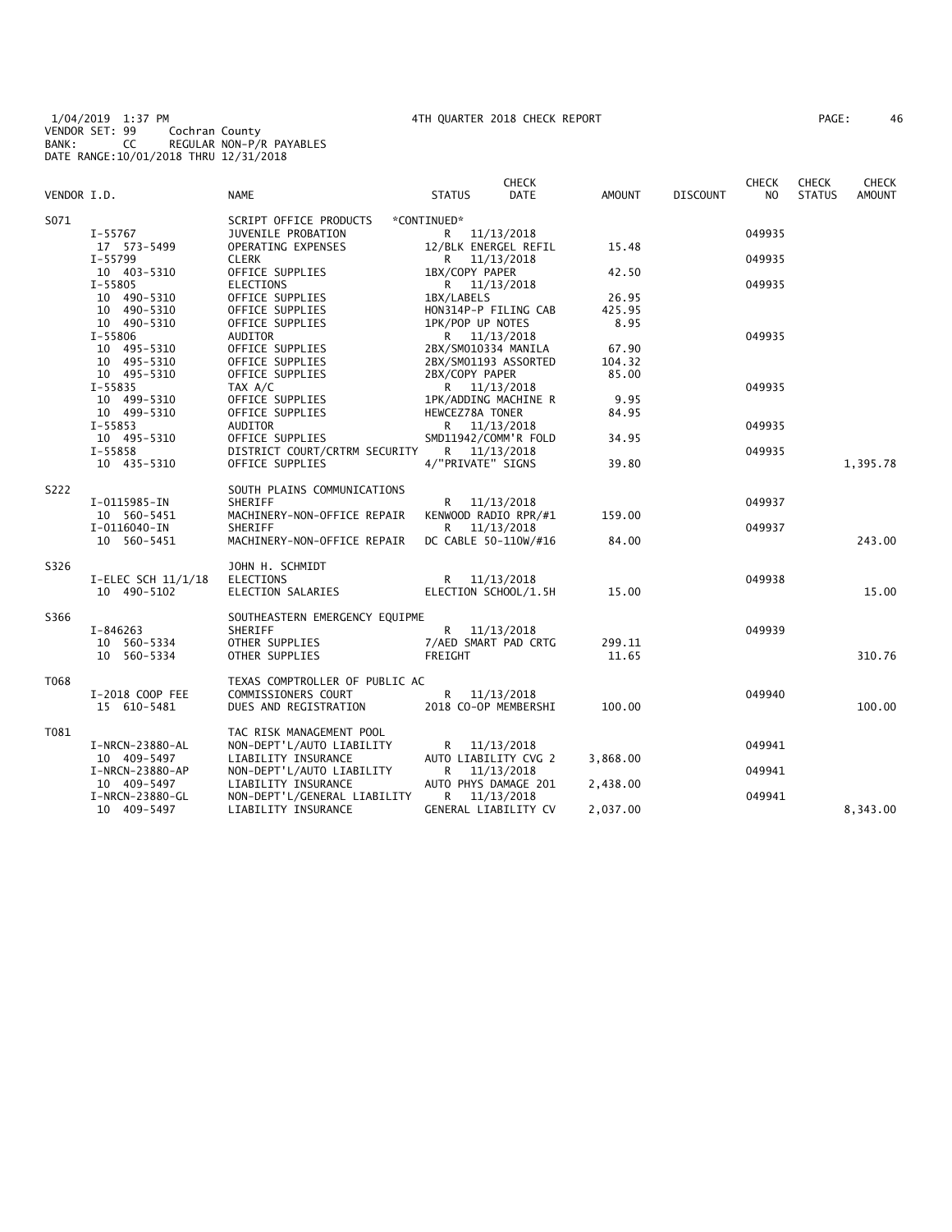1/04/2019 1:37 PM 4TH QUARTER 2018 CHECK REPORT
VENDOR SET: 99 Cochran County
BANK: CC REGULAR NON-P/R PAYABLES
DATE RANGE:10/01/2018 THRU 12/31/2018

| VENDOR I.D. | | NAME | STATUS | CHECK DATE | AMOUNT | DISCOUNT | CHECK NO | CHECK STATUS | CHECK AMOUNT |
|---|---|---|---|---|---|---|---|---|---|
| S071 | | SCRIPT OFFICE PRODUCTS | *CONTINUED* | | | | | | |
| | I-55767 | JUVENILE PROBATION | R | 11/13/2018 | | | 049935 | | |
| | 17 573-5499 | OPERATING EXPENSES | 12/BLK ENERGEL REFIL | | 15.48 | | | | |
| | I-55799 | CLERK | R | 11/13/2018 | | | 049935 | | |
| | 10 403-5310 | OFFICE SUPPLIES | 1BX/COPY PAPER | | 42.50 | | | | |
| | I-55805 | ELECTIONS | R | 11/13/2018 | | | 049935 | | |
| | 10 490-5310 | OFFICE SUPPLIES | 1BX/LABELS | | 26.95 | | | | |
| | 10 490-5310 | OFFICE SUPPLIES | HON314P-P FILING CAB | | 425.95 | | | | |
| | 10 490-5310 | OFFICE SUPPLIES | 1PK/POP UP NOTES | | 8.95 | | | | |
| | I-55806 | AUDITOR | R | 11/13/2018 | | | 049935 | | |
| | 10 495-5310 | OFFICE SUPPLIES | 2BX/SM010334 MANILA | | 67.90 | | | | |
| | 10 495-5310 | OFFICE SUPPLIES | 2BX/SM01193 ASSORTED | | 104.32 | | | | |
| | 10 495-5310 | OFFICE SUPPLIES | 2BX/COPY PAPER | | 85.00 | | | | |
| | I-55835 | TAX A/C | R | 11/13/2018 | | | 049935 | | |
| | 10 499-5310 | OFFICE SUPPLIES | 1PK/ADDING MACHINE R | | 9.95 | | | | |
| | 10 499-5310 | OFFICE SUPPLIES | HEWCEZ78A TONER | | 84.95 | | | | |
| | I-55853 | AUDITOR | R | 11/13/2018 | | | 049935 | | |
| | 10 495-5310 | OFFICE SUPPLIES | SMD11942/COMM'R FOLD | | 34.95 | | | | |
| | I-55858 | DISTRICT COURT/CRTRM SECURITY | R | 11/13/2018 | | | 049935 | | |
| | 10 435-5310 | OFFICE SUPPLIES | 4/"PRIVATE" SIGNS | | 39.80 | | | | 1,395.78 |
| S222 | | SOUTH PLAINS COMMUNICATIONS | | | | | | | |
| | I-0115985-IN | SHERIFF | R | 11/13/2018 | | | 049937 | | |
| | 10 560-5451 | MACHINERY-NON-OFFICE REPAIR | KENWOOD RADIO RPR/#1 | | 159.00 | | | | |
| | I-0116040-IN | SHERIFF | R | 11/13/2018 | | | 049937 | | |
| | 10 560-5451 | MACHINERY-NON-OFFICE REPAIR | DC CABLE 50-110W/#16 | | 84.00 | | | | 243.00 |
| S326 | | JOHN H. SCHMIDT | | | | | | | |
| | I-ELEC SCH 11/1/18 | ELECTIONS | R | 11/13/2018 | | | 049938 | | |
| | 10 490-5102 | ELECTION SALARIES | ELECTION SCHOOL/1.5H | | 15.00 | | | | 15.00 |
| S366 | | SOUTHEASTERN EMERGENCY EQUIPME | | | | | | | |
| | I-846263 | SHERIFF | R | 11/13/2018 | | | 049939 | | |
| | 10 560-5334 | OTHER SUPPLIES | 7/AED SMART PAD CRTG | | 299.11 | | | | |
| | 10 560-5334 | OTHER SUPPLIES | FREIGHT | | 11.65 | | | | 310.76 |
| T068 | | TEXAS COMPTROLLER OF PUBLIC AC | | | | | | | |
| | I-2018 COOP FEE | COMMISSIONERS COURT | R | 11/13/2018 | | | 049940 | | |
| | 15 610-5481 | DUES AND REGISTRATION | 2018 CO-OP MEMBERSHI | | 100.00 | | | | 100.00 |
| T081 | | TAC RISK MANAGEMENT POOL | | | | | | | |
| | I-NRCN-23880-AL | NON-DEPT'L/AUTO LIABILITY | R | 11/13/2018 | | | 049941 | | |
| | 10 409-5497 | LIABILITY INSURANCE | AUTO LIABILITY CVG 2 | | 3,868.00 | | | | |
| | I-NRCN-23880-AP | NON-DEPT'L/AUTO LIABILITY | R | 11/13/2018 | | | 049941 | | |
| | 10 409-5497 | LIABILITY INSURANCE | AUTO PHYS DAMAGE 201 | | 2,438.00 | | | | |
| | I-NRCN-23880-GL | NON-DEPT'L/GENERAL LIABILITY | R | 11/13/2018 | | | 049941 | | |
| | 10 409-5497 | LIABILITY INSURANCE | GENERAL LIABILITY CV | | 2,037.00 | | | | 8,343.00 |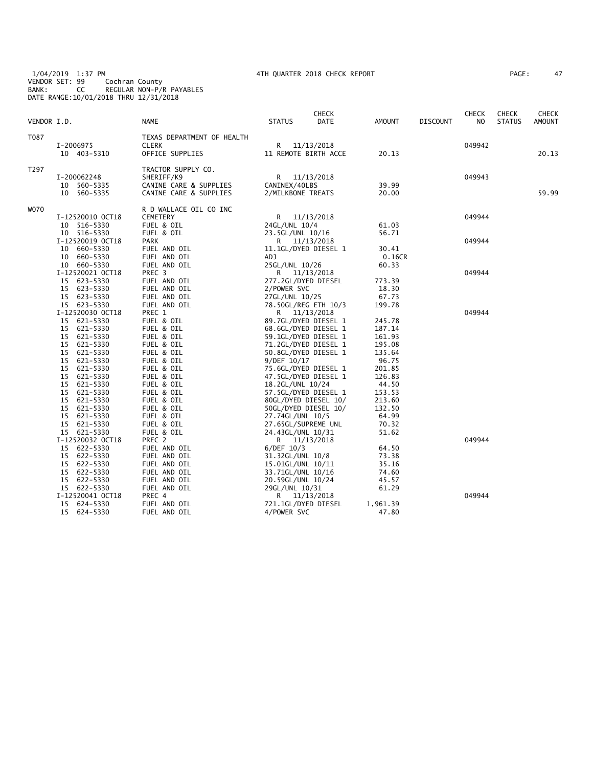1/04/2019 1:37 PM 4TH QUARTER 2018 CHECK REPORT
VENDOR SET: 99 Cochran County
BANK: CC REGULAR NON-P/R PAYABLES
DATE RANGE:10/01/2018 THRU 12/31/2018

| VENDOR I.D. | NAME | STATUS | CHECK DATE | AMOUNT | DISCOUNT | CHECK NO | CHECK STATUS | CHECK AMOUNT |
|---|---|---|---|---|---|---|---|---|
| T087 | TEXAS DEPARTMENT OF HEALTH | | | | | | | |
| I-2006975 | CLERK | R | 11/13/2018 | | | 049942 | | |
| 10 403-5310 | OFFICE SUPPLIES | 11 REMOTE BIRTH ACCE | | 20.13 | | | | 20.13 |
| T297 | TRACTOR SUPPLY CO. | | | | | | | |
| I-200062248 | SHERIFF/K9 | R | 11/13/2018 | | | 049943 | | |
| 10 560-5335 | CANINE CARE & SUPPLIES | CANINEX/40LBS | | 39.99 | | | | |
| 10 560-5335 | CANINE CARE & SUPPLIES | 2/MILKBONE TREATS | | 20.00 | | | | 59.99 |
| W070 | R D WALLACE OIL CO INC | | | | | | | |
| I-12520010 OCT18 | CEMETERY | R | 11/13/2018 | | | 049944 | | |
| 10 516-5330 | FUEL & OIL | 24GL/UNL 10/4 | | 61.03 | | | | |
| 10 516-5330 | FUEL & OIL | 23.5GL/UNL 10/16 | | 56.71 | | | | |
| I-12520019 OCT18 | PARK | R | 11/13/2018 | | | 049944 | | |
| 10 660-5330 | FUEL AND OIL | 11.1GL/DYED DIESEL 1 | | 30.41 | | | | |
| 10 660-5330 | FUEL AND OIL | ADJ | | 0.16CR | | | | |
| 10 660-5330 | FUEL AND OIL | 25GL/UNL 10/26 | | 60.33 | | | | |
| I-12520021 OCT18 | PREC 3 | R | 11/13/2018 | | | 049944 | | |
| 15 623-5330 | FUEL AND OIL | 277.2GL/DYED DIESEL | | 773.39 | | | | |
| 15 623-5330 | FUEL AND OIL | 2/POWER SVC | | 18.30 | | | | |
| 15 623-5330 | FUEL AND OIL | 27GL/UNL 10/25 | | 67.73 | | | | |
| 15 623-5330 | FUEL AND OIL | 78.50GL/REG ETH 10/3 | | 199.78 | | | | |
| I-12520030 OCT18 | PREC 1 | R | 11/13/2018 | | | 049944 | | |
| 15 621-5330 | FUEL & OIL | 89.7GL/DYED DIESEL 1 | | 245.78 | | | | |
| 15 621-5330 | FUEL & OIL | 68.6GL/DYED DIESEL 1 | | 187.14 | | | | |
| 15 621-5330 | FUEL & OIL | 59.1GL/DYED DIESEL 1 | | 161.93 | | | | |
| 15 621-5330 | FUEL & OIL | 71.2GL/DYED DIESEL 1 | | 195.08 | | | | |
| 15 621-5330 | FUEL & OIL | 50.8GL/DYED DIESEL 1 | | 135.64 | | | | |
| 15 621-5330 | FUEL & OIL | 9/DEF 10/17 | | 96.75 | | | | |
| 15 621-5330 | FUEL & OIL | 75.6GL/DYED DIESEL 1 | | 201.85 | | | | |
| 15 621-5330 | FUEL & OIL | 47.5GL/DYED DIESEL 1 | | 126.83 | | | | |
| 15 621-5330 | FUEL & OIL | 18.2GL/UNL 10/24 | | 44.50 | | | | |
| 15 621-5330 | FUEL & OIL | 57.5GL/DYED DIESEL 1 | | 153.53 | | | | |
| 15 621-5330 | FUEL & OIL | 80GL/DYED DIESEL 10/ | | 213.60 | | | | |
| 15 621-5330 | FUEL & OIL | 50GL/DYED DIESEL 10/ | | 132.50 | | | | |
| 15 621-5330 | FUEL & OIL | 27.74GL/UNL 10/5 | | 64.99 | | | | |
| 15 621-5330 | FUEL & OIL | 27.65GL/SUPREME UNL | | 70.32 | | | | |
| 15 621-5330 | FUEL & OIL | 24.43GL/UNL 10/31 | | 51.62 | | | | |
| I-12520032 OCT18 | PREC 2 | R | 11/13/2018 | | | 049944 | | |
| 15 622-5330 | FUEL AND OIL | 6/DEF 10/3 | | 64.50 | | | | |
| 15 622-5330 | FUEL AND OIL | 31.32GL/UNL 10/8 | | 73.38 | | | | |
| 15 622-5330 | FUEL AND OIL | 15.01GL/UNL 10/11 | | 35.16 | | | | |
| 15 622-5330 | FUEL AND OIL | 33.71GL/UNL 10/16 | | 74.60 | | | | |
| 15 622-5330 | FUEL AND OIL | 20.59GL/UNL 10/24 | | 45.57 | | | | |
| 15 622-5330 | FUEL AND OIL | 29GL/UNL 10/31 | | 61.29 | | | | |
| I-12520041 OCT18 | PREC 4 | R | 11/13/2018 | | | 049944 | | |
| 15 624-5330 | FUEL AND OIL | 721.1GL/DYED DIESEL | | 1,961.39 | | | | |
| 15 624-5330 | FUEL AND OIL | 4/POWER SVC | | 47.80 | | | | |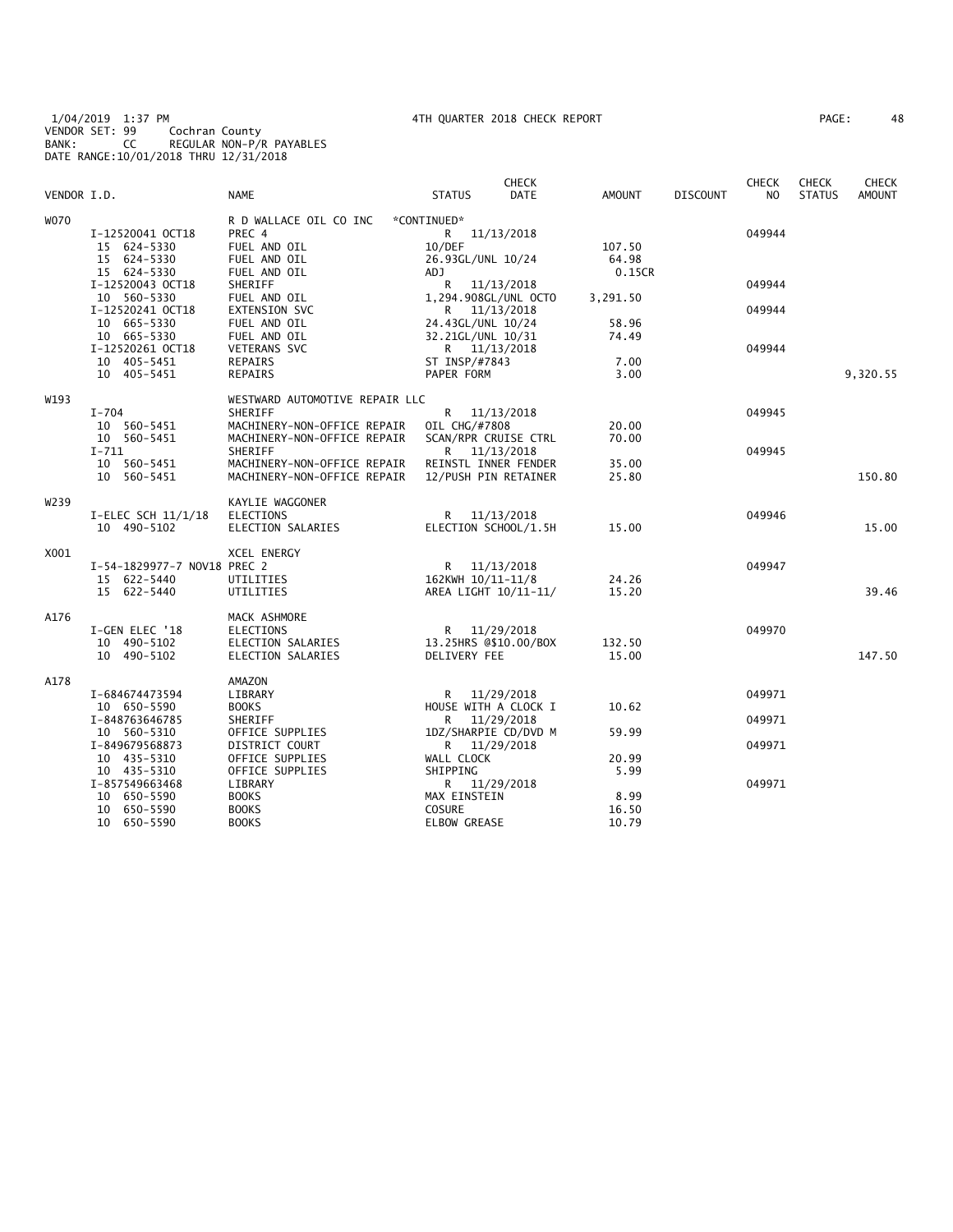1/04/2019 1:37 PM — 4TH QUARTER 2018 CHECK REPORT
VENDOR SET: 99 Cochran County
BANK: CC REGULAR NON-P/R PAYABLES
DATE RANGE:10/01/2018 THRU 12/31/2018

| VENDOR I.D. | | NAME | STATUS | CHECK DATE | AMOUNT | DISCOUNT | CHECK NO | CHECK STATUS | CHECK AMOUNT |
|---|---|---|---|---|---|---|---|---|---|
| W070 | | R D WALLACE OIL CO INC | *CONTINUED* | | | | | | |
| | I-12520041 OCT18 | PREC 4 | R | 11/13/2018 | | | 049944 | | |
| | 15 624-5330 | FUEL AND OIL | 10/DEF | | 107.50 | | | | |
| | 15 624-5330 | FUEL AND OIL | 26.93GL/UNL 10/24 | | 64.98 | | | | |
| | 15 624-5330 | FUEL AND OIL | ADJ | | 0.15CR | | | | |
| | I-12520043 OCT18 | SHERIFF | R | 11/13/2018 | | | 049944 | | |
| | 10 560-5330 | FUEL AND OIL | 1,294.908GL/UNL OCTO | | 3,291.50 | | | | |
| | I-12520241 OCT18 | EXTENSION SVC | R | 11/13/2018 | | | 049944 | | |
| | 10 665-5330 | FUEL AND OIL | 24.43GL/UNL 10/24 | | 58.96 | | | | |
| | 10 665-5330 | FUEL AND OIL | 32.21GL/UNL 10/31 | | 74.49 | | | | |
| | I-12520261 OCT18 | VETERANS SVC | R | 11/13/2018 | | | 049944 | | |
| | 10 405-5451 | REPAIRS | ST INSP/#7843 | | 7.00 | | | | |
| | 10 405-5451 | REPAIRS | PAPER FORM | | 3.00 | | | | 9,320.55 |
| W193 | | WESTWARD AUTOMOTIVE REPAIR LLC | | | | | | | |
| | I-704 | SHERIFF | R | 11/13/2018 | | | 049945 | | |
| | 10 560-5451 | MACHINERY-NON-OFFICE REPAIR | OIL CHG/#7808 | | 20.00 | | | | |
| | 10 560-5451 | MACHINERY-NON-OFFICE REPAIR | SCAN/RPR CRUISE CTRL | | 70.00 | | | | |
| | I-711 | SHERIFF | R | 11/13/2018 | | | 049945 | | |
| | 10 560-5451 | MACHINERY-NON-OFFICE REPAIR | REINSTL INNER FENDER | | 35.00 | | | | |
| | 10 560-5451 | MACHINERY-NON-OFFICE REPAIR | 12/PUSH PIN RETAINER | | 25.80 | | | | 150.80 |
| W239 | | KAYLIE WAGGONER | | | | | | | |
| | I-ELEC SCH 11/1/18 | ELECTIONS | R | 11/13/2018 | | | 049946 | | |
| | 10 490-5102 | ELECTION SALARIES | ELECTION SCHOOL/1.5H | | 15.00 | | | | 15.00 |
| X001 | | XCEL ENERGY | | | | | | | |
| | I-54-1829977-7 NOV18 | PREC 2 | R | 11/13/2018 | | | 049947 | | |
| | 15 622-5440 | UTILITIES | 162KWH 10/11-11/8 | | 24.26 | | | | |
| | 15 622-5440 | UTILITIES | AREA LIGHT 10/11-11/ | | 15.20 | | | | 39.46 |
| A176 | | MACK ASHMORE | | | | | | | |
| | I-GEN ELEC '18 | ELECTIONS | R | 11/29/2018 | | | 049970 | | |
| | 10 490-5102 | ELECTION SALARIES | 13.25HRS @$10.00/BOX | | 132.50 | | | | |
| | 10 490-5102 | ELECTION SALARIES | DELIVERY FEE | | 15.00 | | | | 147.50 |
| A178 | | AMAZON | | | | | | | |
| | I-684674473594 | LIBRARY | R | 11/29/2018 | | | 049971 | | |
| | 10 650-5590 | BOOKS | HOUSE WITH A CLOCK I | | 10.62 | | | | |
| | I-848763646785 | SHERIFF | R | 11/29/2018 | | | 049971 | | |
| | 10 560-5310 | OFFICE SUPPLIES | 1DZ/SHARPIE CD/DVD M | | 59.99 | | | | |
| | I-849679568873 | DISTRICT COURT | R | 11/29/2018 | | | 049971 | | |
| | 10 435-5310 | OFFICE SUPPLIES | WALL CLOCK | | 20.99 | | | | |
| | 10 435-5310 | OFFICE SUPPLIES | SHIPPING | | 5.99 | | | | |
| | I-857549663468 | LIBRARY | R | 11/29/2018 | | | 049971 | | |
| | 10 650-5590 | BOOKS | MAX EINSTEIN | | 8.99 | | | | |
| | 10 650-5590 | BOOKS | COSURE | | 16.50 | | | | |
| | 10 650-5590 | BOOKS | ELBOW GREASE | | 10.79 | | | | |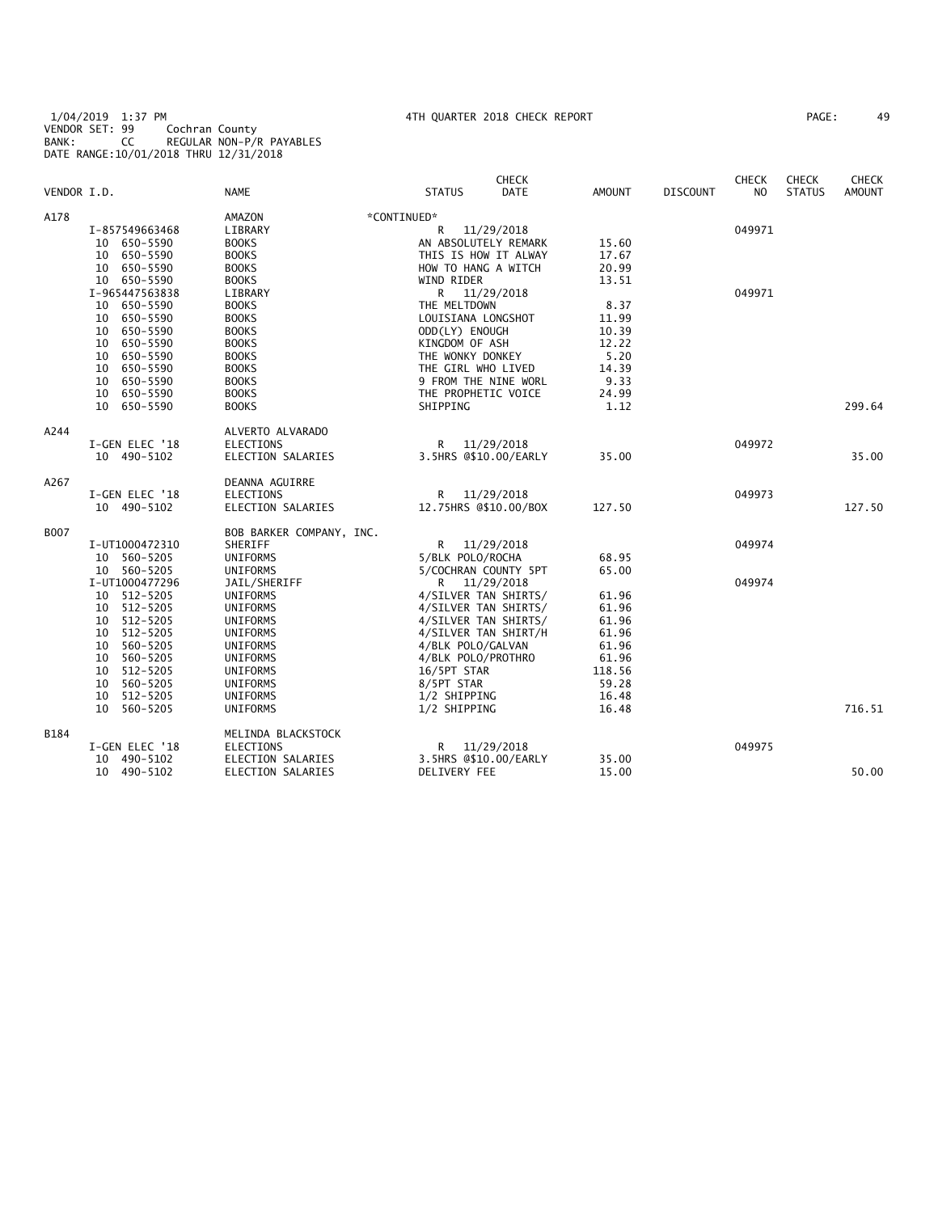1/04/2019 1:37 PM — 4TH QUARTER 2018 CHECK REPORT
VENDOR SET: 99 Cochran County
BANK: CC REGULAR NON-P/R PAYABLES
DATE RANGE:10/01/2018 THRU 12/31/2018

| VENDOR I.D. | | NAME | STATUS | CHECK DATE | AMOUNT | DISCOUNT | CHECK NO | CHECK STATUS | CHECK AMOUNT |
|---|---|---|---|---|---|---|---|---|---|
| A178 | | AMAZON | *CONTINUED* | | | | | | |
| | I-857549663468 | LIBRARY | R | 11/29/2018 | | | 049971 | | |
| | 10 650-5590 | BOOKS | AN ABSOLUTELY REMARK | | 15.60 | | | | |
| | 10 650-5590 | BOOKS | THIS IS HOW IT ALWAY | | 17.67 | | | | |
| | 10 650-5590 | BOOKS | HOW TO HANG A WITCH | | 20.99 | | | | |
| | 10 650-5590 | BOOKS | WIND RIDER | | 13.51 | | | | |
| | I-965447563838 | LIBRARY | R | 11/29/2018 | | | 049971 | | |
| | 10 650-5590 | BOOKS | THE MELTDOWN | | 8.37 | | | | |
| | 10 650-5590 | BOOKS | LOUISIANA LONGSHOT | | 11.99 | | | | |
| | 10 650-5590 | BOOKS | ODD(LY) ENOUGH | | 10.39 | | | | |
| | 10 650-5590 | BOOKS | KINGDOM OF ASH | | 12.22 | | | | |
| | 10 650-5590 | BOOKS | THE WONKY DONKEY | | 5.20 | | | | |
| | 10 650-5590 | BOOKS | THE GIRL WHO LIVED | | 14.39 | | | | |
| | 10 650-5590 | BOOKS | 9 FROM THE NINE WORL | | 9.33 | | | | |
| | 10 650-5590 | BOOKS | THE PROPHETIC VOICE | | 24.99 | | | | |
| | 10 650-5590 | BOOKS | SHIPPING | | 1.12 | | | | 299.64 |
| A244 | | ALVERTO ALVARADO | | | | | | | |
| | I-GEN ELEC '18 | ELECTIONS | R | 11/29/2018 | | | 049972 | | |
| | 10 490-5102 | ELECTION SALARIES | 3.5HRS @$10.00/EARLY | | 35.00 | | | | 35.00 |
| A267 | | DEANNA AGUIRRE | | | | | | | |
| | I-GEN ELEC '18 | ELECTIONS | R | 11/29/2018 | | | 049973 | | |
| | 10 490-5102 | ELECTION SALARIES | 12.75HRS @$10.00/BOX | | 127.50 | | | | 127.50 |
| B007 | | BOB BARKER COMPANY, INC. | | | | | | | |
| | I-UT1000472310 | SHERIFF | R | 11/29/2018 | | | 049974 | | |
| | 10 560-5205 | UNIFORMS | 5/BLK POLO/ROCHA | | 68.95 | | | | |
| | 10 560-5205 | UNIFORMS | 5/COCHRAN COUNTY 5PT | | 65.00 | | | | |
| | I-UT1000477296 | JAIL/SHERIFF | R | 11/29/2018 | | | 049974 | | |
| | 10 512-5205 | UNIFORMS | 4/SILVER TAN SHIRTS/ | | 61.96 | | | | |
| | 10 512-5205 | UNIFORMS | 4/SILVER TAN SHIRTS/ | | 61.96 | | | | |
| | 10 512-5205 | UNIFORMS | 4/SILVER TAN SHIRTS/ | | 61.96 | | | | |
| | 10 512-5205 | UNIFORMS | 4/SILVER TAN SHIRT/H | | 61.96 | | | | |
| | 10 560-5205 | UNIFORMS | 4/BLK POLO/GALVAN | | 61.96 | | | | |
| | 10 560-5205 | UNIFORMS | 4/BLK POLO/PROTHRO | | 61.96 | | | | |
| | 10 512-5205 | UNIFORMS | 16/5PT STAR | | 118.56 | | | | |
| | 10 560-5205 | UNIFORMS | 8/5PT STAR | | 59.28 | | | | |
| | 10 512-5205 | UNIFORMS | 1/2 SHIPPING | | 16.48 | | | | |
| | 10 560-5205 | UNIFORMS | 1/2 SHIPPING | | 16.48 | | | | 716.51 |
| B184 | | MELINDA BLACKSTOCK | | | | | | | |
| | I-GEN ELEC '18 | ELECTIONS | R | 11/29/2018 | | | 049975 | | |
| | 10 490-5102 | ELECTION SALARIES | 3.5HRS @$10.00/EARLY | | 35.00 | | | | |
| | 10 490-5102 | ELECTION SALARIES | DELIVERY FEE | | 15.00 | | | | 50.00 |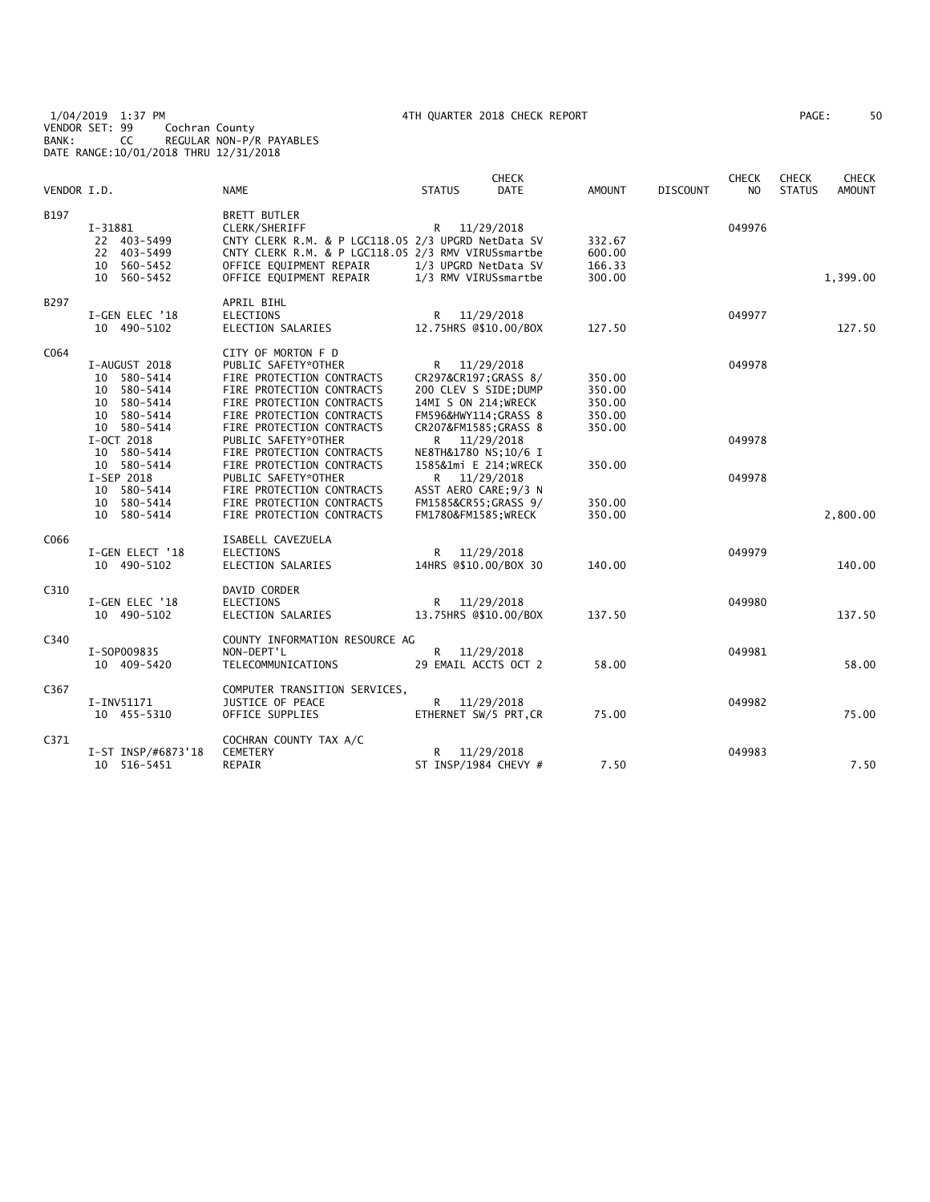1/04/2019 1:37 PM 4TH QUARTER 2018 CHECK REPORT
VENDOR SET: 99 Cochran County
BANK: CC REGULAR NON-P/R PAYABLES
DATE RANGE:10/01/2018 THRU 12/31/2018

| VENDOR I.D. | NAME | STATUS | CHECK DATE | AMOUNT | DISCOUNT | CHECK NO | CHECK STATUS | CHECK AMOUNT |
|---|---|---|---|---|---|---|---|---|
| B197 | BRETT BUTLER | | | | | | | |
| I-31881 | CLERK/SHERIFF | R | 11/29/2018 | | | 049976 | | |
| 22 403-5499 | CNTY CLERK R.M. & P LGC118.05 | 2/3 UPGRD NetData SV | | 332.67 | | | | |
| 22 403-5499 | CNTY CLERK R.M. & P LGC118.05 | 2/3 RMV VIRUSsmartbe | | 600.00 | | | | |
| 10 560-5452 | OFFICE EQUIPMENT REPAIR | 1/3 UPGRD NetData SV | | 166.33 | | | | |
| 10 560-5452 | OFFICE EQUIPMENT REPAIR | 1/3 RMV VIRUSsmartbe | | 300.00 | | | | 1,399.00 |
| B297 | APRIL BIHL | | | | | | | |
| I-GEN ELEC '18 | ELECTIONS | R | 11/29/2018 | | | 049977 | | |
| 10 490-5102 | ELECTION SALARIES | 12.75HRS @$10.00/BOX | | 127.50 | | | | 127.50 |
| C064 | CITY OF MORTON F D | | | | | | | |
| I-AUGUST 2018 | PUBLIC SAFETY*OTHER | R | 11/29/2018 | | | 049978 | | |
| 10 580-5414 | FIRE PROTECTION CONTRACTS | CR297&CR197;GRASS 8/ | | 350.00 | | | | |
| 10 580-5414 | FIRE PROTECTION CONTRACTS | 200 CLEV S SIDE;DUMP | | 350.00 | | | | |
| 10 580-5414 | FIRE PROTECTION CONTRACTS | 14MI S ON 214;WRECK | | 350.00 | | | | |
| 10 580-5414 | FIRE PROTECTION CONTRACTS | FM596&HWY114;GRASS 8 | | 350.00 | | | | |
| 10 580-5414 | FIRE PROTECTION CONTRACTS | CR207&FM1585;GRASS 8 | | 350.00 | | | | |
| I-OCT 2018 | PUBLIC SAFETY*OTHER | R | 11/29/2018 | | | 049978 | | |
| 10 580-5414 | FIRE PROTECTION CONTRACTS | NE8TH&1780 NS;10/6 I | | | | | | |
| 10 580-5414 | FIRE PROTECTION CONTRACTS | 1585&1mi E 214;WRECK | | 350.00 | | | | |
| I-SEP 2018 | PUBLIC SAFETY*OTHER | R | 11/29/2018 | | | 049978 | | |
| 10 580-5414 | FIRE PROTECTION CONTRACTS | ASST AERO CARE;9/3 N | | | | | | |
| 10 580-5414 | FIRE PROTECTION CONTRACTS | FM1585&CR55;GRASS 9/ | | 350.00 | | | | |
| 10 580-5414 | FIRE PROTECTION CONTRACTS | FM1780&FM1585;WRECK | | 350.00 | | | | 2,800.00 |
| C066 | ISABELL CAVEZUELA | | | | | | | |
| I-GEN ELECT '18 | ELECTIONS | R | 11/29/2018 | | | 049979 | | |
| 10 490-5102 | ELECTION SALARIES | 14HRS @$10.00/BOX 30 | | 140.00 | | | | 140.00 |
| C310 | DAVID CORDER | | | | | | | |
| I-GEN ELEC '18 | ELECTIONS | R | 11/29/2018 | | | 049980 | | |
| 10 490-5102 | ELECTION SALARIES | 13.75HRS @$10.00/BOX | | 137.50 | | | | 137.50 |
| C340 | COUNTY INFORMATION RESOURCE AG | | | | | | | |
| I-SOP009835 | NON-DEPT'L | R | 11/29/2018 | | | 049981 | | |
| 10 409-5420 | TELECOMMUNICATIONS | 29 EMAIL ACCTS OCT 2 | | 58.00 | | | | 58.00 |
| C367 | COMPUTER TRANSITION SERVICES, | | | | | | | |
| I-INV51171 | JUSTICE OF PEACE | R | 11/29/2018 | | | 049982 | | |
| 10 455-5310 | OFFICE SUPPLIES | ETHERNET SW/5 PRT,CR | | 75.00 | | | | 75.00 |
| C371 | COCHRAN COUNTY TAX A/C | | | | | | | |
| I-ST INSP/#6873'18 | CEMETERY | R | 11/29/2018 | | | 049983 | | |
| 10 516-5451 | REPAIR | ST INSP/1984 CHEVY # | | 7.50 | | | | 7.50 |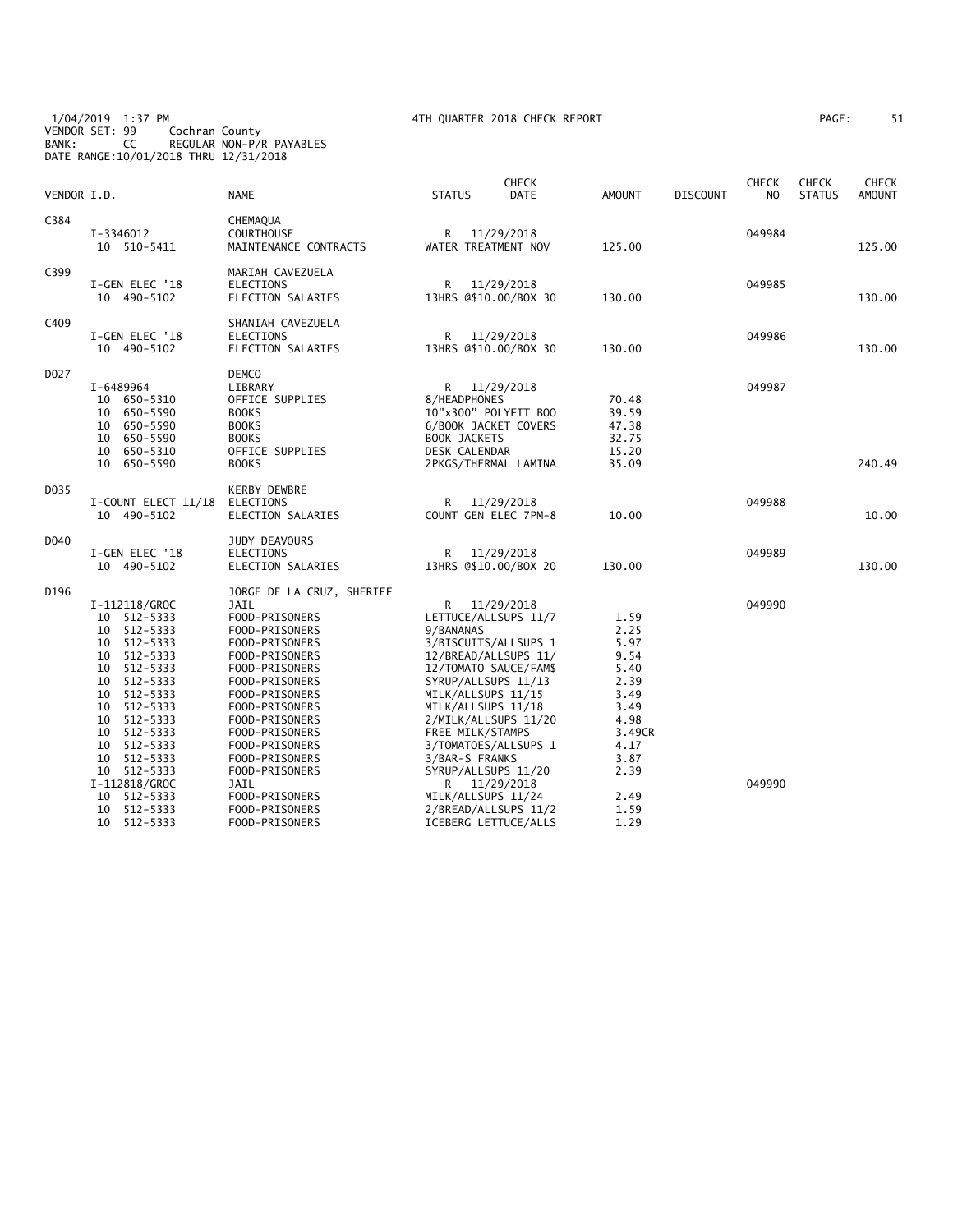1/04/2019 1:37 PM 4TH QUARTER 2018 CHECK REPORT
VENDOR SET: 99 Cochran County
BANK: CC REGULAR NON-P/R PAYABLES
DATE RANGE:10/01/2018 THRU 12/31/2018

| VENDOR I.D. | NAME | STATUS | CHECK DATE | AMOUNT | DISCOUNT | CHECK NO | CHECK STATUS | CHECK AMOUNT |
|---|---|---|---|---|---|---|---|---|
| C384 | CHEMAQUA | | | | | | | |
| I-3346012 | COURTHOUSE | R | 11/29/2018 | | | 049984 | | |
| 10 510-5411 | MAINTENANCE CONTRACTS | WATER TREATMENT NOV | | 125.00 | | | | 125.00 |
| C399 | MARIAH CAVEZUELA | | | | | | | |
| I-GEN ELEC '18 | ELECTIONS | R | 11/29/2018 | | | 049985 | | |
| 10 490-5102 | ELECTION SALARIES | 13HRS @$10.00/BOX 30 | | 130.00 | | | | 130.00 |
| C409 | SHANIAH CAVEZUELA | | | | | | | |
| I-GEN ELEC '18 | ELECTIONS | R | 11/29/2018 | | | 049986 | | |
| 10 490-5102 | ELECTION SALARIES | 13HRS @$10.00/BOX 30 | | 130.00 | | | | 130.00 |
| D027 | DEMCO | | | | | | | |
| I-6489964 | LIBRARY | R | 11/29/2018 | | | 049987 | | |
| 10 650-5310 | OFFICE SUPPLIES | 8/HEADPHONES | | 70.48 | | | | |
| 10 650-5590 | BOOKS | 10"x300" POLYFIT BOO | | 39.59 | | | | |
| 10 650-5590 | BOOKS | 6/BOOK JACKET COVERS | | 47.38 | | | | |
| 10 650-5590 | BOOKS | BOOK JACKETS | | 32.75 | | | | |
| 10 650-5310 | OFFICE SUPPLIES | DESK CALENDAR | | 15.20 | | | | |
| 10 650-5590 | BOOKS | 2PKGS/THERMAL LAMINA | | 35.09 | | | | 240.49 |
| D035 | KERBY DEWBRE | | | | | | | |
| I-COUNT ELECT 11/18 | ELECTIONS | R | 11/29/2018 | | | 049988 | | |
| 10 490-5102 | ELECTION SALARIES | COUNT GEN ELEC 7PM-8 | | 10.00 | | | | 10.00 |
| D040 | JUDY DEAVOURS | | | | | | | |
| I-GEN ELEC '18 | ELECTIONS | R | 11/29/2018 | | | 049989 | | |
| 10 490-5102 | ELECTION SALARIES | 13HRS @$10.00/BOX 20 | | 130.00 | | | | 130.00 |
| D196 | JORGE DE LA CRUZ, SHERIFF | | | | | | | |
| I-112118/GROC | JAIL | R | 11/29/2018 | | | 049990 | | |
| 10 512-5333 | FOOD-PRISONERS | LETTUCE/ALLSUPS 11/7 | | 1.59 | | | | |
| 10 512-5333 | FOOD-PRISONERS | 9/BANANAS | | 2.25 | | | | |
| 10 512-5333 | FOOD-PRISONERS | 3/BISCUITS/ALLSUPS 1 | | 5.97 | | | | |
| 10 512-5333 | FOOD-PRISONERS | 12/BREAD/ALLSUPS 11/ | | 9.54 | | | | |
| 10 512-5333 | FOOD-PRISONERS | 12/TOMATO SAUCE/FAM$ | | 5.40 | | | | |
| 10 512-5333 | FOOD-PRISONERS | SYRUP/ALLSUPS 11/13 | | 2.39 | | | | |
| 10 512-5333 | FOOD-PRISONERS | MILK/ALLSUPS 11/15 | | 3.49 | | | | |
| 10 512-5333 | FOOD-PRISONERS | MILK/ALLSUPS 11/18 | | 3.49 | | | | |
| 10 512-5333 | FOOD-PRISONERS | 2/MILK/ALLSUPS 11/20 | | 4.98 | | | | |
| 10 512-5333 | FOOD-PRISONERS | FREE MILK/STAMPS | | 3.49CR | | | | |
| 10 512-5333 | FOOD-PRISONERS | 3/TOMATOES/ALLSUPS 1 | | 4.17 | | | | |
| 10 512-5333 | FOOD-PRISONERS | 3/BAR-S FRANKS | | 3.87 | | | | |
| 10 512-5333 | FOOD-PRISONERS | SYRUP/ALLSUPS 11/20 | | 2.39 | | | | |
| I-112818/GROC | JAIL | R | 11/29/2018 | | | 049990 | | |
| 10 512-5333 | FOOD-PRISONERS | MILK/ALLSUPS 11/24 | | 2.49 | | | | |
| 10 512-5333 | FOOD-PRISONERS | 2/BREAD/ALLSUPS 11/2 | | 1.59 | | | | |
| 10 512-5333 | FOOD-PRISONERS | ICEBERG LETTUCE/ALLS | | 1.29 | | | | |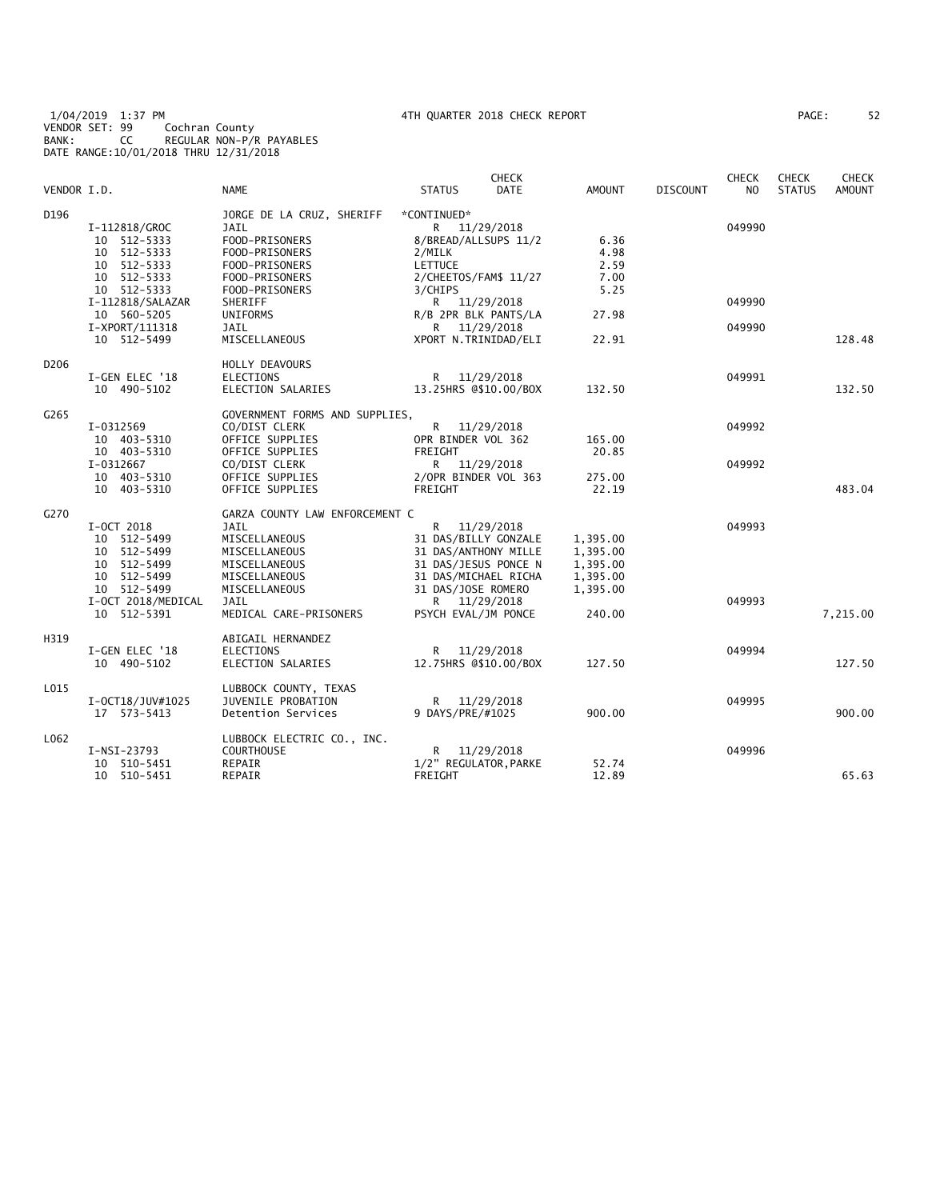1/04/2019 1:37 PM 4TH QUARTER 2018 CHECK REPORT
VENDOR SET: 99 Cochran County
BANK: CC REGULAR NON-P/R PAYABLES
DATE RANGE:10/01/2018 THRU 12/31/2018

| VENDOR I.D. | NAME | STATUS | CHECK DATE | AMOUNT | DISCOUNT | CHECK NO | CHECK STATUS | CHECK AMOUNT |
|---|---|---|---|---|---|---|---|---|
| D196 | JORGE DE LA CRUZ, SHERIFF | *CONTINUED* | | | | | | |
| I-112818/GROC | JAIL | R | 11/29/2018 | | | 049990 | | |
| 10 512-5333 | FOOD-PRISONERS | 8/BREAD/ALLSUPS 11/2 | | 6.36 | | | | |
| 10 512-5333 | FOOD-PRISONERS | 2/MILK | | 4.98 | | | | |
| 10 512-5333 | FOOD-PRISONERS | LETTUCE | | 2.59 | | | | |
| 10 512-5333 | FOOD-PRISONERS | 2/CHEETOS/FAM$ 11/27 | | 7.00 | | | | |
| 10 512-5333 | FOOD-PRISONERS | 3/CHIPS | | 5.25 | | | | |
| I-112818/SALAZAR | SHERIFF | R | 11/29/2018 | | | 049990 | | |
| 10 560-5205 | UNIFORMS | R/B 2PR BLK PANTS/LA | | 27.98 | | | | |
| I-XPORT/111318 | JAIL | R | 11/29/2018 | | | 049990 | | |
| 10 512-5499 | MISCELLANEOUS | XPORT N.TRINIDAD/ELI | | 22.91 | | | | 128.48 |
| D206 | HOLLY DEAVOURS | | | | | | | |
| I-GEN ELEC '18 | ELECTIONS | R | 11/29/2018 | | | 049991 | | |
| 10 490-5102 | ELECTION SALARIES | 13.25HRS @$10.00/BOX | | 132.50 | | | | 132.50 |
| G265 | GOVERNMENT FORMS AND SUPPLIES, | | | | | | | |
| I-0312569 | CO/DIST CLERK | R | 11/29/2018 | | | 049992 | | |
| 10 403-5310 | OFFICE SUPPLIES | OPR BINDER VOL 362 | | 165.00 | | | | |
| 10 403-5310 | OFFICE SUPPLIES | FREIGHT | | 20.85 | | | | |
| I-0312667 | CO/DIST CLERK | R | 11/29/2018 | | | 049992 | | |
| 10 403-5310 | OFFICE SUPPLIES | 2/OPR BINDER VOL 363 | | 275.00 | | | | |
| 10 403-5310 | OFFICE SUPPLIES | FREIGHT | | 22.19 | | | | 483.04 |
| G270 | GARZA COUNTY LAW ENFORCEMENT C | | | | | | | |
| I-OCT 2018 | JAIL | R | 11/29/2018 | | | 049993 | | |
| 10 512-5499 | MISCELLANEOUS | 31 DAS/BILLY GONZALE | | 1,395.00 | | | | |
| 10 512-5499 | MISCELLANEOUS | 31 DAS/ANTHONY MILLE | | 1,395.00 | | | | |
| 10 512-5499 | MISCELLANEOUS | 31 DAS/JESUS PONCE N | | 1,395.00 | | | | |
| 10 512-5499 | MISCELLANEOUS | 31 DAS/MICHAEL RICHA | | 1,395.00 | | | | |
| 10 512-5499 | MISCELLANEOUS | 31 DAS/JOSE ROMERO | | 1,395.00 | | | | |
| I-OCT 2018/MEDICAL | JAIL | R | 11/29/2018 | | | 049993 | | |
| 10 512-5391 | MEDICAL CARE-PRISONERS | PSYCH EVAL/JM PONCE | | 240.00 | | | | 7,215.00 |
| H319 | ABIGAIL HERNANDEZ | | | | | | | |
| I-GEN ELEC '18 | ELECTIONS | R | 11/29/2018 | | | 049994 | | |
| 10 490-5102 | ELECTION SALARIES | 12.75HRS @$10.00/BOX | | 127.50 | | | | 127.50 |
| L015 | LUBBOCK COUNTY, TEXAS | | | | | | | |
| I-OCT18/JUV#1025 | JUVENILE PROBATION | R | 11/29/2018 | | | 049995 | | |
| 17 573-5413 | Detention Services | 9 DAYS/PRE/#1025 | | 900.00 | | | | 900.00 |
| L062 | LUBBOCK ELECTRIC CO., INC. | | | | | | | |
| I-NSI-23793 | COURTHOUSE | R | 11/29/2018 | | | 049996 | | |
| 10 510-5451 | REPAIR | 1/2" REGULATOR,PARKE | | 52.74 | | | | |
| 10 510-5451 | REPAIR | FREIGHT | | 12.89 | | | | 65.63 |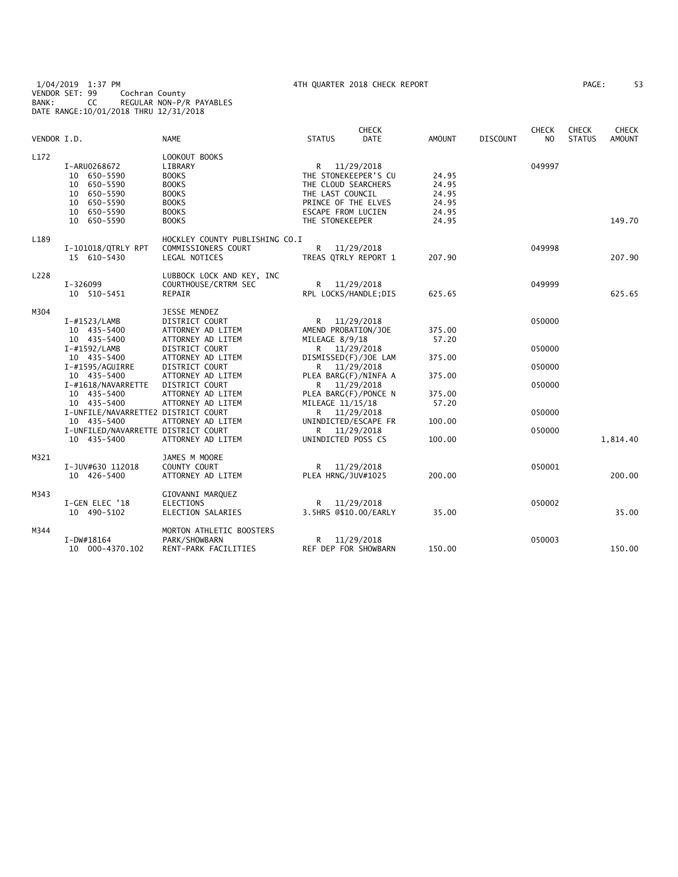1/04/2019 1:37 PM 4TH QUARTER 2018 CHECK REPORT
VENDOR SET: 99 Cochran County
BANK: CC REGULAR NON-P/R PAYABLES
DATE RANGE:10/01/2018 THRU 12/31/2018

| VENDOR I.D. | | NAME | STATUS | CHECK DATE | AMOUNT | DISCOUNT | CHECK NO | CHECK STATUS | CHECK AMOUNT |
|---|---|---|---|---|---|---|---|---|---|
| L172 | | LOOKOUT BOOKS | | | | | | | |
| | I-ARU0268672 | LIBRARY | R | 11/29/2018 | | | 049997 | | |
| | 10 650-5590 | BOOKS | THE STONEKEEPER'S CU | | 24.95 | | | | |
| | 10 650-5590 | BOOKS | THE CLOUD SEARCHERS | | 24.95 | | | | |
| | 10 650-5590 | BOOKS | THE LAST COUNCIL | | 24.95 | | | | |
| | 10 650-5590 | BOOKS | PRINCE OF THE ELVES | | 24.95 | | | | |
| | 10 650-5590 | BOOKS | ESCAPE FROM LUCIEN | | 24.95 | | | | |
| | 10 650-5590 | BOOKS | THE STONEKEEPER | | 24.95 | | | | 149.70 |
| L189 | | HOCKLEY COUNTY PUBLISHING CO.I | | | | | | | |
| | I-101018/QTRLY RPT | COMMISSIONERS COURT | R | 11/29/2018 | | | 049998 | | |
| | 15 610-5430 | LEGAL NOTICES | TREAS QTRLY REPORT 1 | | 207.90 | | | | 207.90 |
| L228 | | LUBBOCK LOCK AND KEY, INC | | | | | | | |
| | I-326099 | COURTHOUSE/CRTRM SEC | R | 11/29/2018 | | | 049999 | | |
| | 10 510-5451 | REPAIR | RPL LOCKS/HANDLE;DIS | | 625.65 | | | | 625.65 |
| M304 | | JESSE MENDEZ | | | | | | | |
| | I-#1523/LAMB | DISTRICT COURT | R | 11/29/2018 | | | 050000 | | |
| | 10 435-5400 | ATTORNEY AD LITEM | AMEND PROBATION/JOE | | 375.00 | | | | |
| | 10 435-5400 | ATTORNEY AD LITEM | MILEAGE 8/9/18 | | 57.20 | | | | |
| | I-#1592/LAMB | DISTRICT COURT | R | 11/29/2018 | | | 050000 | | |
| | 10 435-5400 | ATTORNEY AD LITEM | DISMISSED(F)/JOE LAM | | 375.00 | | | | |
| | I-#1595/AGUIRRE | DISTRICT COURT | R | 11/29/2018 | | | 050000 | | |
| | 10 435-5400 | ATTORNEY AD LITEM | PLEA BARG(F)/NINFA A | | 375.00 | | | | |
| | I-#1618/NAVARRETTE | DISTRICT COURT | R | 11/29/2018 | | | 050000 | | |
| | 10 435-5400 | ATTORNEY AD LITEM | PLEA BARG(F)/PONCE N | | 375.00 | | | | |
| | 10 435-5400 | ATTORNEY AD LITEM | MILEAGE 11/15/18 | | 57.20 | | | | |
| | I-UNFILE/NAVARRETTE2 | DISTRICT COURT | R | 11/29/2018 | | | 050000 | | |
| | 10 435-5400 | ATTORNEY AD LITEM | UNINDICTED/ESCAPE FR | | 100.00 | | | | |
| | I-UNFILED/NAVARRETTE | DISTRICT COURT | R | 11/29/2018 | | | 050000 | | |
| | 10 435-5400 | ATTORNEY AD LITEM | UNINDICTED POSS CS | | 100.00 | | | | 1,814.40 |
| M321 | | JAMES M MOORE | | | | | | | |
| | I-JUV#630 112018 | COUNTY COURT | R | 11/29/2018 | | | 050001 | | |
| | 10 426-5400 | ATTORNEY AD LITEM | PLEA HRNG/JUV#1025 | | 200.00 | | | | 200.00 |
| M343 | | GIOVANNI MARQUEZ | | | | | | | |
| | I-GEN ELEC '18 | ELECTIONS | R | 11/29/2018 | | | 050002 | | |
| | 10 490-5102 | ELECTION SALARIES | 3.5HRS @$10.00/EARLY | | 35.00 | | | | 35.00 |
| M344 | | MORTON ATHLETIC BOOSTERS | | | | | | | |
| | I-DW#18164 | PARK/SHOWBARN | R | 11/29/2018 | | | 050003 | | |
| | 10 000-4370.102 | RENT-PARK FACILITIES | REF DEP FOR SHOWBARN | | 150.00 | | | | 150.00 |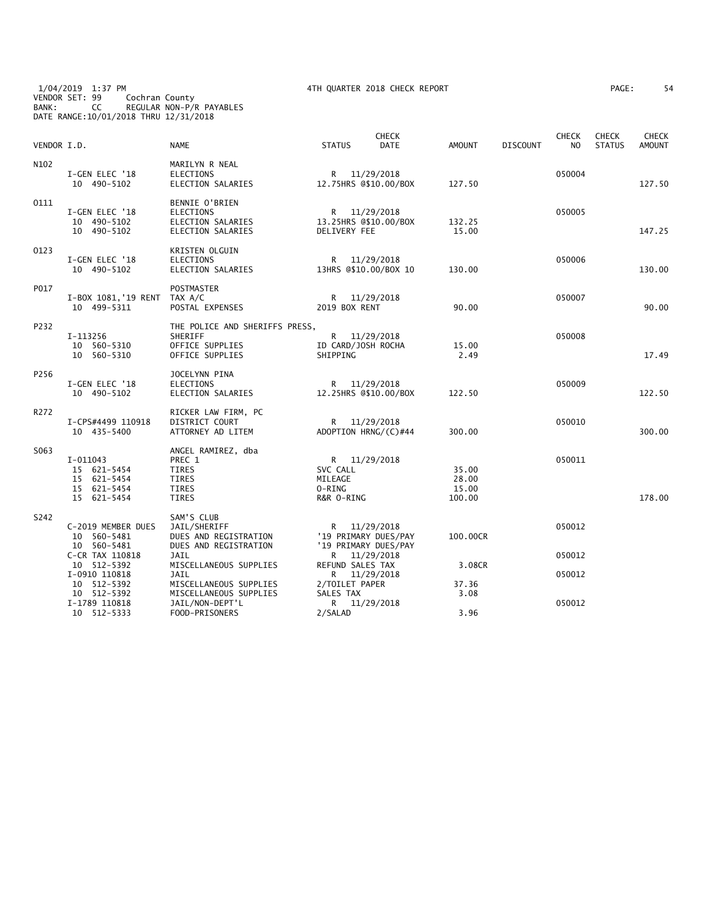1/04/2019 1:37 PM
VENDOR SET: 99 Cochran County
BANK: CC REGULAR NON-P/R PAYABLES
DATE RANGE:10/01/2018 THRU 12/31/2018

4TH QUARTER 2018 CHECK REPORT

| VENDOR I.D. | | NAME | STATUS | CHECK DATE | AMOUNT | DISCOUNT | CHECK NO | CHECK STATUS | CHECK AMOUNT |
|---|---|---|---|---|---|---|---|---|---|
| N102 | | MARILYN R NEAL | | | | | | | |
| | I-GEN ELEC '18 | ELECTIONS | R | 11/29/2018 | | | 050004 | | |
| | 10 490-5102 | ELECTION SALARIES | 12.75HRS @$10.00/BOX | | 127.50 | | | | 127.50 |
| O111 | | BENNIE O'BRIEN | | | | | | | |
| | I-GEN ELEC '18 | ELECTIONS | R | 11/29/2018 | | | 050005 | | |
| | 10 490-5102 | ELECTION SALARIES | 13.25HRS @$10.00/BOX | | 132.25 | | | | |
| | 10 490-5102 | ELECTION SALARIES | DELIVERY FEE | | 15.00 | | | | 147.25 |
| O123 | | KRISTEN OLGUIN | | | | | | | |
| | I-GEN ELEC '18 | ELECTIONS | R | 11/29/2018 | | | 050006 | | |
| | 10 490-5102 | ELECTION SALARIES | 13HRS @$10.00/BOX 10 | | 130.00 | | | | 130.00 |
| P017 | | POSTMASTER | | | | | | | |
| | I-BOX 1081,'19 RENT | TAX A/C | R | 11/29/2018 | | | 050007 | | |
| | 10 499-5311 | POSTAL EXPENSES | 2019 BOX RENT | | 90.00 | | | | 90.00 |
| P232 | | THE POLICE AND SHERIFFS PRESS, | | | | | | | |
| | I-113256 | SHERIFF | R | 11/29/2018 | | | 050008 | | |
| | 10 560-5310 | OFFICE SUPPLIES | ID CARD/JOSH ROCHA | | 15.00 | | | | |
| | 10 560-5310 | OFFICE SUPPLIES | SHIPPING | | 2.49 | | | | 17.49 |
| P256 | | JOCELYNN PINA | | | | | | | |
| | I-GEN ELEC '18 | ELECTIONS | R | 11/29/2018 | | | 050009 | | |
| | 10 490-5102 | ELECTION SALARIES | 12.25HRS @$10.00/BOX | | 122.50 | | | | 122.50 |
| R272 | | RICKER LAW FIRM, PC | | | | | | | |
| | I-CPS#4499 110918 | DISTRICT COURT | R | 11/29/2018 | | | 050010 | | |
| | 10 435-5400 | ATTORNEY AD LITEM | ADOPTION HRNG/(C)#44 | | 300.00 | | | | 300.00 |
| S063 | | ANGEL RAMIREZ, dba | | | | | | | |
| | I-011043 | PREC 1 | R | 11/29/2018 | | | 050011 | | |
| | 15 621-5454 | TIRES | SVC CALL | | 35.00 | | | | |
| | 15 621-5454 | TIRES | MILEAGE | | 28.00 | | | | |
| | 15 621-5454 | TIRES | O-RING | | 15.00 | | | | |
| | 15 621-5454 | TIRES | R&R O-RING | | 100.00 | | | | 178.00 |
| S242 | | SAM'S CLUB | | | | | | | |
| | C-2019 MEMBER DUES | JAIL/SHERIFF | R | 11/29/2018 | | | 050012 | | |
| | 10 560-5481 | DUES AND REGISTRATION | '19 PRIMARY DUES/PAY | | 100.00CR | | | | |
| | 10 560-5481 | DUES AND REGISTRATION | '19 PRIMARY DUES/PAY | | | | | | |
| | C-CR TAX 110818 | JAIL | R | 11/29/2018 | | | 050012 | | |
| | 10 512-5392 | MISCELLANEOUS SUPPLIES | REFUND SALES TAX | | 3.08CR | | | | |
| | I-0910 110818 | JAIL | R | 11/29/2018 | | | 050012 | | |
| | 10 512-5392 | MISCELLANEOUS SUPPLIES | 2/TOILET PAPER | | 37.36 | | | | |
| | 10 512-5392 | MISCELLANEOUS SUPPLIES | SALES TAX | | 3.08 | | | | |
| | I-1789 110818 | JAIL/NON-DEPT'L | R | 11/29/2018 | | | 050012 | | |
| | 10 512-5333 | FOOD-PRISONERS | 2/SALAD | | 3.96 | | | | |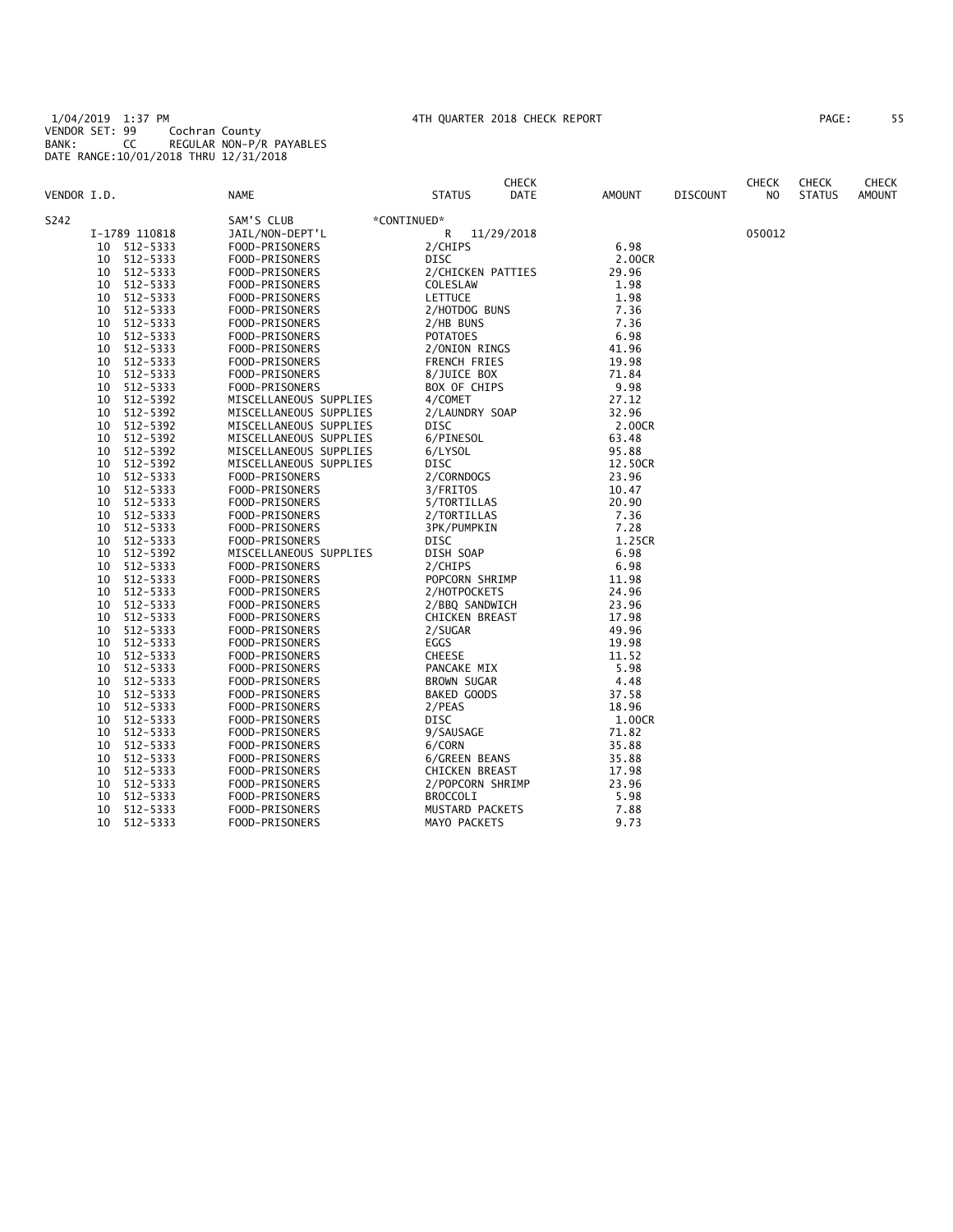1/04/2019 1:37 PM 4TH QUARTER 2018 CHECK REPORT
VENDOR SET: 99 Cochran County
BANK: CC REGULAR NON-P/R PAYABLES
DATE RANGE:10/01/2018 THRU 12/31/2018

| VENDOR I.D. | NAME | STATUS | CHECK DATE | AMOUNT | DISCOUNT | CHECK NO | CHECK STATUS | CHECK AMOUNT |
|---|---|---|---|---|---|---|---|---|
| S242 | SAM'S CLUB | *CONTINUED* | | | | | | |
| I-1789 110818 | JAIL/NON-DEPT'L | R | 11/29/2018 | | | 050012 | | |
| 10 512-5333 | FOOD-PRISONERS | 2/CHIPS | | 6.98 | | | | |
| 10 512-5333 | FOOD-PRISONERS | DISC | | 2.00CR | | | | |
| 10 512-5333 | FOOD-PRISONERS | 2/CHICKEN PATTIES | | 29.96 | | | | |
| 10 512-5333 | FOOD-PRISONERS | COLESLAW | | 1.98 | | | | |
| 10 512-5333 | FOOD-PRISONERS | LETTUCE | | 1.98 | | | | |
| 10 512-5333 | FOOD-PRISONERS | 2/HOTDOG BUNS | | 7.36 | | | | |
| 10 512-5333 | FOOD-PRISONERS | 2/HB BUNS | | 7.36 | | | | |
| 10 512-5333 | FOOD-PRISONERS | POTATOES | | 6.98 | | | | |
| 10 512-5333 | FOOD-PRISONERS | 2/ONION RINGS | | 41.96 | | | | |
| 10 512-5333 | FOOD-PRISONERS | FRENCH FRIES | | 19.98 | | | | |
| 10 512-5333 | FOOD-PRISONERS | 8/JUICE BOX | | 71.84 | | | | |
| 10 512-5333 | FOOD-PRISONERS | BOX OF CHIPS | | 9.98 | | | | |
| 10 512-5392 | MISCELLANEOUS SUPPLIES | 4/COMET | | 27.12 | | | | |
| 10 512-5392 | MISCELLANEOUS SUPPLIES | 2/LAUNDRY SOAP | | 32.96 | | | | |
| 10 512-5392 | MISCELLANEOUS SUPPLIES | DISC | | 2.00CR | | | | |
| 10 512-5392 | MISCELLANEOUS SUPPLIES | 6/PINESOL | | 63.48 | | | | |
| 10 512-5392 | MISCELLANEOUS SUPPLIES | 6/LYSOL | | 95.88 | | | | |
| 10 512-5392 | MISCELLANEOUS SUPPLIES | DISC | | 12.50CR | | | | |
| 10 512-5333 | FOOD-PRISONERS | 2/CORNDOGS | | 23.96 | | | | |
| 10 512-5333 | FOOD-PRISONERS | 3/FRITOS | | 10.47 | | | | |
| 10 512-5333 | FOOD-PRISONERS | 5/TORTILLAS | | 20.90 | | | | |
| 10 512-5333 | FOOD-PRISONERS | 2/TORTILLAS | | 7.36 | | | | |
| 10 512-5333 | FOOD-PRISONERS | 3PK/PUMPKIN | | 7.28 | | | | |
| 10 512-5333 | FOOD-PRISONERS | DISC | | 1.25CR | | | | |
| 10 512-5392 | MISCELLANEOUS SUPPLIES | DISH SOAP | | 6.98 | | | | |
| 10 512-5333 | FOOD-PRISONERS | 2/CHIPS | | 6.98 | | | | |
| 10 512-5333 | FOOD-PRISONERS | POPCORN SHRIMP | | 11.98 | | | | |
| 10 512-5333 | FOOD-PRISONERS | 2/HOTPOCKETS | | 24.96 | | | | |
| 10 512-5333 | FOOD-PRISONERS | 2/BBQ SANDWICH | | 23.96 | | | | |
| 10 512-5333 | FOOD-PRISONERS | CHICKEN BREAST | | 17.98 | | | | |
| 10 512-5333 | FOOD-PRISONERS | 2/SUGAR | | 49.96 | | | | |
| 10 512-5333 | FOOD-PRISONERS | EGGS | | 19.98 | | | | |
| 10 512-5333 | FOOD-PRISONERS | CHEESE | | 11.52 | | | | |
| 10 512-5333 | FOOD-PRISONERS | PANCAKE MIX | | 5.98 | | | | |
| 10 512-5333 | FOOD-PRISONERS | BROWN SUGAR | | 4.48 | | | | |
| 10 512-5333 | FOOD-PRISONERS | BAKED GOODS | | 37.58 | | | | |
| 10 512-5333 | FOOD-PRISONERS | 2/PEAS | | 18.96 | | | | |
| 10 512-5333 | FOOD-PRISONERS | DISC | | 1.00CR | | | | |
| 10 512-5333 | FOOD-PRISONERS | 9/SAUSAGE | | 71.82 | | | | |
| 10 512-5333 | FOOD-PRISONERS | 6/CORN | | 35.88 | | | | |
| 10 512-5333 | FOOD-PRISONERS | 6/GREEN BEANS | | 35.88 | | | | |
| 10 512-5333 | FOOD-PRISONERS | CHICKEN BREAST | | 17.98 | | | | |
| 10 512-5333 | FOOD-PRISONERS | 2/POPCORN SHRIMP | | 23.96 | | | | |
| 10 512-5333 | FOOD-PRISONERS | BROCCOLI | | 5.98 | | | | |
| 10 512-5333 | FOOD-PRISONERS | MUSTARD PACKETS | | 7.88 | | | | |
| 10 512-5333 | FOOD-PRISONERS | MAYO PACKETS | | 9.73 | | | | |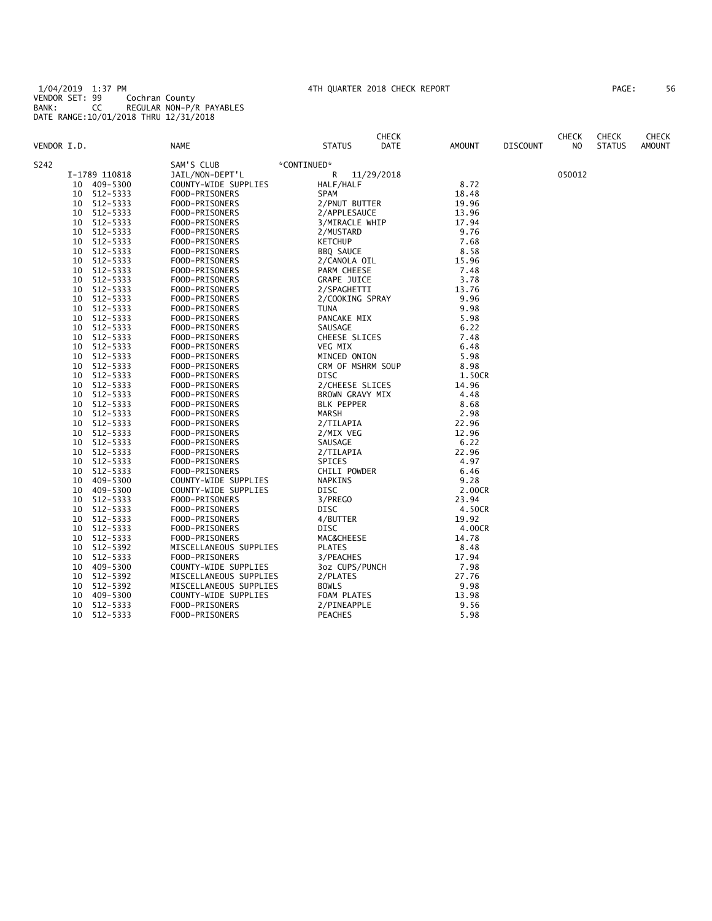1/04/2019 1:37 PM 4TH QUARTER 2018 CHECK REPORT
VENDOR SET: 99 Cochran County
BANK: CC REGULAR NON-P/R PAYABLES
DATE RANGE:10/01/2018 THRU 12/31/2018

| VENDOR I.D. | | NAME | STATUS | CHECK DATE | AMOUNT | DISCOUNT | CHECK NO | CHECK STATUS | CHECK AMOUNT |
|---|---|---|---|---|---|---|---|---|---|
| S242 | | SAM'S CLUB | *CONTINUED* | | | | | | |
| | I-1789 110818 | JAIL/NON-DEPT'L | R | 11/29/2018 | | | 050012 | | |
| | 10 409-5300 | COUNTY-WIDE SUPPLIES | HALF/HALF | | 8.72 | | | | |
| | 10 512-5333 | FOOD-PRISONERS | SPAM | | 18.48 | | | | |
| | 10 512-5333 | FOOD-PRISONERS | 2/PNUT BUTTER | | 19.96 | | | | |
| | 10 512-5333 | FOOD-PRISONERS | 2/APPLESAUCE | | 13.96 | | | | |
| | 10 512-5333 | FOOD-PRISONERS | 3/MIRACLE WHIP | | 17.94 | | | | |
| | 10 512-5333 | FOOD-PRISONERS | 2/MUSTARD | | 9.76 | | | | |
| | 10 512-5333 | FOOD-PRISONERS | KETCHUP | | 7.68 | | | | |
| | 10 512-5333 | FOOD-PRISONERS | BBQ SAUCE | | 8.58 | | | | |
| | 10 512-5333 | FOOD-PRISONERS | 2/CANOLA OIL | | 15.96 | | | | |
| | 10 512-5333 | FOOD-PRISONERS | PARM CHEESE | | 7.48 | | | | |
| | 10 512-5333 | FOOD-PRISONERS | GRAPE JUICE | | 3.78 | | | | |
| | 10 512-5333 | FOOD-PRISONERS | 2/SPAGHETTI | | 13.76 | | | | |
| | 10 512-5333 | FOOD-PRISONERS | 2/COOKING SPRAY | | 9.96 | | | | |
| | 10 512-5333 | FOOD-PRISONERS | TUNA | | 9.98 | | | | |
| | 10 512-5333 | FOOD-PRISONERS | PANCAKE MIX | | 5.98 | | | | |
| | 10 512-5333 | FOOD-PRISONERS | SAUSAGE | | 6.22 | | | | |
| | 10 512-5333 | FOOD-PRISONERS | CHEESE SLICES | | 7.48 | | | | |
| | 10 512-5333 | FOOD-PRISONERS | VEG MIX | | 6.48 | | | | |
| | 10 512-5333 | FOOD-PRISONERS | MINCED ONION | | 5.98 | | | | |
| | 10 512-5333 | FOOD-PRISONERS | CRM OF MSHRM SOUP | | 8.98 | | | | |
| | 10 512-5333 | FOOD-PRISONERS | DISC | | 1.50CR | | | | |
| | 10 512-5333 | FOOD-PRISONERS | 2/CHEESE SLICES | | 14.96 | | | | |
| | 10 512-5333 | FOOD-PRISONERS | BROWN GRAVY MIX | | 4.48 | | | | |
| | 10 512-5333 | FOOD-PRISONERS | BLK PEPPER | | 8.68 | | | | |
| | 10 512-5333 | FOOD-PRISONERS | MARSH | | 2.98 | | | | |
| | 10 512-5333 | FOOD-PRISONERS | 2/TILAPIA | | 22.96 | | | | |
| | 10 512-5333 | FOOD-PRISONERS | 2/MIX VEG | | 12.96 | | | | |
| | 10 512-5333 | FOOD-PRISONERS | SAUSAGE | | 6.22 | | | | |
| | 10 512-5333 | FOOD-PRISONERS | 2/TILAPIA | | 22.96 | | | | |
| | 10 512-5333 | FOOD-PRISONERS | SPICES | | 4.97 | | | | |
| | 10 512-5333 | FOOD-PRISONERS | CHILI POWDER | | 6.46 | | | | |
| | 10 409-5300 | COUNTY-WIDE SUPPLIES | NAPKINS | | 9.28 | | | | |
| | 10 409-5300 | COUNTY-WIDE SUPPLIES | DISC | | 2.00CR | | | | |
| | 10 512-5333 | FOOD-PRISONERS | 3/PREGO | | 23.94 | | | | |
| | 10 512-5333 | FOOD-PRISONERS | DISC | | 4.50CR | | | | |
| | 10 512-5333 | FOOD-PRISONERS | 4/BUTTER | | 19.92 | | | | |
| | 10 512-5333 | FOOD-PRISONERS | DISC | | 4.00CR | | | | |
| | 10 512-5333 | FOOD-PRISONERS | MAC&CHEESE | | 14.78 | | | | |
| | 10 512-5392 | MISCELLANEOUS SUPPLIES | PLATES | | 8.48 | | | | |
| | 10 512-5333 | FOOD-PRISONERS | 3/PEACHES | | 17.94 | | | | |
| | 10 409-5300 | COUNTY-WIDE SUPPLIES | 3oz CUPS/PUNCH | | 7.98 | | | | |
| | 10 512-5392 | MISCELLANEOUS SUPPLIES | 2/PLATES | | 27.76 | | | | |
| | 10 512-5392 | MISCELLANEOUS SUPPLIES | BOWLS | | 9.98 | | | | |
| | 10 409-5300 | COUNTY-WIDE SUPPLIES | FOAM PLATES | | 13.98 | | | | |
| | 10 512-5333 | FOOD-PRISONERS | 2/PINEAPPLE | | 9.56 | | | | |
| | 10 512-5333 | FOOD-PRISONERS | PEACHES | | 5.98 | | | | |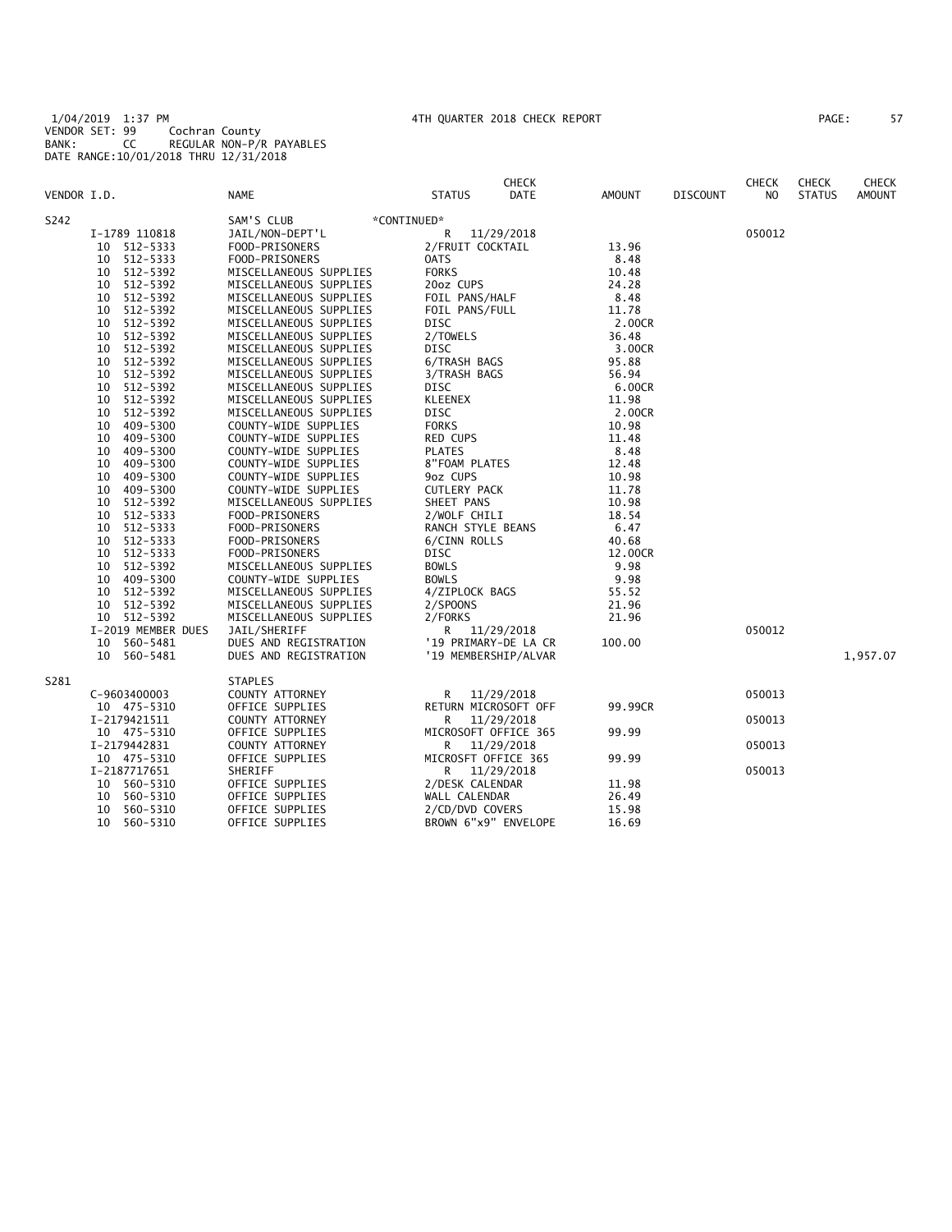1/04/2019 1:37 PM — 4TH QUARTER 2018 CHECK REPORT
VENDOR SET: 99 Cochran County
BANK: CC REGULAR NON-P/R PAYABLES
DATE RANGE: 10/01/2018 THRU 12/31/2018

| VENDOR I.D. | NAME | STATUS | CHECK DATE | AMOUNT | DISCOUNT | CHECK NO | CHECK STATUS | CHECK AMOUNT |
|---|---|---|---|---|---|---|---|---|
| S242 | SAM'S CLUB | *CONTINUED* | | | | | | |
| I-1789 110818 | JAIL/NON-DEPT'L | R | 11/29/2018 | | | 050012 | | |
| 10 512-5333 | FOOD-PRISONERS | 2/FRUIT COCKTAIL | | 13.96 | | | | |
| 10 512-5333 | FOOD-PRISONERS | OATS | | 8.48 | | | | |
| 10 512-5392 | MISCELLANEOUS SUPPLIES | FORKS | | 10.48 | | | | |
| 10 512-5392 | MISCELLANEOUS SUPPLIES | 20oz CUPS | | 24.28 | | | | |
| 10 512-5392 | MISCELLANEOUS SUPPLIES | FOIL PANS/HALF | | 8.48 | | | | |
| 10 512-5392 | MISCELLANEOUS SUPPLIES | FOIL PANS/FULL | | 11.78 | | | | |
| 10 512-5392 | MISCELLANEOUS SUPPLIES | DISC | | 2.00CR | | | | |
| 10 512-5392 | MISCELLANEOUS SUPPLIES | 2/TOWELS | | 36.48 | | | | |
| 10 512-5392 | MISCELLANEOUS SUPPLIES | DISC | | 3.00CR | | | | |
| 10 512-5392 | MISCELLANEOUS SUPPLIES | 6/TRASH BAGS | | 95.88 | | | | |
| 10 512-5392 | MISCELLANEOUS SUPPLIES | 3/TRASH BAGS | | 56.94 | | | | |
| 10 512-5392 | MISCELLANEOUS SUPPLIES | DISC | | 6.00CR | | | | |
| 10 512-5392 | MISCELLANEOUS SUPPLIES | KLEENEX | | 11.98 | | | | |
| 10 512-5392 | MISCELLANEOUS SUPPLIES | DISC | | 2.00CR | | | | |
| 10 409-5300 | COUNTY-WIDE SUPPLIES | FORKS | | 10.98 | | | | |
| 10 409-5300 | COUNTY-WIDE SUPPLIES | RED CUPS | | 11.48 | | | | |
| 10 409-5300 | COUNTY-WIDE SUPPLIES | PLATES | | 8.48 | | | | |
| 10 409-5300 | COUNTY-WIDE SUPPLIES | 8"FOAM PLATES | | 12.48 | | | | |
| 10 409-5300 | COUNTY-WIDE SUPPLIES | 9oz CUPS | | 10.98 | | | | |
| 10 409-5300 | COUNTY-WIDE SUPPLIES | CUTLERY PACK | | 11.78 | | | | |
| 10 512-5392 | MISCELLANEOUS SUPPLIES | SHEET PANS | | 10.98 | | | | |
| 10 512-5333 | FOOD-PRISONERS | 2/WOLF CHILI | | 18.54 | | | | |
| 10 512-5333 | FOOD-PRISONERS | RANCH STYLE BEANS | | 6.47 | | | | |
| 10 512-5333 | FOOD-PRISONERS | 6/CINN ROLLS | | 40.68 | | | | |
| 10 512-5333 | FOOD-PRISONERS | DISC | | 12.00CR | | | | |
| 10 512-5392 | MISCELLANEOUS SUPPLIES | BOWLS | | 9.98 | | | | |
| 10 409-5300 | COUNTY-WIDE SUPPLIES | BOWLS | | 9.98 | | | | |
| 10 512-5392 | MISCELLANEOUS SUPPLIES | 4/ZIPLOCK BAGS | | 55.52 | | | | |
| 10 512-5392 | MISCELLANEOUS SUPPLIES | 2/SPOONS | | 21.96 | | | | |
| 10 512-5392 | MISCELLANEOUS SUPPLIES | 2/FORKS | | 21.96 | | | | |
| I-2019 MEMBER DUES | JAIL/SHERIFF | R | 11/29/2018 | | | 050012 | | |
| 10 560-5481 | DUES AND REGISTRATION | '19 PRIMARY-DE LA CR | | 100.00 | | | | |
| 10 560-5481 | DUES AND REGISTRATION | '19 MEMBERSHIP/ALVAR | | | | | | 1,957.07 |
| S281 | STAPLES | | | | | | | |
| C-9603400003 | COUNTY ATTORNEY | R | 11/29/2018 | | | 050013 | | |
| 10 475-5310 | OFFICE SUPPLIES | RETURN MICROSOFT OFF | | 99.99CR | | | | |
| I-2179421511 | COUNTY ATTORNEY | R | 11/29/2018 | | | 050013 | | |
| 10 475-5310 | OFFICE SUPPLIES | MICROSOFT OFFICE 365 | | 99.99 | | | | |
| I-2179442831 | COUNTY ATTORNEY | R | 11/29/2018 | | | 050013 | | |
| 10 475-5310 | OFFICE SUPPLIES | MICROSFT OFFICE 365 | | 99.99 | | | | |
| I-2187717651 | SHERIFF | R | 11/29/2018 | | | 050013 | | |
| 10 560-5310 | OFFICE SUPPLIES | 2/DESK CALENDAR | | 11.98 | | | | |
| 10 560-5310 | OFFICE SUPPLIES | WALL CALENDAR | | 26.49 | | | | |
| 10 560-5310 | OFFICE SUPPLIES | 2/CD/DVD COVERS | | 15.98 | | | | |
| 10 560-5310 | OFFICE SUPPLIES | BROWN 6"x9" ENVELOPE | | 16.69 | | | | |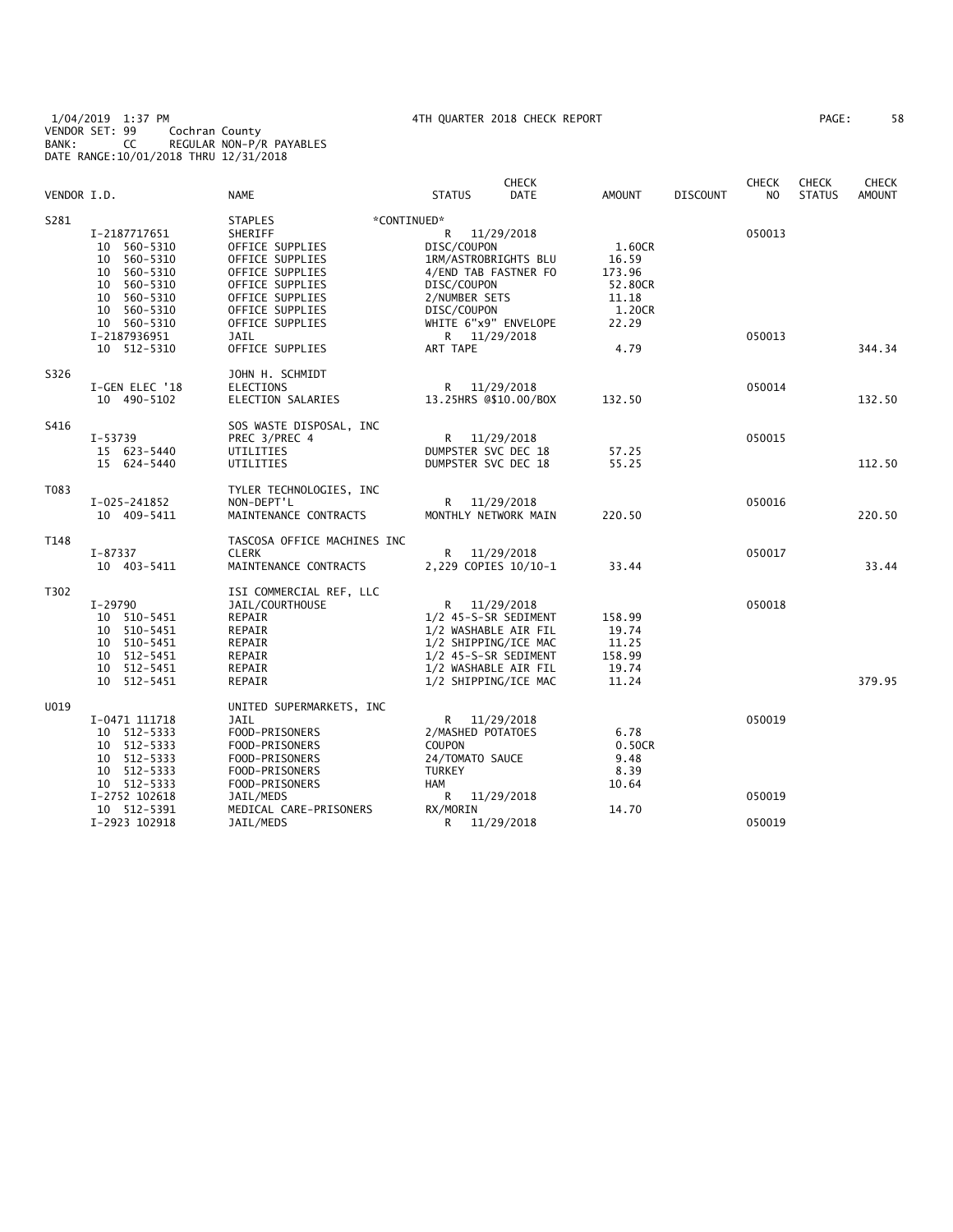1/04/2019 1:37 PM 4TH QUARTER 2018 CHECK REPORT
VENDOR SET: 99 Cochran County
BANK: CC REGULAR NON-P/R PAYABLES
DATE RANGE:10/01/2018 THRU 12/31/2018

| VENDOR I.D. | NAME | STATUS | CHECK DATE | AMOUNT | DISCOUNT | CHECK NO | CHECK STATUS | CHECK AMOUNT |
|---|---|---|---|---|---|---|---|---|
| S281 | STAPLES | *CONTINUED* | | | | | | |
| I-2187717651 | SHERIFF | R | 11/29/2018 | | | 050013 | | |
| 10 560-5310 | OFFICE SUPPLIES | DISC/COUPON | | 1.60CR | | | | |
| 10 560-5310 | OFFICE SUPPLIES | 1RM/ASTROBRIGHTS BLU | | 16.59 | | | | |
| 10 560-5310 | OFFICE SUPPLIES | 4/END TAB FASTNER FO | | 173.96 | | | | |
| 10 560-5310 | OFFICE SUPPLIES | DISC/COUPON | | 52.80CR | | | | |
| 10 560-5310 | OFFICE SUPPLIES | 2/NUMBER SETS | | 11.18 | | | | |
| 10 560-5310 | OFFICE SUPPLIES | DISC/COUPON | | 1.20CR | | | | |
| 10 560-5310 | OFFICE SUPPLIES | WHITE 6"x9" ENVELOPE | | 22.29 | | | | |
| I-2187936951 | JAIL | R | 11/29/2018 | | | 050013 | | |
| 10 512-5310 | OFFICE SUPPLIES | ART TAPE | | 4.79 | | | | 344.34 |
| S326 | JOHN H. SCHMIDT | | | | | | | |
| I-GEN ELEC '18 | ELECTIONS | R | 11/29/2018 | | | 050014 | | |
| 10 490-5102 | ELECTION SALARIES | 13.25HRS @$10.00/BOX | | 132.50 | | | | 132.50 |
| S416 | SOS WASTE DISPOSAL, INC | | | | | | | |
| I-53739 | PREC 3/PREC 4 | R | 11/29/2018 | | | 050015 | | |
| 15 623-5440 | UTILITIES | DUMPSTER SVC DEC 18 | | 57.25 | | | | |
| 15 624-5440 | UTILITIES | DUMPSTER SVC DEC 18 | | 55.25 | | | | 112.50 |
| T083 | TYLER TECHNOLOGIES, INC | | | | | | | |
| I-025-241852 | NON-DEPT'L | R | 11/29/2018 | | | 050016 | | |
| 10 409-5411 | MAINTENANCE CONTRACTS | MONTHLY NETWORK MAIN | | 220.50 | | | | 220.50 |
| T148 | TASCOSA OFFICE MACHINES INC | | | | | | | |
| I-87337 | CLERK | R | 11/29/2018 | | | 050017 | | |
| 10 403-5411 | MAINTENANCE CONTRACTS | 2,229 COPIES 10/10-1 | | 33.44 | | | | 33.44 |
| T302 | ISI COMMERCIAL REF, LLC | | | | | | | |
| I-29790 | JAIL/COURTHOUSE | R | 11/29/2018 | | | 050018 | | |
| 10 510-5451 | REPAIR | 1/2 45-S-SR SEDIMENT | | 158.99 | | | | |
| 10 510-5451 | REPAIR | 1/2 WASHABLE AIR FIL | | 19.74 | | | | |
| 10 510-5451 | REPAIR | 1/2 SHIPPING/ICE MAC | | 11.25 | | | | |
| 10 512-5451 | REPAIR | 1/2 45-S-SR SEDIMENT | | 158.99 | | | | |
| 10 512-5451 | REPAIR | 1/2 WASHABLE AIR FIL | | 19.74 | | | | |
| 10 512-5451 | REPAIR | 1/2 SHIPPING/ICE MAC | | 11.24 | | | | 379.95 |
| U019 | UNITED SUPERMARKETS, INC | | | | | | | |
| I-0471 111718 | JAIL | R | 11/29/2018 | | | 050019 | | |
| 10 512-5333 | FOOD-PRISONERS | 2/MASHED POTATOES | | 6.78 | | | | |
| 10 512-5333 | FOOD-PRISONERS | COUPON | | 0.50CR | | | | |
| 10 512-5333 | FOOD-PRISONERS | 24/TOMATO SAUCE | | 9.48 | | | | |
| 10 512-5333 | FOOD-PRISONERS | TURKEY | | 8.39 | | | | |
| 10 512-5333 | FOOD-PRISONERS | HAM | | 10.64 | | | | |
| I-2752 102618 | JAIL/MEDS | R | 11/29/2018 | | | 050019 | | |
| 10 512-5391 | MEDICAL CARE-PRISONERS | RX/MORIN | | 14.70 | | | | |
| I-2923 102918 | JAIL/MEDS | R | 11/29/2018 | | | 050019 | | |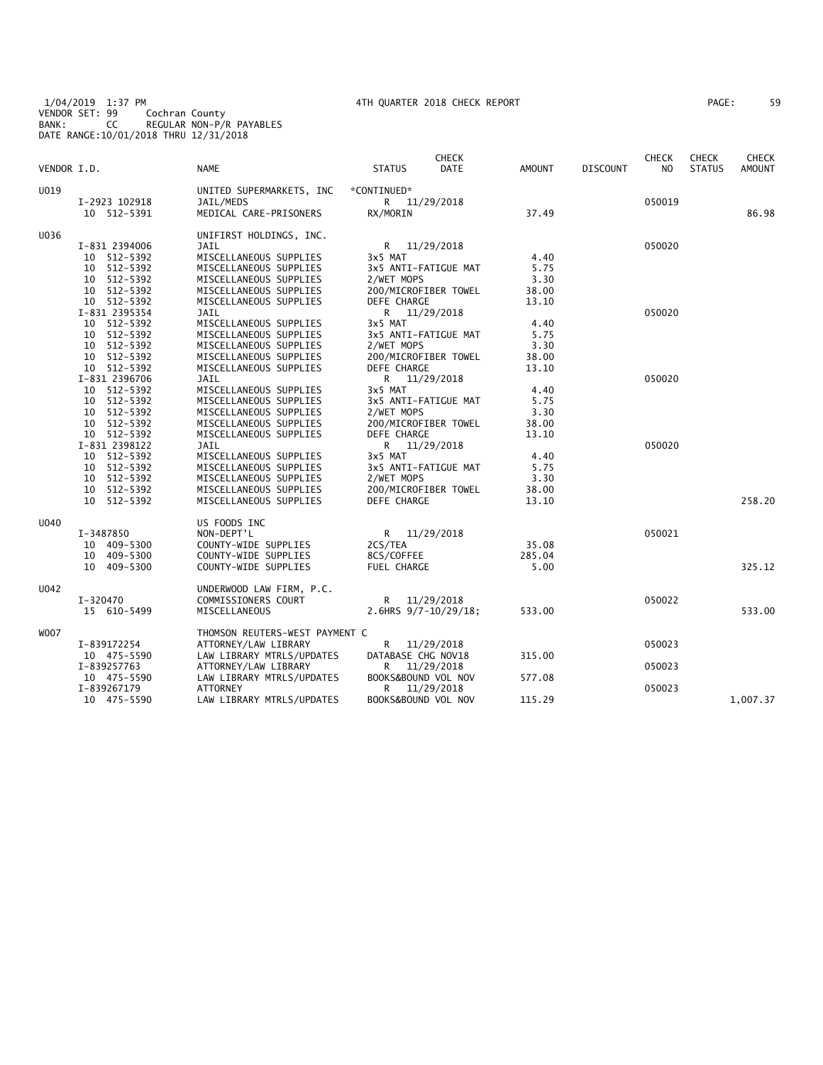1/04/2019 1:37 PM 4TH QUARTER 2018 CHECK REPORT
VENDOR SET: 99 Cochran County
BANK: CC REGULAR NON-P/R PAYABLES
DATE RANGE:10/01/2018 THRU 12/31/2018

| VENDOR I.D. | NAME | STATUS | CHECK DATE | AMOUNT | DISCOUNT | CHECK NO | CHECK STATUS | CHECK AMOUNT |
|---|---|---|---|---|---|---|---|---|
| U019 | UNITED SUPERMARKETS, INC | *CONTINUED* | | | | | | |
| I-2923 102918 | JAIL/MEDS | R | 11/29/2018 | | | 050019 | | |
| 10 512-5391 | MEDICAL CARE-PRISONERS | RX/MORIN | | 37.49 | | | | 86.98 |
| U036 | UNIFIRST HOLDINGS, INC. | | | | | | | |
| I-831 2394006 | JAIL | R | 11/29/2018 | | | 050020 | | |
| 10 512-5392 | MISCELLANEOUS SUPPLIES | 3x5 MAT | | 4.40 | | | | |
| 10 512-5392 | MISCELLANEOUS SUPPLIES | 3x5 ANTI-FATIGUE MAT | | 5.75 | | | | |
| 10 512-5392 | MISCELLANEOUS SUPPLIES | 2/WET MOPS | | 3.30 | | | | |
| 10 512-5392 | MISCELLANEOUS SUPPLIES | 200/MICROFIBER TOWEL | | 38.00 | | | | |
| 10 512-5392 | MISCELLANEOUS SUPPLIES | DEFE CHARGE | | 13.10 | | | | |
| I-831 2395354 | JAIL | R | 11/29/2018 | | | 050020 | | |
| 10 512-5392 | MISCELLANEOUS SUPPLIES | 3x5 MAT | | 4.40 | | | | |
| 10 512-5392 | MISCELLANEOUS SUPPLIES | 3x5 ANTI-FATIGUE MAT | | 5.75 | | | | |
| 10 512-5392 | MISCELLANEOUS SUPPLIES | 2/WET MOPS | | 3.30 | | | | |
| 10 512-5392 | MISCELLANEOUS SUPPLIES | 200/MICROFIBER TOWEL | | 38.00 | | | | |
| 10 512-5392 | MISCELLANEOUS SUPPLIES | DEFE CHARGE | | 13.10 | | | | |
| I-831 2396706 | JAIL | R | 11/29/2018 | | | 050020 | | |
| 10 512-5392 | MISCELLANEOUS SUPPLIES | 3x5 MAT | | 4.40 | | | | |
| 10 512-5392 | MISCELLANEOUS SUPPLIES | 3x5 ANTI-FATIGUE MAT | | 5.75 | | | | |
| 10 512-5392 | MISCELLANEOUS SUPPLIES | 2/WET MOPS | | 3.30 | | | | |
| 10 512-5392 | MISCELLANEOUS SUPPLIES | 200/MICROFIBER TOWEL | | 38.00 | | | | |
| 10 512-5392 | MISCELLANEOUS SUPPLIES | DEFE CHARGE | | 13.10 | | | | |
| I-831 2398122 | JAIL | R | 11/29/2018 | | | 050020 | | |
| 10 512-5392 | MISCELLANEOUS SUPPLIES | 3x5 MAT | | 4.40 | | | | |
| 10 512-5392 | MISCELLANEOUS SUPPLIES | 3x5 ANTI-FATIGUE MAT | | 5.75 | | | | |
| 10 512-5392 | MISCELLANEOUS SUPPLIES | 2/WET MOPS | | 3.30 | | | | |
| 10 512-5392 | MISCELLANEOUS SUPPLIES | 200/MICROFIBER TOWEL | | 38.00 | | | | |
| 10 512-5392 | MISCELLANEOUS SUPPLIES | DEFE CHARGE | | 13.10 | | | | 258.20 |
| U040 | US FOODS INC | | | | | | | |
| I-3487850 | NON-DEPT'L | R | 11/29/2018 | | | 050021 | | |
| 10 409-5300 | COUNTY-WIDE SUPPLIES | 2CS/TEA | | 35.08 | | | | |
| 10 409-5300 | COUNTY-WIDE SUPPLIES | 8CS/COFFEE | | 285.04 | | | | |
| 10 409-5300 | COUNTY-WIDE SUPPLIES | FUEL CHARGE | | 5.00 | | | | 325.12 |
| U042 | UNDERWOOD LAW FIRM, P.C. | | | | | | | |
| I-320470 | COMMISSIONERS COURT | R | 11/29/2018 | | | 050022 | | |
| 15 610-5499 | MISCELLANEOUS | 2.6HRS 9/7-10/29/18; | | 533.00 | | | | 533.00 |
| W007 | THOMSON REUTERS-WEST PAYMENT C | | | | | | | |
| I-839172254 | ATTORNEY/LAW LIBRARY | R | 11/29/2018 | | | 050023 | | |
| 10 475-5590 | LAW LIBRARY MTRLS/UPDATES | DATABASE CHG NOV18 | | 315.00 | | | | |
| I-839257763 | ATTORNEY/LAW LIBRARY | R | 11/29/2018 | | | 050023 | | |
| 10 475-5590 | LAW LIBRARY MTRLS/UPDATES | BOOKS&BOUND VOL NOV | | 577.08 | | | | |
| I-839267179 | ATTORNEY | R | 11/29/2018 | | | 050023 | | |
| 10 475-5590 | LAW LIBRARY MTRLS/UPDATES | BOOKS&BOUND VOL NOV | | 115.29 | | | | 1,007.37 |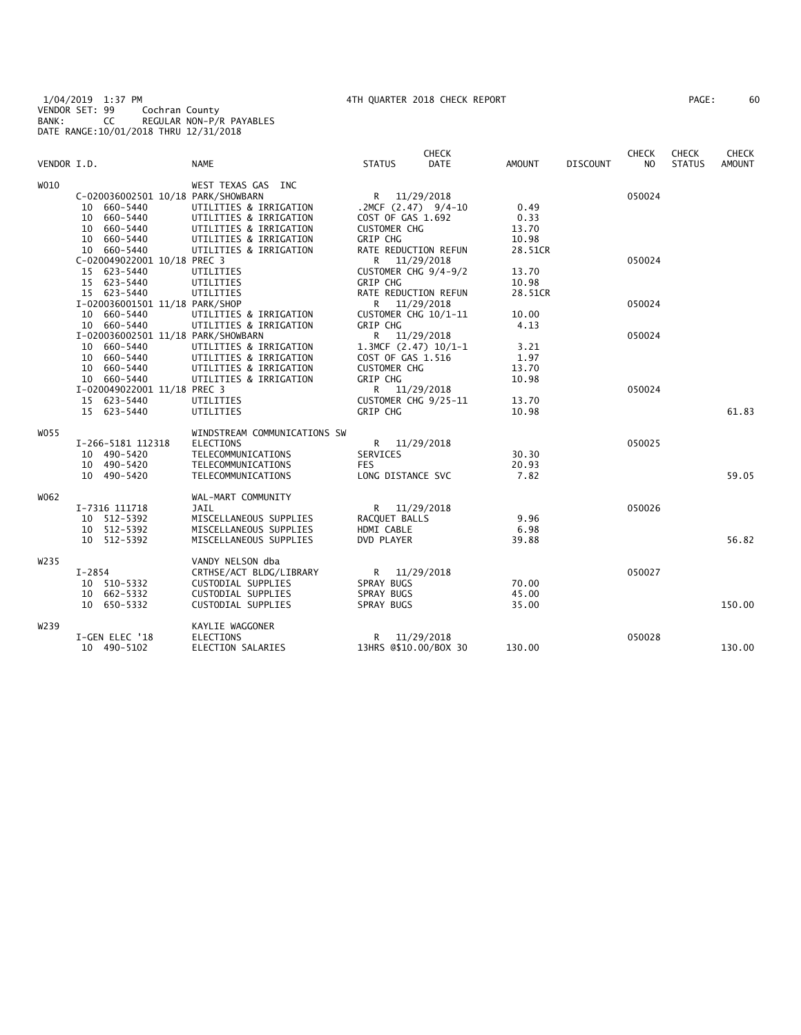1/04/2019 1:37 PM
VENDOR SET: 99 Cochran County
BANK: CC REGULAR NON-P/R PAYABLES
DATE RANGE:10/01/2018 THRU 12/31/2018

4TH QUARTER 2018 CHECK REPORT

| VENDOR I.D. | | NAME | STATUS | CHECK DATE | AMOUNT | DISCOUNT | CHECK NO | CHECK STATUS | CHECK AMOUNT |
|---|---|---|---|---|---|---|---|---|---|
| W010 | | WEST TEXAS GAS INC | | | | | | | |
| | C-020036002501 10/18 PARK/SHOWBARN | | R | 11/29/2018 | | | 050024 | | |
| | 10 660-5440 | UTILITIES & IRRIGATION | .2MCF (2.47) 9/4-10 | | 0.49 | | | | |
| | 10 660-5440 | UTILITIES & IRRIGATION | COST OF GAS 1.692 | | 0.33 | | | | |
| | 10 660-5440 | UTILITIES & IRRIGATION | CUSTOMER CHG | | 13.70 | | | | |
| | 10 660-5440 | UTILITIES & IRRIGATION | GRIP CHG | | 10.98 | | | | |
| | 10 660-5440 | UTILITIES & IRRIGATION | RATE REDUCTION REFUN | | 28.51CR | | | | |
| | C-020049022001 10/18 PREC 3 | | R | 11/29/2018 | | | 050024 | | |
| | 15 623-5440 | UTILITIES | CUSTOMER CHG 9/4-9/2 | | 13.70 | | | | |
| | 15 623-5440 | UTILITIES | GRIP CHG | | 10.98 | | | | |
| | 15 623-5440 | UTILITIES | RATE REDUCTION REFUN | | 28.51CR | | | | |
| | I-020036001501 11/18 PARK/SHOP | | R | 11/29/2018 | | | 050024 | | |
| | 10 660-5440 | UTILITIES & IRRIGATION | CUSTOMER CHG 10/1-11 | | 10.00 | | | | |
| | 10 660-5440 | UTILITIES & IRRIGATION | GRIP CHG | | 4.13 | | | | |
| | I-020036002501 11/18 PARK/SHOWBARN | | R | 11/29/2018 | | | 050024 | | |
| | 10 660-5440 | UTILITIES & IRRIGATION | 1.3MCF (2.47) 10/1-1 | | 3.21 | | | | |
| | 10 660-5440 | UTILITIES & IRRIGATION | COST OF GAS 1.516 | | 1.97 | | | | |
| | 10 660-5440 | UTILITIES & IRRIGATION | CUSTOMER CHG | | 13.70 | | | | |
| | 10 660-5440 | UTILITIES & IRRIGATION | GRIP CHG | | 10.98 | | | | |
| | I-020049022001 11/18 PREC 3 | | R | 11/29/2018 | | | 050024 | | |
| | 15 623-5440 | UTILITIES | CUSTOMER CHG 9/25-11 | | 13.70 | | | | |
| | 15 623-5440 | UTILITIES | GRIP CHG | | 10.98 | | | | 61.83 |
| W055 | | WINDSTREAM COMMUNICATIONS SW | | | | | | | |
| | I-266-5181 112318 | ELECTIONS | R | 11/29/2018 | | | 050025 | | |
| | 10 490-5420 | TELECOMMUNICATIONS | SERVICES | | 30.30 | | | | |
| | 10 490-5420 | TELECOMMUNICATIONS | FES | | 20.93 | | | | |
| | 10 490-5420 | TELECOMMUNICATIONS | LONG DISTANCE SVC | | 7.82 | | | | 59.05 |
| W062 | | WAL-MART COMMUNITY | | | | | | | |
| | I-7316 111718 | JAIL | R | 11/29/2018 | | | 050026 | | |
| | 10 512-5392 | MISCELLANEOUS SUPPLIES | RACQUET BALLS | | 9.96 | | | | |
| | 10 512-5392 | MISCELLANEOUS SUPPLIES | HDMI CABLE | | 6.98 | | | | |
| | 10 512-5392 | MISCELLANEOUS SUPPLIES | DVD PLAYER | | 39.88 | | | | 56.82 |
| W235 | | VANDY NELSON dba | | | | | | | |
| | I-2854 | CRTHSE/ACT BLDG/LIBRARY | R | 11/29/2018 | | | 050027 | | |
| | 10 510-5332 | CUSTODIAL SUPPLIES | SPRAY BUGS | | 70.00 | | | | |
| | 10 662-5332 | CUSTODIAL SUPPLIES | SPRAY BUGS | | 45.00 | | | | |
| | 10 650-5332 | CUSTODIAL SUPPLIES | SPRAY BUGS | | 35.00 | | | | 150.00 |
| W239 | | KAYLIE WAGGONER | | | | | | | |
| | I-GEN ELEC '18 | ELECTIONS | R | 11/29/2018 | | | 050028 | | |
| | 10 490-5102 | ELECTION SALARIES | 13HRS @$10.00/BOX 30 | | 130.00 | | | | 130.00 |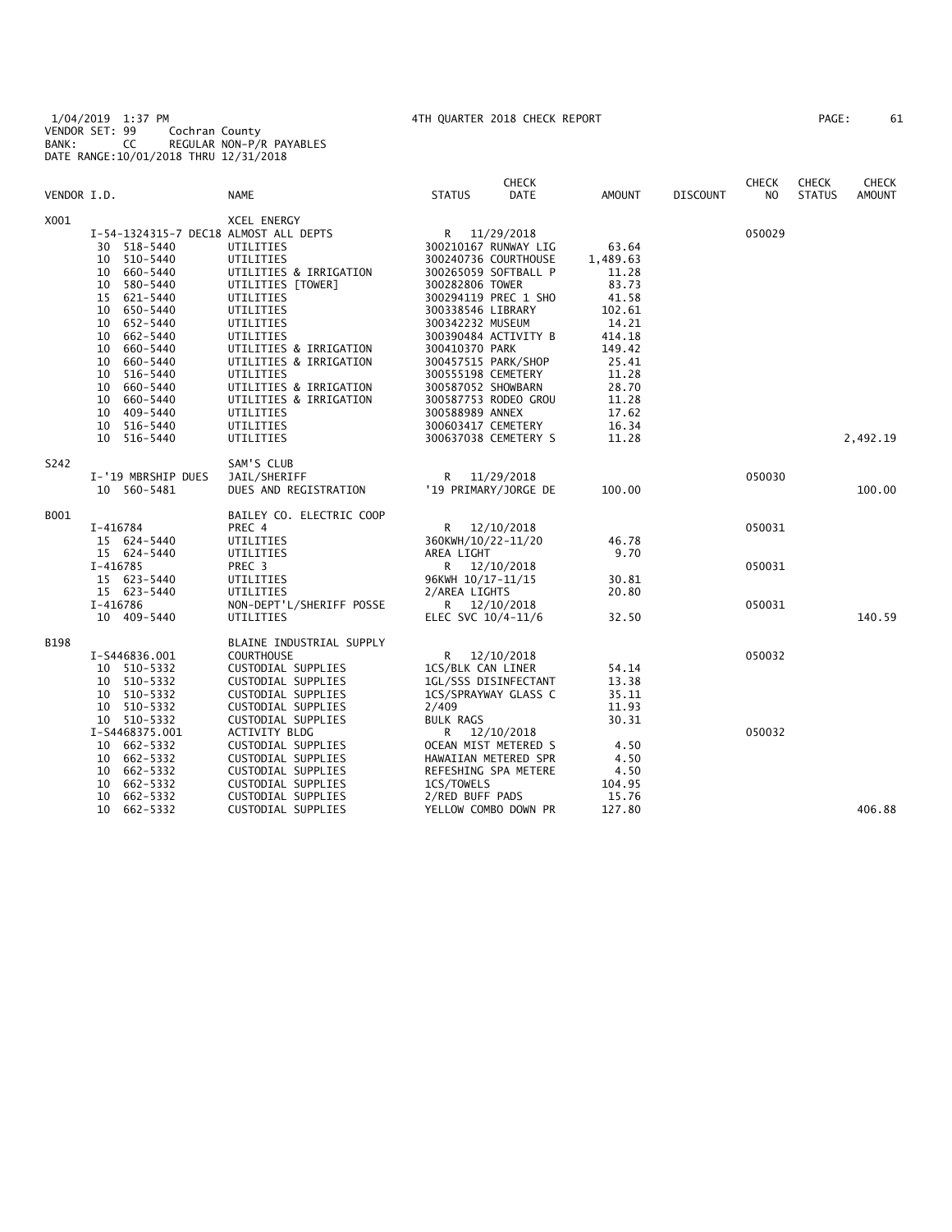1/04/2019 1:37 PM 4TH QUARTER 2018 CHECK REPORT
VENDOR SET: 99 Cochran County
BANK: CC REGULAR NON-P/R PAYABLES
DATE RANGE:10/01/2018 THRU 12/31/2018

| VENDOR I.D. | NAME | STATUS | CHECK DATE | AMOUNT | DISCOUNT | CHECK NO | CHECK STATUS | CHECK AMOUNT |
|---|---|---|---|---|---|---|---|---|
| X001 | XCEL ENERGY | | | | | | | |
| I-54-1324315-7 DEC18 | ALMOST ALL DEPTS | R | 11/29/2018 | | | 050029 | | |
| 30 518-5440 | UTILITIES | 300210167 RUNWAY LIG | | 63.64 | | | | |
| 10 510-5440 | UTILITIES | 300240736 COURTHOUSE | | 1,489.63 | | | | |
| 10 660-5440 | UTILITIES & IRRIGATION | 300265059 SOFTBALL P | | 11.28 | | | | |
| 10 580-5440 | UTILITIES [TOWER] | 300282806 TOWER | | 83.73 | | | | |
| 15 621-5440 | UTILITIES | 300294119 PREC 1 SHO | | 41.58 | | | | |
| 10 650-5440 | UTILITIES | 300338546 LIBRARY | | 102.61 | | | | |
| 10 652-5440 | UTILITIES | 300342232 MUSEUM | | 14.21 | | | | |
| 10 662-5440 | UTILITIES | 300390484 ACTIVITY B | | 414.18 | | | | |
| 10 660-5440 | UTILITIES & IRRIGATION | 300410370 PARK | | 149.42 | | | | |
| 10 660-5440 | UTILITIES & IRRIGATION | 300457515 PARK/SHOP | | 25.41 | | | | |
| 10 516-5440 | UTILITIES | 300555198 CEMETERY | | 11.28 | | | | |
| 10 660-5440 | UTILITIES & IRRIGATION | 300587052 SHOWBARN | | 28.70 | | | | |
| 10 660-5440 | UTILITIES & IRRIGATION | 300587753 RODEO GROU | | 11.28 | | | | |
| 10 409-5440 | UTILITIES | 300588989 ANNEX | | 17.62 | | | | |
| 10 516-5440 | UTILITIES | 300603417 CEMETERY | | 16.34 | | | | |
| 10 516-5440 | UTILITIES | 300637038 CEMETERY S | | 11.28 | | | | 2,492.19 |
| S242 | SAM'S CLUB | | | | | | | |
| I-'19 MBRSHIP DUES | JAIL/SHERIFF | R | 11/29/2018 | | | 050030 | | |
| 10 560-5481 | DUES AND REGISTRATION | '19 PRIMARY/JORGE DE | | 100.00 | | | | 100.00 |
| B001 | BAILEY CO. ELECTRIC COOP | | | | | | | |
| I-416784 | PREC 4 | R | 12/10/2018 | | | 050031 | | |
| 15 624-5440 | UTILITIES | 360KWH/10/22-11/20 | | 46.78 | | | | |
| 15 624-5440 | UTILITIES | AREA LIGHT | | 9.70 | | | | |
| I-416785 | PREC 3 | R | 12/10/2018 | | | 050031 | | |
| 15 623-5440 | UTILITIES | 96KWH 10/17-11/15 | | 30.81 | | | | |
| 15 623-5440 | UTILITIES | 2/AREA LIGHTS | | 20.80 | | | | |
| I-416786 | NON-DEPT'L/SHERIFF POSSE | R | 12/10/2018 | | | 050031 | | |
| 10 409-5440 | UTILITIES | ELEC SVC 10/4-11/6 | | 32.50 | | | | 140.59 |
| B198 | BLAINE INDUSTRIAL SUPPLY | | | | | | | |
| I-S446836.001 | COURTHOUSE | R | 12/10/2018 | | | 050032 | | |
| 10 510-5332 | CUSTODIAL SUPPLIES | 1CS/BLK CAN LINER | | 54.14 | | | | |
| 10 510-5332 | CUSTODIAL SUPPLIES | 1GL/SSS DISINFECTANT | | 13.38 | | | | |
| 10 510-5332 | CUSTODIAL SUPPLIES | 1CS/SPRAYWAY GLASS C | | 35.11 | | | | |
| 10 510-5332 | CUSTODIAL SUPPLIES | 2/409 | | 11.93 | | | | |
| 10 510-5332 | CUSTODIAL SUPPLIES | BULK RAGS | | 30.31 | | | | |
| I-S4468375.001 | ACTIVITY BLDG | R | 12/10/2018 | | | 050032 | | |
| 10 662-5332 | CUSTODIAL SUPPLIES | OCEAN MIST METERED S | | 4.50 | | | | |
| 10 662-5332 | CUSTODIAL SUPPLIES | HAWAIIAN METERED SPR | | 4.50 | | | | |
| 10 662-5332 | CUSTODIAL SUPPLIES | REFESHING SPA METERE | | 4.50 | | | | |
| 10 662-5332 | CUSTODIAL SUPPLIES | 1CS/TOWELS | | 104.95 | | | | |
| 10 662-5332 | CUSTODIAL SUPPLIES | 2/RED BUFF PADS | | 15.76 | | | | |
| 10 662-5332 | CUSTODIAL SUPPLIES | YELLOW COMBO DOWN PR | | 127.80 | | | | 406.88 |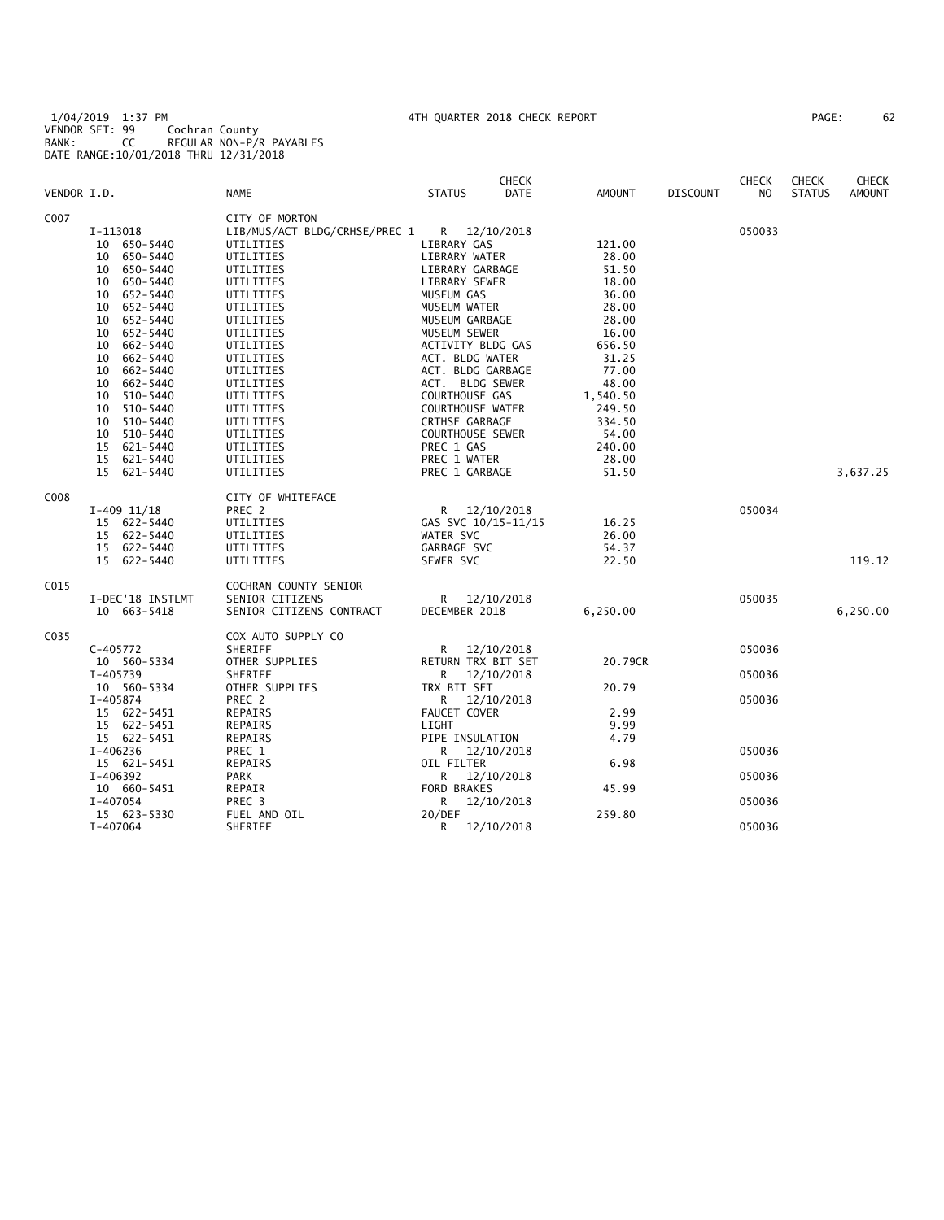1/04/2019 1:37 PM　　　　　　　　4TH QUARTER 2018 CHECK REPORT
VENDOR SET: 99　　Cochran County
BANK: CC　　REGULAR NON-P/R PAYABLES
DATE RANGE:10/01/2018 THRU 12/31/2018

| VENDOR I.D. | NAME | STATUS | CHECK DATE | AMOUNT | DISCOUNT | CHECK NO | CHECK STATUS | CHECK AMOUNT |
|---|---|---|---|---|---|---|---|---|
| C007 | CITY OF MORTON | | | | | | | |
| I-113018 | LIB/MUS/ACT BLDG/CRHSE/PREC 1 | R | 12/10/2018 | | | 050033 | | |
| 10 650-5440 | UTILITIES | LIBRARY GAS | | 121.00 | | | | |
| 10 650-5440 | UTILITIES | LIBRARY WATER | | 28.00 | | | | |
| 10 650-5440 | UTILITIES | LIBRARY GARBAGE | | 51.50 | | | | |
| 10 650-5440 | UTILITIES | LIBRARY SEWER | | 18.00 | | | | |
| 10 652-5440 | UTILITIES | MUSEUM GAS | | 36.00 | | | | |
| 10 652-5440 | UTILITIES | MUSEUM WATER | | 28.00 | | | | |
| 10 652-5440 | UTILITIES | MUSEUM GARBAGE | | 28.00 | | | | |
| 10 652-5440 | UTILITIES | MUSEUM SEWER | | 16.00 | | | | |
| 10 662-5440 | UTILITIES | ACTIVITY BLDG GAS | | 656.50 | | | | |
| 10 662-5440 | UTILITIES | ACT. BLDG WATER | | 31.25 | | | | |
| 10 662-5440 | UTILITIES | ACT. BLDG GARBAGE | | 77.00 | | | | |
| 10 662-5440 | UTILITIES | ACT. BLDG SEWER | | 48.00 | | | | |
| 10 510-5440 | UTILITIES | COURTHOUSE GAS | | 1,540.50 | | | | |
| 10 510-5440 | UTILITIES | COURTHOUSE WATER | | 249.50 | | | | |
| 10 510-5440 | UTILITIES | CRTHSE GARBAGE | | 334.50 | | | | |
| 10 510-5440 | UTILITIES | COURTHOUSE SEWER | | 54.00 | | | | |
| 15 621-5440 | UTILITIES | PREC 1 GAS | | 240.00 | | | | |
| 15 621-5440 | UTILITIES | PREC 1 WATER | | 28.00 | | | | |
| 15 621-5440 | UTILITIES | PREC 1 GARBAGE | | 51.50 | | | | 3,637.25 |
| C008 | CITY OF WHITEFACE | | | | | | | |
| I-409 11/18 | PREC 2 | R | 12/10/2018 | | | 050034 | | |
| 15 622-5440 | UTILITIES | GAS SVC 10/15-11/15 | | 16.25 | | | | |
| 15 622-5440 | UTILITIES | WATER SVC | | 26.00 | | | | |
| 15 622-5440 | UTILITIES | GARBAGE SVC | | 54.37 | | | | |
| 15 622-5440 | UTILITIES | SEWER SVC | | 22.50 | | | | 119.12 |
| C015 | COCHRAN COUNTY SENIOR | | | | | | | |
| I-DEC'18 INSTLMT | SENIOR CITIZENS | R | 12/10/2018 | | | 050035 | | |
| 10 663-5418 | SENIOR CITIZENS CONTRACT | DECEMBER 2018 | | 6,250.00 | | | | 6,250.00 |
| C035 | COX AUTO SUPPLY CO | | | | | | | |
| C-405772 | SHERIFF | R | 12/10/2018 | | | 050036 | | |
| 10 560-5334 | OTHER SUPPLIES | RETURN TRX BIT SET | | 20.79CR | | | | |
| I-405739 | SHERIFF | R | 12/10/2018 | | | 050036 | | |
| 10 560-5334 | OTHER SUPPLIES | TRX BIT SET | | 20.79 | | | | |
| I-405874 | PREC 2 | R | 12/10/2018 | | | 050036 | | |
| 15 622-5451 | REPAIRS | FAUCET COVER | | 2.99 | | | | |
| 15 622-5451 | REPAIRS | LIGHT | | 9.99 | | | | |
| 15 622-5451 | REPAIRS | PIPE INSULATION | | 4.79 | | | | |
| I-406236 | PREC 1 | R | 12/10/2018 | | | 050036 | | |
| 15 621-5451 | REPAIRS | OIL FILTER | | 6.98 | | | | |
| I-406392 | PARK | R | 12/10/2018 | | | 050036 | | |
| 10 660-5451 | REPAIR | FORD BRAKES | | 45.99 | | | | |
| I-407054 | PREC 3 | R | 12/10/2018 | | | 050036 | | |
| 15 623-5330 | FUEL AND OIL | 20/DEF | | 259.80 | | | | |
| I-407064 | SHERIFF | R | 12/10/2018 | | | 050036 | | |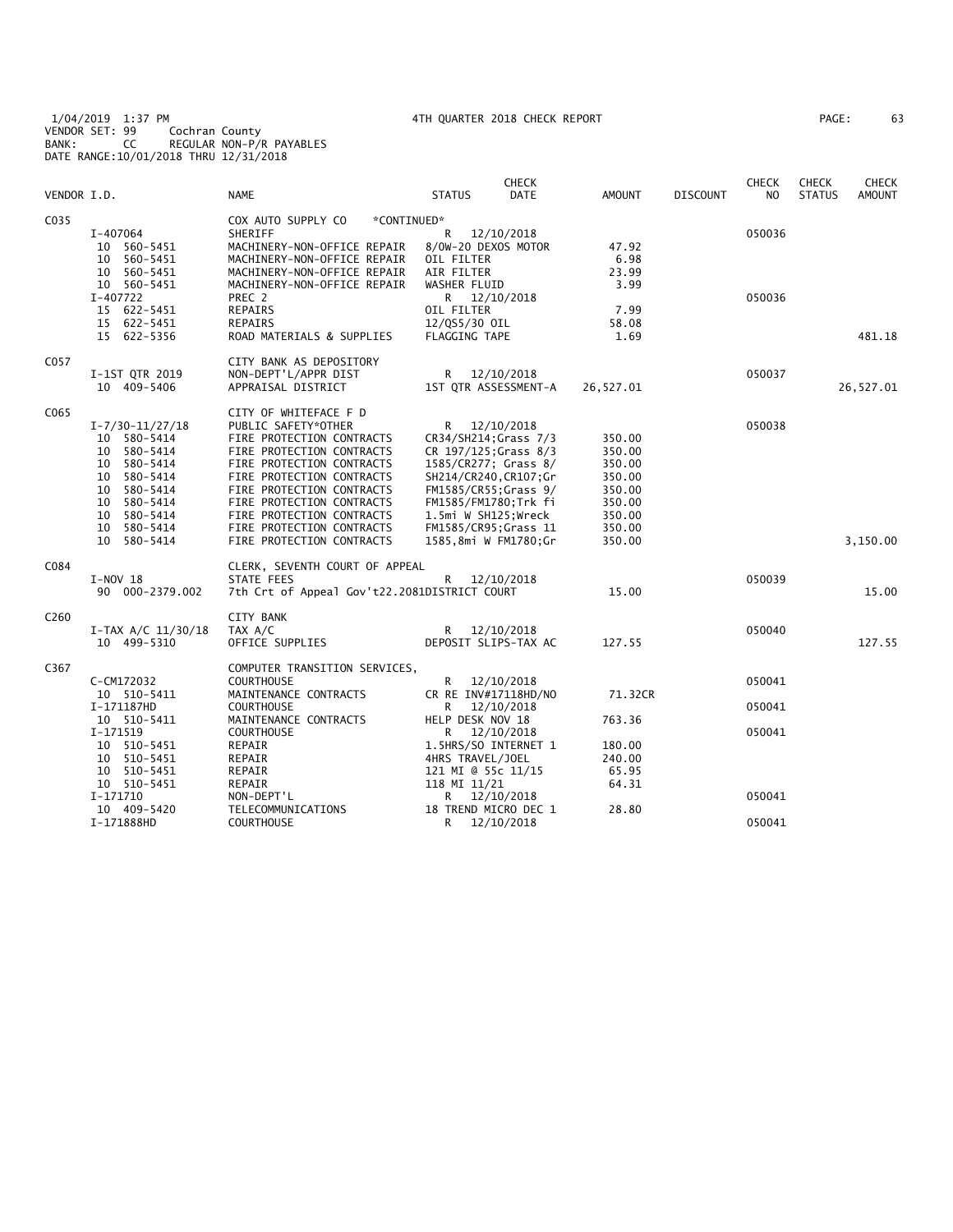1/04/2019 1:37 PM 4TH QUARTER 2018 CHECK REPORT
VENDOR SET: 99 Cochran County
BANK: CC REGULAR NON-P/R PAYABLES
DATE RANGE:10/01/2018 THRU 12/31/2018

| VENDOR I.D. | | NAME | STATUS | CHECK DATE | AMOUNT | DISCOUNT | CHECK NO | CHECK STATUS | CHECK AMOUNT |
|---|---|---|---|---|---|---|---|---|---|
| C035 | | COX AUTO SUPPLY CO *CONTINUED* | | | | | | | |
| | I-407064 | SHERIFF | R | 12/10/2018 | | | 050036 | | |
| | 10 560-5451 | MACHINERY-NON-OFFICE REPAIR | 8/0W-20 DEXOS MOTOR | | 47.92 | | | | |
| | 10 560-5451 | MACHINERY-NON-OFFICE REPAIR | OIL FILTER | | 6.98 | | | | |
| | 10 560-5451 | MACHINERY-NON-OFFICE REPAIR | AIR FILTER | | 23.99 | | | | |
| | 10 560-5451 | MACHINERY-NON-OFFICE REPAIR | WASHER FLUID | | 3.99 | | | | |
| | I-407722 | PREC 2 | R | 12/10/2018 | | | 050036 | | |
| | 15 622-5451 | REPAIRS | OIL FILTER | | 7.99 | | | | |
| | 15 622-5451 | REPAIRS | 12/QS5/30 OIL | | 58.08 | | | | |
| | 15 622-5356 | ROAD MATERIALS & SUPPLIES | FLAGGING TAPE | | 1.69 | | | | 481.18 |
| C057 | | CITY BANK AS DEPOSITORY | | | | | | | |
| | I-1ST QTR 2019 | NON-DEPT'L/APPR DIST | R | 12/10/2018 | | | 050037 | | |
| | 10 409-5406 | APPRAISAL DISTRICT | 1ST QTR ASSESSMENT-A | | 26,527.01 | | | | 26,527.01 |
| C065 | | CITY OF WHITEFACE F D | | | | | | | |
| | I-7/30-11/27/18 | PUBLIC SAFETY*OTHER | R | 12/10/2018 | | | 050038 | | |
| | 10 580-5414 | FIRE PROTECTION CONTRACTS | CR34/SH214;Grass 7/3 | | 350.00 | | | | |
| | 10 580-5414 | FIRE PROTECTION CONTRACTS | CR 197/125;Grass 8/3 | | 350.00 | | | | |
| | 10 580-5414 | FIRE PROTECTION CONTRACTS | 1585/CR277; Grass 8/ | | 350.00 | | | | |
| | 10 580-5414 | FIRE PROTECTION CONTRACTS | SH214/CR240,CR107;Gr | | 350.00 | | | | |
| | 10 580-5414 | FIRE PROTECTION CONTRACTS | FM1585/CR55;Grass 9/ | | 350.00 | | | | |
| | 10 580-5414 | FIRE PROTECTION CONTRACTS | FM1585/FM1780;Trk fi | | 350.00 | | | | |
| | 10 580-5414 | FIRE PROTECTION CONTRACTS | 1.5mi W SH125;Wreck | | 350.00 | | | | |
| | 10 580-5414 | FIRE PROTECTION CONTRACTS | FM1585/CR95;Grass 11 | | 350.00 | | | | |
| | 10 580-5414 | FIRE PROTECTION CONTRACTS | 1585,8mi W FM1780;Gr | | 350.00 | | | | 3,150.00 |
| C084 | | CLERK, SEVENTH COURT OF APPEAL | | | | | | | |
| | I-NOV 18 | STATE FEES | R | 12/10/2018 | | | 050039 | | |
| | 90 000-2379.002 | 7th Crt of Appeal Gov't22.2081 | DISTRICT COURT | | 15.00 | | | | 15.00 |
| C260 | | CITY BANK | | | | | | | |
| | I-TAX A/C 11/30/18 | TAX A/C | R | 12/10/2018 | | | 050040 | | |
| | 10 499-5310 | OFFICE SUPPLIES | DEPOSIT SLIPS-TAX AC | | 127.55 | | | | 127.55 |
| C367 | | COMPUTER TRANSITION SERVICES, | | | | | | | |
| | C-CM172032 | COURTHOUSE | R | 12/10/2018 | | | 050041 | | |
| | 10 510-5411 | MAINTENANCE CONTRACTS | CR RE INV#17118HD/NO | | 71.32CR | | | | |
| | I-171187HD | COURTHOUSE | R | 12/10/2018 | | | 050041 | | |
| | 10 510-5411 | MAINTENANCE CONTRACTS | HELP DESK NOV 18 | | 763.36 | | | | |
| | I-171519 | COURTHOUSE | R | 12/10/2018 | | | 050041 | | |
| | 10 510-5451 | REPAIR | 1.5HRS/SO INTERNET 1 | | 180.00 | | | | |
| | 10 510-5451 | REPAIR | 4HRS TRAVEL/JOEL | | 240.00 | | | | |
| | 10 510-5451 | REPAIR | 121 MI @ 55c 11/15 | | 65.95 | | | | |
| | 10 510-5451 | REPAIR | 118 MI 11/21 | | 64.31 | | | | |
| | I-171710 | NON-DEPT'L | R | 12/10/2018 | | | 050041 | | |
| | 10 409-5420 | TELECOMMUNICATIONS | 18 TREND MICRO DEC 1 | | 28.80 | | | | |
| | I-171888HD | COURTHOUSE | R | 12/10/2018 | | | 050041 | | |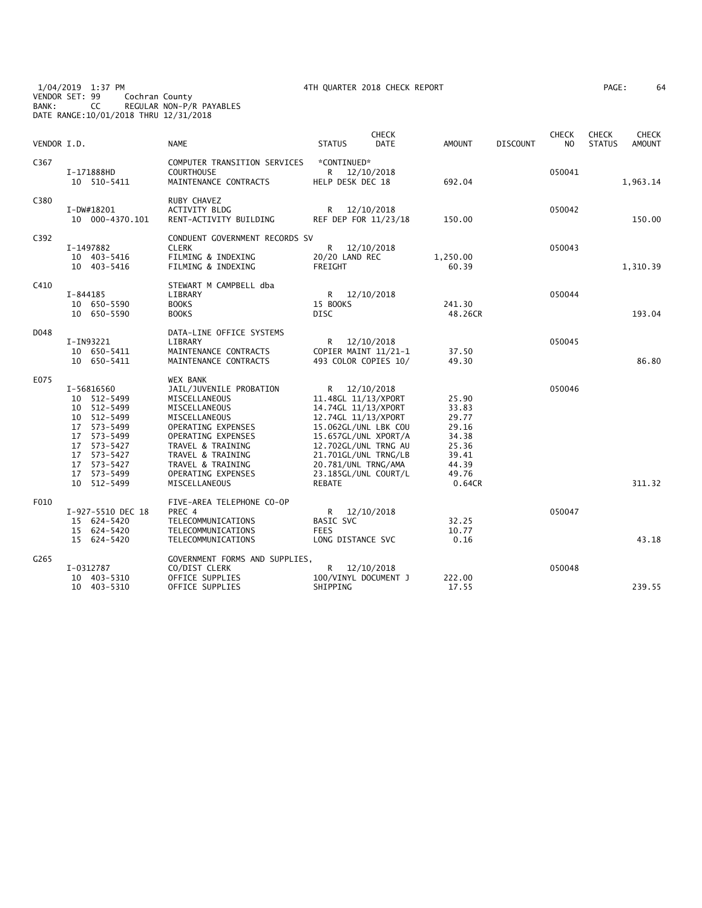1/04/2019 1:37 PM　　4TH QUARTER 2018 CHECK REPORT
VENDOR SET: 99　　Cochran County
BANK:　　CC　　REGULAR NON-P/R PAYABLES
DATE RANGE:10/01/2018 THRU 12/31/2018

| VENDOR I.D. | NAME | STATUS | CHECK DATE | AMOUNT | DISCOUNT | CHECK NO | CHECK STATUS | CHECK AMOUNT |
|---|---|---|---|---|---|---|---|---|
| C367 | COMPUTER TRANSITION SERVICES | *CONTINUED* | | | | | | |
| I-171888HD | COURTHOUSE | R | 12/10/2018 | | | 050041 | | |
| 10 510-5411 | MAINTENANCE CONTRACTS | HELP DESK DEC 18 | | 692.04 | | | | 1,963.14 |
| C380 | RUBY CHAVEZ | | | | | | | |
| I-DW#18201 | ACTIVITY BLDG | R | 12/10/2018 | | | 050042 | | |
| 10 000-4370.101 | RENT-ACTIVITY BUILDING | REF DEP FOR 11/23/18 | | 150.00 | | | | 150.00 |
| C392 | CONDUENT GOVERNMENT RECORDS SV | | | | | | | |
| I-1497882 | CLERK | R | 12/10/2018 | | | 050043 | | |
| 10 403-5416 | FILMING & INDEXING | 20/20 LAND REC | | 1,250.00 | | | | |
| 10 403-5416 | FILMING & INDEXING | FREIGHT | | 60.39 | | | | 1,310.39 |
| C410 | STEWART M CAMPBELL dba | | | | | | | |
| I-844185 | LIBRARY | R | 12/10/2018 | | | 050044 | | |
| 10 650-5590 | BOOKS | 15 BOOKS | | 241.30 | | | | |
| 10 650-5590 | BOOKS | DISC | | 48.26CR | | | | 193.04 |
| D048 | DATA-LINE OFFICE SYSTEMS | | | | | | | |
| I-IN93221 | LIBRARY | R | 12/10/2018 | | | 050045 | | |
| 10 650-5411 | MAINTENANCE CONTRACTS | COPIER MAINT 11/21-1 | | 37.50 | | | | |
| 10 650-5411 | MAINTENANCE CONTRACTS | 493 COLOR COPIES 10/ | | 49.30 | | | | 86.80 |
| E075 | WEX BANK | | | | | | | |
| I-56816560 | JAIL/JUVENILE PROBATION | R | 12/10/2018 | | | 050046 | | |
| 10 512-5499 | MISCELLANEOUS | 11.48GL 11/13/XPORT | | 25.90 | | | | |
| 10 512-5499 | MISCELLANEOUS | 14.74GL 11/13/XPORT | | 33.83 | | | | |
| 10 512-5499 | MISCELLANEOUS | 12.74GL 11/13/XPORT | | 29.77 | | | | |
| 17 573-5499 | OPERATING EXPENSES | 15.062GL/UNL LBK COU | | 29.16 | | | | |
| 17 573-5499 | OPERATING EXPENSES | 15.657GL/UNL XPORT/A | | 34.38 | | | | |
| 17 573-5427 | TRAVEL & TRAINING | 12.702GL/UNL TRNG AU | | 25.36 | | | | |
| 17 573-5427 | TRAVEL & TRAINING | 21.701GL/UNL TRNG/LB | | 39.41 | | | | |
| 17 573-5427 | TRAVEL & TRAINING | 20.781/UNL TRNG/AMA | | 44.39 | | | | |
| 17 573-5499 | OPERATING EXPENSES | 23.185GL/UNL COURT/L | | 49.76 | | | | |
| 10 512-5499 | MISCELLANEOUS | REBATE | | 0.64CR | | | | 311.32 |
| F010 | FIVE-AREA TELEPHONE CO-OP | | | | | | | |
| I-927-5510 DEC 18 | PREC 4 | R | 12/10/2018 | | | 050047 | | |
| 15 624-5420 | TELECOMMUNICATIONS | BASIC SVC | | 32.25 | | | | |
| 15 624-5420 | TELECOMMUNICATIONS | FEES | | 10.77 | | | | |
| 15 624-5420 | TELECOMMUNICATIONS | LONG DISTANCE SVC | | 0.16 | | | | 43.18 |
| G265 | GOVERNMENT FORMS AND SUPPLIES, | | | | | | | |
| I-0312787 | CO/DIST CLERK | R | 12/10/2018 | | | 050048 | | |
| 10 403-5310 | OFFICE SUPPLIES | 100/VINYL DOCUMENT J | | 222.00 | | | | |
| 10 403-5310 | OFFICE SUPPLIES | SHIPPING | | 17.55 | | | | 239.55 |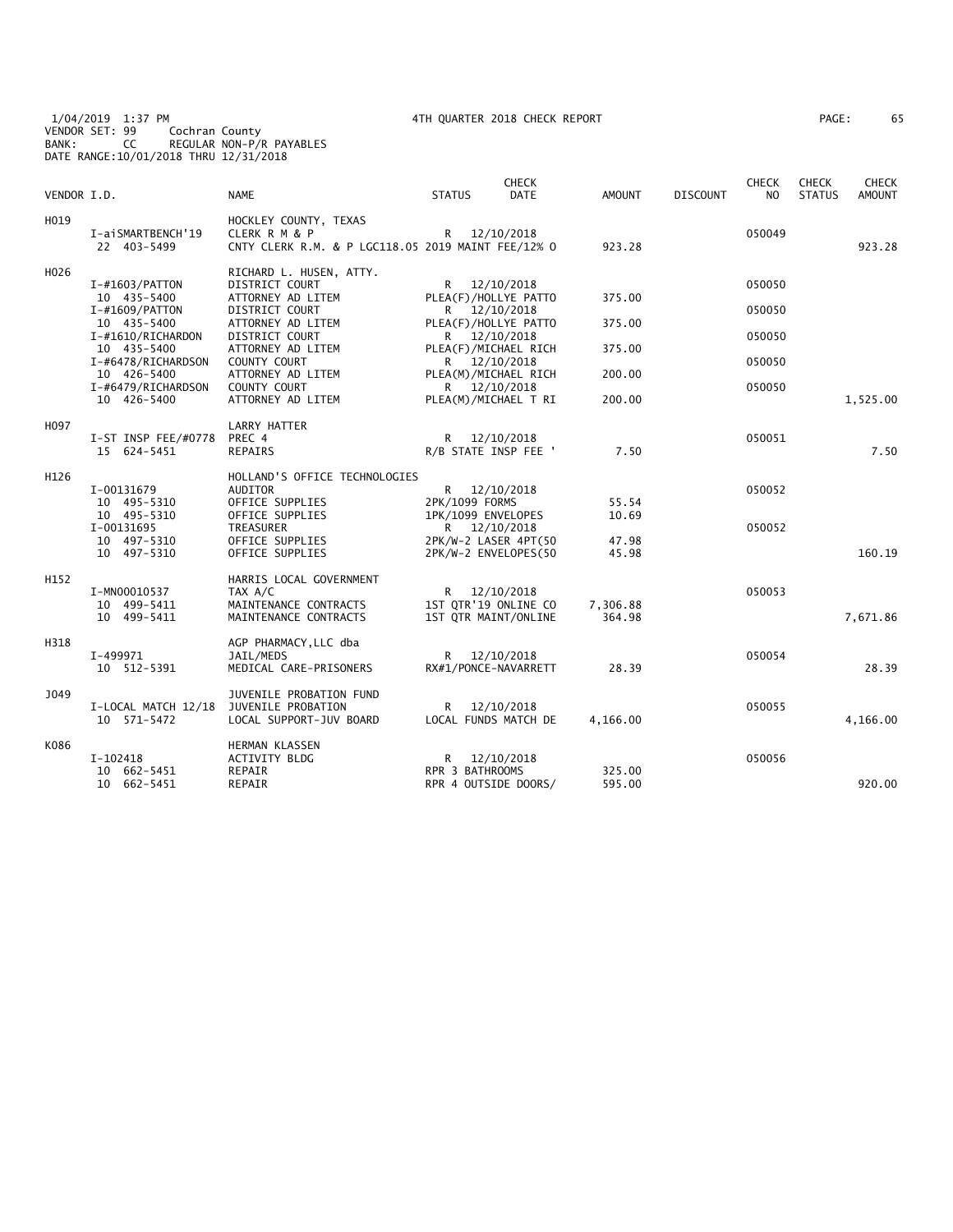1/04/2019 1:37 PM 4TH QUARTER 2018 CHECK REPORT
VENDOR SET: 99 Cochran County
BANK: CC REGULAR NON-P/R PAYABLES
DATE RANGE:10/01/2018 THRU 12/31/2018

| VENDOR I.D. | | NAME | STATUS | CHECK DATE | AMOUNT | DISCOUNT | CHECK NO | CHECK STATUS | CHECK AMOUNT |
|---|---|---|---|---|---|---|---|---|---|
| H019 | | HOCKLEY COUNTY, TEXAS | | | | | | | |
| | I-aiSMARTBENCH'19 | CLERK R M & P | R | 12/10/2018 | | | 050049 | | |
| | 22 403-5499 | CNTY CLERK R.M. & P LGC118.05 2019 MAINT FEE/12% O | | | 923.28 | | | | 923.28 |
| H026 | | RICHARD L. HUSEN, ATTY. | | | | | | | |
| | I-#1603/PATTON | DISTRICT COURT | R | 12/10/2018 | | | 050050 | | |
| | 10 435-5400 | ATTORNEY AD LITEM | PLEA(F)/HOLLYE PATTO | | 375.00 | | | | |
| | I-#1609/PATTON | DISTRICT COURT | R | 12/10/2018 | | | 050050 | | |
| | 10 435-5400 | ATTORNEY AD LITEM | PLEA(F)/HOLLYE PATTO | | 375.00 | | | | |
| | I-#1610/RICHARDON | DISTRICT COURT | R | 12/10/2018 | | | 050050 | | |
| | 10 435-5400 | ATTORNEY AD LITEM | PLEA(F)/MICHAEL RICH | | 375.00 | | | | |
| | I-#6478/RICHARDSON | COUNTY COURT | R | 12/10/2018 | | | 050050 | | |
| | 10 426-5400 | ATTORNEY AD LITEM | PLEA(M)/MICHAEL RICH | | 200.00 | | | | |
| | I-#6479/RICHARDSON | COUNTY COURT | R | 12/10/2018 | | | 050050 | | |
| | 10 426-5400 | ATTORNEY AD LITEM | PLEA(M)/MICHAEL T RI | | 200.00 | | | | 1,525.00 |
| H097 | | LARRY HATTER | | | | | | | |
| | I-ST INSP FEE/#0778 | PREC 4 | R | 12/10/2018 | | | 050051 | | |
| | 15 624-5451 | REPAIRS | R/B STATE INSP FEE ' | | 7.50 | | | | 7.50 |
| H126 | | HOLLAND'S OFFICE TECHNOLOGIES | | | | | | | |
| | I-00131679 | AUDITOR | R | 12/10/2018 | | | 050052 | | |
| | 10 495-5310 | OFFICE SUPPLIES | 2PK/1099 FORMS | | 55.54 | | | | |
| | 10 495-5310 | OFFICE SUPPLIES | 1PK/1099 ENVELOPES | | 10.69 | | | | |
| | I-00131695 | TREASURER | R | 12/10/2018 | | | 050052 | | |
| | 10 497-5310 | OFFICE SUPPLIES | 2PK/W-2 LASER 4PT(50 | | 47.98 | | | | |
| | 10 497-5310 | OFFICE SUPPLIES | 2PK/W-2 ENVELOPES(50 | | 45.98 | | | | 160.19 |
| H152 | | HARRIS LOCAL GOVERNMENT | | | | | | | |
| | I-MN00010537 | TAX A/C | R | 12/10/2018 | | | 050053 | | |
| | 10 499-5411 | MAINTENANCE CONTRACTS | 1ST QTR'19 ONLINE CO | | 7,306.88 | | | | |
| | 10 499-5411 | MAINTENANCE CONTRACTS | 1ST QTR MAINT/ONLINE | | 364.98 | | | | 7,671.86 |
| H318 | | AGP PHARMACY,LLC dba | | | | | | | |
| | I-499971 | JAIL/MEDS | R | 12/10/2018 | | | 050054 | | |
| | 10 512-5391 | MEDICAL CARE-PRISONERS | RX#1/PONCE-NAVARRETT | | 28.39 | | | | 28.39 |
| J049 | | JUVENILE PROBATION FUND | | | | | | | |
| | I-LOCAL MATCH 12/18 | JUVENILE PROBATION | R | 12/10/2018 | | | 050055 | | |
| | 10 571-5472 | LOCAL SUPPORT-JUV BOARD | LOCAL FUNDS MATCH DE | | 4,166.00 | | | | 4,166.00 |
| K086 | | HERMAN KLASSEN | | | | | | | |
| | I-102418 | ACTIVITY BLDG | R | 12/10/2018 | | | 050056 | | |
| | 10 662-5451 | REPAIR | RPR 3 BATHROOMS | | 325.00 | | | | |
| | 10 662-5451 | REPAIR | RPR 4 OUTSIDE DOORS/ | | 595.00 | | | | 920.00 |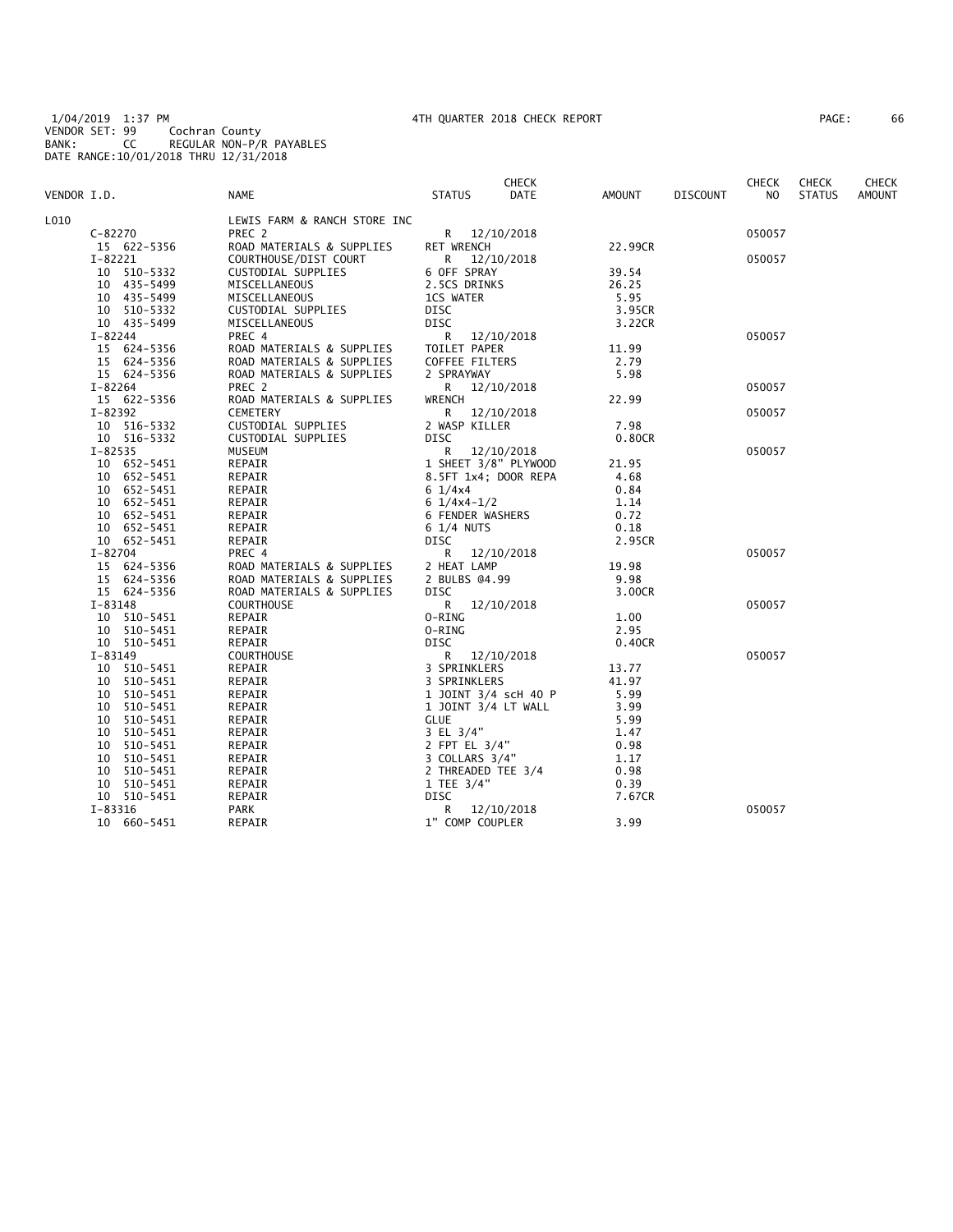1/04/2019 1:37 PM 4TH QUARTER 2018 CHECK REPORT
VENDOR SET: 99 Cochran County
BANK: CC REGULAR NON-P/R PAYABLES
DATE RANGE:10/01/2018 THRU 12/31/2018

| VENDOR I.D. | NAME | STATUS | CHECK DATE | AMOUNT | DISCOUNT | CHECK NO | CHECK STATUS | CHECK AMOUNT |
|---|---|---|---|---|---|---|---|---|
| L010 | LEWIS FARM & RANCH STORE INC | | | | | | | |
| C-82270 | PREC 2 | R | 12/10/2018 | | | 050057 | | |
| 15 622-5356 | ROAD MATERIALS & SUPPLIES | RET WRENCH | | 22.99CR | | | | |
| I-82221 | COURTHOUSE/DIST COURT | R | 12/10/2018 | | | 050057 | | |
| 10 510-5332 | CUSTODIAL SUPPLIES | 6 OFF SPRAY | | 39.54 | | | | |
| 10 435-5499 | MISCELLANEOUS | 2.5CS DRINKS | | 26.25 | | | | |
| 10 435-5499 | MISCELLANEOUS | 1CS WATER | | 5.95 | | | | |
| 10 510-5332 | CUSTODIAL SUPPLIES | DISC | | 3.95CR | | | | |
| 10 435-5499 | MISCELLANEOUS | DISC | | 3.22CR | | | | |
| I-82244 | PREC 4 | R | 12/10/2018 | | | 050057 | | |
| 15 624-5356 | ROAD MATERIALS & SUPPLIES | TOILET PAPER | | 11.99 | | | | |
| 15 624-5356 | ROAD MATERIALS & SUPPLIES | COFFEE FILTERS | | 2.79 | | | | |
| 15 624-5356 | ROAD MATERIALS & SUPPLIES | 2 SPRAYWAY | | 5.98 | | | | |
| I-82264 | PREC 2 | R | 12/10/2018 | | | 050057 | | |
| 15 622-5356 | ROAD MATERIALS & SUPPLIES | WRENCH | | 22.99 | | | | |
| I-82392 | CEMETERY | R | 12/10/2018 | | | 050057 | | |
| 10 516-5332 | CUSTODIAL SUPPLIES | 2 WASP KILLER | | 7.98 | | | | |
| 10 516-5332 | CUSTODIAL SUPPLIES | DISC | | 0.80CR | | | | |
| I-82535 | MUSEUM | R | 12/10/2018 | | | 050057 | | |
| 10 652-5451 | REPAIR | 1 SHEET 3/8" PLYWOOD | | 21.95 | | | | |
| 10 652-5451 | REPAIR | 8.5FT 1x4; DOOR REPA | | 4.68 | | | | |
| 10 652-5451 | REPAIR | 6 1/4x4 | | 0.84 | | | | |
| 10 652-5451 | REPAIR | 6 1/4x4-1/2 | | 1.14 | | | | |
| 10 652-5451 | REPAIR | 6 FENDER WASHERS | | 0.72 | | | | |
| 10 652-5451 | REPAIR | 6 1/4 NUTS | | 0.18 | | | | |
| 10 652-5451 | REPAIR | DISC | | 2.95CR | | | | |
| I-82704 | PREC 4 | R | 12/10/2018 | | | 050057 | | |
| 15 624-5356 | ROAD MATERIALS & SUPPLIES | 2 HEAT LAMP | | 19.98 | | | | |
| 15 624-5356 | ROAD MATERIALS & SUPPLIES | 2 BULBS @4.99 | | 9.98 | | | | |
| 15 624-5356 | ROAD MATERIALS & SUPPLIES | DISC | | 3.00CR | | | | |
| I-83148 | COURTHOUSE | R | 12/10/2018 | | | 050057 | | |
| 10 510-5451 | REPAIR | O-RING | | 1.00 | | | | |
| 10 510-5451 | REPAIR | O-RING | | 2.95 | | | | |
| 10 510-5451 | REPAIR | DISC | | 0.40CR | | | | |
| I-83149 | COURTHOUSE | R | 12/10/2018 | | | 050057 | | |
| 10 510-5451 | REPAIR | 3 SPRINKLERS | | 13.77 | | | | |
| 10 510-5451 | REPAIR | 3 SPRINKLERS | | 41.97 | | | | |
| 10 510-5451 | REPAIR | 1 JOINT 3/4 scH 40 P | | 5.99 | | | | |
| 10 510-5451 | REPAIR | 1 JOINT 3/4 LT WALL | | 3.99 | | | | |
| 10 510-5451 | REPAIR | GLUE | | 5.99 | | | | |
| 10 510-5451 | REPAIR | 3 EL 3/4" | | 1.47 | | | | |
| 10 510-5451 | REPAIR | 2 FPT EL 3/4" | | 0.98 | | | | |
| 10 510-5451 | REPAIR | 3 COLLARS 3/4" | | 1.17 | | | | |
| 10 510-5451 | REPAIR | 2 THREADED TEE 3/4 | | 0.98 | | | | |
| 10 510-5451 | REPAIR | 1 TEE 3/4" | | 0.39 | | | | |
| 10 510-5451 | REPAIR | DISC | | 7.67CR | | | | |
| I-83316 | PARK | R | 12/10/2018 | | | 050057 | | |
| 10 660-5451 | REPAIR | 1" COMP COUPLER | | 3.99 | | | | |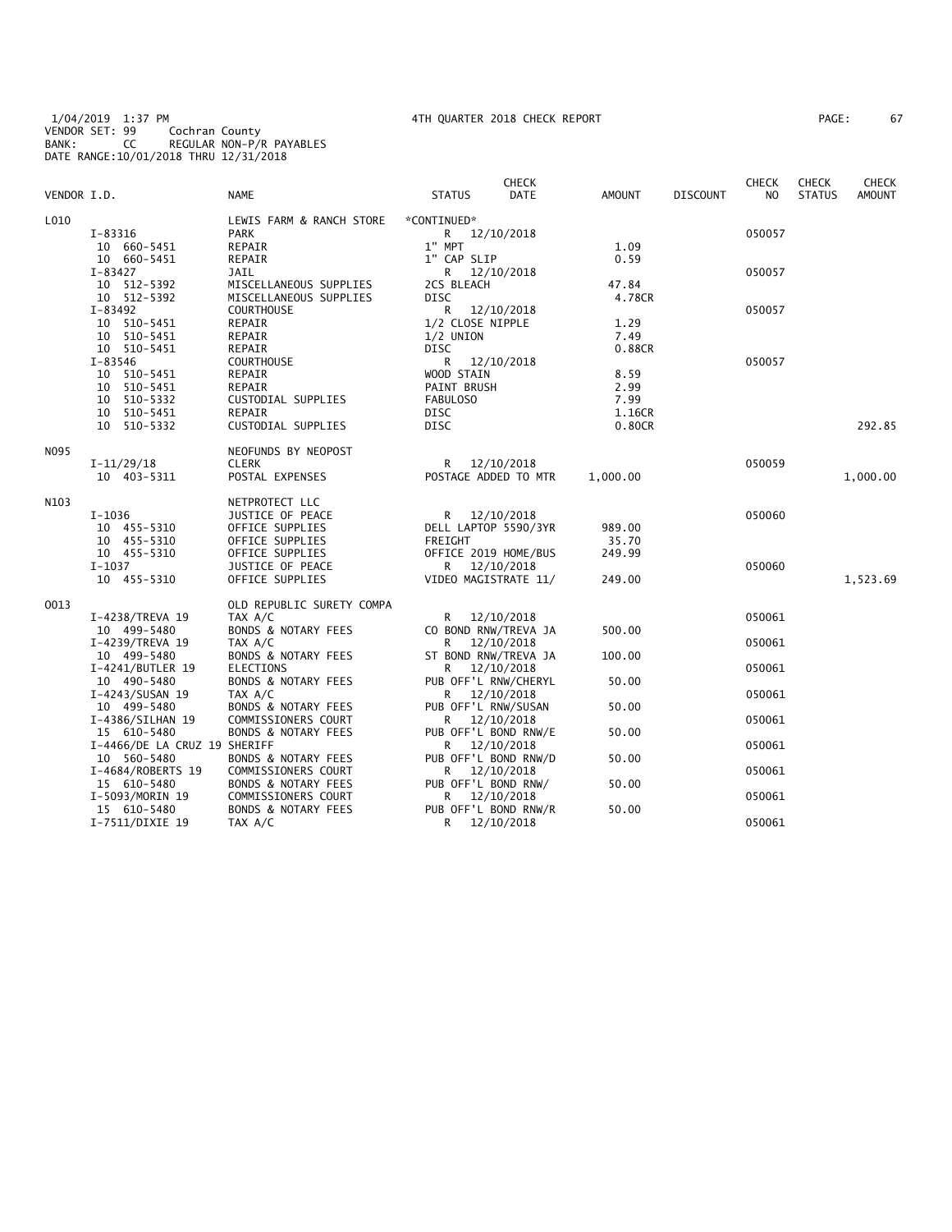1/04/2019 1:37 PM 4TH QUARTER 2018 CHECK REPORT
VENDOR SET: 99 Cochran County
BANK: CC REGULAR NON-P/R PAYABLES
DATE RANGE:10/01/2018 THRU 12/31/2018

| VENDOR I.D. | | NAME | STATUS | CHECK DATE | AMOUNT | DISCOUNT | CHECK NO | CHECK STATUS | CHECK AMOUNT |
|---|---|---|---|---|---|---|---|---|---|
| L010 | | LEWIS FARM & RANCH STORE | *CONTINUED* | | | | | | |
| | I-83316 | PARK | R | 12/10/2018 | | | 050057 | | |
| | 10 660-5451 | REPAIR | 1" MPT | | 1.09 | | | | |
| | 10 660-5451 | REPAIR | 1" CAP SLIP | | 0.59 | | | | |
| | I-83427 | JAIL | R | 12/10/2018 | | | 050057 | | |
| | 10 512-5392 | MISCELLANEOUS SUPPLIES | 2CS BLEACH | | 47.84 | | | | |
| | 10 512-5392 | MISCELLANEOUS SUPPLIES | DISC | | 4.78CR | | | | |
| | I-83492 | COURTHOUSE | R | 12/10/2018 | | | 050057 | | |
| | 10 510-5451 | REPAIR | 1/2 CLOSE NIPPLE | | 1.29 | | | | |
| | 10 510-5451 | REPAIR | 1/2 UNION | | 7.49 | | | | |
| | 10 510-5451 | REPAIR | DISC | | 0.88CR | | | | |
| | I-83546 | COURTHOUSE | R | 12/10/2018 | | | 050057 | | |
| | 10 510-5451 | REPAIR | WOOD STAIN | | 8.59 | | | | |
| | 10 510-5451 | REPAIR | PAINT BRUSH | | 2.99 | | | | |
| | 10 510-5332 | CUSTODIAL SUPPLIES | FABULOSO | | 7.99 | | | | |
| | 10 510-5451 | REPAIR | DISC | | 1.16CR | | | | |
| | 10 510-5332 | CUSTODIAL SUPPLIES | DISC | | 0.80CR | | | | 292.85 |
| N095 | | NEOFUNDS BY NEOPOST | | | | | | | |
| | I-11/29/18 | CLERK | R | 12/10/2018 | | | 050059 | | |
| | 10 403-5311 | POSTAL EXPENSES | POSTAGE ADDED TO MTR | | 1,000.00 | | | | 1,000.00 |
| N103 | | NETPROTECT LLC | | | | | | | |
| | I-1036 | JUSTICE OF PEACE | R | 12/10/2018 | | | 050060 | | |
| | 10 455-5310 | OFFICE SUPPLIES | DELL LAPTOP 5590/3YR | | 989.00 | | | | |
| | 10 455-5310 | OFFICE SUPPLIES | FREIGHT | | 35.70 | | | | |
| | 10 455-5310 | OFFICE SUPPLIES | OFFICE 2019 HOME/BUS | | 249.99 | | | | |
| | I-1037 | JUSTICE OF PEACE | R | 12/10/2018 | | | 050060 | | |
| | 10 455-5310 | OFFICE SUPPLIES | VIDEO MAGISTRATE 11/ | | 249.00 | | | | 1,523.69 |
| O013 | | OLD REPUBLIC SURETY COMPA | | | | | | | |
| | I-4238/TREVA 19 | TAX A/C | R | 12/10/2018 | | | 050061 | | |
| | 10 499-5480 | BONDS & NOTARY FEES | CO BOND RNW/TREVA JA | | 500.00 | | | | |
| | I-4239/TREVA 19 | TAX A/C | R | 12/10/2018 | | | 050061 | | |
| | 10 499-5480 | BONDS & NOTARY FEES | ST BOND RNW/TREVA JA | | 100.00 | | | | |
| | I-4241/BUTLER 19 | ELECTIONS | R | 12/10/2018 | | | 050061 | | |
| | 10 490-5480 | BONDS & NOTARY FEES | PUB OFF'L RNW/CHERYL | | 50.00 | | | | |
| | I-4243/SUSAN 19 | TAX A/C | R | 12/10/2018 | | | 050061 | | |
| | 10 499-5480 | BONDS & NOTARY FEES | PUB OFF'L RNW/SUSAN | | 50.00 | | | | |
| | I-4386/SILHAN 19 | COMMISSIONERS COURT | R | 12/10/2018 | | | 050061 | | |
| | 15 610-5480 | BONDS & NOTARY FEES | PUB OFF'L BOND RNW/E | | 50.00 | | | | |
| | I-4466/DE LA CRUZ 19 | SHERIFF | R | 12/10/2018 | | | 050061 | | |
| | 10 560-5480 | BONDS & NOTARY FEES | PUB OFF'L BOND RNW/D | | 50.00 | | | | |
| | I-4684/ROBERTS 19 | COMMISSIONERS COURT | R | 12/10/2018 | | | 050061 | | |
| | 15 610-5480 | BONDS & NOTARY FEES | PUB OFF'L BOND RNW/ | | 50.00 | | | | |
| | I-5093/MORIN 19 | COMMISSIONERS COURT | R | 12/10/2018 | | | 050061 | | |
| | 15 610-5480 | BONDS & NOTARY FEES | PUB OFF'L BOND RNW/R | | 50.00 | | | | |
| | I-7511/DIXIE 19 | TAX A/C | R | 12/10/2018 | | | 050061 | | |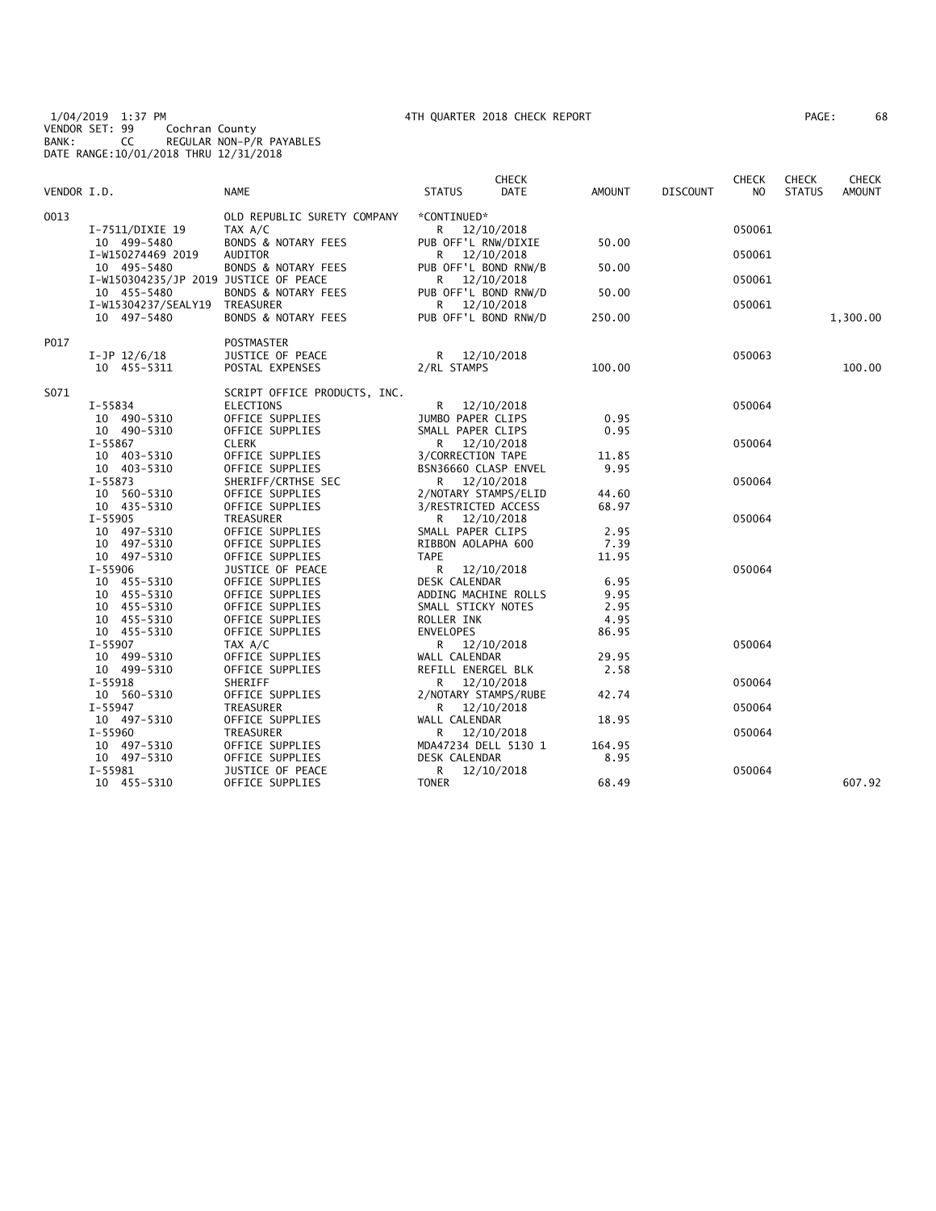1/04/2019 1:37 PM　　　　4TH QUARTER 2018 CHECK REPORT
VENDOR SET: 99　　Cochran County
BANK: CC　　REGULAR NON-P/R PAYABLES
DATE RANGE:10/01/2018 THRU 12/31/2018

| VENDOR I.D. | NAME | STATUS | CHECK DATE | AMOUNT | DISCOUNT | CHECK NO | CHECK STATUS | CHECK AMOUNT |
|---|---|---|---|---|---|---|---|---|
| 0013 | OLD REPUBLIC SURETY COMPANY | *CONTINUED* | | | | | | |
| I-7511/DIXIE 19 | TAX A/C | R | 12/10/2018 | | | 050061 | | |
| 10 499-5480 | BONDS & NOTARY FEES | PUB OFF'L RNW/DIXIE | | 50.00 | | | | |
| I-W150274469 2019 | AUDITOR | R | 12/10/2018 | | | 050061 | | |
| 10 495-5480 | BONDS & NOTARY FEES | PUB OFF'L BOND RNW/B | | 50.00 | | | | |
| I-W150304235/JP 2019 | JUSTICE OF PEACE | R | 12/10/2018 | | | 050061 | | |
| 10 455-5480 | BONDS & NOTARY FEES | PUB OFF'L BOND RNW/D | | 50.00 | | | | |
| I-W15304237/SEALY19 | TREASURER | R | 12/10/2018 | | | 050061 | | |
| 10 497-5480 | BONDS & NOTARY FEES | PUB OFF'L BOND RNW/D | | 250.00 | | | | 1,300.00 |
| P017 | POSTMASTER | | | | | | | |
| I-JP 12/6/18 | JUSTICE OF PEACE | R | 12/10/2018 | | | 050063 | | |
| 10 455-5311 | POSTAL EXPENSES | 2/RL STAMPS | | 100.00 | | | | 100.00 |
| S071 | SCRIPT OFFICE PRODUCTS, INC. | | | | | | | |
| I-55834 | ELECTIONS | R | 12/10/2018 | | | 050064 | | |
| 10 490-5310 | OFFICE SUPPLIES | JUMBO PAPER CLIPS | | 0.95 | | | | |
| 10 490-5310 | OFFICE SUPPLIES | SMALL PAPER CLIPS | | 0.95 | | | | |
| I-55867 | CLERK | R | 12/10/2018 | | | 050064 | | |
| 10 403-5310 | OFFICE SUPPLIES | 3/CORRECTION TAPE | | 11.85 | | | | |
| 10 403-5310 | OFFICE SUPPLIES | BSN36660 CLASP ENVEL | | 9.95 | | | | |
| I-55873 | SHERIFF/CRTHSE SEC | R | 12/10/2018 | | | 050064 | | |
| 10 560-5310 | OFFICE SUPPLIES | 2/NOTARY STAMPS/ELID | | 44.60 | | | | |
| 10 435-5310 | OFFICE SUPPLIES | 3/RESTRICTED ACCESS | | 68.97 | | | | |
| I-55905 | TREASURER | R | 12/10/2018 | | | 050064 | | |
| 10 497-5310 | OFFICE SUPPLIES | SMALL PAPER CLIPS | | 2.95 | | | | |
| 10 497-5310 | OFFICE SUPPLIES | RIBBON AOLAPHA 600 | | 7.39 | | | | |
| 10 497-5310 | OFFICE SUPPLIES | TAPE | | 11.95 | | | | |
| I-55906 | JUSTICE OF PEACE | R | 12/10/2018 | | | 050064 | | |
| 10 455-5310 | OFFICE SUPPLIES | DESK CALENDAR | | 6.95 | | | | |
| 10 455-5310 | OFFICE SUPPLIES | ADDING MACHINE ROLLS | | 9.95 | | | | |
| 10 455-5310 | OFFICE SUPPLIES | SMALL STICKY NOTES | | 2.95 | | | | |
| 10 455-5310 | OFFICE SUPPLIES | ROLLER INK | | 4.95 | | | | |
| 10 455-5310 | OFFICE SUPPLIES | ENVELOPES | | 86.95 | | | | |
| I-55907 | TAX A/C | R | 12/10/2018 | | | 050064 | | |
| 10 499-5310 | OFFICE SUPPLIES | WALL CALENDAR | | 29.95 | | | | |
| 10 499-5310 | OFFICE SUPPLIES | REFILL ENERGEL BLK | | 2.58 | | | | |
| I-55918 | SHERIFF | R | 12/10/2018 | | | 050064 | | |
| 10 560-5310 | OFFICE SUPPLIES | 2/NOTARY STAMPS/RUBE | | 42.74 | | | | |
| I-55947 | TREASURER | R | 12/10/2018 | | | 050064 | | |
| 10 497-5310 | OFFICE SUPPLIES | WALL CALENDAR | | 18.95 | | | | |
| I-55960 | TREASURER | R | 12/10/2018 | | | 050064 | | |
| 10 497-5310 | OFFICE SUPPLIES | MDA47234 DELL 5130 1 | | 164.95 | | | | |
| 10 497-5310 | OFFICE SUPPLIES | DESK CALENDAR | | 8.95 | | | | |
| I-55981 | JUSTICE OF PEACE | R | 12/10/2018 | | | 050064 | | |
| 10 455-5310 | OFFICE SUPPLIES | TONER | | 68.49 | | | | 607.92 |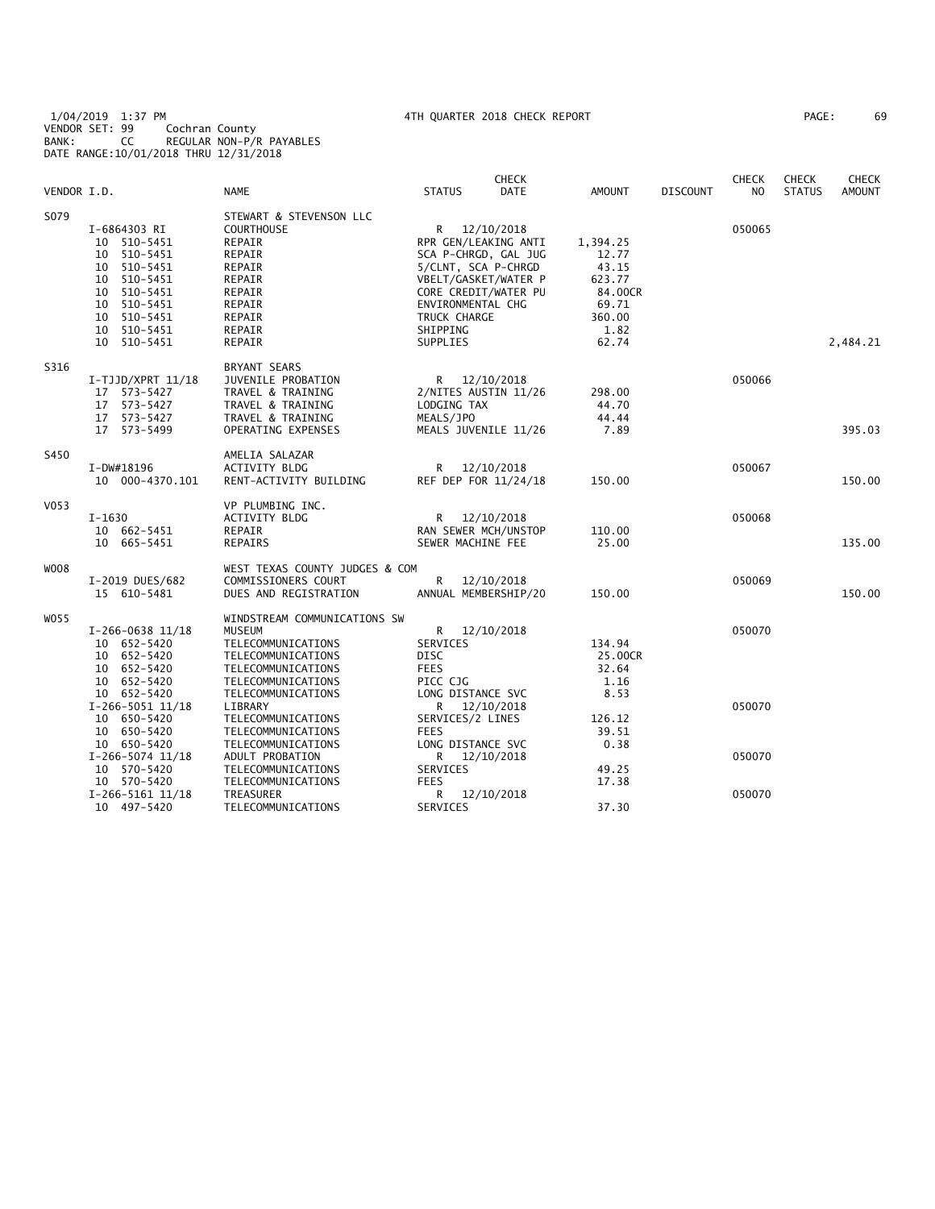1/04/2019 1:37 PM 4TH QUARTER 2018 CHECK REPORT
VENDOR SET: 99 Cochran County
BANK: CC REGULAR NON-P/R PAYABLES
DATE RANGE:10/01/2018 THRU 12/31/2018

| VENDOR I.D. | NAME | STATUS | CHECK DATE | AMOUNT | DISCOUNT | CHECK NO | CHECK STATUS | CHECK AMOUNT |
|---|---|---|---|---|---|---|---|---|
| S079 | STEWART & STEVENSON LLC | | | | | | | |
| I-6864303 RI | COURTHOUSE | R | 12/10/2018 | | | 050065 | | |
| 10 510-5451 | REPAIR | RPR GEN/LEAKING ANTI | | 1,394.25 | | | | |
| 10 510-5451 | REPAIR | SCA P-CHRGD, GAL JUG | | 12.77 | | | | |
| 10 510-5451 | REPAIR | 5/CLNT, SCA P-CHRGD | | 43.15 | | | | |
| 10 510-5451 | REPAIR | VBELT/GASKET/WATER P | | 623.77 | | | | |
| 10 510-5451 | REPAIR | CORE CREDIT/WATER PU | | 84.00CR | | | | |
| 10 510-5451 | REPAIR | ENVIRONMENTAL CHG | | 69.71 | | | | |
| 10 510-5451 | REPAIR | TRUCK CHARGE | | 360.00 | | | | |
| 10 510-5451 | REPAIR | SHIPPING | | 1.82 | | | | |
| 10 510-5451 | REPAIR | SUPPLIES | | 62.74 | | | | 2,484.21 |
| S316 | BRYANT SEARS | | | | | | | |
| I-TJJD/XPRT 11/18 | JUVENILE PROBATION | R | 12/10/2018 | | | 050066 | | |
| 17 573-5427 | TRAVEL & TRAINING | 2/NITES AUSTIN 11/26 | | 298.00 | | | | |
| 17 573-5427 | TRAVEL & TRAINING | LODGING TAX | | 44.70 | | | | |
| 17 573-5427 | TRAVEL & TRAINING | MEALS/JPO | | 44.44 | | | | |
| 17 573-5499 | OPERATING EXPENSES | MEALS JUVENILE 11/26 | | 7.89 | | | | 395.03 |
| S450 | AMELIA SALAZAR | | | | | | | |
| I-DW#18196 | ACTIVITY BLDG | R | 12/10/2018 | | | 050067 | | |
| 10 000-4370.101 | RENT-ACTIVITY BUILDING | REF DEP FOR 11/24/18 | | 150.00 | | | | 150.00 |
| V053 | VP PLUMBING INC. | | | | | | | |
| I-1630 | ACTIVITY BLDG | R | 12/10/2018 | | | 050068 | | |
| 10 662-5451 | REPAIR | RAN SEWER MCH/UNSTOP | | 110.00 | | | | |
| 10 665-5451 | REPAIRS | SEWER MACHINE FEE | | 25.00 | | | | 135.00 |
| W008 | WEST TEXAS COUNTY JUDGES & COM | | | | | | | |
| I-2019 DUES/682 | COMMISSIONERS COURT | R | 12/10/2018 | | | 050069 | | |
| 15 610-5481 | DUES AND REGISTRATION | ANNUAL MEMBERSHIP/20 | | 150.00 | | | | 150.00 |
| W055 | WINDSTREAM COMMUNICATIONS SW | | | | | | | |
| I-266-0638 11/18 | MUSEUM | R | 12/10/2018 | | | 050070 | | |
| 10 652-5420 | TELECOMMUNICATIONS | SERVICES | | 134.94 | | | | |
| 10 652-5420 | TELECOMMUNICATIONS | DISC | | 25.00CR | | | | |
| 10 652-5420 | TELECOMMUNICATIONS | FEES | | 32.64 | | | | |
| 10 652-5420 | TELECOMMUNICATIONS | PICC CJG | | 1.16 | | | | |
| 10 652-5420 | TELECOMMUNICATIONS | LONG DISTANCE SVC | | 8.53 | | | | |
| I-266-5051 11/18 | LIBRARY | R | 12/10/2018 | | | 050070 | | |
| 10 650-5420 | TELECOMMUNICATIONS | SERVICES/2 LINES | | 126.12 | | | | |
| 10 650-5420 | TELECOMMUNICATIONS | FEES | | 39.51 | | | | |
| 10 650-5420 | TELECOMMUNICATIONS | LONG DISTANCE SVC | | 0.38 | | | | |
| I-266-5074 11/18 | ADULT PROBATION | R | 12/10/2018 | | | 050070 | | |
| 10 570-5420 | TELECOMMUNICATIONS | SERVICES | | 49.25 | | | | |
| 10 570-5420 | TELECOMMUNICATIONS | FEES | | 17.38 | | | | |
| I-266-5161 11/18 | TREASURER | R | 12/10/2018 | | | 050070 | | |
| 10 497-5420 | TELECOMMUNICATIONS | SERVICES | | 37.30 | | | | |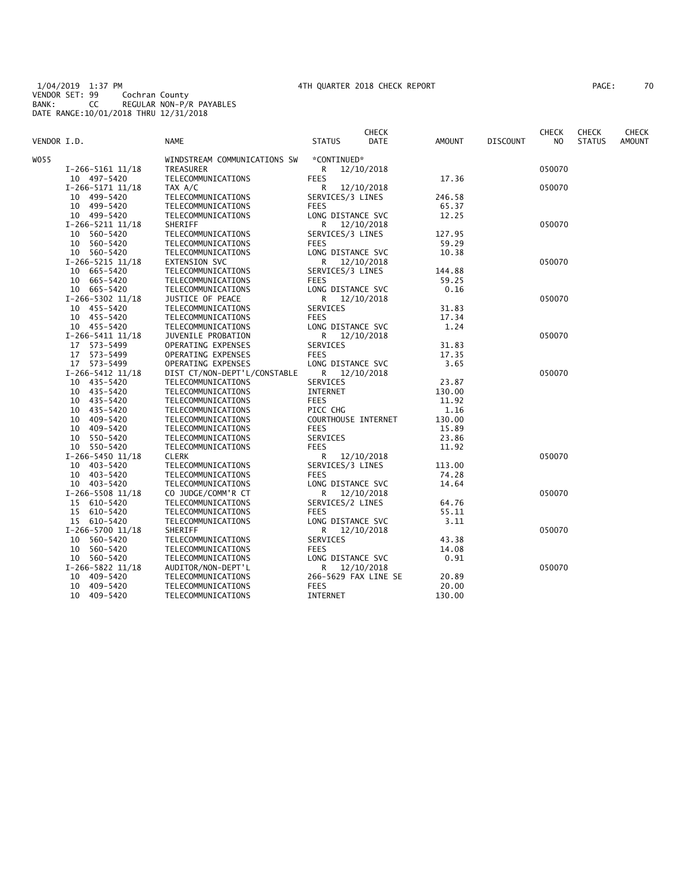1/04/2019 1:37 PM 4TH QUARTER 2018 CHECK REPORT
VENDOR SET: 99 Cochran County
BANK: CC REGULAR NON-P/R PAYABLES
DATE RANGE:10/01/2018 THRU 12/31/2018

| VENDOR I.D. | NAME | STATUS | CHECK DATE | AMOUNT | DISCOUNT | CHECK NO | CHECK STATUS | CHECK AMOUNT |
|---|---|---|---|---|---|---|---|---|
| W055 | WINDSTREAM COMMUNICATIONS SW | *CONTINUED* | | | | | | |
| I-266-5161 11/18 | TREASURER | R | 12/10/2018 | | | 050070 | | |
| 10 497-5420 | TELECOMMUNICATIONS | FEES | | 17.36 | | | | |
| I-266-5171 11/18 | TAX A/C | R | 12/10/2018 | | | 050070 | | |
| 10 499-5420 | TELECOMMUNICATIONS | SERVICES/3 LINES | | 246.58 | | | | |
| 10 499-5420 | TELECOMMUNICATIONS | FEES | | 65.37 | | | | |
| 10 499-5420 | TELECOMMUNICATIONS | LONG DISTANCE SVC | | 12.25 | | | | |
| I-266-5211 11/18 | SHERIFF | R | 12/10/2018 | | | 050070 | | |
| 10 560-5420 | TELECOMMUNICATIONS | SERVICES/3 LINES | | 127.95 | | | | |
| 10 560-5420 | TELECOMMUNICATIONS | FEES | | 59.29 | | | | |
| 10 560-5420 | TELECOMMUNICATIONS | LONG DISTANCE SVC | | 10.38 | | | | |
| I-266-5215 11/18 | EXTENSION SVC | R | 12/10/2018 | | | 050070 | | |
| 10 665-5420 | TELECOMMUNICATIONS | SERVICES/3 LINES | | 144.88 | | | | |
| 10 665-5420 | TELECOMMUNICATIONS | FEES | | 59.25 | | | | |
| 10 665-5420 | TELECOMMUNICATIONS | LONG DISTANCE SVC | | 0.16 | | | | |
| I-266-5302 11/18 | JUSTICE OF PEACE | R | 12/10/2018 | | | 050070 | | |
| 10 455-5420 | TELECOMMUNICATIONS | SERVICES | | 31.83 | | | | |
| 10 455-5420 | TELECOMMUNICATIONS | FEES | | 17.34 | | | | |
| 10 455-5420 | TELECOMMUNICATIONS | LONG DISTANCE SVC | | 1.24 | | | | |
| I-266-5411 11/18 | JUVENILE PROBATION | R | 12/10/2018 | | | 050070 | | |
| 17 573-5499 | OPERATING EXPENSES | SERVICES | | 31.83 | | | | |
| 17 573-5499 | OPERATING EXPENSES | FEES | | 17.35 | | | | |
| 17 573-5499 | OPERATING EXPENSES | LONG DISTANCE SVC | | 3.65 | | | | |
| I-266-5412 11/18 | DIST CT/NON-DEPT'L/CONSTABLE | R | 12/10/2018 | | | 050070 | | |
| 10 435-5420 | TELECOMMUNICATIONS | SERVICES | | 23.87 | | | | |
| 10 435-5420 | TELECOMMUNICATIONS | INTERNET | | 130.00 | | | | |
| 10 435-5420 | TELECOMMUNICATIONS | FEES | | 11.92 | | | | |
| 10 435-5420 | TELECOMMUNICATIONS | PICC CHG | | 1.16 | | | | |
| 10 409-5420 | TELECOMMUNICATIONS | COURTHOUSE INTERNET | | 130.00 | | | | |
| 10 409-5420 | TELECOMMUNICATIONS | FEES | | 15.89 | | | | |
| 10 550-5420 | TELECOMMUNICATIONS | SERVICES | | 23.86 | | | | |
| 10 550-5420 | TELECOMMUNICATIONS | FEES | | 11.92 | | | | |
| I-266-5450 11/18 | CLERK | R | 12/10/2018 | | | 050070 | | |
| 10 403-5420 | TELECOMMUNICATIONS | SERVICES/3 LINES | | 113.00 | | | | |
| 10 403-5420 | TELECOMMUNICATIONS | FEES | | 74.28 | | | | |
| 10 403-5420 | TELECOMMUNICATIONS | LONG DISTANCE SVC | | 14.64 | | | | |
| I-266-5508 11/18 | CO JUDGE/COMM'R CT | R | 12/10/2018 | | | 050070 | | |
| 15 610-5420 | TELECOMMUNICATIONS | SERVICES/2 LINES | | 64.76 | | | | |
| 15 610-5420 | TELECOMMUNICATIONS | FEES | | 55.11 | | | | |
| 15 610-5420 | TELECOMMUNICATIONS | LONG DISTANCE SVC | | 3.11 | | | | |
| I-266-5700 11/18 | SHERIFF | R | 12/10/2018 | | | 050070 | | |
| 10 560-5420 | TELECOMMUNICATIONS | SERVICES | | 43.38 | | | | |
| 10 560-5420 | TELECOMMUNICATIONS | FEES | | 14.08 | | | | |
| 10 560-5420 | TELECOMMUNICATIONS | LONG DISTANCE SVC | | 0.91 | | | | |
| I-266-5822 11/18 | AUDITOR/NON-DEPT'L | R | 12/10/2018 | | | 050070 | | |
| 10 409-5420 | TELECOMMUNICATIONS | 266-5629 FAX LINE SE | | 20.89 | | | | |
| 10 409-5420 | TELECOMMUNICATIONS | FEES | | 20.00 | | | | |
| 10 409-5420 | TELECOMMUNICATIONS | INTERNET | | 130.00 | | | | |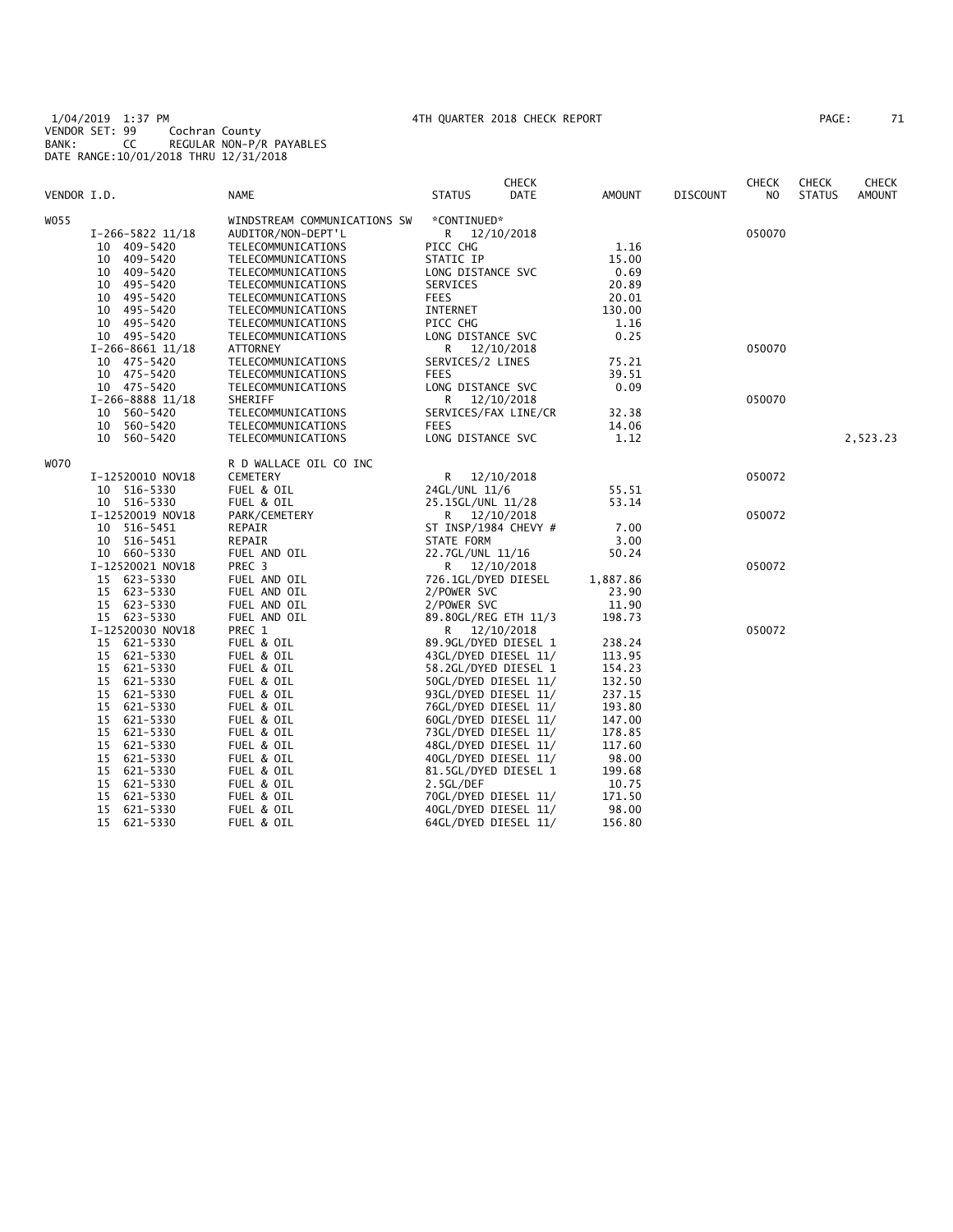1/04/2019 1:37 PM 4TH QUARTER 2018 CHECK REPORT
VENDOR SET: 99 Cochran County
BANK: CC REGULAR NON-P/R PAYABLES
DATE RANGE:10/01/2018 THRU 12/31/2018

| VENDOR I.D. | NAME | STATUS | CHECK DATE | AMOUNT | DISCOUNT | CHECK NO | CHECK STATUS | CHECK AMOUNT |
|---|---|---|---|---|---|---|---|---|
| W055 | WINDSTREAM COMMUNICATIONS SW | *CONTINUED* | | | | | | |
| I-266-5822 11/18 | AUDITOR/NON-DEPT'L | R | 12/10/2018 | | | 050070 | | |
| 10 409-5420 | TELECOMMUNICATIONS | PICC CHG | | 1.16 | | | | |
| 10 409-5420 | TELECOMMUNICATIONS | STATIC IP | | 15.00 | | | | |
| 10 409-5420 | TELECOMMUNICATIONS | LONG DISTANCE SVC | | 0.69 | | | | |
| 10 495-5420 | TELECOMMUNICATIONS | SERVICES | | 20.89 | | | | |
| 10 495-5420 | TELECOMMUNICATIONS | FEES | | 20.01 | | | | |
| 10 495-5420 | TELECOMMUNICATIONS | INTERNET | | 130.00 | | | | |
| 10 495-5420 | TELECOMMUNICATIONS | PICC CHG | | 1.16 | | | | |
| 10 495-5420 | TELECOMMUNICATIONS | LONG DISTANCE SVC | | 0.25 | | | | |
| I-266-8661 11/18 | ATTORNEY | R | 12/10/2018 | | | 050070 | | |
| 10 475-5420 | TELECOMMUNICATIONS | SERVICES/2 LINES | | 75.21 | | | | |
| 10 475-5420 | TELECOMMUNICATIONS | FEES | | 39.51 | | | | |
| 10 475-5420 | TELECOMMUNICATIONS | LONG DISTANCE SVC | | 0.09 | | | | |
| I-266-8888 11/18 | SHERIFF | R | 12/10/2018 | | | 050070 | | |
| 10 560-5420 | TELECOMMUNICATIONS | SERVICES/FAX LINE/CR | | 32.38 | | | | |
| 10 560-5420 | TELECOMMUNICATIONS | FEES | | 14.06 | | | | |
| 10 560-5420 | TELECOMMUNICATIONS | LONG DISTANCE SVC | | 1.12 | | | | 2,523.23 |
| W070 | R D WALLACE OIL CO INC | | | | | | | |
| I-12520010 NOV18 | CEMETERY | R | 12/10/2018 | | | 050072 | | |
| 10 516-5330 | FUEL & OIL | 24GL/UNL 11/6 | | 55.51 | | | | |
| 10 516-5330 | FUEL & OIL | 25.15GL/UNL 11/28 | | 53.14 | | | | |
| I-12520019 NOV18 | PARK/CEMETERY | R | 12/10/2018 | | | 050072 | | |
| 10 516-5451 | REPAIR | ST INSP/1984 CHEVY # | | 7.00 | | | | |
| 10 516-5451 | REPAIR | STATE FORM | | 3.00 | | | | |
| 10 660-5330 | FUEL AND OIL | 22.7GL/UNL 11/16 | | 50.24 | | | | |
| I-12520021 NOV18 | PREC 3 | R | 12/10/2018 | | | 050072 | | |
| 15 623-5330 | FUEL AND OIL | 726.1GL/DYED DIESEL | | 1,887.86 | | | | |
| 15 623-5330 | FUEL AND OIL | 2/POWER SVC | | 23.90 | | | | |
| 15 623-5330 | FUEL AND OIL | 2/POWER SVC | | 11.90 | | | | |
| 15 623-5330 | FUEL AND OIL | 89.80GL/REG ETH 11/3 | | 198.73 | | | | |
| I-12520030 NOV18 | PREC 1 | R | 12/10/2018 | | | 050072 | | |
| 15 621-5330 | FUEL & OIL | 89.9GL/DYED DIESEL 1 | | 238.24 | | | | |
| 15 621-5330 | FUEL & OIL | 43GL/DYED DIESEL 11/ | | 113.95 | | | | |
| 15 621-5330 | FUEL & OIL | 58.2GL/DYED DIESEL 1 | | 154.23 | | | | |
| 15 621-5330 | FUEL & OIL | 50GL/DYED DIESEL 11/ | | 132.50 | | | | |
| 15 621-5330 | FUEL & OIL | 93GL/DYED DIESEL 11/ | | 237.15 | | | | |
| 15 621-5330 | FUEL & OIL | 76GL/DYED DIESEL 11/ | | 193.80 | | | | |
| 15 621-5330 | FUEL & OIL | 60GL/DYED DIESEL 11/ | | 147.00 | | | | |
| 15 621-5330 | FUEL & OIL | 73GL/DYED DIESEL 11/ | | 178.85 | | | | |
| 15 621-5330 | FUEL & OIL | 48GL/DYED DIESEL 11/ | | 117.60 | | | | |
| 15 621-5330 | FUEL & OIL | 40GL/DYED DIESEL 11/ | | 98.00 | | | | |
| 15 621-5330 | FUEL & OIL | 81.5GL/DYED DIESEL 1 | | 199.68 | | | | |
| 15 621-5330 | FUEL & OIL | 2.5GL/DEF | | 10.75 | | | | |
| 15 621-5330 | FUEL & OIL | 70GL/DYED DIESEL 11/ | | 171.50 | | | | |
| 15 621-5330 | FUEL & OIL | 40GL/DYED DIESEL 11/ | | 98.00 | | | | |
| 15 621-5330 | FUEL & OIL | 64GL/DYED DIESEL 11/ | | 156.80 | | | | |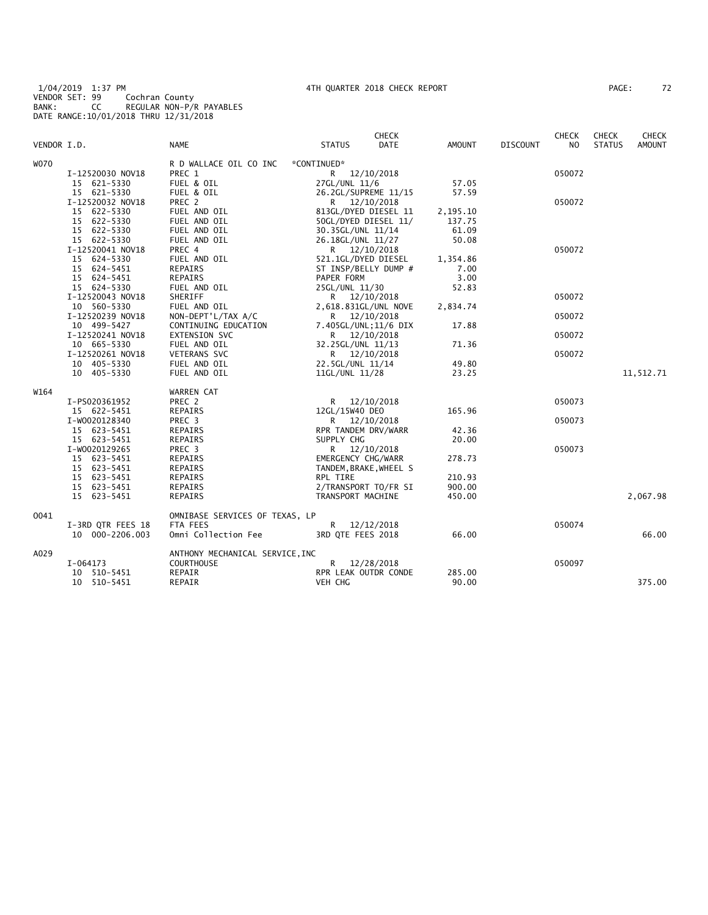1/04/2019 1:37 PM  4TH QUARTER 2018 CHECK REPORT  
VENDOR SET: 99 Cochran County  
BANK: CC REGULAR NON-P/R PAYABLES  
DATE RANGE:10/01/2018 THRU 12/31/2018

| VENDOR I.D. | NAME | STATUS | CHECK DATE | AMOUNT | DISCOUNT | CHECK NO | CHECK STATUS | CHECK AMOUNT |
|---|---|---|---|---|---|---|---|---|
| W070 | R D WALLACE OIL CO INC | *CONTINUED* | | | | | | |
| I-12520030 NOV18 | PREC 1 | R | 12/10/2018 | | | 050072 | | |
| 15 621-5330 | FUEL & OIL | 27GL/UNL 11/6 | | 57.05 | | | | |
| 15 621-5330 | FUEL & OIL | 26.2GL/SUPREME 11/15 | | 57.59 | | | | |
| I-12520032 NOV18 | PREC 2 | R | 12/10/2018 | | | 050072 | | |
| 15 622-5330 | FUEL AND OIL | 813GL/DYED DIESEL 11 | | 2,195.10 | | | | |
| 15 622-5330 | FUEL AND OIL | 50GL/DYED DIESEL 11/ | | 137.75 | | | | |
| 15 622-5330 | FUEL AND OIL | 30.35GL/UNL 11/14 | | 61.09 | | | | |
| 15 622-5330 | FUEL AND OIL | 26.18GL/UNL 11/27 | | 50.08 | | | | |
| I-12520041 NOV18 | PREC 4 | R | 12/10/2018 | | | 050072 | | |
| 15 624-5330 | FUEL AND OIL | 521.1GL/DYED DIESEL | | 1,354.86 | | | | |
| 15 624-5451 | REPAIRS | ST INSP/BELLY DUMP # | | 7.00 | | | | |
| 15 624-5451 | REPAIRS | PAPER FORM | | 3.00 | | | | |
| 15 624-5330 | FUEL AND OIL | 25GL/UNL 11/30 | | 52.83 | | | | |
| I-12520043 NOV18 | SHERIFF | R | 12/10/2018 | | | 050072 | | |
| 10 560-5330 | FUEL AND OIL | 2,618.831GL/UNL NOVE | | 2,834.74 | | | | |
| I-12520239 NOV18 | NON-DEPT'L/TAX A/C | R | 12/10/2018 | | | 050072 | | |
| 10 499-5427 | CONTINUING EDUCATION | 7.405GL/UNL;11/6 DIX | | 17.88 | | | | |
| I-12520241 NOV18 | EXTENSION SVC | R | 12/10/2018 | | | 050072 | | |
| 10 665-5330 | FUEL AND OIL | 32.25GL/UNL 11/13 | | 71.36 | | | | |
| I-12520261 NOV18 | VETERANS SVC | R | 12/10/2018 | | | 050072 | | |
| 10 405-5330 | FUEL AND OIL | 22.5GL/UNL 11/14 | | 49.80 | | | | |
| 10 405-5330 | FUEL AND OIL | 11GL/UNL 11/28 | | 23.25 | | | | 11,512.71 |
| W164 | WARREN CAT | | | | | | | |
| I-PS020361952 | PREC 2 | R | 12/10/2018 | | | 050073 | | |
| 15 622-5451 | REPAIRS | 12GL/15W40 DEO | | 165.96 | | | | |
| I-W0020128340 | PREC 3 | R | 12/10/2018 | | | 050073 | | |
| 15 623-5451 | REPAIRS | RPR TANDEM DRV/WARR | | 42.36 | | | | |
| 15 623-5451 | REPAIRS | SUPPLY CHG | | 20.00 | | | | |
| I-W0020129265 | PREC 3 | R | 12/10/2018 | | | 050073 | | |
| 15 623-5451 | REPAIRS | EMERGENCY CHG/WARR | | 278.73 | | | | |
| 15 623-5451 | REPAIRS | TANDEM,BRAKE,WHEEL S | | | | | | |
| 15 623-5451 | REPAIRS | RPL TIRE | | 210.93 | | | | |
| 15 623-5451 | REPAIRS | 2/TRANSPORT TO/FR SI | | 900.00 | | | | |
| 15 623-5451 | REPAIRS | TRANSPORT MACHINE | | 450.00 | | | | 2,067.98 |
| O041 | OMNIBASE SERVICES OF TEXAS, LP | | | | | | | |
| I-3RD QTR FEES 18 | FTA FEES | R | 12/12/2018 | | | 050074 | | |
| 10 000-2206.003 | Omni Collection Fee | 3RD QTE FEES 2018 | | 66.00 | | | | 66.00 |
| A029 | ANTHONY MECHANICAL SERVICE,INC | | | | | | | |
| I-064173 | COURTHOUSE | R | 12/28/2018 | | | 050097 | | |
| 10 510-5451 | REPAIR | RPR LEAK OUTDR CONDE | | 285.00 | | | | |
| 10 510-5451 | REPAIR | VEH CHG | | 90.00 | | | | 375.00 |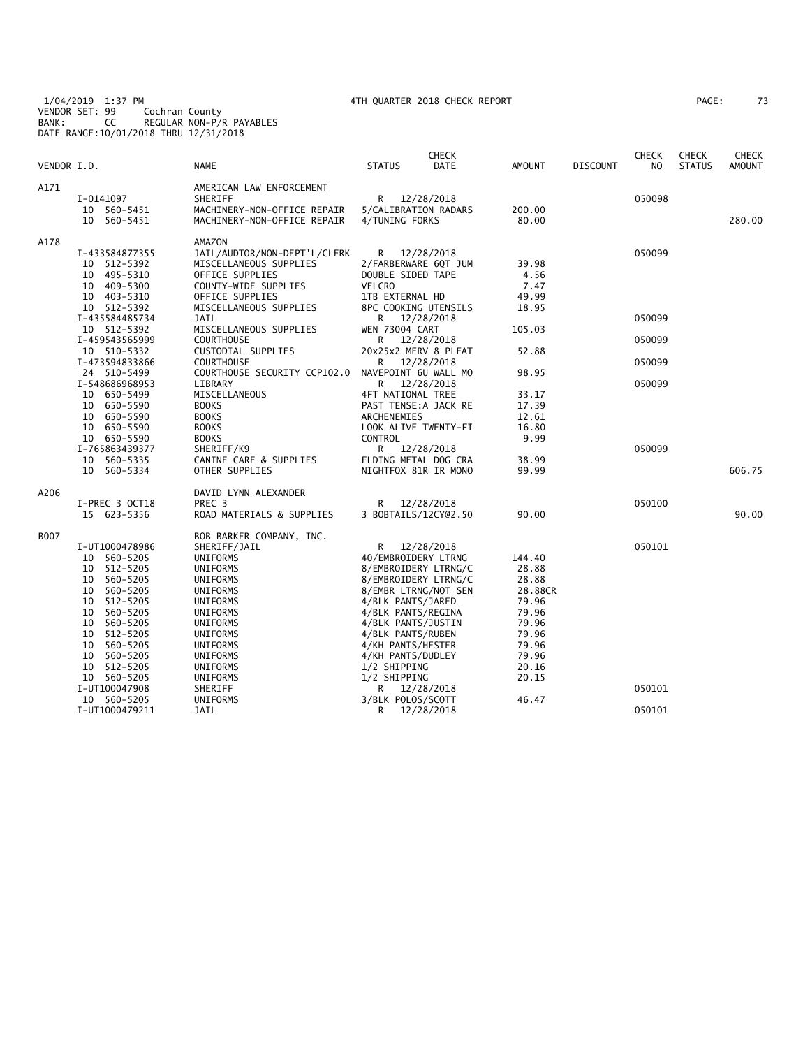1/04/2019 1:37 PM 4TH QUARTER 2018 CHECK REPORT
VENDOR SET: 99 Cochran County
BANK: CC REGULAR NON-P/R PAYABLES
DATE RANGE:10/01/2018 THRU 12/31/2018

| VENDOR I.D. | NAME | STATUS | CHECK DATE | AMOUNT | DISCOUNT | CHECK NO | CHECK STATUS | CHECK AMOUNT |
|---|---|---|---|---|---|---|---|---|
| A171 | AMERICAN LAW ENFORCEMENT | | | | | | | |
| I-0141097 | SHERIFF | R | 12/28/2018 | | | 050098 | | |
| 10 560-5451 | MACHINERY-NON-OFFICE REPAIR | 5/CALIBRATION RADARS | | 200.00 | | | | |
| 10 560-5451 | MACHINERY-NON-OFFICE REPAIR | 4/TUNING FORKS | | 80.00 | | | | 280.00 |
| A178 | AMAZON | | | | | | | |
| I-433584877355 | JAIL/AUDTOR/NON-DEPT'L/CLERK | R | 12/28/2018 | | | 050099 | | |
| 10 512-5392 | MISCELLANEOUS SUPPLIES | 2/FARBERWARE 6QT JUM | | 39.98 | | | | |
| 10 495-5310 | OFFICE SUPPLIES | DOUBLE SIDED TAPE | | 4.56 | | | | |
| 10 409-5300 | COUNTY-WIDE SUPPLIES | VELCRO | | 7.47 | | | | |
| 10 403-5310 | OFFICE SUPPLIES | 1TB EXTERNAL HD | | 49.99 | | | | |
| 10 512-5392 | MISCELLANEOUS SUPPLIES | 8PC COOKING UTENSILS | | 18.95 | | | | |
| I-435584485734 | JAIL | R | 12/28/2018 | | | 050099 | | |
| 10 512-5392 | MISCELLANEOUS SUPPLIES | WEN 73004 CART | | 105.03 | | | | |
| I-459543565999 | COURTHOUSE | R | 12/28/2018 | | | 050099 | | |
| 10 510-5332 | CUSTODIAL SUPPLIES | 20x25x2 MERV 8 PLEAT | | 52.88 | | | | |
| I-473594833866 | COURTHOUSE | R | 12/28/2018 | | | 050099 | | |
| 24 510-5499 | COURTHOUSE SECURITY CCP102.0 | NAVEPOINT 6U WALL MO | | 98.95 | | | | |
| I-548686968953 | LIBRARY | R | 12/28/2018 | | | 050099 | | |
| 10 650-5499 | MISCELLANEOUS | 4FT NATIONAL TREE | | 33.17 | | | | |
| 10 650-5590 | BOOKS | PAST TENSE:A JACK RE | | 17.39 | | | | |
| 10 650-5590 | BOOKS | ARCHENEMIES | | 12.61 | | | | |
| 10 650-5590 | BOOKS | LOOK ALIVE TWENTY-FI | | 16.80 | | | | |
| 10 650-5590 | BOOKS | CONTROL | | 9.99 | | | | |
| I-765863439377 | SHERIFF/K9 | R | 12/28/2018 | | | 050099 | | |
| 10 560-5335 | CANINE CARE & SUPPLIES | FLDING METAL DOG CRA | | 38.99 | | | | |
| 10 560-5334 | OTHER SUPPLIES | NIGHTFOX 81R IR MONO | | 99.99 | | | | 606.75 |
| A206 | DAVID LYNN ALEXANDER | | | | | | | |
| I-PREC 3 OCT18 | PREC 3 | R | 12/28/2018 | | | 050100 | | |
| 15 623-5356 | ROAD MATERIALS & SUPPLIES | 3 BOBTAILS/12CY@2.50 | | 90.00 | | | | 90.00 |
| B007 | BOB BARKER COMPANY, INC. | | | | | | | |
| I-UT1000478986 | SHERIFF/JAIL | R | 12/28/2018 | | | 050101 | | |
| 10 560-5205 | UNIFORMS | 40/EMBROIDERY LTRNG | | 144.40 | | | | |
| 10 512-5205 | UNIFORMS | 8/EMBROIDERY LTRNG/C | | 28.88 | | | | |
| 10 560-5205 | UNIFORMS | 8/EMBROIDERY LTRNG/C | | 28.88 | | | | |
| 10 560-5205 | UNIFORMS | 8/EMBR LTRNG/NOT SEN | | 28.88CR | | | | |
| 10 512-5205 | UNIFORMS | 4/BLK PANTS/JARED | | 79.96 | | | | |
| 10 560-5205 | UNIFORMS | 4/BLK PANTS/REGINA | | 79.96 | | | | |
| 10 560-5205 | UNIFORMS | 4/BLK PANTS/JUSTIN | | 79.96 | | | | |
| 10 512-5205 | UNIFORMS | 4/BLK PANTS/RUBEN | | 79.96 | | | | |
| 10 560-5205 | UNIFORMS | 4/KH PANTS/HESTER | | 79.96 | | | | |
| 10 560-5205 | UNIFORMS | 4/KH PANTS/DUDLEY | | 79.96 | | | | |
| 10 512-5205 | UNIFORMS | 1/2 SHIPPING | | 20.16 | | | | |
| 10 560-5205 | UNIFORMS | 1/2 SHIPPING | | 20.15 | | | | |
| I-UT100047908 | SHERIFF | R | 12/28/2018 | | | 050101 | | |
| 10 560-5205 | UNIFORMS | 3/BLK POLOS/SCOTT | | 46.47 | | | | |
| I-UT1000479211 | JAIL | R | 12/28/2018 | | | 050101 | | |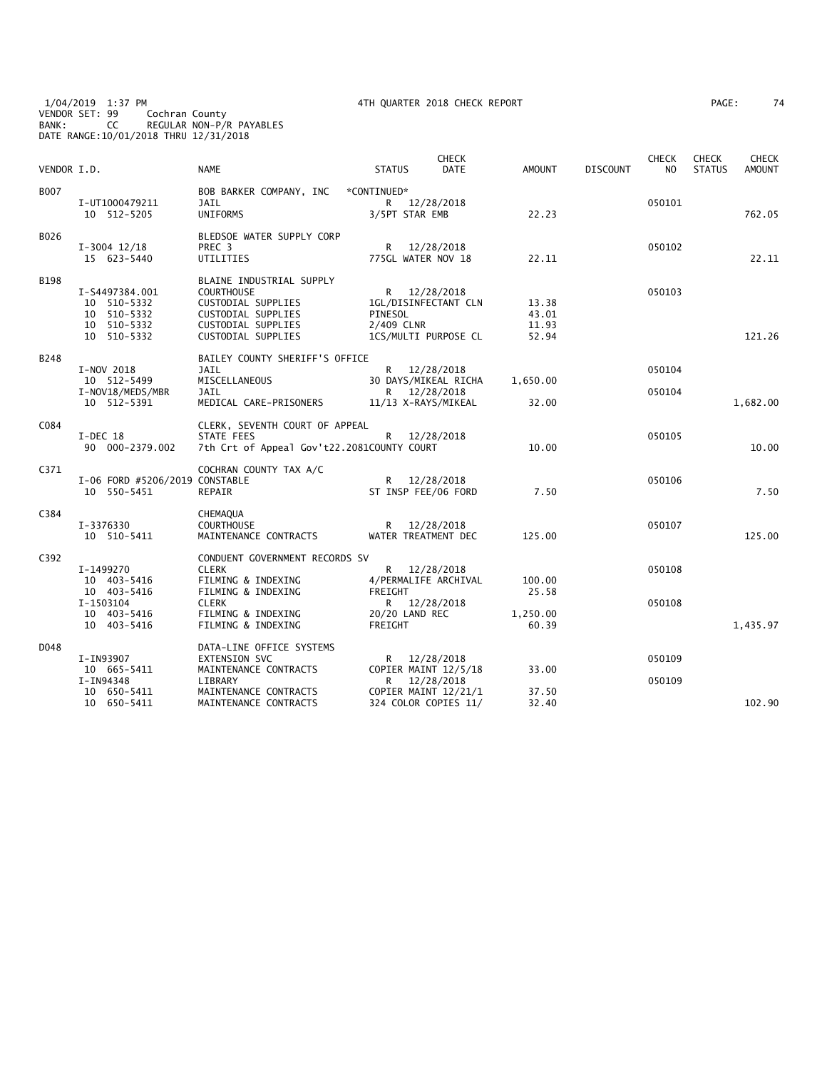1/04/2019 1:37 PM — 4TH QUARTER 2018 CHECK REPORT

VENDOR SET: 99 Cochran County
BANK: CC REGULAR NON-P/R PAYABLES
DATE RANGE:10/01/2018 THRU 12/31/2018

| VENDOR I.D. | NAME | STATUS | CHECK DATE | AMOUNT | DISCOUNT | CHECK NO | CHECK STATUS | CHECK AMOUNT |
|---|---|---|---|---|---|---|---|---|
| B007 | BOB BARKER COMPANY, INC | *CONTINUED* | | | | | | |
| I-UT1000479211 | JAIL | R | 12/28/2018 | | | 050101 | | |
| 10 512-5205 | UNIFORMS | 3/5PT STAR EMB | | 22.23 | | | | 762.05 |
| B026 | BLEDSOE WATER SUPPLY CORP | | | | | | | |
| I-3004 12/18 | PREC 3 | R | 12/28/2018 | | | 050102 | | |
| 15 623-5440 | UTILITIES | 775GL WATER NOV 18 | | 22.11 | | | | 22.11 |
| B198 | BLAINE INDUSTRIAL SUPPLY | | | | | | | |
| I-S4497384.001 | COURTHOUSE | R | 12/28/2018 | | | 050103 | | |
| 10 510-5332 | CUSTODIAL SUPPLIES | 1GL/DISINFECTANT CLN | | 13.38 | | | | |
| 10 510-5332 | CUSTODIAL SUPPLIES | PINESOL | | 43.01 | | | | |
| 10 510-5332 | CUSTODIAL SUPPLIES | 2/409 CLNR | | 11.93 | | | | |
| 10 510-5332 | CUSTODIAL SUPPLIES | 1CS/MULTI PURPOSE CL | | 52.94 | | | | 121.26 |
| B248 | BAILEY COUNTY SHERIFF'S OFFICE | | | | | | | |
| I-NOV 2018 | JAIL | R | 12/28/2018 | | | 050104 | | |
| 10 512-5499 | MISCELLANEOUS | 30 DAYS/MIKEAL RICHA | | 1,650.00 | | | | |
| I-NOV18/MEDS/MBR | JAIL | R | 12/28/2018 | | | 050104 | | |
| 10 512-5391 | MEDICAL CARE-PRISONERS | 11/13 X-RAYS/MIKEAL | | 32.00 | | | | 1,682.00 |
| C084 | CLERK, SEVENTH COURT OF APPEAL | | | | | | | |
| I-DEC 18 | STATE FEES | R | 12/28/2018 | | | 050105 | | |
| 90 000-2379.002 | 7th Crt of Appeal Gov't22.2081 | COUNTY COURT | | 10.00 | | | | 10.00 |
| C371 | COCHRAN COUNTY TAX A/C | | | | | | | |
| I-06 FORD #5206/2019 | CONSTABLE | R | 12/28/2018 | | | 050106 | | |
| 10 550-5451 | REPAIR | ST INSP FEE/06 FORD | | 7.50 | | | | 7.50 |
| C384 | CHEMAQUA | | | | | | | |
| I-3376330 | COURTHOUSE | R | 12/28/2018 | | | 050107 | | |
| 10 510-5411 | MAINTENANCE CONTRACTS | WATER TREATMENT DEC | | 125.00 | | | | 125.00 |
| C392 | CONDUENT GOVERNMENT RECORDS SV | | | | | | | |
| I-1499270 | CLERK | R | 12/28/2018 | | | 050108 | | |
| 10 403-5416 | FILMING & INDEXING | 4/PERMALIFE ARCHIVAL | | 100.00 | | | | |
| 10 403-5416 | FILMING & INDEXING | FREIGHT | | 25.58 | | | | |
| I-1503104 | CLERK | R | 12/28/2018 | | | 050108 | | |
| 10 403-5416 | FILMING & INDEXING | 20/20 LAND REC | | 1,250.00 | | | | |
| 10 403-5416 | FILMING & INDEXING | FREIGHT | | 60.39 | | | | 1,435.97 |
| D048 | DATA-LINE OFFICE SYSTEMS | | | | | | | |
| I-IN93907 | EXTENSION SVC | R | 12/28/2018 | | | 050109 | | |
| 10 665-5411 | MAINTENANCE CONTRACTS | COPIER MAINT 12/5/18 | | 33.00 | | | | |
| I-IN94348 | LIBRARY | R | 12/28/2018 | | | 050109 | | |
| 10 650-5411 | MAINTENANCE CONTRACTS | COPIER MAINT 12/21/1 | | 37.50 | | | | |
| 10 650-5411 | MAINTENANCE CONTRACTS | 324 COLOR COPIES 11/ | | 32.40 | | | | 102.90 |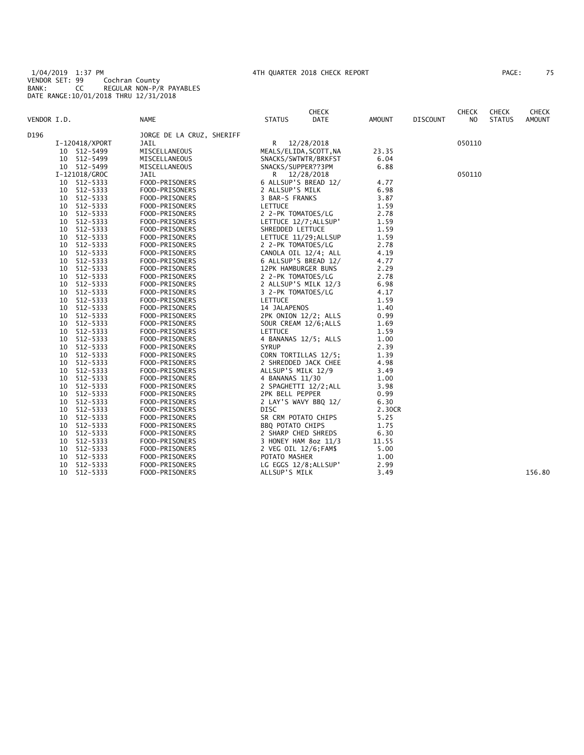1/04/2019 1:37 PM
VENDOR SET: 99 Cochran County
BANK: CC REGULAR NON-P/R PAYABLES
DATE RANGE:10/01/2018 THRU 12/31/2018

4TH QUARTER 2018 CHECK REPORT

| VENDOR I.D. | NAME | STATUS | CHECK DATE | AMOUNT | DISCOUNT | CHECK NO | CHECK STATUS | CHECK AMOUNT |
|---|---|---|---|---|---|---|---|---|
| D196 | JORGE DE LA CRUZ, SHERIFF | | | | | | | |
| I-120418/XPORT | JAIL | R | 12/28/2018 | | | 050110 | | |
| 10 512-5499 | MISCELLANEOUS | MEALS/ELIDA,SCOTT,NA | | 23.35 | | | | |
| 10 512-5499 | MISCELLANEOUS | SNACKS/SWTWTR/BRKFST | | 6.04 | | | | |
| 10 512-5499 | MISCELLANEOUS | SNACKS/SUPPER??3PM | | 6.88 | | | | |
| I-121018/GROC | JAIL | R | 12/28/2018 | | | 050110 | | |
| 10 512-5333 | FOOD-PRISONERS | 6 ALLSUP'S BREAD 12/ | | 4.77 | | | | |
| 10 512-5333 | FOOD-PRISONERS | 2 ALLSUP'S MILK | | 6.98 | | | | |
| 10 512-5333 | FOOD-PRISONERS | 3 BAR-S FRANKS | | 3.87 | | | | |
| 10 512-5333 | FOOD-PRISONERS | LETTUCE | | 1.59 | | | | |
| 10 512-5333 | FOOD-PRISONERS | 2 2-PK TOMATOES/LG | | 2.78 | | | | |
| 10 512-5333 | FOOD-PRISONERS | LETTUCE 12/7;ALLSUP' | | 1.59 | | | | |
| 10 512-5333 | FOOD-PRISONERS | SHREDDED LETTUCE | | 1.59 | | | | |
| 10 512-5333 | FOOD-PRISONERS | LETTUCE 11/29;ALLSUP | | 1.59 | | | | |
| 10 512-5333 | FOOD-PRISONERS | 2 2-PK TOMATOES/LG | | 2.78 | | | | |
| 10 512-5333 | FOOD-PRISONERS | CANOLA OIL 12/4; ALL | | 4.19 | | | | |
| 10 512-5333 | FOOD-PRISONERS | 6 ALLSUP'S BREAD 12/ | | 4.77 | | | | |
| 10 512-5333 | FOOD-PRISONERS | 12PK HAMBURGER BUNS | | 2.29 | | | | |
| 10 512-5333 | FOOD-PRISONERS | 2 2-PK TOMATOES/LG | | 2.78 | | | | |
| 10 512-5333 | FOOD-PRISONERS | 2 ALLSUP'S MILK 12/3 | | 6.98 | | | | |
| 10 512-5333 | FOOD-PRISONERS | 3 2-PK TOMATOES/LG | | 4.17 | | | | |
| 10 512-5333 | FOOD-PRISONERS | LETTUCE | | 1.59 | | | | |
| 10 512-5333 | FOOD-PRISONERS | 14 JALAPENOS | | 1.40 | | | | |
| 10 512-5333 | FOOD-PRISONERS | 2PK ONION 12/2; ALLS | | 0.99 | | | | |
| 10 512-5333 | FOOD-PRISONERS | SOUR CREAM 12/6;ALLS | | 1.69 | | | | |
| 10 512-5333 | FOOD-PRISONERS | LETTUCE | | 1.59 | | | | |
| 10 512-5333 | FOOD-PRISONERS | 4 BANANAS 12/5; ALLS | | 1.00 | | | | |
| 10 512-5333 | FOOD-PRISONERS | SYRUP | | 2.39 | | | | |
| 10 512-5333 | FOOD-PRISONERS | CORN TORTILLAS 12/5; | | 1.39 | | | | |
| 10 512-5333 | FOOD-PRISONERS | 2 SHREDDED JACK CHEE | | 4.98 | | | | |
| 10 512-5333 | FOOD-PRISONERS | ALLSUP'S MILK 12/9 | | 3.49 | | | | |
| 10 512-5333 | FOOD-PRISONERS | 4 BANANAS 11/30 | | 1.00 | | | | |
| 10 512-5333 | FOOD-PRISONERS | 2 SPAGHETTI 12/2;ALL | | 3.98 | | | | |
| 10 512-5333 | FOOD-PRISONERS | 2PK BELL PEPPER | | 0.99 | | | | |
| 10 512-5333 | FOOD-PRISONERS | 2 LAY'S WAVY BBQ 12/ | | 6.30 | | | | |
| 10 512-5333 | FOOD-PRISONERS | DISC | | 2.30CR | | | | |
| 10 512-5333 | FOOD-PRISONERS | SR CRM POTATO CHIPS | | 5.25 | | | | |
| 10 512-5333 | FOOD-PRISONERS | BBQ POTATO CHIPS | | 1.75 | | | | |
| 10 512-5333 | FOOD-PRISONERS | 2 SHARP CHED SHREDS | | 6.30 | | | | |
| 10 512-5333 | FOOD-PRISONERS | 3 HONEY HAM 8oz 11/3 | | 11.55 | | | | |
| 10 512-5333 | FOOD-PRISONERS | 2 VEG OIL 12/6;FAM$ | | 5.00 | | | | |
| 10 512-5333 | FOOD-PRISONERS | POTATO MASHER | | 1.00 | | | | |
| 10 512-5333 | FOOD-PRISONERS | LG EGGS 12/8;ALLSUP' | | 2.99 | | | | |
| 10 512-5333 | FOOD-PRISONERS | ALLSUP'S MILK | | 3.49 | | | | 156.80 |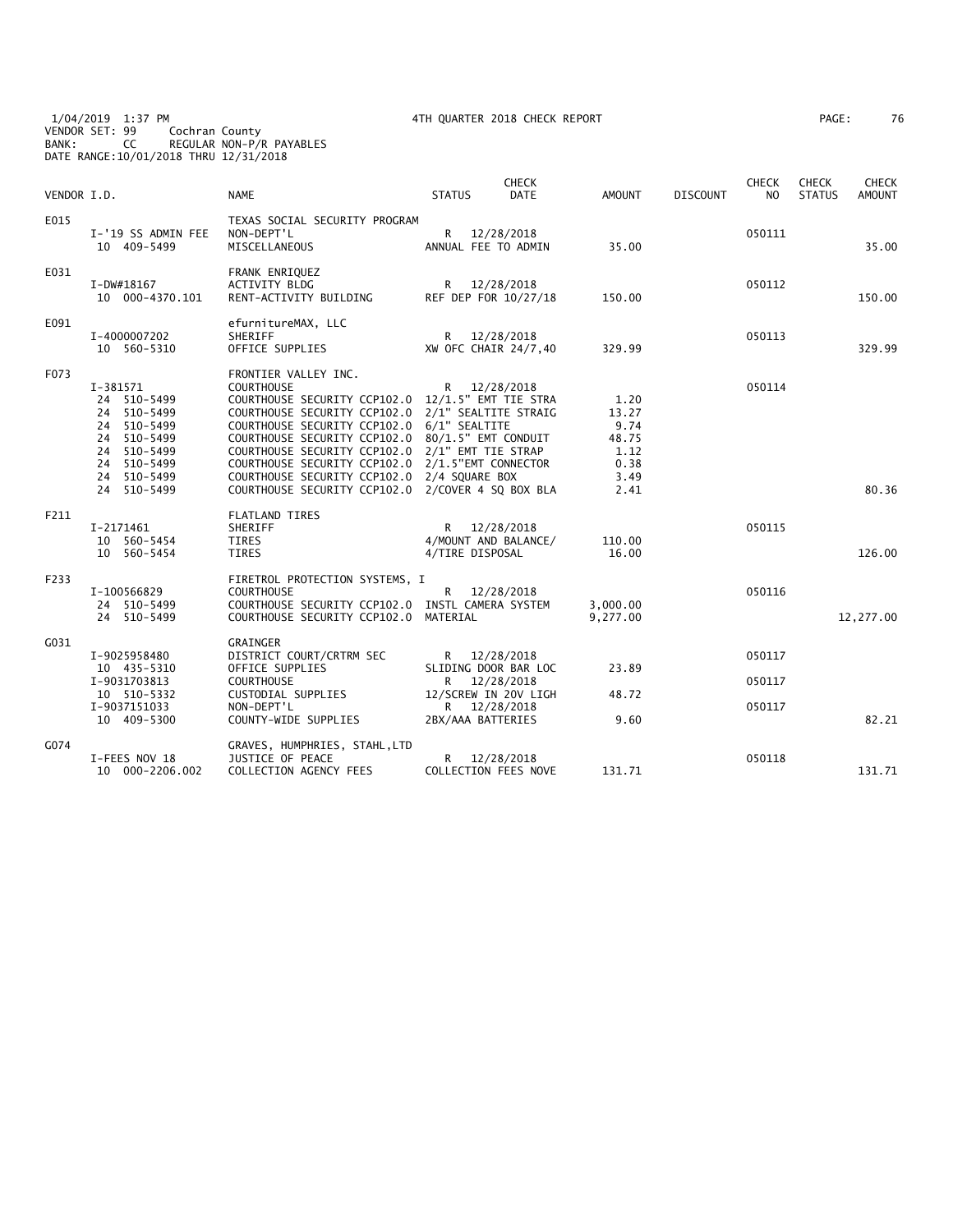1/04/2019 1:37 PM 4TH QUARTER 2018 CHECK REPORT
VENDOR SET: 99 Cochran County
BANK: CC REGULAR NON-P/R PAYABLES
DATE RANGE:10/01/2018 THRU 12/31/2018

| VENDOR I.D. | NAME | STATUS | CHECK DATE | AMOUNT | DISCOUNT | CHECK NO | CHECK STATUS | CHECK AMOUNT |
|---|---|---|---|---|---|---|---|---|
| E015 | TEXAS SOCIAL SECURITY PROGRAM | | | | | | | |
| I-'19 SS ADMIN FEE | NON-DEPT'L | R | 12/28/2018 | | | 050111 | | |
| 10 409-5499 | MISCELLANEOUS | ANNUAL FEE TO ADMIN | | 35.00 | | | | 35.00 |
| E031 | FRANK ENRIQUEZ | | | | | | | |
| I-DW#18167 | ACTIVITY BLDG | R | 12/28/2018 | | | 050112 | | |
| 10 000-4370.101 | RENT-ACTIVITY BUILDING | REF DEP FOR 10/27/18 | | 150.00 | | | | 150.00 |
| E091 | efurnitureMAX, LLC | | | | | | | |
| I-4000007202 | SHERIFF | R | 12/28/2018 | | | 050113 | | |
| 10 560-5310 | OFFICE SUPPLIES | XW OFC CHAIR 24/7,40 | | 329.99 | | | | 329.99 |
| F073 | FRONTIER VALLEY INC. | | | | | | | |
| I-381571 | COURTHOUSE | R | 12/28/2018 | | | 050114 | | |
| 24 510-5499 | COURTHOUSE SECURITY CCP102.0 | 12/1.5" EMT TIE STRA | | 1.20 | | | | |
| 24 510-5499 | COURTHOUSE SECURITY CCP102.0 | 2/1" SEALTITE STRAIG | | 13.27 | | | | |
| 24 510-5499 | COURTHOUSE SECURITY CCP102.0 | 6/1" SEALTITE | | 9.74 | | | | |
| 24 510-5499 | COURTHOUSE SECURITY CCP102.0 | 80/1.5" EMT CONDUIT | | 48.75 | | | | |
| 24 510-5499 | COURTHOUSE SECURITY CCP102.0 | 2/1" EMT TIE STRAP | | 1.12 | | | | |
| 24 510-5499 | COURTHOUSE SECURITY CCP102.0 | 2/1.5"EMT CONNECTOR | | 0.38 | | | | |
| 24 510-5499 | COURTHOUSE SECURITY CCP102.0 | 2/4 SQUARE BOX | | 3.49 | | | | |
| 24 510-5499 | COURTHOUSE SECURITY CCP102.0 | 2/COVER 4 SQ BOX BLA | | 2.41 | | | | 80.36 |
| F211 | FLATLAND TIRES | | | | | | | |
| I-2171461 | SHERIFF | R | 12/28/2018 | | | 050115 | | |
| 10 560-5454 | TIRES | 4/MOUNT AND BALANCE/ | | 110.00 | | | | |
| 10 560-5454 | TIRES | 4/TIRE DISPOSAL | | 16.00 | | | | 126.00 |
| F233 | FIRETROL PROTECTION SYSTEMS, I | | | | | | | |
| I-100566829 | COURTHOUSE | R | 12/28/2018 | | | 050116 | | |
| 24 510-5499 | COURTHOUSE SECURITY CCP102.0 | INSTL CAMERA SYSTEM | | 3,000.00 | | | | |
| 24 510-5499 | COURTHOUSE SECURITY CCP102.0 | MATERIAL | | 9,277.00 | | | | 12,277.00 |
| G031 | GRAINGER | | | | | | | |
| I-9025958480 | DISTRICT COURT/CRTRM SEC | R | 12/28/2018 | | | 050117 | | |
| 10 435-5310 | OFFICE SUPPLIES | SLIDING DOOR BAR LOC | | 23.89 | | | | |
| I-9031703813 | COURTHOUSE | R | 12/28/2018 | | | 050117 | | |
| 10 510-5332 | CUSTODIAL SUPPLIES | 12/SCREW IN 20V LIGH | | 48.72 | | | | |
| I-9037151033 | NON-DEPT'L | R | 12/28/2018 | | | 050117 | | |
| 10 409-5300 | COUNTY-WIDE SUPPLIES | 2BX/AAA BATTERIES | | 9.60 | | | | 82.21 |
| G074 | GRAVES, HUMPHRIES, STAHL,LTD | | | | | | | |
| I-FEES NOV 18 | JUSTICE OF PEACE | R | 12/28/2018 | | | 050118 | | |
| 10 000-2206.002 | COLLECTION AGENCY FEES | COLLECTION FEES NOVE | | 131.71 | | | | 131.71 |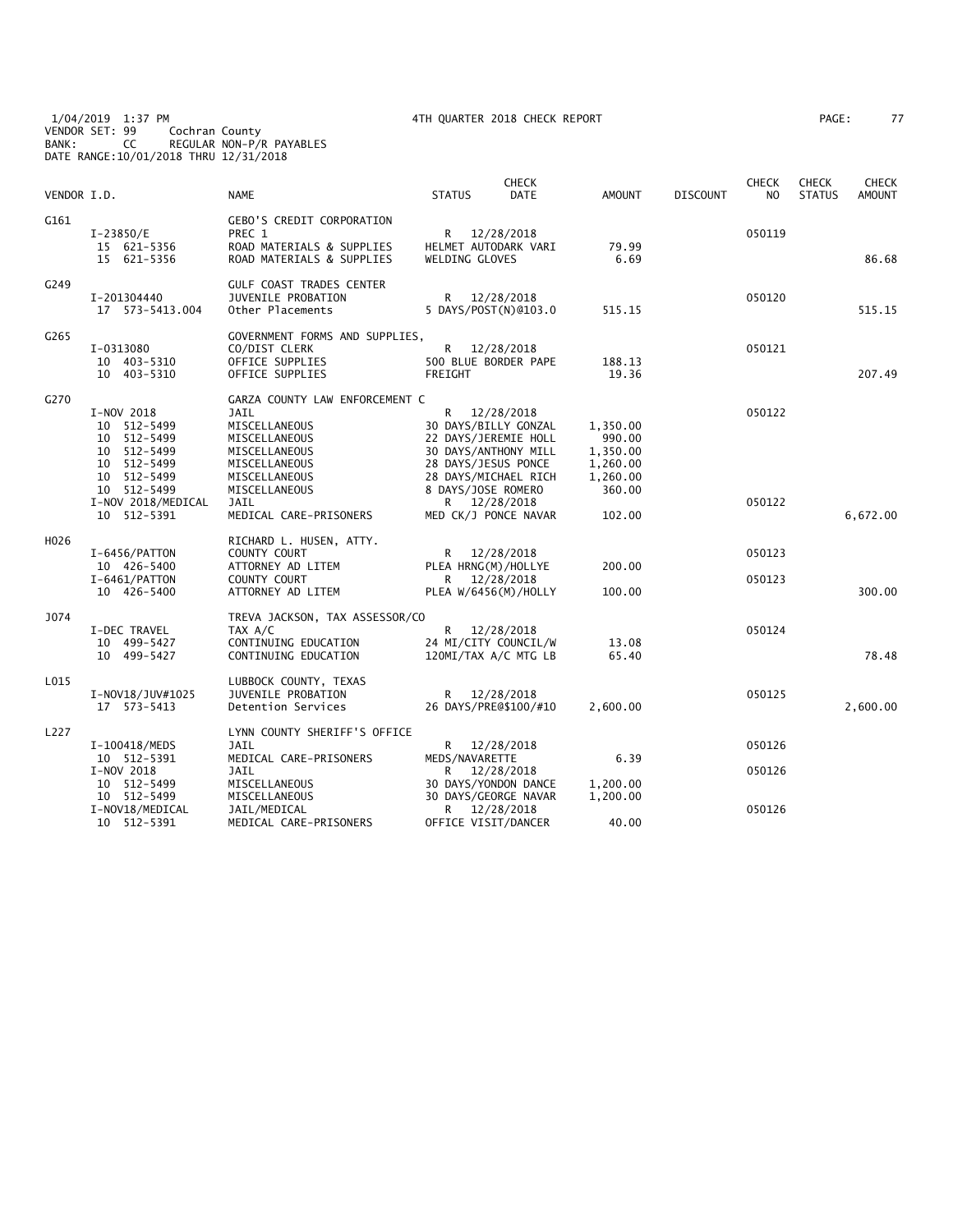1/04/2019 1:37 PM    4TH QUARTER 2018 CHECK REPORT
VENDOR SET: 99    Cochran County
BANK: CC    REGULAR NON-P/R PAYABLES
DATE RANGE:10/01/2018 THRU 12/31/2018

| VENDOR I.D. | NAME | STATUS | CHECK DATE | AMOUNT | DISCOUNT | CHECK NO | CHECK STATUS | CHECK AMOUNT |
|---|---|---|---|---|---|---|---|---|
| G161 | GEBO'S CREDIT CORPORATION | | | | | | | |
| I-23850/E | PREC 1 | R | 12/28/2018 | | | 050119 | | |
| 15 621-5356 | ROAD MATERIALS & SUPPLIES | HELMET AUTODARK VARI | | 79.99 | | | | |
| 15 621-5356 | ROAD MATERIALS & SUPPLIES | WELDING GLOVES | | 6.69 | | | | 86.68 |
| G249 | GULF COAST TRADES CENTER | | | | | | | |
| I-201304440 | JUVENILE PROBATION | R | 12/28/2018 | | | 050120 | | |
| 17 573-5413.004 | Other Placements | 5 DAYS/POST(N)@103.0 | | 515.15 | | | | 515.15 |
| G265 | GOVERNMENT FORMS AND SUPPLIES, | | | | | | | |
| I-0313080 | CO/DIST CLERK | R | 12/28/2018 | | | 050121 | | |
| 10 403-5310 | OFFICE SUPPLIES | 500 BLUE BORDER PAPE | | 188.13 | | | | |
| 10 403-5310 | OFFICE SUPPLIES | FREIGHT | | 19.36 | | | | 207.49 |
| G270 | GARZA COUNTY LAW ENFORCEMENT C | | | | | | | |
| I-NOV 2018 | JAIL | R | 12/28/2018 | | | 050122 | | |
| 10 512-5499 | MISCELLANEOUS | 30 DAYS/BILLY GONZAL | | 1,350.00 | | | | |
| 10 512-5499 | MISCELLANEOUS | 22 DAYS/JEREMIE HOLL | | 990.00 | | | | |
| 10 512-5499 | MISCELLANEOUS | 30 DAYS/ANTHONY MILL | | 1,350.00 | | | | |
| 10 512-5499 | MISCELLANEOUS | 28 DAYS/JESUS PONCE | | 1,260.00 | | | | |
| 10 512-5499 | MISCELLANEOUS | 28 DAYS/MICHAEL RICH | | 1,260.00 | | | | |
| 10 512-5499 | MISCELLANEOUS | 8 DAYS/JOSE ROMERO | | 360.00 | | | | |
| I-NOV 2018/MEDICAL | JAIL | R | 12/28/2018 | | | 050122 | | |
| 10 512-5391 | MEDICAL CARE-PRISONERS | MED CK/J PONCE NAVAR | | 102.00 | | | | 6,672.00 |
| H026 | RICHARD L. HUSEN, ATTY. | | | | | | | |
| I-6456/PATTON | COUNTY COURT | R | 12/28/2018 | | | 050123 | | |
| 10 426-5400 | ATTORNEY AD LITEM | PLEA HRNG(M)/HOLLYE | | 200.00 | | | | |
| I-6461/PATTON | COUNTY COURT | R | 12/28/2018 | | | 050123 | | |
| 10 426-5400 | ATTORNEY AD LITEM | PLEA W/6456(M)/HOLLY | | 100.00 | | | | 300.00 |
| J074 | TREVA JACKSON, TAX ASSESSOR/CO | | | | | | | |
| I-DEC TRAVEL | TAX A/C | R | 12/28/2018 | | | 050124 | | |
| 10 499-5427 | CONTINUING EDUCATION | 24 MI/CITY COUNCIL/W | | 13.08 | | | | |
| 10 499-5427 | CONTINUING EDUCATION | 120MI/TAX A/C MTG LB | | 65.40 | | | | 78.48 |
| L015 | LUBBOCK COUNTY, TEXAS | | | | | | | |
| I-NOV18/JUV#1025 | JUVENILE PROBATION | R | 12/28/2018 | | | 050125 | | |
| 17 573-5413 | Detention Services | 26 DAYS/PRE@$100/#10 | | 2,600.00 | | | | 2,600.00 |
| L227 | LYNN COUNTY SHERIFF'S OFFICE | | | | | | | |
| I-100418/MEDS | JAIL | R | 12/28/2018 | | | 050126 | | |
| 10 512-5391 | MEDICAL CARE-PRISONERS | MEDS/NAVARETTE | | 6.39 | | | | |
| I-NOV 2018 | JAIL | R | 12/28/2018 | | | 050126 | | |
| 10 512-5499 | MISCELLANEOUS | 30 DAYS/YONDON DANCE | | 1,200.00 | | | | |
| 10 512-5499 | MISCELLANEOUS | 30 DAYS/GEORGE NAVAR | | 1,200.00 | | | | |
| I-NOV18/MEDICAL | JAIL/MEDICAL | R | 12/28/2018 | | | 050126 | | |
| 10 512-5391 | MEDICAL CARE-PRISONERS | OFFICE VISIT/DANCER | | 40.00 | | | | |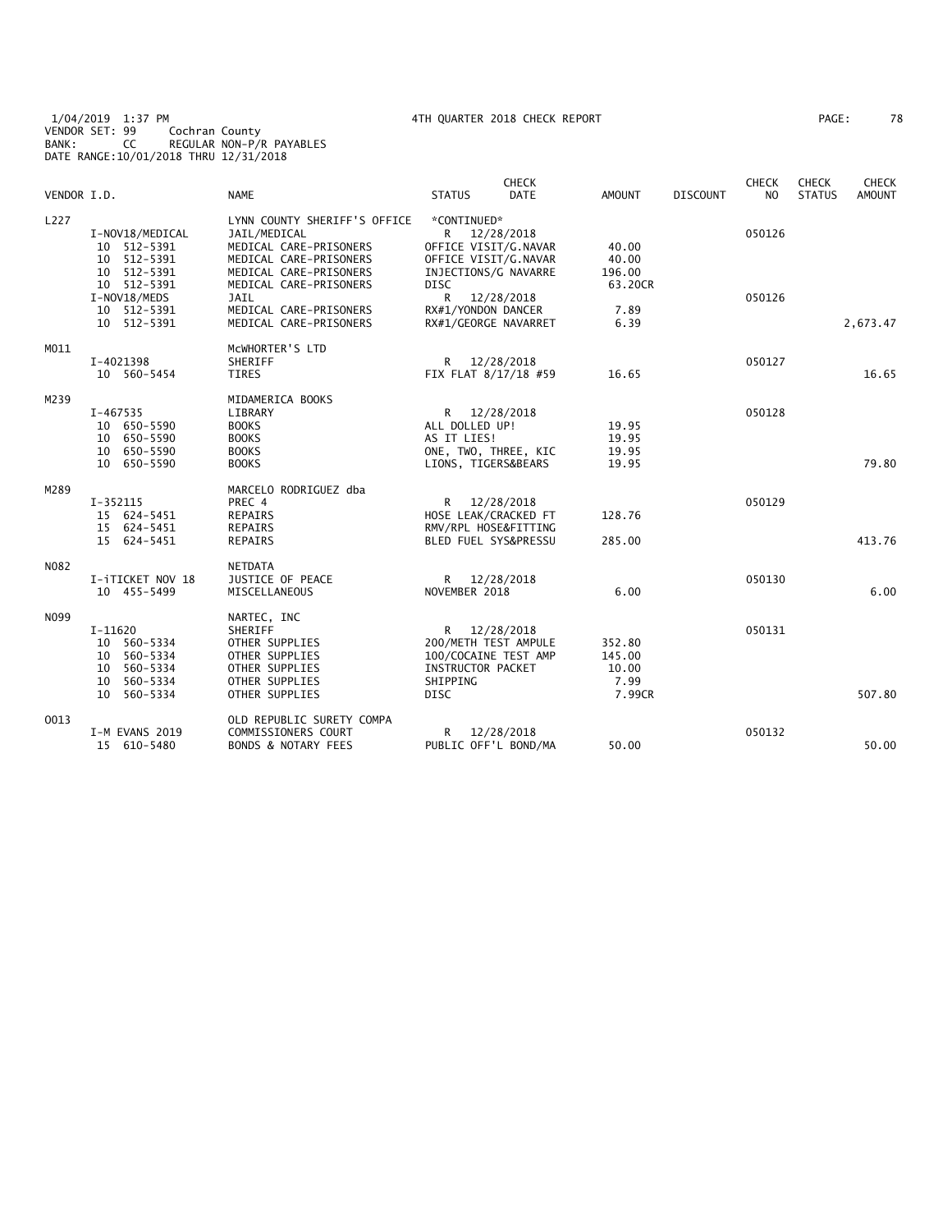1/04/2019 1:37 PM 4TH QUARTER 2018 CHECK REPORT
VENDOR SET: 99 Cochran County
BANK: CC REGULAR NON-P/R PAYABLES
DATE RANGE:10/01/2018 THRU 12/31/2018

| VENDOR I.D. | | NAME | STATUS | CHECK DATE | AMOUNT | DISCOUNT | CHECK NO | CHECK STATUS | CHECK AMOUNT |
|---|---|---|---|---|---|---|---|---|---|
| L227 | | LYNN COUNTY SHERIFF'S OFFICE | *CONTINUED* | | | | | | |
| | I-NOV18/MEDICAL | JAIL/MEDICAL | R | 12/28/2018 | | | 050126 | | |
| | 10 512-5391 | MEDICAL CARE-PRISONERS | OFFICE VISIT/G.NAVAR | | 40.00 | | | | |
| | 10 512-5391 | MEDICAL CARE-PRISONERS | OFFICE VISIT/G.NAVAR | | 40.00 | | | | |
| | 10 512-5391 | MEDICAL CARE-PRISONERS | INJECTIONS/G NAVARRE | | 196.00 | | | | |
| | 10 512-5391 | MEDICAL CARE-PRISONERS | DISC | | 63.20CR | | | | |
| | I-NOV18/MEDS | JAIL | R | 12/28/2018 | | | 050126 | | |
| | 10 512-5391 | MEDICAL CARE-PRISONERS | RX#1/YONDON DANCER | | 7.89 | | | | |
| | 10 512-5391 | MEDICAL CARE-PRISONERS | RX#1/GEORGE NAVARRET | | 6.39 | | | | 2,673.47 |
| M011 | | McWHORTER'S LTD | | | | | | | |
| | I-4021398 | SHERIFF | R | 12/28/2018 | | | 050127 | | |
| | 10 560-5454 | TIRES | FIX FLAT 8/17/18 #59 | | 16.65 | | | | 16.65 |
| M239 | | MIDAMERICA BOOKS | | | | | | | |
| | I-467535 | LIBRARY | R | 12/28/2018 | | | 050128 | | |
| | 10 650-5590 | BOOKS | ALL DOLLED UP! | | 19.95 | | | | |
| | 10 650-5590 | BOOKS | AS IT LIES! | | 19.95 | | | | |
| | 10 650-5590 | BOOKS | ONE, TWO, THREE, KIC | | 19.95 | | | | |
| | 10 650-5590 | BOOKS | LIONS, TIGERS&BEARS | | 19.95 | | | | 79.80 |
| M289 | | MARCELO RODRIGUEZ dba | | | | | | | |
| | I-352115 | PREC 4 | R | 12/28/2018 | | | 050129 | | |
| | 15 624-5451 | REPAIRS | HOSE LEAK/CRACKED FT | | 128.76 | | | | |
| | 15 624-5451 | REPAIRS | RMV/RPL HOSE&FITTING | | | | | | |
| | 15 624-5451 | REPAIRS | BLED FUEL SYS&PRESSU | | 285.00 | | | | 413.76 |
| N082 | | NETDATA | | | | | | | |
| | I-iTICKET NOV 18 | JUSTICE OF PEACE | R | 12/28/2018 | | | 050130 | | |
| | 10 455-5499 | MISCELLANEOUS | NOVEMBER 2018 | | 6.00 | | | | 6.00 |
| N099 | | NARTEC, INC | | | | | | | |
| | I-11620 | SHERIFF | R | 12/28/2018 | | | 050131 | | |
| | 10 560-5334 | OTHER SUPPLIES | 200/METH TEST AMPULE | | 352.80 | | | | |
| | 10 560-5334 | OTHER SUPPLIES | 100/COCAINE TEST AMP | | 145.00 | | | | |
| | 10 560-5334 | OTHER SUPPLIES | INSTRUCTOR PACKET | | 10.00 | | | | |
| | 10 560-5334 | OTHER SUPPLIES | SHIPPING | | 7.99 | | | | |
| | 10 560-5334 | OTHER SUPPLIES | DISC | | 7.99CR | | | | 507.80 |
| O013 | | OLD REPUBLIC SURETY COMPA | | | | | | | |
| | I-M EVANS 2019 | COMMISSIONERS COURT | R | 12/28/2018 | | | 050132 | | |
| | 15 610-5480 | BONDS & NOTARY FEES | PUBLIC OFF'L BOND/MA | | 50.00 | | | | 50.00 |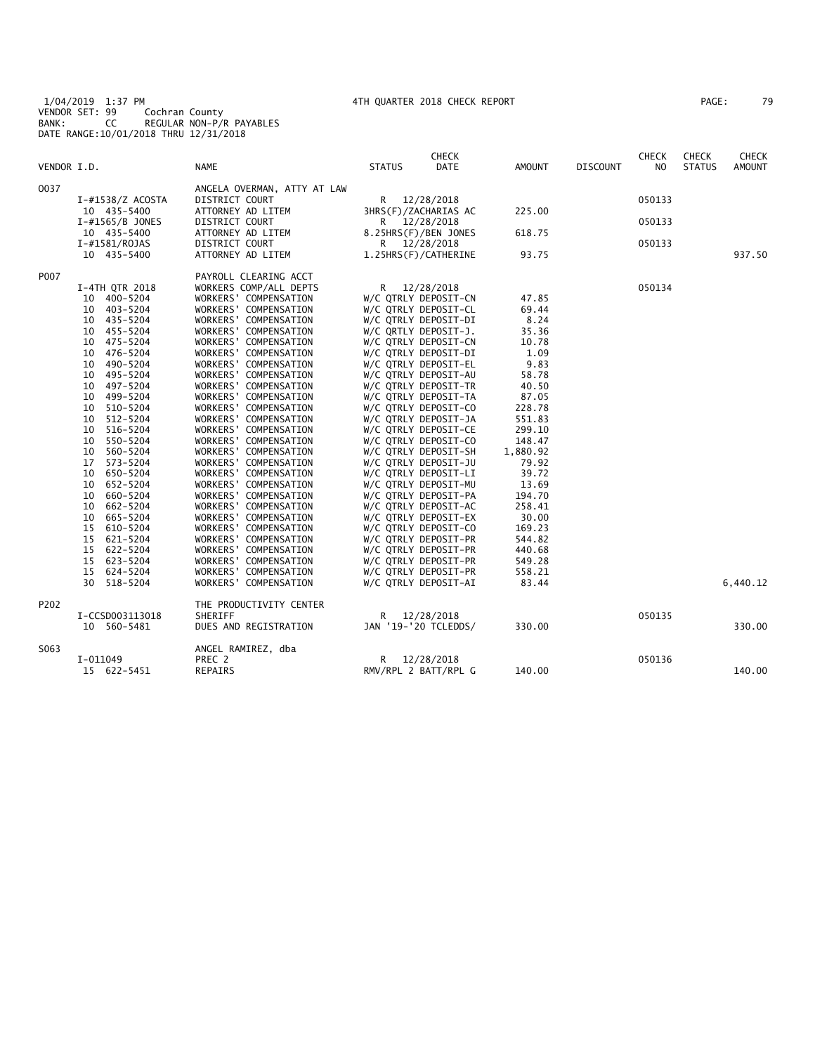1/04/2019 1:37 PM 4TH QUARTER 2018 CHECK REPORT
VENDOR SET: 99 Cochran County
BANK: CC REGULAR NON-P/R PAYABLES
DATE RANGE:10/01/2018 THRU 12/31/2018

| VENDOR I.D. | NAME | STATUS | CHECK DATE | AMOUNT | DISCOUNT | CHECK NO | CHECK STATUS | CHECK AMOUNT |
|---|---|---|---|---|---|---|---|---|
| 0037 | ANGELA OVERMAN, ATTY AT LAW | | | | | | | |
| I-#1538/Z ACOSTA | DISTRICT COURT | R | 12/28/2018 | | | 050133 | | |
| 10 435-5400 | ATTORNEY AD LITEM | 3HRS(F)/ZACHARIAS AC | | 225.00 | | | | |
| I-#1565/B JONES | DISTRICT COURT | R | 12/28/2018 | | | 050133 | | |
| 10 435-5400 | ATTORNEY AD LITEM | 8.25HRS(F)/BEN JONES | | 618.75 | | | | |
| I-#1581/ROJAS | DISTRICT COURT | R | 12/28/2018 | | | 050133 | | |
| 10 435-5400 | ATTORNEY AD LITEM | 1.25HRS(F)/CATHERINE | | 93.75 | | | | 937.50 |
| P007 | PAYROLL CLEARING ACCT | | | | | | | |
| I-4TH QTR 2018 | WORKERS COMP/ALL DEPTS | R | 12/28/2018 | | | 050134 | | |
| 10 400-5204 | WORKERS' COMPENSATION | W/C QTRLY DEPOSIT-CN | | 47.85 | | | | |
| 10 403-5204 | WORKERS' COMPENSATION | W/C QTRLY DEPOSIT-CL | | 69.44 | | | | |
| 10 435-5204 | WORKERS' COMPENSATION | W/C QTRLY DEPOSIT-DI | | 8.24 | | | | |
| 10 455-5204 | WORKERS' COMPENSATION | W/C QRTLY DEPOSIT-J. | | 35.36 | | | | |
| 10 475-5204 | WORKERS' COMPENSATION | W/C QTRLY DEPOSIT-CN | | 10.78 | | | | |
| 10 476-5204 | WORKERS' COMPENSATION | W/C QTRLY DEPOSIT-DI | | 1.09 | | | | |
| 10 490-5204 | WORKERS' COMPENSATION | W/C QTRLY DEPOSIT-EL | | 9.83 | | | | |
| 10 495-5204 | WORKERS' COMPENSATION | W/C QTRLY DEPOSIT-AU | | 58.78 | | | | |
| 10 497-5204 | WORKERS' COMPENSATION | W/C QTRLY DEPOSIT-TR | | 40.50 | | | | |
| 10 499-5204 | WORKERS' COMPENSATION | W/C QTRLY DEPOSIT-TA | | 87.05 | | | | |
| 10 510-5204 | WORKERS' COMPENSATION | W/C QTRLY DEPOSIT-CO | | 228.78 | | | | |
| 10 512-5204 | WORKERS' COMPENSATION | W/C QTRLY DEPOSIT-JA | | 551.83 | | | | |
| 10 516-5204 | WORKERS' COMPENSATION | W/C QTRLY DEPOSIT-CE | | 299.10 | | | | |
| 10 550-5204 | WORKERS' COMPENSATION | W/C QTRLY DEPOSIT-CO | | 148.47 | | | | |
| 10 560-5204 | WORKERS' COMPENSATION | W/C QTRLY DEPOSIT-SH | | 1,880.92 | | | | |
| 17 573-5204 | WORKERS' COMPENSATION | W/C QTRLY DEPOSIT-JU | | 79.92 | | | | |
| 10 650-5204 | WORKERS' COMPENSATION | W/C QTRLY DEPOSIT-LI | | 39.72 | | | | |
| 10 652-5204 | WORKERS' COMPENSATION | W/C QTRLY DEPOSIT-MU | | 13.69 | | | | |
| 10 660-5204 | WORKERS' COMPENSATION | W/C QTRLY DEPOSIT-PA | | 194.70 | | | | |
| 10 662-5204 | WORKERS' COMPENSATION | W/C QTRLY DEPOSIT-AC | | 258.41 | | | | |
| 10 665-5204 | WORKERS' COMPENSATION | W/C QTRLY DEPOSIT-EX | | 30.00 | | | | |
| 15 610-5204 | WORKERS' COMPENSATION | W/C QTRLY DEPOSIT-CO | | 169.23 | | | | |
| 15 621-5204 | WORKERS' COMPENSATION | W/C QTRLY DEPOSIT-PR | | 544.82 | | | | |
| 15 622-5204 | WORKERS' COMPENSATION | W/C QTRLY DEPOSIT-PR | | 440.68 | | | | |
| 15 623-5204 | WORKERS' COMPENSATION | W/C QTRLY DEPOSIT-PR | | 549.28 | | | | |
| 15 624-5204 | WORKERS' COMPENSATION | W/C QTRLY DEPOSIT-PR | | 558.21 | | | | |
| 30 518-5204 | WORKERS' COMPENSATION | W/C QTRLY DEPOSIT-AI | | 83.44 | | | | 6,440.12 |
| P202 | THE PRODUCTIVITY CENTER | | | | | | | |
| I-CCSD003113018 | SHERIFF | R | 12/28/2018 | | | 050135 | | |
| 10 560-5481 | DUES AND REGISTRATION | JAN '19-'20 TCLEDDS/ | | 330.00 | | | | 330.00 |
| S063 | ANGEL RAMIREZ, dba | | | | | | | |
| I-011049 | PREC 2 | R | 12/28/2018 | | | 050136 | | |
| 15 622-5451 | REPAIRS | RMV/RPL 2 BATT/RPL G | | 140.00 | | | | 140.00 |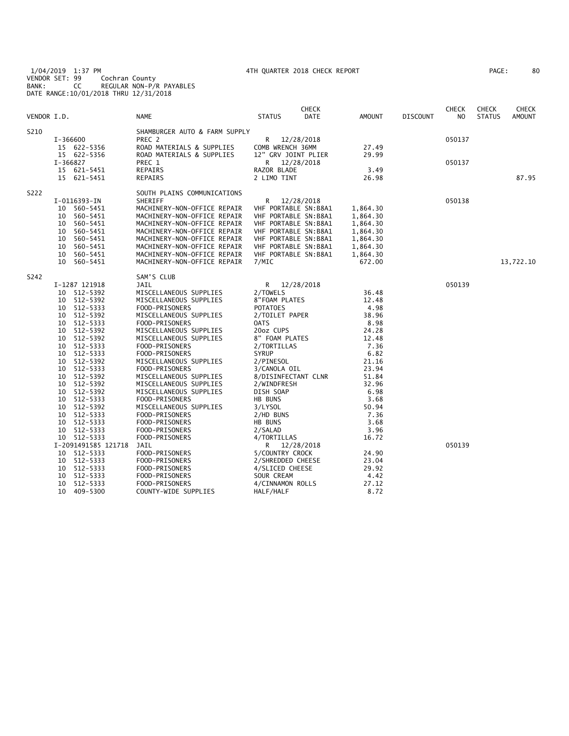1/04/2019 1:37 PM 4TH QUARTER 2018 CHECK REPORT
VENDOR SET: 99 Cochran County
BANK: CC REGULAR NON-P/R PAYABLES
DATE RANGE:10/01/2018 THRU 12/31/2018

| VENDOR I.D. | NAME | STATUS | CHECK DATE | AMOUNT | DISCOUNT | CHECK NO | CHECK STATUS | CHECK AMOUNT |
|---|---|---|---|---|---|---|---|---|
| S210 | SHAMBURGER AUTO & FARM SUPPLY | | | | | | | |
| I-366600 | PREC 2 | R | 12/28/2018 | | | 050137 | | |
| 15 622-5356 | ROAD MATERIALS & SUPPLIES | COMB WRENCH 36MM | | 27.49 | | | | |
| 15 622-5356 | ROAD MATERIALS & SUPPLIES | 12" GRV JOINT PLIER | | 29.99 | | | | |
| I-366827 | PREC 1 | R | 12/28/2018 | | | 050137 | | |
| 15 621-5451 | REPAIRS | RAZOR BLADE | | 3.49 | | | | |
| 15 621-5451 | REPAIRS | 2 LIMO TINT | | 26.98 | | | | 87.95 |
| S222 | SOUTH PLAINS COMMUNICATIONS | | | | | | | |
| I-0116393-IN | SHERIFF | R | 12/28/2018 | | | 050138 | | |
| 10 560-5451 | MACHINERY-NON-OFFICE REPAIR | VHF PORTABLE SN:B8A1 | | 1,864.30 | | | | |
| 10 560-5451 | MACHINERY-NON-OFFICE REPAIR | VHF PORTABLE SN:B8A1 | | 1,864.30 | | | | |
| 10 560-5451 | MACHINERY-NON-OFFICE REPAIR | VHF PORTABLE SN:B8A1 | | 1,864.30 | | | | |
| 10 560-5451 | MACHINERY-NON-OFFICE REPAIR | VHF PORTABLE SN:B8A1 | | 1,864.30 | | | | |
| 10 560-5451 | MACHINERY-NON-OFFICE REPAIR | VHF PORTABLE SN:B8A1 | | 1,864.30 | | | | |
| 10 560-5451 | MACHINERY-NON-OFFICE REPAIR | VHF PORTABLE SN:B8A1 | | 1,864.30 | | | | |
| 10 560-5451 | MACHINERY-NON-OFFICE REPAIR | VHF PORTABLE SN:B8A1 | | 1,864.30 | | | | |
| 10 560-5451 | MACHINERY-NON-OFFICE REPAIR | 7/MIC | | 672.00 | | | | 13,722.10 |
| S242 | SAM'S CLUB | | | | | | | |
| I-1287 121918 | JAIL | R | 12/28/2018 | | | 050139 | | |
| 10 512-5392 | MISCELLANEOUS SUPPLIES | 2/TOWELS | | 36.48 | | | | |
| 10 512-5392 | MISCELLANEOUS SUPPLIES | 8"FOAM PLATES | | 12.48 | | | | |
| 10 512-5333 | FOOD-PRISONERS | POTATOES | | 4.98 | | | | |
| 10 512-5392 | MISCELLANEOUS SUPPLIES | 2/TOILET PAPER | | 38.96 | | | | |
| 10 512-5333 | FOOD-PRISONERS | OATS | | 8.98 | | | | |
| 10 512-5392 | MISCELLANEOUS SUPPLIES | 20oz CUPS | | 24.28 | | | | |
| 10 512-5392 | MISCELLANEOUS SUPPLIES | 8" FOAM PLATES | | 12.48 | | | | |
| 10 512-5333 | FOOD-PRISONERS | 2/TORTILLAS | | 7.36 | | | | |
| 10 512-5333 | FOOD-PRISONERS | SYRUP | | 6.82 | | | | |
| 10 512-5392 | MISCELLANEOUS SUPPLIES | 2/PINESOL | | 21.16 | | | | |
| 10 512-5333 | FOOD-PRISONERS | 3/CANOLA OIL | | 23.94 | | | | |
| 10 512-5392 | MISCELLANEOUS SUPPLIES | 8/DISINFECTANT CLNR | | 51.84 | | | | |
| 10 512-5392 | MISCELLANEOUS SUPPLIES | 2/WINDFRESH | | 32.96 | | | | |
| 10 512-5392 | MISCELLANEOUS SUPPLIES | DISH SOAP | | 6.98 | | | | |
| 10 512-5333 | FOOD-PRISONERS | HB BUNS | | 3.68 | | | | |
| 10 512-5392 | MISCELLANEOUS SUPPLIES | 3/LYSOL | | 50.94 | | | | |
| 10 512-5333 | FOOD-PRISONERS | 2/HD BUNS | | 7.36 | | | | |
| 10 512-5333 | FOOD-PRISONERS | HB BUNS | | 3.68 | | | | |
| 10 512-5333 | FOOD-PRISONERS | 2/SALAD | | 3.96 | | | | |
| 10 512-5333 | FOOD-PRISONERS | 4/TORTILLAS | | 16.72 | | | | |
| I-2091491585 121718 | JAIL | R | 12/28/2018 | | | 050139 | | |
| 10 512-5333 | FOOD-PRISONERS | 5/COUNTRY CROCK | | 24.90 | | | | |
| 10 512-5333 | FOOD-PRISONERS | 2/SHREDDED CHEESE | | 23.04 | | | | |
| 10 512-5333 | FOOD-PRISONERS | 4/SLICED CHEESE | | 29.92 | | | | |
| 10 512-5333 | FOOD-PRISONERS | SOUR CREAM | | 4.42 | | | | |
| 10 512-5333 | FOOD-PRISONERS | 4/CINNAMON ROLLS | | 27.12 | | | | |
| 10 409-5300 | COUNTY-WIDE SUPPLIES | HALF/HALF | | 8.72 | | | | |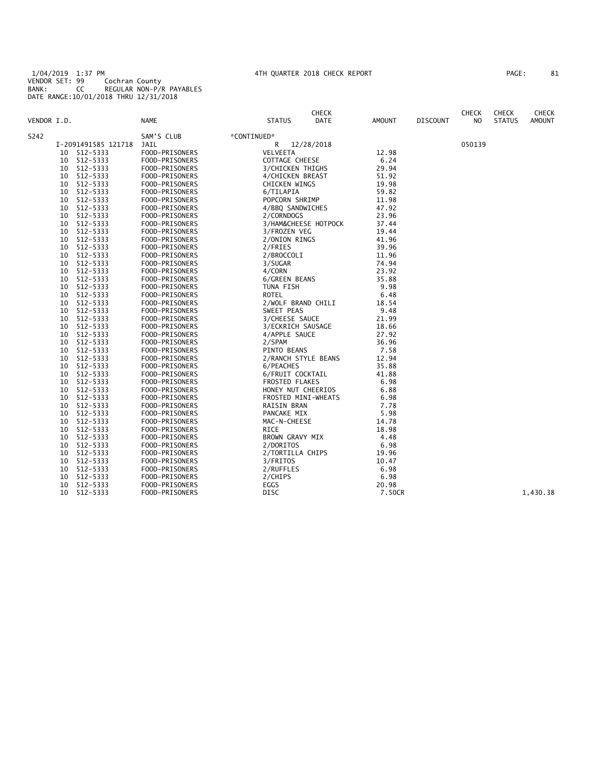1/04/2019 1:37 PM 4TH QUARTER 2018 CHECK REPORT
VENDOR SET: 99 Cochran County
BANK: CC REGULAR NON-P/R PAYABLES
DATE RANGE:10/01/2018 THRU 12/31/2018

| VENDOR I.D. | NAME | STATUS | CHECK DATE | AMOUNT | DISCOUNT | CHECK NO | CHECK STATUS | CHECK AMOUNT |
|---|---|---|---|---|---|---|---|---|
| S242 | SAM'S CLUB | *CONTINUED* | | | | | | |
| I-2091491585 121718 | JAIL | R | 12/28/2018 | | | 050139 | | |
| 10 512-5333 | FOOD-PRISONERS | VELVEETA | | 12.98 | | | | |
| 10 512-5333 | FOOD-PRISONERS | COTTAGE CHEESE | | 6.24 | | | | |
| 10 512-5333 | FOOD-PRISONERS | 3/CHICKEN THIGHS | | 29.94 | | | | |
| 10 512-5333 | FOOD-PRISONERS | 4/CHICKEN BREAST | | 51.92 | | | | |
| 10 512-5333 | FOOD-PRISONERS | CHICKEN WINGS | | 19.98 | | | | |
| 10 512-5333 | FOOD-PRISONERS | 6/TILAPIA | | 59.82 | | | | |
| 10 512-5333 | FOOD-PRISONERS | POPCORN SHRIMP | | 11.98 | | | | |
| 10 512-5333 | FOOD-PRISONERS | 4/BBQ SANDWICHES | | 47.92 | | | | |
| 10 512-5333 | FOOD-PRISONERS | 2/CORNDOGS | | 23.96 | | | | |
| 10 512-5333 | FOOD-PRISONERS | 3/HAM&CHEESE HOTPOCK | | 37.44 | | | | |
| 10 512-5333 | FOOD-PRISONERS | 3/FROZEN VEG | | 19.44 | | | | |
| 10 512-5333 | FOOD-PRISONERS | 2/ONION RINGS | | 41.96 | | | | |
| 10 512-5333 | FOOD-PRISONERS | 2/FRIES | | 39.96 | | | | |
| 10 512-5333 | FOOD-PRISONERS | 2/BROCCOLI | | 11.96 | | | | |
| 10 512-5333 | FOOD-PRISONERS | 3/SUGAR | | 74.94 | | | | |
| 10 512-5333 | FOOD-PRISONERS | 4/CORN | | 23.92 | | | | |
| 10 512-5333 | FOOD-PRISONERS | 6/GREEN BEANS | | 35.88 | | | | |
| 10 512-5333 | FOOD-PRISONERS | TUNA FISH | | 9.98 | | | | |
| 10 512-5333 | FOOD-PRISONERS | ROTEL | | 6.48 | | | | |
| 10 512-5333 | FOOD-PRISONERS | 2/WOLF BRAND CHILI | | 18.54 | | | | |
| 10 512-5333 | FOOD-PRISONERS | SWEET PEAS | | 9.48 | | | | |
| 10 512-5333 | FOOD-PRISONERS | 3/CHEESE SAUCE | | 21.99 | | | | |
| 10 512-5333 | FOOD-PRISONERS | 3/ECKRICH SAUSAGE | | 18.66 | | | | |
| 10 512-5333 | FOOD-PRISONERS | 4/APPLE SAUCE | | 27.92 | | | | |
| 10 512-5333 | FOOD-PRISONERS | 2/SPAM | | 36.96 | | | | |
| 10 512-5333 | FOOD-PRISONERS | PINTO BEANS | | 7.58 | | | | |
| 10 512-5333 | FOOD-PRISONERS | 2/RANCH STYLE BEANS | | 12.94 | | | | |
| 10 512-5333 | FOOD-PRISONERS | 6/PEACHES | | 35.88 | | | | |
| 10 512-5333 | FOOD-PRISONERS | 6/FRUIT COCKTAIL | | 41.88 | | | | |
| 10 512-5333 | FOOD-PRISONERS | FROSTED FLAKES | | 6.98 | | | | |
| 10 512-5333 | FOOD-PRISONERS | HONEY NUT CHEERIOS | | 6.88 | | | | |
| 10 512-5333 | FOOD-PRISONERS | FROSTED MINI-WHEATS | | 6.98 | | | | |
| 10 512-5333 | FOOD-PRISONERS | RAISIN BRAN | | 7.78 | | | | |
| 10 512-5333 | FOOD-PRISONERS | PANCAKE MIX | | 5.98 | | | | |
| 10 512-5333 | FOOD-PRISONERS | MAC-N-CHEESE | | 14.78 | | | | |
| 10 512-5333 | FOOD-PRISONERS | RICE | | 18.98 | | | | |
| 10 512-5333 | FOOD-PRISONERS | BROWN GRAVY MIX | | 4.48 | | | | |
| 10 512-5333 | FOOD-PRISONERS | 2/DORITOS | | 6.98 | | | | |
| 10 512-5333 | FOOD-PRISONERS | 2/TORTILLA CHIPS | | 19.96 | | | | |
| 10 512-5333 | FOOD-PRISONERS | 3/FRITOS | | 10.47 | | | | |
| 10 512-5333 | FOOD-PRISONERS | 2/RUFFLES | | 6.98 | | | | |
| 10 512-5333 | FOOD-PRISONERS | 2/CHIPS | | 6.98 | | | | |
| 10 512-5333 | FOOD-PRISONERS | EGGS | | 20.98 | | | | |
| 10 512-5333 | FOOD-PRISONERS | DISC | | 7.50CR | | | | 1,430.38 |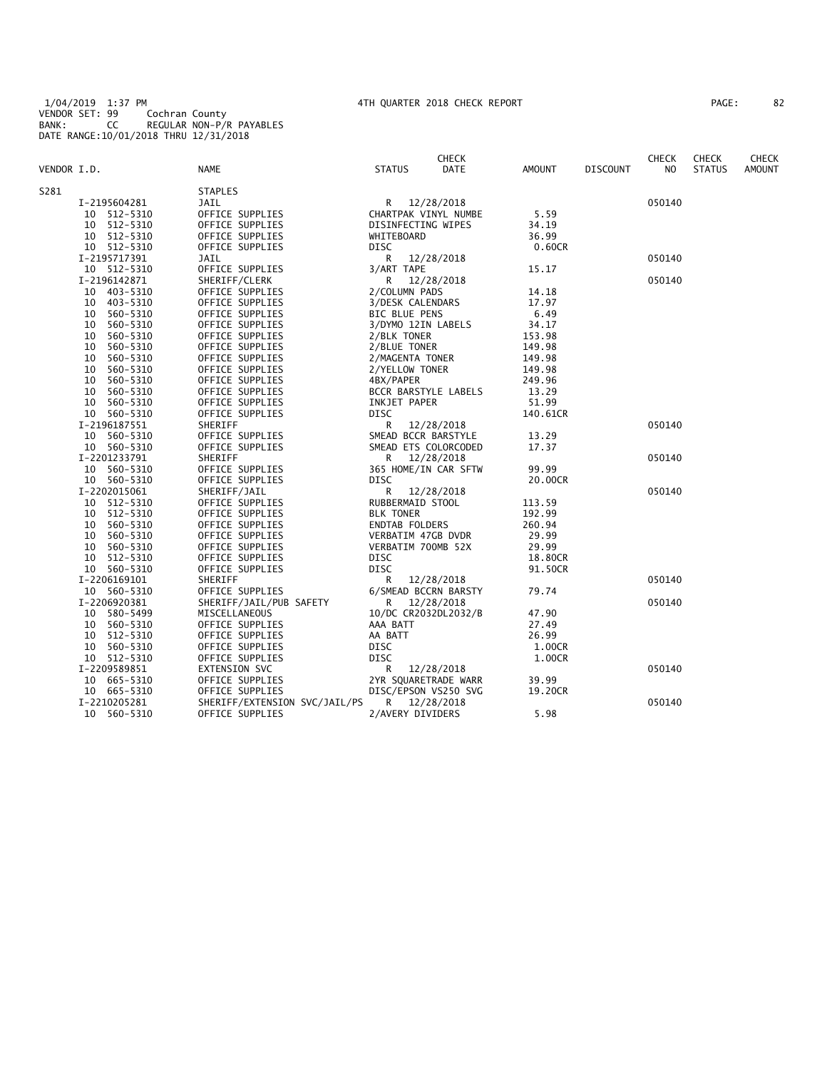1/04/2019 1:37 PM 4TH QUARTER 2018 CHECK REPORT
VENDOR SET: 99 Cochran County
BANK: CC REGULAR NON-P/R PAYABLES
DATE RANGE:10/01/2018 THRU 12/31/2018

| VENDOR I.D. | NAME | STATUS | CHECK DATE | AMOUNT | DISCOUNT | CHECK NO | CHECK STATUS | CHECK AMOUNT |
|---|---|---|---|---|---|---|---|---|
| S281 | STAPLES | | | | | | | |
| I-2195604281 | JAIL | R | 12/28/2018 | | | 050140 | | |
| 10 512-5310 | OFFICE SUPPLIES | CHARTPAK VINYL NUMBE | | 5.59 | | | | |
| 10 512-5310 | OFFICE SUPPLIES | DISINFECTING WIPES | | 34.19 | | | | |
| 10 512-5310 | OFFICE SUPPLIES | WHITEBOARD | | 36.99 | | | | |
| 10 512-5310 | OFFICE SUPPLIES | DISC | | 0.60CR | | | | |
| I-2195717391 | JAIL | R | 12/28/2018 | | | 050140 | | |
| 10 512-5310 | OFFICE SUPPLIES | 3/ART TAPE | | 15.17 | | | | |
| I-2196142871 | SHERIFF/CLERK | R | 12/28/2018 | | | 050140 | | |
| 10 403-5310 | OFFICE SUPPLIES | 2/COLUMN PADS | | 14.18 | | | | |
| 10 403-5310 | OFFICE SUPPLIES | 3/DESK CALENDARS | | 17.97 | | | | |
| 10 560-5310 | OFFICE SUPPLIES | BIC BLUE PENS | | 6.49 | | | | |
| 10 560-5310 | OFFICE SUPPLIES | 3/DYMO 12IN LABELS | | 34.17 | | | | |
| 10 560-5310 | OFFICE SUPPLIES | 2/BLK TONER | | 153.98 | | | | |
| 10 560-5310 | OFFICE SUPPLIES | 2/BLUE TONER | | 149.98 | | | | |
| 10 560-5310 | OFFICE SUPPLIES | 2/MAGENTA TONER | | 149.98 | | | | |
| 10 560-5310 | OFFICE SUPPLIES | 2/YELLOW TONER | | 149.98 | | | | |
| 10 560-5310 | OFFICE SUPPLIES | 4BX/PAPER | | 249.96 | | | | |
| 10 560-5310 | OFFICE SUPPLIES | BCCR BARSTYLE LABELS | | 13.29 | | | | |
| 10 560-5310 | OFFICE SUPPLIES | INKJET PAPER | | 51.99 | | | | |
| 10 560-5310 | OFFICE SUPPLIES | DISC | | 140.61CR | | | | |
| I-2196187551 | SHERIFF | R | 12/28/2018 | | | 050140 | | |
| 10 560-5310 | OFFICE SUPPLIES | SMEAD BCCR BARSTYLE | | 13.29 | | | | |
| 10 560-5310 | OFFICE SUPPLIES | SMEAD ETS COLORCODED | | 17.37 | | | | |
| I-2201233791 | SHERIFF | R | 12/28/2018 | | | 050140 | | |
| 10 560-5310 | OFFICE SUPPLIES | 365 HOME/IN CAR SFTW | | 99.99 | | | | |
| 10 560-5310 | OFFICE SUPPLIES | DISC | | 20.00CR | | | | |
| I-2202015061 | SHERIFF/JAIL | R | 12/28/2018 | | | 050140 | | |
| 10 512-5310 | OFFICE SUPPLIES | RUBBERMAID STOOL | | 113.59 | | | | |
| 10 512-5310 | OFFICE SUPPLIES | BLK TONER | | 192.99 | | | | |
| 10 560-5310 | OFFICE SUPPLIES | ENDTAB FOLDERS | | 260.94 | | | | |
| 10 560-5310 | OFFICE SUPPLIES | VERBATIM 47GB DVDR | | 29.99 | | | | |
| 10 560-5310 | OFFICE SUPPLIES | VERBATIM 700MB 52X | | 29.99 | | | | |
| 10 512-5310 | OFFICE SUPPLIES | DISC | | 18.80CR | | | | |
| 10 560-5310 | OFFICE SUPPLIES | DISC | | 91.50CR | | | | |
| I-2206169101 | SHERIFF | R | 12/28/2018 | | | 050140 | | |
| 10 560-5310 | OFFICE SUPPLIES | 6/SMEAD BCCRN BARSTY | | 79.74 | | | | |
| I-2206920381 | SHERIFF/JAIL/PUB SAFETY | R | 12/28/2018 | | | 050140 | | |
| 10 580-5499 | MISCELLANEOUS | 10/DC CR2032DL2032/B | | 47.90 | | | | |
| 10 560-5310 | OFFICE SUPPLIES | AAA BATT | | 27.49 | | | | |
| 10 512-5310 | OFFICE SUPPLIES | AA BATT | | 26.99 | | | | |
| 10 560-5310 | OFFICE SUPPLIES | DISC | | 1.00CR | | | | |
| 10 512-5310 | OFFICE SUPPLIES | DISC | | 1.00CR | | | | |
| I-2209589851 | EXTENSION SVC | R | 12/28/2018 | | | 050140 | | |
| 10 665-5310 | OFFICE SUPPLIES | 2YR SQUARETRADE WARR | | 39.99 | | | | |
| 10 665-5310 | OFFICE SUPPLIES | DISC/EPSON VS250 SVG | | 19.20CR | | | | |
| I-2210205281 | SHERIFF/EXTENSION SVC/JAIL/PS | R | 12/28/2018 | | | 050140 | | |
| 10 560-5310 | OFFICE SUPPLIES | 2/AVERY DIVIDERS | | 5.98 | | | | |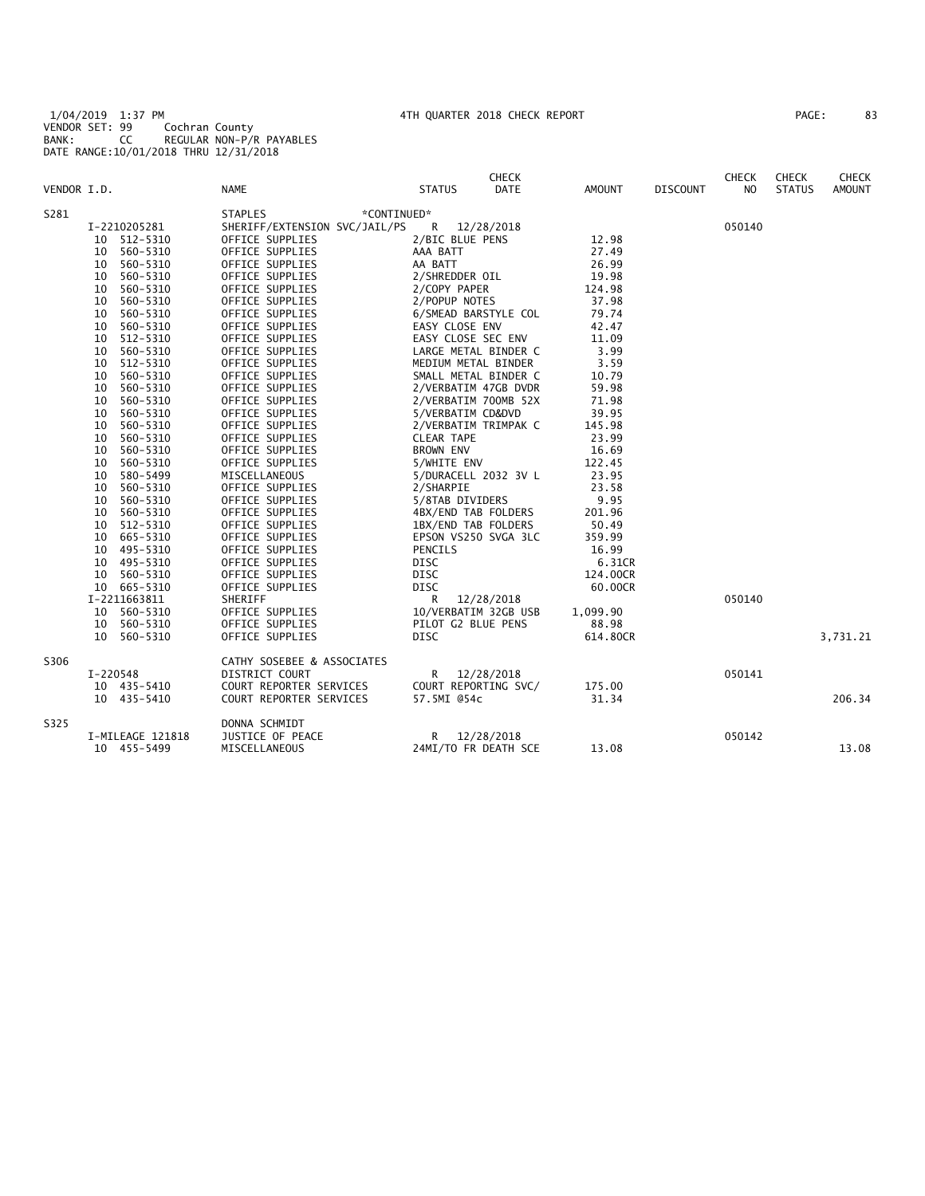1/04/2019 1:37 PM 4TH QUARTER 2018 CHECK REPORT
VENDOR SET: 99 Cochran County
BANK: CC REGULAR NON-P/R PAYABLES
DATE RANGE:10/01/2018 THRU 12/31/2018

| VENDOR I.D. | NAME | STATUS | CHECK DATE | AMOUNT | DISCOUNT | CHECK NO | CHECK STATUS | CHECK AMOUNT |
|---|---|---|---|---|---|---|---|---|
| S281 | STAPLES *CONTINUED* | | | | | | | |
| I-2210205281 | SHERIFF/EXTENSION SVC/JAIL/PS | R | 12/28/2018 | | | 050140 | | |
| 10 512-5310 | OFFICE SUPPLIES | 2/BIC BLUE PENS | | 12.98 | | | | |
| 10 560-5310 | OFFICE SUPPLIES | AAA BATT | | 27.49 | | | | |
| 10 560-5310 | OFFICE SUPPLIES | AA BATT | | 26.99 | | | | |
| 10 560-5310 | OFFICE SUPPLIES | 2/SHREDDER OIL | | 19.98 | | | | |
| 10 560-5310 | OFFICE SUPPLIES | 2/COPY PAPER | | 124.98 | | | | |
| 10 560-5310 | OFFICE SUPPLIES | 2/POPUP NOTES | | 37.98 | | | | |
| 10 560-5310 | OFFICE SUPPLIES | 6/SMEAD BARSTYLE COL | | 79.74 | | | | |
| 10 560-5310 | OFFICE SUPPLIES | EASY CLOSE ENV | | 42.47 | | | | |
| 10 512-5310 | OFFICE SUPPLIES | EASY CLOSE SEC ENV | | 11.09 | | | | |
| 10 560-5310 | OFFICE SUPPLIES | LARGE METAL BINDER C | | 3.99 | | | | |
| 10 512-5310 | OFFICE SUPPLIES | MEDIUM METAL BINDER | | 3.59 | | | | |
| 10 560-5310 | OFFICE SUPPLIES | SMALL METAL BINDER C | | 10.79 | | | | |
| 10 560-5310 | OFFICE SUPPLIES | 2/VERBATIM 47GB DVDR | | 59.98 | | | | |
| 10 560-5310 | OFFICE SUPPLIES | 2/VERBATIM 700MB 52X | | 71.98 | | | | |
| 10 560-5310 | OFFICE SUPPLIES | 5/VERBATIM CD&DVD | | 39.95 | | | | |
| 10 560-5310 | OFFICE SUPPLIES | 2/VERBATIM TRIMPAK C | | 145.98 | | | | |
| 10 560-5310 | OFFICE SUPPLIES | CLEAR TAPE | | 23.99 | | | | |
| 10 560-5310 | OFFICE SUPPLIES | BROWN ENV | | 16.69 | | | | |
| 10 560-5310 | OFFICE SUPPLIES | 5/WHITE ENV | | 122.45 | | | | |
| 10 580-5499 | MISCELLANEOUS | 5/DURACELL 2032 3V L | | 23.95 | | | | |
| 10 560-5310 | OFFICE SUPPLIES | 2/SHARPIE | | 23.58 | | | | |
| 10 560-5310 | OFFICE SUPPLIES | 5/8TAB DIVIDERS | | 9.95 | | | | |
| 10 560-5310 | OFFICE SUPPLIES | 4BX/END TAB FOLDERS | | 201.96 | | | | |
| 10 512-5310 | OFFICE SUPPLIES | 1BX/END TAB FOLDERS | | 50.49 | | | | |
| 10 665-5310 | OFFICE SUPPLIES | EPSON VS250 SVGA 3LC | | 359.99 | | | | |
| 10 495-5310 | OFFICE SUPPLIES | PENCILS | | 16.99 | | | | |
| 10 495-5310 | OFFICE SUPPLIES | DISC | | 6.31CR | | | | |
| 10 560-5310 | OFFICE SUPPLIES | DISC | | 124.00CR | | | | |
| 10 665-5310 | OFFICE SUPPLIES | DISC | | 60.00CR | | | | |
| I-2211663811 | SHERIFF | R | 12/28/2018 | | | 050140 | | |
| 10 560-5310 | OFFICE SUPPLIES | 10/VERBATIM 32GB USB | | 1,099.90 | | | | |
| 10 560-5310 | OFFICE SUPPLIES | PILOT G2 BLUE PENS | | 88.98 | | | | |
| 10 560-5310 | OFFICE SUPPLIES | DISC | | 614.80CR | | | | 3,731.21 |
| S306 | CATHY SOSEBEE & ASSOCIATES | | | | | | | |
| I-220548 | DISTRICT COURT | R | 12/28/2018 | | | 050141 | | |
| 10 435-5410 | COURT REPORTER SERVICES | COURT REPORTING SVC/ | | 175.00 | | | | |
| 10 435-5410 | COURT REPORTER SERVICES | 57.5MI @54c | | 31.34 | | | | 206.34 |
| S325 | DONNA SCHMIDT | | | | | | | |
| I-MILEAGE 121818 | JUSTICE OF PEACE | R | 12/28/2018 | | | 050142 | | |
| 10 455-5499 | MISCELLANEOUS | 24MI/TO FR DEATH SCE | | 13.08 | | | | 13.08 |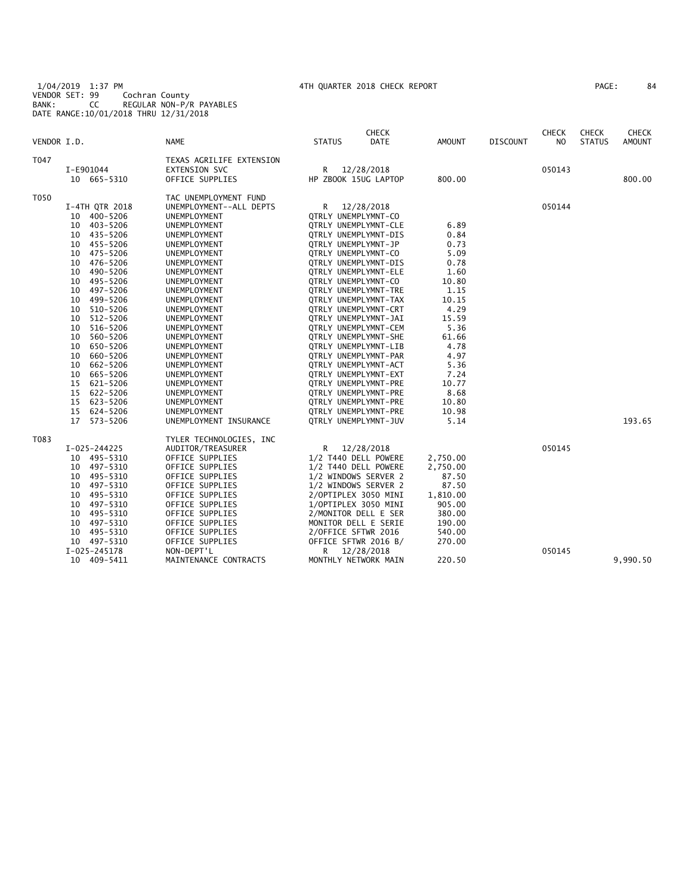1/04/2019 1:37 PM 4TH QUARTER 2018 CHECK REPORT
VENDOR SET: 99 Cochran County
BANK: CC REGULAR NON-P/R PAYABLES
DATE RANGE:10/01/2018 THRU 12/31/2018

| VENDOR I.D. | | NAME | STATUS | CHECK DATE | AMOUNT | DISCOUNT | CHECK NO | CHECK STATUS | CHECK AMOUNT |
|---|---|---|---|---|---|---|---|---|---|
| T047 | | TEXAS AGRILIFE EXTENSION | | | | | | | |
| | I-E901044 | EXTENSION SVC | R | 12/28/2018 | | | 050143 | | |
| | 10 665-5310 | OFFICE SUPPLIES | HP ZBOOK 15UG LAPTOP | | 800.00 | | | | 800.00 |
| T050 | | TAC UNEMPLOYMENT FUND | | | | | | | |
| | I-4TH QTR 2018 | UNEMPLOYMENT--ALL DEPTS | R | 12/28/2018 | | | 050144 | | |
| | 10 400-5206 | UNEMPLOYMENT | QTRLY UNEMPLYMNT-CO | | | | | | |
| | 10 403-5206 | UNEMPLOYMENT | QTRLY UNEMPLYMNT-CLE | | 6.89 | | | | |
| | 10 435-5206 | UNEMPLOYMENT | QTRLY UNEMPLYMNT-DIS | | 0.84 | | | | |
| | 10 455-5206 | UNEMPLOYMENT | QTRLY UNEMPLYMNT-JP | | 0.73 | | | | |
| | 10 475-5206 | UNEMPLOYMENT | QTRLY UNEMPLYMNT-CO | | 5.09 | | | | |
| | 10 476-5206 | UNEMPLOYMENT | QTRLY UNEMPLYMNT-DIS | | 0.78 | | | | |
| | 10 490-5206 | UNEMPLOYMENT | QTRLY UNEMPLYMNT-ELE | | 1.60 | | | | |
| | 10 495-5206 | UNEMPLOYMENT | QTRLY UNEMPLYMNT-CO | | 10.80 | | | | |
| | 10 497-5206 | UNEMPLOYMENT | QTRLY UNEMPLYMNT-TRE | | 1.15 | | | | |
| | 10 499-5206 | UNEMPLOYMENT | QTRLY UNEMPLYMNT-TAX | | 10.15 | | | | |
| | 10 510-5206 | UNEMPLOYMENT | QTRLY UNEMPLYMNT-CRT | | 4.29 | | | | |
| | 10 512-5206 | UNEMPLOYMENT | QTRLY UNEMPLYMNT-JAI | | 15.59 | | | | |
| | 10 516-5206 | UNEMPLOYMENT | QTRLY UNEMPLYMNT-CEM | | 5.36 | | | | |
| | 10 560-5206 | UNEMPLOYMENT | QTRLY UNEMPLYMNT-SHE | | 61.66 | | | | |
| | 10 650-5206 | UNEMPLOYMENT | QTRLY UNEMPLYMNT-LIB | | 4.78 | | | | |
| | 10 660-5206 | UNEMPLOYMENT | QTRLY UNEMPLYMNT-PAR | | 4.97 | | | | |
| | 10 662-5206 | UNEMPLOYMENT | QTRLY UNEMPLYMNT-ACT | | 5.36 | | | | |
| | 10 665-5206 | UNEMPLOYMENT | QTRLY UNEMPLYMNT-EXT | | 7.24 | | | | |
| | 15 621-5206 | UNEMPLOYMENT | QTRLY UNEMPLYMNT-PRE | | 10.77 | | | | |
| | 15 622-5206 | UNEMPLOYMENT | QTRLY UNEMPLYMNT-PRE | | 8.68 | | | | |
| | 15 623-5206 | UNEMPLOYMENT | QTRLY UNEMPLYMNT-PRE | | 10.80 | | | | |
| | 15 624-5206 | UNEMPLOYMENT | QTRLY UNEMPLYMNT-PRE | | 10.98 | | | | |
| | 17 573-5206 | UNEMPLOYMENT INSURANCE | QTRLY UNEMPLYMNT-JUV | | 5.14 | | | | 193.65 |
| T083 | | TYLER TECHNOLOGIES, INC | | | | | | | |
| | I-025-244225 | AUDITOR/TREASURER | R | 12/28/2018 | | | 050145 | | |
| | 10 495-5310 | OFFICE SUPPLIES | 1/2 T440 DELL POWERE | | 2,750.00 | | | | |
| | 10 497-5310 | OFFICE SUPPLIES | 1/2 T440 DELL POWERE | | 2,750.00 | | | | |
| | 10 495-5310 | OFFICE SUPPLIES | 1/2 WINDOWS SERVER 2 | | 87.50 | | | | |
| | 10 497-5310 | OFFICE SUPPLIES | 1/2 WINDOWS SERVER 2 | | 87.50 | | | | |
| | 10 495-5310 | OFFICE SUPPLIES | 2/OPTIPLEX 3050 MINI | | 1,810.00 | | | | |
| | 10 497-5310 | OFFICE SUPPLIES | 1/OPTIPLEX 3050 MINI | | 905.00 | | | | |
| | 10 495-5310 | OFFICE SUPPLIES | 2/MONITOR DELL E SER | | 380.00 | | | | |
| | 10 497-5310 | OFFICE SUPPLIES | MONITOR DELL E SERIE | | 190.00 | | | | |
| | 10 495-5310 | OFFICE SUPPLIES | 2/OFFICE SFTWR 2016 | | 540.00 | | | | |
| | 10 497-5310 | OFFICE SUPPLIES | OFFICE SFTWR 2016 B/ | | 270.00 | | | | |
| | I-025-245178 | NON-DEPT'L | R | 12/28/2018 | | | 050145 | | |
| | 10 409-5411 | MAINTENANCE CONTRACTS | MONTHLY NETWORK MAIN | | 220.50 | | | | 9,990.50 |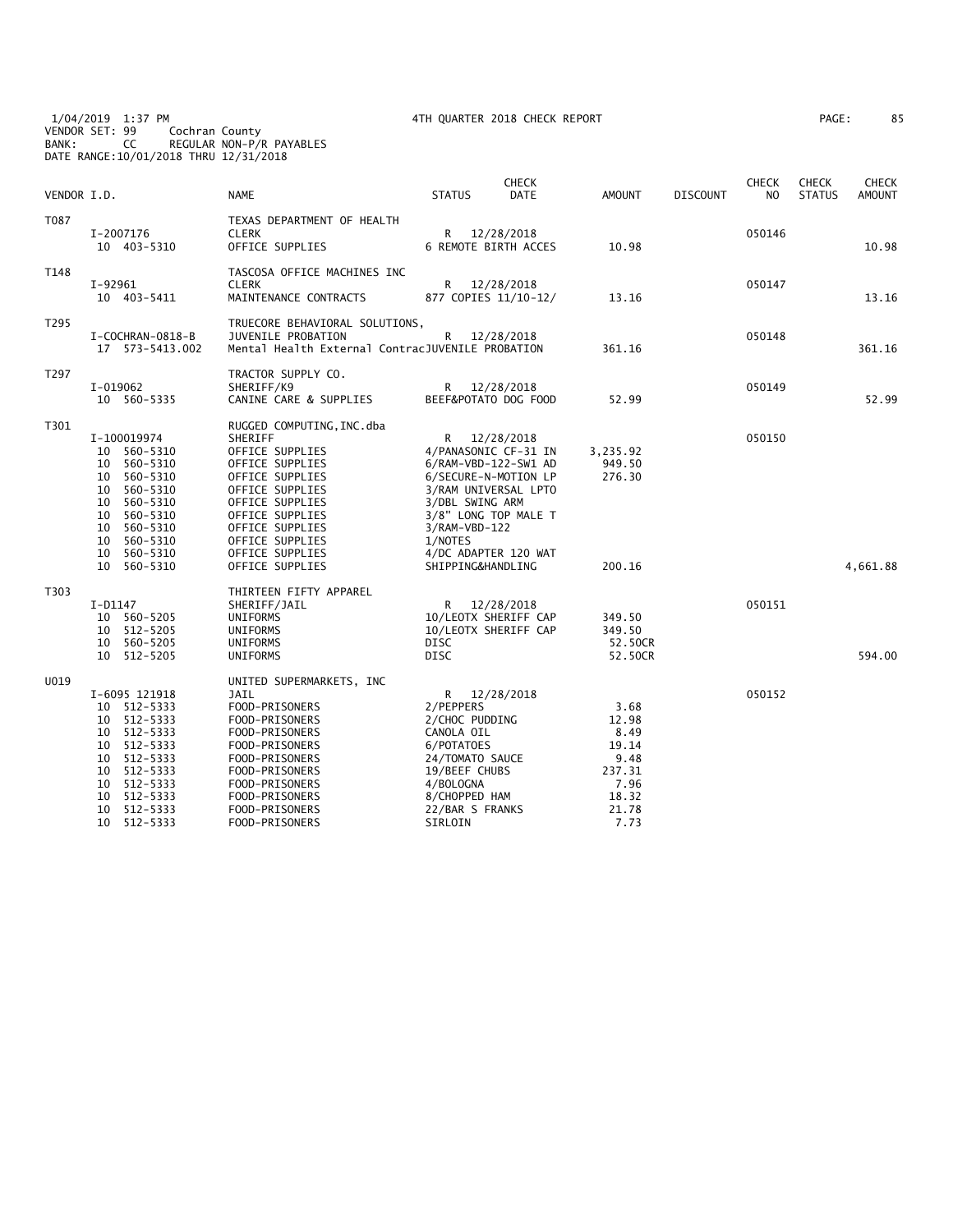1/04/2019 1:37 PM
VENDOR SET: 99 Cochran County
BANK: CC REGULAR NON-P/R PAYABLES
DATE RANGE:10/01/2018 THRU 12/31/2018

4TH QUARTER 2018 CHECK REPORT

| VENDOR I.D. | NAME | STATUS | CHECK DATE | AMOUNT | DISCOUNT | CHECK NO | CHECK STATUS | CHECK AMOUNT |
|---|---|---|---|---|---|---|---|---|
| T087 | TEXAS DEPARTMENT OF HEALTH | | | | | | | |
| I-2007176 | CLERK | R | 12/28/2018 | | | 050146 | | |
| 10 403-5310 | OFFICE SUPPLIES | 6 REMOTE BIRTH ACCES | | 10.98 | | | | 10.98 |
| T148 | TASCOSA OFFICE MACHINES INC | | | | | | | |
| I-92961 | CLERK | R | 12/28/2018 | | | 050147 | | |
| 10 403-5411 | MAINTENANCE CONTRACTS | 877 COPIES 11/10-12/ | | 13.16 | | | | 13.16 |
| T295 | TRUECORE BEHAVIORAL SOLUTIONS, | | | | | | | |
| I-COCHRAN-0818-B | JUVENILE PROBATION | R | 12/28/2018 | | | 050148 | | |
| 17 573-5413.002 | Mental Health External Contrac | JUVENILE PROBATION | | 361.16 | | | | 361.16 |
| T297 | TRACTOR SUPPLY CO. | | | | | | | |
| I-019062 | SHERIFF/K9 | R | 12/28/2018 | | | 050149 | | |
| 10 560-5335 | CANINE CARE & SUPPLIES | BEEF&POTATO DOG FOOD | | 52.99 | | | | 52.99 |
| T301 | RUGGED COMPUTING, INC.dba | | | | | | | |
| I-100019974 | SHERIFF | R | 12/28/2018 | | | 050150 | | |
| 10 560-5310 | OFFICE SUPPLIES | 4/PANASONIC CF-31 IN | | 3,235.92 | | | | |
| 10 560-5310 | OFFICE SUPPLIES | 6/RAM-VBD-122-SW1 AD | | 949.50 | | | | |
| 10 560-5310 | OFFICE SUPPLIES | 6/SECURE-N-MOTION LP | | 276.30 | | | | |
| 10 560-5310 | OFFICE SUPPLIES | 3/RAM UNIVERSAL LPTO | | | | | | |
| 10 560-5310 | OFFICE SUPPLIES | 3/DBL SWING ARM | | | | | | |
| 10 560-5310 | OFFICE SUPPLIES | 3/8" LONG TOP MALE T | | | | | | |
| 10 560-5310 | OFFICE SUPPLIES | 3/RAM-VBD-122 | | | | | | |
| 10 560-5310 | OFFICE SUPPLIES | 1/NOTES | | | | | | |
| 10 560-5310 | OFFICE SUPPLIES | 4/DC ADAPTER 120 WAT | | | | | | |
| 10 560-5310 | OFFICE SUPPLIES | SHIPPING&HANDLING | | 200.16 | | | | 4,661.88 |
| T303 | THIRTEEN FIFTY APPAREL | | | | | | | |
| I-D1147 | SHERIFF/JAIL | R | 12/28/2018 | | | 050151 | | |
| 10 560-5205 | UNIFORMS | 10/LEOTX SHERIFF CAP | | 349.50 | | | | |
| 10 512-5205 | UNIFORMS | 10/LEOTX SHERIFF CAP | | 349.50 | | | | |
| 10 560-5205 | UNIFORMS | DISC | | 52.50CR | | | | |
| 10 512-5205 | UNIFORMS | DISC | | 52.50CR | | | | 594.00 |
| U019 | UNITED SUPERMARKETS, INC | | | | | | | |
| I-6095 121918 | JAIL | R | 12/28/2018 | | | 050152 | | |
| 10 512-5333 | FOOD-PRISONERS | 2/PEPPERS | | 3.68 | | | | |
| 10 512-5333 | FOOD-PRISONERS | 2/CHOC PUDDING | | 12.98 | | | | |
| 10 512-5333 | FOOD-PRISONERS | CANOLA OIL | | 8.49 | | | | |
| 10 512-5333 | FOOD-PRISONERS | 6/POTATOES | | 19.14 | | | | |
| 10 512-5333 | FOOD-PRISONERS | 24/TOMATO SAUCE | | 9.48 | | | | |
| 10 512-5333 | FOOD-PRISONERS | 19/BEEF CHUBS | | 237.31 | | | | |
| 10 512-5333 | FOOD-PRISONERS | 4/BOLOGNA | | 7.96 | | | | |
| 10 512-5333 | FOOD-PRISONERS | 8/CHOPPED HAM | | 18.32 | | | | |
| 10 512-5333 | FOOD-PRISONERS | 22/BAR S FRANKS | | 21.78 | | | | |
| 10 512-5333 | FOOD-PRISONERS | SIRLOIN | | 7.73 | | | | |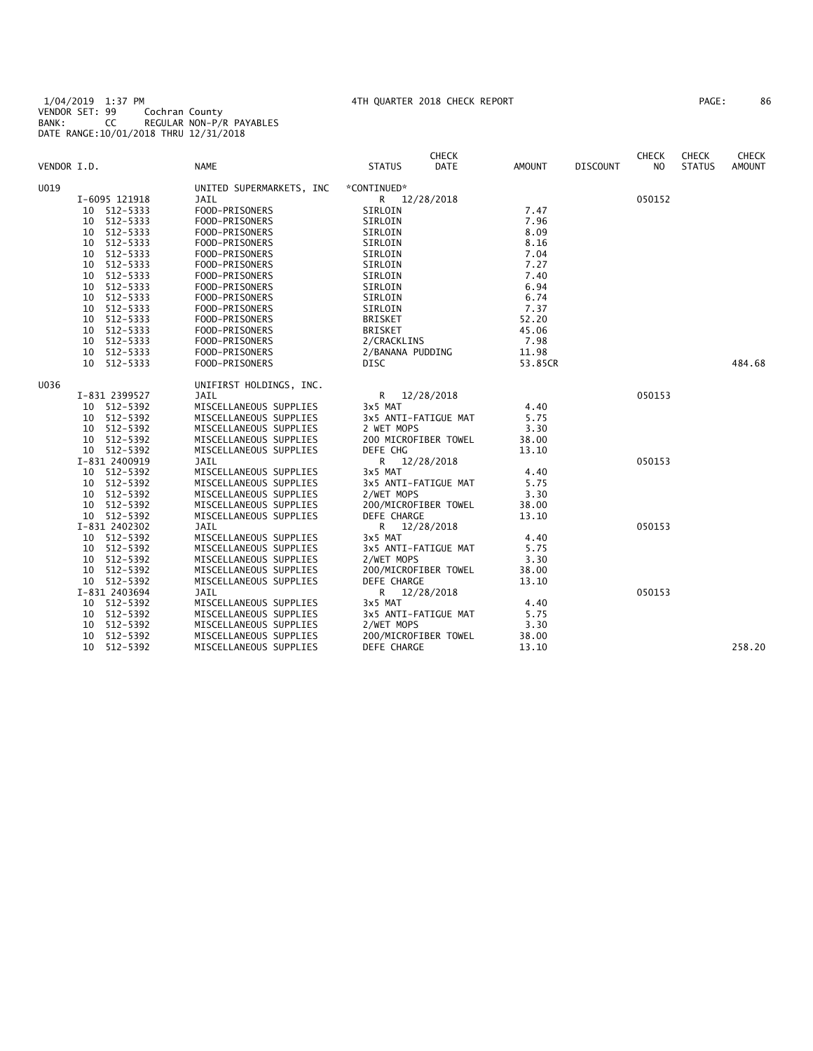1/04/2019 1:37 PM 4TH QUARTER 2018 CHECK REPORT
VENDOR SET: 99 Cochran County
BANK: CC REGULAR NON-P/R PAYABLES
DATE RANGE:10/01/2018 THRU 12/31/2018

| VENDOR I.D. | NAME | STATUS | CHECK DATE | AMOUNT | DISCOUNT | CHECK NO | CHECK STATUS | CHECK AMOUNT |
|---|---|---|---|---|---|---|---|---|
| U019 | UNITED SUPERMARKETS, INC | *CONTINUED* | | | | | | |
| I-6095 121918 | JAIL | R | 12/28/2018 | | | 050152 | | |
| 10 512-5333 | FOOD-PRISONERS | SIRLOIN | | 7.47 | | | | |
| 10 512-5333 | FOOD-PRISONERS | SIRLOIN | | 7.96 | | | | |
| 10 512-5333 | FOOD-PRISONERS | SIRLOIN | | 8.09 | | | | |
| 10 512-5333 | FOOD-PRISONERS | SIRLOIN | | 8.16 | | | | |
| 10 512-5333 | FOOD-PRISONERS | SIRLOIN | | 7.04 | | | | |
| 10 512-5333 | FOOD-PRISONERS | SIRLOIN | | 7.27 | | | | |
| 10 512-5333 | FOOD-PRISONERS | SIRLOIN | | 7.40 | | | | |
| 10 512-5333 | FOOD-PRISONERS | SIRLOIN | | 6.94 | | | | |
| 10 512-5333 | FOOD-PRISONERS | SIRLOIN | | 6.74 | | | | |
| 10 512-5333 | FOOD-PRISONERS | SIRLOIN | | 7.37 | | | | |
| 10 512-5333 | FOOD-PRISONERS | BRISKET | | 52.20 | | | | |
| 10 512-5333 | FOOD-PRISONERS | BRISKET | | 45.06 | | | | |
| 10 512-5333 | FOOD-PRISONERS | 2/CRACKLINS | | 7.98 | | | | |
| 10 512-5333 | FOOD-PRISONERS | 2/BANANA PUDDING | | 11.98 | | | | |
| 10 512-5333 | FOOD-PRISONERS | DISC | | 53.85CR | | | | 484.68 |
| U036 | UNIFIRST HOLDINGS, INC. | | | | | | | |
| I-831 2399527 | JAIL | R | 12/28/2018 | | | 050153 | | |
| 10 512-5392 | MISCELLANEOUS SUPPLIES | 3x5 MAT | | 4.40 | | | | |
| 10 512-5392 | MISCELLANEOUS SUPPLIES | 3x5 ANTI-FATIGUE MAT | | 5.75 | | | | |
| 10 512-5392 | MISCELLANEOUS SUPPLIES | 2 WET MOPS | | 3.30 | | | | |
| 10 512-5392 | MISCELLANEOUS SUPPLIES | 200 MICROFIBER TOWEL | | 38.00 | | | | |
| 10 512-5392 | MISCELLANEOUS SUPPLIES | DEFE CHG | | 13.10 | | | | |
| I-831 2400919 | JAIL | R | 12/28/2018 | | | 050153 | | |
| 10 512-5392 | MISCELLANEOUS SUPPLIES | 3x5 MAT | | 4.40 | | | | |
| 10 512-5392 | MISCELLANEOUS SUPPLIES | 3x5 ANTI-FATIGUE MAT | | 5.75 | | | | |
| 10 512-5392 | MISCELLANEOUS SUPPLIES | 2/WET MOPS | | 3.30 | | | | |
| 10 512-5392 | MISCELLANEOUS SUPPLIES | 200/MICROFIBER TOWEL | | 38.00 | | | | |
| 10 512-5392 | MISCELLANEOUS SUPPLIES | DEFE CHARGE | | 13.10 | | | | |
| I-831 2402302 | JAIL | R | 12/28/2018 | | | 050153 | | |
| 10 512-5392 | MISCELLANEOUS SUPPLIES | 3x5 MAT | | 4.40 | | | | |
| 10 512-5392 | MISCELLANEOUS SUPPLIES | 3x5 ANTI-FATIGUE MAT | | 5.75 | | | | |
| 10 512-5392 | MISCELLANEOUS SUPPLIES | 2/WET MOPS | | 3.30 | | | | |
| 10 512-5392 | MISCELLANEOUS SUPPLIES | 200/MICROFIBER TOWEL | | 38.00 | | | | |
| 10 512-5392 | MISCELLANEOUS SUPPLIES | DEFE CHARGE | | 13.10 | | | | |
| I-831 2403694 | JAIL | R | 12/28/2018 | | | 050153 | | |
| 10 512-5392 | MISCELLANEOUS SUPPLIES | 3x5 MAT | | 4.40 | | | | |
| 10 512-5392 | MISCELLANEOUS SUPPLIES | 3x5 ANTI-FATIGUE MAT | | 5.75 | | | | |
| 10 512-5392 | MISCELLANEOUS SUPPLIES | 2/WET MOPS | | 3.30 | | | | |
| 10 512-5392 | MISCELLANEOUS SUPPLIES | 200/MICROFIBER TOWEL | | 38.00 | | | | |
| 10 512-5392 | MISCELLANEOUS SUPPLIES | DEFE CHARGE | | 13.10 | | | | 258.20 |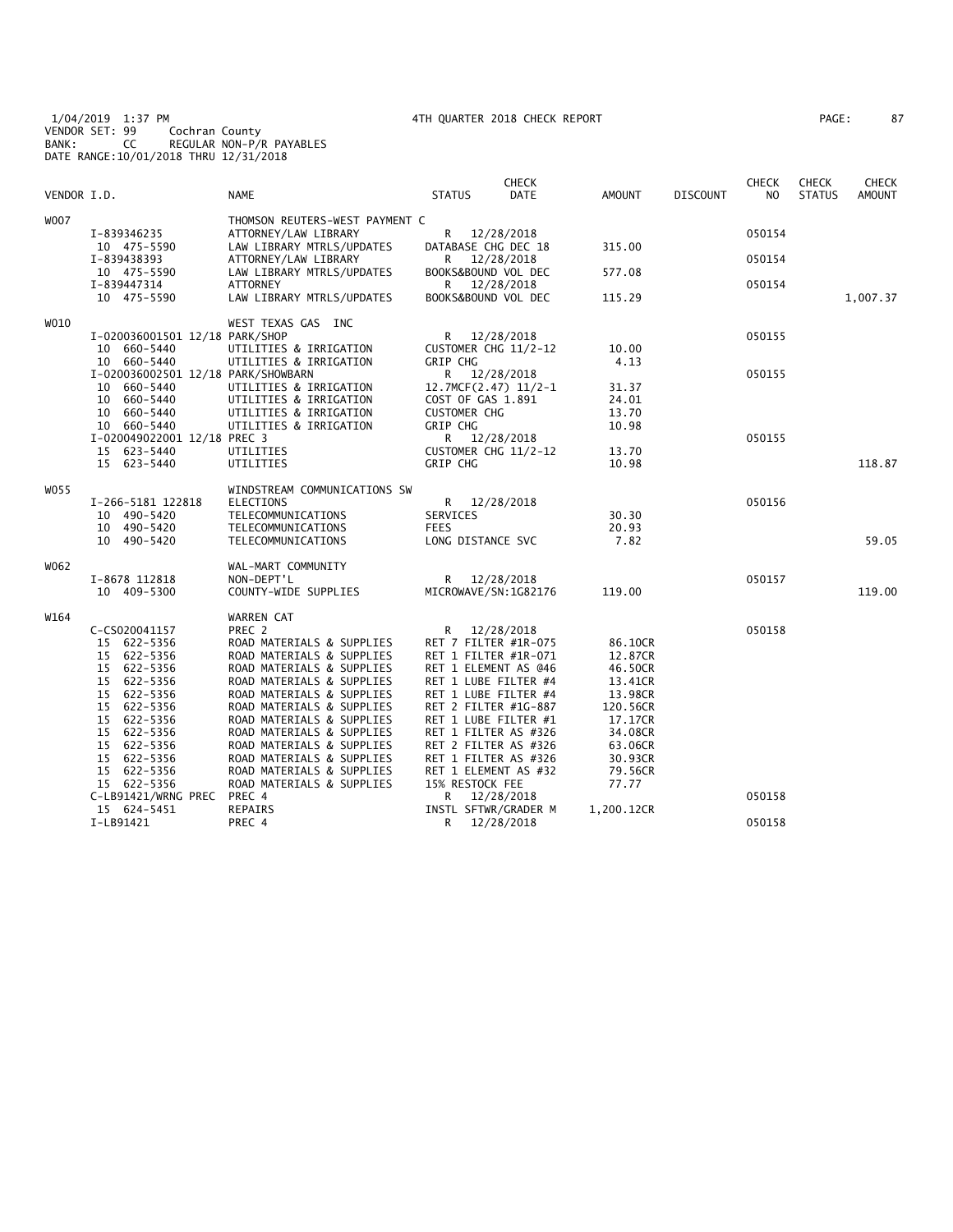1/04/2019 1:37 PM 4TH QUARTER 2018 CHECK REPORT
VENDOR SET: 99 Cochran County
BANK: CC REGULAR NON-P/R PAYABLES
DATE RANGE:10/01/2018 THRU 12/31/2018

| VENDOR I.D. | | NAME | STATUS | CHECK DATE | AMOUNT | DISCOUNT | CHECK NO | CHECK STATUS | CHECK AMOUNT |
|---|---|---|---|---|---|---|---|---|---|
| W007 | | THOMSON REUTERS-WEST PAYMENT C | | | | | | | |
| | I-839346235 | ATTORNEY/LAW LIBRARY | R | 12/28/2018 | | | 050154 | | |
| | 10 475-5590 | LAW LIBRARY MTRLS/UPDATES | DATABASE CHG DEC 18 | | 315.00 | | | | |
| | I-839438393 | ATTORNEY/LAW LIBRARY | R | 12/28/2018 | | | 050154 | | |
| | 10 475-5590 | LAW LIBRARY MTRLS/UPDATES | BOOKS&BOUND VOL DEC | | 577.08 | | | | |
| | I-839447314 | ATTORNEY | R | 12/28/2018 | | | 050154 | | |
| | 10 475-5590 | LAW LIBRARY MTRLS/UPDATES | BOOKS&BOUND VOL DEC | | 115.29 | | | | 1,007.37 |
| W010 | | WEST TEXAS GAS INC | | | | | | | |
| | I-020036001501 12/18 PARK/SHOP | | R | 12/28/2018 | | | 050155 | | |
| | 10 660-5440 | UTILITIES & IRRIGATION | CUSTOMER CHG 11/2-12 | | 10.00 | | | | |
| | 10 660-5440 | UTILITIES & IRRIGATION | GRIP CHG | | 4.13 | | | | |
| | I-020036002501 12/18 PARK/SHOWBARN | | R | 12/28/2018 | | | 050155 | | |
| | 10 660-5440 | UTILITIES & IRRIGATION | 12.7MCF(2.47) 11/2-1 | | 31.37 | | | | |
| | 10 660-5440 | UTILITIES & IRRIGATION | COST OF GAS 1.891 | | 24.01 | | | | |
| | 10 660-5440 | UTILITIES & IRRIGATION | CUSTOMER CHG | | 13.70 | | | | |
| | 10 660-5440 | UTILITIES & IRRIGATION | GRIP CHG | | 10.98 | | | | |
| | I-020049022001 12/18 PREC 3 | | R | 12/28/2018 | | | 050155 | | |
| | 15 623-5440 | UTILITIES | CUSTOMER CHG 11/2-12 | | 13.70 | | | | |
| | 15 623-5440 | UTILITIES | GRIP CHG | | 10.98 | | | | 118.87 |
| W055 | | WINDSTREAM COMMUNICATIONS SW | | | | | | | |
| | I-266-5181 122818 | ELECTIONS | R | 12/28/2018 | | | 050156 | | |
| | 10 490-5420 | TELECOMMUNICATIONS | SERVICES | | 30.30 | | | | |
| | 10 490-5420 | TELECOMMUNICATIONS | FEES | | 20.93 | | | | |
| | 10 490-5420 | TELECOMMUNICATIONS | LONG DISTANCE SVC | | 7.82 | | | | 59.05 |
| W062 | | WAL-MART COMMUNITY | | | | | | | |
| | I-8678 112818 | NON-DEPT'L | R | 12/28/2018 | | | 050157 | | |
| | 10 409-5300 | COUNTY-WIDE SUPPLIES | MICROWAVE/SN:1G82176 | | 119.00 | | | | 119.00 |
| W164 | | WARREN CAT | | | | | | | |
| | C-CS020041157 | PREC 2 | R | 12/28/2018 | | | 050158 | | |
| | 15 622-5356 | ROAD MATERIALS & SUPPLIES | RET 7 FILTER #1R-075 | | 86.10CR | | | | |
| | 15 622-5356 | ROAD MATERIALS & SUPPLIES | RET 1 FILTER #1R-071 | | 12.87CR | | | | |
| | 15 622-5356 | ROAD MATERIALS & SUPPLIES | RET 1 ELEMENT AS @46 | | 46.50CR | | | | |
| | 15 622-5356 | ROAD MATERIALS & SUPPLIES | RET 1 LUBE FILTER #4 | | 13.41CR | | | | |
| | 15 622-5356 | ROAD MATERIALS & SUPPLIES | RET 1 LUBE FILTER #4 | | 13.98CR | | | | |
| | 15 622-5356 | ROAD MATERIALS & SUPPLIES | RET 2 FILTER #1G-887 | | 120.56CR | | | | |
| | 15 622-5356 | ROAD MATERIALS & SUPPLIES | RET 1 LUBE FILTER #1 | | 17.17CR | | | | |
| | 15 622-5356 | ROAD MATERIALS & SUPPLIES | RET 1 FILTER AS #326 | | 34.08CR | | | | |
| | 15 622-5356 | ROAD MATERIALS & SUPPLIES | RET 2 FILTER AS #326 | | 63.06CR | | | | |
| | 15 622-5356 | ROAD MATERIALS & SUPPLIES | RET 1 FILTER AS #326 | | 30.93CR | | | | |
| | 15 622-5356 | ROAD MATERIALS & SUPPLIES | RET 1 ELEMENT AS #32 | | 79.56CR | | | | |
| | 15 622-5356 | ROAD MATERIALS & SUPPLIES | 15% RESTOCK FEE | | 77.77 | | | | |
| | C-LB91421/WRNG PREC | PREC 4 | R | 12/28/2018 | | | 050158 | | |
| | 15 624-5451 | REPAIRS | INSTL SFTWR/GRADER M | | 1,200.12CR | | | | |
| | I-LB91421 | PREC 4 | R | 12/28/2018 | | | 050158 | | |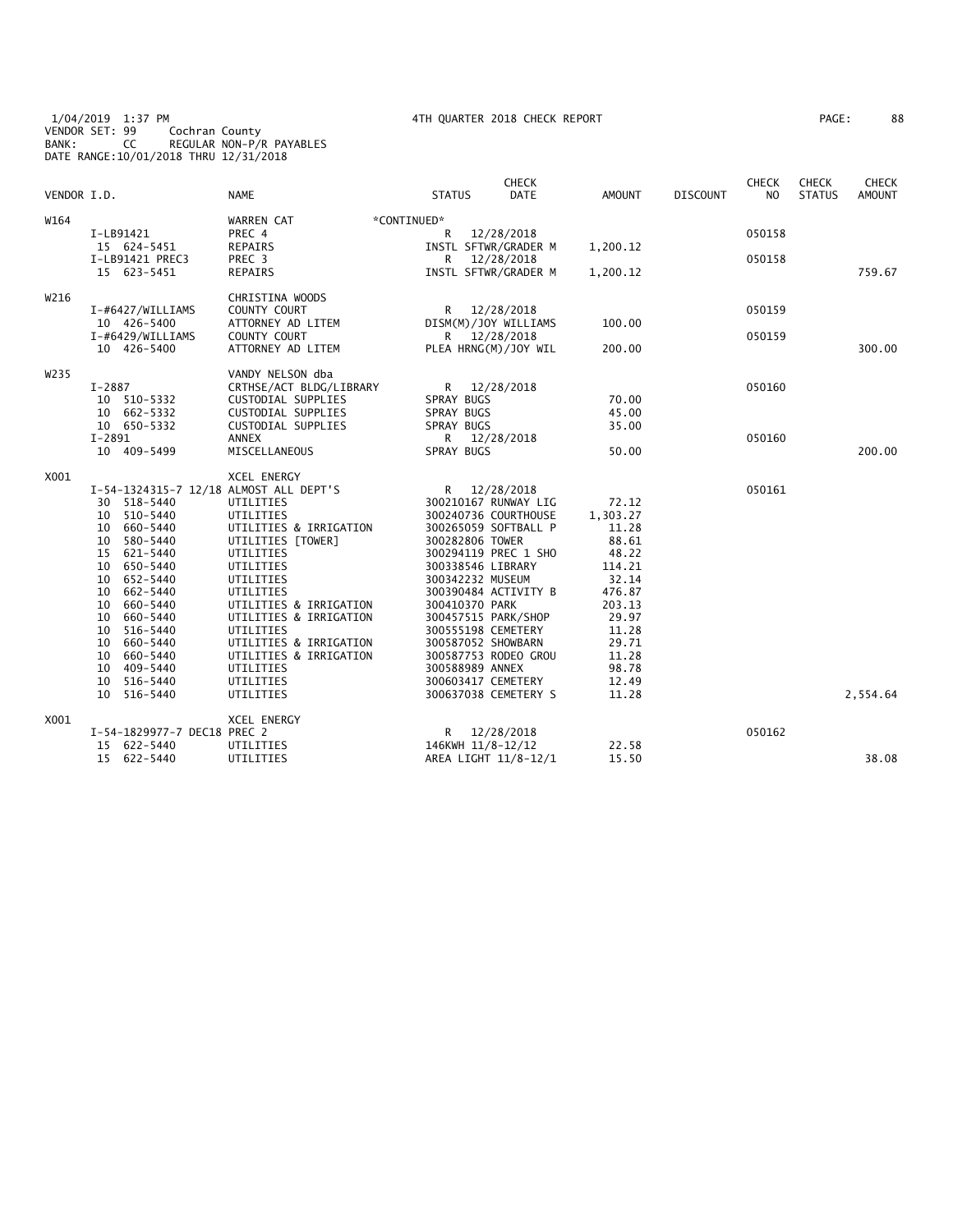1/04/2019 1:37 PM 4TH QUARTER 2018 CHECK REPORT
VENDOR SET: 99 Cochran County
BANK: CC REGULAR NON-P/R PAYABLES
DATE RANGE:10/01/2018 THRU 12/31/2018

| VENDOR I.D. | | NAME | STATUS | CHECK DATE | AMOUNT | DISCOUNT | CHECK NO | CHECK STATUS | CHECK AMOUNT |
|---|---|---|---|---|---|---|---|---|---|
| W164 | | WARREN CAT | *CONTINUED* | | | | | | |
| | I-LB91421 | PREC 4 | R | 12/28/2018 | | | 050158 | | |
| | 15 624-5451 | REPAIRS | INSTL SFTWR/GRADER M | | 1,200.12 | | | | |
| | I-LB91421 PREC3 | PREC 3 | R | 12/28/2018 | | | 050158 | | |
| | 15 623-5451 | REPAIRS | INSTL SFTWR/GRADER M | | 1,200.12 | | | | 759.67 |
| W216 | | CHRISTINA WOODS | | | | | | | |
| | I-#6427/WILLIAMS | COUNTY COURT | R | 12/28/2018 | | | 050159 | | |
| | 10 426-5400 | ATTORNEY AD LITEM | DISM(M)/JOY WILLIAMS | | 100.00 | | | | |
| | I-#6429/WILLIAMS | COUNTY COURT | R | 12/28/2018 | | | 050159 | | |
| | 10 426-5400 | ATTORNEY AD LITEM | PLEA HRNG(M)/JOY WIL | | 200.00 | | | | 300.00 |
| W235 | | VANDY NELSON dba | | | | | | | |
| | I-2887 | CRTHSE/ACT BLDG/LIBRARY | R | 12/28/2018 | | | 050160 | | |
| | 10 510-5332 | CUSTODIAL SUPPLIES | SPRAY BUGS | | 70.00 | | | | |
| | 10 662-5332 | CUSTODIAL SUPPLIES | SPRAY BUGS | | 45.00 | | | | |
| | 10 650-5332 | CUSTODIAL SUPPLIES | SPRAY BUGS | | 35.00 | | | | |
| | I-2891 | ANNEX | R | 12/28/2018 | | | 050160 | | |
| | 10 409-5499 | MISCELLANEOUS | SPRAY BUGS | | 50.00 | | | | 200.00 |
| X001 | | XCEL ENERGY | | | | | | | |
| | I-54-1324315-7 12/18 | ALMOST ALL DEPT'S | R | 12/28/2018 | | | 050161 | | |
| | 30 518-5440 | UTILITIES | 300210167 RUNWAY LIG | | 72.12 | | | | |
| | 10 510-5440 | UTILITIES | 300240736 COURTHOUSE | | 1,303.27 | | | | |
| | 10 660-5440 | UTILITIES & IRRIGATION | 300265059 SOFTBALL P | | 11.28 | | | | |
| | 10 580-5440 | UTILITIES [TOWER] | 300282806 TOWER | | 88.61 | | | | |
| | 15 621-5440 | UTILITIES | 300294119 PREC 1 SHO | | 48.22 | | | | |
| | 10 650-5440 | UTILITIES | 300338546 LIBRARY | | 114.21 | | | | |
| | 10 652-5440 | UTILITIES | 300342232 MUSEUM | | 32.14 | | | | |
| | 10 662-5440 | UTILITIES | 300390484 ACTIVITY B | | 476.87 | | | | |
| | 10 660-5440 | UTILITIES & IRRIGATION | 300410370 PARK | | 203.13 | | | | |
| | 10 660-5440 | UTILITIES & IRRIGATION | 300457515 PARK/SHOP | | 29.97 | | | | |
| | 10 516-5440 | UTILITIES | 300555198 CEMETERY | | 11.28 | | | | |
| | 10 660-5440 | UTILITIES & IRRIGATION | 300587052 SHOWBARN | | 29.71 | | | | |
| | 10 660-5440 | UTILITIES & IRRIGATION | 300587753 RODEO GROU | | 11.28 | | | | |
| | 10 409-5440 | UTILITIES | 300588989 ANNEX | | 98.78 | | | | |
| | 10 516-5440 | UTILITIES | 300603417 CEMETERY | | 12.49 | | | | |
| | 10 516-5440 | UTILITIES | 300637038 CEMETERY S | | 11.28 | | | | 2,554.64 |
| X001 | | XCEL ENERGY | | | | | | | |
| | I-54-1829977-7 DEC18 | PREC 2 | R | 12/28/2018 | | | 050162 | | |
| | 15 622-5440 | UTILITIES | 146KWH 11/8-12/12 | | 22.58 | | | | |
| | 15 622-5440 | UTILITIES | AREA LIGHT 11/8-12/1 | | 15.50 | | | | 38.08 |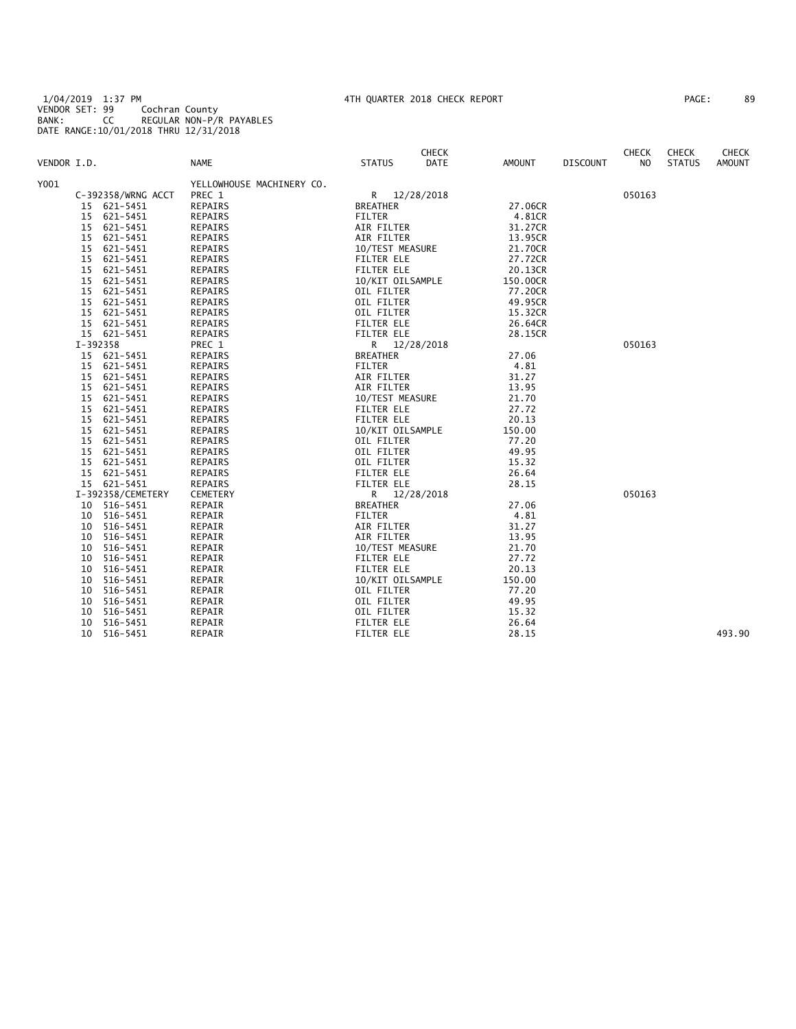1/04/2019 1:37 PM 4TH QUARTER 2018 CHECK REPORT
VENDOR SET: 99 Cochran County
BANK: CC REGULAR NON-P/R PAYABLES
DATE RANGE:10/01/2018 THRU 12/31/2018

| VENDOR I.D. | NAME | STATUS | CHECK DATE | AMOUNT | DISCOUNT | CHECK NO | CHECK STATUS | CHECK AMOUNT |
|---|---|---|---|---|---|---|---|---|
| Y001 | YELLOWHOUSE MACHINERY CO. | | | | | | | |
| C-392358/WRNG ACCT | PREC 1 | R | 12/28/2018 | | | 050163 | | |
| 15 621-5451 | REPAIRS | BREATHER | | 27.06CR | | | | |
| 15 621-5451 | REPAIRS | FILTER | | 4.81CR | | | | |
| 15 621-5451 | REPAIRS | AIR FILTER | | 31.27CR | | | | |
| 15 621-5451 | REPAIRS | AIR FILTER | | 13.95CR | | | | |
| 15 621-5451 | REPAIRS | 10/TEST MEASURE | | 21.70CR | | | | |
| 15 621-5451 | REPAIRS | FILTER ELE | | 27.72CR | | | | |
| 15 621-5451 | REPAIRS | FILTER ELE | | 20.13CR | | | | |
| 15 621-5451 | REPAIRS | 10/KIT OILSAMPLE | | 150.00CR | | | | |
| 15 621-5451 | REPAIRS | OIL FILTER | | 77.20CR | | | | |
| 15 621-5451 | REPAIRS | OIL FILTER | | 49.95CR | | | | |
| 15 621-5451 | REPAIRS | OIL FILTER | | 15.32CR | | | | |
| 15 621-5451 | REPAIRS | FILTER ELE | | 26.64CR | | | | |
| 15 621-5451 | REPAIRS | FILTER ELE | | 28.15CR | | | | |
| I-392358 | PREC 1 | R | 12/28/2018 | | | 050163 | | |
| 15 621-5451 | REPAIRS | BREATHER | | 27.06 | | | | |
| 15 621-5451 | REPAIRS | FILTER | | 4.81 | | | | |
| 15 621-5451 | REPAIRS | AIR FILTER | | 31.27 | | | | |
| 15 621-5451 | REPAIRS | AIR FILTER | | 13.95 | | | | |
| 15 621-5451 | REPAIRS | 10/TEST MEASURE | | 21.70 | | | | |
| 15 621-5451 | REPAIRS | FILTER ELE | | 27.72 | | | | |
| 15 621-5451 | REPAIRS | FILTER ELE | | 20.13 | | | | |
| 15 621-5451 | REPAIRS | 10/KIT OILSAMPLE | | 150.00 | | | | |
| 15 621-5451 | REPAIRS | OIL FILTER | | 77.20 | | | | |
| 15 621-5451 | REPAIRS | OIL FILTER | | 49.95 | | | | |
| 15 621-5451 | REPAIRS | OIL FILTER | | 15.32 | | | | |
| 15 621-5451 | REPAIRS | FILTER ELE | | 26.64 | | | | |
| 15 621-5451 | REPAIRS | FILTER ELE | | 28.15 | | | | |
| I-392358/CEMETERY | CEMETERY | R | 12/28/2018 | | | 050163 | | |
| 10 516-5451 | REPAIR | BREATHER | | 27.06 | | | | |
| 10 516-5451 | REPAIR | FILTER | | 4.81 | | | | |
| 10 516-5451 | REPAIR | AIR FILTER | | 31.27 | | | | |
| 10 516-5451 | REPAIR | AIR FILTER | | 13.95 | | | | |
| 10 516-5451 | REPAIR | 10/TEST MEASURE | | 21.70 | | | | |
| 10 516-5451 | REPAIR | FILTER ELE | | 27.72 | | | | |
| 10 516-5451 | REPAIR | FILTER ELE | | 20.13 | | | | |
| 10 516-5451 | REPAIR | 10/KIT OILSAMPLE | | 150.00 | | | | |
| 10 516-5451 | REPAIR | OIL FILTER | | 77.20 | | | | |
| 10 516-5451 | REPAIR | OIL FILTER | | 49.95 | | | | |
| 10 516-5451 | REPAIR | OIL FILTER | | 15.32 | | | | |
| 10 516-5451 | REPAIR | FILTER ELE | | 26.64 | | | | |
| 10 516-5451 | REPAIR | FILTER ELE | | 28.15 | | | | 493.90 |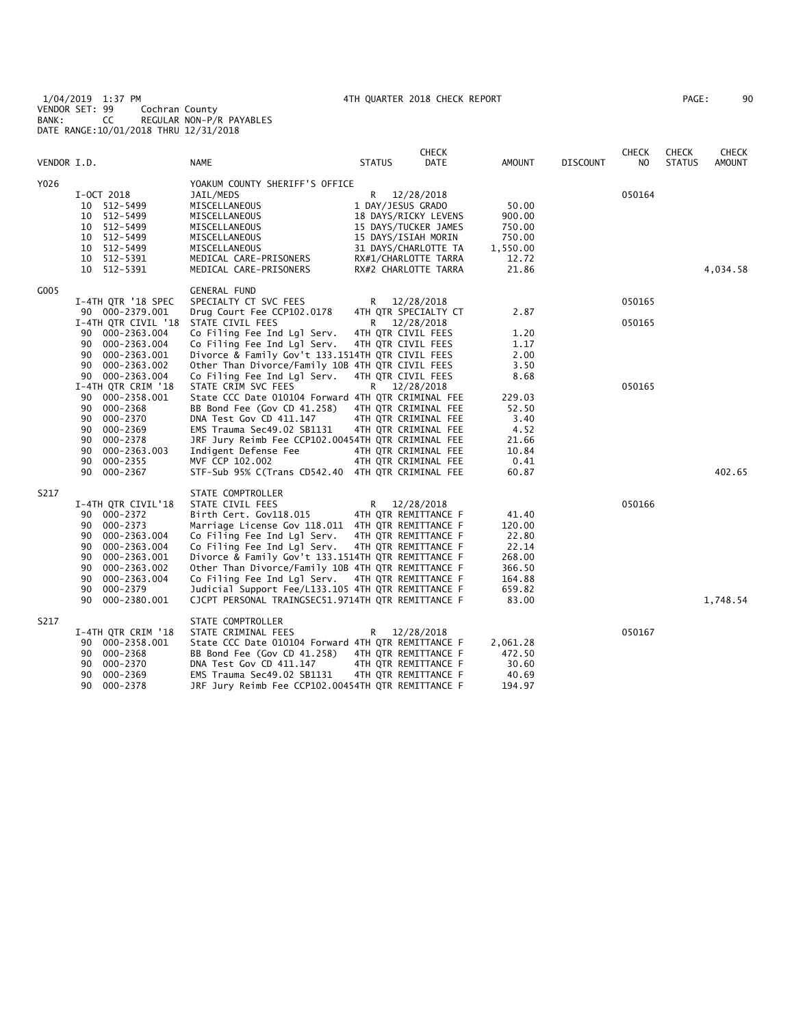1/04/2019 1:37 PM
VENDOR SET: 99 Cochran County
BANK: CC REGULAR NON-P/R PAYABLES
DATE RANGE:10/01/2018 THRU 12/31/2018

4TH QUARTER 2018 CHECK REPORT

| VENDOR I.D. | NAME | STATUS | CHECK DATE | AMOUNT | DISCOUNT | CHECK NO | CHECK STATUS | CHECK AMOUNT |
|---|---|---|---|---|---|---|---|---|
| Y026 | YOAKUM COUNTY SHERIFF'S OFFICE | | | | | | | |
| I-OCT 2018 | JAIL/MEDS | R | 12/28/2018 | | | 050164 | | |
| 10 512-5499 | MISCELLANEOUS | 1 DAY/JESUS GRADO | | 50.00 | | | | |
| 10 512-5499 | MISCELLANEOUS | 18 DAYS/RICKY LEVENS | | 900.00 | | | | |
| 10 512-5499 | MISCELLANEOUS | 15 DAYS/TUCKER JAMES | | 750.00 | | | | |
| 10 512-5499 | MISCELLANEOUS | 15 DAYS/ISIAH MORIN | | 750.00 | | | | |
| 10 512-5499 | MISCELLANEOUS | 31 DAYS/CHARLOTTE TA | | 1,550.00 | | | | |
| 10 512-5391 | MEDICAL CARE-PRISONERS | RX#1/CHARLOTTE TARRA | | 12.72 | | | | |
| 10 512-5391 | MEDICAL CARE-PRISONERS | RX#2 CHARLOTTE TARRA | | 21.86 | | | | 4,034.58 |
| G005 | GENERAL FUND | | | | | | | |
| I-4TH QTR '18 SPEC | SPECIALTY CT SVC FEES | R | 12/28/2018 | | | 050165 | | |
| 90 000-2379.001 | Drug Court Fee CCP102.0178 | 4TH QTR SPECIALTY CT | | 2.87 | | | | |
| I-4TH QTR CIVIL '18 | STATE CIVIL FEES | R | 12/28/2018 | | | 050165 | | |
| 90 000-2363.004 | Co Filing Fee Ind Lgl Serv. | 4TH QTR CIVIL FEES | | 1.20 | | | | |
| 90 000-2363.004 | Co Filing Fee Ind Lgl Serv. | 4TH QTR CIVIL FEES | | 1.17 | | | | |
| 90 000-2363.001 | Divorce & Family Gov't 133.151 | 4TH QTR CIVIL FEES | | 2.00 | | | | |
| 90 000-2363.002 | Other Than Divorce/Family 10B | 4TH QTR CIVIL FEES | | 3.50 | | | | |
| 90 000-2363.004 | Co Filing Fee Ind Lgl Serv. | 4TH QTR CIVIL FEES | | 8.68 | | | | |
| I-4TH QTR CRIM '18 | STATE CRIM SVC FEES | R | 12/28/2018 | | | 050165 | | |
| 90 000-2358.001 | State CCC Date 010104 Forward | 4TH QTR CRIMINAL FEE | | 229.03 | | | | |
| 90 000-2368 | BB Bond Fee (Gov CD 41.258) | 4TH QTR CRIMINAL FEE | | 52.50 | | | | |
| 90 000-2370 | DNA Test Gov CD 411.147 | 4TH QTR CRIMINAL FEE | | 3.40 | | | | |
| 90 000-2369 | EMS Trauma Sec49.02 SB1131 | 4TH QTR CRIMINAL FEE | | 4.52 | | | | |
| 90 000-2378 | JRF Jury Reimb Fee CCP102.0045 | 4TH QTR CRIMINAL FEE | | 21.66 | | | | |
| 90 000-2363.003 | Indigent Defense Fee | 4TH QTR CRIMINAL FEE | | 10.84 | | | | |
| 90 000-2355 | MVF CCP 102.002 | 4TH QTR CRIMINAL FEE | | 0.41 | | | | |
| 90 000-2367 | STF-Sub 95% C(Trans CD542.40 | 4TH QTR CRIMINAL FEE | | 60.87 | | | | 402.65 |
| S217 | STATE COMPTROLLER | | | | | | | |
| I-4TH QTR CIVIL'18 | STATE CIVIL FEES | R | 12/28/2018 | | | 050166 | | |
| 90 000-2372 | Birth Cert. Gov118.015 | 4TH QTR REMITTANCE F | | 41.40 | | | | |
| 90 000-2373 | Marriage License Gov 118.011 | 4TH QTR REMITTANCE F | | 120.00 | | | | |
| 90 000-2363.004 | Co Filing Fee Ind Lgl Serv. | 4TH QTR REMITTANCE F | | 22.80 | | | | |
| 90 000-2363.004 | Co Filing Fee Ind Lgl Serv. | 4TH QTR REMITTANCE F | | 22.14 | | | | |
| 90 000-2363.001 | Divorce & Family Gov't 133.151 | 4TH QTR REMITTANCE F | | 268.00 | | | | |
| 90 000-2363.002 | Other Than Divorce/Family 10B | 4TH QTR REMITTANCE F | | 366.50 | | | | |
| 90 000-2363.004 | Co Filing Fee Ind Lgl Serv. | 4TH QTR REMITTANCE F | | 164.88 | | | | |
| 90 000-2379 | Judicial Support Fee/L133.105 | 4TH QTR REMITTANCE F | | 659.82 | | | | |
| 90 000-2380.001 | CJCPT PERSONAL TRAINGSEC51.971 | 4TH QTR REMITTANCE F | | 83.00 | | | | 1,748.54 |
| S217 | STATE COMPTROLLER | | | | | | | |
| I-4TH QTR CRIM '18 | STATE CRIMINAL FEES | R | 12/28/2018 | | | 050167 | | |
| 90 000-2358.001 | State CCC Date 010104 Forward | 4TH QTR REMITTANCE F | | 2,061.28 | | | | |
| 90 000-2368 | BB Bond Fee (Gov CD 41.258) | 4TH QTR REMITTANCE F | | 472.50 | | | | |
| 90 000-2370 | DNA Test Gov CD 411.147 | 4TH QTR REMITTANCE F | | 30.60 | | | | |
| 90 000-2369 | EMS Trauma Sec49.02 SB1131 | 4TH QTR REMITTANCE F | | 40.69 | | | | |
| 90 000-2378 | JRF Jury Reimb Fee CCP102.0045 | 4TH QTR REMITTANCE F | | 194.97 | | | | |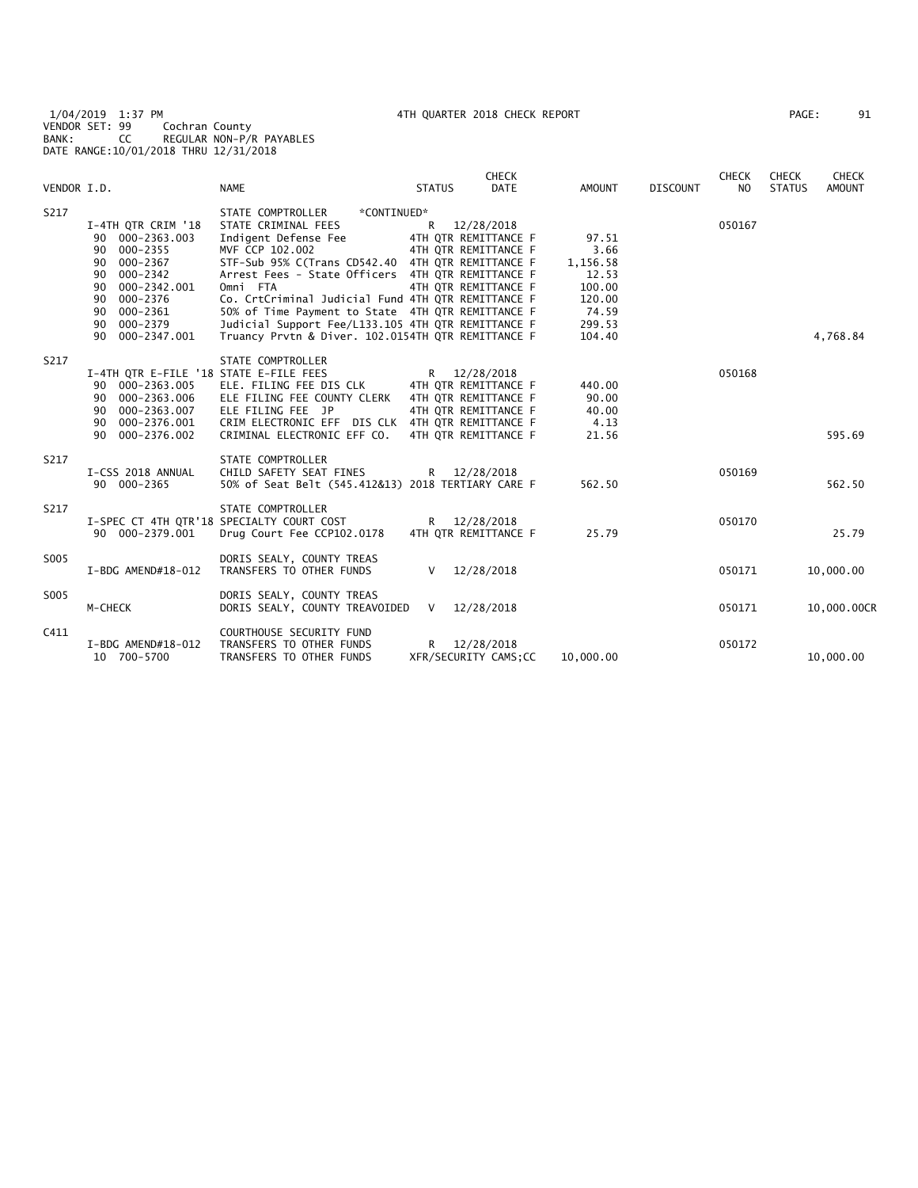1/04/2019 1:37 PM
VENDOR SET: 99 Cochran County
BANK: CC REGULAR NON-P/R PAYABLES
DATE RANGE:10/01/2018 THRU 12/31/2018

4TH QUARTER 2018 CHECK REPORT

| VENDOR I.D. | | NAME | STATUS | CHECK DATE | AMOUNT | DISCOUNT | CHECK NO | CHECK STATUS | CHECK AMOUNT |
|---|---|---|---|---|---|---|---|---|---|
| S217 | | STATE COMPTROLLER *CONTINUED* | | | | | | | |
| | I-4TH QTR CRIM '18 | STATE CRIMINAL FEES | R | 12/28/2018 | | | 050167 | | |
| | 90 000-2363.003 | Indigent Defense Fee | | 4TH QTR REMITTANCE F | 97.51 | | | | |
| | 90 000-2355 | MVF CCP 102.002 | | 4TH QTR REMITTANCE F | 3.66 | | | | |
| | 90 000-2367 | STF-Sub 95% C(Trans CD542.40 | | 4TH QTR REMITTANCE F | 1,156.58 | | | | |
| | 90 000-2342 | Arrest Fees - State Officers | | 4TH QTR REMITTANCE F | 12.53 | | | | |
| | 90 000-2342.001 | Omni FTA | | 4TH QTR REMITTANCE F | 100.00 | | | | |
| | 90 000-2376 | Co. CrtCriminal Judicial Fund | | 4TH QTR REMITTANCE F | 120.00 | | | | |
| | 90 000-2361 | 50% of Time Payment to State | | 4TH QTR REMITTANCE F | 74.59 | | | | |
| | 90 000-2379 | Judicial Support Fee/L133.105 | | 4TH QTR REMITTANCE F | 299.53 | | | | |
| | 90 000-2347.001 | Truancy Prvtn & Diver. 102.015 | | 4TH QTR REMITTANCE F | 104.40 | | | | 4,768.84 |
| S217 | | STATE COMPTROLLER | | | | | | | |
| | I-4TH QTR E-FILE '18 | STATE E-FILE FEES | R | 12/28/2018 | | | 050168 | | |
| | 90 000-2363.005 | ELE. FILING FEE DIS CLK | | 4TH QTR REMITTANCE F | 440.00 | | | | |
| | 90 000-2363.006 | ELE FILING FEE COUNTY CLERK | | 4TH QTR REMITTANCE F | 90.00 | | | | |
| | 90 000-2363.007 | ELE FILING FEE JP | | 4TH QTR REMITTANCE F | 40.00 | | | | |
| | 90 000-2376.001 | CRIM ELECTRONIC EFF DIS CLK | | 4TH QTR REMITTANCE F | 4.13 | | | | |
| | 90 000-2376.002 | CRIMINAL ELECTRONIC EFF CO. | | 4TH QTR REMITTANCE F | 21.56 | | | | 595.69 |
| S217 | | STATE COMPTROLLER | | | | | | | |
| | I-CSS 2018 ANNUAL | CHILD SAFETY SEAT FINES | R | 12/28/2018 | | | 050169 | | |
| | 90 000-2365 | 50% of Seat Belt (545.412&13) | | 2018 TERTIARY CARE F | 562.50 | | | | 562.50 |
| S217 | | STATE COMPTROLLER | | | | | | | |
| | I-SPEC CT 4TH QTR'18 | SPECIALTY COURT COST | R | 12/28/2018 | | | 050170 | | |
| | 90 000-2379.001 | Drug Court Fee CCP102.0178 | | 4TH QTR REMITTANCE F | 25.79 | | | | 25.79 |
| S005 | | DORIS SEALY, COUNTY TREAS | | | | | | | |
| | I-BDG AMEND#18-012 | TRANSFERS TO OTHER FUNDS | V | 12/28/2018 | | | 050171 | | 10,000.00 |
| S005 | | DORIS SEALY, COUNTY TREAS | | | | | | | |
| | M-CHECK | DORIS SEALY, COUNTY TREAVOIDED | V | 12/28/2018 | | | 050171 | | 10,000.00CR |
| C411 | | COURTHOUSE SECURITY FUND | | | | | | | |
| | I-BDG AMEND#18-012 | TRANSFERS TO OTHER FUNDS | R | 12/28/2018 | | | 050172 | | |
| | 10 700-5700 | TRANSFERS TO OTHER FUNDS | | XFR/SECURITY CAMS;CC | 10,000.00 | | | | 10,000.00 |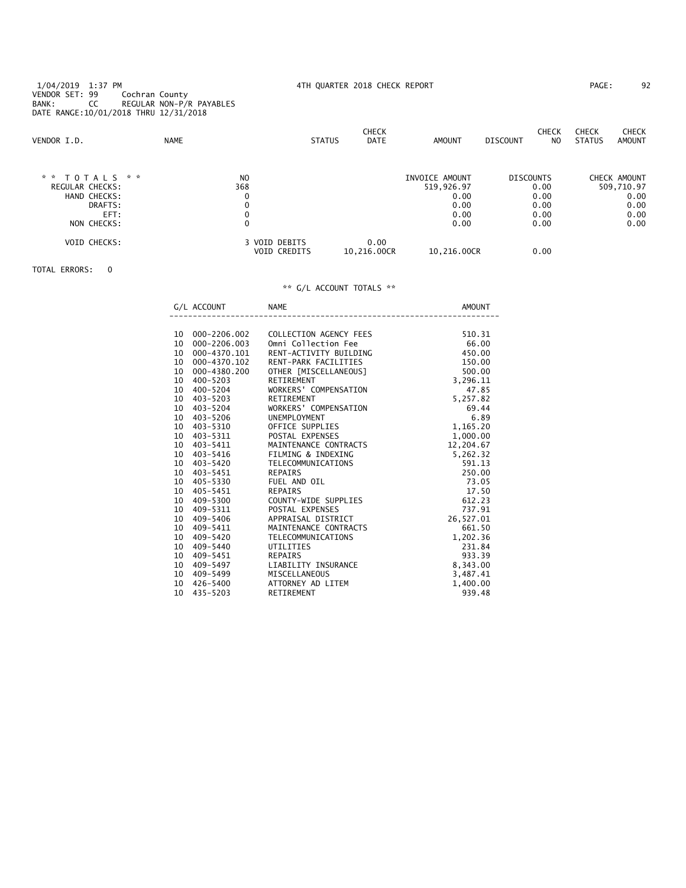1/04/2019 1:37 PM 4TH QUARTER 2018 CHECK REPORT

VENDOR SET: 99 Cochran County
BANK: CC REGULAR NON-P/R PAYABLES
DATE RANGE:10/01/2018 THRU 12/31/2018

| VENDOR I.D. | NAME | STATUS | CHECK DATE | AMOUNT | DISCOUNT | CHECK NO | CHECK STATUS | CHECK AMOUNT |
|---|---|---|---|---|---|---|---|---|

| * * TOTALS * * | NO | | | INVOICE AMOUNT | DISCOUNTS | CHECK AMOUNT |
|---|---|---|---|---|---|---|
| REGULAR CHECKS: | 368 | | | 519,926.97 | 0.00 | 509,710.97 |
| HAND CHECKS: | 0 | | | 0.00 | 0.00 | 0.00 |
| DRAFTS: | 0 | | | 0.00 | 0.00 | 0.00 |
| EFT: | 0 | | | 0.00 | 0.00 | 0.00 |
| NON CHECKS: | 0 | | | 0.00 | 0.00 | 0.00 |
| VOID CHECKS: | 3 | VOID DEBITS | 0.00 | | | |
| | | VOID CREDITS | 10,216.00CR | 10,216.00CR | 0.00 | |

TOTAL ERRORS: 0

** G/L ACCOUNT TOTALS **

| | G/L ACCOUNT | NAME | AMOUNT |
|---|---|---|---|
| 10 | 000-2206.002 | COLLECTION AGENCY FEES | 510.31 |
| 10 | 000-2206.003 | Omni Collection Fee | 66.00 |
| 10 | 000-4370.101 | RENT-ACTIVITY BUILDING | 450.00 |
| 10 | 000-4370.102 | RENT-PARK FACILITIES | 150.00 |
| 10 | 000-4380.200 | OTHER [MISCELLANEOUS] | 500.00 |
| 10 | 400-5203 | RETIREMENT | 3,296.11 |
| 10 | 400-5204 | WORKERS' COMPENSATION | 47.85 |
| 10 | 403-5203 | RETIREMENT | 5,257.82 |
| 10 | 403-5204 | WORKERS' COMPENSATION | 69.44 |
| 10 | 403-5206 | UNEMPLOYMENT | 6.89 |
| 10 | 403-5310 | OFFICE SUPPLIES | 1,165.20 |
| 10 | 403-5311 | POSTAL EXPENSES | 1,000.00 |
| 10 | 403-5411 | MAINTENANCE CONTRACTS | 12,204.67 |
| 10 | 403-5416 | FILMING & INDEXING | 5,262.32 |
| 10 | 403-5420 | TELECOMMUNICATIONS | 591.13 |
| 10 | 403-5451 | REPAIRS | 250.00 |
| 10 | 405-5330 | FUEL AND OIL | 73.05 |
| 10 | 405-5451 | REPAIRS | 17.50 |
| 10 | 409-5300 | COUNTY-WIDE SUPPLIES | 612.23 |
| 10 | 409-5311 | POSTAL EXPENSES | 737.91 |
| 10 | 409-5406 | APPRAISAL DISTRICT | 26,527.01 |
| 10 | 409-5411 | MAINTENANCE CONTRACTS | 661.50 |
| 10 | 409-5420 | TELECOMMUNICATIONS | 1,202.36 |
| 10 | 409-5440 | UTILITIES | 231.84 |
| 10 | 409-5451 | REPAIRS | 933.39 |
| 10 | 409-5497 | LIABILITY INSURANCE | 8,343.00 |
| 10 | 409-5499 | MISCELLANEOUS | 3,487.41 |
| 10 | 426-5400 | ATTORNEY AD LITEM | 1,400.00 |
| 10 | 435-5203 | RETIREMENT | 939.48 |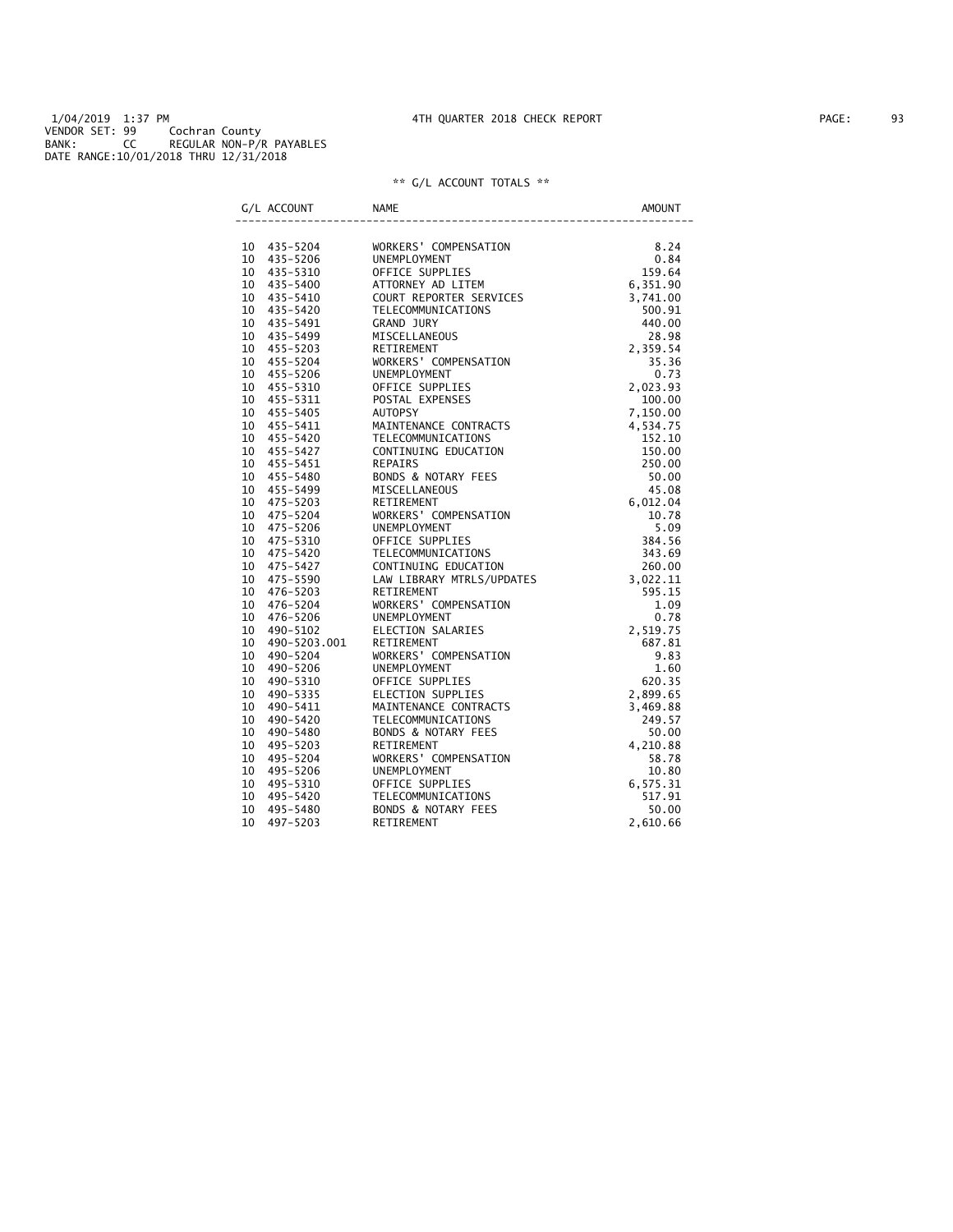1/04/2019 1:37 PM 4TH QUARTER 2018 CHECK REPORT

VENDOR SET: 99 Cochran County

BANK: CC REGULAR NON-P/R PAYABLES

DATE RANGE:10/01/2018 THRU 12/31/2018

** G/L ACCOUNT TOTALS **

| G/L ACCOUNT | | NAME | AMOUNT |
|---|---|---|---|
| 10 | 435-5204 | WORKERS' COMPENSATION | 8.24 |
| 10 | 435-5206 | UNEMPLOYMENT | 0.84 |
| 10 | 435-5310 | OFFICE SUPPLIES | 159.64 |
| 10 | 435-5400 | ATTORNEY AD LITEM | 6,351.90 |
| 10 | 435-5410 | COURT REPORTER SERVICES | 3,741.00 |
| 10 | 435-5420 | TELECOMMUNICATIONS | 500.91 |
| 10 | 435-5491 | GRAND JURY | 440.00 |
| 10 | 435-5499 | MISCELLANEOUS | 28.98 |
| 10 | 455-5203 | RETIREMENT | 2,359.54 |
| 10 | 455-5204 | WORKERS' COMPENSATION | 35.36 |
| 10 | 455-5206 | UNEMPLOYMENT | 0.73 |
| 10 | 455-5310 | OFFICE SUPPLIES | 2,023.93 |
| 10 | 455-5311 | POSTAL EXPENSES | 100.00 |
| 10 | 455-5405 | AUTOPSY | 7,150.00 |
| 10 | 455-5411 | MAINTENANCE CONTRACTS | 4,534.75 |
| 10 | 455-5420 | TELECOMMUNICATIONS | 152.10 |
| 10 | 455-5427 | CONTINUING EDUCATION | 150.00 |
| 10 | 455-5451 | REPAIRS | 250.00 |
| 10 | 455-5480 | BONDS & NOTARY FEES | 50.00 |
| 10 | 455-5499 | MISCELLANEOUS | 45.08 |
| 10 | 475-5203 | RETIREMENT | 6,012.04 |
| 10 | 475-5204 | WORKERS' COMPENSATION | 10.78 |
| 10 | 475-5206 | UNEMPLOYMENT | 5.09 |
| 10 | 475-5310 | OFFICE SUPPLIES | 384.56 |
| 10 | 475-5420 | TELECOMMUNICATIONS | 343.69 |
| 10 | 475-5427 | CONTINUING EDUCATION | 260.00 |
| 10 | 475-5590 | LAW LIBRARY MTRLS/UPDATES | 3,022.11 |
| 10 | 476-5203 | RETIREMENT | 595.15 |
| 10 | 476-5204 | WORKERS' COMPENSATION | 1.09 |
| 10 | 476-5206 | UNEMPLOYMENT | 0.78 |
| 10 | 490-5102 | ELECTION SALARIES | 2,519.75 |
| 10 | 490-5203.001 | RETIREMENT | 687.81 |
| 10 | 490-5204 | WORKERS' COMPENSATION | 9.83 |
| 10 | 490-5206 | UNEMPLOYMENT | 1.60 |
| 10 | 490-5310 | OFFICE SUPPLIES | 620.35 |
| 10 | 490-5335 | ELECTION SUPPLIES | 2,899.65 |
| 10 | 490-5411 | MAINTENANCE CONTRACTS | 3,469.88 |
| 10 | 490-5420 | TELECOMMUNICATIONS | 249.57 |
| 10 | 490-5480 | BONDS & NOTARY FEES | 50.00 |
| 10 | 495-5203 | RETIREMENT | 4,210.88 |
| 10 | 495-5204 | WORKERS' COMPENSATION | 58.78 |
| 10 | 495-5206 | UNEMPLOYMENT | 10.80 |
| 10 | 495-5310 | OFFICE SUPPLIES | 6,575.31 |
| 10 | 495-5420 | TELECOMMUNICATIONS | 517.91 |
| 10 | 495-5480 | BONDS & NOTARY FEES | 50.00 |
| 10 | 497-5203 | RETIREMENT | 2,610.66 |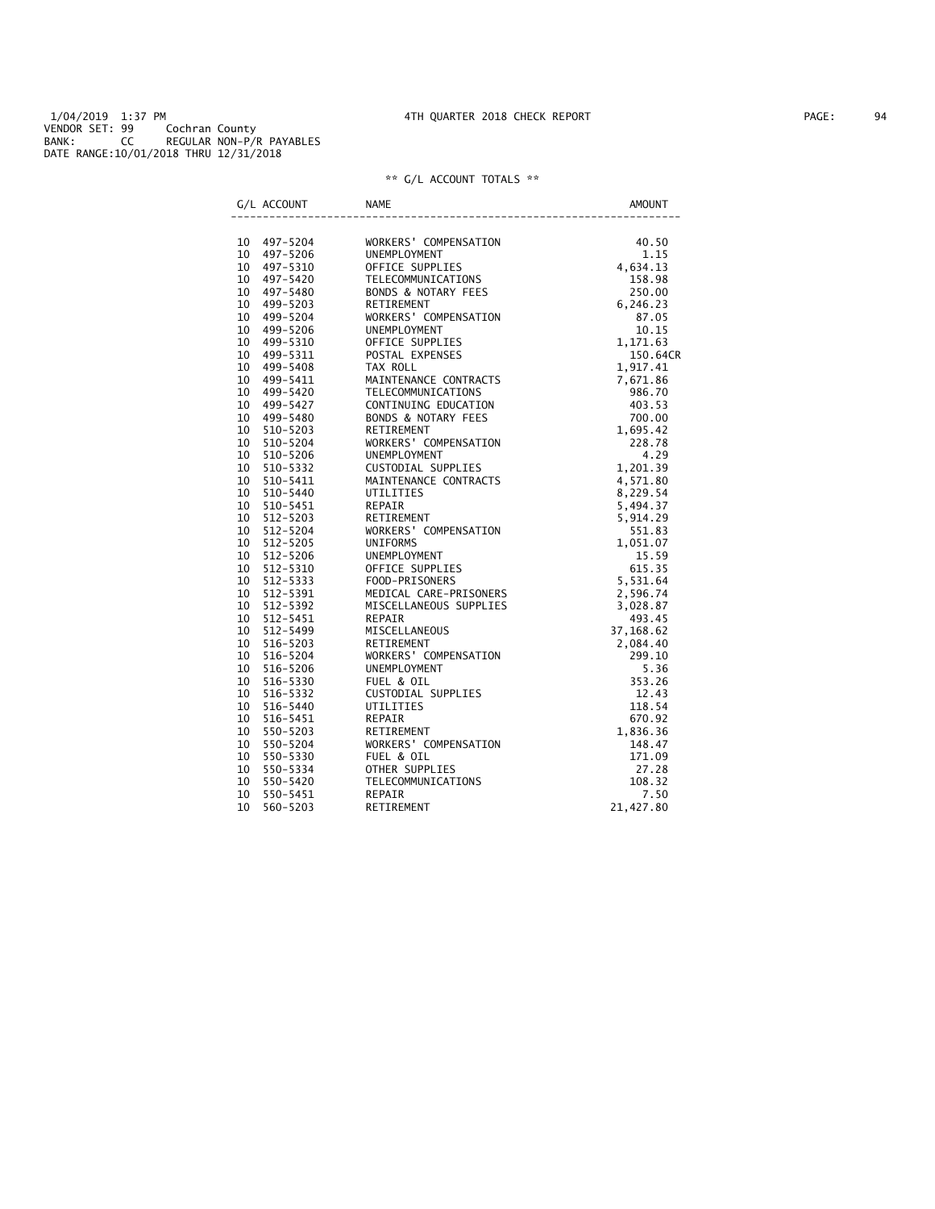1/04/2019 1:37 PM
VENDOR SET: 99 Cochran County
BANK: CC REGULAR NON-P/R PAYABLES
DATE RANGE:10/01/2018 THRU 12/31/2018

4TH QUARTER 2018 CHECK REPORT

** G/L ACCOUNT TOTALS **

| G/L ACCOUNT | | NAME | AMOUNT |
|---|---|---|---|
| 10 | 497-5204 | WORKERS' COMPENSATION | 40.50 |
| 10 | 497-5206 | UNEMPLOYMENT | 1.15 |
| 10 | 497-5310 | OFFICE SUPPLIES | 4,634.13 |
| 10 | 497-5420 | TELECOMMUNICATIONS | 158.98 |
| 10 | 497-5480 | BONDS & NOTARY FEES | 250.00 |
| 10 | 499-5203 | RETIREMENT | 6,246.23 |
| 10 | 499-5204 | WORKERS' COMPENSATION | 87.05 |
| 10 | 499-5206 | UNEMPLOYMENT | 10.15 |
| 10 | 499-5310 | OFFICE SUPPLIES | 1,171.63 |
| 10 | 499-5311 | POSTAL EXPENSES | 150.64CR |
| 10 | 499-5408 | TAX ROLL | 1,917.41 |
| 10 | 499-5411 | MAINTENANCE CONTRACTS | 7,671.86 |
| 10 | 499-5420 | TELECOMMUNICATIONS | 986.70 |
| 10 | 499-5427 | CONTINUING EDUCATION | 403.53 |
| 10 | 499-5480 | BONDS & NOTARY FEES | 700.00 |
| 10 | 510-5203 | RETIREMENT | 1,695.42 |
| 10 | 510-5204 | WORKERS' COMPENSATION | 228.78 |
| 10 | 510-5206 | UNEMPLOYMENT | 4.29 |
| 10 | 510-5332 | CUSTODIAL SUPPLIES | 1,201.39 |
| 10 | 510-5411 | MAINTENANCE CONTRACTS | 4,571.80 |
| 10 | 510-5440 | UTILITIES | 8,229.54 |
| 10 | 510-5451 | REPAIR | 5,494.37 |
| 10 | 512-5203 | RETIREMENT | 5,914.29 |
| 10 | 512-5204 | WORKERS' COMPENSATION | 551.83 |
| 10 | 512-5205 | UNIFORMS | 1,051.07 |
| 10 | 512-5206 | UNEMPLOYMENT | 15.59 |
| 10 | 512-5310 | OFFICE SUPPLIES | 615.35 |
| 10 | 512-5333 | FOOD-PRISONERS | 5,531.64 |
| 10 | 512-5391 | MEDICAL CARE-PRISONERS | 2,596.74 |
| 10 | 512-5392 | MISCELLANEOUS SUPPLIES | 3,028.87 |
| 10 | 512-5451 | REPAIR | 493.45 |
| 10 | 512-5499 | MISCELLANEOUS | 37,168.62 |
| 10 | 516-5203 | RETIREMENT | 2,084.40 |
| 10 | 516-5204 | WORKERS' COMPENSATION | 299.10 |
| 10 | 516-5206 | UNEMPLOYMENT | 5.36 |
| 10 | 516-5330 | FUEL & OIL | 353.26 |
| 10 | 516-5332 | CUSTODIAL SUPPLIES | 12.43 |
| 10 | 516-5440 | UTILITIES | 118.54 |
| 10 | 516-5451 | REPAIR | 670.92 |
| 10 | 550-5203 | RETIREMENT | 1,836.36 |
| 10 | 550-5204 | WORKERS' COMPENSATION | 148.47 |
| 10 | 550-5330 | FUEL & OIL | 171.09 |
| 10 | 550-5334 | OTHER SUPPLIES | 27.28 |
| 10 | 550-5420 | TELECOMMUNICATIONS | 108.32 |
| 10 | 550-5451 | REPAIR | 7.50 |
| 10 | 560-5203 | RETIREMENT | 21,427.80 |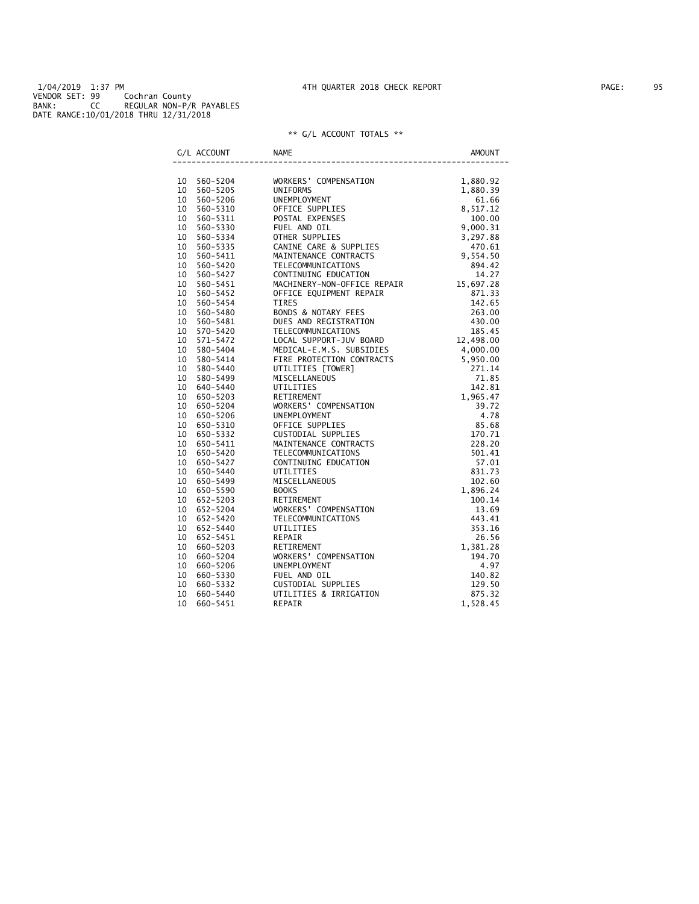1/04/2019 1:37 PM  4TH QUARTER 2018 CHECK REPORT
VENDOR SET: 99  Cochran County
BANK: CC  REGULAR NON-P/R PAYABLES
DATE RANGE:10/01/2018 THRU 12/31/2018

** G/L ACCOUNT TOTALS **

| G/L ACCOUNT | | NAME | AMOUNT |
|---|---|---|---|
| 10 | 560-5204 | WORKERS' COMPENSATION | 1,880.92 |
| 10 | 560-5205 | UNIFORMS | 1,880.39 |
| 10 | 560-5206 | UNEMPLOYMENT | 61.66 |
| 10 | 560-5310 | OFFICE SUPPLIES | 8,517.12 |
| 10 | 560-5311 | POSTAL EXPENSES | 100.00 |
| 10 | 560-5330 | FUEL AND OIL | 9,000.31 |
| 10 | 560-5334 | OTHER SUPPLIES | 3,297.88 |
| 10 | 560-5335 | CANINE CARE & SUPPLIES | 470.61 |
| 10 | 560-5411 | MAINTENANCE CONTRACTS | 9,554.50 |
| 10 | 560-5420 | TELECOMMUNICATIONS | 894.42 |
| 10 | 560-5427 | CONTINUING EDUCATION | 14.27 |
| 10 | 560-5451 | MACHINERY-NON-OFFICE REPAIR | 15,697.28 |
| 10 | 560-5452 | OFFICE EQUIPMENT REPAIR | 871.33 |
| 10 | 560-5454 | TIRES | 142.65 |
| 10 | 560-5480 | BONDS & NOTARY FEES | 263.00 |
| 10 | 560-5481 | DUES AND REGISTRATION | 430.00 |
| 10 | 570-5420 | TELECOMMUNICATIONS | 185.45 |
| 10 | 571-5472 | LOCAL SUPPORT-JUV BOARD | 12,498.00 |
| 10 | 580-5404 | MEDICAL-E.M.S. SUBSIDIES | 4,000.00 |
| 10 | 580-5414 | FIRE PROTECTION CONTRACTS | 5,950.00 |
| 10 | 580-5440 | UTILITIES [TOWER] | 271.14 |
| 10 | 580-5499 | MISCELLANEOUS | 71.85 |
| 10 | 640-5440 | UTILITIES | 142.81 |
| 10 | 650-5203 | RETIREMENT | 1,965.47 |
| 10 | 650-5204 | WORKERS' COMPENSATION | 39.72 |
| 10 | 650-5206 | UNEMPLOYMENT | 4.78 |
| 10 | 650-5310 | OFFICE SUPPLIES | 85.68 |
| 10 | 650-5332 | CUSTODIAL SUPPLIES | 170.71 |
| 10 | 650-5411 | MAINTENANCE CONTRACTS | 228.20 |
| 10 | 650-5420 | TELECOMMUNICATIONS | 501.41 |
| 10 | 650-5427 | CONTINUING EDUCATION | 57.01 |
| 10 | 650-5440 | UTILITIES | 831.73 |
| 10 | 650-5499 | MISCELLANEOUS | 102.60 |
| 10 | 650-5590 | BOOKS | 1,896.24 |
| 10 | 652-5203 | RETIREMENT | 100.14 |
| 10 | 652-5204 | WORKERS' COMPENSATION | 13.69 |
| 10 | 652-5420 | TELECOMMUNICATIONS | 443.41 |
| 10 | 652-5440 | UTILITIES | 353.16 |
| 10 | 652-5451 | REPAIR | 26.56 |
| 10 | 660-5203 | RETIREMENT | 1,381.28 |
| 10 | 660-5204 | WORKERS' COMPENSATION | 194.70 |
| 10 | 660-5206 | UNEMPLOYMENT | 4.97 |
| 10 | 660-5330 | FUEL AND OIL | 140.82 |
| 10 | 660-5332 | CUSTODIAL SUPPLIES | 129.50 |
| 10 | 660-5440 | UTILITIES & IRRIGATION | 875.32 |
| 10 | 660-5451 | REPAIR | 1,528.45 |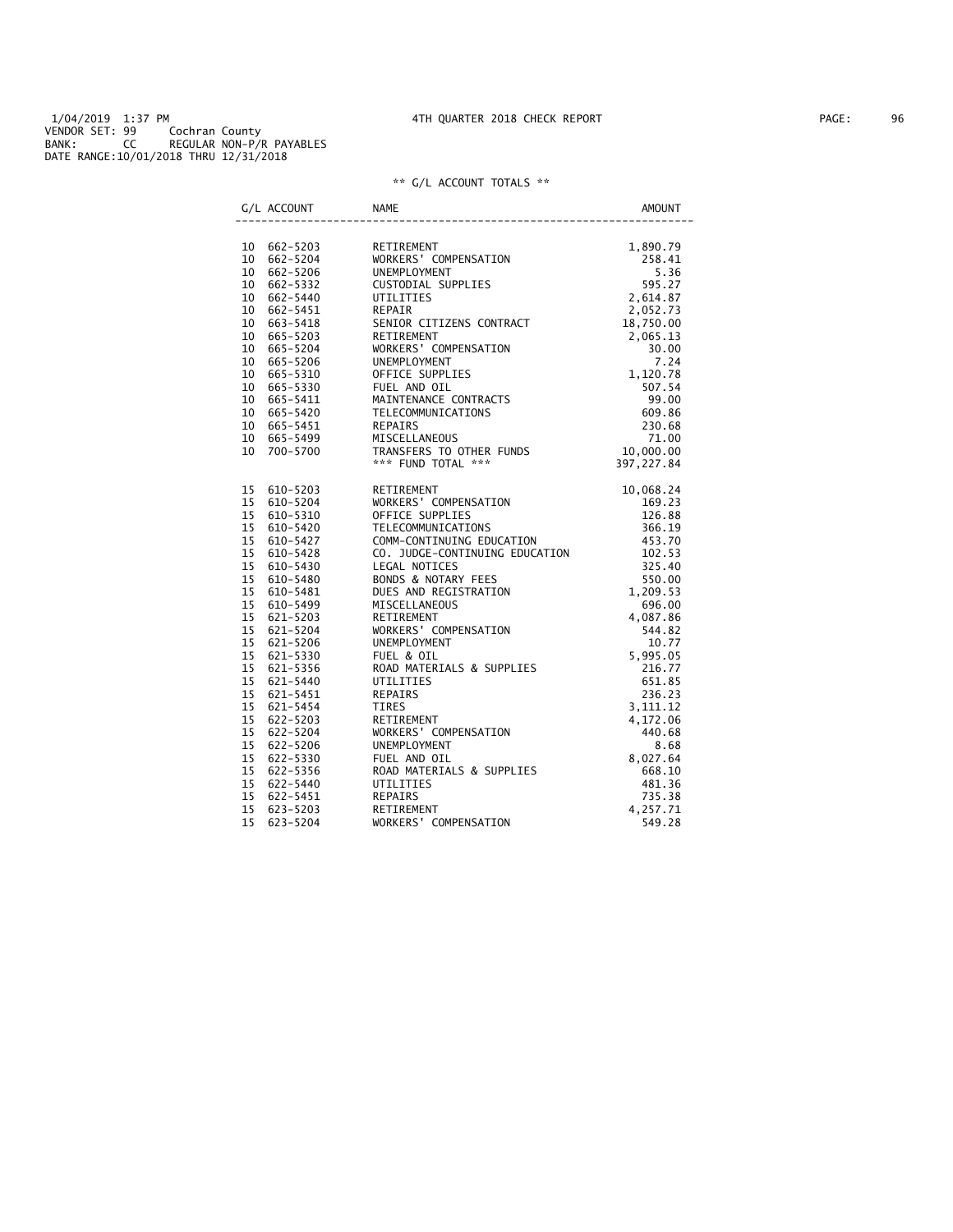1/04/2019 1:37 PM
VENDOR SET: 99 Cochran County
BANK: CC REGULAR NON-P/R PAYABLES
DATE RANGE:10/01/2018 THRU 12/31/2018

4TH QUARTER 2018 CHECK REPORT

PAGE: 96

** G/L ACCOUNT TOTALS **

| G/L ACCOUNT | NAME | AMOUNT |
|---|---|---|
| 10 662-5203 | RETIREMENT | 1,890.79 |
| 10 662-5204 | WORKERS' COMPENSATION | 258.41 |
| 10 662-5206 | UNEMPLOYMENT | 5.36 |
| 10 662-5332 | CUSTODIAL SUPPLIES | 595.27 |
| 10 662-5440 | UTILITIES | 2,614.87 |
| 10 662-5451 | REPAIR | 2,052.73 |
| 10 663-5418 | SENIOR CITIZENS CONTRACT | 18,750.00 |
| 10 665-5203 | RETIREMENT | 2,065.13 |
| 10 665-5204 | WORKERS' COMPENSATION | 30.00 |
| 10 665-5206 | UNEMPLOYMENT | 7.24 |
| 10 665-5310 | OFFICE SUPPLIES | 1,120.78 |
| 10 665-5330 | FUEL AND OIL | 507.54 |
| 10 665-5411 | MAINTENANCE CONTRACTS | 99.00 |
| 10 665-5420 | TELECOMMUNICATIONS | 609.86 |
| 10 665-5451 | REPAIRS | 230.68 |
| 10 665-5499 | MISCELLANEOUS | 71.00 |
| 10 700-5700 | TRANSFERS TO OTHER FUNDS | 10,000.00 |
| | *** FUND TOTAL *** | 397,227.84 |
| 15 610-5203 | RETIREMENT | 10,068.24 |
| 15 610-5204 | WORKERS' COMPENSATION | 169.23 |
| 15 610-5310 | OFFICE SUPPLIES | 126.88 |
| 15 610-5420 | TELECOMMUNICATIONS | 366.19 |
| 15 610-5427 | COMM-CONTINUING EDUCATION | 453.70 |
| 15 610-5428 | CO. JUDGE-CONTINUING EDUCATION | 102.53 |
| 15 610-5430 | LEGAL NOTICES | 325.40 |
| 15 610-5480 | BONDS & NOTARY FEES | 550.00 |
| 15 610-5481 | DUES AND REGISTRATION | 1,209.53 |
| 15 610-5499 | MISCELLANEOUS | 696.00 |
| 15 621-5203 | RETIREMENT | 4,087.86 |
| 15 621-5204 | WORKERS' COMPENSATION | 544.82 |
| 15 621-5206 | UNEMPLOYMENT | 10.77 |
| 15 621-5330 | FUEL & OIL | 5,995.05 |
| 15 621-5356 | ROAD MATERIALS & SUPPLIES | 216.77 |
| 15 621-5440 | UTILITIES | 651.85 |
| 15 621-5451 | REPAIRS | 236.23 |
| 15 621-5454 | TIRES | 3,111.12 |
| 15 622-5203 | RETIREMENT | 4,172.06 |
| 15 622-5204 | WORKERS' COMPENSATION | 440.68 |
| 15 622-5206 | UNEMPLOYMENT | 8.68 |
| 15 622-5330 | FUEL AND OIL | 8,027.64 |
| 15 622-5356 | ROAD MATERIALS & SUPPLIES | 668.10 |
| 15 622-5440 | UTILITIES | 481.36 |
| 15 622-5451 | REPAIRS | 735.38 |
| 15 623-5203 | RETIREMENT | 4,257.71 |
| 15 623-5204 | WORKERS' COMPENSATION | 549.28 |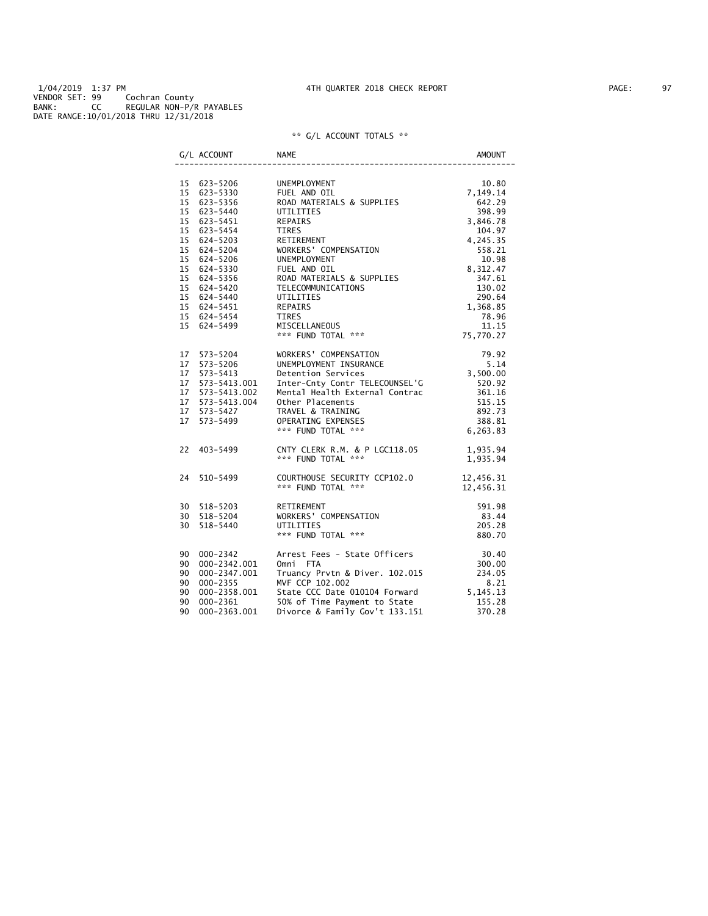1/04/2019 1:37 PM 4TH QUARTER 2018 CHECK REPORT
VENDOR SET: 99 Cochran County
BANK: CC REGULAR NON-P/R PAYABLES
DATE RANGE:10/01/2018 THRU 12/31/2018

** G/L ACCOUNT TOTALS **

| G/L ACCOUNT | NAME | AMOUNT |
|---|---|---|
| 15 623-5206 | UNEMPLOYMENT | 10.80 |
| 15 623-5330 | FUEL AND OIL | 7,149.14 |
| 15 623-5356 | ROAD MATERIALS & SUPPLIES | 642.29 |
| 15 623-5440 | UTILITIES | 398.99 |
| 15 623-5451 | REPAIRS | 3,846.78 |
| 15 623-5454 | TIRES | 104.97 |
| 15 624-5203 | RETIREMENT | 4,245.35 |
| 15 624-5204 | WORKERS' COMPENSATION | 558.21 |
| 15 624-5206 | UNEMPLOYMENT | 10.98 |
| 15 624-5330 | FUEL AND OIL | 8,312.47 |
| 15 624-5356 | ROAD MATERIALS & SUPPLIES | 347.61 |
| 15 624-5420 | TELECOMMUNICATIONS | 130.02 |
| 15 624-5440 | UTILITIES | 290.64 |
| 15 624-5451 | REPAIRS | 1,368.85 |
| 15 624-5454 | TIRES | 78.96 |
| 15 624-5499 | MISCELLANEOUS | 11.15 |
| | *** FUND TOTAL *** | 75,770.27 |
| 17 573-5204 | WORKERS' COMPENSATION | 79.92 |
| 17 573-5206 | UNEMPLOYMENT INSURANCE | 5.14 |
| 17 573-5413 | Detention Services | 3,500.00 |
| 17 573-5413.001 | Inter-Cnty Contr TELECOUNSEL'G | 520.92 |
| 17 573-5413.002 | Mental Health External Contrac | 361.16 |
| 17 573-5413.004 | Other Placements | 515.15 |
| 17 573-5427 | TRAVEL & TRAINING | 892.73 |
| 17 573-5499 | OPERATING EXPENSES | 388.81 |
| | *** FUND TOTAL *** | 6,263.83 |
| 22 403-5499 | CNTY CLERK R.M. & P LGC118.05 | 1,935.94 |
| | *** FUND TOTAL *** | 1,935.94 |
| 24 510-5499 | COURTHOUSE SECURITY CCP102.0 | 12,456.31 |
| | *** FUND TOTAL *** | 12,456.31 |
| 30 518-5203 | RETIREMENT | 591.98 |
| 30 518-5204 | WORKERS' COMPENSATION | 83.44 |
| 30 518-5440 | UTILITIES | 205.28 |
| | *** FUND TOTAL *** | 880.70 |
| 90 000-2342 | Arrest Fees - State Officers | 30.40 |
| 90 000-2342.001 | Omni FTA | 300.00 |
| 90 000-2347.001 | Truancy Prvtn & Diver. 102.015 | 234.05 |
| 90 000-2355 | MVF CCP 102.002 | 8.21 |
| 90 000-2358.001 | State CCC Date 010104 Forward | 5,145.13 |
| 90 000-2361 | 50% of Time Payment to State | 155.28 |
| 90 000-2363.001 | Divorce & Family Gov't 133.151 | 370.28 |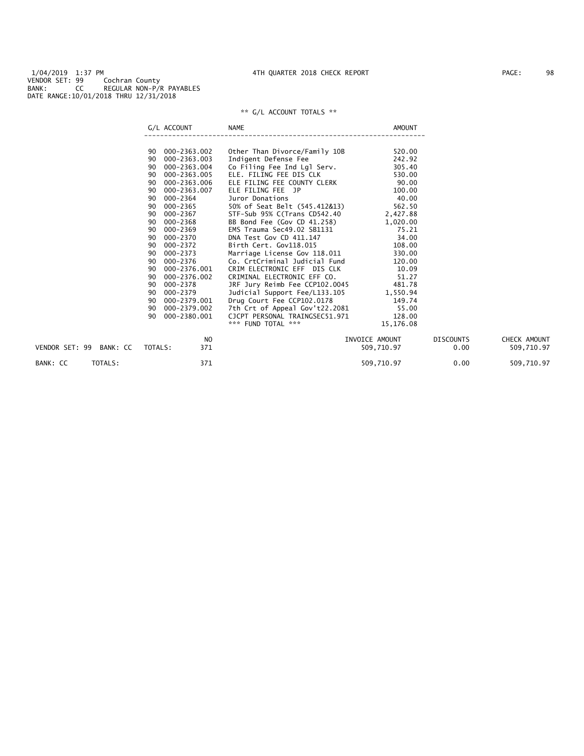1/04/2019 1:37 PM 4TH QUARTER 2018 CHECK REPORT
VENDOR SET: 99 Cochran County
BANK: CC REGULAR NON-P/R PAYABLES
DATE RANGE:10/01/2018 THRU 12/31/2018

** G/L ACCOUNT TOTALS **

| | G/L ACCOUNT | NAME | AMOUNT |
|---|---|---|---|
| 90 | 000-2363.002 | Other Than Divorce/Family 10B | 520.00 |
| 90 | 000-2363.003 | Indigent Defense Fee | 242.92 |
| 90 | 000-2363.004 | Co Filing Fee Ind Lgl Serv. | 305.40 |
| 90 | 000-2363.005 | ELE. FILING FEE DIS CLK | 530.00 |
| 90 | 000-2363.006 | ELE FILING FEE COUNTY CLERK | 90.00 |
| 90 | 000-2363.007 | ELE FILING FEE JP | 100.00 |
| 90 | 000-2364 | Juror Donations | 40.00 |
| 90 | 000-2365 | 50% of Seat Belt (545.412&13) | 562.50 |
| 90 | 000-2367 | STF-Sub 95% C(Trans CD542.40 | 2,427.88 |
| 90 | 000-2368 | BB Bond Fee (Gov CD 41.258) | 1,020.00 |
| 90 | 000-2369 | EMS Trauma Sec49.02 SB1131 | 75.21 |
| 90 | 000-2370 | DNA Test Gov CD 411.147 | 34.00 |
| 90 | 000-2372 | Birth Cert. Gov118.015 | 108.00 |
| 90 | 000-2373 | Marriage License Gov 118.011 | 330.00 |
| 90 | 000-2376 | Co. CrtCriminal Judicial Fund | 120.00 |
| 90 | 000-2376.001 | CRIM ELECTRONIC EFF DIS CLK | 10.09 |
| 90 | 000-2376.002 | CRIMINAL ELECTRONIC EFF CO. | 51.27 |
| 90 | 000-2378 | JRF Jury Reimb Fee CCP102.0045 | 481.78 |
| 90 | 000-2379 | Judicial Support Fee/L133.105 | 1,550.94 |
| 90 | 000-2379.001 | Drug Court Fee CCP102.0178 | 149.74 |
| 90 | 000-2379.002 | 7th Crt of Appeal Gov't22.2081 | 55.00 |
| 90 | 000-2380.001 | CJCPT PERSONAL TRAINGSEC51.971 | 128.00 |
| | | *** FUND TOTAL *** | 15,176.08 |

| | | NO | INVOICE AMOUNT | DISCOUNTS | CHECK AMOUNT |
|---|---|---|---|---|---|
| VENDOR SET: 99 BANK: CC | TOTALS: | 371 | 509,710.97 | 0.00 | 509,710.97 |
| BANK: CC | TOTALS: | 371 | 509,710.97 | 0.00 | 509,710.97 |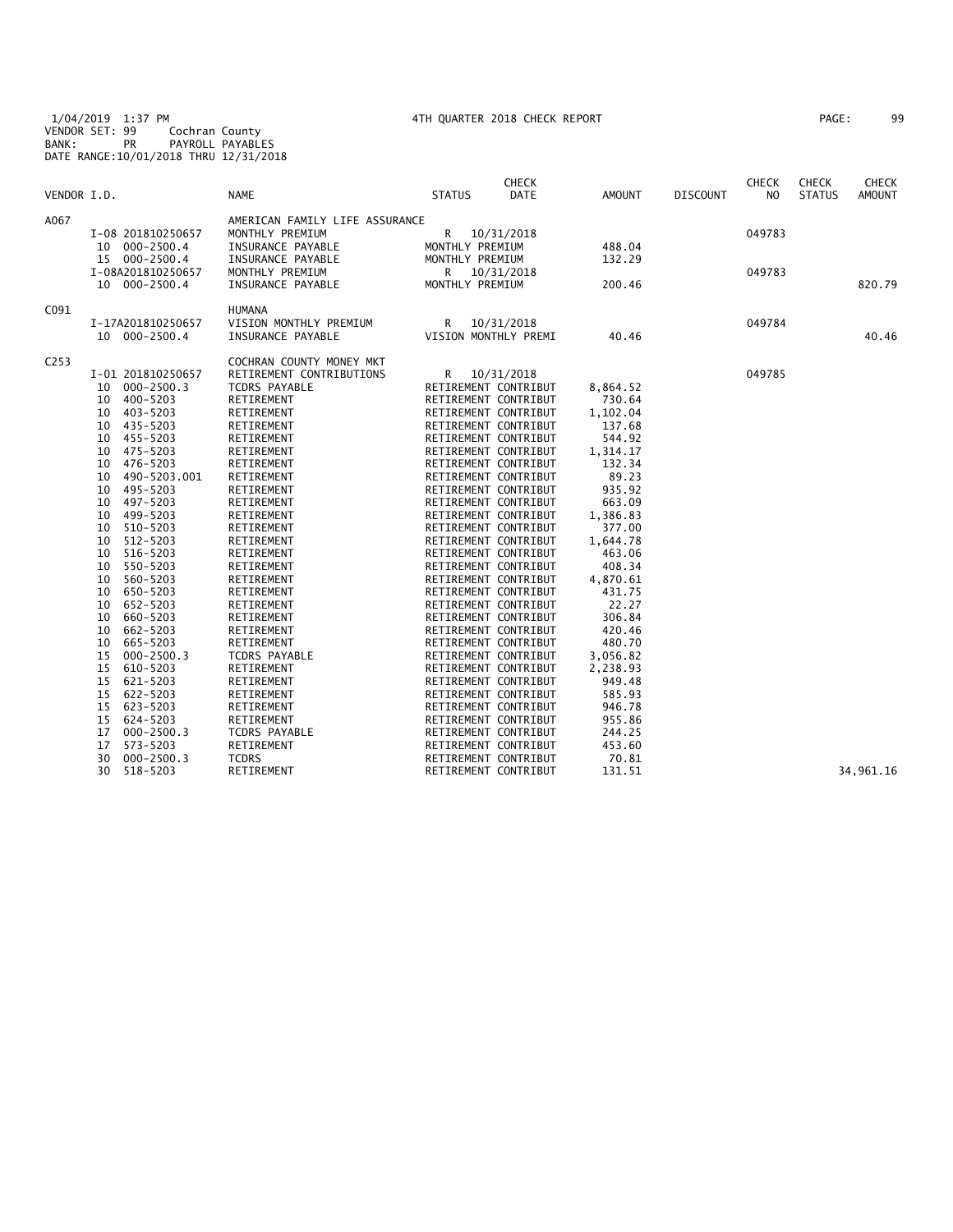1/04/2019 1:37 PM 4TH QUARTER 2018 CHECK REPORT
VENDOR SET: 99 Cochran County
BANK: PR PAYROLL PAYABLES
DATE RANGE:10/01/2018 THRU 12/31/2018

| VENDOR I.D. | NAME | STATUS | CHECK DATE | AMOUNT | DISCOUNT | CHECK NO | CHECK STATUS | CHECK AMOUNT |
|---|---|---|---|---|---|---|---|---|
| A067 | AMERICAN FAMILY LIFE ASSURANCE | | | | | | | |
| I-08 201810250657 | MONTHLY PREMIUM | R | 10/31/2018 | | | 049783 | | |
| 10 000-2500.4 | INSURANCE PAYABLE | MONTHLY PREMIUM | | 488.04 | | | | |
| 15 000-2500.4 | INSURANCE PAYABLE | MONTHLY PREMIUM | | 132.29 | | | | |
| I-08A201810250657 | MONTHLY PREMIUM | R | 10/31/2018 | | | 049783 | | |
| 10 000-2500.4 | INSURANCE PAYABLE | MONTHLY PREMIUM | | 200.46 | | | | 820.79 |
| C091 | HUMANA | | | | | | | |
| I-17A201810250657 | VISION MONTHLY PREMIUM | R | 10/31/2018 | | | 049784 | | |
| 10 000-2500.4 | INSURANCE PAYABLE | VISION MONTHLY PREMI | | 40.46 | | | | 40.46 |
| C253 | COCHRAN COUNTY MONEY MKT | | | | | | | |
| I-01 201810250657 | RETIREMENT CONTRIBUTIONS | R | 10/31/2018 | | | 049785 | | |
| 10 000-2500.3 | TCDRS PAYABLE | RETIREMENT CONTRIBUT | | 8,864.52 | | | | |
| 10 400-5203 | RETIREMENT | RETIREMENT CONTRIBUT | | 730.64 | | | | |
| 10 403-5203 | RETIREMENT | RETIREMENT CONTRIBUT | | 1,102.04 | | | | |
| 10 435-5203 | RETIREMENT | RETIREMENT CONTRIBUT | | 137.68 | | | | |
| 10 455-5203 | RETIREMENT | RETIREMENT CONTRIBUT | | 544.92 | | | | |
| 10 475-5203 | RETIREMENT | RETIREMENT CONTRIBUT | | 1,314.17 | | | | |
| 10 476-5203 | RETIREMENT | RETIREMENT CONTRIBUT | | 132.34 | | | | |
| 10 490-5203.001 | RETIREMENT | RETIREMENT CONTRIBUT | | 89.23 | | | | |
| 10 495-5203 | RETIREMENT | RETIREMENT CONTRIBUT | | 935.92 | | | | |
| 10 497-5203 | RETIREMENT | RETIREMENT CONTRIBUT | | 663.09 | | | | |
| 10 499-5203 | RETIREMENT | RETIREMENT CONTRIBUT | | 1,386.83 | | | | |
| 10 510-5203 | RETIREMENT | RETIREMENT CONTRIBUT | | 377.00 | | | | |
| 10 512-5203 | RETIREMENT | RETIREMENT CONTRIBUT | | 1,644.78 | | | | |
| 10 516-5203 | RETIREMENT | RETIREMENT CONTRIBUT | | 463.06 | | | | |
| 10 550-5203 | RETIREMENT | RETIREMENT CONTRIBUT | | 408.34 | | | | |
| 10 560-5203 | RETIREMENT | RETIREMENT CONTRIBUT | | 4,870.61 | | | | |
| 10 650-5203 | RETIREMENT | RETIREMENT CONTRIBUT | | 431.75 | | | | |
| 10 652-5203 | RETIREMENT | RETIREMENT CONTRIBUT | | 22.27 | | | | |
| 10 660-5203 | RETIREMENT | RETIREMENT CONTRIBUT | | 306.84 | | | | |
| 10 662-5203 | RETIREMENT | RETIREMENT CONTRIBUT | | 420.46 | | | | |
| 10 665-5203 | RETIREMENT | RETIREMENT CONTRIBUT | | 480.70 | | | | |
| 15 000-2500.3 | TCDRS PAYABLE | RETIREMENT CONTRIBUT | | 3,056.82 | | | | |
| 15 610-5203 | RETIREMENT | RETIREMENT CONTRIBUT | | 2,238.93 | | | | |
| 15 621-5203 | RETIREMENT | RETIREMENT CONTRIBUT | | 949.48 | | | | |
| 15 622-5203 | RETIREMENT | RETIREMENT CONTRIBUT | | 585.93 | | | | |
| 15 623-5203 | RETIREMENT | RETIREMENT CONTRIBUT | | 946.78 | | | | |
| 15 624-5203 | RETIREMENT | RETIREMENT CONTRIBUT | | 955.86 | | | | |
| 17 000-2500.3 | TCDRS PAYABLE | RETIREMENT CONTRIBUT | | 244.25 | | | | |
| 17 573-5203 | RETIREMENT | RETIREMENT CONTRIBUT | | 453.60 | | | | |
| 30 000-2500.3 | TCDRS | RETIREMENT CONTRIBUT | | 70.81 | | | | |
| 30 518-5203 | RETIREMENT | RETIREMENT CONTRIBUT | | 131.51 | | | | 34,961.16 |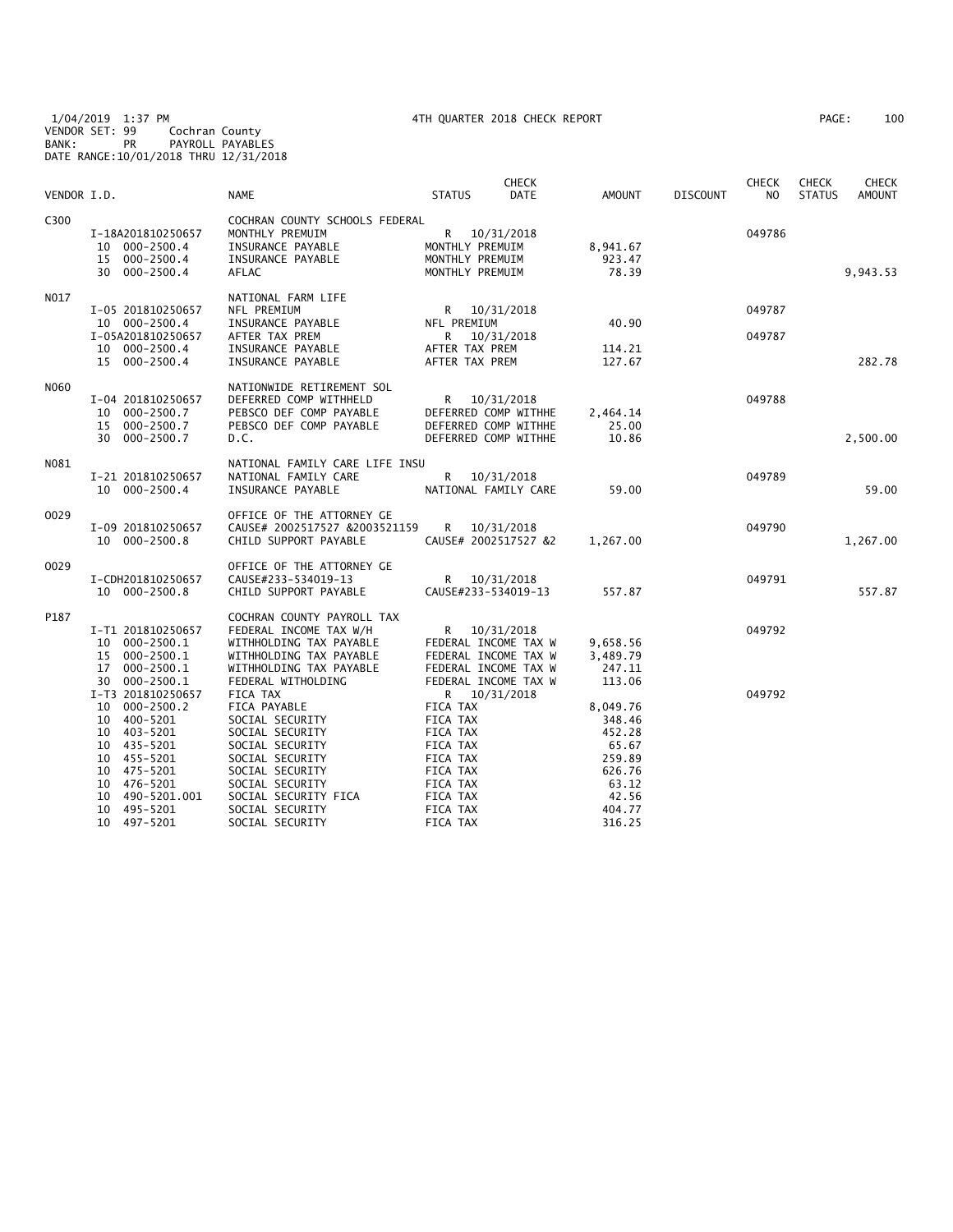1/04/2019 1:37 PM    4TH QUARTER 2018 CHECK REPORT
VENDOR SET: 99    Cochran County
BANK: PR    PAYROLL PAYABLES
DATE RANGE:10/01/2018 THRU 12/31/2018

| VENDOR I.D. | NAME | STATUS | CHECK DATE | AMOUNT | DISCOUNT | CHECK NO | CHECK STATUS | CHECK AMOUNT |
|---|---|---|---|---|---|---|---|---|
| C300 | COCHRAN COUNTY SCHOOLS FEDERAL | | | | | | | |
| I-18A201810250657 | MONTHLY PREMUIM | R | 10/31/2018 | | | 049786 | | |
| 10 000-2500.4 | INSURANCE PAYABLE | MONTHLY PREMUIM | | 8,941.67 | | | | |
| 15 000-2500.4 | INSURANCE PAYABLE | MONTHLY PREMUIM | | 923.47 | | | | |
| 30 000-2500.4 | AFLAC | MONTHLY PREMUIM | | 78.39 | | | | 9,943.53 |
| N017 | NATIONAL FARM LIFE | | | | | | | |
| I-05 201810250657 | NFL PREMIUM | R | 10/31/2018 | | | 049787 | | |
| 10 000-2500.4 | INSURANCE PAYABLE | NFL PREMIUM | | 40.90 | | | | |
| I-05A201810250657 | AFTER TAX PREM | R | 10/31/2018 | | | 049787 | | |
| 10 000-2500.4 | INSURANCE PAYABLE | AFTER TAX PREM | | 114.21 | | | | |
| 15 000-2500.4 | INSURANCE PAYABLE | AFTER TAX PREM | | 127.67 | | | | 282.78 |
| N060 | NATIONWIDE RETIREMENT SOL | | | | | | | |
| I-04 201810250657 | DEFERRED COMP WITHHELD | R | 10/31/2018 | | | 049788 | | |
| 10 000-2500.7 | PEBSCO DEF COMP PAYABLE | DEFERRED COMP WITHHE | | 2,464.14 | | | | |
| 15 000-2500.7 | PEBSCO DEF COMP PAYABLE | DEFERRED COMP WITHHE | | 25.00 | | | | |
| 30 000-2500.7 | D.C. | DEFERRED COMP WITHHE | | 10.86 | | | | 2,500.00 |
| N081 | NATIONAL FAMILY CARE LIFE INSU | | | | | | | |
| I-21 201810250657 | NATIONAL FAMILY CARE | R | 10/31/2018 | | | 049789 | | |
| 10 000-2500.4 | INSURANCE PAYABLE | NATIONAL FAMILY CARE | | 59.00 | | | | 59.00 |
| O029 | OFFICE OF THE ATTORNEY GE | | | | | | | |
| I-09 201810250657 | CAUSE# 2002517527 &2003521159 | R | 10/31/2018 | | | 049790 | | |
| 10 000-2500.8 | CHILD SUPPORT PAYABLE | CAUSE# 2002517527 &2 | | 1,267.00 | | | | 1,267.00 |
| O029 | OFFICE OF THE ATTORNEY GE | | | | | | | |
| I-CDH201810250657 | CAUSE#233-534019-13 | R | 10/31/2018 | | | 049791 | | |
| 10 000-2500.8 | CHILD SUPPORT PAYABLE | CAUSE#233-534019-13 | | 557.87 | | | | 557.87 |
| P187 | COCHRAN COUNTY PAYROLL TAX | | | | | | | |
| I-T1 201810250657 | FEDERAL INCOME TAX W/H | R | 10/31/2018 | | | 049792 | | |
| 10 000-2500.1 | WITHHOLDING TAX PAYABLE | FEDERAL INCOME TAX W | | 9,658.56 | | | | |
| 15 000-2500.1 | WITHHOLDING TAX PAYABLE | FEDERAL INCOME TAX W | | 3,489.79 | | | | |
| 17 000-2500.1 | WITHHOLDING TAX PAYABLE | FEDERAL INCOME TAX W | | 247.11 | | | | |
| 30 000-2500.1 | FEDERAL WITHOLDING | FEDERAL INCOME TAX W | | 113.06 | | | | |
| I-T3 201810250657 | FICA TAX | R | 10/31/2018 | | | 049792 | | |
| 10 000-2500.2 | FICA PAYABLE | FICA TAX | | 8,049.76 | | | | |
| 10 400-5201 | SOCIAL SECURITY | FICA TAX | | 348.46 | | | | |
| 10 403-5201 | SOCIAL SECURITY | FICA TAX | | 452.28 | | | | |
| 10 435-5201 | SOCIAL SECURITY | FICA TAX | | 65.67 | | | | |
| 10 455-5201 | SOCIAL SECURITY | FICA TAX | | 259.89 | | | | |
| 10 475-5201 | SOCIAL SECURITY | FICA TAX | | 626.76 | | | | |
| 10 476-5201 | SOCIAL SECURITY | FICA TAX | | 63.12 | | | | |
| 10 490-5201.001 | SOCIAL SECURITY FICA | FICA TAX | | 42.56 | | | | |
| 10 495-5201 | SOCIAL SECURITY | FICA TAX | | 404.77 | | | | |
| 10 497-5201 | SOCIAL SECURITY | FICA TAX | | 316.25 | | | | |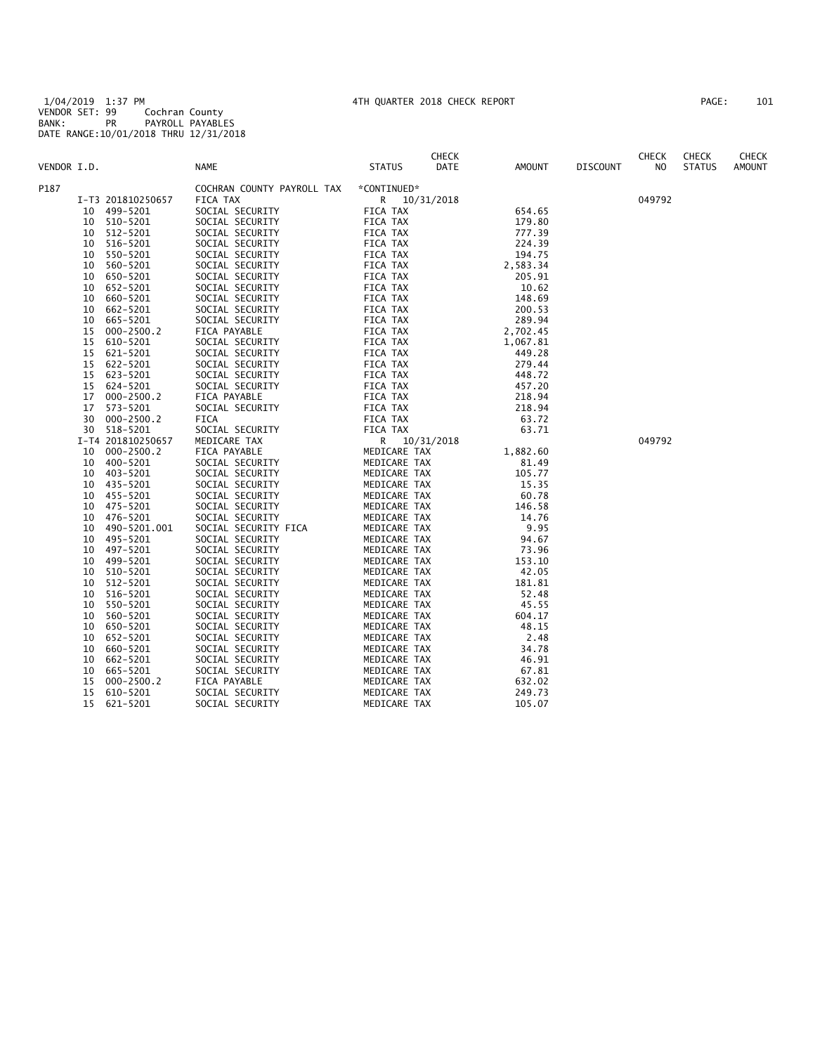1/04/2019 1:37 PM 4TH QUARTER 2018 CHECK REPORT
VENDOR SET: 99 Cochran County
BANK: PR PAYROLL PAYABLES
DATE RANGE:10/01/2018 THRU 12/31/2018

| VENDOR I.D. | | NAME | STATUS | CHECK DATE | AMOUNT | DISCOUNT | CHECK NO | CHECK STATUS | CHECK AMOUNT |
|---|---|---|---|---|---|---|---|---|---|
| P187 | | COCHRAN COUNTY PAYROLL TAX | *CONTINUED* | | | | | | |
| | I-T3 201810250657 | FICA TAX | R | 10/31/2018 | | | 049792 | | |
| 10 | 499-5201 | SOCIAL SECURITY | FICA TAX | | 654.65 | | | | |
| 10 | 510-5201 | SOCIAL SECURITY | FICA TAX | | 179.80 | | | | |
| 10 | 512-5201 | SOCIAL SECURITY | FICA TAX | | 777.39 | | | | |
| 10 | 516-5201 | SOCIAL SECURITY | FICA TAX | | 224.39 | | | | |
| 10 | 550-5201 | SOCIAL SECURITY | FICA TAX | | 194.75 | | | | |
| 10 | 560-5201 | SOCIAL SECURITY | FICA TAX | | 2,583.34 | | | | |
| 10 | 650-5201 | SOCIAL SECURITY | FICA TAX | | 205.91 | | | | |
| 10 | 652-5201 | SOCIAL SECURITY | FICA TAX | | 10.62 | | | | |
| 10 | 660-5201 | SOCIAL SECURITY | FICA TAX | | 148.69 | | | | |
| 10 | 662-5201 | SOCIAL SECURITY | FICA TAX | | 200.53 | | | | |
| 10 | 665-5201 | SOCIAL SECURITY | FICA TAX | | 289.94 | | | | |
| 15 | 000-2500.2 | FICA PAYABLE | FICA TAX | | 2,702.45 | | | | |
| 15 | 610-5201 | SOCIAL SECURITY | FICA TAX | | 1,067.81 | | | | |
| 15 | 621-5201 | SOCIAL SECURITY | FICA TAX | | 449.28 | | | | |
| 15 | 622-5201 | SOCIAL SECURITY | FICA TAX | | 279.44 | | | | |
| 15 | 623-5201 | SOCIAL SECURITY | FICA TAX | | 448.72 | | | | |
| 15 | 624-5201 | SOCIAL SECURITY | FICA TAX | | 457.20 | | | | |
| 17 | 000-2500.2 | FICA PAYABLE | FICA TAX | | 218.94 | | | | |
| 17 | 573-5201 | SOCIAL SECURITY | FICA TAX | | 218.94 | | | | |
| 30 | 000-2500.2 | FICA | FICA TAX | | 63.72 | | | | |
| 30 | 518-5201 | SOCIAL SECURITY | FICA TAX | | 63.71 | | | | |
| | I-T4 201810250657 | MEDICARE TAX | R | 10/31/2018 | | | 049792 | | |
| 10 | 000-2500.2 | FICA PAYABLE | MEDICARE TAX | | 1,882.60 | | | | |
| 10 | 400-5201 | SOCIAL SECURITY | MEDICARE TAX | | 81.49 | | | | |
| 10 | 403-5201 | SOCIAL SECURITY | MEDICARE TAX | | 105.77 | | | | |
| 10 | 435-5201 | SOCIAL SECURITY | MEDICARE TAX | | 15.35 | | | | |
| 10 | 455-5201 | SOCIAL SECURITY | MEDICARE TAX | | 60.78 | | | | |
| 10 | 475-5201 | SOCIAL SECURITY | MEDICARE TAX | | 146.58 | | | | |
| 10 | 476-5201 | SOCIAL SECURITY | MEDICARE TAX | | 14.76 | | | | |
| 10 | 490-5201.001 | SOCIAL SECURITY FICA | MEDICARE TAX | | 9.95 | | | | |
| 10 | 495-5201 | SOCIAL SECURITY | MEDICARE TAX | | 94.67 | | | | |
| 10 | 497-5201 | SOCIAL SECURITY | MEDICARE TAX | | 73.96 | | | | |
| 10 | 499-5201 | SOCIAL SECURITY | MEDICARE TAX | | 153.10 | | | | |
| 10 | 510-5201 | SOCIAL SECURITY | MEDICARE TAX | | 42.05 | | | | |
| 10 | 512-5201 | SOCIAL SECURITY | MEDICARE TAX | | 181.81 | | | | |
| 10 | 516-5201 | SOCIAL SECURITY | MEDICARE TAX | | 52.48 | | | | |
| 10 | 550-5201 | SOCIAL SECURITY | MEDICARE TAX | | 45.55 | | | | |
| 10 | 560-5201 | SOCIAL SECURITY | MEDICARE TAX | | 604.17 | | | | |
| 10 | 650-5201 | SOCIAL SECURITY | MEDICARE TAX | | 48.15 | | | | |
| 10 | 652-5201 | SOCIAL SECURITY | MEDICARE TAX | | 2.48 | | | | |
| 10 | 660-5201 | SOCIAL SECURITY | MEDICARE TAX | | 34.78 | | | | |
| 10 | 662-5201 | SOCIAL SECURITY | MEDICARE TAX | | 46.91 | | | | |
| 10 | 665-5201 | SOCIAL SECURITY | MEDICARE TAX | | 67.81 | | | | |
| 15 | 000-2500.2 | FICA PAYABLE | MEDICARE TAX | | 632.02 | | | | |
| 15 | 610-5201 | SOCIAL SECURITY | MEDICARE TAX | | 249.73 | | | | |
| 15 | 621-5201 | SOCIAL SECURITY | MEDICARE TAX | | 105.07 | | | | |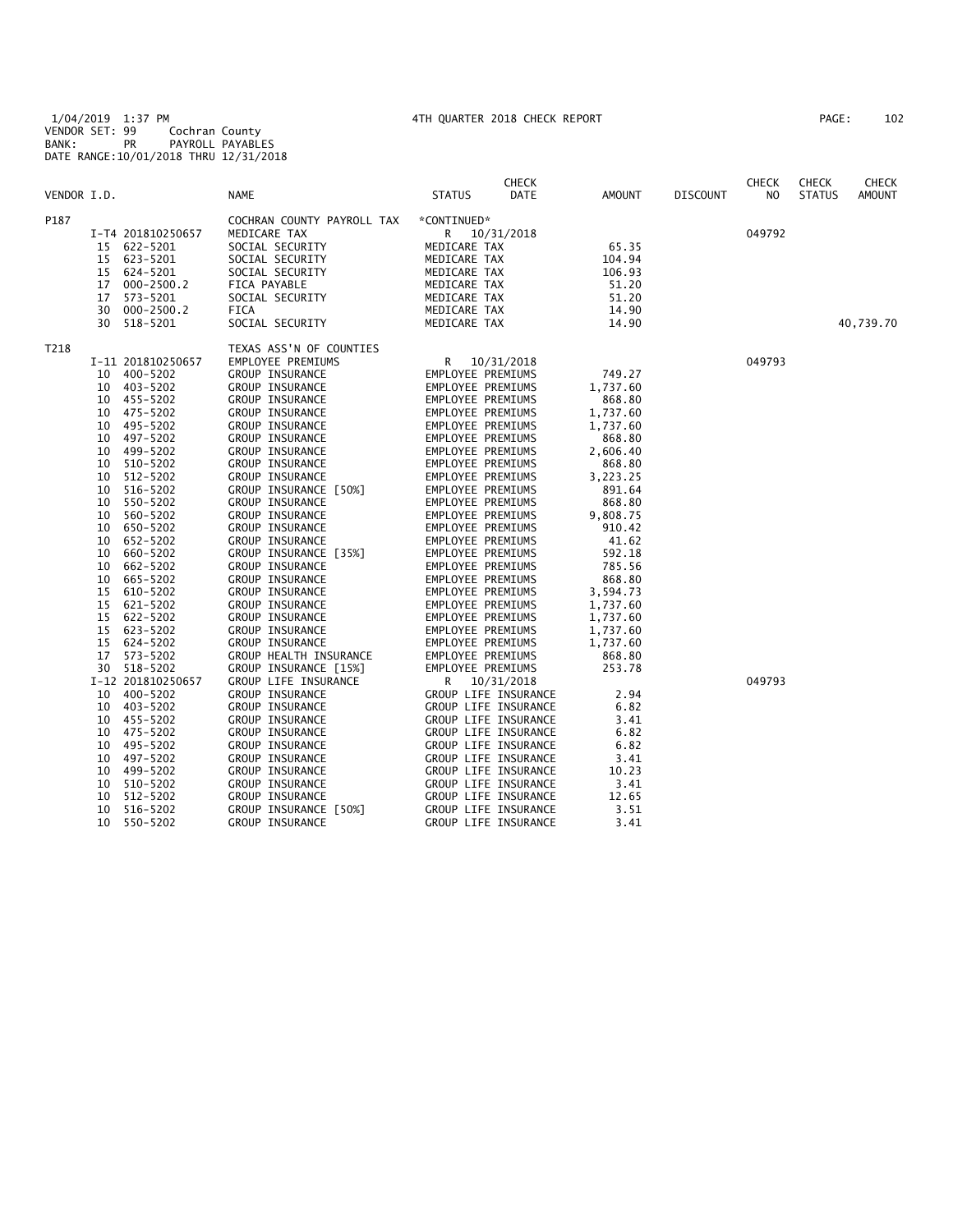1/04/2019 1:37 PM 4TH QUARTER 2018 CHECK REPORT
VENDOR SET: 99 Cochran County
BANK: PR PAYROLL PAYABLES
DATE RANGE:10/01/2018 THRU 12/31/2018

| VENDOR I.D. | | NAME | STATUS | CHECK DATE | AMOUNT | DISCOUNT | CHECK NO | CHECK STATUS | CHECK AMOUNT |
|---|---|---|---|---|---|---|---|---|---|
| P187 | | COCHRAN COUNTY PAYROLL TAX | *CONTINUED* | | | | | | |
| | I-T4 201810250657 | MEDICARE TAX | R | 10/31/2018 | | | 049792 | | |
| | 15 622-5201 | SOCIAL SECURITY | MEDICARE TAX | | 65.35 | | | | |
| | 15 623-5201 | SOCIAL SECURITY | MEDICARE TAX | | 104.94 | | | | |
| | 15 624-5201 | SOCIAL SECURITY | MEDICARE TAX | | 106.93 | | | | |
| | 17 000-2500.2 | FICA PAYABLE | MEDICARE TAX | | 51.20 | | | | |
| | 17 573-5201 | SOCIAL SECURITY | MEDICARE TAX | | 51.20 | | | | |
| | 30 000-2500.2 | FICA | MEDICARE TAX | | 14.90 | | | | |
| | 30 518-5201 | SOCIAL SECURITY | MEDICARE TAX | | 14.90 | | | | 40,739.70 |
| T218 | | TEXAS ASS'N OF COUNTIES | | | | | | | |
| | I-11 201810250657 | EMPLOYEE PREMIUMS | R | 10/31/2018 | | | 049793 | | |
| | 10 400-5202 | GROUP INSURANCE | EMPLOYEE PREMIUMS | | 749.27 | | | | |
| | 10 403-5202 | GROUP INSURANCE | EMPLOYEE PREMIUMS | | 1,737.60 | | | | |
| | 10 455-5202 | GROUP INSURANCE | EMPLOYEE PREMIUMS | | 868.80 | | | | |
| | 10 475-5202 | GROUP INSURANCE | EMPLOYEE PREMIUMS | | 1,737.60 | | | | |
| | 10 495-5202 | GROUP INSURANCE | EMPLOYEE PREMIUMS | | 1,737.60 | | | | |
| | 10 497-5202 | GROUP INSURANCE | EMPLOYEE PREMIUMS | | 868.80 | | | | |
| | 10 499-5202 | GROUP INSURANCE | EMPLOYEE PREMIUMS | | 2,606.40 | | | | |
| | 10 510-5202 | GROUP INSURANCE | EMPLOYEE PREMIUMS | | 868.80 | | | | |
| | 10 512-5202 | GROUP INSURANCE | EMPLOYEE PREMIUMS | | 3,223.25 | | | | |
| | 10 516-5202 | GROUP INSURANCE [50%] | EMPLOYEE PREMIUMS | | 891.64 | | | | |
| | 10 550-5202 | GROUP INSURANCE | EMPLOYEE PREMIUMS | | 868.80 | | | | |
| | 10 560-5202 | GROUP INSURANCE | EMPLOYEE PREMIUMS | | 9,808.75 | | | | |
| | 10 650-5202 | GROUP INSURANCE | EMPLOYEE PREMIUMS | | 910.42 | | | | |
| | 10 652-5202 | GROUP INSURANCE | EMPLOYEE PREMIUMS | | 41.62 | | | | |
| | 10 660-5202 | GROUP INSURANCE [35%] | EMPLOYEE PREMIUMS | | 592.18 | | | | |
| | 10 662-5202 | GROUP INSURANCE | EMPLOYEE PREMIUMS | | 785.56 | | | | |
| | 10 665-5202 | GROUP INSURANCE | EMPLOYEE PREMIUMS | | 868.80 | | | | |
| | 15 610-5202 | GROUP INSURANCE | EMPLOYEE PREMIUMS | | 3,594.73 | | | | |
| | 15 621-5202 | GROUP INSURANCE | EMPLOYEE PREMIUMS | | 1,737.60 | | | | |
| | 15 622-5202 | GROUP INSURANCE | EMPLOYEE PREMIUMS | | 1,737.60 | | | | |
| | 15 623-5202 | GROUP INSURANCE | EMPLOYEE PREMIUMS | | 1,737.60 | | | | |
| | 15 624-5202 | GROUP INSURANCE | EMPLOYEE PREMIUMS | | 1,737.60 | | | | |
| | 17 573-5202 | GROUP HEALTH INSURANCE | EMPLOYEE PREMIUMS | | 868.80 | | | | |
| | 30 518-5202 | GROUP INSURANCE [15%] | EMPLOYEE PREMIUMS | | 253.78 | | | | |
| | I-12 201810250657 | GROUP LIFE INSURANCE | R | 10/31/2018 | | | 049793 | | |
| | 10 400-5202 | GROUP INSURANCE | GROUP LIFE INSURANCE | | 2.94 | | | | |
| | 10 403-5202 | GROUP INSURANCE | GROUP LIFE INSURANCE | | 6.82 | | | | |
| | 10 455-5202 | GROUP INSURANCE | GROUP LIFE INSURANCE | | 3.41 | | | | |
| | 10 475-5202 | GROUP INSURANCE | GROUP LIFE INSURANCE | | 6.82 | | | | |
| | 10 495-5202 | GROUP INSURANCE | GROUP LIFE INSURANCE | | 6.82 | | | | |
| | 10 497-5202 | GROUP INSURANCE | GROUP LIFE INSURANCE | | 3.41 | | | | |
| | 10 499-5202 | GROUP INSURANCE | GROUP LIFE INSURANCE | | 10.23 | | | | |
| | 10 510-5202 | GROUP INSURANCE | GROUP LIFE INSURANCE | | 3.41 | | | | |
| | 10 512-5202 | GROUP INSURANCE | GROUP LIFE INSURANCE | | 12.65 | | | | |
| | 10 516-5202 | GROUP INSURANCE [50%] | GROUP LIFE INSURANCE | | 3.51 | | | | |
| | 10 550-5202 | GROUP INSURANCE | GROUP LIFE INSURANCE | | 3.41 | | | | |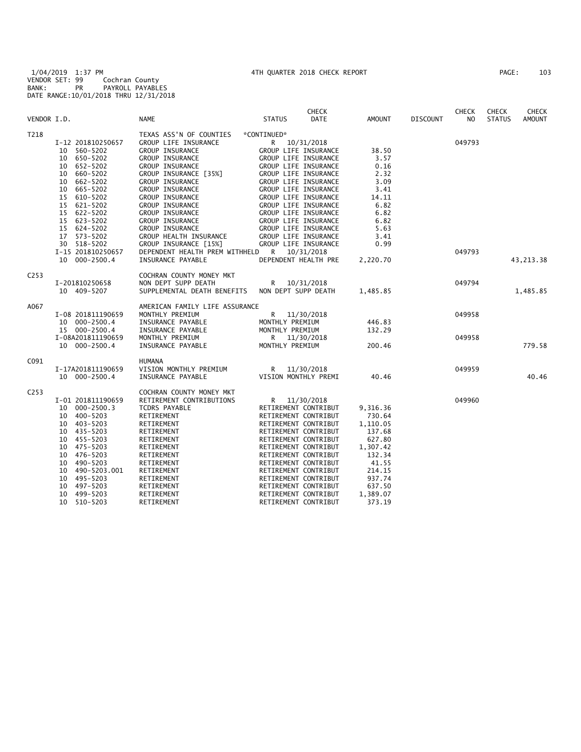1/04/2019 1:37 PM 4TH QUARTER 2018 CHECK REPORT
VENDOR SET: 99 Cochran County
BANK: PR PAYROLL PAYABLES
DATE RANGE:10/01/2018 THRU 12/31/2018

| VENDOR I.D. | | NAME | STATUS | CHECK DATE | AMOUNT | DISCOUNT | CHECK NO | CHECK STATUS | CHECK AMOUNT |
|---|---|---|---|---|---|---|---|---|---|
| T218 | | TEXAS ASS'N OF COUNTIES | *CONTINUED* | | | | | | |
| | I-12 201810250657 | GROUP LIFE INSURANCE | R | 10/31/2018 | | | 049793 | | |
| | 10 560-5202 | GROUP INSURANCE | GROUP LIFE INSURANCE | | 38.50 | | | | |
| | 10 650-5202 | GROUP INSURANCE | GROUP LIFE INSURANCE | | 3.57 | | | | |
| | 10 652-5202 | GROUP INSURANCE | GROUP LIFE INSURANCE | | 0.16 | | | | |
| | 10 660-5202 | GROUP INSURANCE [35%] | GROUP LIFE INSURANCE | | 2.32 | | | | |
| | 10 662-5202 | GROUP INSURANCE | GROUP LIFE INSURANCE | | 3.09 | | | | |
| | 10 665-5202 | GROUP INSURANCE | GROUP LIFE INSURANCE | | 3.41 | | | | |
| | 15 610-5202 | GROUP INSURANCE | GROUP LIFE INSURANCE | | 14.11 | | | | |
| | 15 621-5202 | GROUP INSURANCE | GROUP LIFE INSURANCE | | 6.82 | | | | |
| | 15 622-5202 | GROUP INSURANCE | GROUP LIFE INSURANCE | | 6.82 | | | | |
| | 15 623-5202 | GROUP INSURANCE | GROUP LIFE INSURANCE | | 6.82 | | | | |
| | 15 624-5202 | GROUP INSURANCE | GROUP LIFE INSURANCE | | 5.63 | | | | |
| | 17 573-5202 | GROUP HEALTH INSURANCE | GROUP LIFE INSURANCE | | 3.41 | | | | |
| | 30 518-5202 | GROUP INSURANCE [15%] | GROUP LIFE INSURANCE | | 0.99 | | | | |
| | I-15 201810250657 | DEPENDENT HEALTH PREM WITHHELD | R | 10/31/2018 | | | 049793 | | |
| | 10 000-2500.4 | INSURANCE PAYABLE | DEPENDENT HEALTH PRE | | 2,220.70 | | | | 43,213.38 |
| C253 | | COCHRAN COUNTY MONEY MKT | | | | | | | |
| | I-201810250658 | NON DEPT SUPP DEATH | R | 10/31/2018 | | | 049794 | | |
| | 10 409-5207 | SUPPLEMENTAL DEATH BENEFITS | NON DEPT SUPP DEATH | | 1,485.85 | | | | 1,485.85 |
| A067 | | AMERICAN FAMILY LIFE ASSURANCE | | | | | | | |
| | I-08 201811190659 | MONTHLY PREMIUM | R | 11/30/2018 | | | 049958 | | |
| | 10 000-2500.4 | INSURANCE PAYABLE | MONTHLY PREMIUM | | 446.83 | | | | |
| | 15 000-2500.4 | INSURANCE PAYABLE | MONTHLY PREMIUM | | 132.29 | | | | |
| | I-08A201811190659 | MONTHLY PREMIUM | R | 11/30/2018 | | | 049958 | | |
| | 10 000-2500.4 | INSURANCE PAYABLE | MONTHLY PREMIUM | | 200.46 | | | | 779.58 |
| C091 | | HUMANA | | | | | | | |
| | I-17A201811190659 | VISION MONTHLY PREMIUM | R | 11/30/2018 | | | 049959 | | |
| | 10 000-2500.4 | INSURANCE PAYABLE | VISION MONTHLY PREMI | | 40.46 | | | | 40.46 |
| C253 | | COCHRAN COUNTY MONEY MKT | | | | | | | |
| | I-01 201811190659 | RETIREMENT CONTRIBUTIONS | R | 11/30/2018 | | | 049960 | | |
| | 10 000-2500.3 | TCDRS PAYABLE | RETIREMENT CONTRIBUT | | 9,316.36 | | | | |
| | 10 400-5203 | RETIREMENT | RETIREMENT CONTRIBUT | | 730.64 | | | | |
| | 10 403-5203 | RETIREMENT | RETIREMENT CONTRIBUT | | 1,110.05 | | | | |
| | 10 435-5203 | RETIREMENT | RETIREMENT CONTRIBUT | | 137.68 | | | | |
| | 10 455-5203 | RETIREMENT | RETIREMENT CONTRIBUT | | 627.80 | | | | |
| | 10 475-5203 | RETIREMENT | RETIREMENT CONTRIBUT | | 1,307.42 | | | | |
| | 10 476-5203 | RETIREMENT | RETIREMENT CONTRIBUT | | 132.34 | | | | |
| | 10 490-5203 | RETIREMENT | RETIREMENT CONTRIBUT | | 41.55 | | | | |
| | 10 490-5203.001 | RETIREMENT | RETIREMENT CONTRIBUT | | 214.15 | | | | |
| | 10 495-5203 | RETIREMENT | RETIREMENT CONTRIBUT | | 937.74 | | | | |
| | 10 497-5203 | RETIREMENT | RETIREMENT CONTRIBUT | | 637.50 | | | | |
| | 10 499-5203 | RETIREMENT | RETIREMENT CONTRIBUT | | 1,389.07 | | | | |
| | 10 510-5203 | RETIREMENT | RETIREMENT CONTRIBUT | | 373.19 | | | | |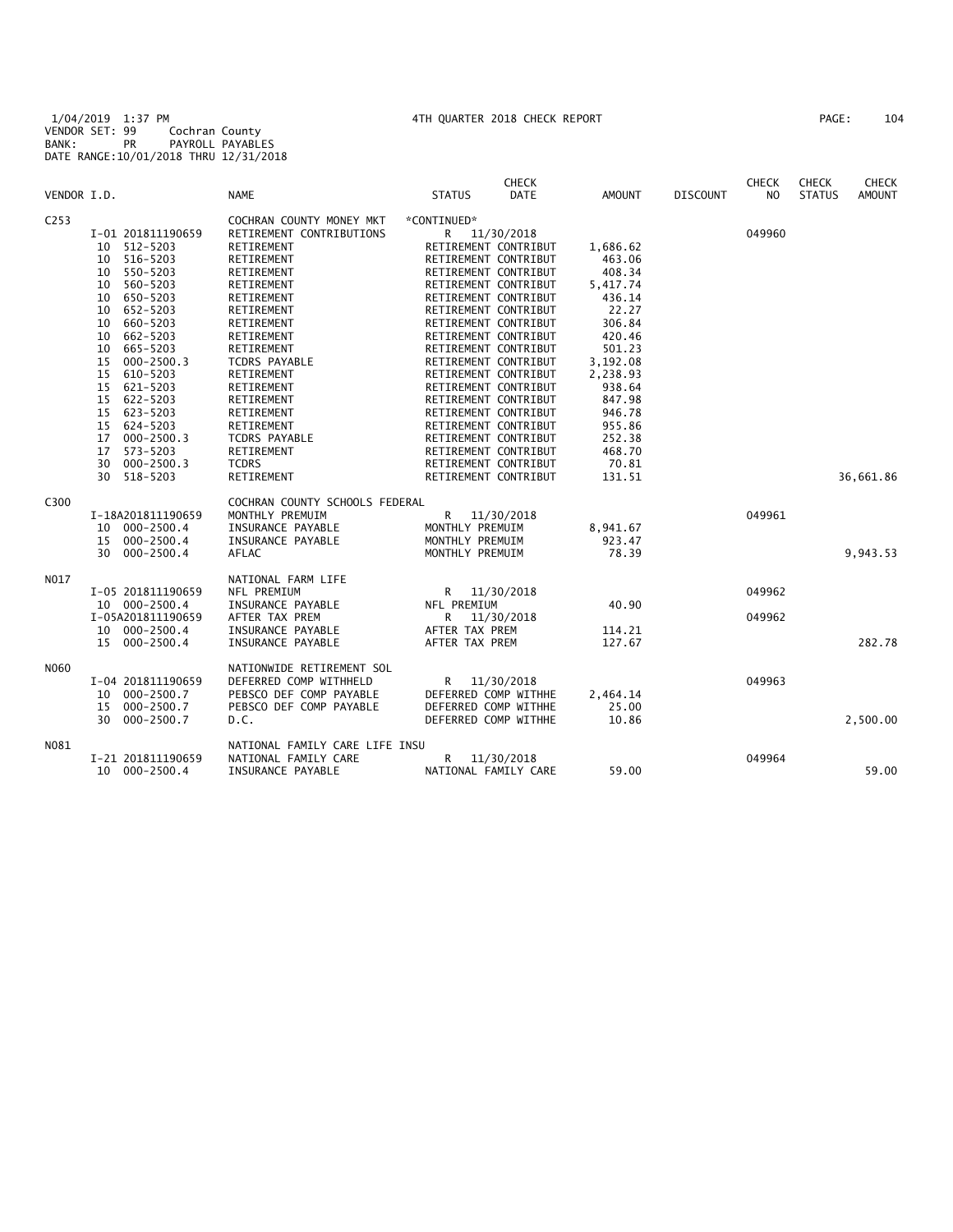1/04/2019 1:37 PM 4TH QUARTER 2018 CHECK REPORT
VENDOR SET: 99 Cochran County
BANK: PR PAYROLL PAYABLES
DATE RANGE:10/01/2018 THRU 12/31/2018

| VENDOR I.D. | NAME | STATUS | CHECK DATE | AMOUNT | DISCOUNT | CHECK NO | CHECK STATUS | CHECK AMOUNT |
|---|---|---|---|---|---|---|---|---|
| C253 | COCHRAN COUNTY MONEY MKT | *CONTINUED* | | | | | | |
| I-01 201811190659 | RETIREMENT CONTRIBUTIONS | R | 11/30/2018 | | | 049960 | | |
| 10 512-5203 | RETIREMENT | RETIREMENT CONTRIBUT | | 1,686.62 | | | | |
| 10 516-5203 | RETIREMENT | RETIREMENT CONTRIBUT | | 463.06 | | | | |
| 10 550-5203 | RETIREMENT | RETIREMENT CONTRIBUT | | 408.34 | | | | |
| 10 560-5203 | RETIREMENT | RETIREMENT CONTRIBUT | | 5,417.74 | | | | |
| 10 650-5203 | RETIREMENT | RETIREMENT CONTRIBUT | | 436.14 | | | | |
| 10 652-5203 | RETIREMENT | RETIREMENT CONTRIBUT | | 22.27 | | | | |
| 10 660-5203 | RETIREMENT | RETIREMENT CONTRIBUT | | 306.84 | | | | |
| 10 662-5203 | RETIREMENT | RETIREMENT CONTRIBUT | | 420.46 | | | | |
| 10 665-5203 | RETIREMENT | RETIREMENT CONTRIBUT | | 501.23 | | | | |
| 15 000-2500.3 | TCDRS PAYABLE | RETIREMENT CONTRIBUT | | 3,192.08 | | | | |
| 15 610-5203 | RETIREMENT | RETIREMENT CONTRIBUT | | 2,238.93 | | | | |
| 15 621-5203 | RETIREMENT | RETIREMENT CONTRIBUT | | 938.64 | | | | |
| 15 622-5203 | RETIREMENT | RETIREMENT CONTRIBUT | | 847.98 | | | | |
| 15 623-5203 | RETIREMENT | RETIREMENT CONTRIBUT | | 946.78 | | | | |
| 15 624-5203 | RETIREMENT | RETIREMENT CONTRIBUT | | 955.86 | | | | |
| 17 000-2500.3 | TCDRS PAYABLE | RETIREMENT CONTRIBUT | | 252.38 | | | | |
| 17 573-5203 | RETIREMENT | RETIREMENT CONTRIBUT | | 468.70 | | | | |
| 30 000-2500.3 | TCDRS | RETIREMENT CONTRIBUT | | 70.81 | | | | |
| 30 518-5203 | RETIREMENT | RETIREMENT CONTRIBUT | | 131.51 | | | | 36,661.86 |
| C300 | COCHRAN COUNTY SCHOOLS FEDERAL | | | | | | | |
| I-18A201811190659 | MONTHLY PREMUIM | R | 11/30/2018 | | | 049961 | | |
| 10 000-2500.4 | INSURANCE PAYABLE | MONTHLY PREMUIM | | 8,941.67 | | | | |
| 15 000-2500.4 | INSURANCE PAYABLE | MONTHLY PREMUIM | | 923.47 | | | | |
| 30 000-2500.4 | AFLAC | MONTHLY PREMUIM | | 78.39 | | | | 9,943.53 |
| N017 | NATIONAL FARM LIFE | | | | | | | |
| I-05 201811190659 | NFL PREMIUM | R | 11/30/2018 | | | 049962 | | |
| 10 000-2500.4 | INSURANCE PAYABLE | NFL PREMIUM | | 40.90 | | | | |
| I-05A201811190659 | AFTER TAX PREM | R | 11/30/2018 | | | 049962 | | |
| 10 000-2500.4 | INSURANCE PAYABLE | AFTER TAX PREM | | 114.21 | | | | |
| 15 000-2500.4 | INSURANCE PAYABLE | AFTER TAX PREM | | 127.67 | | | | 282.78 |
| N060 | NATIONWIDE RETIREMENT SOL | | | | | | | |
| I-04 201811190659 | DEFERRED COMP WITHHELD | R | 11/30/2018 | | | 049963 | | |
| 10 000-2500.7 | PEBSCO DEF COMP PAYABLE | DEFERRED COMP WITHHE | | 2,464.14 | | | | |
| 15 000-2500.7 | PEBSCO DEF COMP PAYABLE | DEFERRED COMP WITHHE | | 25.00 | | | | |
| 30 000-2500.7 | D.C. | DEFERRED COMP WITHHE | | 10.86 | | | | 2,500.00 |
| N081 | NATIONAL FAMILY CARE LIFE INSU | | | | | | | |
| I-21 201811190659 | NATIONAL FAMILY CARE | R | 11/30/2018 | | | 049964 | | |
| 10 000-2500.4 | INSURANCE PAYABLE | NATIONAL FAMILY CARE | | 59.00 | | | | 59.00 |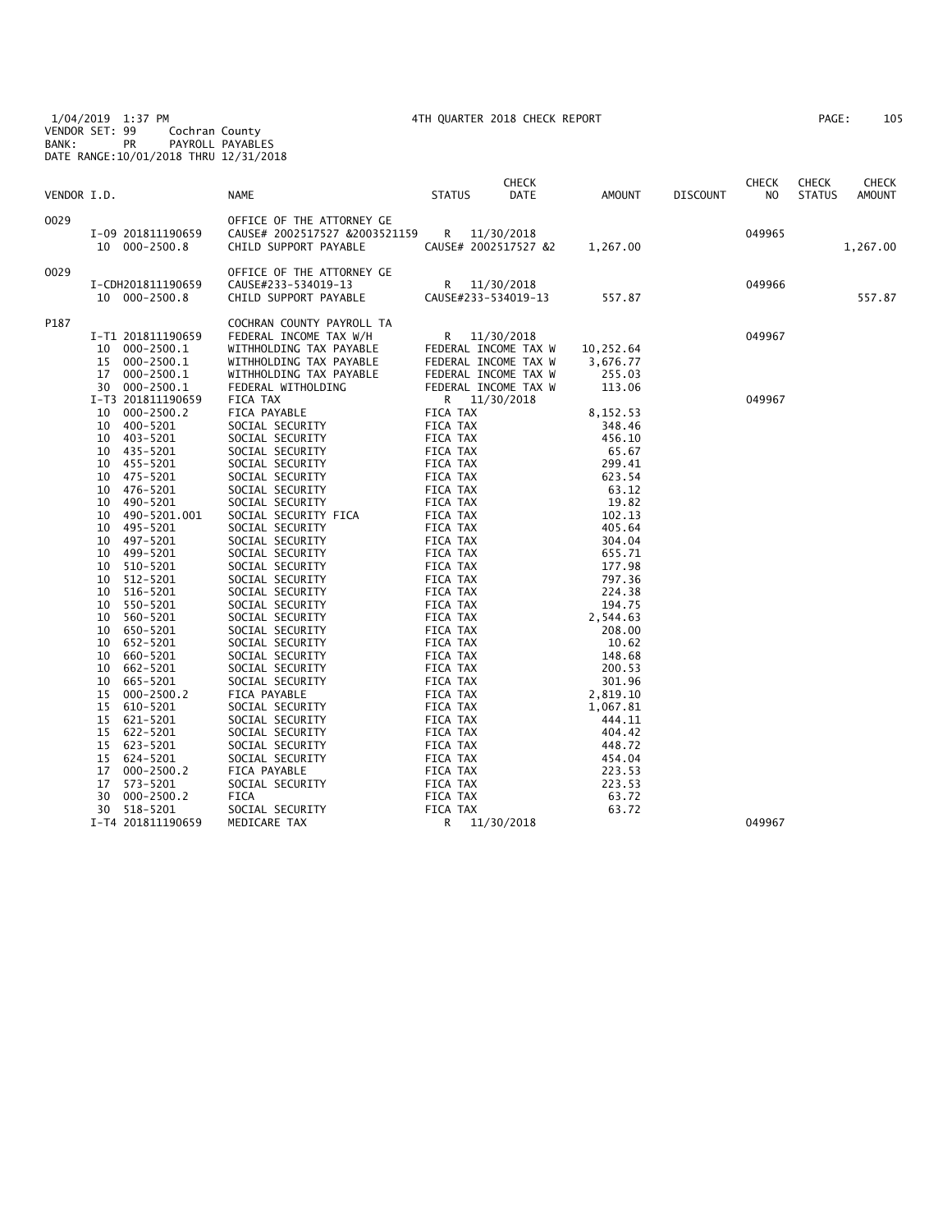1/04/2019 1:37 PM 4TH QUARTER 2018 CHECK REPORT
VENDOR SET: 99 Cochran County
BANK: PR PAYROLL PAYABLES
DATE RANGE:10/01/2018 THRU 12/31/2018

| VENDOR I.D. | NAME | STATUS | CHECK DATE | AMOUNT | DISCOUNT | CHECK NO | CHECK STATUS | CHECK AMOUNT |
|---|---|---|---|---|---|---|---|---|
| 0029 | OFFICE OF THE ATTORNEY GE | | | | | | | |
| I-09 201811190659 | CAUSE# 2002517527 &2003521159 | R | 11/30/2018 | | | 049965 | | |
| 10 000-2500.8 | CHILD SUPPORT PAYABLE | CAUSE# 2002517527 &2 | | 1,267.00 | | | | 1,267.00 |
| 0029 | OFFICE OF THE ATTORNEY GE | | | | | | | |
| I-CDH201811190659 | CAUSE#233-534019-13 | R | 11/30/2018 | | | 049966 | | |
| 10 000-2500.8 | CHILD SUPPORT PAYABLE | CAUSE#233-534019-13 | | 557.87 | | | | 557.87 |
| P187 | COCHRAN COUNTY PAYROLL TA | | | | | | | |
| I-T1 201811190659 | FEDERAL INCOME TAX W/H | R | 11/30/2018 | | | 049967 | | |
| 10 000-2500.1 | WITHHOLDING TAX PAYABLE | FEDERAL INCOME TAX W | | 10,252.64 | | | | |
| 15 000-2500.1 | WITHHOLDING TAX PAYABLE | FEDERAL INCOME TAX W | | 3,676.77 | | | | |
| 17 000-2500.1 | WITHHOLDING TAX PAYABLE | FEDERAL INCOME TAX W | | 255.03 | | | | |
| 30 000-2500.1 | FEDERAL WITHOLDING | FEDERAL INCOME TAX W | | 113.06 | | | | |
| I-T3 201811190659 | FICA TAX | R | 11/30/2018 | | | 049967 | | |
| 10 000-2500.2 | FICA PAYABLE | FICA TAX | | 8,152.53 | | | | |
| 10 400-5201 | SOCIAL SECURITY | FICA TAX | | 348.46 | | | | |
| 10 403-5201 | SOCIAL SECURITY | FICA TAX | | 456.10 | | | | |
| 10 435-5201 | SOCIAL SECURITY | FICA TAX | | 65.67 | | | | |
| 10 455-5201 | SOCIAL SECURITY | FICA TAX | | 299.41 | | | | |
| 10 475-5201 | SOCIAL SECURITY | FICA TAX | | 623.54 | | | | |
| 10 476-5201 | SOCIAL SECURITY | FICA TAX | | 63.12 | | | | |
| 10 490-5201 | SOCIAL SECURITY | FICA TAX | | 19.82 | | | | |
| 10 490-5201.001 | SOCIAL SECURITY FICA | FICA TAX | | 102.13 | | | | |
| 10 495-5201 | SOCIAL SECURITY | FICA TAX | | 405.64 | | | | |
| 10 497-5201 | SOCIAL SECURITY | FICA TAX | | 304.04 | | | | |
| 10 499-5201 | SOCIAL SECURITY | FICA TAX | | 655.71 | | | | |
| 10 510-5201 | SOCIAL SECURITY | FICA TAX | | 177.98 | | | | |
| 10 512-5201 | SOCIAL SECURITY | FICA TAX | | 797.36 | | | | |
| 10 516-5201 | SOCIAL SECURITY | FICA TAX | | 224.38 | | | | |
| 10 550-5201 | SOCIAL SECURITY | FICA TAX | | 194.75 | | | | |
| 10 560-5201 | SOCIAL SECURITY | FICA TAX | | 2,544.63 | | | | |
| 10 650-5201 | SOCIAL SECURITY | FICA TAX | | 208.00 | | | | |
| 10 652-5201 | SOCIAL SECURITY | FICA TAX | | 10.62 | | | | |
| 10 660-5201 | SOCIAL SECURITY | FICA TAX | | 148.68 | | | | |
| 10 662-5201 | SOCIAL SECURITY | FICA TAX | | 200.53 | | | | |
| 10 665-5201 | SOCIAL SECURITY | FICA TAX | | 301.96 | | | | |
| 15 000-2500.2 | FICA PAYABLE | FICA TAX | | 2,819.10 | | | | |
| 15 610-5201 | SOCIAL SECURITY | FICA TAX | | 1,067.81 | | | | |
| 15 621-5201 | SOCIAL SECURITY | FICA TAX | | 444.11 | | | | |
| 15 622-5201 | SOCIAL SECURITY | FICA TAX | | 404.42 | | | | |
| 15 623-5201 | SOCIAL SECURITY | FICA TAX | | 448.72 | | | | |
| 15 624-5201 | SOCIAL SECURITY | FICA TAX | | 454.04 | | | | |
| 17 000-2500.2 | FICA PAYABLE | FICA TAX | | 223.53 | | | | |
| 17 573-5201 | SOCIAL SECURITY | FICA TAX | | 223.53 | | | | |
| 30 000-2500.2 | FICA | FICA TAX | | 63.72 | | | | |
| 30 518-5201 | SOCIAL SECURITY | FICA TAX | | 63.72 | | | | |
| I-T4 201811190659 | MEDICARE TAX | R | 11/30/2018 | | | 049967 | | |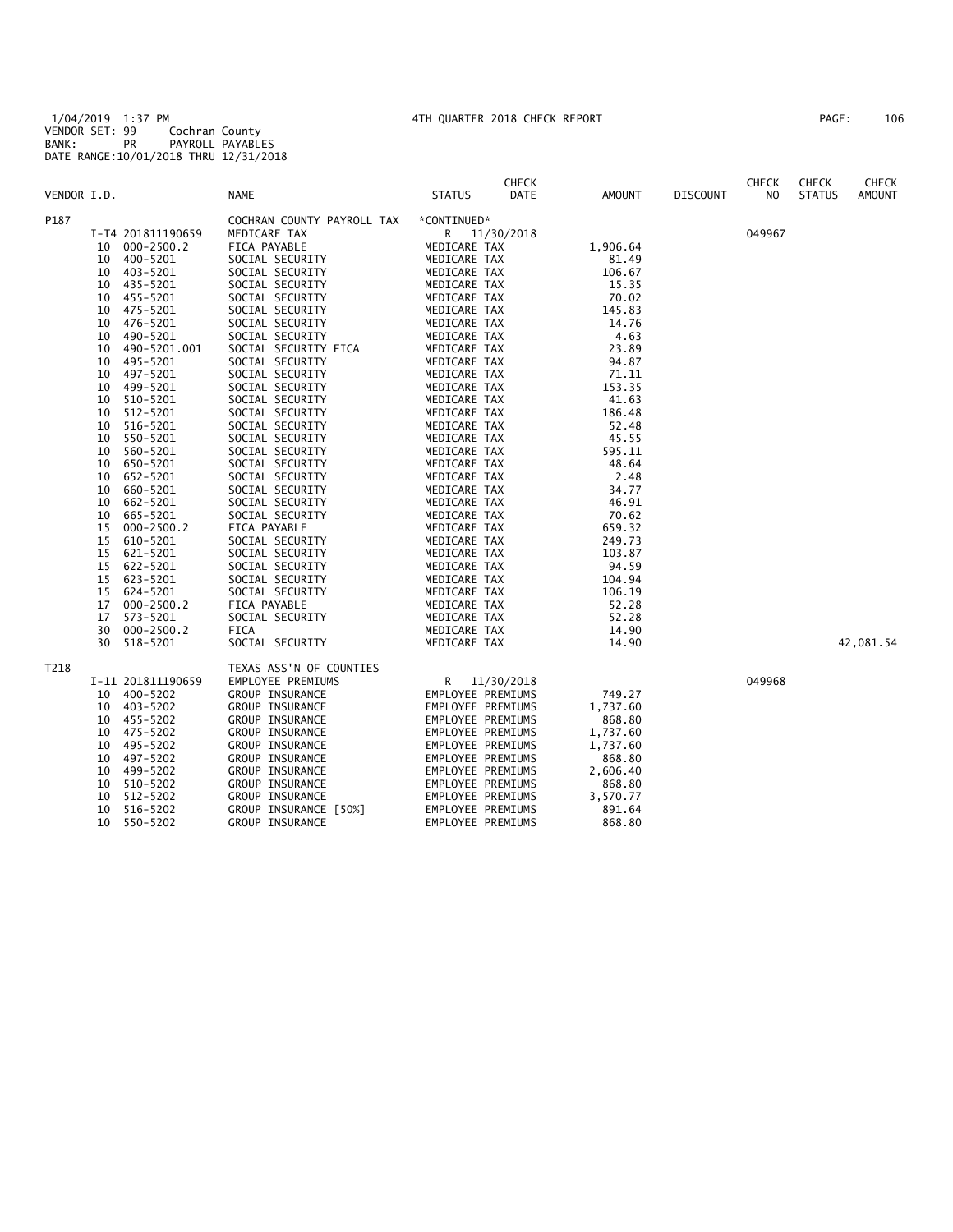1/04/2019 1:37 PM 4TH QUARTER 2018 CHECK REPORT
VENDOR SET: 99 Cochran County
BANK: PR PAYROLL PAYABLES
DATE RANGE:10/01/2018 THRU 12/31/2018

| VENDOR I.D. | | NAME | STATUS | CHECK DATE | AMOUNT | DISCOUNT | CHECK NO | CHECK STATUS | CHECK AMOUNT |
|---|---|---|---|---|---|---|---|---|---|
| P187 | | COCHRAN COUNTY PAYROLL TAX | *CONTINUED* | | | | | | |
| | I-T4 201811190659 | MEDICARE TAX | R | 11/30/2018 | | | 049967 | | |
| | 10 000-2500.2 | FICA PAYABLE | MEDICARE TAX | | 1,906.64 | | | | |
| | 10 400-5201 | SOCIAL SECURITY | MEDICARE TAX | | 81.49 | | | | |
| | 10 403-5201 | SOCIAL SECURITY | MEDICARE TAX | | 106.67 | | | | |
| | 10 435-5201 | SOCIAL SECURITY | MEDICARE TAX | | 15.35 | | | | |
| | 10 455-5201 | SOCIAL SECURITY | MEDICARE TAX | | 70.02 | | | | |
| | 10 475-5201 | SOCIAL SECURITY | MEDICARE TAX | | 145.83 | | | | |
| | 10 476-5201 | SOCIAL SECURITY | MEDICARE TAX | | 14.76 | | | | |
| | 10 490-5201 | SOCIAL SECURITY | MEDICARE TAX | | 4.63 | | | | |
| | 10 490-5201.001 | SOCIAL SECURITY FICA | MEDICARE TAX | | 23.89 | | | | |
| | 10 495-5201 | SOCIAL SECURITY | MEDICARE TAX | | 94.87 | | | | |
| | 10 497-5201 | SOCIAL SECURITY | MEDICARE TAX | | 71.11 | | | | |
| | 10 499-5201 | SOCIAL SECURITY | MEDICARE TAX | | 153.35 | | | | |
| | 10 510-5201 | SOCIAL SECURITY | MEDICARE TAX | | 41.63 | | | | |
| | 10 512-5201 | SOCIAL SECURITY | MEDICARE TAX | | 186.48 | | | | |
| | 10 516-5201 | SOCIAL SECURITY | MEDICARE TAX | | 52.48 | | | | |
| | 10 550-5201 | SOCIAL SECURITY | MEDICARE TAX | | 45.55 | | | | |
| | 10 560-5201 | SOCIAL SECURITY | MEDICARE TAX | | 595.11 | | | | |
| | 10 650-5201 | SOCIAL SECURITY | MEDICARE TAX | | 48.64 | | | | |
| | 10 652-5201 | SOCIAL SECURITY | MEDICARE TAX | | 2.48 | | | | |
| | 10 660-5201 | SOCIAL SECURITY | MEDICARE TAX | | 34.77 | | | | |
| | 10 662-5201 | SOCIAL SECURITY | MEDICARE TAX | | 46.91 | | | | |
| | 10 665-5201 | SOCIAL SECURITY | MEDICARE TAX | | 70.62 | | | | |
| | 15 000-2500.2 | FICA PAYABLE | MEDICARE TAX | | 659.32 | | | | |
| | 15 610-5201 | SOCIAL SECURITY | MEDICARE TAX | | 249.73 | | | | |
| | 15 621-5201 | SOCIAL SECURITY | MEDICARE TAX | | 103.87 | | | | |
| | 15 622-5201 | SOCIAL SECURITY | MEDICARE TAX | | 94.59 | | | | |
| | 15 623-5201 | SOCIAL SECURITY | MEDICARE TAX | | 104.94 | | | | |
| | 15 624-5201 | SOCIAL SECURITY | MEDICARE TAX | | 106.19 | | | | |
| | 17 000-2500.2 | FICA PAYABLE | MEDICARE TAX | | 52.28 | | | | |
| | 17 573-5201 | SOCIAL SECURITY | MEDICARE TAX | | 52.28 | | | | |
| | 30 000-2500.2 | FICA | MEDICARE TAX | | 14.90 | | | | |
| | 30 518-5201 | SOCIAL SECURITY | MEDICARE TAX | | 14.90 | | | | 42,081.54 |
| T218 | | TEXAS ASS'N OF COUNTIES | | | | | | | |
| | I-11 201811190659 | EMPLOYEE PREMIUMS | R | 11/30/2018 | | | 049968 | | |
| | 10 400-5202 | GROUP INSURANCE | EMPLOYEE PREMIUMS | | 749.27 | | | | |
| | 10 403-5202 | GROUP INSURANCE | EMPLOYEE PREMIUMS | | 1,737.60 | | | | |
| | 10 455-5202 | GROUP INSURANCE | EMPLOYEE PREMIUMS | | 868.80 | | | | |
| | 10 475-5202 | GROUP INSURANCE | EMPLOYEE PREMIUMS | | 1,737.60 | | | | |
| | 10 495-5202 | GROUP INSURANCE | EMPLOYEE PREMIUMS | | 1,737.60 | | | | |
| | 10 497-5202 | GROUP INSURANCE | EMPLOYEE PREMIUMS | | 868.80 | | | | |
| | 10 499-5202 | GROUP INSURANCE | EMPLOYEE PREMIUMS | | 2,606.40 | | | | |
| | 10 510-5202 | GROUP INSURANCE | EMPLOYEE PREMIUMS | | 868.80 | | | | |
| | 10 512-5202 | GROUP INSURANCE | EMPLOYEE PREMIUMS | | 3,570.77 | | | | |
| | 10 516-5202 | GROUP INSURANCE [50%] | EMPLOYEE PREMIUMS | | 891.64 | | | | |
| | 10 550-5202 | GROUP INSURANCE | EMPLOYEE PREMIUMS | | 868.80 | | | | |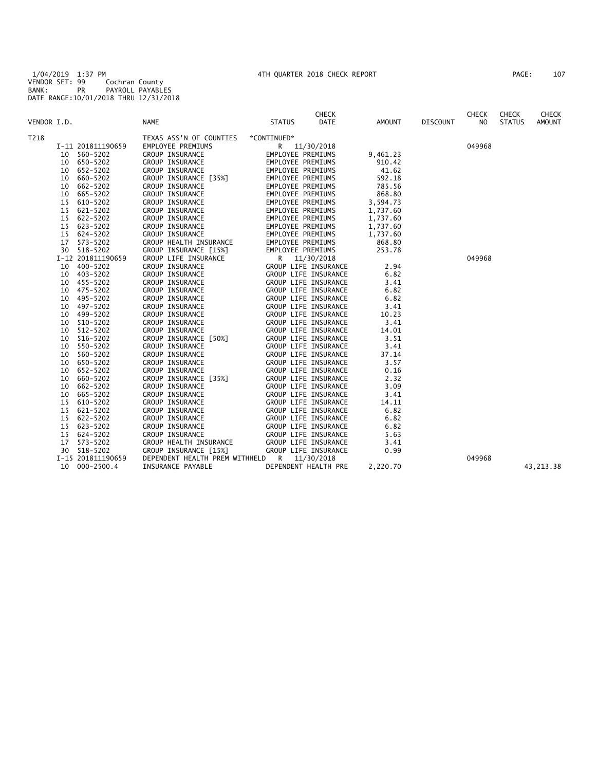1/04/2019 1:37 PM 4TH QUARTER 2018 CHECK REPORT
VENDOR SET: 99 Cochran County
BANK: PR PAYROLL PAYABLES
DATE RANGE:10/01/2018 THRU 12/31/2018

| VENDOR I.D. | NAME | STATUS | CHECK DATE | AMOUNT | DISCOUNT | CHECK NO | CHECK STATUS | CHECK AMOUNT |
|---|---|---|---|---|---|---|---|---|
| T218 | TEXAS ASS'N OF COUNTIES | *CONTINUED* | | | | | | |
| I-11 201811190659 | EMPLOYEE PREMIUMS | R | 11/30/2018 | | | 049968 | | |
| 10 560-5202 | GROUP INSURANCE | EMPLOYEE PREMIUMS | | 9,461.23 | | | | |
| 10 650-5202 | GROUP INSURANCE | EMPLOYEE PREMIUMS | | 910.42 | | | | |
| 10 652-5202 | GROUP INSURANCE | EMPLOYEE PREMIUMS | | 41.62 | | | | |
| 10 660-5202 | GROUP INSURANCE [35%] | EMPLOYEE PREMIUMS | | 592.18 | | | | |
| 10 662-5202 | GROUP INSURANCE | EMPLOYEE PREMIUMS | | 785.56 | | | | |
| 10 665-5202 | GROUP INSURANCE | EMPLOYEE PREMIUMS | | 868.80 | | | | |
| 15 610-5202 | GROUP INSURANCE | EMPLOYEE PREMIUMS | | 3,594.73 | | | | |
| 15 621-5202 | GROUP INSURANCE | EMPLOYEE PREMIUMS | | 1,737.60 | | | | |
| 15 622-5202 | GROUP INSURANCE | EMPLOYEE PREMIUMS | | 1,737.60 | | | | |
| 15 623-5202 | GROUP INSURANCE | EMPLOYEE PREMIUMS | | 1,737.60 | | | | |
| 15 624-5202 | GROUP INSURANCE | EMPLOYEE PREMIUMS | | 1,737.60 | | | | |
| 17 573-5202 | GROUP HEALTH INSURANCE | EMPLOYEE PREMIUMS | | 868.80 | | | | |
| 30 518-5202 | GROUP INSURANCE [15%] | EMPLOYEE PREMIUMS | | 253.78 | | | | |
| I-12 201811190659 | GROUP LIFE INSURANCE | R | 11/30/2018 | | | 049968 | | |
| 10 400-5202 | GROUP INSURANCE | GROUP LIFE INSURANCE | | 2.94 | | | | |
| 10 403-5202 | GROUP INSURANCE | GROUP LIFE INSURANCE | | 6.82 | | | | |
| 10 455-5202 | GROUP INSURANCE | GROUP LIFE INSURANCE | | 3.41 | | | | |
| 10 475-5202 | GROUP INSURANCE | GROUP LIFE INSURANCE | | 6.82 | | | | |
| 10 495-5202 | GROUP INSURANCE | GROUP LIFE INSURANCE | | 6.82 | | | | |
| 10 497-5202 | GROUP INSURANCE | GROUP LIFE INSURANCE | | 3.41 | | | | |
| 10 499-5202 | GROUP INSURANCE | GROUP LIFE INSURANCE | | 10.23 | | | | |
| 10 510-5202 | GROUP INSURANCE | GROUP LIFE INSURANCE | | 3.41 | | | | |
| 10 512-5202 | GROUP INSURANCE | GROUP LIFE INSURANCE | | 14.01 | | | | |
| 10 516-5202 | GROUP INSURANCE [50%] | GROUP LIFE INSURANCE | | 3.51 | | | | |
| 10 550-5202 | GROUP INSURANCE | GROUP LIFE INSURANCE | | 3.41 | | | | |
| 10 560-5202 | GROUP INSURANCE | GROUP LIFE INSURANCE | | 37.14 | | | | |
| 10 650-5202 | GROUP INSURANCE | GROUP LIFE INSURANCE | | 3.57 | | | | |
| 10 652-5202 | GROUP INSURANCE | GROUP LIFE INSURANCE | | 0.16 | | | | |
| 10 660-5202 | GROUP INSURANCE [35%] | GROUP LIFE INSURANCE | | 2.32 | | | | |
| 10 662-5202 | GROUP INSURANCE | GROUP LIFE INSURANCE | | 3.09 | | | | |
| 10 665-5202 | GROUP INSURANCE | GROUP LIFE INSURANCE | | 3.41 | | | | |
| 15 610-5202 | GROUP INSURANCE | GROUP LIFE INSURANCE | | 14.11 | | | | |
| 15 621-5202 | GROUP INSURANCE | GROUP LIFE INSURANCE | | 6.82 | | | | |
| 15 622-5202 | GROUP INSURANCE | GROUP LIFE INSURANCE | | 6.82 | | | | |
| 15 623-5202 | GROUP INSURANCE | GROUP LIFE INSURANCE | | 6.82 | | | | |
| 15 624-5202 | GROUP INSURANCE | GROUP LIFE INSURANCE | | 5.63 | | | | |
| 17 573-5202 | GROUP HEALTH INSURANCE | GROUP LIFE INSURANCE | | 3.41 | | | | |
| 30 518-5202 | GROUP INSURANCE [15%] | GROUP LIFE INSURANCE | | 0.99 | | | | |
| I-15 201811190659 | DEPENDENT HEALTH PREM WITHHELD | R | 11/30/2018 | | | 049968 | | |
| 10 000-2500.4 | INSURANCE PAYABLE | DEPENDENT HEALTH PRE | | 2,220.70 | | | | 43,213.38 |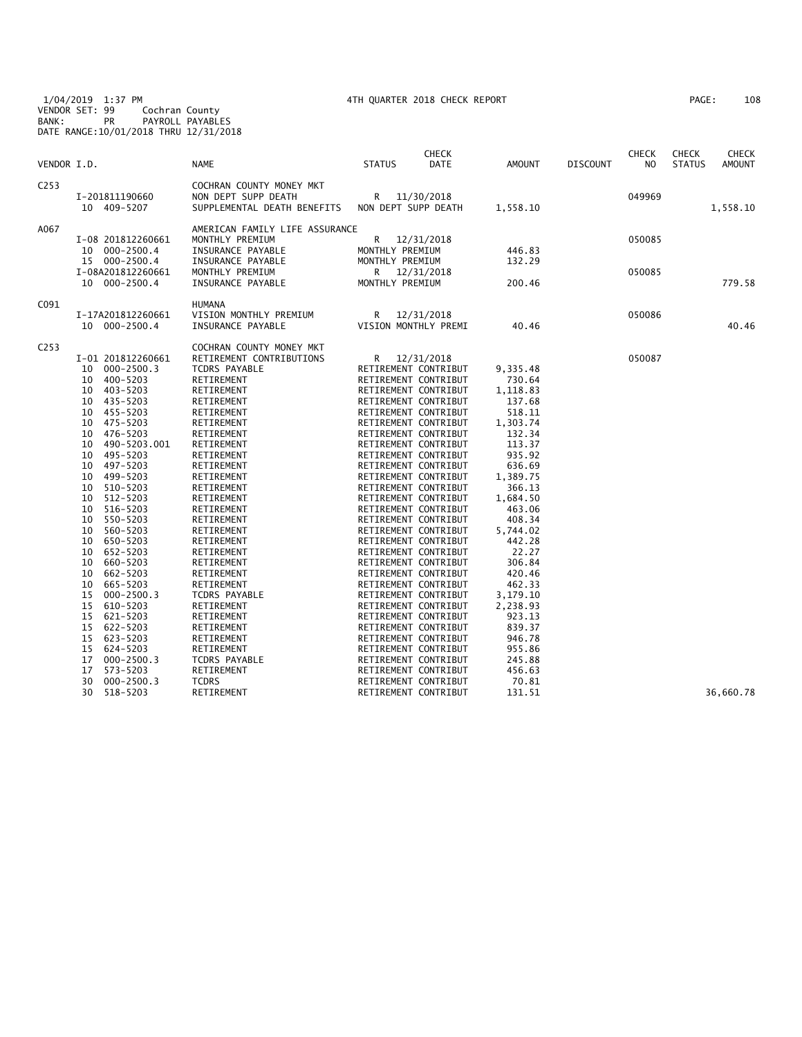1/04/2019 1:37 PM
VENDOR SET: 99 Cochran County
BANK: PR PAYROLL PAYABLES
DATE RANGE:10/01/2018 THRU 12/31/2018

4TH QUARTER 2018 CHECK REPORT

| VENDOR I.D. | | NAME | STATUS | CHECK DATE | AMOUNT | DISCOUNT | CHECK NO | CHECK STATUS | CHECK AMOUNT |
|---|---|---|---|---|---|---|---|---|---|
| C253 | | COCHRAN COUNTY MONEY MKT | | | | | | | |
| | I-201811190660 | NON DEPT SUPP DEATH | R | 11/30/2018 | | | 049969 | | |
| | 10 409-5207 | SUPPLEMENTAL DEATH BENEFITS | NON DEPT SUPP DEATH | | 1,558.10 | | | | 1,558.10 |
| A067 | | AMERICAN FAMILY LIFE ASSURANCE | | | | | | | |
| | I-08 201812260661 | MONTHLY PREMIUM | R | 12/31/2018 | | | 050085 | | |
| | 10 000-2500.4 | INSURANCE PAYABLE | MONTHLY PREMIUM | | 446.83 | | | | |
| | 15 000-2500.4 | INSURANCE PAYABLE | MONTHLY PREMIUM | | 132.29 | | | | |
| | I-08A201812260661 | MONTHLY PREMIUM | R | 12/31/2018 | | | 050085 | | |
| | 10 000-2500.4 | INSURANCE PAYABLE | MONTHLY PREMIUM | | 200.46 | | | | 779.58 |
| C091 | | HUMANA | | | | | | | |
| | I-17A201812260661 | VISION MONTHLY PREMIUM | R | 12/31/2018 | | | 050086 | | |
| | 10 000-2500.4 | INSURANCE PAYABLE | VISION MONTHLY PREMI | | 40.46 | | | | 40.46 |
| C253 | | COCHRAN COUNTY MONEY MKT | | | | | | | |
| | I-01 201812260661 | RETIREMENT CONTRIBUTIONS | R | 12/31/2018 | | | 050087 | | |
| | 10 000-2500.3 | TCDRS PAYABLE | RETIREMENT CONTRIBUT | | 9,335.48 | | | | |
| | 10 400-5203 | RETIREMENT | RETIREMENT CONTRIBUT | | 730.64 | | | | |
| | 10 403-5203 | RETIREMENT | RETIREMENT CONTRIBUT | | 1,118.83 | | | | |
| | 10 435-5203 | RETIREMENT | RETIREMENT CONTRIBUT | | 137.68 | | | | |
| | 10 455-5203 | RETIREMENT | RETIREMENT CONTRIBUT | | 518.11 | | | | |
| | 10 475-5203 | RETIREMENT | RETIREMENT CONTRIBUT | | 1,303.74 | | | | |
| | 10 476-5203 | RETIREMENT | RETIREMENT CONTRIBUT | | 132.34 | | | | |
| | 10 490-5203.001 | RETIREMENT | RETIREMENT CONTRIBUT | | 113.37 | | | | |
| | 10 495-5203 | RETIREMENT | RETIREMENT CONTRIBUT | | 935.92 | | | | |
| | 10 497-5203 | RETIREMENT | RETIREMENT CONTRIBUT | | 636.69 | | | | |
| | 10 499-5203 | RETIREMENT | RETIREMENT CONTRIBUT | | 1,389.75 | | | | |
| | 10 510-5203 | RETIREMENT | RETIREMENT CONTRIBUT | | 366.13 | | | | |
| | 10 512-5203 | RETIREMENT | RETIREMENT CONTRIBUT | | 1,684.50 | | | | |
| | 10 516-5203 | RETIREMENT | RETIREMENT CONTRIBUT | | 463.06 | | | | |
| | 10 550-5203 | RETIREMENT | RETIREMENT CONTRIBUT | | 408.34 | | | | |
| | 10 560-5203 | RETIREMENT | RETIREMENT CONTRIBUT | | 5,744.02 | | | | |
| | 10 650-5203 | RETIREMENT | RETIREMENT CONTRIBUT | | 442.28 | | | | |
| | 10 652-5203 | RETIREMENT | RETIREMENT CONTRIBUT | | 22.27 | | | | |
| | 10 660-5203 | RETIREMENT | RETIREMENT CONTRIBUT | | 306.84 | | | | |
| | 10 662-5203 | RETIREMENT | RETIREMENT CONTRIBUT | | 420.46 | | | | |
| | 10 665-5203 | RETIREMENT | RETIREMENT CONTRIBUT | | 462.33 | | | | |
| | 15 000-2500.3 | TCDRS PAYABLE | RETIREMENT CONTRIBUT | | 3,179.10 | | | | |
| | 15 610-5203 | RETIREMENT | RETIREMENT CONTRIBUT | | 2,238.93 | | | | |
| | 15 621-5203 | RETIREMENT | RETIREMENT CONTRIBUT | | 923.13 | | | | |
| | 15 622-5203 | RETIREMENT | RETIREMENT CONTRIBUT | | 839.37 | | | | |
| | 15 623-5203 | RETIREMENT | RETIREMENT CONTRIBUT | | 946.78 | | | | |
| | 15 624-5203 | RETIREMENT | RETIREMENT CONTRIBUT | | 955.86 | | | | |
| | 17 000-2500.3 | TCDRS PAYABLE | RETIREMENT CONTRIBUT | | 245.88 | | | | |
| | 17 573-5203 | RETIREMENT | RETIREMENT CONTRIBUT | | 456.63 | | | | |
| | 30 000-2500.3 | TCDRS | RETIREMENT CONTRIBUT | | 70.81 | | | | |
| | 30 518-5203 | RETIREMENT | RETIREMENT CONTRIBUT | | 131.51 | | | | 36,660.78 |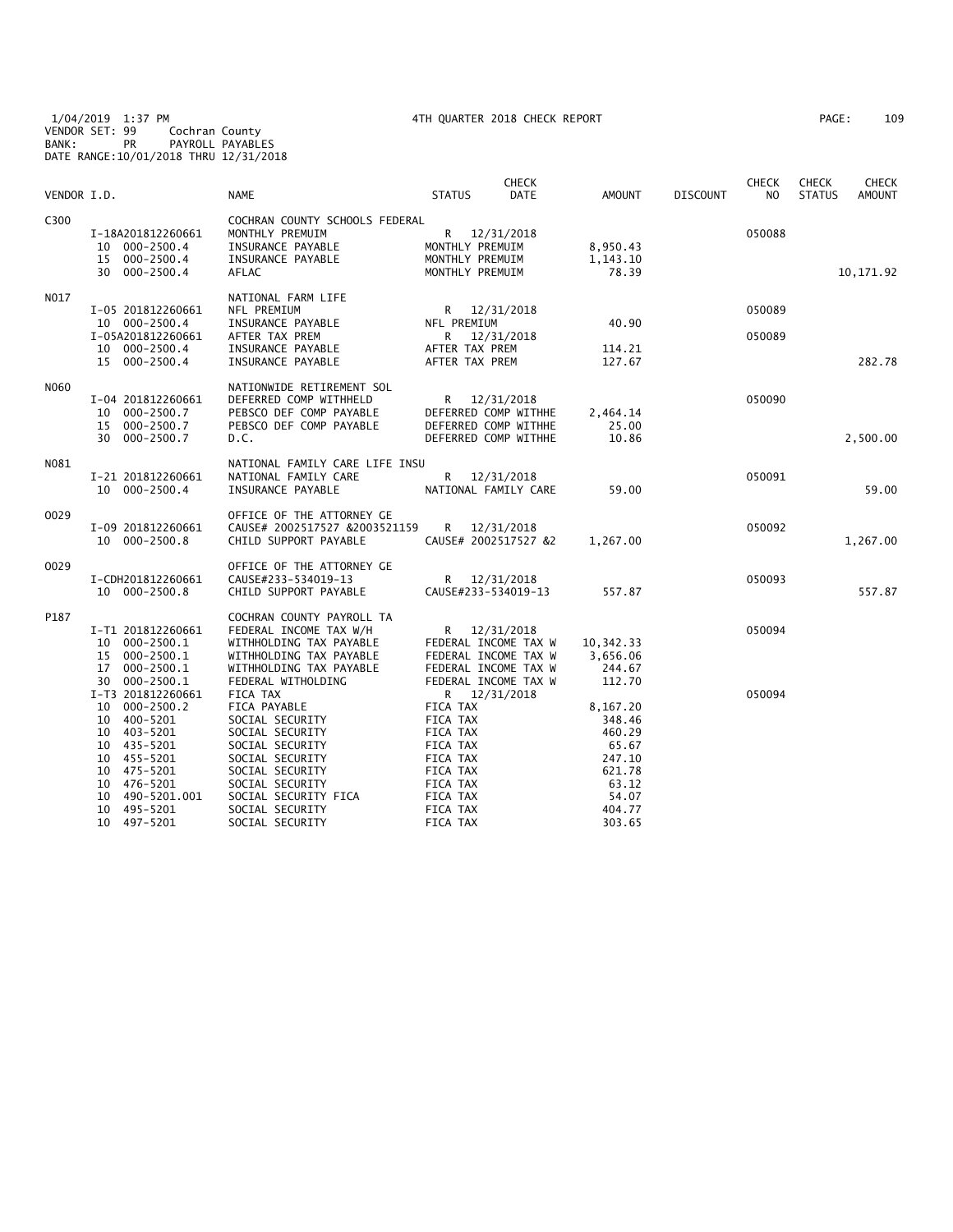1/04/2019 1:37 PM
VENDOR SET: 99 Cochran County
BANK: PR PAYROLL PAYABLES
DATE RANGE:10/01/2018 THRU 12/31/2018

4TH QUARTER 2018 CHECK REPORT

| VENDOR I.D. | | NAME | STATUS | CHECK DATE | AMOUNT | DISCOUNT | CHECK NO | CHECK STATUS | CHECK AMOUNT |
|---|---|---|---|---|---|---|---|---|---|
| C300 | | COCHRAN COUNTY SCHOOLS FEDERAL | | | | | | | |
| | I-18A201812260661 | MONTHLY PREMUIM | R | 12/31/2018 | | | 050088 | | |
| | 10 000-2500.4 | INSURANCE PAYABLE | MONTHLY PREMUIM | | 8,950.43 | | | | |
| | 15 000-2500.4 | INSURANCE PAYABLE | MONTHLY PREMUIM | | 1,143.10 | | | | |
| | 30 000-2500.4 | AFLAC | MONTHLY PREMUIM | | 78.39 | | | | 10,171.92 |
| N017 | | NATIONAL FARM LIFE | | | | | | | |
| | I-05 201812260661 | NFL PREMIUM | R | 12/31/2018 | | | 050089 | | |
| | 10 000-2500.4 | INSURANCE PAYABLE | NFL PREMIUM | | 40.90 | | | | |
| | I-05A201812260661 | AFTER TAX PREM | R | 12/31/2018 | | | 050089 | | |
| | 10 000-2500.4 | INSURANCE PAYABLE | AFTER TAX PREM | | 114.21 | | | | |
| | 15 000-2500.4 | INSURANCE PAYABLE | AFTER TAX PREM | | 127.67 | | | | 282.78 |
| N060 | | NATIONWIDE RETIREMENT SOL | | | | | | | |
| | I-04 201812260661 | DEFERRED COMP WITHHELD | R | 12/31/2018 | | | 050090 | | |
| | 10 000-2500.7 | PEBSCO DEF COMP PAYABLE | DEFERRED COMP WITHHE | | 2,464.14 | | | | |
| | 15 000-2500.7 | PEBSCO DEF COMP PAYABLE | DEFERRED COMP WITHHE | | 25.00 | | | | |
| | 30 000-2500.7 | D.C. | DEFERRED COMP WITHHE | | 10.86 | | | | 2,500.00 |
| N081 | | NATIONAL FAMILY CARE LIFE INSU | | | | | | | |
| | I-21 201812260661 | NATIONAL FAMILY CARE | R | 12/31/2018 | | | 050091 | | |
| | 10 000-2500.4 | INSURANCE PAYABLE | NATIONAL FAMILY CARE | | 59.00 | | | | 59.00 |
| O029 | | OFFICE OF THE ATTORNEY GE | | | | | | | |
| | I-09 201812260661 | CAUSE# 2002517527 &2003521159 | R | 12/31/2018 | | | 050092 | | |
| | 10 000-2500.8 | CHILD SUPPORT PAYABLE | CAUSE# 2002517527 &2 | | 1,267.00 | | | | 1,267.00 |
| O029 | | OFFICE OF THE ATTORNEY GE | | | | | | | |
| | I-CDH201812260661 | CAUSE#233-534019-13 | R | 12/31/2018 | | | 050093 | | |
| | 10 000-2500.8 | CHILD SUPPORT PAYABLE | CAUSE#233-534019-13 | | 557.87 | | | | 557.87 |
| P187 | | COCHRAN COUNTY PAYROLL TA | | | | | | | |
| | I-T1 201812260661 | FEDERAL INCOME TAX W/H | R | 12/31/2018 | | | 050094 | | |
| | 10 000-2500.1 | WITHHOLDING TAX PAYABLE | FEDERAL INCOME TAX W | | 10,342.33 | | | | |
| | 15 000-2500.1 | WITHHOLDING TAX PAYABLE | FEDERAL INCOME TAX W | | 3,656.06 | | | | |
| | 17 000-2500.1 | WITHHOLDING TAX PAYABLE | FEDERAL INCOME TAX W | | 244.67 | | | | |
| | 30 000-2500.1 | FEDERAL WITHOLDING | FEDERAL INCOME TAX W | | 112.70 | | | | |
| | I-T3 201812260661 | FICA TAX | R | 12/31/2018 | | | 050094 | | |
| | 10 000-2500.2 | FICA PAYABLE | FICA TAX | | 8,167.20 | | | | |
| | 10 400-5201 | SOCIAL SECURITY | FICA TAX | | 348.46 | | | | |
| | 10 403-5201 | SOCIAL SECURITY | FICA TAX | | 460.29 | | | | |
| | 10 435-5201 | SOCIAL SECURITY | FICA TAX | | 65.67 | | | | |
| | 10 455-5201 | SOCIAL SECURITY | FICA TAX | | 247.10 | | | | |
| | 10 475-5201 | SOCIAL SECURITY | FICA TAX | | 621.78 | | | | |
| | 10 476-5201 | SOCIAL SECURITY | FICA TAX | | 63.12 | | | | |
| | 10 490-5201.001 | SOCIAL SECURITY FICA | FICA TAX | | 54.07 | | | | |
| | 10 495-5201 | SOCIAL SECURITY | FICA TAX | | 404.77 | | | | |
| | 10 497-5201 | SOCIAL SECURITY | FICA TAX | | 303.65 | | | | |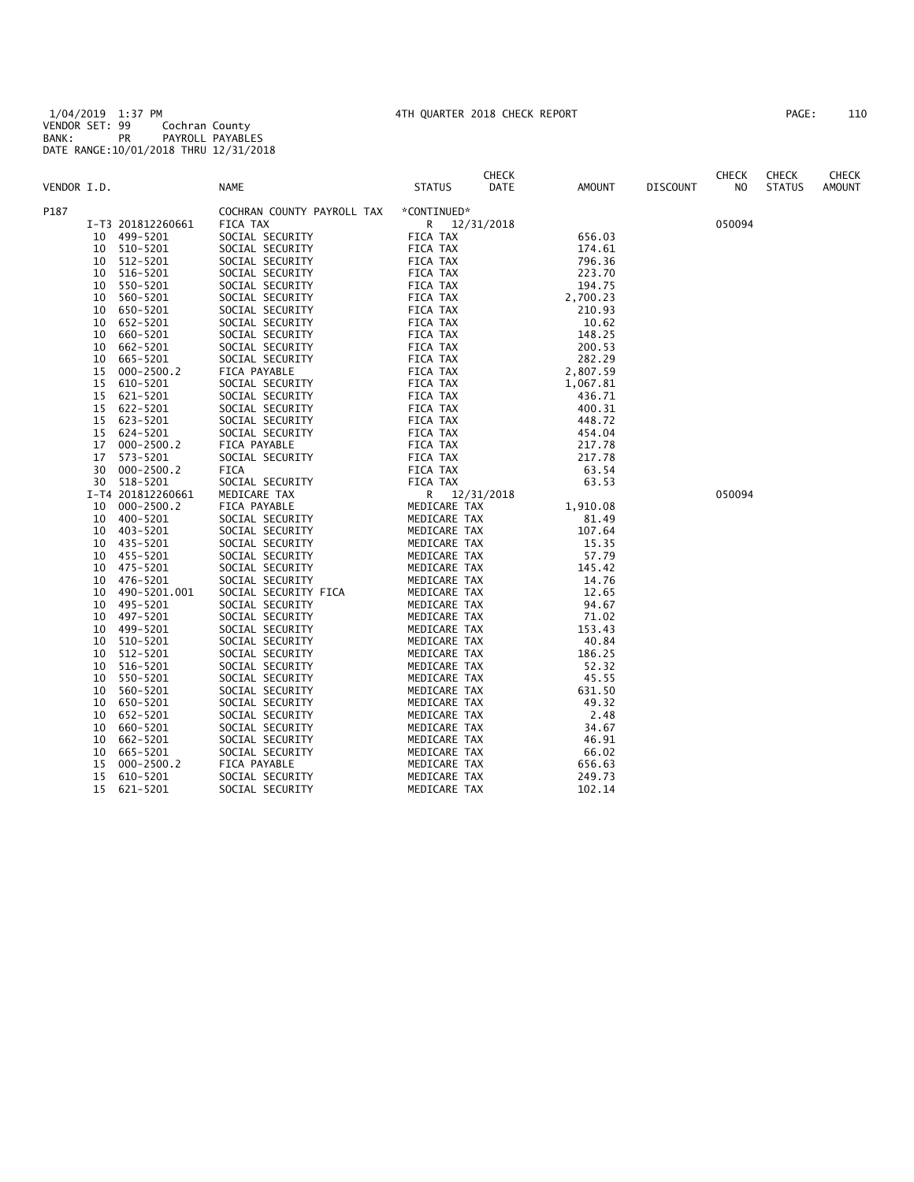1/04/2019 1:37 PM 4TH QUARTER 2018 CHECK REPORT
VENDOR SET: 99 Cochran County
BANK: PR PAYROLL PAYABLES
DATE RANGE:10/01/2018 THRU 12/31/2018

| VENDOR I.D. | NAME | STATUS | CHECK DATE | AMOUNT | DISCOUNT | CHECK NO | CHECK STATUS | CHECK AMOUNT |
|---|---|---|---|---|---|---|---|---|
| P187 | COCHRAN COUNTY PAYROLL TAX | *CONTINUED* | | | | | | |
| I-T3 201812260661 | FICA TAX | R | 12/31/2018 | | | 050094 | | |
| 10 499-5201 | SOCIAL SECURITY | FICA TAX | | 656.03 | | | | |
| 10 510-5201 | SOCIAL SECURITY | FICA TAX | | 174.61 | | | | |
| 10 512-5201 | SOCIAL SECURITY | FICA TAX | | 796.36 | | | | |
| 10 516-5201 | SOCIAL SECURITY | FICA TAX | | 223.70 | | | | |
| 10 550-5201 | SOCIAL SECURITY | FICA TAX | | 194.75 | | | | |
| 10 560-5201 | SOCIAL SECURITY | FICA TAX | | 2,700.23 | | | | |
| 10 650-5201 | SOCIAL SECURITY | FICA TAX | | 210.93 | | | | |
| 10 652-5201 | SOCIAL SECURITY | FICA TAX | | 10.62 | | | | |
| 10 660-5201 | SOCIAL SECURITY | FICA TAX | | 148.25 | | | | |
| 10 662-5201 | SOCIAL SECURITY | FICA TAX | | 200.53 | | | | |
| 10 665-5201 | SOCIAL SECURITY | FICA TAX | | 282.29 | | | | |
| 15 000-2500.2 | FICA PAYABLE | FICA TAX | | 2,807.59 | | | | |
| 15 610-5201 | SOCIAL SECURITY | FICA TAX | | 1,067.81 | | | | |
| 15 621-5201 | SOCIAL SECURITY | FICA TAX | | 436.71 | | | | |
| 15 622-5201 | SOCIAL SECURITY | FICA TAX | | 400.31 | | | | |
| 15 623-5201 | SOCIAL SECURITY | FICA TAX | | 448.72 | | | | |
| 15 624-5201 | SOCIAL SECURITY | FICA TAX | | 454.04 | | | | |
| 17 000-2500.2 | FICA PAYABLE | FICA TAX | | 217.78 | | | | |
| 17 573-5201 | SOCIAL SECURITY | FICA TAX | | 217.78 | | | | |
| 30 000-2500.2 | FICA | FICA TAX | | 63.54 | | | | |
| 30 518-5201 | SOCIAL SECURITY | FICA TAX | | 63.53 | | | | |
| I-T4 201812260661 | MEDICARE TAX | R | 12/31/2018 | | | 050094 | | |
| 10 000-2500.2 | FICA PAYABLE | MEDICARE TAX | | 1,910.08 | | | | |
| 10 400-5201 | SOCIAL SECURITY | MEDICARE TAX | | 81.49 | | | | |
| 10 403-5201 | SOCIAL SECURITY | MEDICARE TAX | | 107.64 | | | | |
| 10 435-5201 | SOCIAL SECURITY | MEDICARE TAX | | 15.35 | | | | |
| 10 455-5201 | SOCIAL SECURITY | MEDICARE TAX | | 57.79 | | | | |
| 10 475-5201 | SOCIAL SECURITY | MEDICARE TAX | | 145.42 | | | | |
| 10 476-5201 | SOCIAL SECURITY | MEDICARE TAX | | 14.76 | | | | |
| 10 490-5201.001 | SOCIAL SECURITY FICA | MEDICARE TAX | | 12.65 | | | | |
| 10 495-5201 | SOCIAL SECURITY | MEDICARE TAX | | 94.67 | | | | |
| 10 497-5201 | SOCIAL SECURITY | MEDICARE TAX | | 71.02 | | | | |
| 10 499-5201 | SOCIAL SECURITY | MEDICARE TAX | | 153.43 | | | | |
| 10 510-5201 | SOCIAL SECURITY | MEDICARE TAX | | 40.84 | | | | |
| 10 512-5201 | SOCIAL SECURITY | MEDICARE TAX | | 186.25 | | | | |
| 10 516-5201 | SOCIAL SECURITY | MEDICARE TAX | | 52.32 | | | | |
| 10 550-5201 | SOCIAL SECURITY | MEDICARE TAX | | 45.55 | | | | |
| 10 560-5201 | SOCIAL SECURITY | MEDICARE TAX | | 631.50 | | | | |
| 10 650-5201 | SOCIAL SECURITY | MEDICARE TAX | | 49.32 | | | | |
| 10 652-5201 | SOCIAL SECURITY | MEDICARE TAX | | 2.48 | | | | |
| 10 660-5201 | SOCIAL SECURITY | MEDICARE TAX | | 34.67 | | | | |
| 10 662-5201 | SOCIAL SECURITY | MEDICARE TAX | | 46.91 | | | | |
| 10 665-5201 | SOCIAL SECURITY | MEDICARE TAX | | 66.02 | | | | |
| 15 000-2500.2 | FICA PAYABLE | MEDICARE TAX | | 656.63 | | | | |
| 15 610-5201 | SOCIAL SECURITY | MEDICARE TAX | | 249.73 | | | | |
| 15 621-5201 | SOCIAL SECURITY | MEDICARE TAX | | 102.14 | | | | |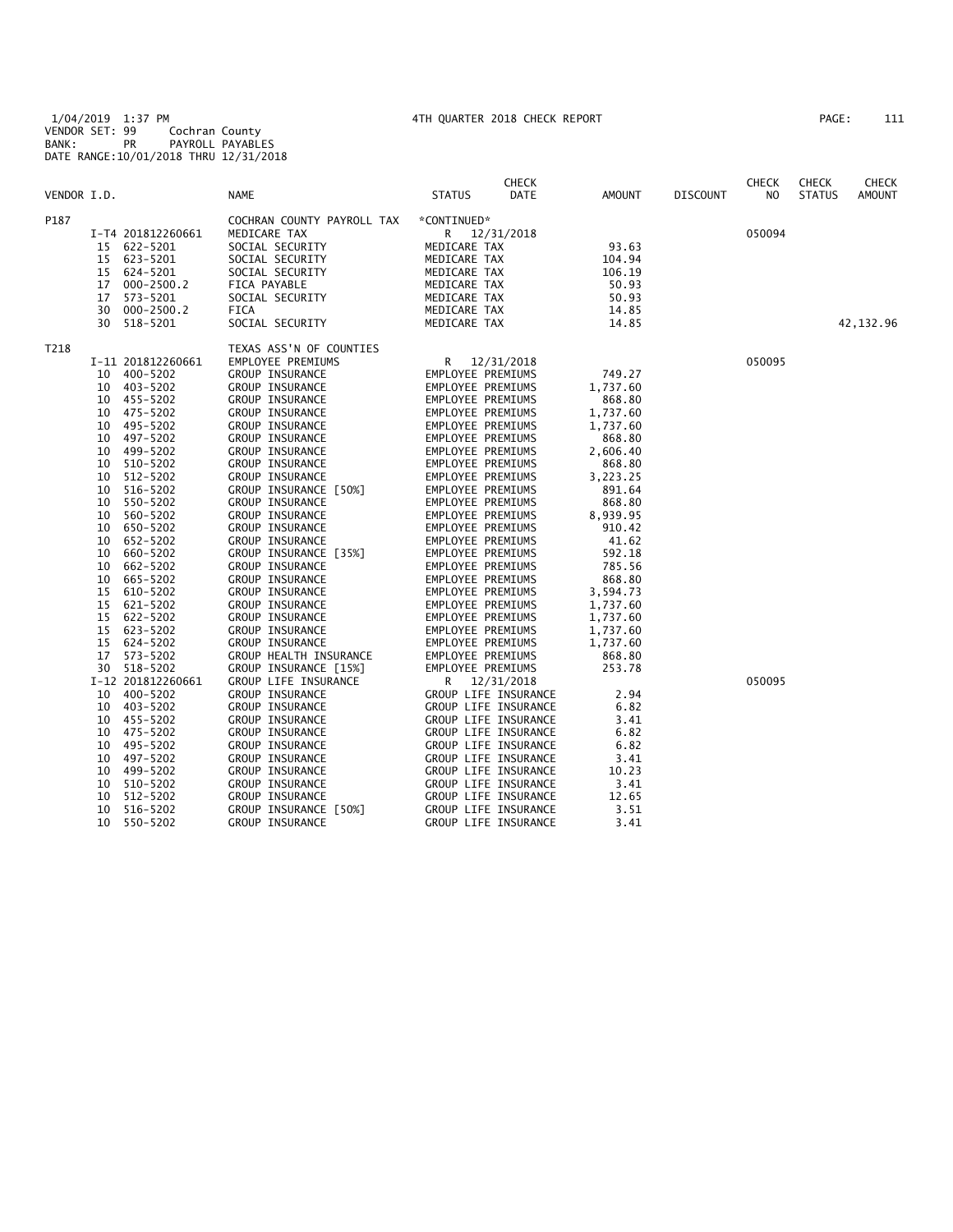1/04/2019 1:37 PM 4TH QUARTER 2018 CHECK REPORT
VENDOR SET: 99 Cochran County
BANK: PR PAYROLL PAYABLES
DATE RANGE:10/01/2018 THRU 12/31/2018

| VENDOR I.D. | | NAME | STATUS | CHECK DATE | AMOUNT | DISCOUNT | CHECK NO | CHECK STATUS | CHECK AMOUNT |
|---|---|---|---|---|---|---|---|---|---|
| P187 | | COCHRAN COUNTY PAYROLL TAX | *CONTINUED* | | | | | | |
| | I-T4 201812260661 | MEDICARE TAX | R | 12/31/2018 | | | 050094 | | |
| | 15 622-5201 | SOCIAL SECURITY | MEDICARE TAX | | 93.63 | | | | |
| | 15 623-5201 | SOCIAL SECURITY | MEDICARE TAX | | 104.94 | | | | |
| | 15 624-5201 | SOCIAL SECURITY | MEDICARE TAX | | 106.19 | | | | |
| | 17 000-2500.2 | FICA PAYABLE | MEDICARE TAX | | 50.93 | | | | |
| | 17 573-5201 | SOCIAL SECURITY | MEDICARE TAX | | 50.93 | | | | |
| | 30 000-2500.2 | FICA | MEDICARE TAX | | 14.85 | | | | |
| | 30 518-5201 | SOCIAL SECURITY | MEDICARE TAX | | 14.85 | | | | 42,132.96 |
| T218 | | TEXAS ASS'N OF COUNTIES | | | | | | | |
| | I-11 201812260661 | EMPLOYEE PREMIUMS | R | 12/31/2018 | | | 050095 | | |
| | 10 400-5202 | GROUP INSURANCE | EMPLOYEE PREMIUMS | | 749.27 | | | | |
| | 10 403-5202 | GROUP INSURANCE | EMPLOYEE PREMIUMS | | 1,737.60 | | | | |
| | 10 455-5202 | GROUP INSURANCE | EMPLOYEE PREMIUMS | | 868.80 | | | | |
| | 10 475-5202 | GROUP INSURANCE | EMPLOYEE PREMIUMS | | 1,737.60 | | | | |
| | 10 495-5202 | GROUP INSURANCE | EMPLOYEE PREMIUMS | | 1,737.60 | | | | |
| | 10 497-5202 | GROUP INSURANCE | EMPLOYEE PREMIUMS | | 868.80 | | | | |
| | 10 499-5202 | GROUP INSURANCE | EMPLOYEE PREMIUMS | | 2,606.40 | | | | |
| | 10 510-5202 | GROUP INSURANCE | EMPLOYEE PREMIUMS | | 868.80 | | | | |
| | 10 512-5202 | GROUP INSURANCE | EMPLOYEE PREMIUMS | | 3,223.25 | | | | |
| | 10 516-5202 | GROUP INSURANCE [50%] | EMPLOYEE PREMIUMS | | 891.64 | | | | |
| | 10 550-5202 | GROUP INSURANCE | EMPLOYEE PREMIUMS | | 868.80 | | | | |
| | 10 560-5202 | GROUP INSURANCE | EMPLOYEE PREMIUMS | | 8,939.95 | | | | |
| | 10 650-5202 | GROUP INSURANCE | EMPLOYEE PREMIUMS | | 910.42 | | | | |
| | 10 652-5202 | GROUP INSURANCE | EMPLOYEE PREMIUMS | | 41.62 | | | | |
| | 10 660-5202 | GROUP INSURANCE [35%] | EMPLOYEE PREMIUMS | | 592.18 | | | | |
| | 10 662-5202 | GROUP INSURANCE | EMPLOYEE PREMIUMS | | 785.56 | | | | |
| | 10 665-5202 | GROUP INSURANCE | EMPLOYEE PREMIUMS | | 868.80 | | | | |
| | 15 610-5202 | GROUP INSURANCE | EMPLOYEE PREMIUMS | | 3,594.73 | | | | |
| | 15 621-5202 | GROUP INSURANCE | EMPLOYEE PREMIUMS | | 1,737.60 | | | | |
| | 15 622-5202 | GROUP INSURANCE | EMPLOYEE PREMIUMS | | 1,737.60 | | | | |
| | 15 623-5202 | GROUP INSURANCE | EMPLOYEE PREMIUMS | | 1,737.60 | | | | |
| | 15 624-5202 | GROUP INSURANCE | EMPLOYEE PREMIUMS | | 1,737.60 | | | | |
| | 17 573-5202 | GROUP HEALTH INSURANCE | EMPLOYEE PREMIUMS | | 868.80 | | | | |
| | 30 518-5202 | GROUP INSURANCE [15%] | EMPLOYEE PREMIUMS | | 253.78 | | | | |
| | I-12 201812260661 | GROUP LIFE INSURANCE | R | 12/31/2018 | | | 050095 | | |
| | 10 400-5202 | GROUP INSURANCE | GROUP LIFE INSURANCE | | 2.94 | | | | |
| | 10 403-5202 | GROUP INSURANCE | GROUP LIFE INSURANCE | | 6.82 | | | | |
| | 10 455-5202 | GROUP INSURANCE | GROUP LIFE INSURANCE | | 3.41 | | | | |
| | 10 475-5202 | GROUP INSURANCE | GROUP LIFE INSURANCE | | 6.82 | | | | |
| | 10 495-5202 | GROUP INSURANCE | GROUP LIFE INSURANCE | | 6.82 | | | | |
| | 10 497-5202 | GROUP INSURANCE | GROUP LIFE INSURANCE | | 3.41 | | | | |
| | 10 499-5202 | GROUP INSURANCE | GROUP LIFE INSURANCE | | 10.23 | | | | |
| | 10 510-5202 | GROUP INSURANCE | GROUP LIFE INSURANCE | | 3.41 | | | | |
| | 10 512-5202 | GROUP INSURANCE | GROUP LIFE INSURANCE | | 12.65 | | | | |
| | 10 516-5202 | GROUP INSURANCE [50%] | GROUP LIFE INSURANCE | | 3.51 | | | | |
| | 10 550-5202 | GROUP INSURANCE | GROUP LIFE INSURANCE | | 3.41 | | | | |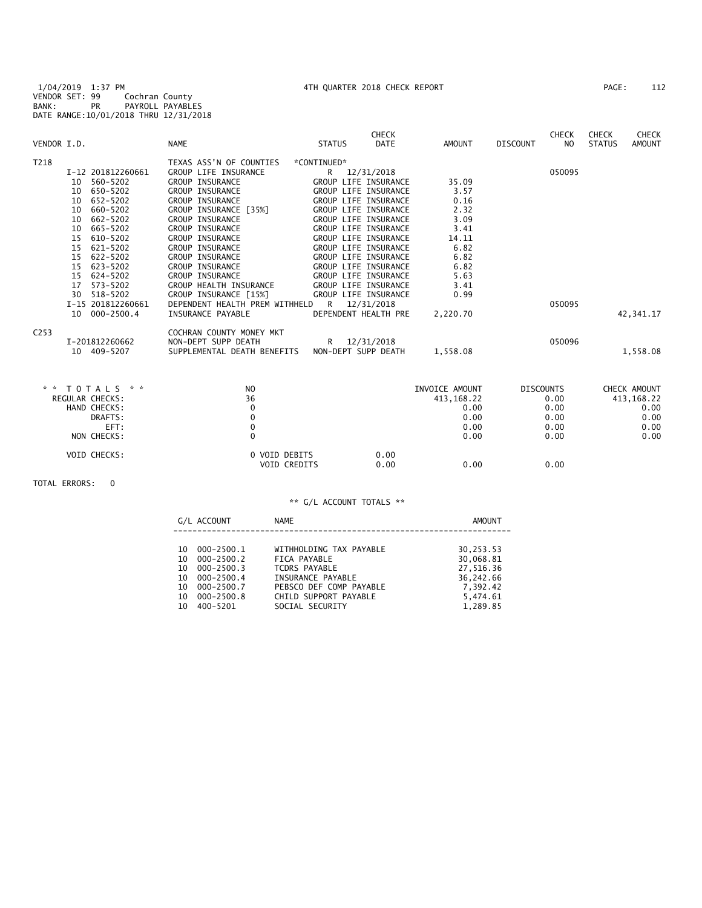1/04/2019 1:37 PM 4TH QUARTER 2018 CHECK REPORT PAGE: 112
VENDOR SET: 99 Cochran County
BANK: PR PAYROLL PAYABLES
DATE RANGE:10/01/2018 THRU 12/31/2018

| VENDOR I.D. | NAME | STATUS | CHECK DATE | AMOUNT | DISCOUNT | CHECK NO | CHECK STATUS | CHECK AMOUNT |
|---|---|---|---|---|---|---|---|---|
| T218 | TEXAS ASS'N OF COUNTIES | *CONTINUED* | | | | | | |
| I-12 201812260661 | GROUP LIFE INSURANCE | R | 12/31/2018 | | | 050095 | | |
| 10 560-5202 | GROUP INSURANCE | GROUP LIFE INSURANCE | | 35.09 | | | | |
| 10 650-5202 | GROUP INSURANCE | GROUP LIFE INSURANCE | | 3.57 | | | | |
| 10 652-5202 | GROUP INSURANCE | GROUP LIFE INSURANCE | | 0.16 | | | | |
| 10 660-5202 | GROUP INSURANCE [35%] | GROUP LIFE INSURANCE | | 2.32 | | | | |
| 10 662-5202 | GROUP INSURANCE | GROUP LIFE INSURANCE | | 3.09 | | | | |
| 10 665-5202 | GROUP INSURANCE | GROUP LIFE INSURANCE | | 3.41 | | | | |
| 15 610-5202 | GROUP INSURANCE | GROUP LIFE INSURANCE | | 14.11 | | | | |
| 15 621-5202 | GROUP INSURANCE | GROUP LIFE INSURANCE | | 6.82 | | | | |
| 15 622-5202 | GROUP INSURANCE | GROUP LIFE INSURANCE | | 6.82 | | | | |
| 15 623-5202 | GROUP INSURANCE | GROUP LIFE INSURANCE | | 6.82 | | | | |
| 15 624-5202 | GROUP INSURANCE | GROUP LIFE INSURANCE | | 5.63 | | | | |
| 17 573-5202 | GROUP HEALTH INSURANCE | GROUP LIFE INSURANCE | | 3.41 | | | | |
| 30 518-5202 | GROUP INSURANCE [15%] | GROUP LIFE INSURANCE | | 0.99 | | | | |
| I-15 201812260661 | DEPENDENT HEALTH PREM WITHHELD | R | 12/31/2018 | | | 050095 | | |
| 10 000-2500.4 | INSURANCE PAYABLE | DEPENDENT HEALTH PRE | | 2,220.70 | | | | 42,341.17 |
| C253 | COCHRAN COUNTY MONEY MKT | | | | | | | |
| I-201812260662 | NON-DEPT SUPP DEATH | R | 12/31/2018 | | | 050096 | | |
| 10 409-5207 | SUPPLEMENTAL DEATH BENEFITS | NON-DEPT SUPP DEATH | | 1,558.08 | | | | 1,558.08 |

| * * TOTALS * * | NO | | INVOICE AMOUNT | DISCOUNTS | CHECK AMOUNT |
|---|---|---|---|---|---|
| REGULAR CHECKS: | 36 | | 413,168.22 | 0.00 | 413,168.22 |
| HAND CHECKS: | 0 | | 0.00 | 0.00 | 0.00 |
| DRAFTS: | 0 | | 0.00 | 0.00 | 0.00 |
| EFT: | 0 | | 0.00 | 0.00 | 0.00 |
| NON CHECKS: | 0 | | 0.00 | 0.00 | 0.00 |
| VOID CHECKS: | 0 VOID DEBITS | 0.00 | | | |
| | VOID CREDITS | 0.00 | 0.00 | 0.00 | |

TOTAL ERRORS: 0

** G/L ACCOUNT TOTALS **

| G/L ACCOUNT | NAME | AMOUNT |
|---|---|---|
| 10 000-2500.1 | WITHHOLDING TAX PAYABLE | 30,253.53 |
| 10 000-2500.2 | FICA PAYABLE | 30,068.81 |
| 10 000-2500.3 | TCDRS PAYABLE | 27,516.36 |
| 10 000-2500.4 | INSURANCE PAYABLE | 36,242.66 |
| 10 000-2500.7 | PEBSCO DEF COMP PAYABLE | 7,392.42 |
| 10 000-2500.8 | CHILD SUPPORT PAYABLE | 5,474.61 |
| 10 400-5201 | SOCIAL SECURITY | 1,289.85 |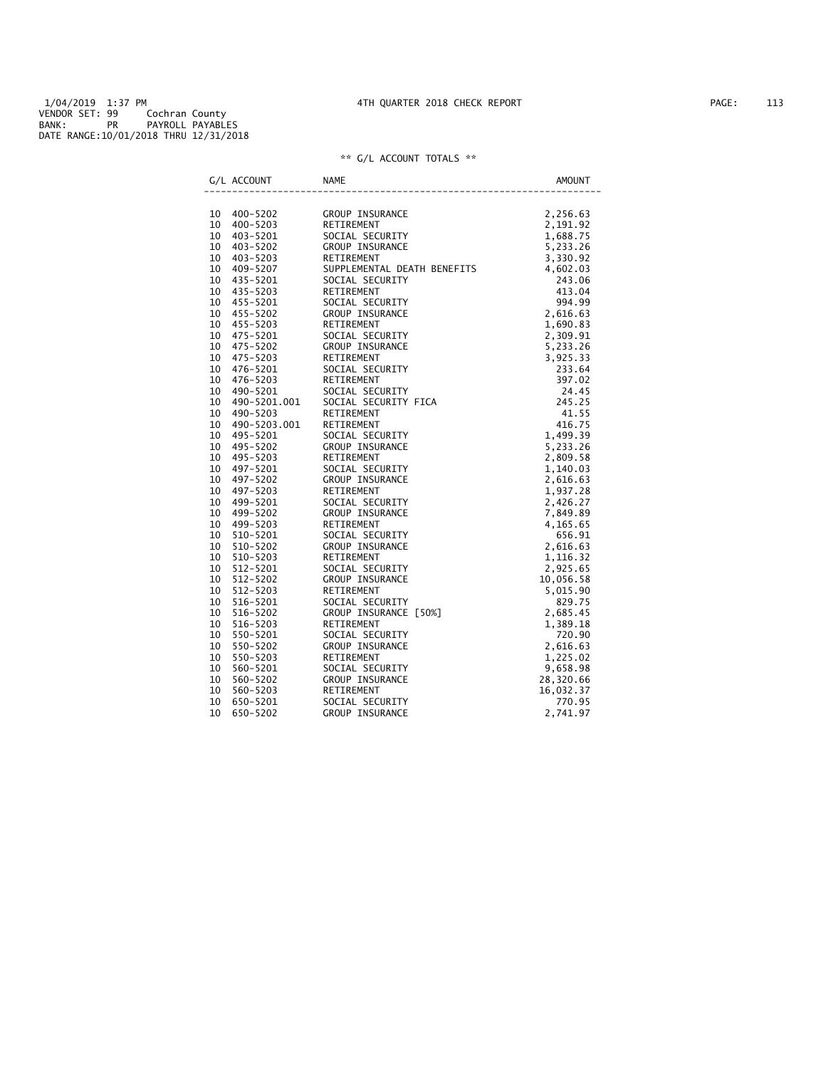1/04/2019 1:37 PM 4TH QUARTER 2018 CHECK REPORT
VENDOR SET: 99 Cochran County
BANK: PR PAYROLL PAYABLES
DATE RANGE:10/01/2018 THRU 12/31/2018

** G/L ACCOUNT TOTALS **

| G/L ACCOUNT | | NAME | AMOUNT |
|---|---|---|---|
| 10 | 400-5202 | GROUP INSURANCE | 2,256.63 |
| 10 | 400-5203 | RETIREMENT | 2,191.92 |
| 10 | 403-5201 | SOCIAL SECURITY | 1,688.75 |
| 10 | 403-5202 | GROUP INSURANCE | 5,233.26 |
| 10 | 403-5203 | RETIREMENT | 3,330.92 |
| 10 | 409-5207 | SUPPLEMENTAL DEATH BENEFITS | 4,602.03 |
| 10 | 435-5201 | SOCIAL SECURITY | 243.06 |
| 10 | 435-5203 | RETIREMENT | 413.04 |
| 10 | 455-5201 | SOCIAL SECURITY | 994.99 |
| 10 | 455-5202 | GROUP INSURANCE | 2,616.63 |
| 10 | 455-5203 | RETIREMENT | 1,690.83 |
| 10 | 475-5201 | SOCIAL SECURITY | 2,309.91 |
| 10 | 475-5202 | GROUP INSURANCE | 5,233.26 |
| 10 | 475-5203 | RETIREMENT | 3,925.33 |
| 10 | 476-5201 | SOCIAL SECURITY | 233.64 |
| 10 | 476-5203 | RETIREMENT | 397.02 |
| 10 | 490-5201 | SOCIAL SECURITY | 24.45 |
| 10 | 490-5201.001 | SOCIAL SECURITY FICA | 245.25 |
| 10 | 490-5203 | RETIREMENT | 41.55 |
| 10 | 490-5203.001 | RETIREMENT | 416.75 |
| 10 | 495-5201 | SOCIAL SECURITY | 1,499.39 |
| 10 | 495-5202 | GROUP INSURANCE | 5,233.26 |
| 10 | 495-5203 | RETIREMENT | 2,809.58 |
| 10 | 497-5201 | SOCIAL SECURITY | 1,140.03 |
| 10 | 497-5202 | GROUP INSURANCE | 2,616.63 |
| 10 | 497-5203 | RETIREMENT | 1,937.28 |
| 10 | 499-5201 | SOCIAL SECURITY | 2,426.27 |
| 10 | 499-5202 | GROUP INSURANCE | 7,849.89 |
| 10 | 499-5203 | RETIREMENT | 4,165.65 |
| 10 | 510-5201 | SOCIAL SECURITY | 656.91 |
| 10 | 510-5202 | GROUP INSURANCE | 2,616.63 |
| 10 | 510-5203 | RETIREMENT | 1,116.32 |
| 10 | 512-5201 | SOCIAL SECURITY | 2,925.65 |
| 10 | 512-5202 | GROUP INSURANCE | 10,056.58 |
| 10 | 512-5203 | RETIREMENT | 5,015.90 |
| 10 | 516-5201 | SOCIAL SECURITY | 829.75 |
| 10 | 516-5202 | GROUP INSURANCE [50%] | 2,685.45 |
| 10 | 516-5203 | RETIREMENT | 1,389.18 |
| 10 | 550-5201 | SOCIAL SECURITY | 720.90 |
| 10 | 550-5202 | GROUP INSURANCE | 2,616.63 |
| 10 | 550-5203 | RETIREMENT | 1,225.02 |
| 10 | 560-5201 | SOCIAL SECURITY | 9,658.98 |
| 10 | 560-5202 | GROUP INSURANCE | 28,320.66 |
| 10 | 560-5203 | RETIREMENT | 16,032.37 |
| 10 | 650-5201 | SOCIAL SECURITY | 770.95 |
| 10 | 650-5202 | GROUP INSURANCE | 2,741.97 |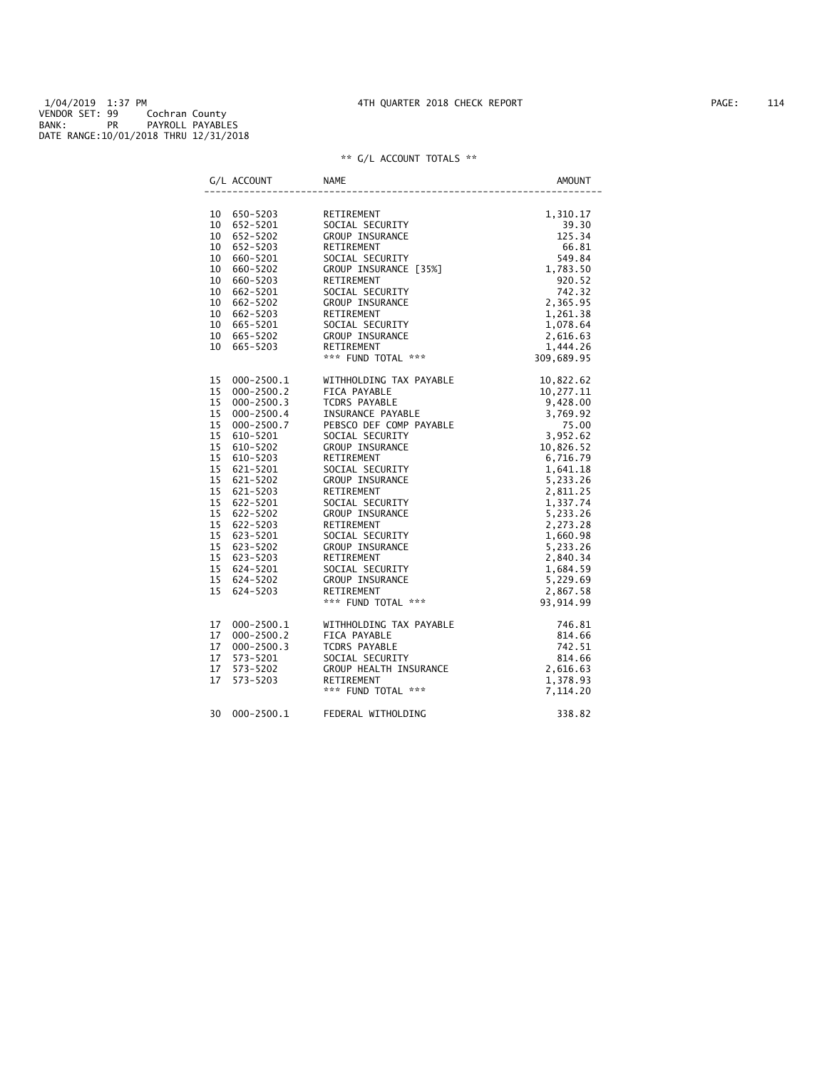1/04/2019 1:37 PM
VENDOR SET: 99 Cochran County
BANK: PR PAYROLL PAYABLES
DATE RANGE:10/01/2018 THRU 12/31/2018

4TH QUARTER 2018 CHECK REPORT

## ** G/L ACCOUNT TOTALS **

| G/L ACCOUNT | NAME | AMOUNT |
|---|---|---|
| 10 650-5203 | RETIREMENT | 1,310.17 |
| 10 652-5201 | SOCIAL SECURITY | 39.30 |
| 10 652-5202 | GROUP INSURANCE | 125.34 |
| 10 652-5203 | RETIREMENT | 66.81 |
| 10 660-5201 | SOCIAL SECURITY | 549.84 |
| 10 660-5202 | GROUP INSURANCE [35%] | 1,783.50 |
| 10 660-5203 | RETIREMENT | 920.52 |
| 10 662-5201 | SOCIAL SECURITY | 742.32 |
| 10 662-5202 | GROUP INSURANCE | 2,365.95 |
| 10 662-5203 | RETIREMENT | 1,261.38 |
| 10 665-5201 | SOCIAL SECURITY | 1,078.64 |
| 10 665-5202 | GROUP INSURANCE | 2,616.63 |
| 10 665-5203 | RETIREMENT | 1,444.26 |
| | *** FUND TOTAL *** | 309,689.95 |
| 15 000-2500.1 | WITHHOLDING TAX PAYABLE | 10,822.62 |
| 15 000-2500.2 | FICA PAYABLE | 10,277.11 |
| 15 000-2500.3 | TCDRS PAYABLE | 9,428.00 |
| 15 000-2500.4 | INSURANCE PAYABLE | 3,769.92 |
| 15 000-2500.7 | PEBSCO DEF COMP PAYABLE | 75.00 |
| 15 610-5201 | SOCIAL SECURITY | 3,952.62 |
| 15 610-5202 | GROUP INSURANCE | 10,826.52 |
| 15 610-5203 | RETIREMENT | 6,716.79 |
| 15 621-5201 | SOCIAL SECURITY | 1,641.18 |
| 15 621-5202 | GROUP INSURANCE | 5,233.26 |
| 15 621-5203 | RETIREMENT | 2,811.25 |
| 15 622-5201 | SOCIAL SECURITY | 1,337.74 |
| 15 622-5202 | GROUP INSURANCE | 5,233.26 |
| 15 622-5203 | RETIREMENT | 2,273.28 |
| 15 623-5201 | SOCIAL SECURITY | 1,660.98 |
| 15 623-5202 | GROUP INSURANCE | 5,233.26 |
| 15 623-5203 | RETIREMENT | 2,840.34 |
| 15 624-5201 | SOCIAL SECURITY | 1,684.59 |
| 15 624-5202 | GROUP INSURANCE | 5,229.69 |
| 15 624-5203 | RETIREMENT | 2,867.58 |
| | *** FUND TOTAL *** | 93,914.99 |
| 17 000-2500.1 | WITHHOLDING TAX PAYABLE | 746.81 |
| 17 000-2500.2 | FICA PAYABLE | 814.66 |
| 17 000-2500.3 | TCDRS PAYABLE | 742.51 |
| 17 573-5201 | SOCIAL SECURITY | 814.66 |
| 17 573-5202 | GROUP HEALTH INSURANCE | 2,616.63 |
| 17 573-5203 | RETIREMENT | 1,378.93 |
| | *** FUND TOTAL *** | 7,114.20 |
| 30 000-2500.1 | FEDERAL WITHOLDING | 338.82 |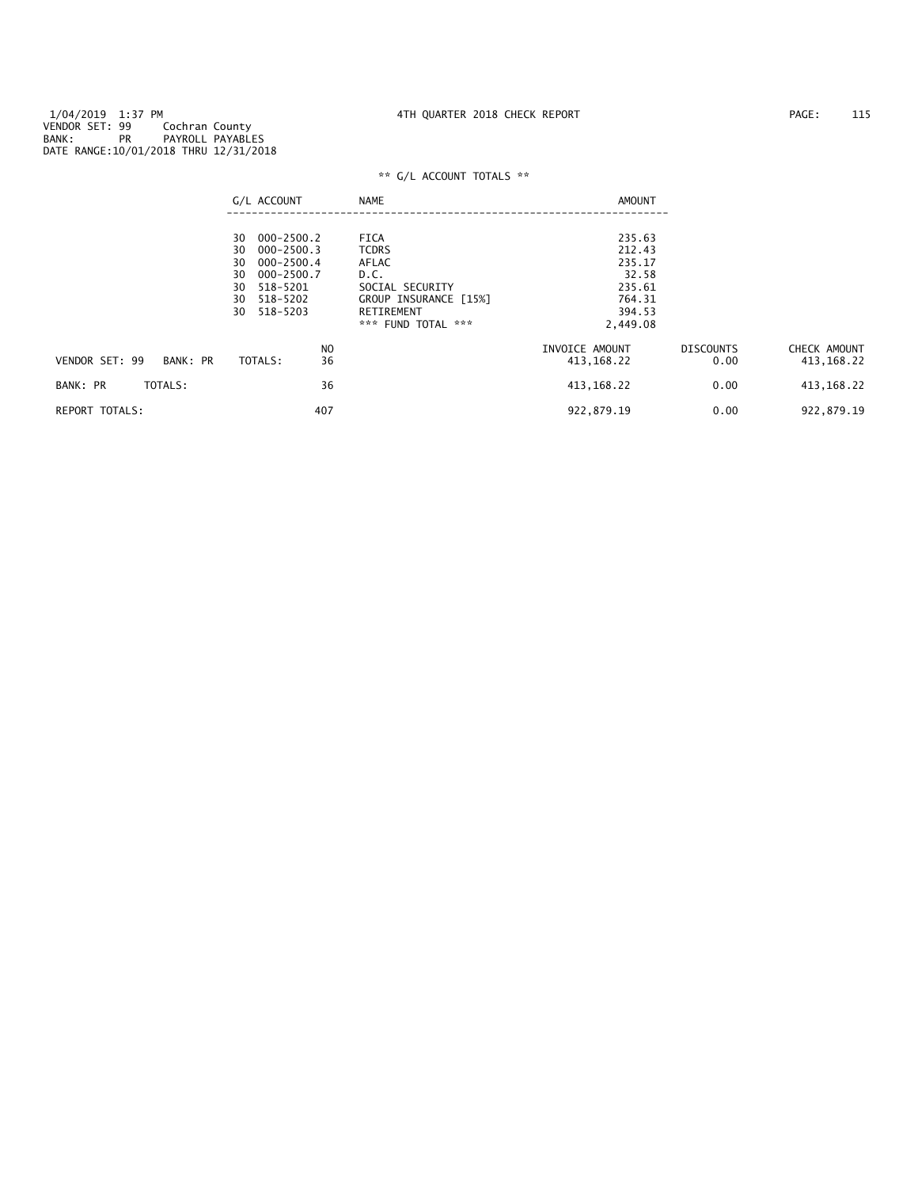1/04/2019 1:37 PM 4TH QUARTER 2018 CHECK REPORT
VENDOR SET: 99 Cochran County
BANK: PR PAYROLL PAYABLES
DATE RANGE:10/01/2018 THRU 12/31/2018

** G/L ACCOUNT TOTALS **

| G/L ACCOUNT | NAME | AMOUNT |
|---|---|---|
| 30 000-2500.2 | FICA | 235.63 |
| 30 000-2500.3 | TCDRS | 212.43 |
| 30 000-2500.4 | AFLAC | 235.17 |
| 30 000-2500.7 | D.C. | 32.58 |
| 30 518-5201 | SOCIAL SECURITY | 235.61 |
| 30 518-5202 | GROUP INSURANCE [15%] | 764.31 |
| 30 518-5203 | RETIREMENT | 394.53 |
| | *** FUND TOTAL *** | 2,449.08 |

| | NO | INVOICE AMOUNT | DISCOUNTS | CHECK AMOUNT |
|---|---|---|---|---|
| VENDOR SET: 99 BANK: PR TOTALS: | 36 | 413,168.22 | 0.00 | 413,168.22 |
| BANK: PR TOTALS: | 36 | 413,168.22 | 0.00 | 413,168.22 |
| REPORT TOTALS: | 407 | 922,879.19 | 0.00 | 922,879.19 |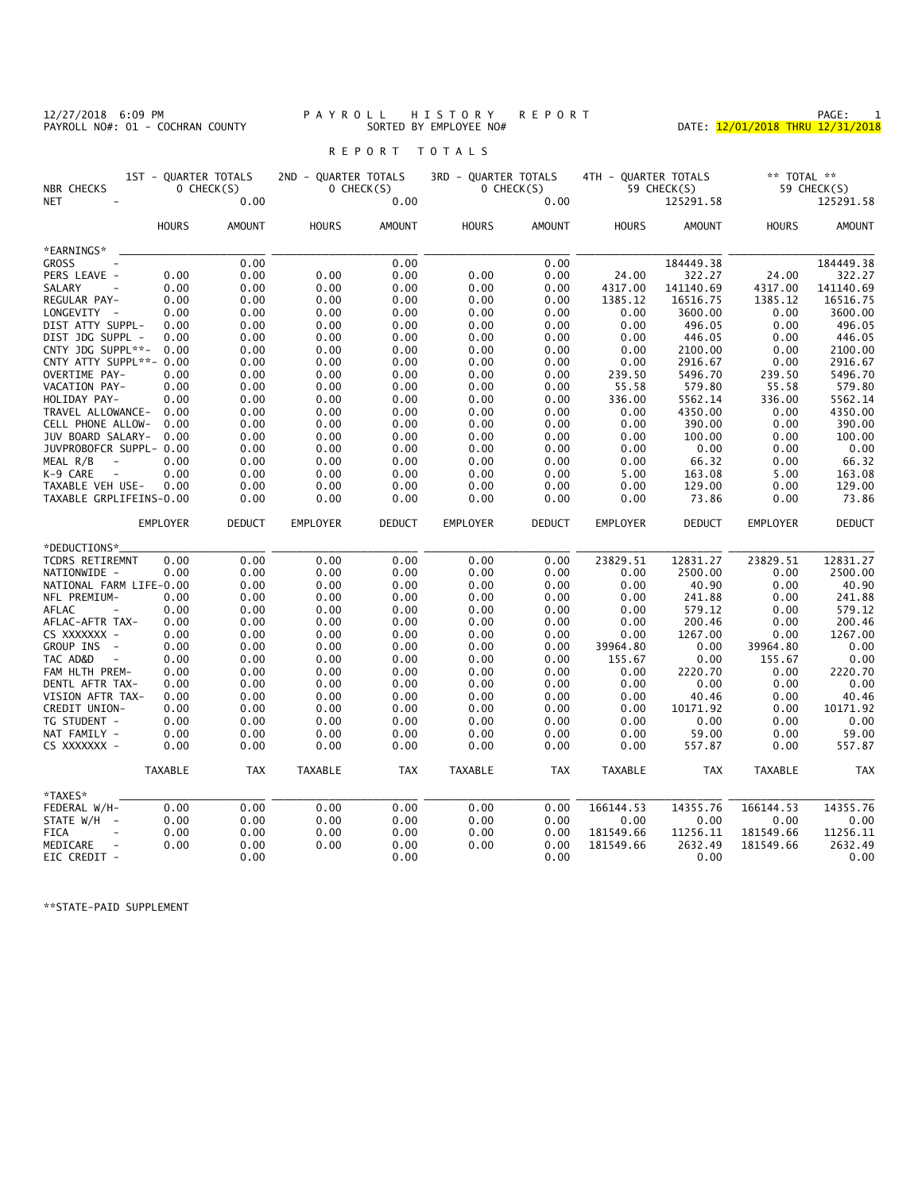12/27/2018 6:09 PM PAYROLL HISTORY REPORT PAGE: 1
PAYROLL NO#: 01 - COCHRAN COUNTY SORTED BY EMPLOYEE NO# DATE: 12/01/2018 THRU 12/31/2018

# REPORT TOTALS

| NBR CHECKS | 1ST - QUARTER TOTALS | | 2ND - QUARTER TOTALS | | 3RD - QUARTER TOTALS | | 4TH - QUARTER TOTALS | | ** TOTAL ** | |
|---|---|---|---|---|---|---|---|---|---|---|
| | 0 CHECK(S) | | 0 CHECK(S) | | 0 CHECK(S) | | 59 CHECK(S) | | 59 CHECK(S) | |
| NET - | | 0.00 | | 0.00 | | 0.00 | | 125291.58 | | 125291.58 |
| | HOURS | AMOUNT | HOURS | AMOUNT | HOURS | AMOUNT | HOURS | AMOUNT | HOURS | AMOUNT |
| *EARNINGS* | | | | | | | | | | |
| GROSS - | | 0.00 | | 0.00 | | 0.00 | | 184449.38 | | 184449.38 |
| PERS LEAVE - | 0.00 | 0.00 | 0.00 | 0.00 | 0.00 | 0.00 | 24.00 | 322.27 | 24.00 | 322.27 |
| SALARY - | 0.00 | 0.00 | 0.00 | 0.00 | 0.00 | 0.00 | 4317.00 | 141140.69 | 4317.00 | 141140.69 |
| REGULAR PAY- | 0.00 | 0.00 | 0.00 | 0.00 | 0.00 | 0.00 | 1385.12 | 16516.75 | 1385.12 | 16516.75 |
| LONGEVITY - | 0.00 | 0.00 | 0.00 | 0.00 | 0.00 | 0.00 | 0.00 | 3600.00 | 0.00 | 3600.00 |
| DIST ATTY SUPPL- | 0.00 | 0.00 | 0.00 | 0.00 | 0.00 | 0.00 | 0.00 | 496.05 | 0.00 | 496.05 |
| DIST JDG SUPPL - | 0.00 | 0.00 | 0.00 | 0.00 | 0.00 | 0.00 | 0.00 | 446.05 | 0.00 | 446.05 |
| CNTY JDG SUPPL**- | 0.00 | 0.00 | 0.00 | 0.00 | 0.00 | 0.00 | 0.00 | 2100.00 | 0.00 | 2100.00 |
| CNTY ATTY SUPPL**- | 0.00 | 0.00 | 0.00 | 0.00 | 0.00 | 0.00 | 0.00 | 2916.67 | 0.00 | 2916.67 |
| OVERTIME PAY- | 0.00 | 0.00 | 0.00 | 0.00 | 0.00 | 0.00 | 239.50 | 5496.70 | 239.50 | 5496.70 |
| VACATION PAY- | 0.00 | 0.00 | 0.00 | 0.00 | 0.00 | 0.00 | 55.58 | 579.80 | 55.58 | 579.80 |
| HOLIDAY PAY- | 0.00 | 0.00 | 0.00 | 0.00 | 0.00 | 0.00 | 336.00 | 5562.14 | 336.00 | 5562.14 |
| TRAVEL ALLOWANCE- | 0.00 | 0.00 | 0.00 | 0.00 | 0.00 | 0.00 | 0.00 | 4350.00 | 0.00 | 4350.00 |
| CELL PHONE ALLOW- | 0.00 | 0.00 | 0.00 | 0.00 | 0.00 | 0.00 | 0.00 | 390.00 | 0.00 | 390.00 |
| JUV BOARD SALARY- | 0.00 | 0.00 | 0.00 | 0.00 | 0.00 | 0.00 | 0.00 | 100.00 | 0.00 | 100.00 |
| JUVPROBOFCR SUPPL- | 0.00 | 0.00 | 0.00 | 0.00 | 0.00 | 0.00 | 0.00 | 0.00 | 0.00 | 0.00 |
| MEAL R/B - | 0.00 | 0.00 | 0.00 | 0.00 | 0.00 | 0.00 | 0.00 | 66.32 | 0.00 | 66.32 |
| K-9 CARE - | 0.00 | 0.00 | 0.00 | 0.00 | 0.00 | 0.00 | 5.00 | 163.08 | 5.00 | 163.08 |
| TAXABLE VEH USE- | 0.00 | 0.00 | 0.00 | 0.00 | 0.00 | 0.00 | 0.00 | 129.00 | 0.00 | 129.00 |
| TAXABLE GRPLIFEINS- | 0.00 | 0.00 | 0.00 | 0.00 | 0.00 | 0.00 | 0.00 | 73.86 | 0.00 | 73.86 |
| | EMPLOYER | DEDUCT | EMPLOYER | DEDUCT | EMPLOYER | DEDUCT | EMPLOYER | DEDUCT | EMPLOYER | DEDUCT |
| *DEDUCTIONS* | | | | | | | | | | |
| TCDRS RETIREMNT | 0.00 | 0.00 | 0.00 | 0.00 | 0.00 | 0.00 | 23829.51 | 12831.27 | 23829.51 | 12831.27 |
| NATIONWIDE - | 0.00 | 0.00 | 0.00 | 0.00 | 0.00 | 0.00 | 0.00 | 2500.00 | 0.00 | 2500.00 |
| NATIONAL FARM LIFE- | 0.00 | 0.00 | 0.00 | 0.00 | 0.00 | 0.00 | 0.00 | 40.90 | 0.00 | 40.90 |
| NFL PREMIUM- | 0.00 | 0.00 | 0.00 | 0.00 | 0.00 | 0.00 | 0.00 | 241.88 | 0.00 | 241.88 |
| AFLAC - | 0.00 | 0.00 | 0.00 | 0.00 | 0.00 | 0.00 | 0.00 | 579.12 | 0.00 | 579.12 |
| AFLAC-AFTR TAX- | 0.00 | 0.00 | 0.00 | 0.00 | 0.00 | 0.00 | 0.00 | 200.46 | 0.00 | 200.46 |
| CS XXXXXXX - | 0.00 | 0.00 | 0.00 | 0.00 | 0.00 | 0.00 | 0.00 | 1267.00 | 0.00 | 1267.00 |
| GROUP INS - | 0.00 | 0.00 | 0.00 | 0.00 | 0.00 | 0.00 | 39964.80 | 0.00 | 39964.80 | 0.00 |
| TAC AD&D - | 0.00 | 0.00 | 0.00 | 0.00 | 0.00 | 0.00 | 155.67 | 0.00 | 155.67 | 0.00 |
| FAM HLTH PREM- | 0.00 | 0.00 | 0.00 | 0.00 | 0.00 | 0.00 | 0.00 | 2220.70 | 0.00 | 2220.70 |
| DENTL AFTR TAX- | 0.00 | 0.00 | 0.00 | 0.00 | 0.00 | 0.00 | 0.00 | 0.00 | 0.00 | 0.00 |
| VISION AFTR TAX- | 0.00 | 0.00 | 0.00 | 0.00 | 0.00 | 0.00 | 0.00 | 40.46 | 0.00 | 40.46 |
| CREDIT UNION- | 0.00 | 0.00 | 0.00 | 0.00 | 0.00 | 0.00 | 0.00 | 10171.92 | 0.00 | 10171.92 |
| TG STUDENT - | 0.00 | 0.00 | 0.00 | 0.00 | 0.00 | 0.00 | 0.00 | 0.00 | 0.00 | 0.00 |
| NAT FAMILY - | 0.00 | 0.00 | 0.00 | 0.00 | 0.00 | 0.00 | 0.00 | 59.00 | 0.00 | 59.00 |
| CS XXXXXXX - | 0.00 | 0.00 | 0.00 | 0.00 | 0.00 | 0.00 | 0.00 | 557.87 | 0.00 | 557.87 |
| | TAXABLE | TAX | TAXABLE | TAX | TAXABLE | TAX | TAXABLE | TAX | TAXABLE | TAX |
| *TAXES* | | | | | | | | | | |
| FEDERAL W/H- | 0.00 | 0.00 | 0.00 | 0.00 | 0.00 | 0.00 | 166144.53 | 14355.76 | 166144.53 | 14355.76 |
| STATE W/H - | 0.00 | 0.00 | 0.00 | 0.00 | 0.00 | 0.00 | 0.00 | 0.00 | 0.00 | 0.00 |
| FICA - | 0.00 | 0.00 | 0.00 | 0.00 | 0.00 | 0.00 | 181549.66 | 11256.11 | 181549.66 | 11256.11 |
| MEDICARE - | 0.00 | 0.00 | 0.00 | 0.00 | 0.00 | 0.00 | 181549.66 | 2632.49 | 181549.66 | 2632.49 |
| EIC CREDIT - | | 0.00 | | 0.00 | | 0.00 | | 0.00 | | 0.00 |

**STATE-PAID SUPPLEMENT